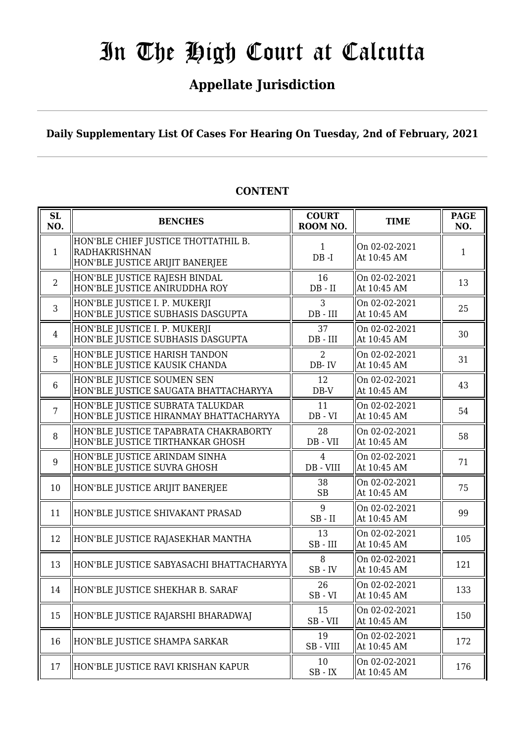# In The High Court at Calcutta

## Appellate Jurisdiction

**Daily Supplementary List Of Cases For Hearing On Tuesday, 2nd of February, 2021**

**CONTENT**

| SL NO. | BENCHES | COURT ROOM NO. | TIME | PAGE NO. |
|---|---|---|---|---|
| 1 | HON'BLE CHIEF JUSTICE THOTTATHIL B. RADHAKRISHNAN<br>HON'BLE JUSTICE ARIJIT BANERJEE | 1<br>DB -I | On 02-02-2021<br>At 10:45 AM | 1 |
| 2 | HON'BLE JUSTICE RAJESH BINDAL<br>HON'BLE JUSTICE ANIRUDDHA ROY | 16<br>DB - II | On 02-02-2021<br>At 10:45 AM | 13 |
| 3 | HON'BLE JUSTICE I. P. MUKERJI<br>HON'BLE JUSTICE SUBHASIS DASGUPTA | 3<br>DB - III | On 02-02-2021<br>At 10:45 AM | 25 |
| 4 | HON'BLE JUSTICE I. P. MUKERJI<br>HON'BLE JUSTICE SUBHASIS DASGUPTA | 37<br>DB - III | On 02-02-2021<br>At 10:45 AM | 30 |
| 5 | HON'BLE JUSTICE HARISH TANDON<br>HON'BLE JUSTICE KAUSIK CHANDA | 2<br>DB- IV | On 02-02-2021<br>At 10:45 AM | 31 |
| 6 | HON'BLE JUSTICE SOUMEN SEN<br>HON'BLE JUSTICE SAUGATA BHATTACHARYYA | 12<br>DB-V | On 02-02-2021<br>At 10:45 AM | 43 |
| 7 | HON'BLE JUSTICE SUBRATA TALUKDAR<br>HON'BLE JUSTICE HIRANMAY BHATTACHARYYA | 11<br>DB - VI | On 02-02-2021<br>At 10:45 AM | 54 |
| 8 | HON'BLE JUSTICE TAPABRATA CHAKRABORTY<br>HON'BLE JUSTICE TIRTHANKAR GHOSH | 28<br>DB - VII | On 02-02-2021<br>At 10:45 AM | 58 |
| 9 | HON'BLE JUSTICE ARINDAM SINHA<br>HON'BLE JUSTICE SUVRA GHOSH | 4<br>DB - VIII | On 02-02-2021<br>At 10:45 AM | 71 |
| 10 | HON'BLE JUSTICE ARIJIT BANERJEE | 38<br>SB | On 02-02-2021<br>At 10:45 AM | 75 |
| 11 | HON'BLE JUSTICE SHIVAKANT PRASAD | 9<br>SB - II | On 02-02-2021<br>At 10:45 AM | 99 |
| 12 | HON'BLE JUSTICE RAJASEKHAR MANTHA | 13<br>SB - III | On 02-02-2021<br>At 10:45 AM | 105 |
| 13 | HON'BLE JUSTICE SABYASACHI BHATTACHARYYA | 8<br>SB - IV | On 02-02-2021<br>At 10:45 AM | 121 |
| 14 | HON'BLE JUSTICE SHEKHAR B. SARAF | 26<br>SB - VI | On 02-02-2021<br>At 10:45 AM | 133 |
| 15 | HON'BLE JUSTICE RAJARSHI BHARADWAJ | 15<br>SB - VII | On 02-02-2021<br>At 10:45 AM | 150 |
| 16 | HON'BLE JUSTICE SHAMPA SARKAR | 19<br>SB - VIII | On 02-02-2021<br>At 10:45 AM | 172 |
| 17 | HON'BLE JUSTICE RAVI KRISHAN KAPUR | 10<br>SB - IX | On 02-02-2021<br>At 10:45 AM | 176 |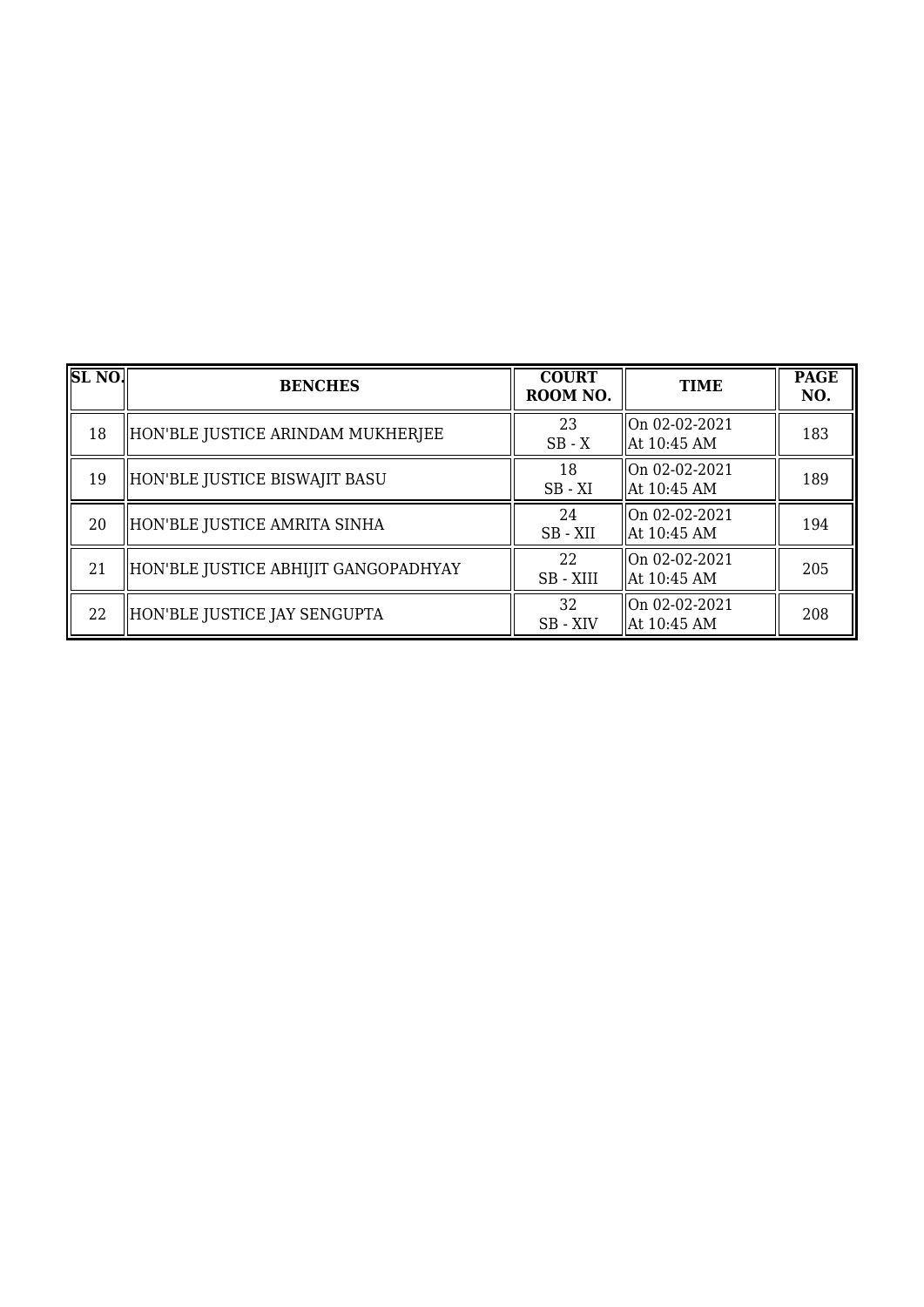| SL NO. | BENCHES | COURT ROOM NO. | TIME | PAGE NO. |
| --- | --- | --- | --- | --- |
| 18 | HON'BLE JUSTICE ARINDAM MUKHERJEE | 23<br>SB - X | On 02-02-2021<br>At 10:45 AM | 183 |
| 19 | HON'BLE JUSTICE BISWAJIT BASU | 18<br>SB - XI | On 02-02-2021<br>At 10:45 AM | 189 |
| 20 | HON'BLE JUSTICE AMRITA SINHA | 24<br>SB - XII | On 02-02-2021<br>At 10:45 AM | 194 |
| 21 | HON'BLE JUSTICE ABHIJIT GANGOPADHYAY | 22<br>SB - XIII | On 02-02-2021<br>At 10:45 AM | 205 |
| 22 | HON'BLE JUSTICE JAY SENGUPTA | 32<br>SB - XIV | On 02-02-2021<br>At 10:45 AM | 208 |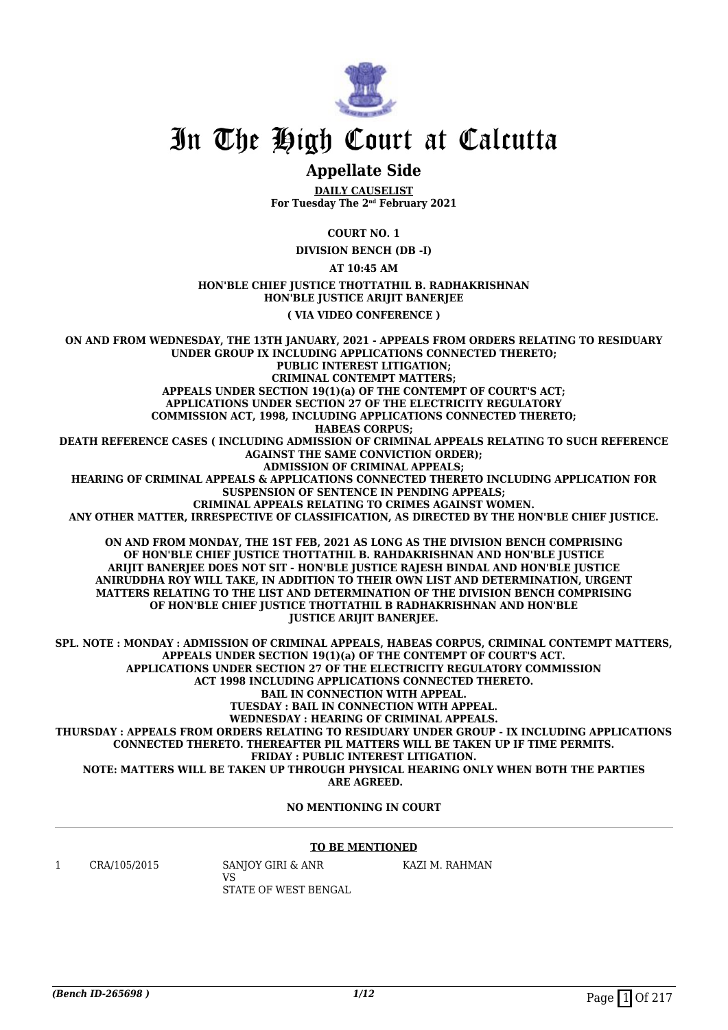# In The High Court at Calcutta

## Appellate Side

**DAILY CAUSELIST**
**For Tuesday The 2nd February 2021**

**COURT NO. 1**

**DIVISION BENCH (DB -I)**

**AT 10:45 AM**

**HON'BLE CHIEF JUSTICE THOTTATHIL B. RADHAKRISHNAN**
**HON'BLE JUSTICE ARIJIT BANERJEE**

**( VIA VIDEO CONFERENCE )**

**ON AND FROM WEDNESDAY, THE 13TH JANUARY, 2021 - APPEALS FROM ORDERS RELATING TO RESIDUARY UNDER GROUP IX INCLUDING APPLICATIONS CONNECTED THERETO;
PUBLIC INTEREST LITIGATION;
CRIMINAL CONTEMPT MATTERS;
APPEALS UNDER SECTION 19(1)(a) OF THE CONTEMPT OF COURT'S ACT;
APPLICATIONS UNDER SECTION 27 OF THE ELECTRICITY REGULATORY COMMISSION ACT, 1998, INCLUDING APPLICATIONS CONNECTED THERETO;
HABEAS CORPUS;
DEATH REFERENCE CASES ( INCLUDING ADMISSION OF CRIMINAL APPEALS RELATING TO SUCH REFERENCE AGAINST THE SAME CONVICTION ORDER);
ADMISSION OF CRIMINAL APPEALS;
HEARING OF CRIMINAL APPEALS & APPLICATIONS CONNECTED THERETO INCLUDING APPLICATION FOR SUSPENSION OF SENTENCE IN PENDING APPEALS;
CRIMINAL APPEALS RELATING TO CRIMES AGAINST WOMEN.
ANY OTHER MATTER, IRRESPECTIVE OF CLASSIFICATION, AS DIRECTED BY THE HON'BLE CHIEF JUSTICE.**

**ON AND FROM MONDAY, THE 1ST FEB, 2021 AS LONG AS THE DIVISION BENCH COMPRISING OF HON'BLE CHIEF JUSTICE THOTTATHIL B. RAHDAKRISHNAN AND HON'BLE JUSTICE ARIJIT BANERJEE DOES NOT SIT - HON'BLE JUSTICE RAJESH BINDAL AND HON'BLE JUSTICE ANIRUDDHA ROY WILL TAKE, IN ADDITION TO THEIR OWN LIST AND DETERMINATION, URGENT MATTERS RELATING TO THE LIST AND DETERMINATION OF THE DIVISION BENCH COMPRISING OF HON'BLE CHIEF JUSTICE THOTTATHIL B RADHAKRISHNAN AND HON'BLE JUSTICE ARIJIT BANERJEE.**

**SPL. NOTE : MONDAY : ADMISSION OF CRIMINAL APPEALS, HABEAS CORPUS, CRIMINAL CONTEMPT MATTERS, APPEALS UNDER SECTION 19(1)(a) OF THE CONTEMPT OF COURT'S ACT.
APPLICATIONS UNDER SECTION 27 OF THE ELECTRICITY REGULATORY COMMISSION ACT 1998 INCLUDING APPLICATIONS CONNECTED THERETO.
BAIL IN CONNECTION WITH APPEAL.
TUESDAY : BAIL IN CONNECTION WITH APPEAL.
WEDNESDAY : HEARING OF CRIMINAL APPEALS.
THURSDAY : APPEALS FROM ORDERS RELATING TO RESIDUARY UNDER GROUP - IX INCLUDING APPLICATIONS CONNECTED THERETO. THEREAFTER PIL MATTERS WILL BE TAKEN UP IF TIME PERMITS.
FRIDAY : PUBLIC INTEREST LITIGATION.
NOTE: MATTERS WILL BE TAKEN UP THROUGH PHYSICAL HEARING ONLY WHEN BOTH THE PARTIES ARE AGREED.**

**NO MENTIONING IN COURT**

**TO BE MENTIONED**

| | | | |
|---|---|---|---|
| 1 | CRA/105/2015 | SANJOY GIRI & ANR<br>VS<br>STATE OF WEST BENGAL | KAZI M. RAHMAN |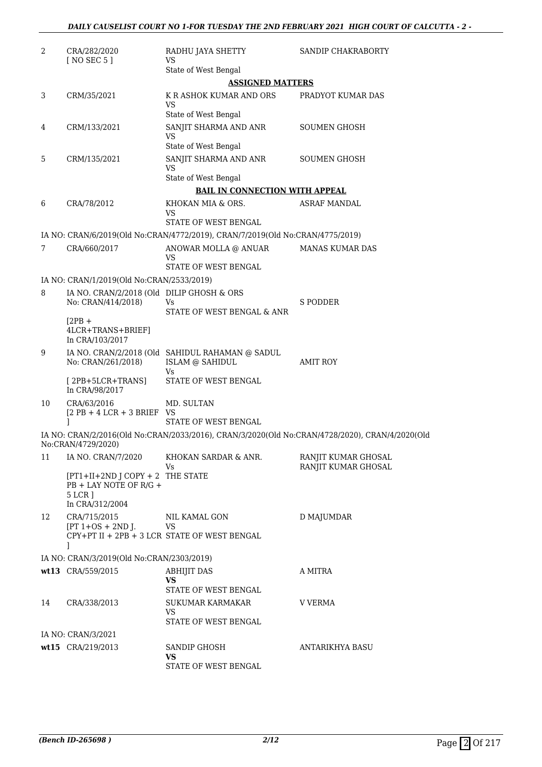| | | | |
|---|---|---|---|
| 2 | CRA/282/2020 [ NO SEC 5 ] | RADHU JAYA SHETTY VS State of West Bengal | SANDIP CHAKRABORTY |

**ASSIGNED MATTERS**

| | | | |
|---|---|---|---|
| 3 | CRM/35/2021 | K R ASHOK KUMAR AND ORS VS State of West Bengal | PRADYOT KUMAR DAS |
| 4 | CRM/133/2021 | SANJIT SHARMA AND ANR VS State of West Bengal | SOUMEN GHOSH |
| 5 | CRM/135/2021 | SANJIT SHARMA AND ANR VS State of West Bengal | SOUMEN GHOSH |

**BAIL IN CONNECTION WITH APPEAL**

| | | | |
|---|---|---|---|
| 6 | CRA/78/2012 | KHOKAN MIA & ORS. VS STATE OF WEST BENGAL | ASRAF MANDAL |

IA NO: CRAN/6/2019(Old No:CRAN/4772/2019), CRAN/7/2019(Old No:CRAN/4775/2019)

| | | | |
|---|---|---|---|
| 7 | CRA/660/2017 | ANOWAR MOLLA @ ANUAR VS STATE OF WEST BENGAL | MANAS KUMAR DAS |

IA NO: CRAN/1/2019(Old No:CRAN/2533/2019)

| | | | |
|---|---|---|---|
| 8 | IA NO. CRAN/2/2018 (Old No: CRAN/414/2018) [2PB + 4LCR+TRANS+BRIEF] In CRA/103/2017 | DILIP GHOSH & ORS Vs STATE OF WEST BENGAL & ANR | S PODDER |
| 9 | IA NO. CRAN/2/2018 (Old No: CRAN/261/2018) [ 2PB+5LCR+TRANS] In CRA/98/2017 | SAHIDUL RAHAMAN @ SADUL ISLAM @ SAHIDUL Vs STATE OF WEST BENGAL | AMIT ROY |
| 10 | CRA/63/2016 [2 PB + 4 LCR + 3 BRIEF ] | MD. SULTAN VS STATE OF WEST BENGAL | |

IA NO: CRAN/2/2016(Old No:CRAN/2033/2016), CRAN/3/2020(Old No:CRAN/4728/2020), CRAN/4/2020(Old No:CRAN/4729/2020)

| | | | |
|---|---|---|---|
| 11 | IA NO. CRAN/7/2020 [PT1+II+2ND J COPY + 2 PB + LAY NOTE OF R/G + 5 LCR ] In CRA/312/2004 | KHOKAN SARDAR & ANR. Vs THE STATE | RANJIT KUMAR GHOSAL RANJIT KUMAR GHOSAL |
| 12 | CRA/715/2015 [PT 1+OS + 2ND J. CPY+PT II + 2PB + 3 LCR ] | NIL KAMAL GON VS STATE OF WEST BENGAL | D MAJUMDAR |

IA NO: CRAN/3/2019(Old No:CRAN/2303/2019)

| | | | |
|---|---|---|---|
| wt13 | CRA/559/2015 | ABHIJIT DAS **VS** STATE OF WEST BENGAL | A MITRA |
| 14 | CRA/338/2013 | SUKUMAR KARMAKAR VS STATE OF WEST BENGAL | V VERMA |

IA NO: CRAN/3/2021

| | | | |
|---|---|---|---|
| wt15 | CRA/219/2013 | SANDIP GHOSH **VS** STATE OF WEST BENGAL | ANTARIKHYA BASU |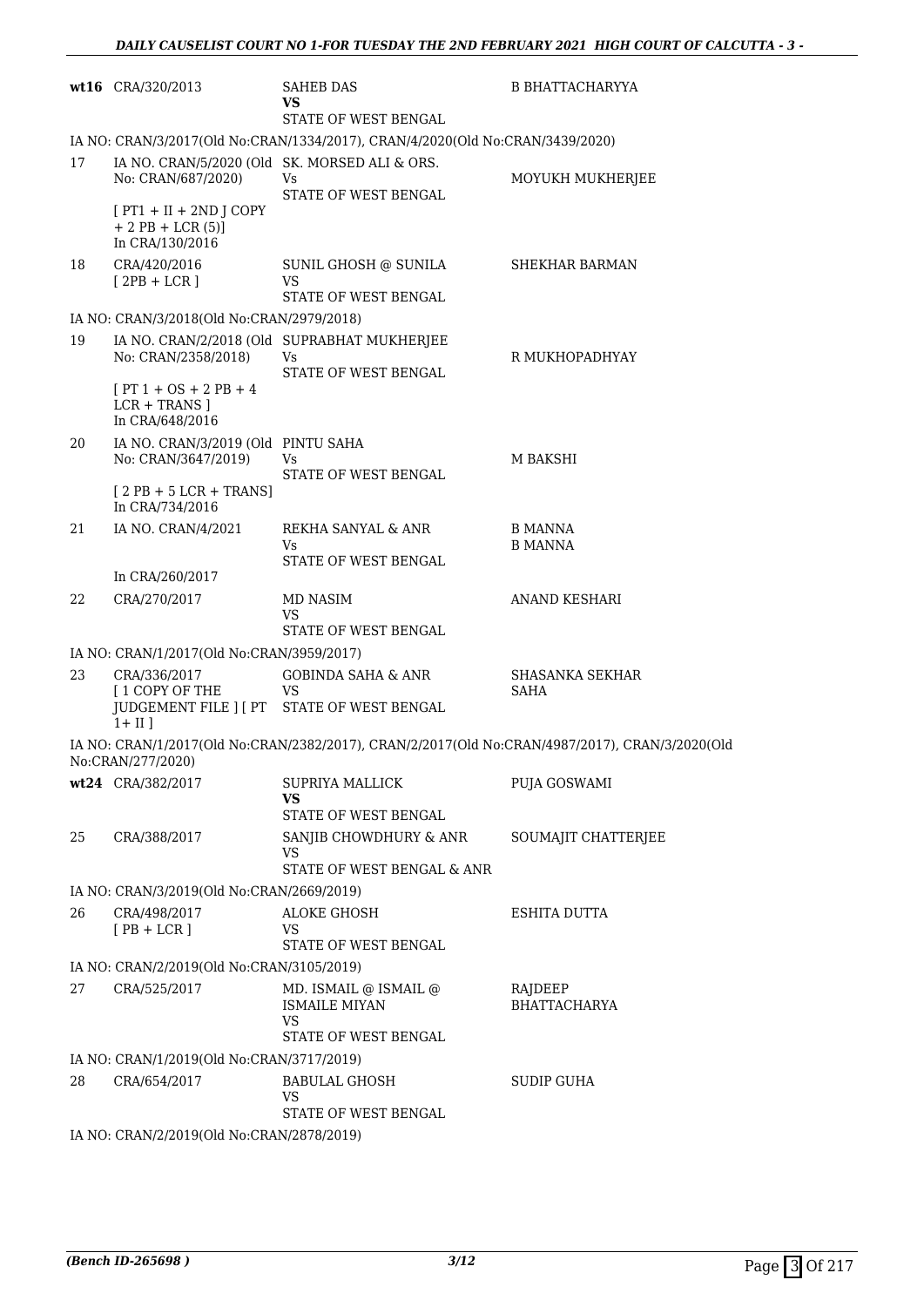| | | | |
|---|---|---|---|
| **wt16** | CRA/320/2013 | SAHEB DAS<br>**VS**<br>STATE OF WEST BENGAL | B BHATTACHARYYA |
| | IA NO: CRAN/3/2017(Old No:CRAN/1334/2017), CRAN/4/2020(Old No:CRAN/3439/2020) | | |
| 17 | IA NO. CRAN/5/2020 (Old No: CRAN/687/2020)<br>[ PT1 + II + 2ND J COPY + 2 PB + LCR (5)]<br>In CRA/130/2016 | SK. MORSED ALI & ORS.<br>Vs<br>STATE OF WEST BENGAL | MOYUKH MUKHERJEE |
| 18 | CRA/420/2016<br>[ 2PB + LCR ] | SUNIL GHOSH @ SUNILA<br>VS<br>STATE OF WEST BENGAL | SHEKHAR BARMAN |
| | IA NO: CRAN/3/2018(Old No:CRAN/2979/2018) | | |
| 19 | IA NO. CRAN/2/2018 (Old No: CRAN/2358/2018)<br>[ PT 1 + OS + 2 PB + 4 LCR + TRANS ]<br>In CRA/648/2016 | SUPRABHAT MUKHERJEE<br>Vs<br>STATE OF WEST BENGAL | R MUKHOPADHYAY |
| 20 | IA NO. CRAN/3/2019 (Old No: CRAN/3647/2019)<br>[ 2 PB + 5 LCR + TRANS]<br>In CRA/734/2016 | PINTU SAHA<br>Vs<br>STATE OF WEST BENGAL | M BAKSHI |
| 21 | IA NO. CRAN/4/2021<br>In CRA/260/2017 | REKHA SANYAL & ANR<br>Vs<br>STATE OF WEST BENGAL | B MANNA<br>B MANNA |
| 22 | CRA/270/2017 | MD NASIM<br>VS<br>STATE OF WEST BENGAL | ANAND KESHARI |
| | IA NO: CRAN/1/2017(Old No:CRAN/3959/2017) | | |
| 23 | CRA/336/2017<br>[ 1 COPY OF THE JUDGEMENT FILE ] [ PT 1+ II ] | GOBINDA SAHA & ANR<br>VS<br>STATE OF WEST BENGAL | SHASANKA SEKHAR SAHA |
| | IA NO: CRAN/1/2017(Old No:CRAN/2382/2017), CRAN/2/2017(Old No:CRAN/4987/2017), CRAN/3/2020(Old No:CRAN/277/2020) | | |
| **wt24** | CRA/382/2017 | SUPRIYA MALLICK<br>**VS**<br>STATE OF WEST BENGAL | PUJA GOSWAMI |
| 25 | CRA/388/2017 | SANJIB CHOWDHURY & ANR<br>VS<br>STATE OF WEST BENGAL & ANR | SOUMAJIT CHATTERJEE |
| | IA NO: CRAN/3/2019(Old No:CRAN/2669/2019) | | |
| 26 | CRA/498/2017<br>[ PB + LCR ] | ALOKE GHOSH<br>VS<br>STATE OF WEST BENGAL | ESHITA DUTTA |
| | IA NO: CRAN/2/2019(Old No:CRAN/3105/2019) | | |
| 27 | CRA/525/2017 | MD. ISMAIL @ ISMAIL @ ISMAILE MIYAN<br>VS<br>STATE OF WEST BENGAL | RAJDEEP BHATTACHARYA |
| | IA NO: CRAN/1/2019(Old No:CRAN/3717/2019) | | |
| 28 | CRA/654/2017 | BABULAL GHOSH<br>VS<br>STATE OF WEST BENGAL | SUDIP GUHA |
| | IA NO: CRAN/2/2019(Old No:CRAN/2878/2019) | | |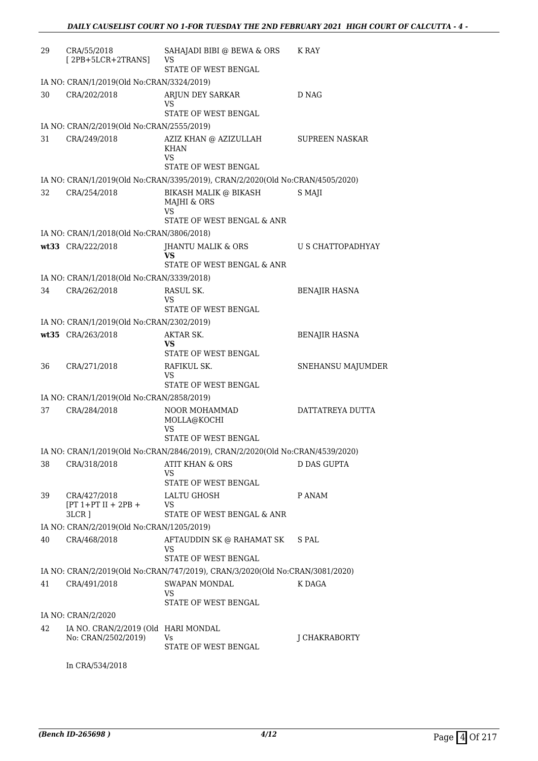| | | | |
|---|---|---|---|
| 29 | CRA/55/2018 [ 2PB+5LCR+2TRANS] | SAHAJADI BIBI @ BEWA & ORS VS STATE OF WEST BENGAL | K RAY |
| | IA NO: CRAN/1/2019(Old No:CRAN/3324/2019) | | |
| 30 | CRA/202/2018 | ARJUN DEY SARKAR VS STATE OF WEST BENGAL | D NAG |
| | IA NO: CRAN/2/2019(Old No:CRAN/2555/2019) | | |
| 31 | CRA/249/2018 | AZIZ KHAN @ AZIZULLAH KHAN VS STATE OF WEST BENGAL | SUPREEN NASKAR |
| | IA NO: CRAN/1/2019(Old No:CRAN/3395/2019), CRAN/2/2020(Old No:CRAN/4505/2020) | | |
| 32 | CRA/254/2018 | BIKASH MALIK @ BIKASH MAJHI & ORS VS STATE OF WEST BENGAL & ANR | S MAJI |
| | IA NO: CRAN/1/2018(Old No:CRAN/3806/2018) | | |
| wt33 | CRA/222/2018 | JHANTU MALIK & ORS **VS** STATE OF WEST BENGAL & ANR | U S CHATTOPADHYAY |
| | IA NO: CRAN/1/2018(Old No:CRAN/3339/2018) | | |
| 34 | CRA/262/2018 | RASUL SK. VS STATE OF WEST BENGAL | BENAJIR HASNA |
| | IA NO: CRAN/1/2019(Old No:CRAN/2302/2019) | | |
| wt35 | CRA/263/2018 | AKTAR SK. **VS** STATE OF WEST BENGAL | BENAJIR HASNA |
| 36 | CRA/271/2018 | RAFIKUL SK. VS STATE OF WEST BENGAL | SNEHANSU MAJUMDER |
| | IA NO: CRAN/1/2019(Old No:CRAN/2858/2019) | | |
| 37 | CRA/284/2018 | NOOR MOHAMMAD MOLLA@KOCHI VS STATE OF WEST BENGAL | DATTATREYA DUTTA |
| | IA NO: CRAN/1/2019(Old No:CRAN/2846/2019), CRAN/2/2020(Old No:CRAN/4539/2020) | | |
| 38 | CRA/318/2018 | ATIT KHAN & ORS VS STATE OF WEST BENGAL | D DAS GUPTA |
| 39 | CRA/427/2018 [PT 1+PT II + 2PB + 3LCR ] | LALTU GHOSH VS STATE OF WEST BENGAL & ANR | P ANAM |
| | IA NO: CRAN/2/2019(Old No:CRAN/1205/2019) | | |
| 40 | CRA/468/2018 | AFTAUDDIN SK @ RAHAMAT SK VS STATE OF WEST BENGAL | S PAL |
| | IA NO: CRAN/2/2019(Old No:CRAN/747/2019), CRAN/3/2020(Old No:CRAN/3081/2020) | | |
| 41 | CRA/491/2018 | SWAPAN MONDAL VS STATE OF WEST BENGAL | K DAGA |
| | IA NO: CRAN/2/2020 | | |
| 42 | IA NO. CRAN/2/2019 (Old No: CRAN/2502/2019) In CRA/534/2018 | HARI MONDAL Vs STATE OF WEST BENGAL | J CHAKRABORTY |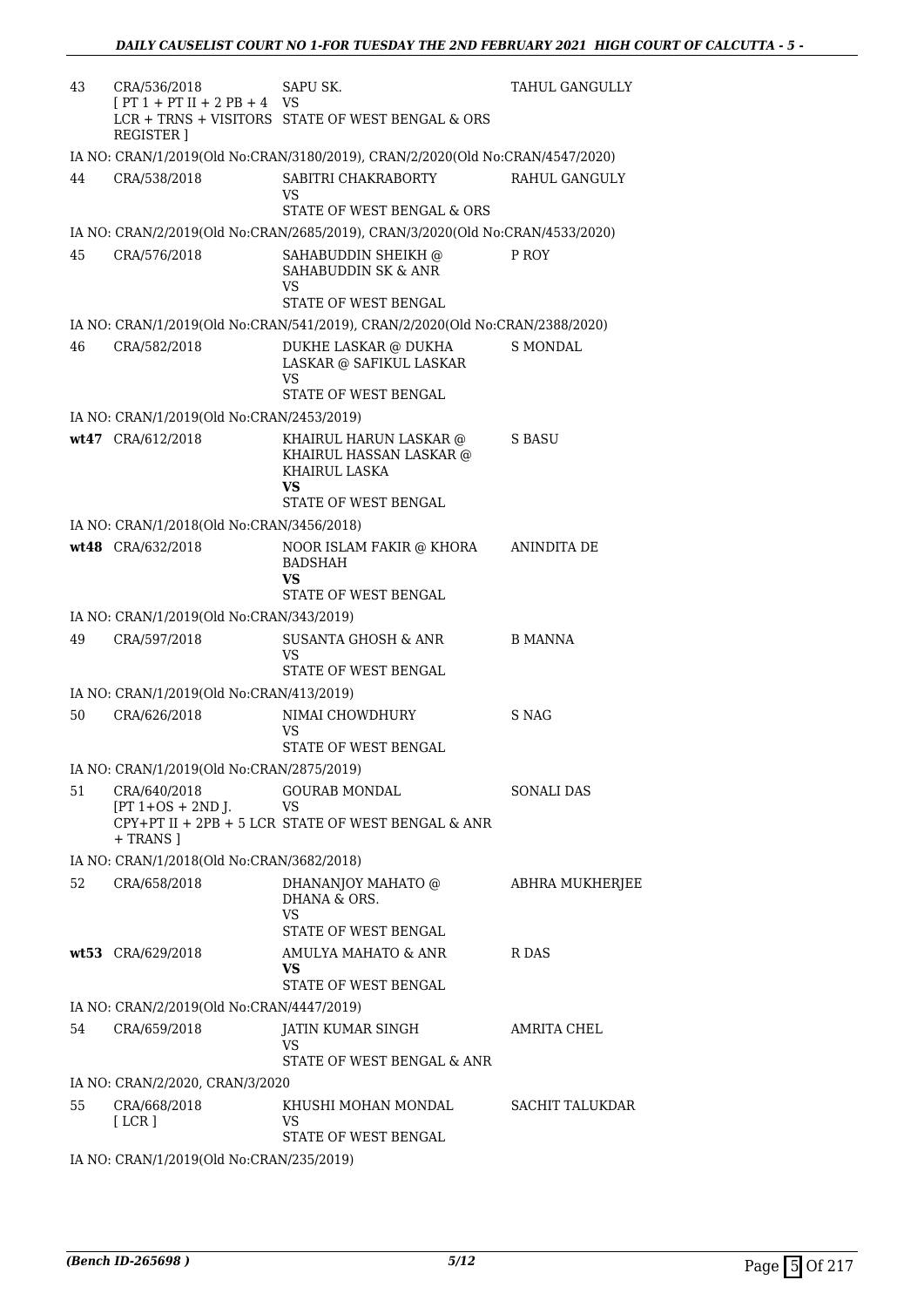| | | | |
|---|---|---|---|
| 43 | CRA/536/2018 [ PT 1 + PT II + 2 PB + 4 LCR + TRNS + VISITORS REGISTER ] | SAPU SK. VS STATE OF WEST BENGAL & ORS | TAHUL GANGULLY |
| | IA NO: CRAN/1/2019(Old No:CRAN/3180/2019), CRAN/2/2020(Old No:CRAN/4547/2020) | | |
| 44 | CRA/538/2018 | SABITRI CHAKRABORTY VS STATE OF WEST BENGAL & ORS | RAHUL GANGULY |
| | IA NO: CRAN/2/2019(Old No:CRAN/2685/2019), CRAN/3/2020(Old No:CRAN/4533/2020) | | |
| 45 | CRA/576/2018 | SAHABUDDIN SHEIKH @ SAHABUDDIN SK & ANR VS STATE OF WEST BENGAL | P ROY |
| | IA NO: CRAN/1/2019(Old No:CRAN/541/2019), CRAN/2/2020(Old No:CRAN/2388/2020) | | |
| 46 | CRA/582/2018 | DUKHE LASKAR @ DUKHA LASKAR @ SAFIKUL LASKAR VS STATE OF WEST BENGAL | S MONDAL |
| | IA NO: CRAN/1/2019(Old No:CRAN/2453/2019) | | |
| **wt47** | CRA/612/2018 | KHAIRUL HARUN LASKAR @ KHAIRUL HASSAN LASKAR @ KHAIRUL LASKA **VS** STATE OF WEST BENGAL | S BASU |
| | IA NO: CRAN/1/2018(Old No:CRAN/3456/2018) | | |
| **wt48** | CRA/632/2018 | NOOR ISLAM FAKIR @ KHORA BADSHAH **VS** STATE OF WEST BENGAL | ANINDITA DE |
| | IA NO: CRAN/1/2019(Old No:CRAN/343/2019) | | |
| 49 | CRA/597/2018 | SUSANTA GHOSH & ANR VS STATE OF WEST BENGAL | B MANNA |
| | IA NO: CRAN/1/2019(Old No:CRAN/413/2019) | | |
| 50 | CRA/626/2018 | NIMAI CHOWDHURY VS STATE OF WEST BENGAL | S NAG |
| | IA NO: CRAN/1/2019(Old No:CRAN/2875/2019) | | |
| 51 | CRA/640/2018 [PT 1+OS + 2ND J. CPY+PT II + 2PB + 5 LCR + TRANS ] | GOURAB MONDAL VS STATE OF WEST BENGAL & ANR | SONALI DAS |
| | IA NO: CRAN/1/2018(Old No:CRAN/3682/2018) | | |
| 52 | CRA/658/2018 | DHANANJOY MAHATO @ DHANA & ORS. VS STATE OF WEST BENGAL | ABHRA MUKHERJEE |
| **wt53** | CRA/629/2018 | AMULYA MAHATO & ANR **VS** STATE OF WEST BENGAL | R DAS |
| | IA NO: CRAN/2/2019(Old No:CRAN/4447/2019) | | |
| 54 | CRA/659/2018 | JATIN KUMAR SINGH VS STATE OF WEST BENGAL & ANR | AMRITA CHEL |
| | IA NO: CRAN/2/2020, CRAN/3/2020 | | |
| 55 | CRA/668/2018 [ LCR ] | KHUSHI MOHAN MONDAL VS STATE OF WEST BENGAL | SACHIT TALUKDAR |
| | IA NO: CRAN/1/2019(Old No:CRAN/235/2019) | | |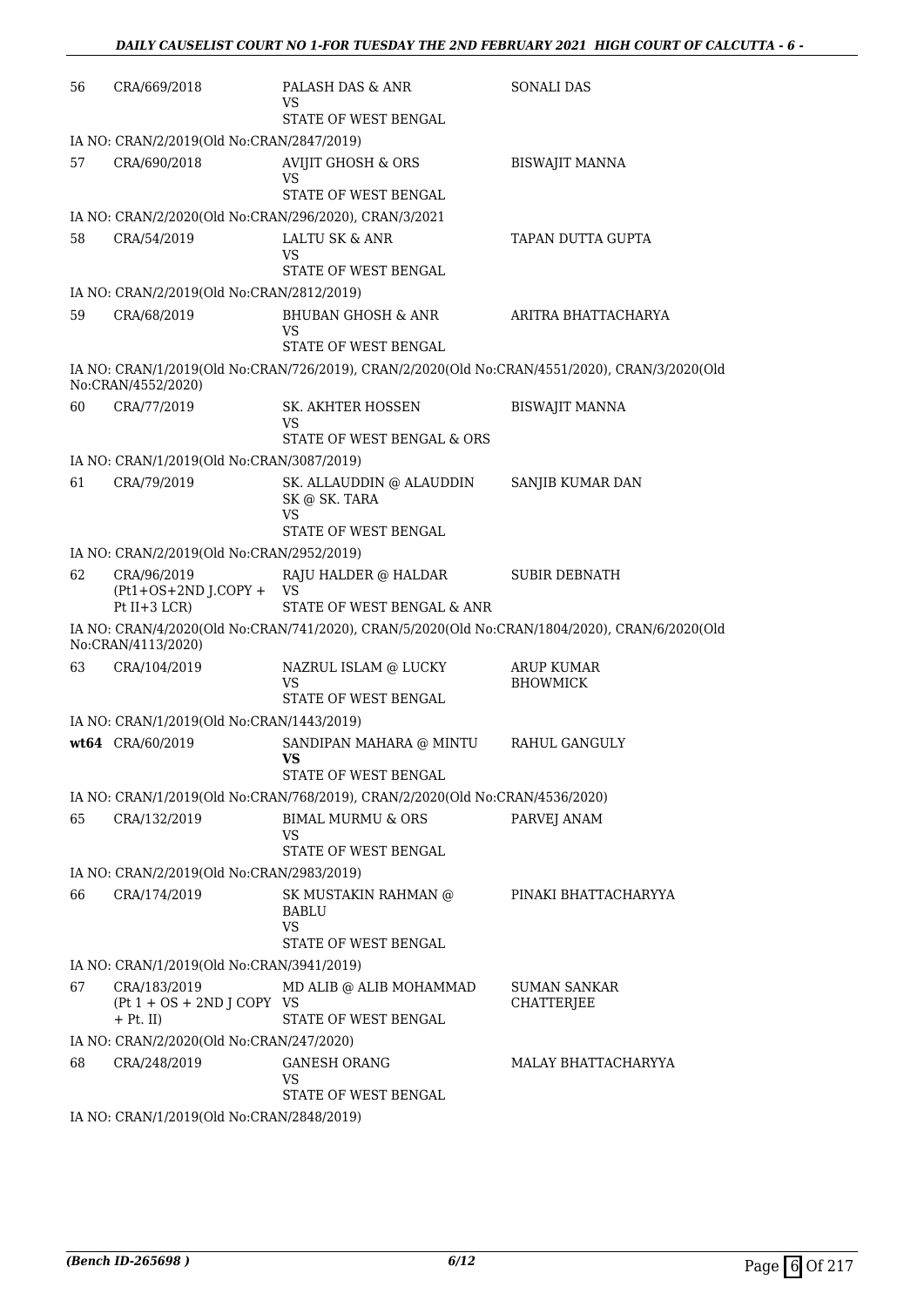| | | | |
|---|---|---|---|
| 56 | CRA/669/2018 | PALASH DAS & ANR<br>VS<br>STATE OF WEST BENGAL | SONALI DAS |
| | IA NO: CRAN/2/2019(Old No:CRAN/2847/2019) | | |
| 57 | CRA/690/2018 | AVIJIT GHOSH & ORS<br>VS<br>STATE OF WEST BENGAL | BISWAJIT MANNA |
| | IA NO: CRAN/2/2020(Old No:CRAN/296/2020), CRAN/3/2021 | | |
| 58 | CRA/54/2019 | LALTU SK & ANR<br>VS<br>STATE OF WEST BENGAL | TAPAN DUTTA GUPTA |
| | IA NO: CRAN/2/2019(Old No:CRAN/2812/2019) | | |
| 59 | CRA/68/2019 | BHUBAN GHOSH & ANR<br>VS<br>STATE OF WEST BENGAL | ARITRA BHATTACHARYA |
| | IA NO: CRAN/1/2019(Old No:CRAN/726/2019), CRAN/2/2020(Old No:CRAN/4551/2020), CRAN/3/2020(Old No:CRAN/4552/2020) | | |
| 60 | CRA/77/2019 | SK. AKHTER HOSSEN<br>VS<br>STATE OF WEST BENGAL & ORS | BISWAJIT MANNA |
| | IA NO: CRAN/1/2019(Old No:CRAN/3087/2019) | | |
| 61 | CRA/79/2019 | SK. ALLAUDDIN @ ALAUDDIN SK @ SK. TARA<br>VS<br>STATE OF WEST BENGAL | SANJIB KUMAR DAN |
| | IA NO: CRAN/2/2019(Old No:CRAN/2952/2019) | | |
| 62 | CRA/96/2019<br>(Pt1+OS+2ND J.COPY + Pt II+3 LCR) | RAJU HALDER @ HALDAR<br>VS<br>STATE OF WEST BENGAL & ANR | SUBIR DEBNATH |
| | IA NO: CRAN/4/2020(Old No:CRAN/741/2020), CRAN/5/2020(Old No:CRAN/1804/2020), CRAN/6/2020(Old No:CRAN/4113/2020) | | |
| 63 | CRA/104/2019 | NAZRUL ISLAM @ LUCKY<br>VS<br>STATE OF WEST BENGAL | ARUP KUMAR BHOWMICK |
| | IA NO: CRAN/1/2019(Old No:CRAN/1443/2019) | | |
| **wt64** | CRA/60/2019 | SANDIPAN MAHARA @ MINTU<br>**VS**<br>STATE OF WEST BENGAL | RAHUL GANGULY |
| | IA NO: CRAN/1/2019(Old No:CRAN/768/2019), CRAN/2/2020(Old No:CRAN/4536/2020) | | |
| 65 | CRA/132/2019 | BIMAL MURMU & ORS<br>VS<br>STATE OF WEST BENGAL | PARVEJ ANAM |
| | IA NO: CRAN/2/2019(Old No:CRAN/2983/2019) | | |
| 66 | CRA/174/2019 | SK MUSTAKIN RAHMAN @ BABLU<br>VS<br>STATE OF WEST BENGAL | PINAKI BHATTACHARYYA |
| | IA NO: CRAN/1/2019(Old No:CRAN/3941/2019) | | |
| 67 | CRA/183/2019<br>(Pt 1 + OS + 2ND J COPY + Pt. II) | MD ALIB @ ALIB MOHAMMAD<br>VS<br>STATE OF WEST BENGAL | SUMAN SANKAR CHATTERJEE |
| | IA NO: CRAN/2/2020(Old No:CRAN/247/2020) | | |
| 68 | CRA/248/2019 | GANESH ORANG<br>VS<br>STATE OF WEST BENGAL | MALAY BHATTACHARYYA |
| | IA NO: CRAN/1/2019(Old No:CRAN/2848/2019) | | |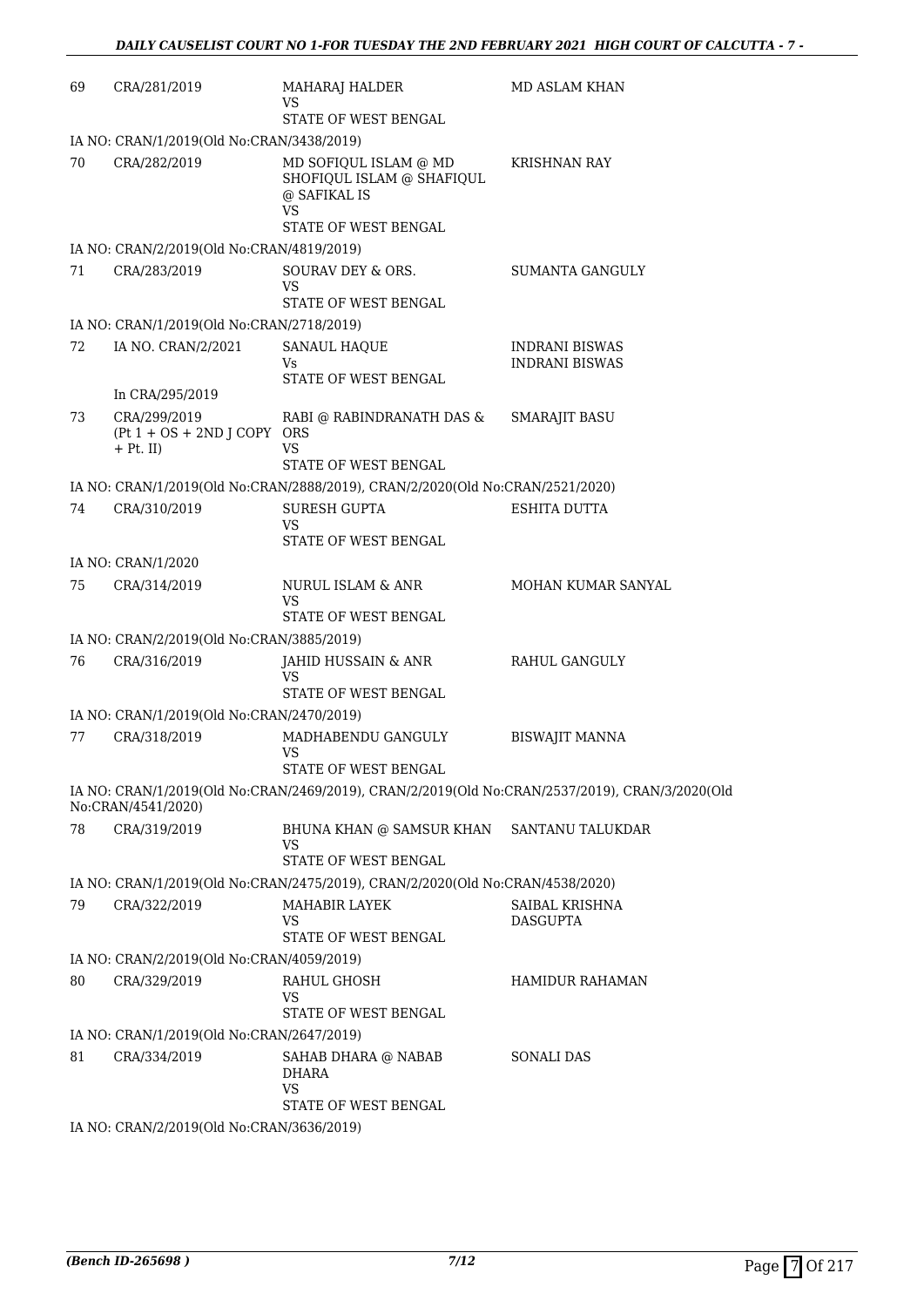| | | | |
|---|---|---|---|
| 69 | CRA/281/2019 | MAHARAJ HALDER<br>VS<br>STATE OF WEST BENGAL | MD ASLAM KHAN |
| IA NO: CRAN/1/2019(Old No:CRAN/3438/2019) | | | |
| 70 | CRA/282/2019 | MD SOFIQUL ISLAM @ MD SHOFIQUL ISLAM @ SHAFIQUL @ SAFIKAL IS<br>VS<br>STATE OF WEST BENGAL | KRISHNAN RAY |
| IA NO: CRAN/2/2019(Old No:CRAN/4819/2019) | | | |
| 71 | CRA/283/2019 | SOURAV DEY & ORS.<br>VS<br>STATE OF WEST BENGAL | SUMANTA GANGULY |
| IA NO: CRAN/1/2019(Old No:CRAN/2718/2019) | | | |
| 72 | IA NO. CRAN/2/2021<br><br>In CRA/295/2019 | SANAUL HAQUE<br>Vs<br>STATE OF WEST BENGAL | INDRANI BISWAS<br>INDRANI BISWAS |
| 73 | CRA/299/2019<br>(Pt 1 + OS + 2ND J COPY + Pt. II) | RABI @ RABINDRANATH DAS & ORS<br>VS<br>STATE OF WEST BENGAL | SMARAJIT BASU |
| IA NO: CRAN/1/2019(Old No:CRAN/2888/2019), CRAN/2/2020(Old No:CRAN/2521/2020) | | | |
| 74 | CRA/310/2019 | SURESH GUPTA<br>VS<br>STATE OF WEST BENGAL | ESHITA DUTTA |
| IA NO: CRAN/1/2020 | | | |
| 75 | CRA/314/2019 | NURUL ISLAM & ANR<br>VS<br>STATE OF WEST BENGAL | MOHAN KUMAR SANYAL |
| IA NO: CRAN/2/2019(Old No:CRAN/3885/2019) | | | |
| 76 | CRA/316/2019 | JAHID HUSSAIN & ANR<br>VS<br>STATE OF WEST BENGAL | RAHUL GANGULY |
| IA NO: CRAN/1/2019(Old No:CRAN/2470/2019) | | | |
| 77 | CRA/318/2019 | MADHABENDU GANGULY<br>VS<br>STATE OF WEST BENGAL | BISWAJIT MANNA |
| IA NO: CRAN/1/2019(Old No:CRAN/2469/2019), CRAN/2/2019(Old No:CRAN/2537/2019), CRAN/3/2020(Old No:CRAN/4541/2020) | | | |
| 78 | CRA/319/2019 | BHUNA KHAN @ SAMSUR KHAN<br>VS<br>STATE OF WEST BENGAL | SANTANU TALUKDAR |
| IA NO: CRAN/1/2019(Old No:CRAN/2475/2019), CRAN/2/2020(Old No:CRAN/4538/2020) | | | |
| 79 | CRA/322/2019 | MAHABIR LAYEK<br>VS<br>STATE OF WEST BENGAL | SAIBAL KRISHNA DASGUPTA |
| IA NO: CRAN/2/2019(Old No:CRAN/4059/2019) | | | |
| 80 | CRA/329/2019 | RAHUL GHOSH<br>VS<br>STATE OF WEST BENGAL | HAMIDUR RAHAMAN |
| IA NO: CRAN/1/2019(Old No:CRAN/2647/2019) | | | |
| 81 | CRA/334/2019 | SAHAB DHARA @ NABAB DHARA<br>VS<br>STATE OF WEST BENGAL | SONALI DAS |
| IA NO: CRAN/2/2019(Old No:CRAN/3636/2019) | | | |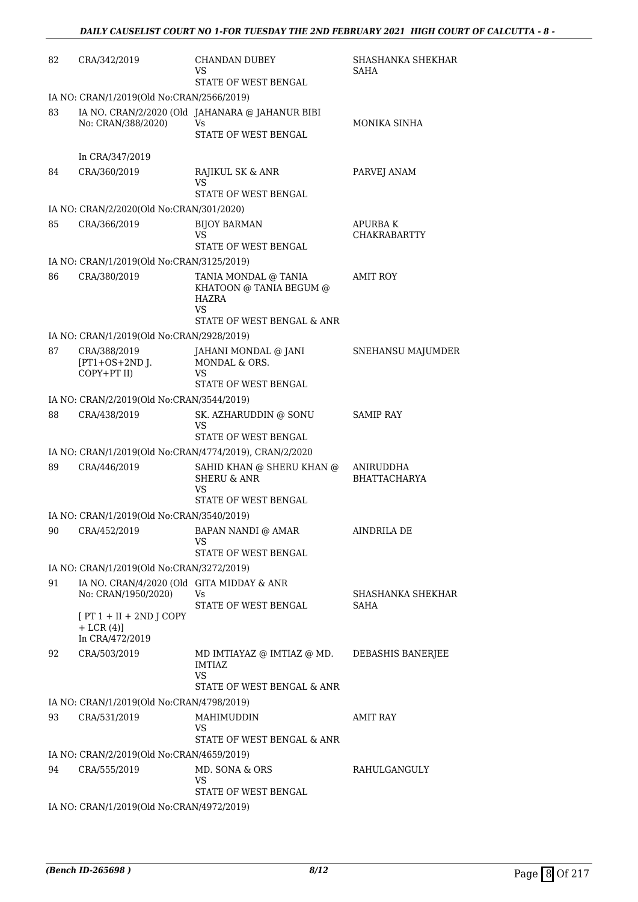| | | | |
|---|---|---|---|
| 82 | CRA/342/2019 | CHANDAN DUBEY<br>VS<br>STATE OF WEST BENGAL | SHASHANKA SHEKHAR SAHA |
| | IA NO: CRAN/1/2019(Old No:CRAN/2566/2019) | | |
| 83 | IA NO. CRAN/2/2020 (Old No: CRAN/388/2020)<br><br>In CRA/347/2019 | JAHANARA @ JAHANUR BIBI<br>Vs<br>STATE OF WEST BENGAL | MONIKA SINHA |
| 84 | CRA/360/2019 | RAJIKUL SK & ANR<br>VS<br>STATE OF WEST BENGAL | PARVEJ ANAM |
| | IA NO: CRAN/2/2020(Old No:CRAN/301/2020) | | |
| 85 | CRA/366/2019 | BIJOY BARMAN<br>VS<br>STATE OF WEST BENGAL | APURBA K CHAKRABARTTY |
| | IA NO: CRAN/1/2019(Old No:CRAN/3125/2019) | | |
| 86 | CRA/380/2019 | TANIA MONDAL @ TANIA KHATOON @ TANIA BEGUM @ HAZRA<br>VS<br>STATE OF WEST BENGAL & ANR | AMIT ROY |
| | IA NO: CRAN/1/2019(Old No:CRAN/2928/2019) | | |
| 87 | CRA/388/2019 [PT1+OS+2ND J. COPY+PT II) | JAHANI MONDAL @ JANI MONDAL & ORS.<br>VS<br>STATE OF WEST BENGAL | SNEHANSU MAJUMDER |
| | IA NO: CRAN/2/2019(Old No:CRAN/3544/2019) | | |
| 88 | CRA/438/2019 | SK. AZHARUDDIN @ SONU<br>VS<br>STATE OF WEST BENGAL | SAMIP RAY |
| | IA NO: CRAN/1/2019(Old No:CRAN/4774/2019), CRAN/2/2020 | | |
| 89 | CRA/446/2019 | SAHID KHAN @ SHERU KHAN @ SHERU & ANR<br>VS<br>STATE OF WEST BENGAL | ANIRUDDHA BHATTACHARYA |
| | IA NO: CRAN/1/2019(Old No:CRAN/3540/2019) | | |
| 90 | CRA/452/2019 | BAPAN NANDI @ AMAR<br>VS<br>STATE OF WEST BENGAL | AINDRILA DE |
| | IA NO: CRAN/1/2019(Old No:CRAN/3272/2019) | | |
| 91 | IA NO. CRAN/4/2020 (Old No: CRAN/1950/2020)<br><br>[ PT 1 + II + 2ND J COPY + LCR (4)]<br>In CRA/472/2019 | GITA MIDDAY & ANR<br>Vs<br>STATE OF WEST BENGAL | SHASHANKA SHEKHAR SAHA |
| 92 | CRA/503/2019 | MD IMTIAYAZ @ IMTIAZ @ MD. IMTIAZ<br>VS<br>STATE OF WEST BENGAL & ANR | DEBASHIS BANERJEE |
| | IA NO: CRAN/1/2019(Old No:CRAN/4798/2019) | | |
| 93 | CRA/531/2019 | MAHIMUDDIN<br>VS<br>STATE OF WEST BENGAL & ANR | AMIT RAY |
| | IA NO: CRAN/2/2019(Old No:CRAN/4659/2019) | | |
| 94 | CRA/555/2019 | MD. SONA & ORS<br>VS<br>STATE OF WEST BENGAL | RAHULGANGULY |
| | IA NO: CRAN/1/2019(Old No:CRAN/4972/2019) | | |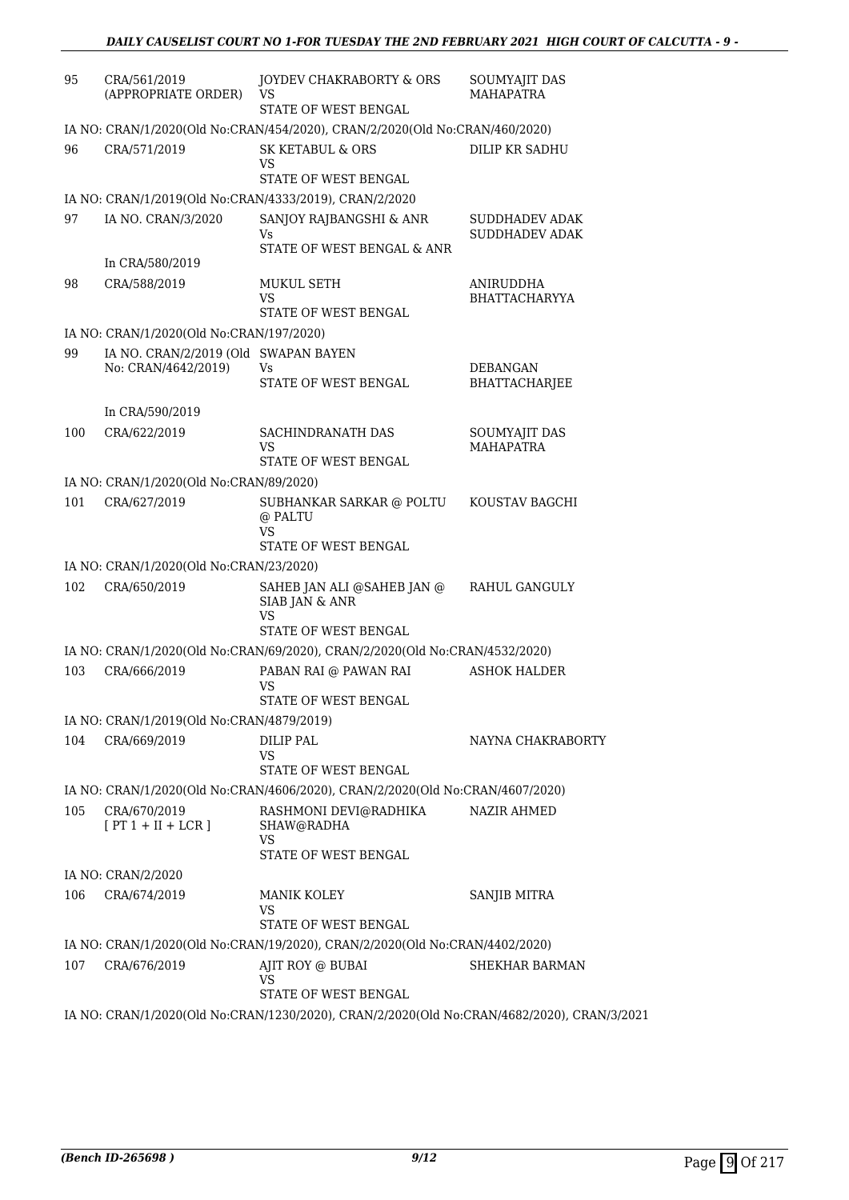| | | | |
|---|---|---|---|
| 95 | CRA/561/2019 (APPROPRIATE ORDER) | JOYDEV CHAKRABORTY & ORS<br>VS<br>STATE OF WEST BENGAL | SOUMYAJIT DAS MAHAPATRA |
| | IA NO: CRAN/1/2020(Old No:CRAN/454/2020), CRAN/2/2020(Old No:CRAN/460/2020) | | |
| 96 | CRA/571/2019 | SK KETABUL & ORS<br>VS<br>STATE OF WEST BENGAL | DILIP KR SADHU |
| | IA NO: CRAN/1/2019(Old No:CRAN/4333/2019), CRAN/2/2020 | | |
| 97 | IA NO. CRAN/3/2020<br><br>In CRA/580/2019 | SANJOY RAJBANGSHI & ANR<br>Vs<br>STATE OF WEST BENGAL & ANR | SUDDHADEV ADAK<br>SUDDHADEV ADAK |
| 98 | CRA/588/2019 | MUKUL SETH<br>VS<br>STATE OF WEST BENGAL | ANIRUDDHA BHATTACHARYYA |
| | IA NO: CRAN/1/2020(Old No:CRAN/197/2020) | | |
| 99 | IA NO. CRAN/2/2019 (Old No: CRAN/4642/2019)<br><br>In CRA/590/2019 | SWAPAN BAYEN<br>Vs<br>STATE OF WEST BENGAL | DEBANGAN BHATTACHARJEE |
| 100 | CRA/622/2019 | SACHINDRANATH DAS<br>VS<br>STATE OF WEST BENGAL | SOUMYAJIT DAS MAHAPATRA |
| | IA NO: CRAN/1/2020(Old No:CRAN/89/2020) | | |
| 101 | CRA/627/2019 | SUBHANKAR SARKAR @ POLTU @ PALTU<br>VS<br>STATE OF WEST BENGAL | KOUSTAV BAGCHI |
| | IA NO: CRAN/1/2020(Old No:CRAN/23/2020) | | |
| 102 | CRA/650/2019 | SAHEB JAN ALI @SAHEB JAN @ SIAB JAN & ANR<br>VS<br>STATE OF WEST BENGAL | RAHUL GANGULY |
| | IA NO: CRAN/1/2020(Old No:CRAN/69/2020), CRAN/2/2020(Old No:CRAN/4532/2020) | | |
| 103 | CRA/666/2019 | PABAN RAI @ PAWAN RAI<br>VS<br>STATE OF WEST BENGAL | ASHOK HALDER |
| | IA NO: CRAN/1/2019(Old No:CRAN/4879/2019) | | |
| 104 | CRA/669/2019 | DILIP PAL<br>VS<br>STATE OF WEST BENGAL | NAYNA CHAKRABORTY |
| | IA NO: CRAN/1/2020(Old No:CRAN/4606/2020), CRAN/2/2020(Old No:CRAN/4607/2020) | | |
| 105 | CRA/670/2019<br>[ PT 1 + II + LCR ] | RASHMONI DEVI@RADHIKA SHAW@RADHA<br>VS<br>STATE OF WEST BENGAL | NAZIR AHMED |
| | IA NO: CRAN/2/2020 | | |
| 106 | CRA/674/2019 | MANIK KOLEY<br>VS<br>STATE OF WEST BENGAL | SANJIB MITRA |
| | IA NO: CRAN/1/2020(Old No:CRAN/19/2020), CRAN/2/2020(Old No:CRAN/4402/2020) | | |
| 107 | CRA/676/2019 | AJIT ROY @ BUBAI<br>VS<br>STATE OF WEST BENGAL | SHEKHAR BARMAN |
| | IA NO: CRAN/1/2020(Old No:CRAN/1230/2020), CRAN/2/2020(Old No:CRAN/4682/2020), CRAN/3/2021 | | |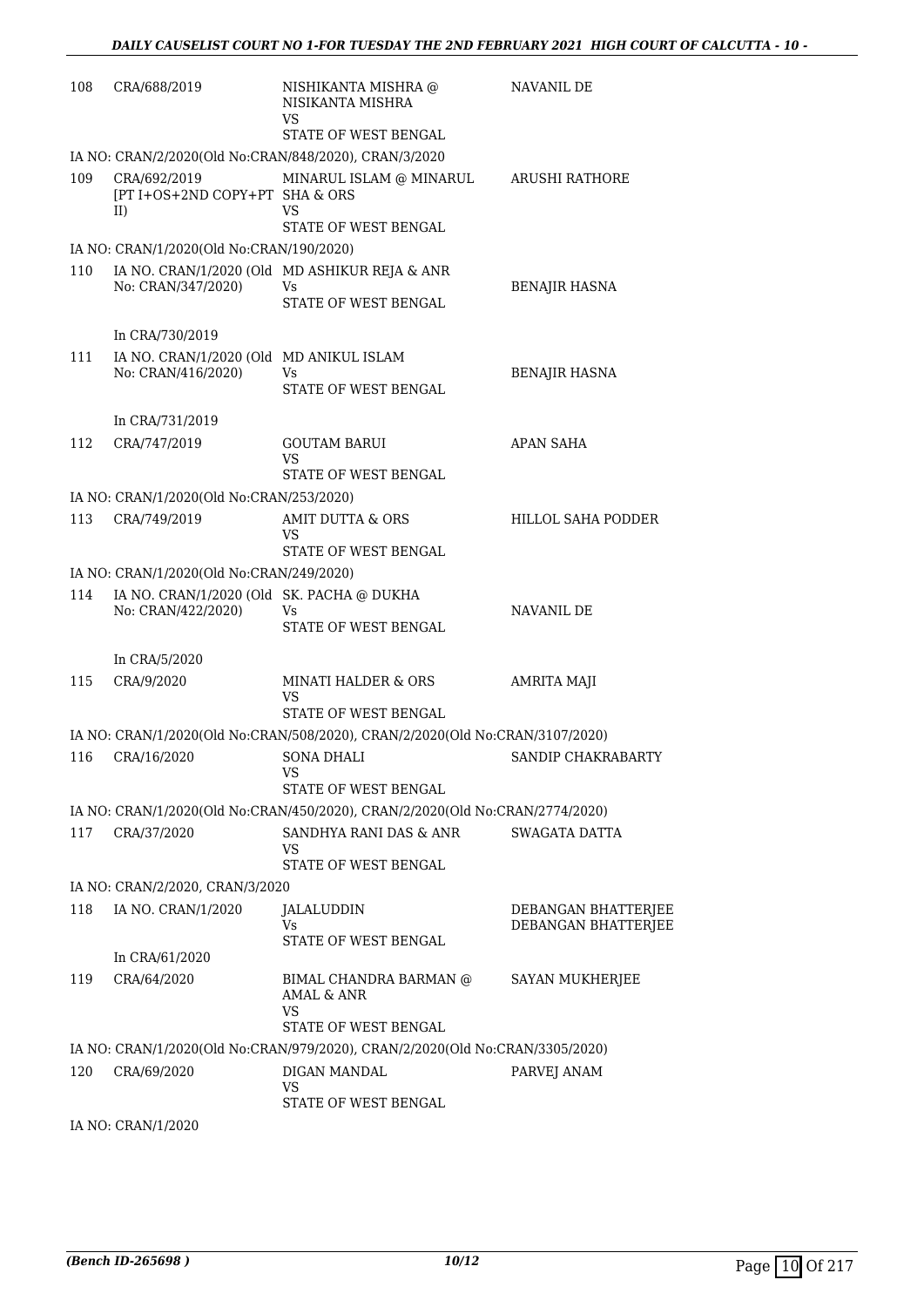| | | | |
|---|---|---|---|
| 108 | CRA/688/2019 | NISHIKANTA MISHRA @ NISIKANTA MISHRA<br>VS<br>STATE OF WEST BENGAL | NAVANIL DE |
| IA NO: CRAN/2/2020(Old No:CRAN/848/2020), CRAN/3/2020 | | | |
| 109 | CRA/692/2019<br>[PT I+OS+2ND COPY+PT II) | MINARUL ISLAM @ MINARUL SHA & ORS<br>VS<br>STATE OF WEST BENGAL | ARUSHI RATHORE |
| IA NO: CRAN/1/2020(Old No:CRAN/190/2020) | | | |
| 110 | IA NO. CRAN/1/2020 (Old No: CRAN/347/2020)<br><br>In CRA/730/2019 | MD ASHIKUR REJA & ANR<br>Vs<br>STATE OF WEST BENGAL | BENAJIR HASNA |
| 111 | IA NO. CRAN/1/2020 (Old No: CRAN/416/2020)<br><br>In CRA/731/2019 | MD ANIKUL ISLAM<br>Vs<br>STATE OF WEST BENGAL | BENAJIR HASNA |
| 112 | CRA/747/2019 | GOUTAM BARUI<br>VS<br>STATE OF WEST BENGAL | APAN SAHA |
| IA NO: CRAN/1/2020(Old No:CRAN/253/2020) | | | |
| 113 | CRA/749/2019 | AMIT DUTTA & ORS<br>VS<br>STATE OF WEST BENGAL | HILLOL SAHA PODDER |
| IA NO: CRAN/1/2020(Old No:CRAN/249/2020) | | | |
| 114 | IA NO. CRAN/1/2020 (Old No: CRAN/422/2020)<br><br>In CRA/5/2020 | SK. PACHA @ DUKHA<br>Vs<br>STATE OF WEST BENGAL | NAVANIL DE |
| 115 | CRA/9/2020 | MINATI HALDER & ORS<br>VS<br>STATE OF WEST BENGAL | AMRITA MAJI |
| IA NO: CRAN/1/2020(Old No:CRAN/508/2020), CRAN/2/2020(Old No:CRAN/3107/2020) | | | |
| 116 | CRA/16/2020 | SONA DHALI<br>VS<br>STATE OF WEST BENGAL | SANDIP CHAKRABARTY |
| IA NO: CRAN/1/2020(Old No:CRAN/450/2020), CRAN/2/2020(Old No:CRAN/2774/2020) | | | |
| 117 | CRA/37/2020 | SANDHYA RANI DAS & ANR<br>VS<br>STATE OF WEST BENGAL | SWAGATA DATTA |
| IA NO: CRAN/2/2020, CRAN/3/2020 | | | |
| 118 | IA NO. CRAN/1/2020<br><br>In CRA/61/2020 | JALALUDDIN<br>Vs<br>STATE OF WEST BENGAL | DEBANGAN BHATTERJEE<br>DEBANGAN BHATTERJEE |
| 119 | CRA/64/2020 | BIMAL CHANDRA BARMAN @ AMAL & ANR<br>VS<br>STATE OF WEST BENGAL | SAYAN MUKHERJEE |
| IA NO: CRAN/1/2020(Old No:CRAN/979/2020), CRAN/2/2020(Old No:CRAN/3305/2020) | | | |
| 120 | CRA/69/2020 | DIGAN MANDAL<br>VS<br>STATE OF WEST BENGAL | PARVEJ ANAM |
| IA NO: CRAN/1/2020 | | | |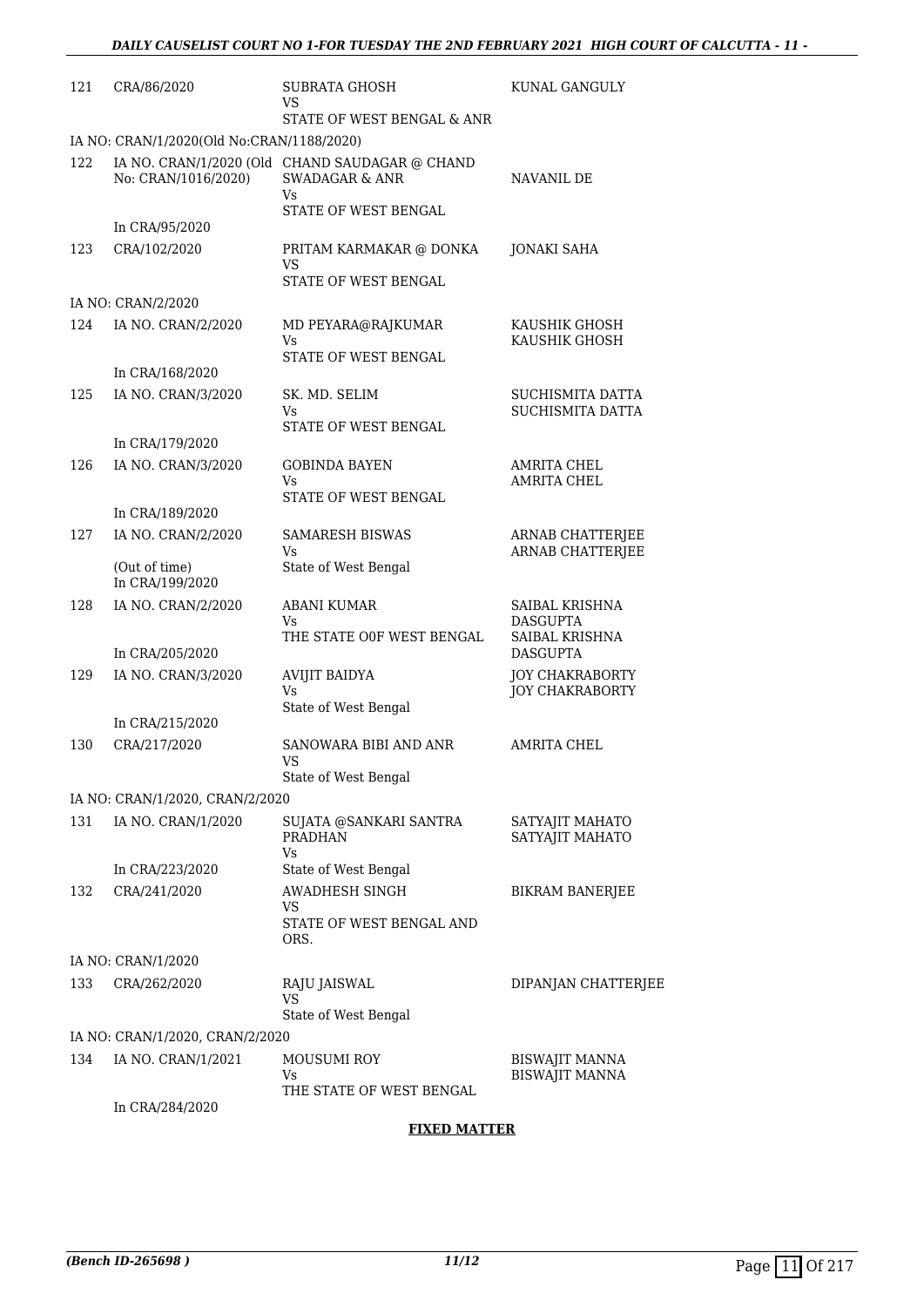| | | | |
|---|---|---|---|
| 121 | CRA/86/2020 | SUBRATA GHOSH<br>VS<br>STATE OF WEST BENGAL & ANR | KUNAL GANGULY |
| | IA NO: CRAN/1/2020(Old No:CRAN/1188/2020) | | |
| 122 | IA NO. CRAN/1/2020 (Old No: CRAN/1016/2020)<br><br>In CRA/95/2020 | CHAND SAUDAGAR @ CHAND SWADAGAR & ANR<br>Vs<br>STATE OF WEST BENGAL | NAVANIL DE |
| 123 | CRA/102/2020 | PRITAM KARMAKAR @ DONKA<br>VS<br>STATE OF WEST BENGAL | JONAKI SAHA |
| | IA NO: CRAN/2/2020 | | |
| 124 | IA NO. CRAN/2/2020<br><br>In CRA/168/2020 | MD PEYARA@RAJKUMAR<br>Vs<br>STATE OF WEST BENGAL | KAUSHIK GHOSH<br>KAUSHIK GHOSH |
| 125 | IA NO. CRAN/3/2020<br><br>In CRA/179/2020 | SK. MD. SELIM<br>Vs<br>STATE OF WEST BENGAL | SUCHISMITA DATTA<br>SUCHISMITA DATTA |
| 126 | IA NO. CRAN/3/2020<br><br>In CRA/189/2020 | GOBINDA BAYEN<br>Vs<br>STATE OF WEST BENGAL | AMRITA CHEL<br>AMRITA CHEL |
| 127 | IA NO. CRAN/2/2020<br><br>(Out of time)<br>In CRA/199/2020 | SAMARESH BISWAS<br>Vs<br>State of West Bengal | ARNAB CHATTERJEE<br>ARNAB CHATTERJEE |
| 128 | IA NO. CRAN/2/2020<br><br>In CRA/205/2020 | ABANI KUMAR<br>Vs<br>THE STATE O0F WEST BENGAL | SAIBAL KRISHNA DASGUPTA<br>SAIBAL KRISHNA DASGUPTA |
| 129 | IA NO. CRAN/3/2020<br><br>In CRA/215/2020 | AVIJIT BAIDYA<br>Vs<br>State of West Bengal | JOY CHAKRABORTY<br>JOY CHAKRABORTY |
| 130 | CRA/217/2020 | SANOWARA BIBI AND ANR<br>VS<br>State of West Bengal | AMRITA CHEL |
| | IA NO: CRAN/1/2020, CRAN/2/2020 | | |
| 131 | IA NO. CRAN/1/2020<br><br>In CRA/223/2020 | SUJATA @SANKARI SANTRA PRADHAN<br>Vs<br>State of West Bengal | SATYAJIT MAHATO<br>SATYAJIT MAHATO |
| 132 | CRA/241/2020 | AWADHESH SINGH<br>VS<br>STATE OF WEST BENGAL AND ORS. | BIKRAM BANERJEE |
| | IA NO: CRAN/1/2020 | | |
| 133 | CRA/262/2020 | RAJU JAISWAL<br>VS<br>State of West Bengal | DIPANJAN CHATTERJEE |
| | IA NO: CRAN/1/2020, CRAN/2/2020 | | |
| 134 | IA NO. CRAN/1/2021<br><br>In CRA/284/2020 | MOUSUMI ROY<br>Vs<br>THE STATE OF WEST BENGAL | BISWAJIT MANNA<br>BISWAJIT MANNA |

**FIXED MATTER**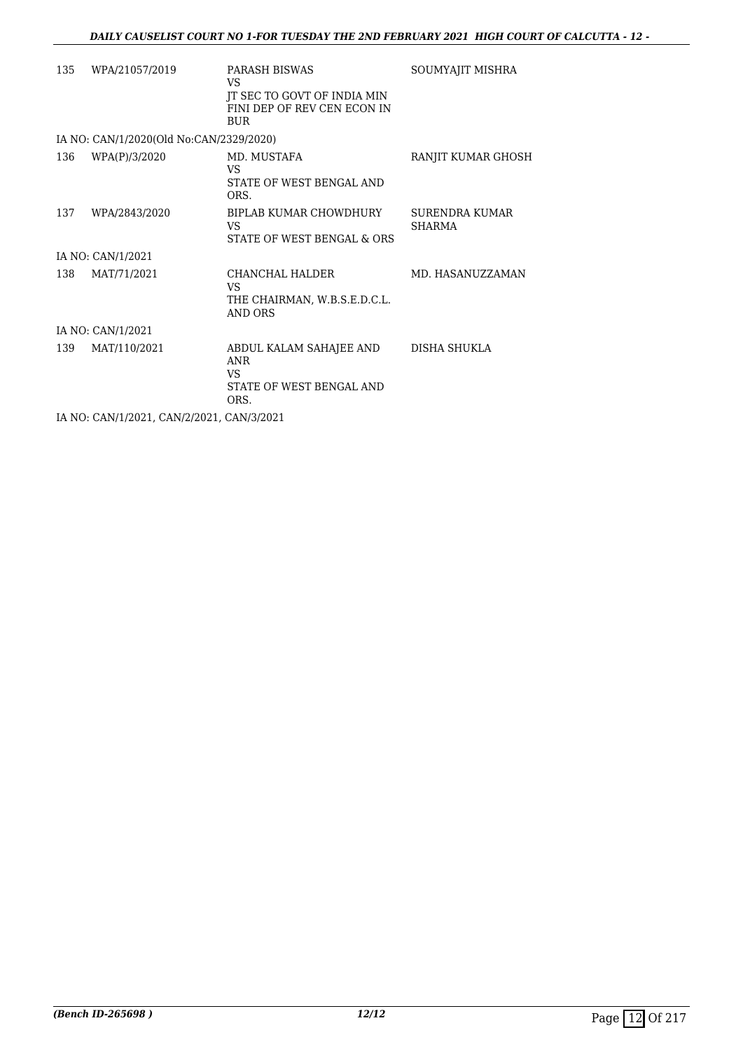| | | | |
|---|---|---|---|
| 135 | WPA/21057/2019 | PARASH BISWAS<br>VS<br>JT SEC TO GOVT OF INDIA MIN FINI DEP OF REV CEN ECON IN BUR | SOUMYAJIT MISHRA |

IA NO: CAN/1/2020(Old No:CAN/2329/2020)

| | | | |
|---|---|---|---|
| 136 | WPA(P)/3/2020 | MD. MUSTAFA<br>VS<br>STATE OF WEST BENGAL AND ORS. | RANJIT KUMAR GHOSH |
| 137 | WPA/2843/2020 | BIPLAB KUMAR CHOWDHURY<br>VS<br>STATE OF WEST BENGAL & ORS | SURENDRA KUMAR SHARMA |

IA NO: CAN/1/2021

| | | | |
|---|---|---|---|
| 138 | MAT/71/2021 | CHANCHAL HALDER<br>VS<br>THE CHAIRMAN, W.B.S.E.D.C.L. AND ORS | MD. HASANUZZAMAN |

IA NO: CAN/1/2021

| | | | |
|---|---|---|---|
| 139 | MAT/110/2021 | ABDUL KALAM SAHAJEE AND ANR<br>VS<br>STATE OF WEST BENGAL AND ORS. | DISHA SHUKLA |

IA NO: CAN/1/2021, CAN/2/2021, CAN/3/2021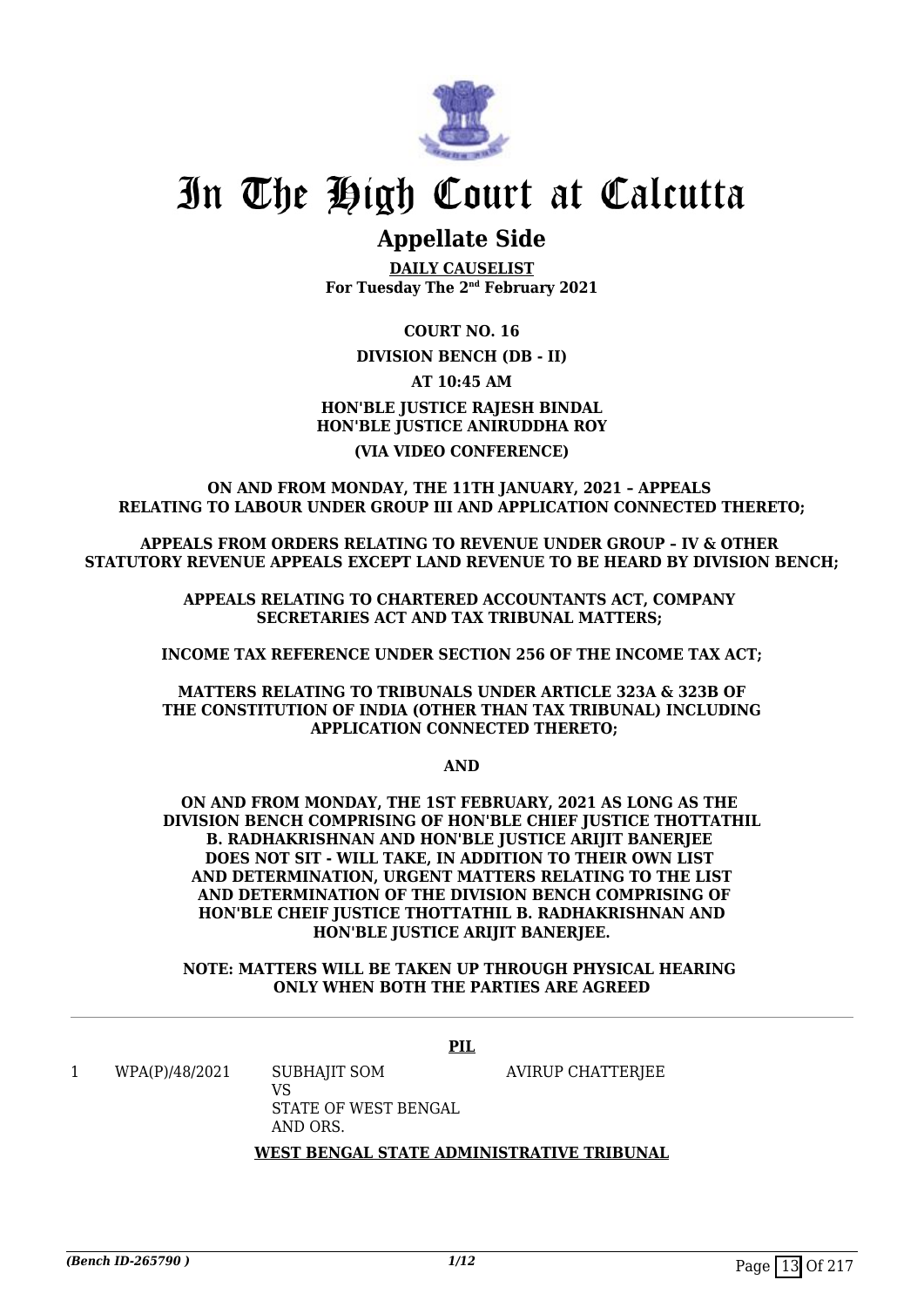# In The High Court at Calcutta

## Appellate Side

**DAILY CAUSELIST**
**For Tuesday The 2nd February 2021**

**COURT NO. 16**

**DIVISION BENCH (DB - II)**

**AT 10:45 AM**

**HON'BLE JUSTICE RAJESH BINDAL**
**HON'BLE JUSTICE ANIRUDDHA ROY**

**(VIA VIDEO CONFERENCE)**

**ON AND FROM MONDAY, THE 11TH JANUARY, 2021 – APPEALS RELATING TO LABOUR UNDER GROUP III AND APPLICATION CONNECTED THERETO;**

**APPEALS FROM ORDERS RELATING TO REVENUE UNDER GROUP – IV & OTHER STATUTORY REVENUE APPEALS EXCEPT LAND REVENUE TO BE HEARD BY DIVISION BENCH;**

**APPEALS RELATING TO CHARTERED ACCOUNTANTS ACT, COMPANY SECRETARIES ACT AND TAX TRIBUNAL MATTERS;**

**INCOME TAX REFERENCE UNDER SECTION 256 OF THE INCOME TAX ACT;**

**MATTERS RELATING TO TRIBUNALS UNDER ARTICLE 323A & 323B OF THE CONSTITUTION OF INDIA (OTHER THAN TAX TRIBUNAL) INCLUDING APPLICATION CONNECTED THERETO;**

**AND**

**ON AND FROM MONDAY, THE 1ST FEBRUARY, 2021 AS LONG AS THE DIVISION BENCH COMPRISING OF HON'BLE CHIEF JUSTICE THOTTATHIL B. RADHAKRISHNAN AND HON'BLE JUSTICE ARIJIT BANERJEE DOES NOT SIT - WILL TAKE, IN ADDITION TO THEIR OWN LIST AND DETERMINATION, URGENT MATTERS RELATING TO THE LIST AND DETERMINATION OF THE DIVISION BENCH COMPRISING OF HON'BLE CHEIF JUSTICE THOTTATHIL B. RADHAKRISHNAN AND HON'BLE JUSTICE ARIJIT BANERJEE.**

**NOTE: MATTERS WILL BE TAKEN UP THROUGH PHYSICAL HEARING ONLY WHEN BOTH THE PARTIES ARE AGREED**

---

**PIL**

| | | | |
|---|---|---|---|
| 1 | WPA(P)/48/2021 | SUBHAJIT SOM<br>VS<br>STATE OF WEST BENGAL AND ORS. | AVIRUP CHATTERJEE |

**WEST BENGAL STATE ADMINISTRATIVE TRIBUNAL**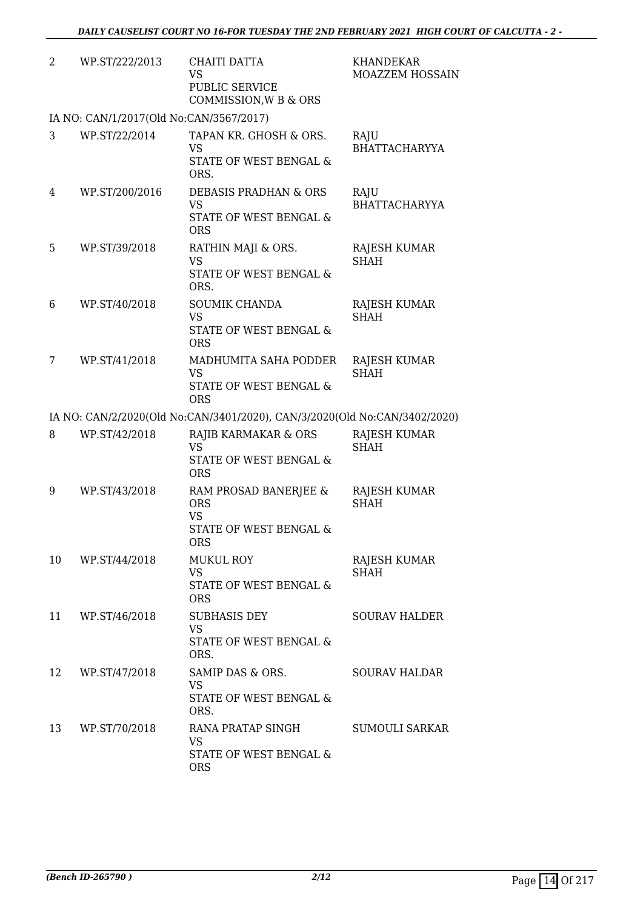| | | | |
|---|---|---|---|
| 2 | WP.ST/222/2013 | CHAITI DATTA<br>VS<br>PUBLIC SERVICE COMMISSION,W B & ORS | KHANDEKAR MOAZZEM HOSSAIN |

IA NO: CAN/1/2017(Old No:CAN/3567/2017)

| | | | |
|---|---|---|---|
| 3 | WP.ST/22/2014 | TAPAN KR. GHOSH & ORS.<br>VS<br>STATE OF WEST BENGAL & ORS. | RAJU BHATTACHARYYA |
| 4 | WP.ST/200/2016 | DEBASIS PRADHAN & ORS<br>VS<br>STATE OF WEST BENGAL & ORS | RAJU BHATTACHARYYA |
| 5 | WP.ST/39/2018 | RATHIN MAJI & ORS.<br>VS<br>STATE OF WEST BENGAL & ORS. | RAJESH KUMAR SHAH |
| 6 | WP.ST/40/2018 | SOUMIK CHANDA<br>VS<br>STATE OF WEST BENGAL & ORS | RAJESH KUMAR SHAH |
| 7 | WP.ST/41/2018 | MADHUMITA SAHA PODDER<br>VS<br>STATE OF WEST BENGAL & ORS | RAJESH KUMAR SHAH |

IA NO: CAN/2/2020(Old No:CAN/3401/2020), CAN/3/2020(Old No:CAN/3402/2020)

| | | | |
|---|---|---|---|
| 8 | WP.ST/42/2018 | RAJIB KARMAKAR & ORS<br>VS<br>STATE OF WEST BENGAL & ORS | RAJESH KUMAR SHAH |
| 9 | WP.ST/43/2018 | RAM PROSAD BANERJEE & ORS<br>VS<br>STATE OF WEST BENGAL & ORS | RAJESH KUMAR SHAH |
| 10 | WP.ST/44/2018 | MUKUL ROY<br>VS<br>STATE OF WEST BENGAL & ORS | RAJESH KUMAR SHAH |
| 11 | WP.ST/46/2018 | SUBHASIS DEY<br>VS<br>STATE OF WEST BENGAL & ORS. | SOURAV HALDER |
| 12 | WP.ST/47/2018 | SAMIP DAS & ORS.<br>VS<br>STATE OF WEST BENGAL & ORS. | SOURAV HALDAR |
| 13 | WP.ST/70/2018 | RANA PRATAP SINGH<br>VS<br>STATE OF WEST BENGAL & ORS | SUMOULI SARKAR |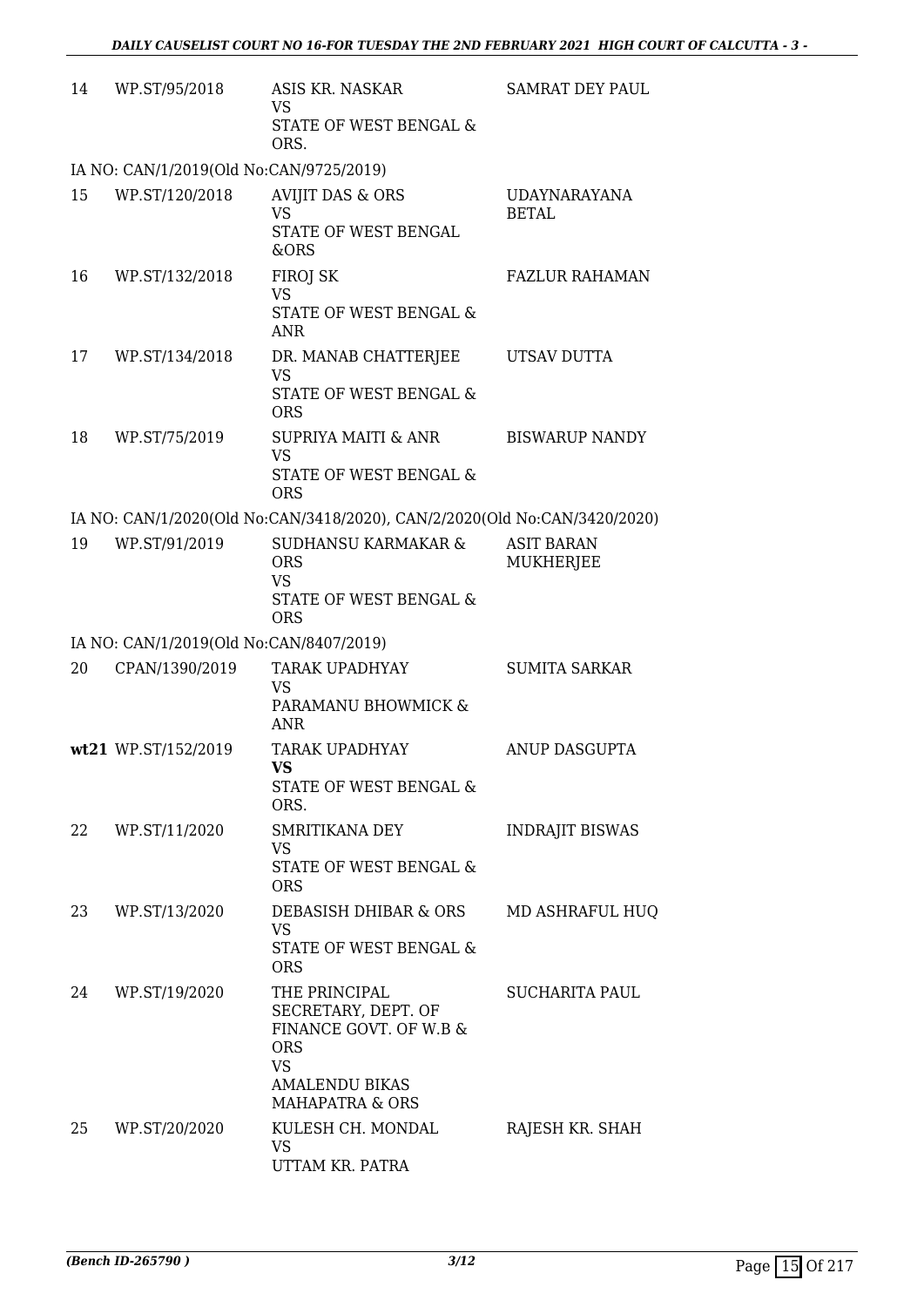| | | | |
|---|---|---|---|
| 14 | WP.ST/95/2018 | ASIS KR. NASKAR<br>VS<br>STATE OF WEST BENGAL & ORS. | SAMRAT DEY PAUL |
| | IA NO: CAN/1/2019(Old No:CAN/9725/2019) | | |
| 15 | WP.ST/120/2018 | AVIJIT DAS & ORS<br>VS<br>STATE OF WEST BENGAL &ORS | UDAYNARAYANA BETAL |
| 16 | WP.ST/132/2018 | FIROJ SK<br>VS<br>STATE OF WEST BENGAL & ANR | FAZLUR RAHAMAN |
| 17 | WP.ST/134/2018 | DR. MANAB CHATTERJEE<br>VS<br>STATE OF WEST BENGAL & ORS | UTSAV DUTTA |
| 18 | WP.ST/75/2019 | SUPRIYA MAITI & ANR<br>VS<br>STATE OF WEST BENGAL & ORS | BISWARUP NANDY |
| | IA NO: CAN/1/2020(Old No:CAN/3418/2020), CAN/2/2020(Old No:CAN/3420/2020) | | |
| 19 | WP.ST/91/2019 | SUDHANSU KARMAKAR & ORS<br>VS<br>STATE OF WEST BENGAL & ORS | ASIT BARAN MUKHERJEE |
| | IA NO: CAN/1/2019(Old No:CAN/8407/2019) | | |
| 20 | CPAN/1390/2019 | TARAK UPADHYAY<br>VS<br>PARAMANU BHOWMICK & ANR | SUMITA SARKAR |
| **wt21** | WP.ST/152/2019 | TARAK UPADHYAY<br>**VS**<br>STATE OF WEST BENGAL & ORS. | ANUP DASGUPTA |
| 22 | WP.ST/11/2020 | SMRITIKANA DEY<br>VS<br>STATE OF WEST BENGAL & ORS | INDRAJIT BISWAS |
| 23 | WP.ST/13/2020 | DEBASISH DHIBAR & ORS<br>VS<br>STATE OF WEST BENGAL & ORS | MD ASHRAFUL HUQ |
| 24 | WP.ST/19/2020 | THE PRINCIPAL SECRETARY, DEPT. OF FINANCE GOVT. OF W.B & ORS<br>VS<br>AMALENDU BIKAS MAHAPATRA & ORS | SUCHARITA PAUL |
| 25 | WP.ST/20/2020 | KULESH CH. MONDAL<br>VS<br>UTTAM KR. PATRA | RAJESH KR. SHAH |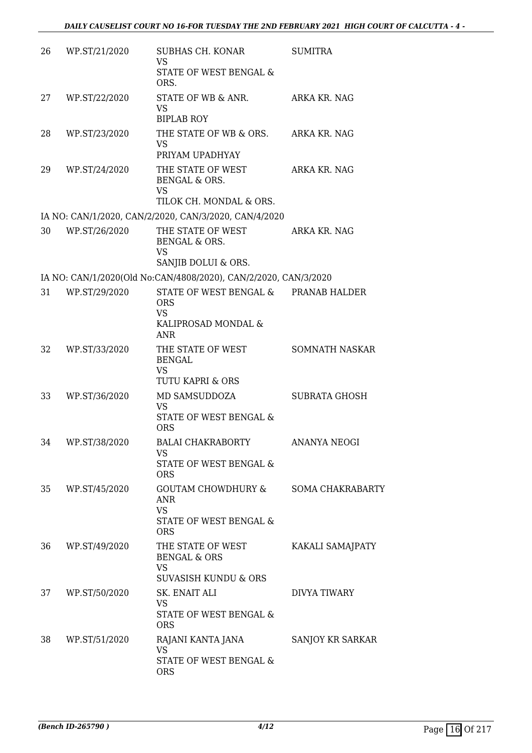| 26 | WP.ST/21/2020 | SUBHAS CH. KONAR VS STATE OF WEST BENGAL & ORS. | SUMITRA |
|---|---|---|---|
| 27 | WP.ST/22/2020 | STATE OF WB & ANR. VS BIPLAB ROY | ARKA KR. NAG |
| 28 | WP.ST/23/2020 | THE STATE OF WB & ORS. VS PRIYAM UPADHYAY | ARKA KR. NAG |
| 29 | WP.ST/24/2020 | THE STATE OF WEST BENGAL & ORS. VS TILOK CH. MONDAL & ORS. | ARKA KR. NAG |
| | IA NO: CAN/1/2020, CAN/2/2020, CAN/3/2020, CAN/4/2020 | | |
| 30 | WP.ST/26/2020 | THE STATE OF WEST BENGAL & ORS. VS SANJIB DOLUI & ORS. | ARKA KR. NAG |
| | IA NO: CAN/1/2020(Old No:CAN/4808/2020), CAN/2/2020, CAN/3/2020 | | |
| 31 | WP.ST/29/2020 | STATE OF WEST BENGAL & ORS VS KALIPROSAD MONDAL & ANR | PRANAB HALDER |
| 32 | WP.ST/33/2020 | THE STATE OF WEST BENGAL VS TUTU KAPRI & ORS | SOMNATH NASKAR |
| 33 | WP.ST/36/2020 | MD SAMSUDDOZA VS STATE OF WEST BENGAL & ORS | SUBRATA GHOSH |
| 34 | WP.ST/38/2020 | BALAI CHAKRABORTY VS STATE OF WEST BENGAL & ORS | ANANYA NEOGI |
| 35 | WP.ST/45/2020 | GOUTAM CHOWDHURY & ANR VS STATE OF WEST BENGAL & ORS | SOMA CHAKRABARTY |
| 36 | WP.ST/49/2020 | THE STATE OF WEST BENGAL & ORS VS SUVASISH KUNDU & ORS | KAKALI SAMAJPATY |
| 37 | WP.ST/50/2020 | SK. ENAIT ALI VS STATE OF WEST BENGAL & ORS | DIVYA TIWARY |
| 38 | WP.ST/51/2020 | RAJANI KANTA JANA VS STATE OF WEST BENGAL & ORS | SANJOY KR SARKAR |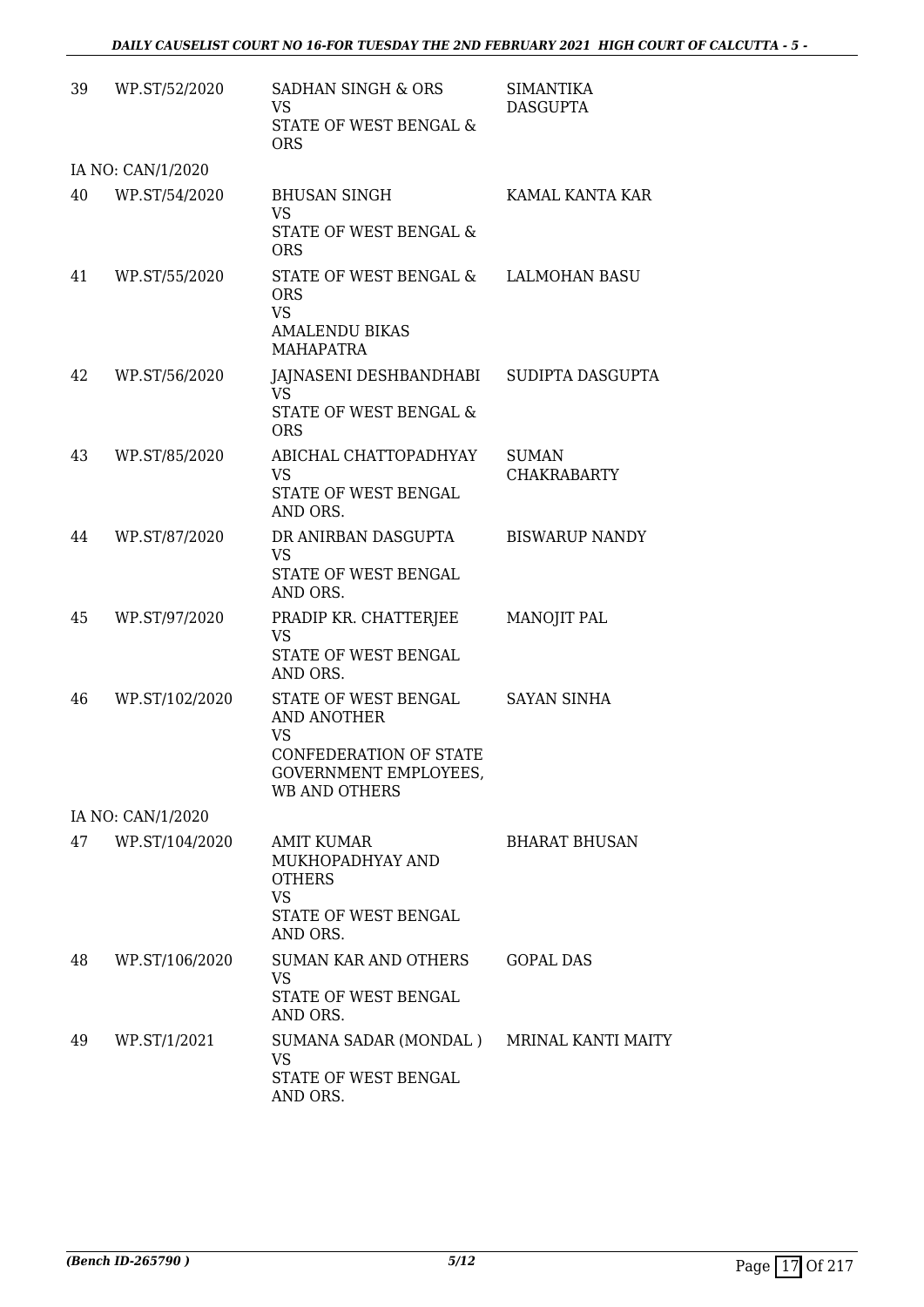| | | | |
|---|---|---|---|
| 39 | WP.ST/52/2020 | SADHAN SINGH & ORS<br>VS<br>STATE OF WEST BENGAL & ORS | SIMANTIKA DASGUPTA |
| | IA NO: CAN/1/2020 | | |
| 40 | WP.ST/54/2020 | BHUSAN SINGH<br>VS<br>STATE OF WEST BENGAL & ORS | KAMAL KANTA KAR |
| 41 | WP.ST/55/2020 | STATE OF WEST BENGAL & ORS<br>VS<br>AMALENDU BIKAS MAHAPATRA | LALMOHAN BASU |
| 42 | WP.ST/56/2020 | JAJNASENI DESHBANDHABI<br>VS<br>STATE OF WEST BENGAL & ORS | SUDIPTA DASGUPTA |
| 43 | WP.ST/85/2020 | ABICHAL CHATTOPADHYAY<br>VS<br>STATE OF WEST BENGAL AND ORS. | SUMAN CHAKRABARTY |
| 44 | WP.ST/87/2020 | DR ANIRBAN DASGUPTA<br>VS<br>STATE OF WEST BENGAL AND ORS. | BISWARUP NANDY |
| 45 | WP.ST/97/2020 | PRADIP KR. CHATTERJEE<br>VS<br>STATE OF WEST BENGAL AND ORS. | MANOJIT PAL |
| 46 | WP.ST/102/2020 | STATE OF WEST BENGAL AND ANOTHER<br>VS<br>CONFEDERATION OF STATE GOVERNMENT EMPLOYEES, WB AND OTHERS | SAYAN SINHA |
| | IA NO: CAN/1/2020 | | |
| 47 | WP.ST/104/2020 | AMIT KUMAR MUKHOPADHYAY AND OTHERS<br>VS<br>STATE OF WEST BENGAL AND ORS. | BHARAT BHUSAN |
| 48 | WP.ST/106/2020 | SUMAN KAR AND OTHERS<br>VS<br>STATE OF WEST BENGAL AND ORS. | GOPAL DAS |
| 49 | WP.ST/1/2021 | SUMANA SADAR (MONDAL )<br>VS<br>STATE OF WEST BENGAL AND ORS. | MRINAL KANTI MAITY |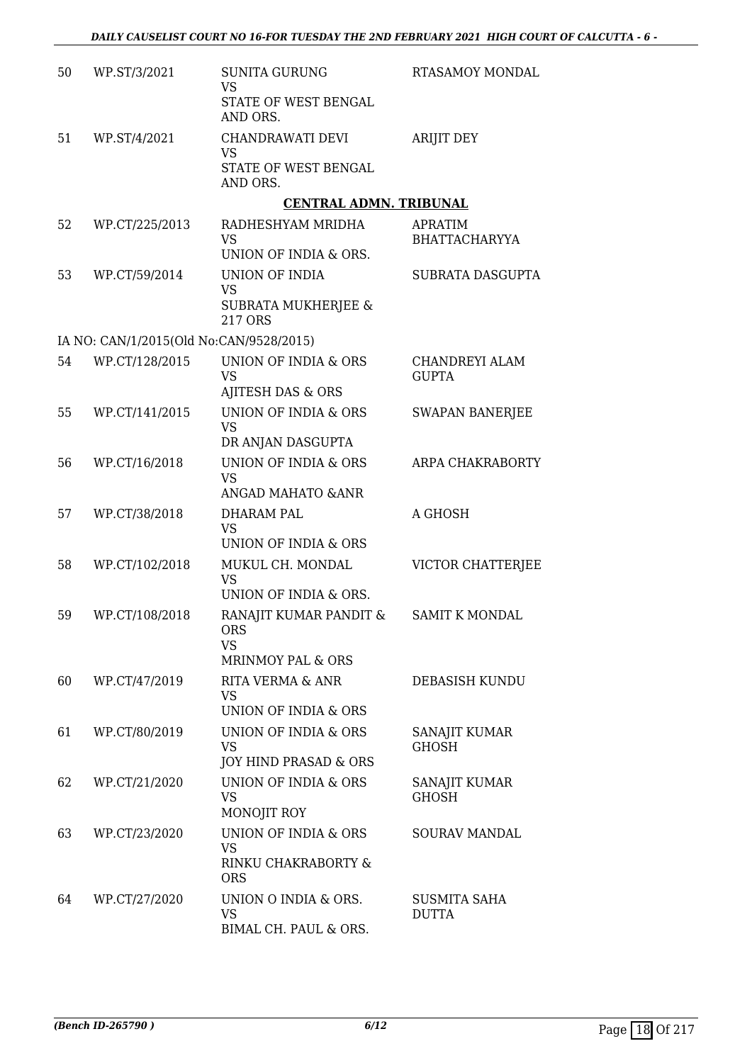| | | | |
|---|---|---|---|
| 50 | WP.ST/3/2021 | SUNITA GURUNG<br>VS<br>STATE OF WEST BENGAL AND ORS. | RTASAMOY MONDAL |
| 51 | WP.ST/4/2021 | CHANDRAWATI DEVI<br>VS<br>STATE OF WEST BENGAL AND ORS. | ARIJIT DEY |

## CENTRAL ADMN. TRIBUNAL

| | | | |
|---|---|---|---|
| 52 | WP.CT/225/2013 | RADHESHYAM MRIDHA<br>VS<br>UNION OF INDIA & ORS. | APRATIM BHATTACHARYYA |
| 53 | WP.CT/59/2014 | UNION OF INDIA<br>VS<br>SUBRATA MUKHERJEE & 217 ORS | SUBRATA DASGUPTA |
| | IA NO: CAN/1/2015(Old No:CAN/9528/2015) | | |
| 54 | WP.CT/128/2015 | UNION OF INDIA & ORS<br>VS<br>AJITESH DAS & ORS | CHANDREYI ALAM GUPTA |
| 55 | WP.CT/141/2015 | UNION OF INDIA & ORS<br>VS<br>DR ANJAN DASGUPTA | SWAPAN BANERJEE |
| 56 | WP.CT/16/2018 | UNION OF INDIA & ORS<br>VS<br>ANGAD MAHATO &ANR | ARPA CHAKRABORTY |
| 57 | WP.CT/38/2018 | DHARAM PAL<br>VS<br>UNION OF INDIA & ORS | A GHOSH |
| 58 | WP.CT/102/2018 | MUKUL CH. MONDAL<br>VS<br>UNION OF INDIA & ORS. | VICTOR CHATTERJEE |
| 59 | WP.CT/108/2018 | RANAJIT KUMAR PANDIT & ORS<br>VS<br>MRINMOY PAL & ORS | SAMIT K MONDAL |
| 60 | WP.CT/47/2019 | RITA VERMA & ANR<br>VS<br>UNION OF INDIA & ORS | DEBASISH KUNDU |
| 61 | WP.CT/80/2019 | UNION OF INDIA & ORS<br>VS<br>JOY HIND PRASAD & ORS | SANAJIT KUMAR GHOSH |
| 62 | WP.CT/21/2020 | UNION OF INDIA & ORS<br>VS<br>MONOJIT ROY | SANAJIT KUMAR GHOSH |
| 63 | WP.CT/23/2020 | UNION OF INDIA & ORS<br>VS<br>RINKU CHAKRABORTY & ORS | SOURAV MANDAL |
| 64 | WP.CT/27/2020 | UNION O INDIA & ORS.<br>VS<br>BIMAL CH. PAUL & ORS. | SUSMITA SAHA DUTTA |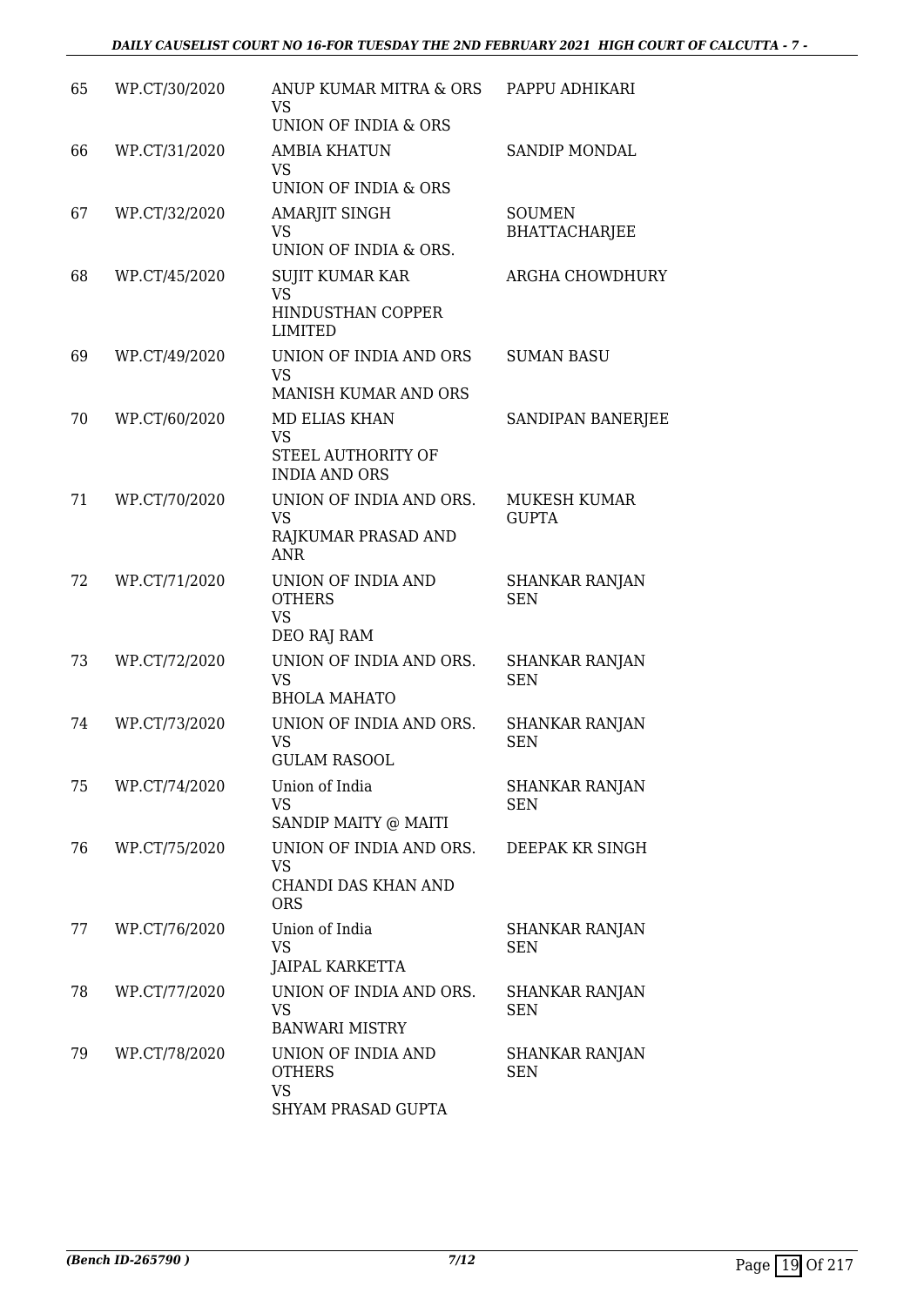| | | | |
|---|---|---|---|
| 65 | WP.CT/30/2020 | ANUP KUMAR MITRA & ORS<br>VS<br>UNION OF INDIA & ORS | PAPPU ADHIKARI |
| 66 | WP.CT/31/2020 | AMBIA KHATUN<br>VS<br>UNION OF INDIA & ORS | SANDIP MONDAL |
| 67 | WP.CT/32/2020 | AMARJIT SINGH<br>VS<br>UNION OF INDIA & ORS. | SOUMEN BHATTACHARJEE |
| 68 | WP.CT/45/2020 | SUJIT KUMAR KAR<br>VS<br>HINDUSTHAN COPPER LIMITED | ARGHA CHOWDHURY |
| 69 | WP.CT/49/2020 | UNION OF INDIA AND ORS<br>VS<br>MANISH KUMAR AND ORS | SUMAN BASU |
| 70 | WP.CT/60/2020 | MD ELIAS KHAN<br>VS<br>STEEL AUTHORITY OF INDIA AND ORS | SANDIPAN BANERJEE |
| 71 | WP.CT/70/2020 | UNION OF INDIA AND ORS.<br>VS<br>RAJKUMAR PRASAD AND ANR | MUKESH KUMAR GUPTA |
| 72 | WP.CT/71/2020 | UNION OF INDIA AND OTHERS<br>VS<br>DEO RAJ RAM | SHANKAR RANJAN SEN |
| 73 | WP.CT/72/2020 | UNION OF INDIA AND ORS.<br>VS<br>BHOLA MAHATO | SHANKAR RANJAN SEN |
| 74 | WP.CT/73/2020 | UNION OF INDIA AND ORS.<br>VS<br>GULAM RASOOL | SHANKAR RANJAN SEN |
| 75 | WP.CT/74/2020 | Union of India<br>VS<br>SANDIP MAITY @ MAITI | SHANKAR RANJAN SEN |
| 76 | WP.CT/75/2020 | UNION OF INDIA AND ORS.<br>VS<br>CHANDI DAS KHAN AND ORS | DEEPAK KR SINGH |
| 77 | WP.CT/76/2020 | Union of India<br>VS<br>JAIPAL KARKETTA | SHANKAR RANJAN SEN |
| 78 | WP.CT/77/2020 | UNION OF INDIA AND ORS.<br>VS<br>BANWARI MISTRY | SHANKAR RANJAN SEN |
| 79 | WP.CT/78/2020 | UNION OF INDIA AND OTHERS<br>VS<br>SHYAM PRASAD GUPTA | SHANKAR RANJAN SEN |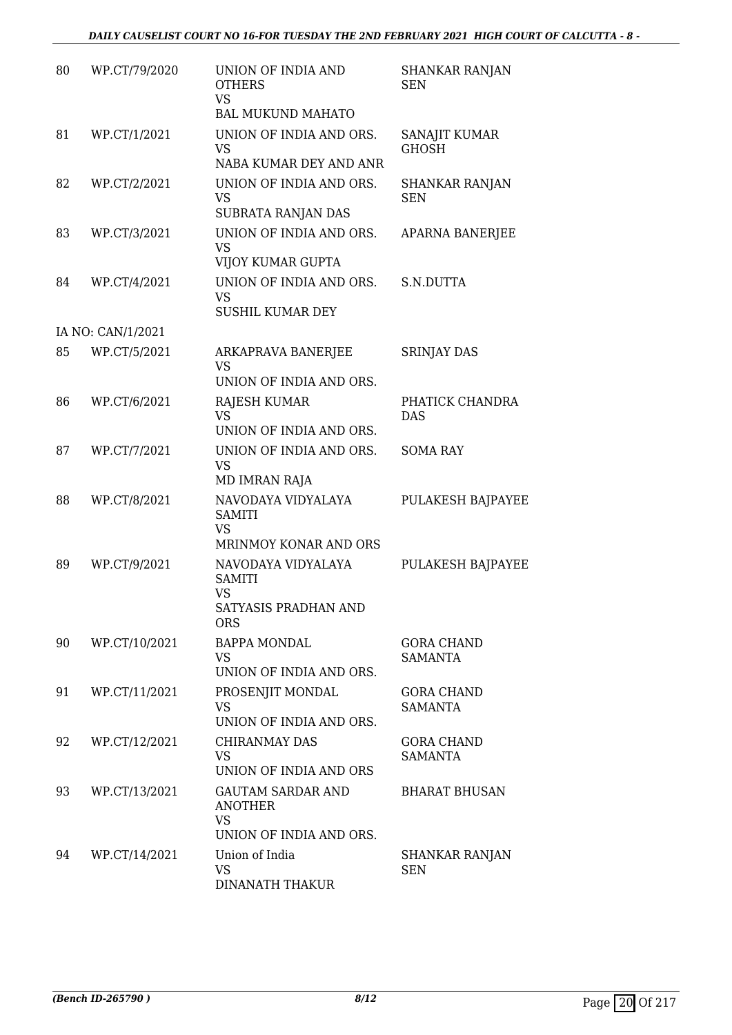| | | | |
|---|---|---|---|
| 80 | WP.CT/79/2020 | UNION OF INDIA AND OTHERS<br>VS<br>BAL MUKUND MAHATO | SHANKAR RANJAN SEN |
| 81 | WP.CT/1/2021 | UNION OF INDIA AND ORS.<br>VS<br>NABA KUMAR DEY AND ANR | SANAJIT KUMAR GHOSH |
| 82 | WP.CT/2/2021 | UNION OF INDIA AND ORS.<br>VS<br>SUBRATA RANJAN DAS | SHANKAR RANJAN SEN |
| 83 | WP.CT/3/2021 | UNION OF INDIA AND ORS.<br>VS<br>VIJOY KUMAR GUPTA | APARNA BANERJEE |
| 84 | WP.CT/4/2021 | UNION OF INDIA AND ORS.<br>VS<br>SUSHIL KUMAR DEY | S.N.DUTTA |
| | IA NO: CAN/1/2021 | | |
| 85 | WP.CT/5/2021 | ARKAPRAVA BANERJEE<br>VS<br>UNION OF INDIA AND ORS. | SRINJAY DAS |
| 86 | WP.CT/6/2021 | RAJESH KUMAR<br>VS<br>UNION OF INDIA AND ORS. | PHATICK CHANDRA DAS |
| 87 | WP.CT/7/2021 | UNION OF INDIA AND ORS.<br>VS<br>MD IMRAN RAJA | SOMA RAY |
| 88 | WP.CT/8/2021 | NAVODAYA VIDYALAYA SAMITI<br>VS<br>MRINMOY KONAR AND ORS | PULAKESH BAJPAYEE |
| 89 | WP.CT/9/2021 | NAVODAYA VIDYALAYA SAMITI<br>VS<br>SATYASIS PRADHAN AND ORS | PULAKESH BAJPAYEE |
| 90 | WP.CT/10/2021 | BAPPA MONDAL<br>VS<br>UNION OF INDIA AND ORS. | GORA CHAND SAMANTA |
| 91 | WP.CT/11/2021 | PROSENJIT MONDAL<br>VS<br>UNION OF INDIA AND ORS. | GORA CHAND SAMANTA |
| 92 | WP.CT/12/2021 | CHIRANMAY DAS<br>VS<br>UNION OF INDIA AND ORS | GORA CHAND SAMANTA |
| 93 | WP.CT/13/2021 | GAUTAM SARDAR AND ANOTHER<br>VS<br>UNION OF INDIA AND ORS. | BHARAT BHUSAN |
| 94 | WP.CT/14/2021 | Union of India<br>VS<br>DINANATH THAKUR | SHANKAR RANJAN SEN |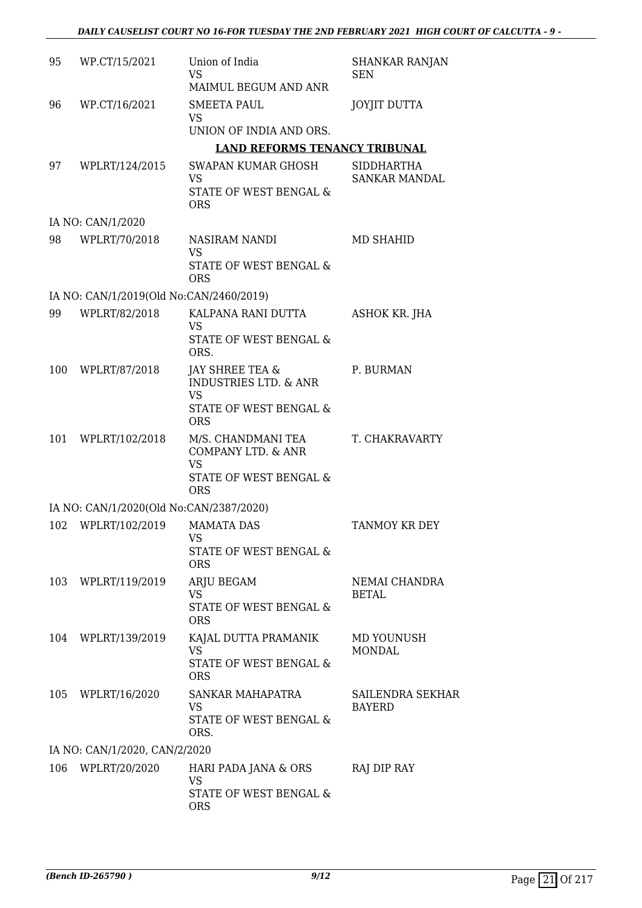| | | | |
|---|---|---|---|
| 95 | WP.CT/15/2021 | Union of India<br>VS<br>MAIMUL BEGUM AND ANR | SHANKAR RANJAN SEN |
| 96 | WP.CT/16/2021 | SMEETA PAUL<br>VS<br>UNION OF INDIA AND ORS. | JOYJIT DUTTA |

**LAND REFORMS TENANCY TRIBUNAL**

| | | | |
|---|---|---|---|
| 97 | WPLRT/124/2015 | SWAPAN KUMAR GHOSH<br>VS<br>STATE OF WEST BENGAL & ORS | SIDDHARTHA SANKAR MANDAL |
| | IA NO: CAN/1/2020 | | |
| 98 | WPLRT/70/2018 | NASIRAM NANDI<br>VS<br>STATE OF WEST BENGAL & ORS | MD SHAHID |
| | IA NO: CAN/1/2019(Old No:CAN/2460/2019) | | |
| 99 | WPLRT/82/2018 | KALPANA RANI DUTTA<br>VS<br>STATE OF WEST BENGAL & ORS. | ASHOK KR. JHA |
| 100 | WPLRT/87/2018 | JAY SHREE TEA & INDUSTRIES LTD. & ANR<br>VS<br>STATE OF WEST BENGAL & ORS | P. BURMAN |
| 101 | WPLRT/102/2018 | M/S. CHANDMANI TEA COMPANY LTD. & ANR<br>VS<br>STATE OF WEST BENGAL & ORS | T. CHAKRAVARTY |
| | IA NO: CAN/1/2020(Old No:CAN/2387/2020) | | |
| 102 | WPLRT/102/2019 | MAMATA DAS<br>VS<br>STATE OF WEST BENGAL & ORS | TANMOY KR DEY |
| 103 | WPLRT/119/2019 | ARJU BEGAM<br>VS<br>STATE OF WEST BENGAL & ORS | NEMAI CHANDRA BETAL |
| 104 | WPLRT/139/2019 | KAJAL DUTTA PRAMANIK<br>VS<br>STATE OF WEST BENGAL & ORS | MD YOUNUSH MONDAL |
| 105 | WPLRT/16/2020 | SANKAR MAHAPATRA<br>VS<br>STATE OF WEST BENGAL & ORS. | SAILENDRA SEKHAR BAYERD |
| | IA NO: CAN/1/2020, CAN/2/2020 | | |
| 106 | WPLRT/20/2020 | HARI PADA JANA & ORS<br>VS<br>STATE OF WEST BENGAL & ORS | RAJ DIP RAY |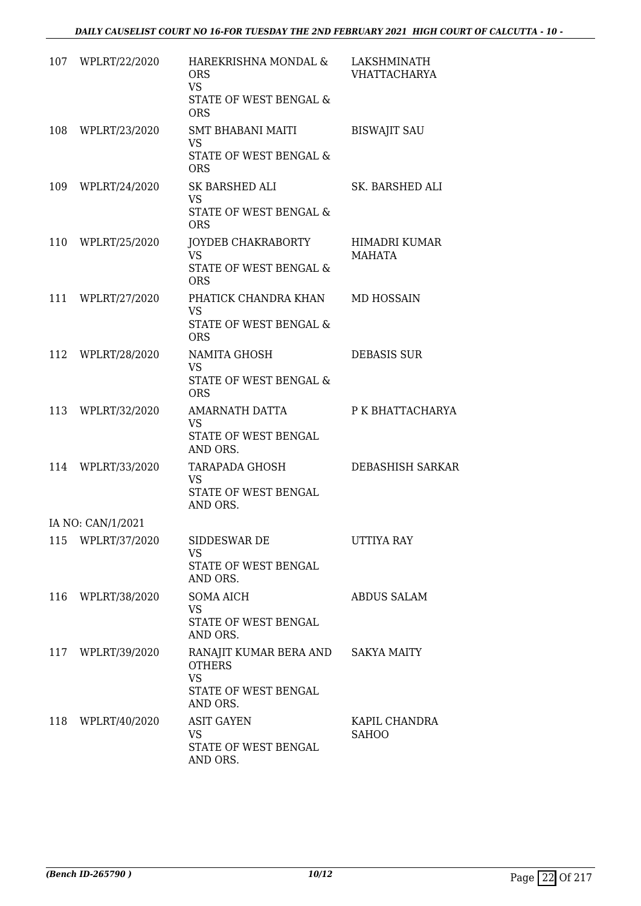| | | | |
|---|---|---|---|
| 107 | WPLRT/22/2020 | HAREKRISHNA MONDAL & ORS<br>VS<br>STATE OF WEST BENGAL & ORS | LAKSHMINATH VHATTACHARYA |
| 108 | WPLRT/23/2020 | SMT BHABANI MAITI<br>VS<br>STATE OF WEST BENGAL & ORS | BISWAJIT SAU |
| 109 | WPLRT/24/2020 | SK BARSHED ALI<br>VS<br>STATE OF WEST BENGAL & ORS | SK. BARSHED ALI |
| 110 | WPLRT/25/2020 | JOYDEB CHAKRABORTY<br>VS<br>STATE OF WEST BENGAL & ORS | HIMADRI KUMAR MAHATA |
| 111 | WPLRT/27/2020 | PHATICK CHANDRA KHAN<br>VS<br>STATE OF WEST BENGAL & ORS | MD HOSSAIN |
| 112 | WPLRT/28/2020 | NAMITA GHOSH<br>VS<br>STATE OF WEST BENGAL & ORS | DEBASIS SUR |
| 113 | WPLRT/32/2020 | AMARNATH DATTA<br>VS<br>STATE OF WEST BENGAL AND ORS. | P K BHATTACHARYA |
| 114 | WPLRT/33/2020 | TARAPADA GHOSH<br>VS<br>STATE OF WEST BENGAL AND ORS. | DEBASHISH SARKAR |
| | IA NO: CAN/1/2021 | | |
| 115 | WPLRT/37/2020 | SIDDESWAR DE<br>VS<br>STATE OF WEST BENGAL AND ORS. | UTTIYA RAY |
| 116 | WPLRT/38/2020 | SOMA AICH<br>VS<br>STATE OF WEST BENGAL AND ORS. | ABDUS SALAM |
| 117 | WPLRT/39/2020 | RANAJIT KUMAR BERA AND OTHERS<br>VS<br>STATE OF WEST BENGAL AND ORS. | SAKYA MAITY |
| 118 | WPLRT/40/2020 | ASIT GAYEN<br>VS<br>STATE OF WEST BENGAL AND ORS. | KAPIL CHANDRA SAHOO |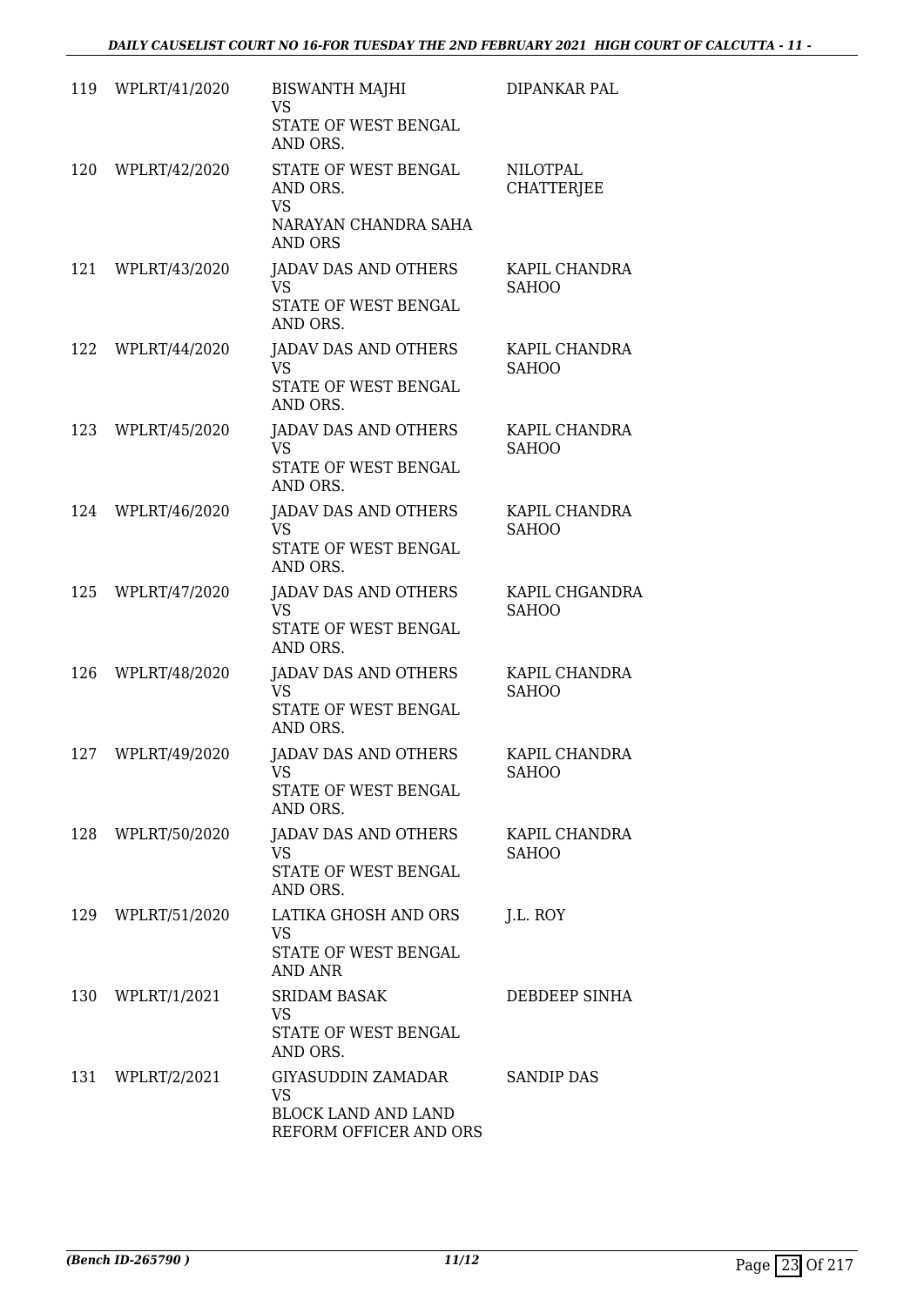| 119 | WPLRT/41/2020 | BISWANTH MAJHI<br>VS<br>STATE OF WEST BENGAL AND ORS. | DIPANKAR PAL |
|---|---|---|---|
| 120 | WPLRT/42/2020 | STATE OF WEST BENGAL AND ORS.<br>VS<br>NARAYAN CHANDRA SAHA AND ORS | NILOTPAL CHATTERJEE |
| 121 | WPLRT/43/2020 | JADAV DAS AND OTHERS<br>VS<br>STATE OF WEST BENGAL AND ORS. | KAPIL CHANDRA SAHOO |
| 122 | WPLRT/44/2020 | JADAV DAS AND OTHERS<br>VS<br>STATE OF WEST BENGAL AND ORS. | KAPIL CHANDRA SAHOO |
| 123 | WPLRT/45/2020 | JADAV DAS AND OTHERS<br>VS<br>STATE OF WEST BENGAL AND ORS. | KAPIL CHANDRA SAHOO |
| 124 | WPLRT/46/2020 | JADAV DAS AND OTHERS<br>VS<br>STATE OF WEST BENGAL AND ORS. | KAPIL CHANDRA SAHOO |
| 125 | WPLRT/47/2020 | JADAV DAS AND OTHERS<br>VS<br>STATE OF WEST BENGAL AND ORS. | KAPIL CHGANDRA SAHOO |
| 126 | WPLRT/48/2020 | JADAV DAS AND OTHERS<br>VS<br>STATE OF WEST BENGAL AND ORS. | KAPIL CHANDRA SAHOO |
| 127 | WPLRT/49/2020 | JADAV DAS AND OTHERS<br>VS<br>STATE OF WEST BENGAL AND ORS. | KAPIL CHANDRA SAHOO |
| 128 | WPLRT/50/2020 | JADAV DAS AND OTHERS<br>VS<br>STATE OF WEST BENGAL AND ORS. | KAPIL CHANDRA SAHOO |
| 129 | WPLRT/51/2020 | LATIKA GHOSH AND ORS<br>VS<br>STATE OF WEST BENGAL AND ANR | J.L. ROY |
| 130 | WPLRT/1/2021 | SRIDAM BASAK<br>VS<br>STATE OF WEST BENGAL AND ORS. | DEBDEEP SINHA |
| 131 | WPLRT/2/2021 | GIYASUDDIN ZAMADAR<br>VS<br>BLOCK LAND AND LAND REFORM OFFICER AND ORS | SANDIP DAS |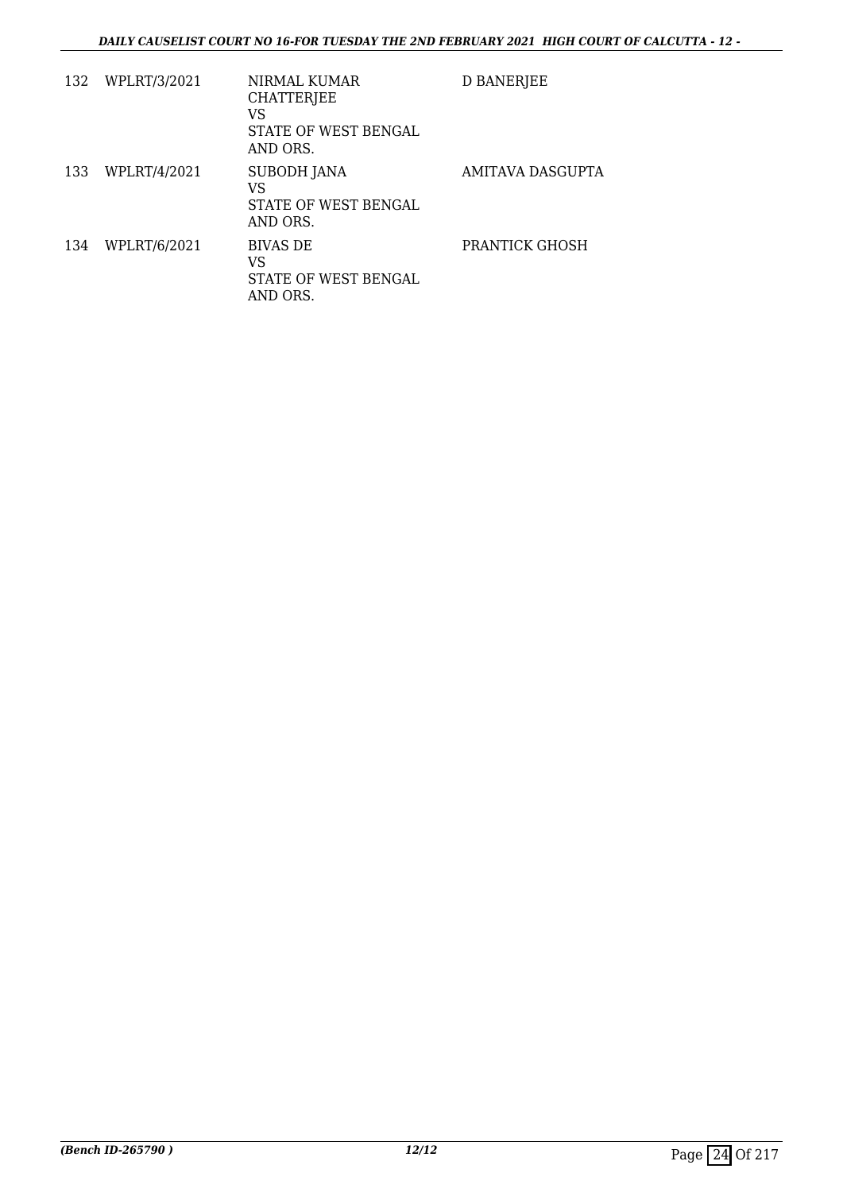| | | | |
|---|---|---|---|
| 132 | WPLRT/3/2021 | NIRMAL KUMAR CHATTERJEE<br>VS<br>STATE OF WEST BENGAL AND ORS. | D BANERJEE |
| 133 | WPLRT/4/2021 | SUBODH JANA<br>VS<br>STATE OF WEST BENGAL AND ORS. | AMITAVA DASGUPTA |
| 134 | WPLRT/6/2021 | BIVAS DE<br>VS<br>STATE OF WEST BENGAL AND ORS. | PRANTICK GHOSH |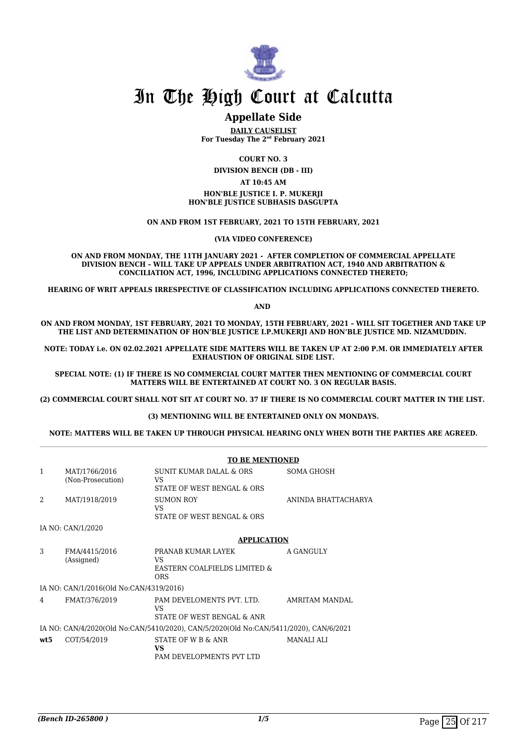# In The High Court at Calcutta

## Appellate Side

**DAILY CAUSELIST**
**For Tuesday The 2nd February 2021**

**COURT NO. 3**

**DIVISION BENCH (DB - III)**

**AT 10:45 AM**

**HON'BLE JUSTICE I. P. MUKERJI**
**HON'BLE JUSTICE SUBHASIS DASGUPTA**

**ON AND FROM 1ST FEBRUARY, 2021 TO 15TH FEBRUARY, 2021**

**(VIA VIDEO CONFERENCE)**

**ON AND FROM MONDAY, THE 11TH JANUARY 2021 - AFTER COMPLETION OF COMMERCIAL APPELLATE DIVISION BENCH – WILL TAKE UP APPEALS UNDER ARBITRATION ACT, 1940 AND ARBITRATION & CONCILIATION ACT, 1996, INCLUDING APPLICATIONS CONNECTED THERETO;**

**HEARING OF WRIT APPEALS IRRESPECTIVE OF CLASSIFICATION INCLUDING APPLICATIONS CONNECTED THERETO.**

**AND**

**ON AND FROM MONDAY, 1ST FEBRUARY, 2021 TO MONDAY, 15TH FEBRUARY, 2021 – WILL SIT TOGETHER AND TAKE UP THE LIST AND DETERMINATION OF HON'BLE JUSTICE I.P.MUKERJI AND HON'BLE JUSTICE MD. NIZAMUDDIN.**

**NOTE: TODAY i.e. ON 02.02.2021 APPELLATE SIDE MATTERS WILL BE TAKEN UP AT 2:00 P.M. OR IMMEDIATELY AFTER EXHAUSTION OF ORIGINAL SIDE LIST.**

**SPECIAL NOTE: (1) IF THERE IS NO COMMERCIAL COURT MATTER THEN MENTIONING OF COMMERCIAL COURT MATTERS WILL BE ENTERTAINED AT COURT NO. 3 ON REGULAR BASIS.**

**(2) COMMERCIAL COURT SHALL NOT SIT AT COURT NO. 37 IF THERE IS NO COMMERCIAL COURT MATTER IN THE LIST.**

**(3) MENTIONING WILL BE ENTERTAINED ONLY ON MONDAYS.**

**NOTE: MATTERS WILL BE TAKEN UP THROUGH PHYSICAL HEARING ONLY WHEN BOTH THE PARTIES ARE AGREED.**

**TO BE MENTIONED**

| | | | |
|---|---|---|---|
| 1 | MAT/1766/2016 (Non-Prosecution) | SUNIT KUMAR DALAL & ORS VS STATE OF WEST BENGAL & ORS | SOMA GHOSH |
| 2 | MAT/1918/2019 | SUMON ROY VS STATE OF WEST BENGAL & ORS | ANINDA BHATTACHARYA |

IA NO: CAN/1/2020

**APPLICATION**

| | | | |
|---|---|---|---|
| 3 | FMA/4415/2016 (Assigned) | PRANAB KUMAR LAYEK VS EASTERN COALFIELDS LIMITED & ORS | A GANGULY |

IA NO: CAN/1/2016(Old No:CAN/4319/2016)

| | | | |
|---|---|---|---|
| 4 | FMAT/376/2019 | PAM DEVELOMENTS PVT. LTD. VS STATE OF WEST BENGAL & ANR | AMRITAM MANDAL |

IA NO: CAN/4/2020(Old No:CAN/5410/2020), CAN/5/2020(Old No:CAN/5411/2020), CAN/6/2021

| | | | |
|---|---|---|---|
| wt5 | COT/54/2019 | STATE OF W B & ANR **VS** PAM DEVELOPMENTS PVT LTD | MANALI ALI |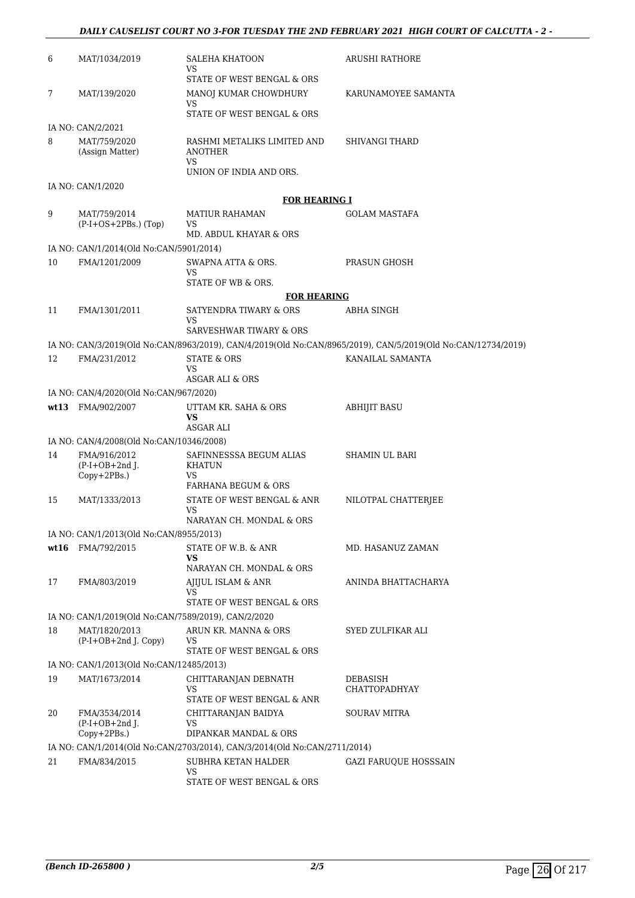| | | | |
|---|---|---|---|
| 6 | MAT/1034/2019 | SALEHA KHATOON<br>VS<br>STATE OF WEST BENGAL & ORS | ARUSHI RATHORE |
| 7 | MAT/139/2020 | MANOJ KUMAR CHOWDHURY<br>VS<br>STATE OF WEST BENGAL & ORS | KARUNAMOYEE SAMANTA |
| | IA NO: CAN/2/2021 | | |
| 8 | MAT/759/2020<br>(Assign Matter) | RASHMI METALIKS LIMITED AND ANOTHER<br>VS<br>UNION OF INDIA AND ORS. | SHIVANGI THARD |
| | IA NO: CAN/1/2020 | | |

**FOR HEARING I**

| | | | |
|---|---|---|---|
| 9 | MAT/759/2014<br>(P-I+OS+2PBs.) (Top) | MATIUR RAHAMAN<br>VS<br>MD. ABDUL KHAYAR & ORS | GOLAM MASTAFA |
| | IA NO: CAN/1/2014(Old No:CAN/5901/2014) | | |
| 10 | FMA/1201/2009 | SWAPNA ATTA & ORS.<br>VS<br>STATE OF WB & ORS. | PRASUN GHOSH |

**FOR HEARING**

| | | | |
|---|---|---|---|
| 11 | FMA/1301/2011 | SATYENDRA TIWARY & ORS<br>VS<br>SARVESHWAR TIWARY & ORS | ABHA SINGH |
| | IA NO: CAN/3/2019(Old No:CAN/8963/2019), CAN/4/2019(Old No:CAN/8965/2019), CAN/5/2019(Old No:CAN/12734/2019) | | |
| 12 | FMA/231/2012 | STATE & ORS<br>VS<br>ASGAR ALI & ORS | KANAILAL SAMANTA |
| | IA NO: CAN/4/2020(Old No:CAN/967/2020) | | |
| **wt13** | FMA/902/2007 | UTTAM KR. SAHA & ORS<br>**VS**<br>ASGAR ALI | ABHIJIT BASU |
| | IA NO: CAN/4/2008(Old No:CAN/10346/2008) | | |
| 14 | FMA/916/2012<br>(P-I+OB+2nd J. Copy+2PBs.) | SAFINNESSSA BEGUM ALIAS KHATUN<br>VS<br>FARHANA BEGUM & ORS | SHAMIN UL BARI |
| 15 | MAT/1333/2013 | STATE OF WEST BENGAL & ANR<br>VS<br>NARAYAN CH. MONDAL & ORS | NILOTPAL CHATTERJEE |
| | IA NO: CAN/1/2013(Old No:CAN/8955/2013) | | |
| **wt16** | FMA/792/2015 | STATE OF W.B. & ANR<br>**VS**<br>NARAYAN CH. MONDAL & ORS | MD. HASANUZ ZAMAN |
| 17 | FMA/803/2019 | AJIJUL ISLAM & ANR<br>VS<br>STATE OF WEST BENGAL & ORS | ANINDA BHATTACHARYA |
| | IA NO: CAN/1/2019(Old No:CAN/7589/2019), CAN/2/2020 | | |
| 18 | MAT/1820/2013<br>(P-I+OB+2nd J. Copy) | ARUN KR. MANNA & ORS<br>VS<br>STATE OF WEST BENGAL & ORS | SYED ZULFIKAR ALI |
| | IA NO: CAN/1/2013(Old No:CAN/12485/2013) | | |
| 19 | MAT/1673/2014 | CHITTARANJAN DEBNATH<br>VS<br>STATE OF WEST BENGAL & ANR | DEBASISH CHATTOPADHYAY |
| 20 | FMA/3534/2014<br>(P-I+OB+2nd J. Copy+2PBs.) | CHITTARANJAN BAIDYA<br>VS<br>DIPANKAR MANDAL & ORS | SOURAV MITRA |
| | IA NO: CAN/1/2014(Old No:CAN/2703/2014), CAN/3/2014(Old No:CAN/2711/2014) | | |
| 21 | FMA/834/2015 | SUBHRA KETAN HALDER<br>VS<br>STATE OF WEST BENGAL & ORS | GAZI FARUQUE HOSSSAIN |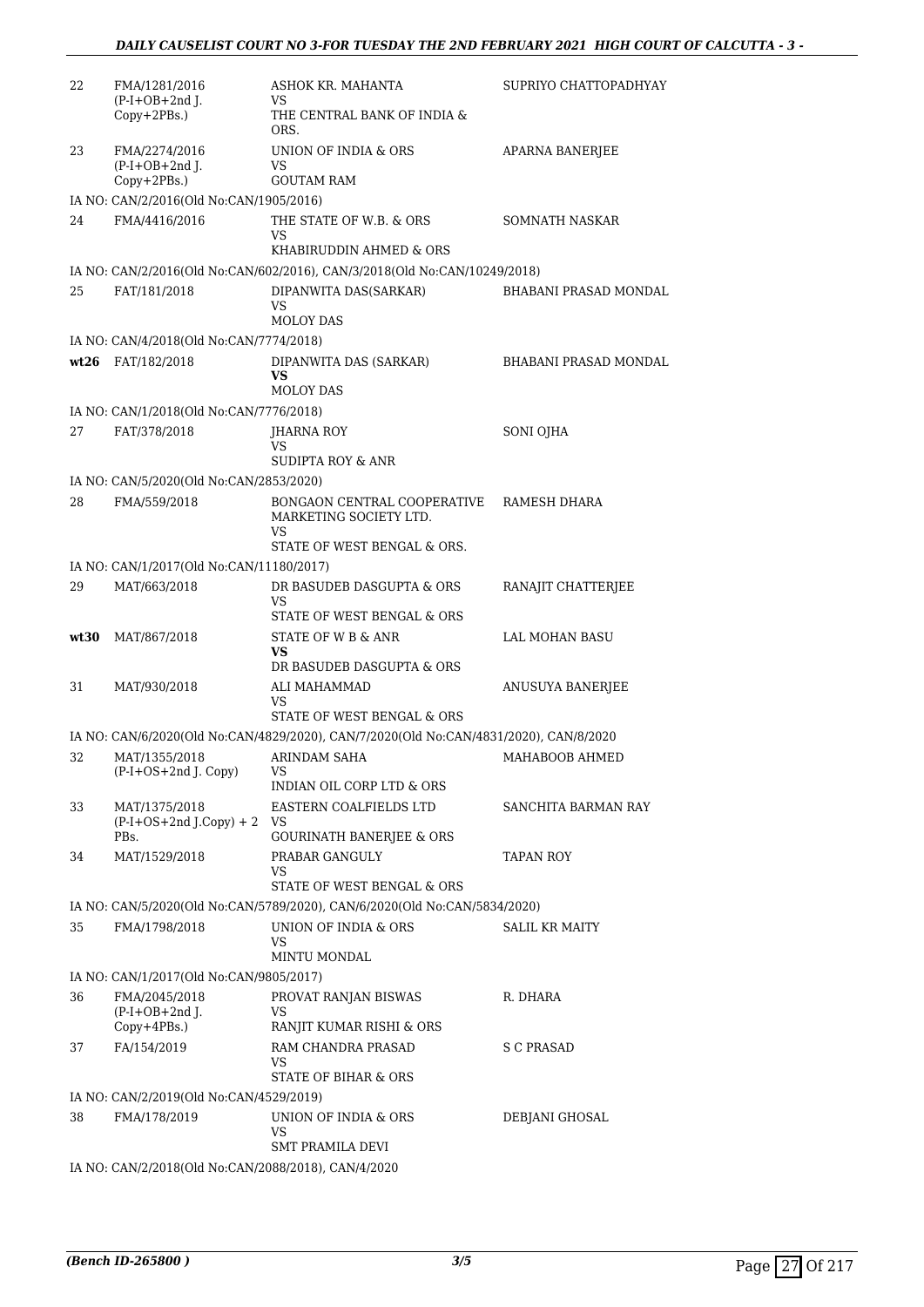| | | | |
|---|---|---|---|
| 22 | FMA/1281/2016 (P-I+OB+2nd J. Copy+2PBs.) | ASHOK KR. MAHANTA VS THE CENTRAL BANK OF INDIA & ORS. | SUPRIYO CHATTOPADHYAY |
| 23 | FMA/2274/2016 (P-I+OB+2nd J. Copy+2PBs.) | UNION OF INDIA & ORS VS GOUTAM RAM | APARNA BANERJEE |
| | IA NO: CAN/2/2016(Old No:CAN/1905/2016) | | |
| 24 | FMA/4416/2016 | THE STATE OF W.B. & ORS VS KHABIRUDDIN AHMED & ORS | SOMNATH NASKAR |
| | IA NO: CAN/2/2016(Old No:CAN/602/2016), CAN/3/2018(Old No:CAN/10249/2018) | | |
| 25 | FAT/181/2018 | DIPANWITA DAS(SARKAR) VS MOLOY DAS | BHABANI PRASAD MONDAL |
| | IA NO: CAN/4/2018(Old No:CAN/7774/2018) | | |
| wt26 | FAT/182/2018 | DIPANWITA DAS (SARKAR) **VS** MOLOY DAS | BHABANI PRASAD MONDAL |
| | IA NO: CAN/1/2018(Old No:CAN/7776/2018) | | |
| 27 | FAT/378/2018 | JHARNA ROY VS SUDIPTA ROY & ANR | SONI OJHA |
| | IA NO: CAN/5/2020(Old No:CAN/2853/2020) | | |
| 28 | FMA/559/2018 | BONGAON CENTRAL COOPERATIVE MARKETING SOCIETY LTD. VS STATE OF WEST BENGAL & ORS. | RAMESH DHARA |
| | IA NO: CAN/1/2017(Old No:CAN/11180/2017) | | |
| 29 | MAT/663/2018 | DR BASUDEB DASGUPTA & ORS VS STATE OF WEST BENGAL & ORS | RANAJIT CHATTERJEE |
| wt30 | MAT/867/2018 | STATE OF W B & ANR **VS** DR BASUDEB DASGUPTA & ORS | LAL MOHAN BASU |
| 31 | MAT/930/2018 | ALI MAHAMMAD VS STATE OF WEST BENGAL & ORS | ANUSUYA BANERJEE |
| | IA NO: CAN/6/2020(Old No:CAN/4829/2020), CAN/7/2020(Old No:CAN/4831/2020), CAN/8/2020 | | |
| 32 | MAT/1355/2018 (P-I+OS+2nd J. Copy) | ARINDAM SAHA VS INDIAN OIL CORP LTD & ORS | MAHABOOB AHMED |
| 33 | MAT/1375/2018 (P-I+OS+2nd J.Copy) + 2 PBs. | EASTERN COALFIELDS LTD VS GOURINATH BANERJEE & ORS | SANCHITA BARMAN RAY |
| 34 | MAT/1529/2018 | PRABAR GANGULY VS STATE OF WEST BENGAL & ORS | TAPAN ROY |
| | IA NO: CAN/5/2020(Old No:CAN/5789/2020), CAN/6/2020(Old No:CAN/5834/2020) | | |
| 35 | FMA/1798/2018 | UNION OF INDIA & ORS VS MINTU MONDAL | SALIL KR MAITY |
| | IA NO: CAN/1/2017(Old No:CAN/9805/2017) | | |
| 36 | FMA/2045/2018 (P-I+OB+2nd J. Copy+4PBs.) | PROVAT RANJAN BISWAS VS RANJIT KUMAR RISHI & ORS | R. DHARA |
| 37 | FA/154/2019 | RAM CHANDRA PRASAD VS STATE OF BIHAR & ORS | S C PRASAD |
| | IA NO: CAN/2/2019(Old No:CAN/4529/2019) | | |
| 38 | FMA/178/2019 | UNION OF INDIA & ORS VS SMT PRAMILA DEVI | DEBJANI GHOSAL |
| | IA NO: CAN/2/2018(Old No:CAN/2088/2018), CAN/4/2020 | | |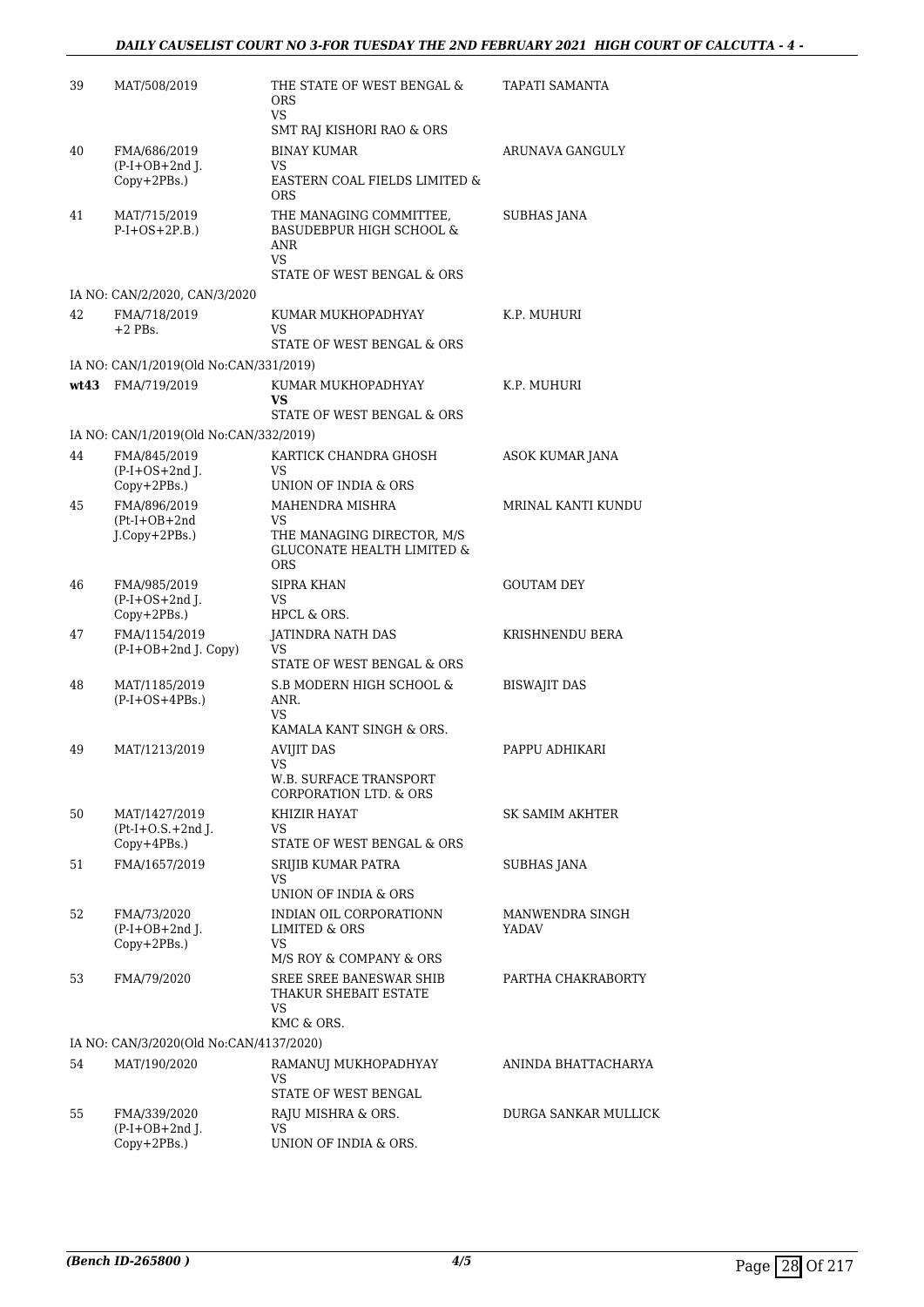| 39 | MAT/508/2019 | THE STATE OF WEST BENGAL & ORS<br>VS<br>SMT RAJ KISHORI RAO & ORS | TAPATI SAMANTA |
|---|---|---|---|
| 40 | FMA/686/2019<br>(P-I+OB+2nd J. Copy+2PBs.) | BINAY KUMAR<br>VS<br>EASTERN COAL FIELDS LIMITED & ORS | ARUNAVA GANGULY |
| 41 | MAT/715/2019<br>P-I+OS+2P.B.) | THE MANAGING COMMITTEE, BASUDEBPUR HIGH SCHOOL & ANR<br>VS<br>STATE OF WEST BENGAL & ORS | SUBHAS JANA |
| | IA NO: CAN/2/2020, CAN/3/2020 | | |
| 42 | FMA/718/2019<br>+2 PBs. | KUMAR MUKHOPADHYAY<br>VS<br>STATE OF WEST BENGAL & ORS | K.P. MUHURI |
| | IA NO: CAN/1/2019(Old No:CAN/331/2019) | | |
| wt43 | FMA/719/2019 | KUMAR MUKHOPADHYAY<br>**VS**<br>STATE OF WEST BENGAL & ORS | K.P. MUHURI |
| | IA NO: CAN/1/2019(Old No:CAN/332/2019) | | |
| 44 | FMA/845/2019<br>(P-I+OS+2nd J. Copy+2PBs.) | KARTICK CHANDRA GHOSH<br>VS<br>UNION OF INDIA & ORS | ASOK KUMAR JANA |
| 45 | FMA/896/2019<br>(Pt-I+OB+2nd J.Copy+2PBs.) | MAHENDRA MISHRA<br>VS<br>THE MANAGING DIRECTOR, M/S GLUCONATE HEALTH LIMITED & ORS | MRINAL KANTI KUNDU |
| 46 | FMA/985/2019<br>(P-I+OS+2nd J. Copy+2PBs.) | SIPRA KHAN<br>VS<br>HPCL & ORS. | GOUTAM DEY |
| 47 | FMA/1154/2019<br>(P-I+OB+2nd J. Copy) | JATINDRA NATH DAS<br>VS<br>STATE OF WEST BENGAL & ORS | KRISHNENDU BERA |
| 48 | MAT/1185/2019<br>(P-I+OS+4PBs.) | S.B MODERN HIGH SCHOOL & ANR.<br>VS<br>KAMALA KANT SINGH & ORS. | BISWAJIT DAS |
| 49 | MAT/1213/2019 | AVIJIT DAS<br>VS<br>W.B. SURFACE TRANSPORT CORPORATION LTD. & ORS | PAPPU ADHIKARI |
| 50 | MAT/1427/2019<br>(Pt-I+O.S.+2nd J. Copy+4PBs.) | KHIZIR HAYAT<br>VS<br>STATE OF WEST BENGAL & ORS | SK SAMIM AKHTER |
| 51 | FMA/1657/2019 | SRIJIB KUMAR PATRA<br>VS<br>UNION OF INDIA & ORS | SUBHAS JANA |
| 52 | FMA/73/2020<br>(P-I+OB+2nd J. Copy+2PBs.) | INDIAN OIL CORPORATIONN LIMITED & ORS<br>VS<br>M/S ROY & COMPANY & ORS | MANWENDRA SINGH YADAV |
| 53 | FMA/79/2020 | SREE SREE BANESWAR SHIB THAKUR SHEBAIT ESTATE<br>VS<br>KMC & ORS. | PARTHA CHAKRABORTY |
| | IA NO: CAN/3/2020(Old No:CAN/4137/2020) | | |
| 54 | MAT/190/2020 | RAMANUJ MUKHOPADHYAY<br>VS<br>STATE OF WEST BENGAL | ANINDA BHATTACHARYA |
| 55 | FMA/339/2020<br>(P-I+OB+2nd J. Copy+2PBs.) | RAJU MISHRA & ORS.<br>VS<br>UNION OF INDIA & ORS. | DURGA SANKAR MULLICK |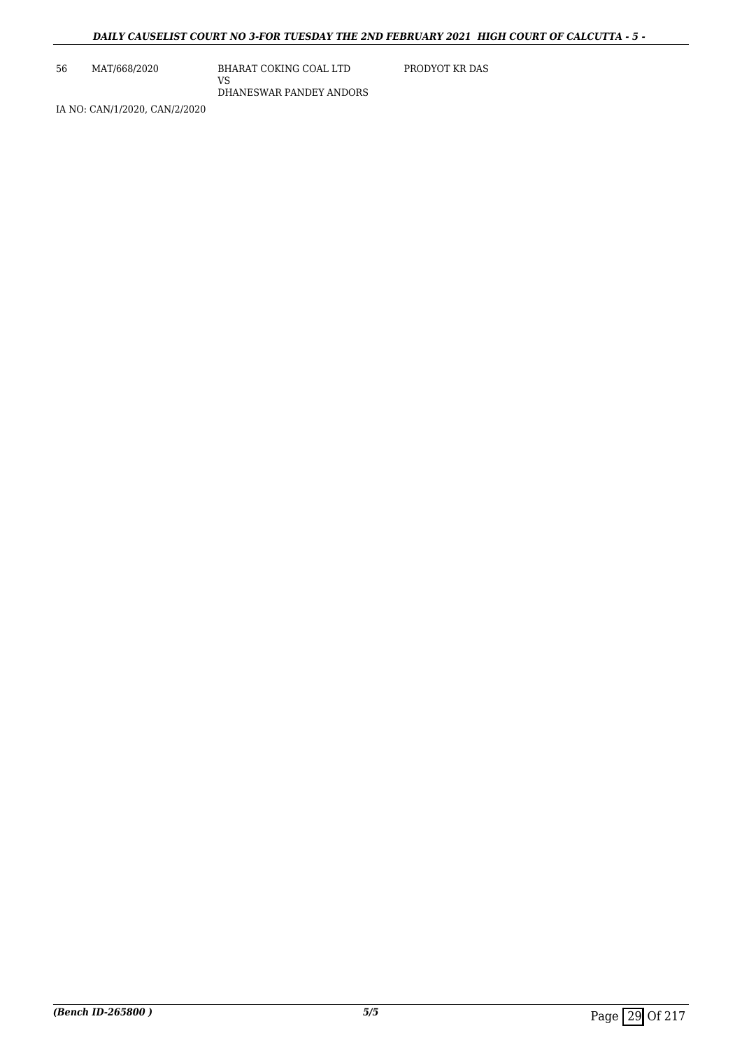| 56 | MAT/668/2020 | BHARAT COKING COAL LTD<br>VS<br>DHANESWAR PANDEY ANDORS | PRODYOT KR DAS |
|---|---|---|---|

IA NO: CAN/1/2020, CAN/2/2020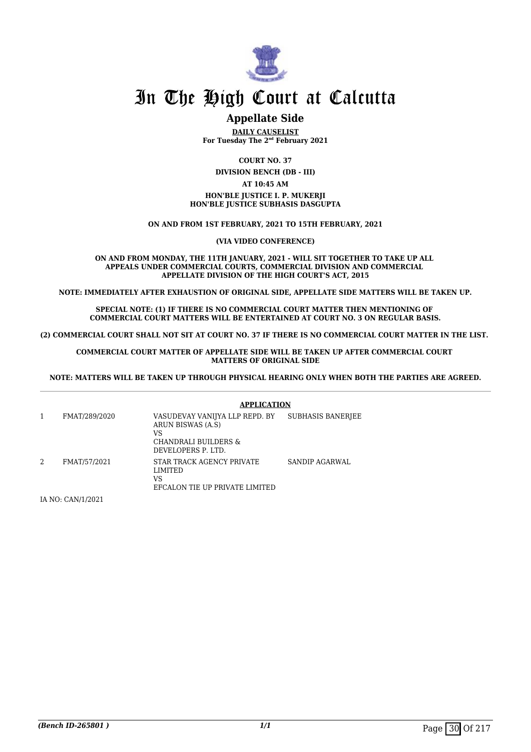# In The High Court at Calcutta

## Appellate Side

**DAILY CAUSELIST**
**For Tuesday The 2nd February 2021**

**COURT NO. 37**

**DIVISION BENCH (DB - III)**

**AT 10:45 AM**

**HON'BLE JUSTICE I. P. MUKERJI**
**HON'BLE JUSTICE SUBHASIS DASGUPTA**

**ON AND FROM 1ST FEBRUARY, 2021 TO 15TH FEBRUARY, 2021**

**(VIA VIDEO CONFERENCE)**

**ON AND FROM MONDAY, THE 11TH JANUARY, 2021 - WILL SIT TOGETHER TO TAKE UP ALL APPEALS UNDER COMMERCIAL COURTS, COMMERCIAL DIVISION AND COMMERCIAL APPELLATE DIVISION OF THE HIGH COURT'S ACT, 2015**

**NOTE: IMMEDIATELY AFTER EXHAUSTION OF ORIGINAL SIDE, APPELLATE SIDE MATTERS WILL BE TAKEN UP.**

**SPECIAL NOTE: (1) IF THERE IS NO COMMERCIAL COURT MATTER THEN MENTIONING OF COMMERCIAL COURT MATTERS WILL BE ENTERTAINED AT COURT NO. 3 ON REGULAR BASIS.**

**(2) COMMERCIAL COURT SHALL NOT SIT AT COURT NO. 37 IF THERE IS NO COMMERCIAL COURT MATTER IN THE LIST.**

**COMMERCIAL COURT MATTER OF APPELLATE SIDE WILL BE TAKEN UP AFTER COMMERCIAL COURT MATTERS OF ORIGINAL SIDE**

**NOTE: MATTERS WILL BE TAKEN UP THROUGH PHYSICAL HEARING ONLY WHEN BOTH THE PARTIES ARE AGREED.**

---

**APPLICATION**

| | | | |
|---|---|---|---|
| 1 | FMAT/289/2020 | VASUDEVAY VANIJYA LLP REPD. BY ARUN BISWAS (A.S)<br>VS<br>CHANDRALI BUILDERS & DEVELOPERS P. LTD. | SUBHASIS BANERJEE |
| 2 | FMAT/57/2021 | STAR TRACK AGENCY PRIVATE LIMITED<br>VS<br>EFCALON TIE UP PRIVATE LIMITED | SANDIP AGARWAL |

IA NO: CAN/1/2021

*(Bench ID-265801 )*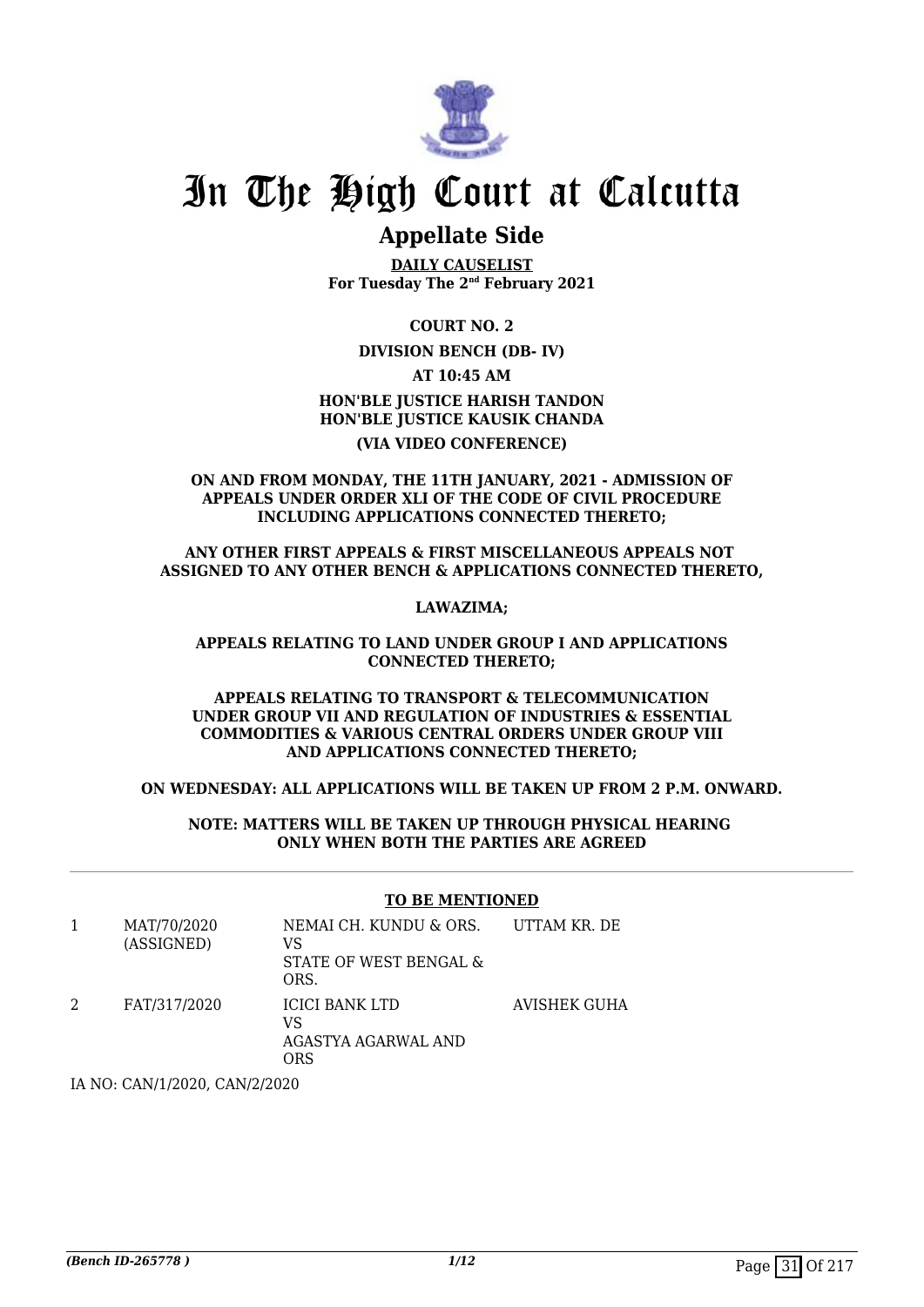# In The High Court at Calcutta

## Appellate Side

**DAILY CAUSELIST**
**For Tuesday The 2nd February 2021**

**COURT NO. 2**

**DIVISION BENCH (DB- IV)**

**AT 10:45 AM**

**HON'BLE JUSTICE HARISH TANDON**
**HON'BLE JUSTICE KAUSIK CHANDA**

**(VIA VIDEO CONFERENCE)**

**ON AND FROM MONDAY, THE 11TH JANUARY, 2021 - ADMISSION OF APPEALS UNDER ORDER XLI OF THE CODE OF CIVIL PROCEDURE INCLUDING APPLICATIONS CONNECTED THERETO;**

**ANY OTHER FIRST APPEALS & FIRST MISCELLANEOUS APPEALS NOT ASSIGNED TO ANY OTHER BENCH & APPLICATIONS CONNECTED THERETO,**

**LAWAZIMA;**

**APPEALS RELATING TO LAND UNDER GROUP I AND APPLICATIONS CONNECTED THERETO;**

**APPEALS RELATING TO TRANSPORT & TELECOMMUNICATION UNDER GROUP VII AND REGULATION OF INDUSTRIES & ESSENTIAL COMMODITIES & VARIOUS CENTRAL ORDERS UNDER GROUP VIII AND APPLICATIONS CONNECTED THERETO;**

**ON WEDNESDAY: ALL APPLICATIONS WILL BE TAKEN UP FROM 2 P.M. ONWARD.**

**NOTE: MATTERS WILL BE TAKEN UP THROUGH PHYSICAL HEARING ONLY WHEN BOTH THE PARTIES ARE AGREED**

**TO BE MENTIONED**

| | | | |
|---|---|---|---|
| 1 | MAT/70/2020 (ASSIGNED) | NEMAI CH. KUNDU & ORS. VS STATE OF WEST BENGAL & ORS. | UTTAM KR. DE |
| 2 | FAT/317/2020 | ICICI BANK LTD VS AGASTYA AGARWAL AND ORS | AVISHEK GUHA |

IA NO: CAN/1/2020, CAN/2/2020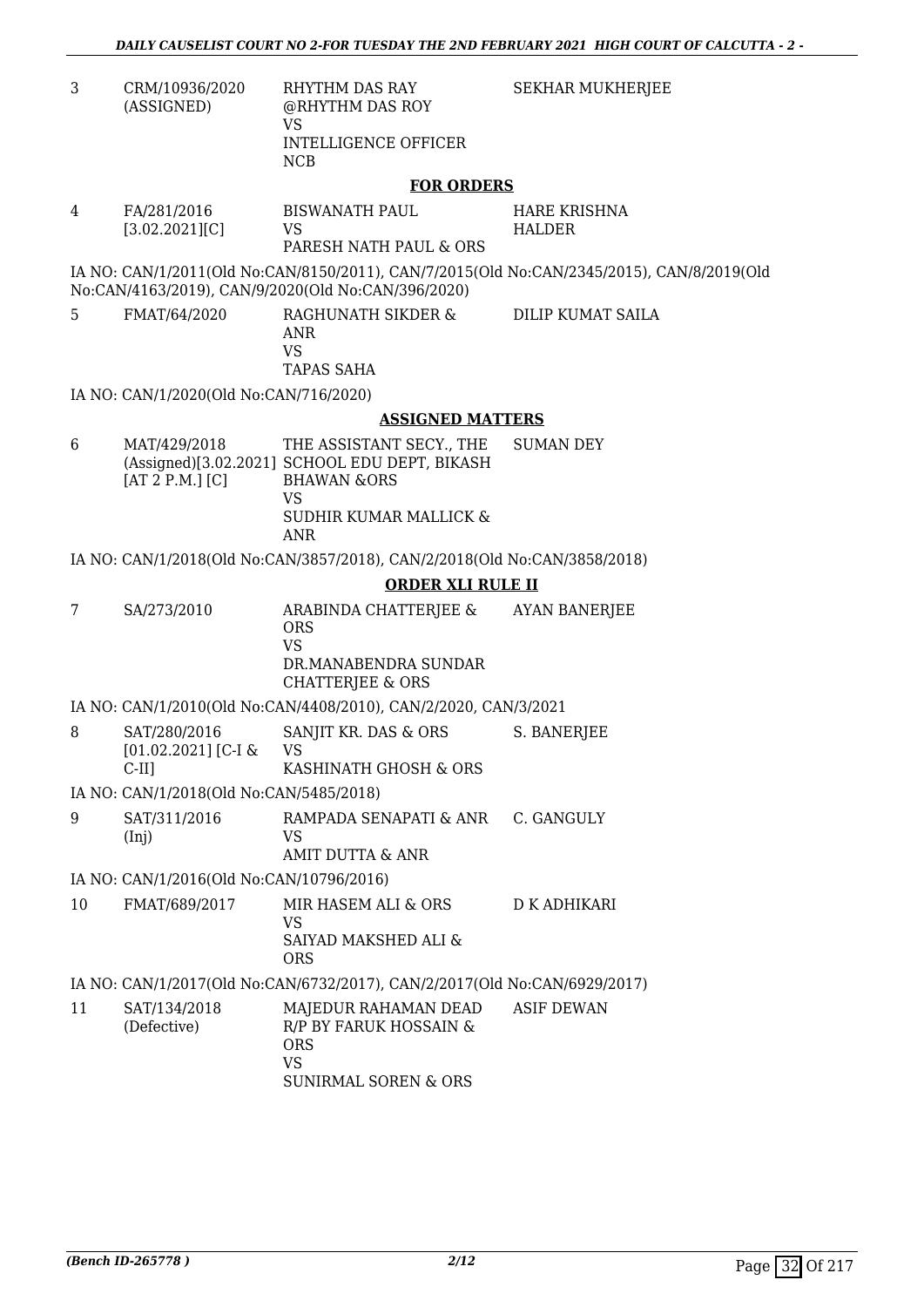| 3 | CRM/10936/2020 (ASSIGNED) | RHYTHM DAS RAY @RHYTHM DAS ROY VS INTELLIGENCE OFFICER NCB | SEKHAR MUKHERJEE |
|---|---|---|---|

**FOR ORDERS**

| 4 | FA/281/2016 [3.02.2021][C] | BISWANATH PAUL VS PARESH NATH PAUL & ORS | HARE KRISHNA HALDER |
|---|---|---|---|

IA NO: CAN/1/2011(Old No:CAN/8150/2011), CAN/7/2015(Old No:CAN/2345/2015), CAN/8/2019(Old No:CAN/4163/2019), CAN/9/2020(Old No:CAN/396/2020)

| 5 | FMAT/64/2020 | RAGHUNATH SIKDER & ANR VS TAPAS SAHA | DILIP KUMAT SAILA |
|---|---|---|---|

IA NO: CAN/1/2020(Old No:CAN/716/2020)

**ASSIGNED MATTERS**

| 6 | MAT/429/2018 (Assigned)[3.02.2021] [AT 2 P.M.] [C] | THE ASSISTANT SECY., THE SCHOOL EDU DEPT, BIKASH BHAWAN &ORS VS SUDHIR KUMAR MALLICK & ANR | SUMAN DEY |
|---|---|---|---|

IA NO: CAN/1/2018(Old No:CAN/3857/2018), CAN/2/2018(Old No:CAN/3858/2018)

**ORDER XLI RULE II**

| 7 | SA/273/2010 | ARABINDA CHATTERJEE & ORS VS DR.MANABENDRA SUNDAR CHATTERJEE & ORS | AYAN BANERJEE |
|---|---|---|---|

IA NO: CAN/1/2010(Old No:CAN/4408/2010), CAN/2/2020, CAN/3/2021

| 8 | SAT/280/2016 [01.02.2021] [C-I & C-II] | SANJIT KR. DAS & ORS VS KASHINATH GHOSH & ORS | S. BANERJEE |
|---|---|---|---|

IA NO: CAN/1/2018(Old No:CAN/5485/2018)

| 9 | SAT/311/2016 (Inj) | RAMPADA SENAPATI & ANR VS AMIT DUTTA & ANR | C. GANGULY |
|---|---|---|---|

IA NO: CAN/1/2016(Old No:CAN/10796/2016)

| 10 | FMAT/689/2017 | MIR HASEM ALI & ORS VS SAIYAD MAKSHED ALI & ORS | D K ADHIKARI |
|---|---|---|---|

IA NO: CAN/1/2017(Old No:CAN/6732/2017), CAN/2/2017(Old No:CAN/6929/2017)

| 11 | SAT/134/2018 (Defective) | MAJEDUR RAHAMAN DEAD R/P BY FARUK HOSSAIN & ORS VS SUNIRMAL SOREN & ORS | ASIF DEWAN |
|---|---|---|---|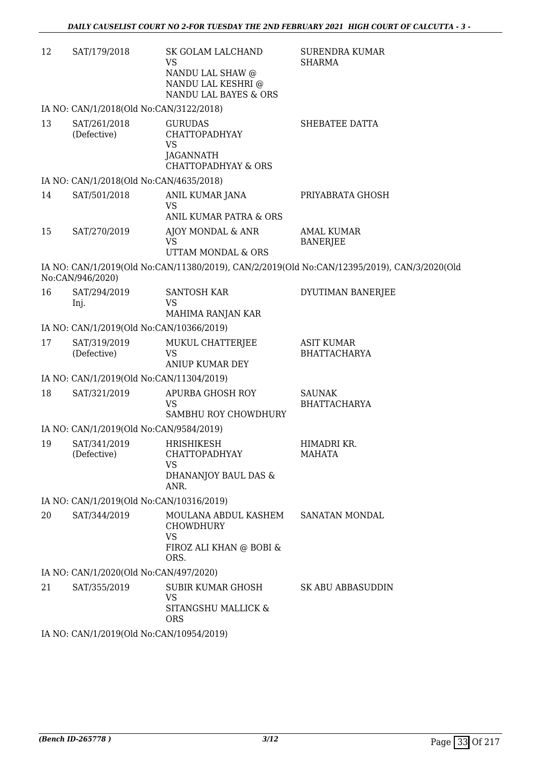| | | | |
|---|---|---|---|
| 12 | SAT/179/2018 | SK GOLAM LALCHAND<br>VS<br>NANDU LAL SHAW @<br>NANDU LAL KESHRI @<br>NANDU LAL BAYES & ORS | SURENDRA KUMAR<br>SHARMA |

IA NO: CAN/1/2018(Old No:CAN/3122/2018)

| | | | |
|---|---|---|---|
| 13 | SAT/261/2018<br>(Defective) | GURUDAS<br>CHATTOPADHYAY<br>VS<br>JAGANNATH<br>CHATTOPADHYAY & ORS | SHEBATEE DATTA |

IA NO: CAN/1/2018(Old No:CAN/4635/2018)

| | | | |
|---|---|---|---|
| 14 | SAT/501/2018 | ANIL KUMAR JANA<br>VS<br>ANIL KUMAR PATRA & ORS | PRIYABRATA GHOSH |
| 15 | SAT/270/2019 | AJOY MONDAL & ANR<br>VS<br>UTTAM MONDAL & ORS | AMAL KUMAR<br>BANERJEE |

IA NO: CAN/1/2019(Old No:CAN/11380/2019), CAN/2/2019(Old No:CAN/12395/2019), CAN/3/2020(Old No:CAN/946/2020)

| | | | |
|---|---|---|---|
| 16 | SAT/294/2019<br>Inj. | SANTOSH KAR<br>VS<br>MAHIMA RANJAN KAR | DYUTIMAN BANERJEE |

IA NO: CAN/1/2019(Old No:CAN/10366/2019)

| | | | |
|---|---|---|---|
| 17 | SAT/319/2019<br>(Defective) | MUKUL CHATTERJEE<br>VS<br>ANIUP KUMAR DEY | ASIT KUMAR<br>BHATTACHARYA |

IA NO: CAN/1/2019(Old No:CAN/11304/2019)

| | | | |
|---|---|---|---|
| 18 | SAT/321/2019 | APURBA GHOSH ROY<br>VS<br>SAMBHU ROY CHOWDHURY | SAUNAK<br>BHATTACHARYA |

IA NO: CAN/1/2019(Old No:CAN/9584/2019)

| | | | |
|---|---|---|---|
| 19 | SAT/341/2019<br>(Defective) | HRISHIKESH<br>CHATTOPADHYAY<br>VS<br>DHANANJOY BAUL DAS &<br>ANR. | HIMADRI KR.<br>MAHATA |

IA NO: CAN/1/2019(Old No:CAN/10316/2019)

| | | | |
|---|---|---|---|
| 20 | SAT/344/2019 | MOULANA ABDUL KASHEM<br>CHOWDHURY<br>VS<br>FIROZ ALI KHAN @ BOBI &<br>ORS. | SANATAN MONDAL |

IA NO: CAN/1/2020(Old No:CAN/497/2020)

| | | | |
|---|---|---|---|
| 21 | SAT/355/2019 | SUBIR KUMAR GHOSH<br>VS<br>SITANGSHU MALLICK &<br>ORS | SK ABU ABBASUDDIN |

IA NO: CAN/1/2019(Old No:CAN/10954/2019)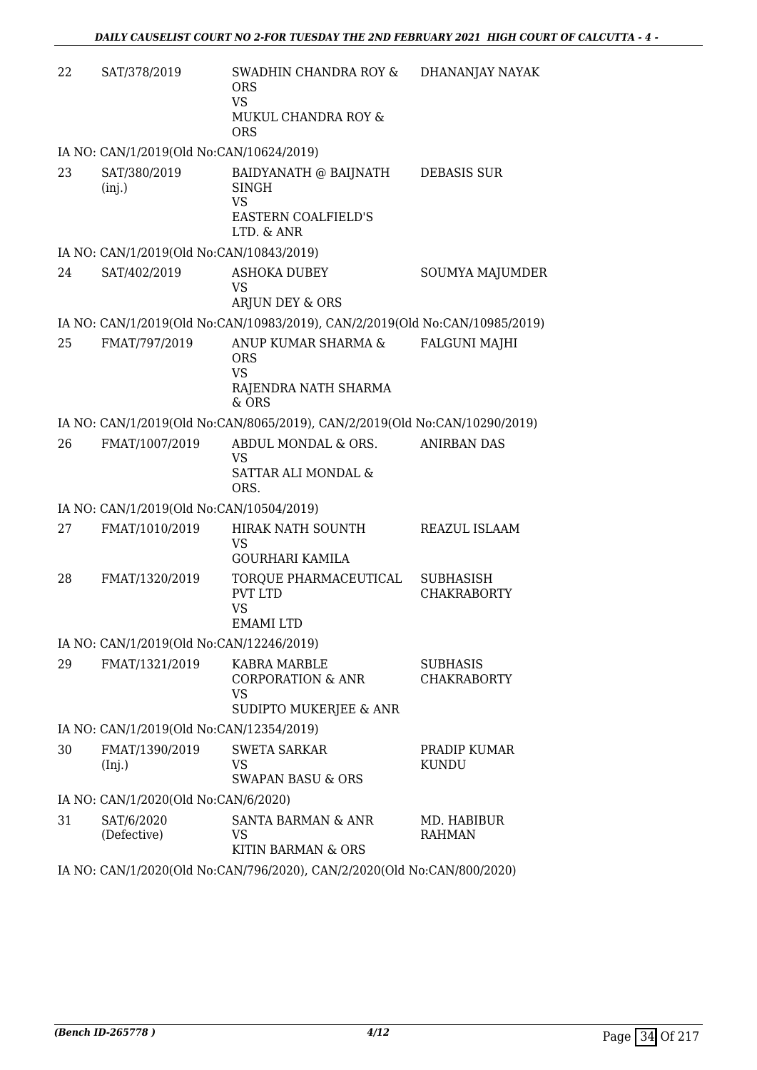| | | | |
|---|---|---|---|
| 22 | SAT/378/2019 | SWADHIN CHANDRA ROY & ORS<br>VS<br>MUKUL CHANDRA ROY & ORS | DHANANJAY NAYAK |
| | IA NO: CAN/1/2019(Old No:CAN/10624/2019) | | |
| 23 | SAT/380/2019 (inj.) | BAIDYANATH @ BAIJNATH SINGH<br>VS<br>EASTERN COALFIELD'S LTD. & ANR | DEBASIS SUR |
| | IA NO: CAN/1/2019(Old No:CAN/10843/2019) | | |
| 24 | SAT/402/2019 | ASHOKA DUBEY<br>VS<br>ARJUN DEY & ORS | SOUMYA MAJUMDER |
| | IA NO: CAN/1/2019(Old No:CAN/10983/2019), CAN/2/2019(Old No:CAN/10985/2019) | | |
| 25 | FMAT/797/2019 | ANUP KUMAR SHARMA & ORS<br>VS<br>RAJENDRA NATH SHARMA & ORS | FALGUNI MAJHI |
| | IA NO: CAN/1/2019(Old No:CAN/8065/2019), CAN/2/2019(Old No:CAN/10290/2019) | | |
| 26 | FMAT/1007/2019 | ABDUL MONDAL & ORS.<br>VS<br>SATTAR ALI MONDAL & ORS. | ANIRBAN DAS |
| | IA NO: CAN/1/2019(Old No:CAN/10504/2019) | | |
| 27 | FMAT/1010/2019 | HIRAK NATH SOUNTH<br>VS<br>GOURHARI KAMILA | REAZUL ISLAAM |
| 28 | FMAT/1320/2019 | TORQUE PHARMACEUTICAL PVT LTD<br>VS<br>EMAMI LTD | SUBHASISH CHAKRABORTY |
| | IA NO: CAN/1/2019(Old No:CAN/12246/2019) | | |
| 29 | FMAT/1321/2019 | KABRA MARBLE CORPORATION & ANR<br>VS<br>SUDIPTO MUKERJEE & ANR | SUBHASIS CHAKRABORTY |
| | IA NO: CAN/1/2019(Old No:CAN/12354/2019) | | |
| 30 | FMAT/1390/2019 (Inj.) | SWETA SARKAR<br>VS<br>SWAPAN BASU & ORS | PRADIP KUMAR KUNDU |
| | IA NO: CAN/1/2020(Old No:CAN/6/2020) | | |
| 31 | SAT/6/2020 (Defective) | SANTA BARMAN & ANR<br>VS<br>KITIN BARMAN & ORS | MD. HABIBUR RAHMAN |
| | IA NO: CAN/1/2020(Old No:CAN/796/2020), CAN/2/2020(Old No:CAN/800/2020) | | |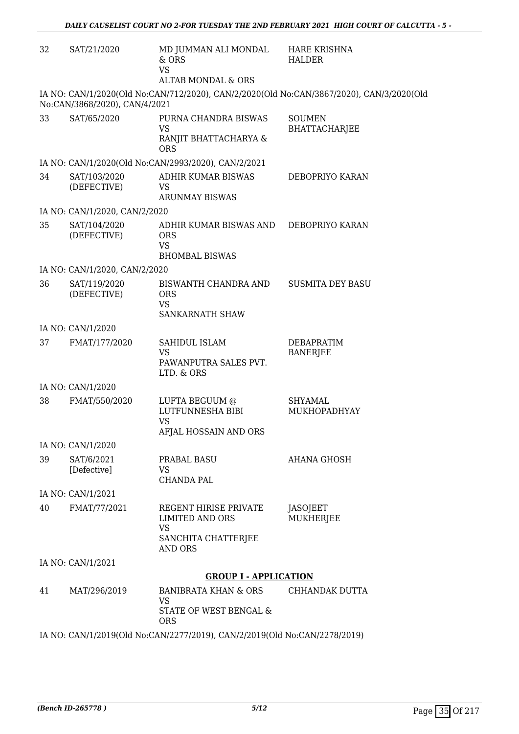| | | | |
|---|---|---|---|
| 32 | SAT/21/2020 | MD JUMMAN ALI MONDAL & ORS<br>VS<br>ALTAB MONDAL & ORS | HARE KRISHNA HALDER |

IA NO: CAN/1/2020(Old No:CAN/712/2020), CAN/2/2020(Old No:CAN/3867/2020), CAN/3/2020(Old No:CAN/3868/2020), CAN/4/2021

| | | | |
|---|---|---|---|
| 33 | SAT/65/2020 | PURNA CHANDRA BISWAS<br>VS<br>RANJIT BHATTACHARYA & ORS | SOUMEN BHATTACHARJEE |

IA NO: CAN/1/2020(Old No:CAN/2993/2020), CAN/2/2021

| | | | |
|---|---|---|---|
| 34 | SAT/103/2020 (DEFECTIVE) | ADHIR KUMAR BISWAS<br>VS<br>ARUNMAY BISWAS | DEBOPRIYO KARAN |

IA NO: CAN/1/2020, CAN/2/2020

| | | | |
|---|---|---|---|
| 35 | SAT/104/2020 (DEFECTIVE) | ADHIR KUMAR BISWAS AND ORS<br>VS<br>BHOMBAL BISWAS | DEBOPRIYO KARAN |

IA NO: CAN/1/2020, CAN/2/2020

| | | | |
|---|---|---|---|
| 36 | SAT/119/2020 (DEFECTIVE) | BISWANTH CHANDRA AND ORS<br>VS<br>SANKARNATH SHAW | SUSMITA DEY BASU |

IA NO: CAN/1/2020

| | | | |
|---|---|---|---|
| 37 | FMAT/177/2020 | SAHIDUL ISLAM<br>VS<br>PAWANPUTRA SALES PVT. LTD. & ORS | DEBAPRATIM BANERJEE |

IA NO: CAN/1/2020

| | | | |
|---|---|---|---|
| 38 | FMAT/550/2020 | LUFTA BEGUUM @ LUTFUNNESHA BIBI<br>VS<br>AFJAL HOSSAIN AND ORS | SHYAMAL MUKHOPADHYAY |

IA NO: CAN/1/2020

| | | | |
|---|---|---|---|
| 39 | SAT/6/2021 [Defective] | PRABAL BASU<br>VS<br>CHANDA PAL | AHANA GHOSH |

IA NO: CAN/1/2021

| | | | |
|---|---|---|---|
| 40 | FMAT/77/2021 | REGENT HIRISE PRIVATE LIMITED AND ORS<br>VS<br>SANCHITA CHATTERJEE AND ORS | JASOJEET MUKHERJEE |

IA NO: CAN/1/2021

**GROUP I - APPLICATION**

| | | | |
|---|---|---|---|
| 41 | MAT/296/2019 | BANIBRATA KHAN & ORS<br>VS<br>STATE OF WEST BENGAL & ORS | CHHANDAK DUTTA |

IA NO: CAN/1/2019(Old No:CAN/2277/2019), CAN/2/2019(Old No:CAN/2278/2019)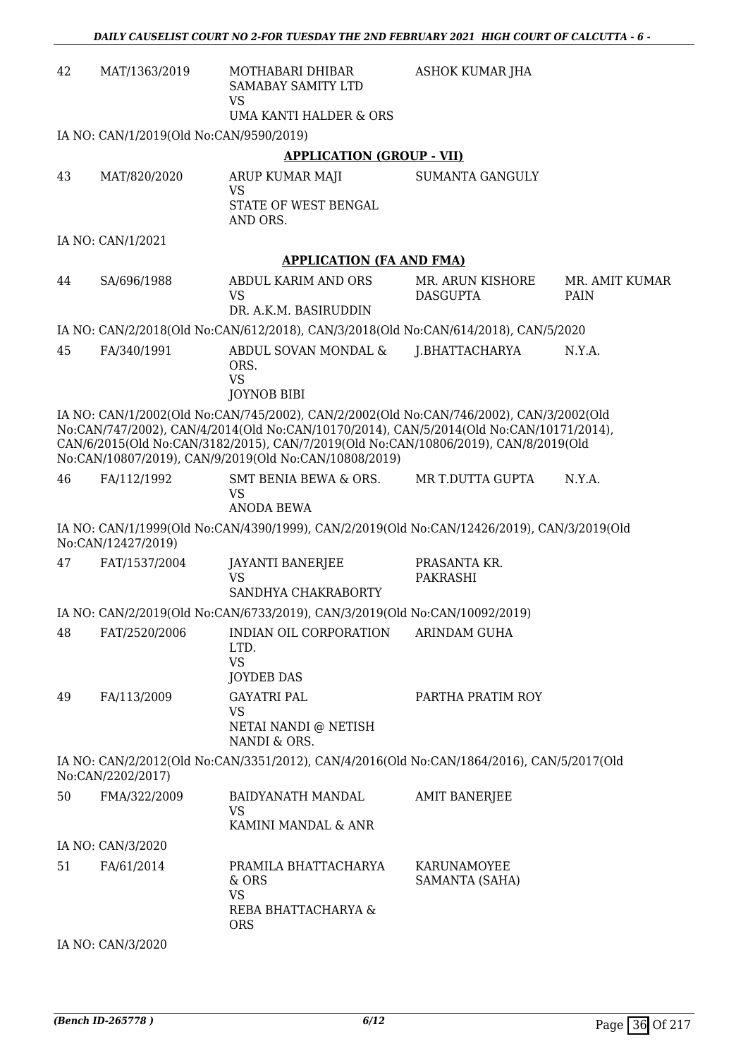| | | | | |
|---|---|---|---|---|
| 42 | MAT/1363/2019 | MOTHABARI DHIBAR SAMABAY SAMITY LTD<br>VS<br>UMA KANTI HALDER & ORS | ASHOK KUMAR JHA | |

IA NO: CAN/1/2019(Old No:CAN/9590/2019)

**APPLICATION (GROUP - VII)**

| | | | | |
|---|---|---|---|---|
| 43 | MAT/820/2020 | ARUP KUMAR MAJI<br>VS<br>STATE OF WEST BENGAL AND ORS. | SUMANTA GANGULY | |

IA NO: CAN/1/2021

**APPLICATION (FA AND FMA)**

| | | | | |
|---|---|---|---|---|
| 44 | SA/696/1988 | ABDUL KARIM AND ORS<br>VS<br>DR. A.K.M. BASIRUDDIN | MR. ARUN KISHORE DASGUPTA | MR. AMIT KUMAR PAIN |

IA NO: CAN/2/2018(Old No:CAN/612/2018), CAN/3/2018(Old No:CAN/614/2018), CAN/5/2020

| | | | | |
|---|---|---|---|---|
| 45 | FA/340/1991 | ABDUL SOVAN MONDAL & ORS.<br>VS<br>JOYNOB BIBI | J.BHATTACHARYA | N.Y.A. |

IA NO: CAN/1/2002(Old No:CAN/745/2002), CAN/2/2002(Old No:CAN/746/2002), CAN/3/2002(Old No:CAN/747/2002), CAN/4/2014(Old No:CAN/10170/2014), CAN/5/2014(Old No:CAN/10171/2014), CAN/6/2015(Old No:CAN/3182/2015), CAN/7/2019(Old No:CAN/10806/2019), CAN/8/2019(Old No:CAN/10807/2019), CAN/9/2019(Old No:CAN/10808/2019)

| | | | | |
|---|---|---|---|---|
| 46 | FA/112/1992 | SMT BENIA BEWA & ORS.<br>VS<br>ANODA BEWA | MR T.DUTTA GUPTA | N.Y.A. |

IA NO: CAN/1/1999(Old No:CAN/4390/1999), CAN/2/2019(Old No:CAN/12426/2019), CAN/3/2019(Old No:CAN/12427/2019)

| | | | | |
|---|---|---|---|---|
| 47 | FAT/1537/2004 | JAYANTI BANERJEE<br>VS<br>SANDHYA CHAKRABORTY | PRASANTA KR. PAKRASHI | |

IA NO: CAN/2/2019(Old No:CAN/6733/2019), CAN/3/2019(Old No:CAN/10092/2019)

| | | | | |
|---|---|---|---|---|
| 48 | FAT/2520/2006 | INDIAN OIL CORPORATION LTD.<br>VS<br>JOYDEB DAS | ARINDAM GUHA | |
| 49 | FA/113/2009 | GAYATRI PAL<br>VS<br>NETAI NANDI @ NETISH NANDI & ORS. | PARTHA PRATIM ROY | |

IA NO: CAN/2/2012(Old No:CAN/3351/2012), CAN/4/2016(Old No:CAN/1864/2016), CAN/5/2017(Old No:CAN/2202/2017)

| | | | | |
|---|---|---|---|---|
| 50 | FMA/322/2009 | BAIDYANATH MANDAL<br>VS<br>KAMINI MANDAL & ANR | AMIT BANERJEE | |

IA NO: CAN/3/2020

| | | | | |
|---|---|---|---|---|
| 51 | FA/61/2014 | PRAMILA BHATTACHARYA & ORS<br>VS<br>REBA BHATTACHARYA & ORS | KARUNAMOYEE SAMANTA (SAHA) | |

IA NO: CAN/3/2020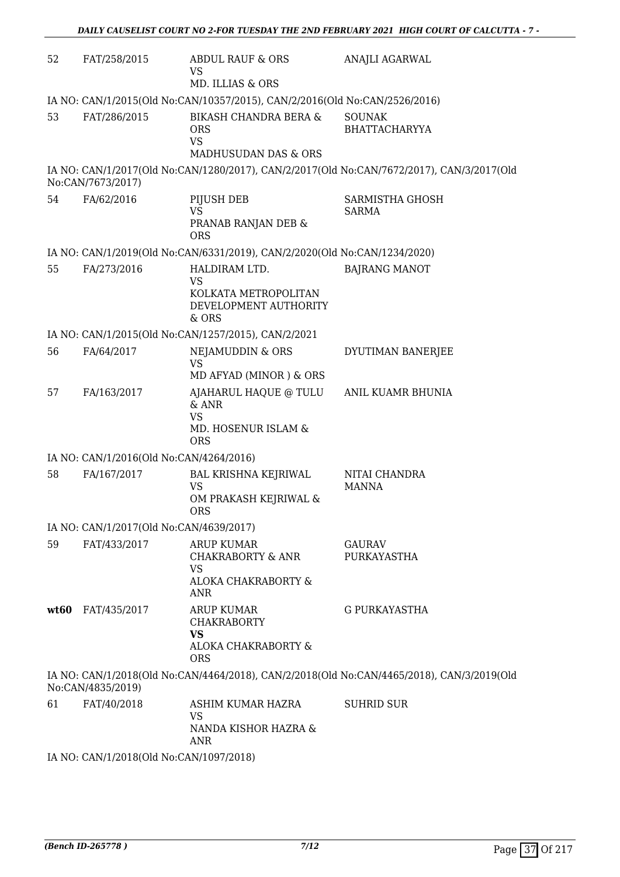| | | | |
|---|---|---|---|
| 52 | FAT/258/2015 | ABDUL RAUF & ORS<br>VS<br>MD. ILLIAS & ORS | ANAJLI AGARWAL |

IA NO: CAN/1/2015(Old No:CAN/10357/2015), CAN/2/2016(Old No:CAN/2526/2016)

| | | | |
|---|---|---|---|
| 53 | FAT/286/2015 | BIKASH CHANDRA BERA & ORS<br>VS<br>MADHUSUDAN DAS & ORS | SOUNAK BHATTACHARYYA |

IA NO: CAN/1/2017(Old No:CAN/1280/2017), CAN/2/2017(Old No:CAN/7672/2017), CAN/3/2017(Old No:CAN/7673/2017)

| | | | |
|---|---|---|---|
| 54 | FA/62/2016 | PIJUSH DEB<br>VS<br>PRANAB RANJAN DEB & ORS | SARMISTHA GHOSH SARMA |

IA NO: CAN/1/2019(Old No:CAN/6331/2019), CAN/2/2020(Old No:CAN/1234/2020)

| | | | |
|---|---|---|---|
| 55 | FA/273/2016 | HALDIRAM LTD.<br>VS<br>KOLKATA METROPOLITAN DEVELOPMENT AUTHORITY & ORS | BAJRANG MANOT |

IA NO: CAN/1/2015(Old No:CAN/1257/2015), CAN/2/2021

| | | | |
|---|---|---|---|
| 56 | FA/64/2017 | NEJAMUDDIN & ORS<br>VS<br>MD AFYAD (MINOR ) & ORS | DYUTIMAN BANERJEE |
| 57 | FA/163/2017 | AJAHARUL HAQUE @ TULU & ANR<br>VS<br>MD. HOSENUR ISLAM & ORS | ANIL KUAMR BHUNIA |

IA NO: CAN/1/2016(Old No:CAN/4264/2016)

| | | | |
|---|---|---|---|
| 58 | FA/167/2017 | BAL KRISHNA KEJRIWAL<br>VS<br>OM PRAKASH KEJRIWAL & ORS | NITAI CHANDRA MANNA |

IA NO: CAN/1/2017(Old No:CAN/4639/2017)

| | | | |
|---|---|---|---|
| 59 | FAT/433/2017 | ARUP KUMAR CHAKRABORTY & ANR<br>VS<br>ALOKA CHAKRABORTY & ANR | GAURAV PURKAYASTHA |
| **wt60** | FAT/435/2017 | ARUP KUMAR CHAKRABORTY<br>**VS**<br>ALOKA CHAKRABORTY & ORS | G PURKAYASTHA |

IA NO: CAN/1/2018(Old No:CAN/4464/2018), CAN/2/2018(Old No:CAN/4465/2018), CAN/3/2019(Old No:CAN/4835/2019)

| | | | |
|---|---|---|---|
| 61 | FAT/40/2018 | ASHIM KUMAR HAZRA<br>VS<br>NANDA KISHOR HAZRA & ANR | SUHRID SUR |

IA NO: CAN/1/2018(Old No:CAN/1097/2018)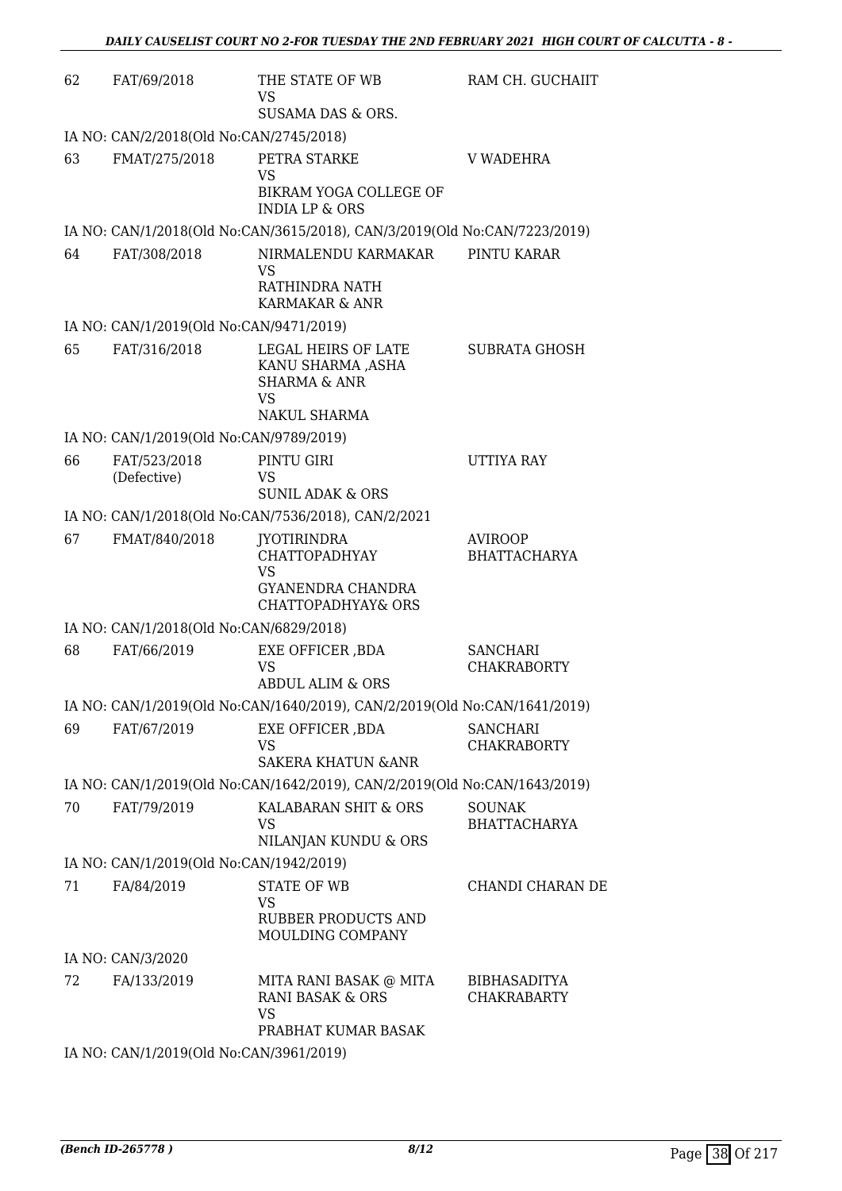| | | | |
|---|---|---|---|
| 62 | FAT/69/2018 | THE STATE OF WB<br>VS<br>SUSAMA DAS & ORS. | RAM CH. GUCHAIIT |
| | IA NO: CAN/2/2018(Old No:CAN/2745/2018) | | |
| 63 | FMAT/275/2018 | PETRA STARKE<br>VS<br>BIKRAM YOGA COLLEGE OF INDIA LP & ORS | V WADEHRA |
| | IA NO: CAN/1/2018(Old No:CAN/3615/2018), CAN/3/2019(Old No:CAN/7223/2019) | | |
| 64 | FAT/308/2018 | NIRMALENDU KARMAKAR<br>VS<br>RATHINDRA NATH KARMAKAR & ANR | PINTU KARAR |
| | IA NO: CAN/1/2019(Old No:CAN/9471/2019) | | |
| 65 | FAT/316/2018 | LEGAL HEIRS OF LATE KANU SHARMA ,ASHA SHARMA & ANR<br>VS<br>NAKUL SHARMA | SUBRATA GHOSH |
| | IA NO: CAN/1/2019(Old No:CAN/9789/2019) | | |
| 66 | FAT/523/2018 (Defective) | PINTU GIRI<br>VS<br>SUNIL ADAK & ORS | UTTIYA RAY |
| | IA NO: CAN/1/2018(Old No:CAN/7536/2018), CAN/2/2021 | | |
| 67 | FMAT/840/2018 | JYOTIRINDRA CHATTOPADHYAY<br>VS<br>GYANENDRA CHANDRA CHATTOPADHYAY& ORS | AVIROOP BHATTACHARYA |
| | IA NO: CAN/1/2018(Old No:CAN/6829/2018) | | |
| 68 | FAT/66/2019 | EXE OFFICER ,BDA<br>VS<br>ABDUL ALIM & ORS | SANCHARI CHAKRABORTY |
| | IA NO: CAN/1/2019(Old No:CAN/1640/2019), CAN/2/2019(Old No:CAN/1641/2019) | | |
| 69 | FAT/67/2019 | EXE OFFICER ,BDA<br>VS<br>SAKERA KHATUN &ANR | SANCHARI CHAKRABORTY |
| | IA NO: CAN/1/2019(Old No:CAN/1642/2019), CAN/2/2019(Old No:CAN/1643/2019) | | |
| 70 | FAT/79/2019 | KALABARAN SHIT & ORS<br>VS<br>NILANJAN KUNDU & ORS | SOUNAK BHATTACHARYA |
| | IA NO: CAN/1/2019(Old No:CAN/1942/2019) | | |
| 71 | FA/84/2019 | STATE OF WB<br>VS<br>RUBBER PRODUCTS AND MOULDING COMPANY | CHANDI CHARAN DE |
| | IA NO: CAN/3/2020 | | |
| 72 | FA/133/2019 | MITA RANI BASAK @ MITA RANI BASAK & ORS<br>VS<br>PRABHAT KUMAR BASAK | BIBHASADITYA CHAKRABARTY |
| | IA NO: CAN/1/2019(Old No:CAN/3961/2019) | | |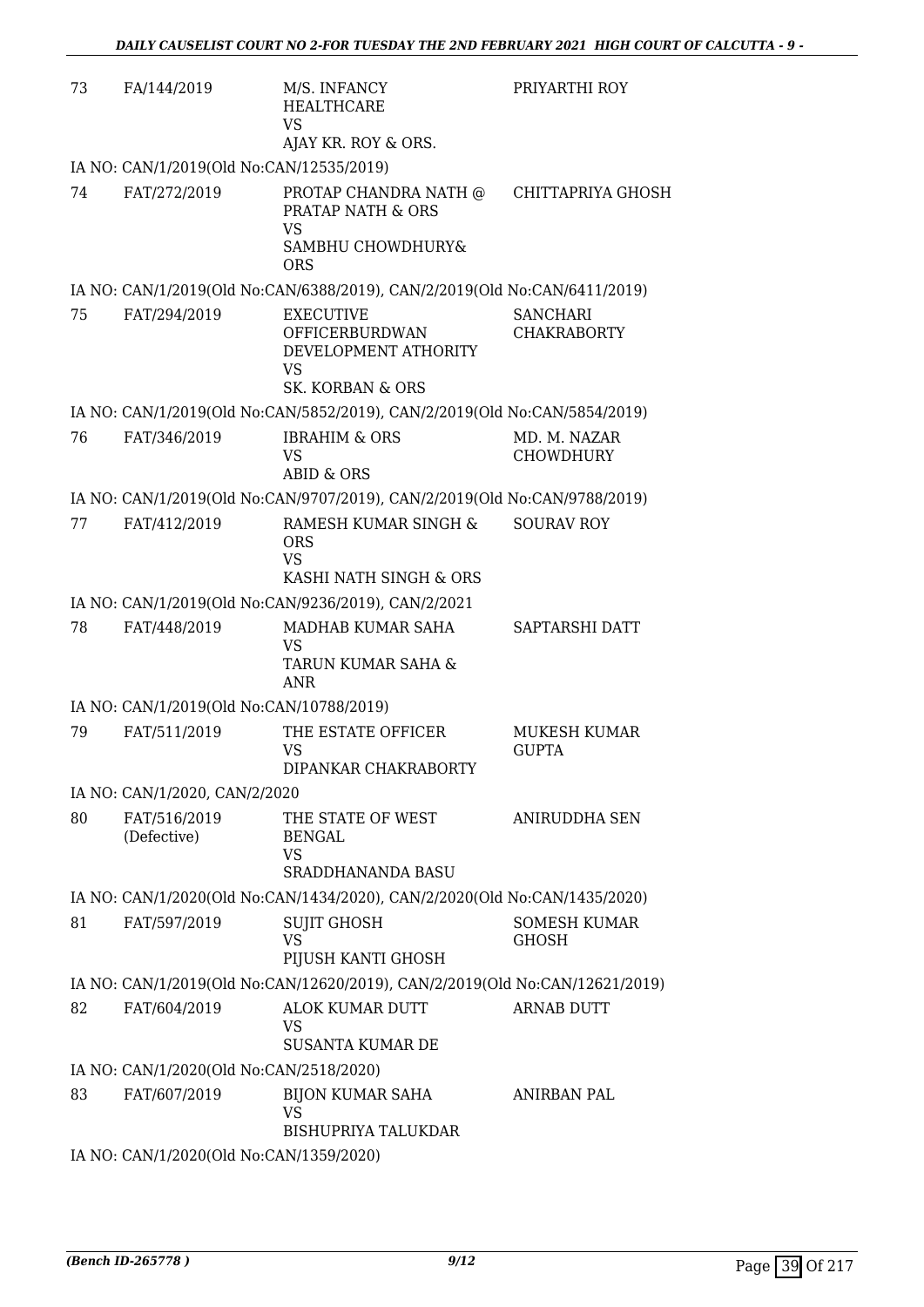| | | | |
|---|---|---|---|
| 73 | FA/144/2019 | M/S. INFANCY HEALTHCARE<br>VS<br>AJAY KR. ROY & ORS. | PRIYARTHI ROY |
| | IA NO: CAN/1/2019(Old No:CAN/12535/2019) | | |
| 74 | FAT/272/2019 | PROTAP CHANDRA NATH @ PRATAP NATH & ORS<br>VS<br>SAMBHU CHOWDHURY& ORS | CHITTAPRIYA GHOSH |
| | IA NO: CAN/1/2019(Old No:CAN/6388/2019), CAN/2/2019(Old No:CAN/6411/2019) | | |
| 75 | FAT/294/2019 | EXECUTIVE OFFICERBURDWAN DEVELOPMENT ATHORITY<br>VS<br>SK. KORBAN & ORS | SANCHARI CHAKRABORTY |
| | IA NO: CAN/1/2019(Old No:CAN/5852/2019), CAN/2/2019(Old No:CAN/5854/2019) | | |
| 76 | FAT/346/2019 | IBRAHIM & ORS<br>VS<br>ABID & ORS | MD. M. NAZAR CHOWDHURY |
| | IA NO: CAN/1/2019(Old No:CAN/9707/2019), CAN/2/2019(Old No:CAN/9788/2019) | | |
| 77 | FAT/412/2019 | RAMESH KUMAR SINGH & ORS<br>VS<br>KASHI NATH SINGH & ORS | SOURAV ROY |
| | IA NO: CAN/1/2019(Old No:CAN/9236/2019), CAN/2/2021 | | |
| 78 | FAT/448/2019 | MADHAB KUMAR SAHA<br>VS<br>TARUN KUMAR SAHA & ANR | SAPTARSHI DATT |
| | IA NO: CAN/1/2019(Old No:CAN/10788/2019) | | |
| 79 | FAT/511/2019 | THE ESTATE OFFICER<br>VS<br>DIPANKAR CHAKRABORTY | MUKESH KUMAR GUPTA |
| | IA NO: CAN/1/2020, CAN/2/2020 | | |
| 80 | FAT/516/2019 (Defective) | THE STATE OF WEST BENGAL<br>VS<br>SRADDHANANDA BASU | ANIRUDDHA SEN |
| | IA NO: CAN/1/2020(Old No:CAN/1434/2020), CAN/2/2020(Old No:CAN/1435/2020) | | |
| 81 | FAT/597/2019 | SUJIT GHOSH<br>VS<br>PIJUSH KANTI GHOSH | SOMESH KUMAR GHOSH |
| | IA NO: CAN/1/2019(Old No:CAN/12620/2019), CAN/2/2019(Old No:CAN/12621/2019) | | |
| 82 | FAT/604/2019 | ALOK KUMAR DUTT<br>VS<br>SUSANTA KUMAR DE | ARNAB DUTT |
| | IA NO: CAN/1/2020(Old No:CAN/2518/2020) | | |
| 83 | FAT/607/2019 | BIJON KUMAR SAHA<br>VS<br>BISHUPRIYA TALUKDAR | ANIRBAN PAL |
| | IA NO: CAN/1/2020(Old No:CAN/1359/2020) | | |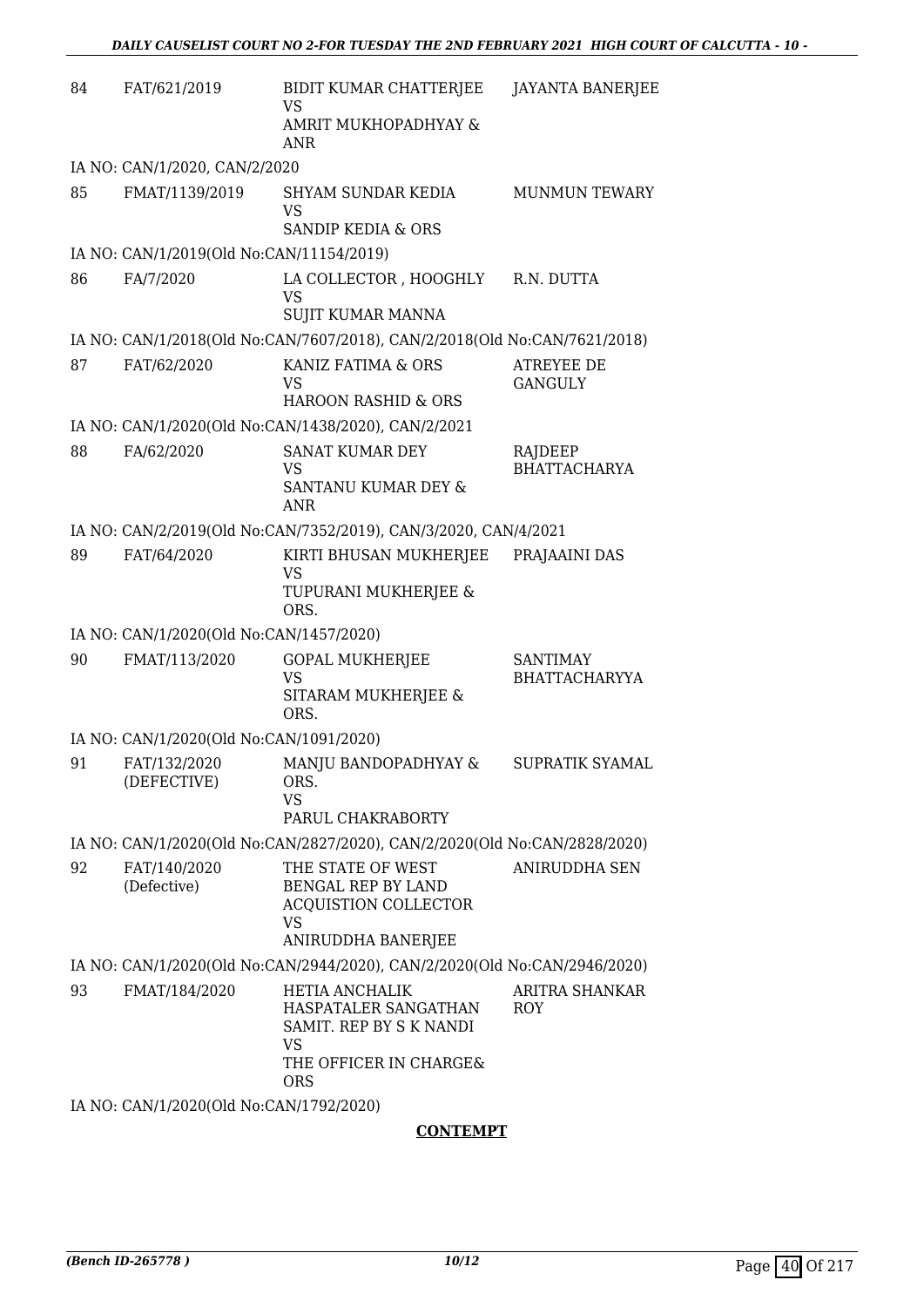| | | | |
|---|---|---|---|
| 84 | FAT/621/2019 | BIDIT KUMAR CHATTERJEE<br>VS<br>AMRIT MUKHOPADHYAY & ANR | JAYANTA BANERJEE |
| IA NO: CAN/1/2020, CAN/2/2020 | | | |
| 85 | FMAT/1139/2019 | SHYAM SUNDAR KEDIA<br>VS<br>SANDIP KEDIA & ORS | MUNMUN TEWARY |
| IA NO: CAN/1/2019(Old No:CAN/11154/2019) | | | |
| 86 | FA/7/2020 | LA COLLECTOR , HOOGHLY<br>VS<br>SUJIT KUMAR MANNA | R.N. DUTTA |
| IA NO: CAN/1/2018(Old No:CAN/7607/2018), CAN/2/2018(Old No:CAN/7621/2018) | | | |
| 87 | FAT/62/2020 | KANIZ FATIMA & ORS<br>VS<br>HAROON RASHID & ORS | ATREYEE DE GANGULY |
| IA NO: CAN/1/2020(Old No:CAN/1438/2020), CAN/2/2021 | | | |
| 88 | FA/62/2020 | SANAT KUMAR DEY<br>VS<br>SANTANU KUMAR DEY & ANR | RAJDEEP BHATTACHARYA |
| IA NO: CAN/2/2019(Old No:CAN/7352/2019), CAN/3/2020, CAN/4/2021 | | | |
| 89 | FAT/64/2020 | KIRTI BHUSAN MUKHERJEE<br>VS<br>TUPURANI MUKHERJEE & ORS. | PRAJAAINI DAS |
| IA NO: CAN/1/2020(Old No:CAN/1457/2020) | | | |
| 90 | FMAT/113/2020 | GOPAL MUKHERJEE<br>VS<br>SITARAM MUKHERJEE & ORS. | SANTIMAY BHATTACHARYYA |
| IA NO: CAN/1/2020(Old No:CAN/1091/2020) | | | |
| 91 | FAT/132/2020 (DEFECTIVE) | MANJU BANDOPADHYAY & ORS.<br>VS<br>PARUL CHAKRABORTY | SUPRATIK SYAMAL |
| IA NO: CAN/1/2020(Old No:CAN/2827/2020), CAN/2/2020(Old No:CAN/2828/2020) | | | |
| 92 | FAT/140/2020 (Defective) | THE STATE OF WEST BENGAL REP BY LAND ACQUISTION COLLECTOR<br>VS<br>ANIRUDDHA BANERJEE | ANIRUDDHA SEN |
| IA NO: CAN/1/2020(Old No:CAN/2944/2020), CAN/2/2020(Old No:CAN/2946/2020) | | | |
| 93 | FMAT/184/2020 | HETIA ANCHALIK HASPATALER SANGATHAN SAMIT. REP BY S K NANDI<br>VS<br>THE OFFICER IN CHARGE& ORS | ARITRA SHANKAR ROY |
| IA NO: CAN/1/2020(Old No:CAN/1792/2020) | | | |

**CONTEMPT**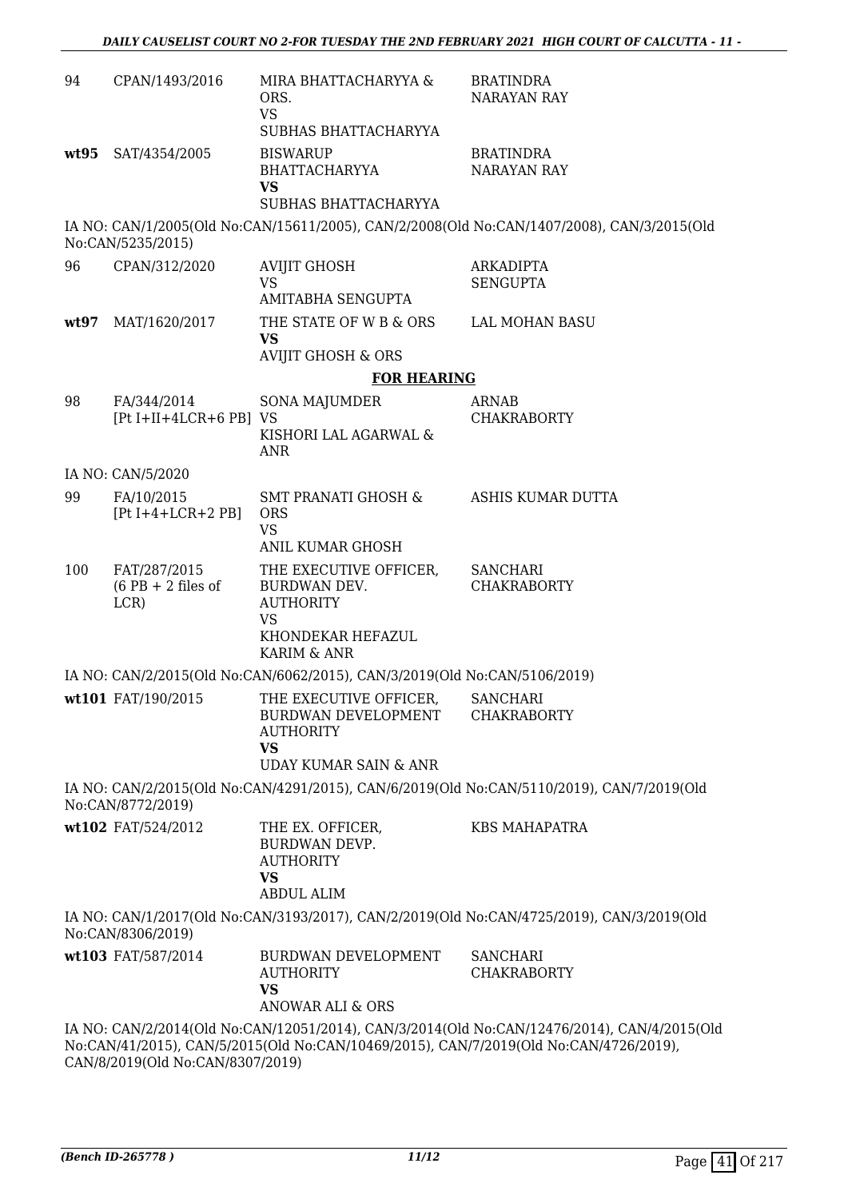| | | | |
|---|---|---|---|
| 94 | CPAN/1493/2016 | MIRA BHATTACHARYYA & ORS.<br>VS<br>SUBHAS BHATTACHARYYA | BRATINDRA NARAYAN RAY |
| **wt95** | SAT/4354/2005 | BISWARUP BHATTACHARYYA<br>**VS**<br>SUBHAS BHATTACHARYYA | BRATINDRA NARAYAN RAY |

IA NO: CAN/1/2005(Old No:CAN/15611/2005), CAN/2/2008(Old No:CAN/1407/2008), CAN/3/2015(Old No:CAN/5235/2015)

| | | | |
|---|---|---|---|
| 96 | CPAN/312/2020 | AVIJIT GHOSH<br>VS<br>AMITABHA SENGUPTA | ARKADIPTA SENGUPTA |
| **wt97** | MAT/1620/2017 | THE STATE OF W B & ORS<br>**VS**<br>AVIJIT GHOSH & ORS | LAL MOHAN BASU |

**FOR HEARING**

| | | | |
|---|---|---|---|
| 98 | FA/344/2014<br>[Pt I+II+4LCR+6 PB] | SONA MAJUMDER<br>VS<br>KISHORI LAL AGARWAL & ANR | ARNAB CHAKRABORTY |

IA NO: CAN/5/2020

| | | | |
|---|---|---|---|
| 99 | FA/10/2015<br>[Pt I+4+LCR+2 PB] | SMT PRANATI GHOSH & ORS<br>VS<br>ANIL KUMAR GHOSH | ASHIS KUMAR DUTTA |
| 100 | FAT/287/2015<br>(6 PB + 2 files of LCR) | THE EXECUTIVE OFFICER, BURDWAN DEV. AUTHORITY<br>VS<br>KHONDEKAR HEFAZUL KARIM & ANR | SANCHARI CHAKRABORTY |

IA NO: CAN/2/2015(Old No:CAN/6062/2015), CAN/3/2019(Old No:CAN/5106/2019)

| | | | |
|---|---|---|---|
| **wt101** | FAT/190/2015 | THE EXECUTIVE OFFICER, BURDWAN DEVELOPMENT AUTHORITY<br>**VS**<br>UDAY KUMAR SAIN & ANR | SANCHARI CHAKRABORTY |

IA NO: CAN/2/2015(Old No:CAN/4291/2015), CAN/6/2019(Old No:CAN/5110/2019), CAN/7/2019(Old No:CAN/8772/2019)

| | | | |
|---|---|---|---|
| **wt102** | FAT/524/2012 | THE EX. OFFICER, BURDWAN DEVP. AUTHORITY<br>**VS**<br>ABDUL ALIM | KBS MAHAPATRA |

IA NO: CAN/1/2017(Old No:CAN/3193/2017), CAN/2/2019(Old No:CAN/4725/2019), CAN/3/2019(Old No:CAN/8306/2019)

| | | | |
|---|---|---|---|
| **wt103** | FAT/587/2014 | BURDWAN DEVELOPMENT AUTHORITY<br>**VS**<br>ANOWAR ALI & ORS | SANCHARI CHAKRABORTY |

IA NO: CAN/2/2014(Old No:CAN/12051/2014), CAN/3/2014(Old No:CAN/12476/2014), CAN/4/2015(Old No:CAN/41/2015), CAN/5/2015(Old No:CAN/10469/2015), CAN/7/2019(Old No:CAN/4726/2019), CAN/8/2019(Old No:CAN/8307/2019)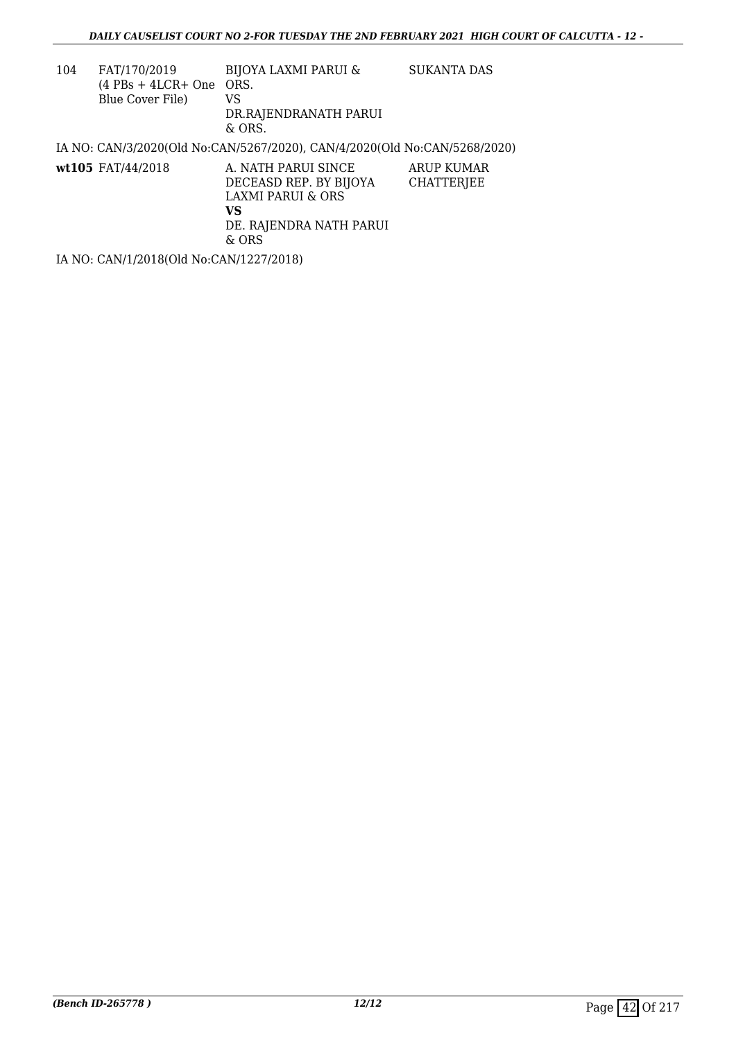| | | | |
|---|---|---|---|
| 104 | FAT/170/2019 (4 PBs + 4LCR+ One Blue Cover File) | BIJOYA LAXMI PARUI & ORS. VS DR.RAJENDRANATH PARUI & ORS. | SUKANTA DAS |

IA NO: CAN/3/2020(Old No:CAN/5267/2020), CAN/4/2020(Old No:CAN/5268/2020)

| | | | |
|---|---|---|---|
| **wt105** | FAT/44/2018 | A. NATH PARUI SINCE DECEASD REP. BY BIJOYA LAXMI PARUI & ORS **VS** DE. RAJENDRA NATH PARUI & ORS | ARUP KUMAR CHATTERJEE |

IA NO: CAN/1/2018(Old No:CAN/1227/2018)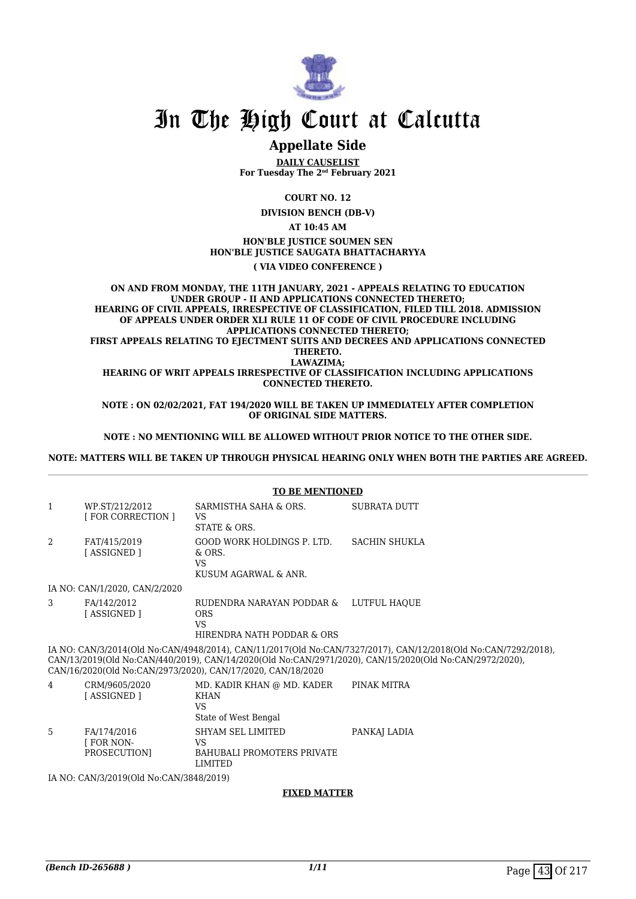# In The High Court at Calcutta

## Appellate Side

**DAILY CAUSELIST**
**For Tuesday The 2nd February 2021**

**COURT NO. 12**

**DIVISION BENCH (DB-V)**

**AT 10:45 AM**

**HON'BLE JUSTICE SOUMEN SEN**
**HON'BLE JUSTICE SAUGATA BHATTACHARYYA**

**( VIA VIDEO CONFERENCE )**

**ON AND FROM MONDAY, THE 11TH JANUARY, 2021 - APPEALS RELATING TO EDUCATION UNDER GROUP - II AND APPLICATIONS CONNECTED THERETO; HEARING OF CIVIL APPEALS, IRRESPECTIVE OF CLASSIFICATION, FILED TILL 2018. ADMISSION OF APPEALS UNDER ORDER XLI RULE 11 OF CODE OF CIVIL PROCEDURE INCLUDING APPLICATIONS CONNECTED THERETO; FIRST APPEALS RELATING TO EJECTMENT SUITS AND DECREES AND APPLICATIONS CONNECTED THERETO. LAWAZIMA; HEARING OF WRIT APPEALS IRRESPECTIVE OF CLASSIFICATION INCLUDING APPLICATIONS CONNECTED THERETO.**

**NOTE : ON 02/02/2021, FAT 194/2020 WILL BE TAKEN UP IMMEDIATELY AFTER COMPLETION OF ORIGINAL SIDE MATTERS.**

**NOTE : NO MENTIONING WILL BE ALLOWED WITHOUT PRIOR NOTICE TO THE OTHER SIDE.**

**NOTE: MATTERS WILL BE TAKEN UP THROUGH PHYSICAL HEARING ONLY WHEN BOTH THE PARTIES ARE AGREED.**

**TO BE MENTIONED**

| | | | |
|---|---|---|---|
| 1 | WP.ST/212/2012 [ FOR CORRECTION ] | SARMISTHA SAHA & ORS. VS STATE & ORS. | SUBRATA DUTT |
| 2 | FAT/415/2019 [ ASSIGNED ] | GOOD WORK HOLDINGS P. LTD. & ORS. VS KUSUM AGARWAL & ANR. | SACHIN SHUKLA |

IA NO: CAN/1/2020, CAN/2/2020

| | | | |
|---|---|---|---|
| 3 | FA/142/2012 [ ASSIGNED ] | RUDENDRA NARAYAN PODDAR & ORS VS HIRENDRA NATH PODDAR & ORS | LUTFUL HAQUE |

IA NO: CAN/3/2014(Old No:CAN/4948/2014), CAN/11/2017(Old No:CAN/7327/2017), CAN/12/2018(Old No:CAN/7292/2018), CAN/13/2019(Old No:CAN/440/2019), CAN/14/2020(Old No:CAN/2971/2020), CAN/15/2020(Old No:CAN/2972/2020), CAN/16/2020(Old No:CAN/2973/2020), CAN/17/2020, CAN/18/2020

| | | | |
|---|---|---|---|
| 4 | CRM/9605/2020 [ ASSIGNED ] | MD. KADIR KHAN @ MD. KADER KHAN VS State of West Bengal | PINAK MITRA |
| 5 | FA/174/2016 [ FOR NON-PROSECUTION] | SHYAM SEL LIMITED VS BAHUBALI PROMOTERS PRIVATE LIMITED | PANKAJ LADIA |

IA NO: CAN/3/2019(Old No:CAN/3848/2019)

**FIXED MATTER**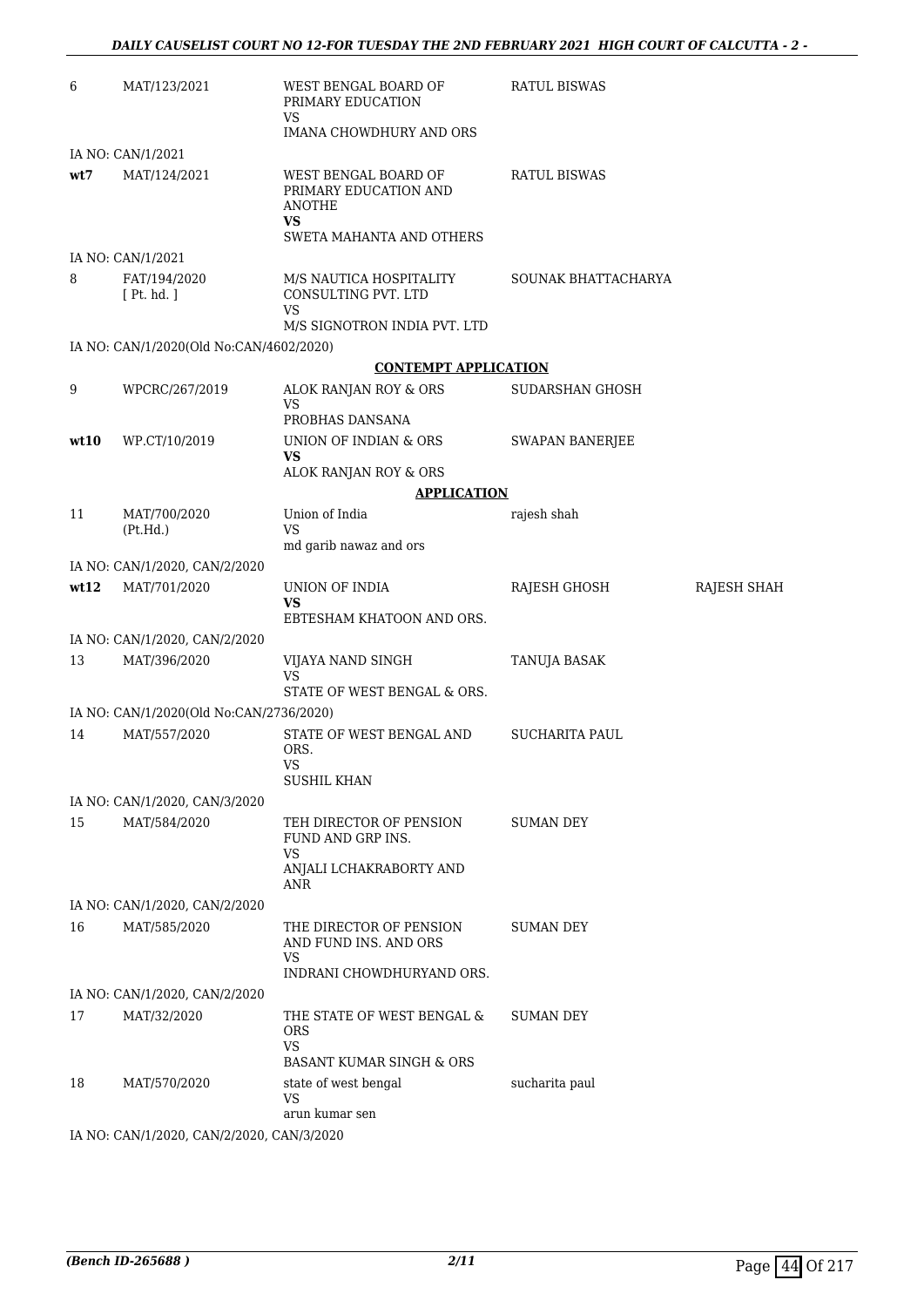| | | | | |
|---|---|---|---|---|
| 6 | MAT/123/2021 | WEST BENGAL BOARD OF PRIMARY EDUCATION<br>VS<br>IMANA CHOWDHURY AND ORS | RATUL BISWAS | |
| | IA NO: CAN/1/2021 | | | |
| **wt7** | MAT/124/2021 | WEST BENGAL BOARD OF PRIMARY EDUCATION AND ANOTHE<br>**VS**<br>SWETA MAHANTA AND OTHERS | RATUL BISWAS | |
| | IA NO: CAN/1/2021 | | | |
| 8 | FAT/194/2020<br>[ Pt. hd. ] | M/S NAUTICA HOSPITALITY CONSULTING PVT. LTD<br>VS<br>M/S SIGNOTRON INDIA PVT. LTD | SOUNAK BHATTACHARYA | |
| | IA NO: CAN/1/2020(Old No:CAN/4602/2020) | | | |
| | | **CONTEMPT APPLICATION** | | |
| 9 | WPCRC/267/2019 | ALOK RANJAN ROY & ORS<br>VS<br>PROBHAS DANSANA | SUDARSHAN GHOSH | |
| **wt10** | WP.CT/10/2019 | UNION OF INDIAN & ORS<br>**VS**<br>ALOK RANJAN ROY & ORS | SWAPAN BANERJEE | |
| | | **APPLICATION** | | |
| 11 | MAT/700/2020<br>(Pt.Hd.) | Union of India<br>VS<br>md garib nawaz and ors | rajesh shah | |
| | IA NO: CAN/1/2020, CAN/2/2020 | | | |
| **wt12** | MAT/701/2020 | UNION OF INDIA<br>**VS**<br>EBTESHAM KHATOON AND ORS. | RAJESH GHOSH | RAJESH SHAH |
| | IA NO: CAN/1/2020, CAN/2/2020 | | | |
| 13 | MAT/396/2020 | VIJAYA NAND SINGH<br>VS<br>STATE OF WEST BENGAL & ORS. | TANUJA BASAK | |
| | IA NO: CAN/1/2020(Old No:CAN/2736/2020) | | | |
| 14 | MAT/557/2020 | STATE OF WEST BENGAL AND ORS.<br>VS<br>SUSHIL KHAN | SUCHARITA PAUL | |
| | IA NO: CAN/1/2020, CAN/3/2020 | | | |
| 15 | MAT/584/2020 | TEH DIRECTOR OF PENSION FUND AND GRP INS.<br>VS<br>ANJALI LCHAKRABORTY AND ANR | SUMAN DEY | |
| | IA NO: CAN/1/2020, CAN/2/2020 | | | |
| 16 | MAT/585/2020 | THE DIRECTOR OF PENSION AND FUND INS. AND ORS<br>VS<br>INDRANI CHOWDHURYAND ORS. | SUMAN DEY | |
| | IA NO: CAN/1/2020, CAN/2/2020 | | | |
| 17 | MAT/32/2020 | THE STATE OF WEST BENGAL & ORS<br>VS<br>BASANT KUMAR SINGH & ORS | SUMAN DEY | |
| 18 | MAT/570/2020 | state of west bengal<br>VS<br>arun kumar sen | sucharita paul | |
| | IA NO: CAN/1/2020, CAN/2/2020, CAN/3/2020 | | | |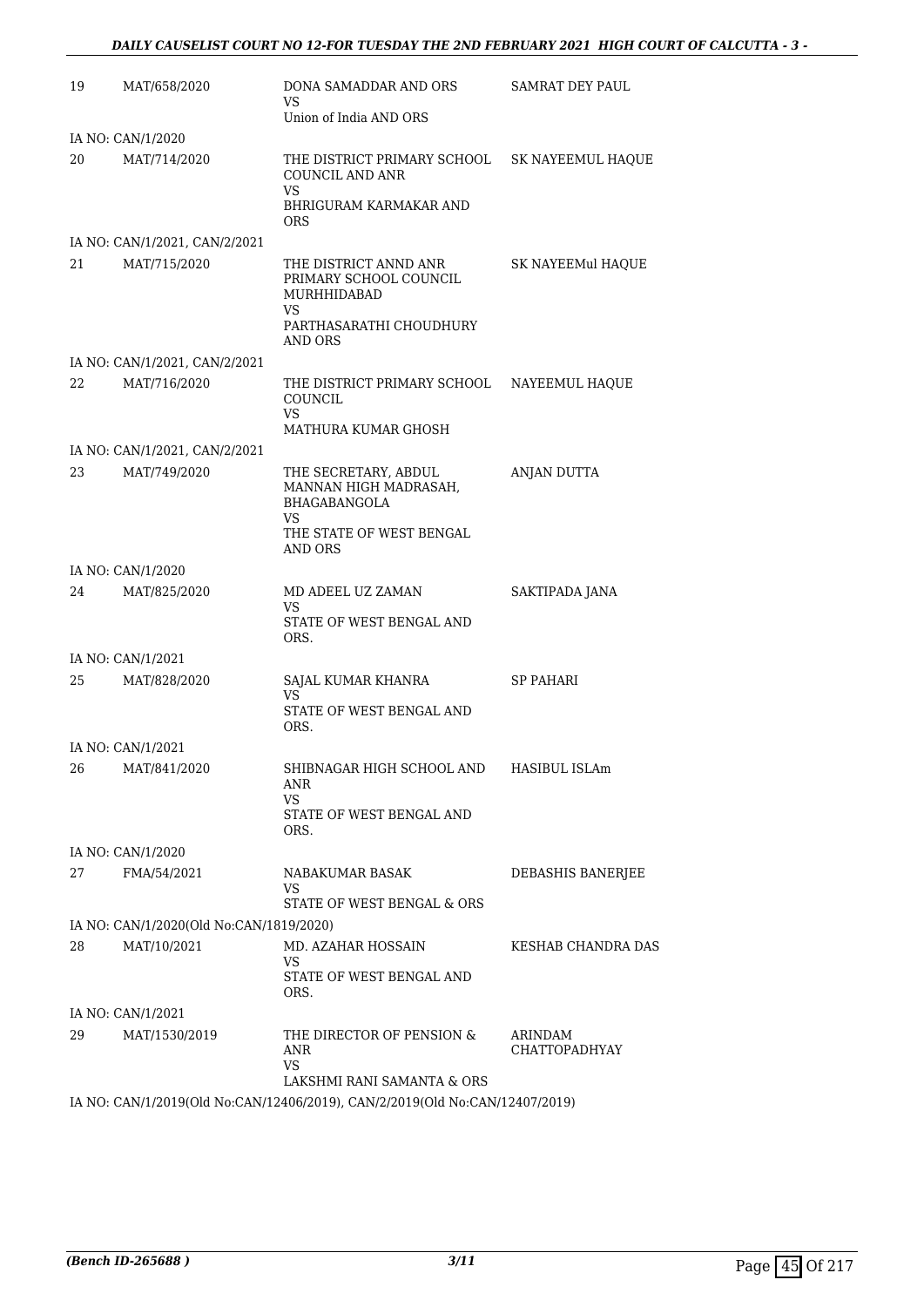| | | | |
|---|---|---|---|
| 19 | MAT/658/2020 | DONA SAMADDAR AND ORS<br>VS<br>Union of India AND ORS | SAMRAT DEY PAUL |
| IA NO: CAN/1/2020 | | | |
| 20 | MAT/714/2020 | THE DISTRICT PRIMARY SCHOOL COUNCIL AND ANR<br>VS<br>BHRIGURAM KARMAKAR AND ORS | SK NAYEEMUL HAQUE |
| IA NO: CAN/1/2021, CAN/2/2021 | | | |
| 21 | MAT/715/2020 | THE DISTRICT ANND ANR PRIMARY SCHOOL COUNCIL MURHHIDABAD<br>VS<br>PARTHASARATHI CHOUDHURY AND ORS | SK NAYEEMul HAQUE |
| IA NO: CAN/1/2021, CAN/2/2021 | | | |
| 22 | MAT/716/2020 | THE DISTRICT PRIMARY SCHOOL COUNCIL<br>VS<br>MATHURA KUMAR GHOSH | NAYEEMUL HAQUE |
| IA NO: CAN/1/2021, CAN/2/2021 | | | |
| 23 | MAT/749/2020 | THE SECRETARY, ABDUL MANNAN HIGH MADRASAH, BHAGABANGOLA<br>VS<br>THE STATE OF WEST BENGAL AND ORS | ANJAN DUTTA |
| IA NO: CAN/1/2020 | | | |
| 24 | MAT/825/2020 | MD ADEEL UZ ZAMAN<br>VS<br>STATE OF WEST BENGAL AND ORS. | SAKTIPADA JANA |
| IA NO: CAN/1/2021 | | | |
| 25 | MAT/828/2020 | SAJAL KUMAR KHANRA<br>VS<br>STATE OF WEST BENGAL AND ORS. | SP PAHARI |
| IA NO: CAN/1/2021 | | | |
| 26 | MAT/841/2020 | SHIBNAGAR HIGH SCHOOL AND ANR<br>VS<br>STATE OF WEST BENGAL AND ORS. | HASIBUL ISLAm |
| IA NO: CAN/1/2020 | | | |
| 27 | FMA/54/2021 | NABAKUMAR BASAK<br>VS<br>STATE OF WEST BENGAL & ORS | DEBASHIS BANERJEE |
| IA NO: CAN/1/2020(Old No:CAN/1819/2020) | | | |
| 28 | MAT/10/2021 | MD. AZAHAR HOSSAIN<br>VS<br>STATE OF WEST BENGAL AND ORS. | KESHAB CHANDRA DAS |
| IA NO: CAN/1/2021 | | | |
| 29 | MAT/1530/2019 | THE DIRECTOR OF PENSION & ANR<br>VS<br>LAKSHMI RANI SAMANTA & ORS | ARINDAM CHATTOPADHYAY |
| IA NO: CAN/1/2019(Old No:CAN/12406/2019), CAN/2/2019(Old No:CAN/12407/2019) | | | |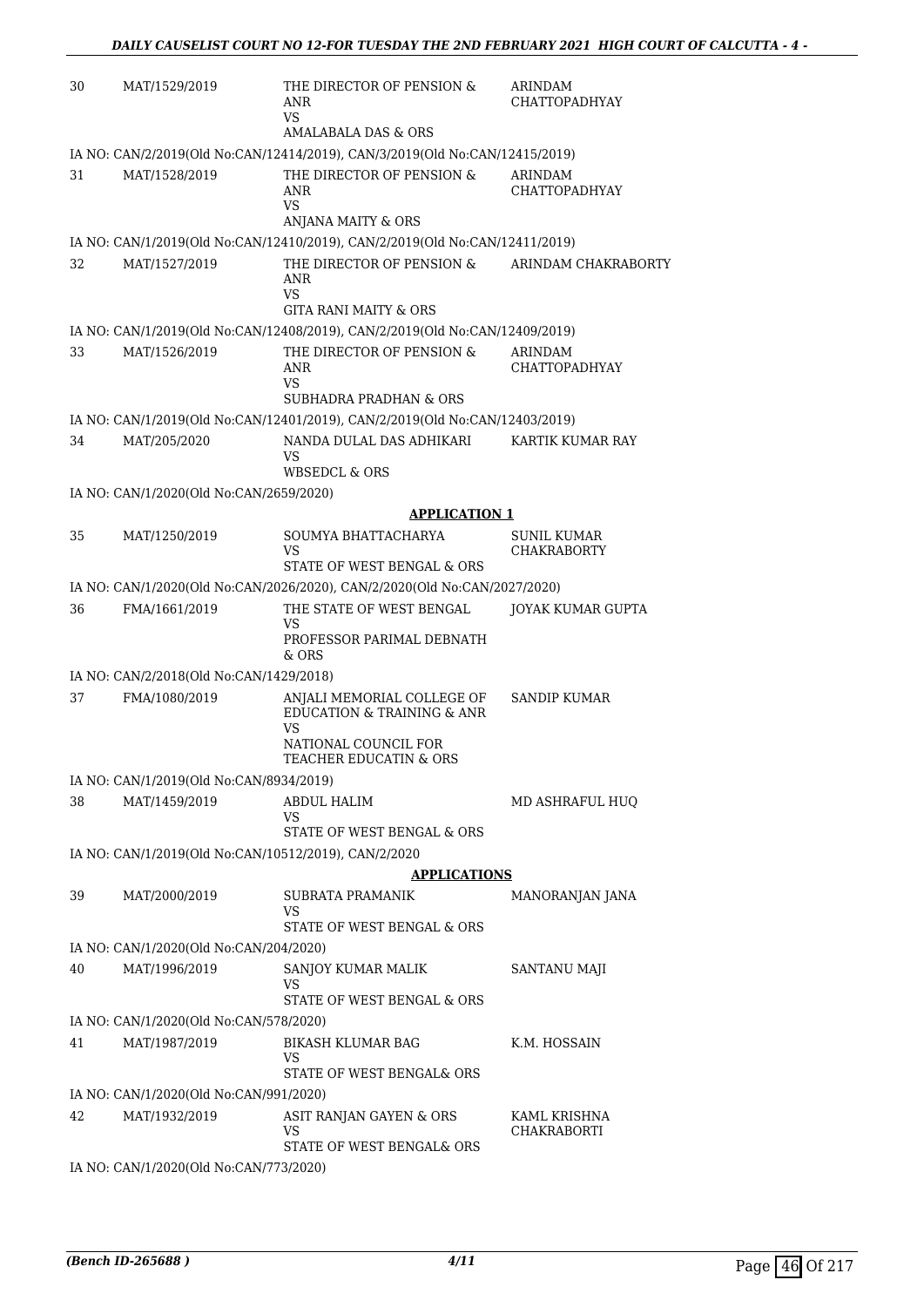| | | | |
|---|---|---|---|
| 30 | MAT/1529/2019 | THE DIRECTOR OF PENSION & ANR<br>VS<br>AMALABALA DAS & ORS | ARINDAM CHATTOPADHYAY |

IA NO: CAN/2/2019(Old No:CAN/12414/2019), CAN/3/2019(Old No:CAN/12415/2019)

| | | | |
|---|---|---|---|
| 31 | MAT/1528/2019 | THE DIRECTOR OF PENSION & ANR<br>VS<br>ANJANA MAITY & ORS | ARINDAM CHATTOPADHYAY |

IA NO: CAN/1/2019(Old No:CAN/12410/2019), CAN/2/2019(Old No:CAN/12411/2019)

| | | | |
|---|---|---|---|
| 32 | MAT/1527/2019 | THE DIRECTOR OF PENSION & ANR<br>VS<br>GITA RANI MAITY & ORS | ARINDAM CHAKRABORTY |

IA NO: CAN/1/2019(Old No:CAN/12408/2019), CAN/2/2019(Old No:CAN/12409/2019)

| | | | |
|---|---|---|---|
| 33 | MAT/1526/2019 | THE DIRECTOR OF PENSION & ANR<br>VS<br>SUBHADRA PRADHAN & ORS | ARINDAM CHATTOPADHYAY |

IA NO: CAN/1/2019(Old No:CAN/12401/2019), CAN/2/2019(Old No:CAN/12403/2019)

| | | | |
|---|---|---|---|
| 34 | MAT/205/2020 | NANDA DULAL DAS ADHIKARI<br>VS<br>WBSEDCL & ORS | KARTIK KUMAR RAY |

IA NO: CAN/1/2020(Old No:CAN/2659/2020)

**APPLICATION 1**

| | | | |
|---|---|---|---|
| 35 | MAT/1250/2019 | SOUMYA BHATTACHARYA<br>VS<br>STATE OF WEST BENGAL & ORS | SUNIL KUMAR CHAKRABORTY |

IA NO: CAN/1/2020(Old No:CAN/2026/2020), CAN/2/2020(Old No:CAN/2027/2020)

| | | | |
|---|---|---|---|
| 36 | FMA/1661/2019 | THE STATE OF WEST BENGAL<br>VS<br>PROFESSOR PARIMAL DEBNATH & ORS | JOYAK KUMAR GUPTA |

IA NO: CAN/2/2018(Old No:CAN/1429/2018)

| | | | |
|---|---|---|---|
| 37 | FMA/1080/2019 | ANJALI MEMORIAL COLLEGE OF EDUCATION & TRAINING & ANR<br>VS<br>NATIONAL COUNCIL FOR TEACHER EDUCATIN & ORS | SANDIP KUMAR |

IA NO: CAN/1/2019(Old No:CAN/8934/2019)

| | | | |
|---|---|---|---|
| 38 | MAT/1459/2019 | ABDUL HALIM<br>VS<br>STATE OF WEST BENGAL & ORS | MD ASHRAFUL HUQ |

IA NO: CAN/1/2019(Old No:CAN/10512/2019), CAN/2/2020

**APPLICATIONS**

| | | | |
|---|---|---|---|
| 39 | MAT/2000/2019 | SUBRATA PRAMANIK<br>VS<br>STATE OF WEST BENGAL & ORS | MANORANJAN JANA |

IA NO: CAN/1/2020(Old No:CAN/204/2020)

| | | | |
|---|---|---|---|
| 40 | MAT/1996/2019 | SANJOY KUMAR MALIK<br>VS<br>STATE OF WEST BENGAL & ORS | SANTANU MAJI |

IA NO: CAN/1/2020(Old No:CAN/578/2020)

| | | | |
|---|---|---|---|
| 41 | MAT/1987/2019 | BIKASH KLUMAR BAG<br>VS<br>STATE OF WEST BENGAL& ORS | K.M. HOSSAIN |

IA NO: CAN/1/2020(Old No:CAN/991/2020)

| | | | |
|---|---|---|---|
| 42 | MAT/1932/2019 | ASIT RANJAN GAYEN & ORS<br>VS<br>STATE OF WEST BENGAL& ORS | KAML KRISHNA CHAKRABORTI |

IA NO: CAN/1/2020(Old No:CAN/773/2020)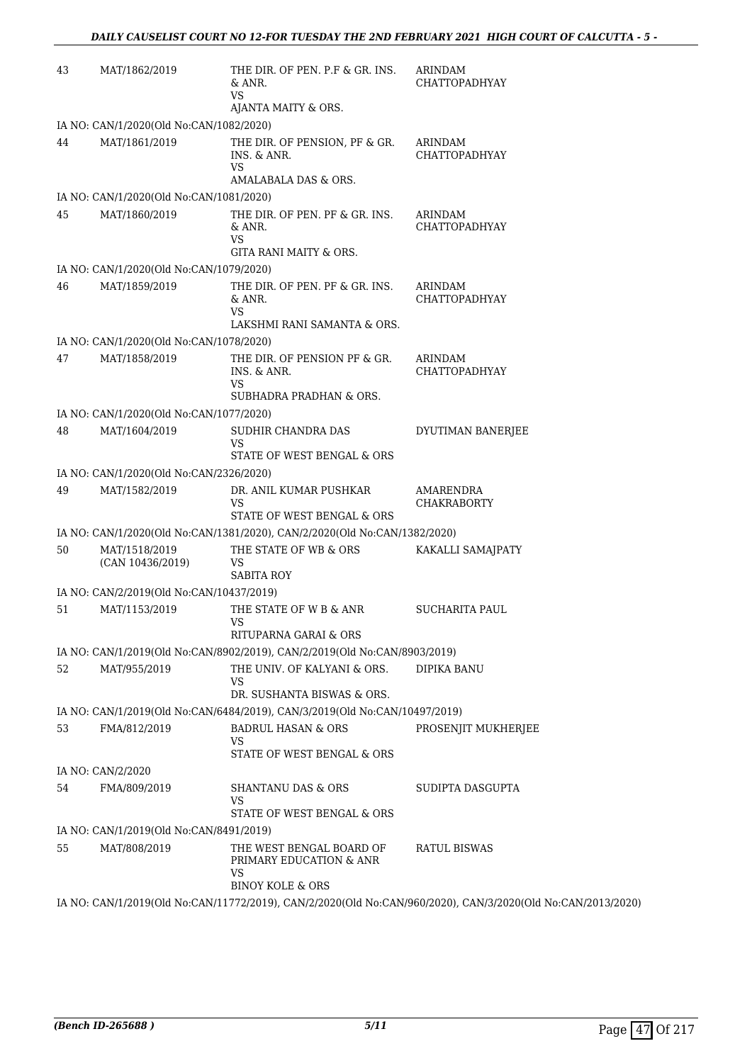| | | | |
|---|---|---|---|
| 43 | MAT/1862/2019 | THE DIR. OF PEN. P.F & GR. INS. & ANR.<br>VS<br>AJANTA MAITY & ORS. | ARINDAM CHATTOPADHYAY |
| | IA NO: CAN/1/2020(Old No:CAN/1082/2020) | | |
| 44 | MAT/1861/2019 | THE DIR. OF PENSION, PF & GR. INS. & ANR.<br>VS<br>AMALABALA DAS & ORS. | ARINDAM CHATTOPADHYAY |
| | IA NO: CAN/1/2020(Old No:CAN/1081/2020) | | |
| 45 | MAT/1860/2019 | THE DIR. OF PEN. PF & GR. INS. & ANR.<br>VS<br>GITA RANI MAITY & ORS. | ARINDAM CHATTOPADHYAY |
| | IA NO: CAN/1/2020(Old No:CAN/1079/2020) | | |
| 46 | MAT/1859/2019 | THE DIR. OF PEN. PF & GR. INS. & ANR.<br>VS<br>LAKSHMI RANI SAMANTA & ORS. | ARINDAM CHATTOPADHYAY |
| | IA NO: CAN/1/2020(Old No:CAN/1078/2020) | | |
| 47 | MAT/1858/2019 | THE DIR. OF PENSION PF & GR. INS. & ANR.<br>VS<br>SUBHADRA PRADHAN & ORS. | ARINDAM CHATTOPADHYAY |
| | IA NO: CAN/1/2020(Old No:CAN/1077/2020) | | |
| 48 | MAT/1604/2019 | SUDHIR CHANDRA DAS<br>VS<br>STATE OF WEST BENGAL & ORS | DYUTIMAN BANERJEE |
| | IA NO: CAN/1/2020(Old No:CAN/2326/2020) | | |
| 49 | MAT/1582/2019 | DR. ANIL KUMAR PUSHKAR<br>VS<br>STATE OF WEST BENGAL & ORS | AMARENDRA CHAKRABORTY |
| | IA NO: CAN/1/2020(Old No:CAN/1381/2020), CAN/2/2020(Old No:CAN/1382/2020) | | |
| 50 | MAT/1518/2019 (CAN 10436/2019) | THE STATE OF WB & ORS<br>VS<br>SABITA ROY | KAKALLI SAMAJPATY |
| | IA NO: CAN/2/2019(Old No:CAN/10437/2019) | | |
| 51 | MAT/1153/2019 | THE STATE OF W B & ANR<br>VS<br>RITUPARNA GARAI & ORS | SUCHARITA PAUL |
| | IA NO: CAN/1/2019(Old No:CAN/8902/2019), CAN/2/2019(Old No:CAN/8903/2019) | | |
| 52 | MAT/955/2019 | THE UNIV. OF KALYANI & ORS.<br>VS<br>DR. SUSHANTA BISWAS & ORS. | DIPIKA BANU |
| | IA NO: CAN/1/2019(Old No:CAN/6484/2019), CAN/3/2019(Old No:CAN/10497/2019) | | |
| 53 | FMA/812/2019 | BADRUL HASAN & ORS<br>VS<br>STATE OF WEST BENGAL & ORS | PROSENJIT MUKHERJEE |
| | IA NO: CAN/2/2020 | | |
| 54 | FMA/809/2019 | SHANTANU DAS & ORS<br>VS<br>STATE OF WEST BENGAL & ORS | SUDIPTA DASGUPTA |
| | IA NO: CAN/1/2019(Old No:CAN/8491/2019) | | |
| 55 | MAT/808/2019 | THE WEST BENGAL BOARD OF PRIMARY EDUCATION & ANR<br>VS<br>BINOY KOLE & ORS | RATUL BISWAS |
| | IA NO: CAN/1/2019(Old No:CAN/11772/2019), CAN/2/2020(Old No:CAN/960/2020), CAN/3/2020(Old No:CAN/2013/2020) | | |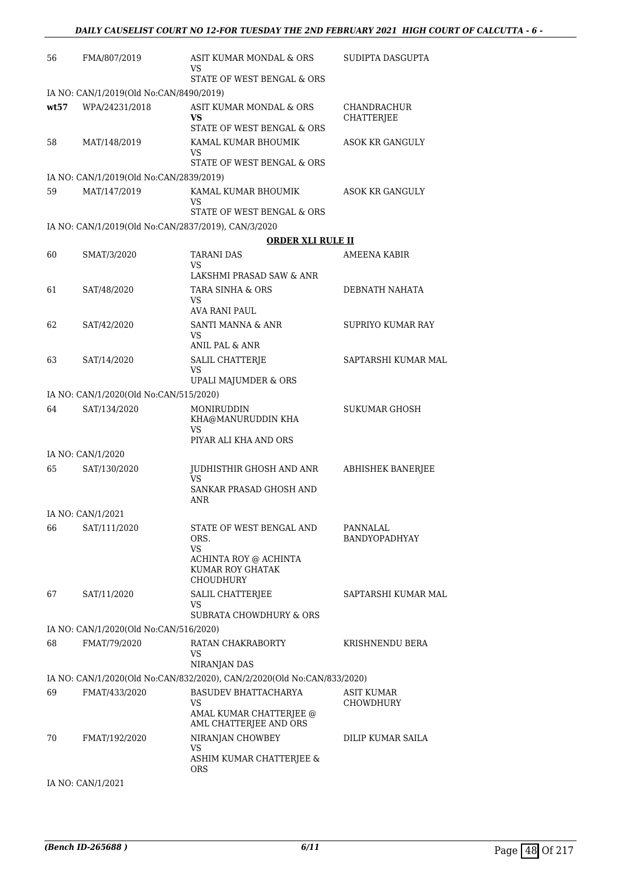| | | | |
|---|---|---|---|
| 56 | FMA/807/2019 | ASIT KUMAR MONDAL & ORS<br>VS<br>STATE OF WEST BENGAL & ORS | SUDIPTA DASGUPTA |
| IA NO: CAN/1/2019(Old No:CAN/8490/2019) | | | |
| **wt57** | WPA/24231/2018 | ASIT KUMAR MONDAL & ORS<br>**VS**<br>STATE OF WEST BENGAL & ORS | CHANDRACHUR CHATTERJEE |
| 58 | MAT/148/2019 | KAMAL KUMAR BHOUMIK<br>VS<br>STATE OF WEST BENGAL & ORS | ASOK KR GANGULY |
| IA NO: CAN/1/2019(Old No:CAN/2839/2019) | | | |
| 59 | MAT/147/2019 | KAMAL KUMAR BHOUMIK<br>VS<br>STATE OF WEST BENGAL & ORS | ASOK KR GANGULY |
| IA NO: CAN/1/2019(Old No:CAN/2837/2019), CAN/3/2020 | | | |

**ORDER XLI RULE II**

| | | | |
|---|---|---|---|
| 60 | SMAT/3/2020 | TARANI DAS<br>VS<br>LAKSHMI PRASAD SAW & ANR | AMEENA KABIR |
| 61 | SAT/48/2020 | TARA SINHA & ORS<br>VS<br>AVA RANI PAUL | DEBNATH NAHATA |
| 62 | SAT/42/2020 | SANTI MANNA & ANR<br>VS<br>ANIL PAL & ANR | SUPRIYO KUMAR RAY |
| 63 | SAT/14/2020 | SALIL CHATTERJE<br>VS<br>UPALI MAJUMDER & ORS | SAPTARSHI KUMAR MAL |
| IA NO: CAN/1/2020(Old No:CAN/515/2020) | | | |
| 64 | SAT/134/2020 | MONIRUDDIN KHA@MANURUDDIN KHA<br>VS<br>PIYAR ALI KHA AND ORS | SUKUMAR GHOSH |
| IA NO: CAN/1/2020 | | | |
| 65 | SAT/130/2020 | JUDHISTHIR GHOSH AND ANR<br>VS<br>SANKAR PRASAD GHOSH AND ANR | ABHISHEK BANERJEE |
| IA NO: CAN/1/2021 | | | |
| 66 | SAT/111/2020 | STATE OF WEST BENGAL AND ORS.<br>VS<br>ACHINTA ROY @ ACHINTA KUMAR ROY GHATAK CHOUDHURY | PANNALAL BANDYOPADHYAY |
| 67 | SAT/11/2020 | SALIL CHATTERJEE<br>VS<br>SUBRATA CHOWDHURY & ORS | SAPTARSHI KUMAR MAL |
| IA NO: CAN/1/2020(Old No:CAN/516/2020) | | | |
| 68 | FMAT/79/2020 | RATAN CHAKRABORTY<br>VS<br>NIRANJAN DAS | KRISHNENDU BERA |
| IA NO: CAN/1/2020(Old No:CAN/832/2020), CAN/2/2020(Old No:CAN/833/2020) | | | |
| 69 | FMAT/433/2020 | BASUDEV BHATTACHARYA<br>VS<br>AMAL KUMAR CHATTERJEE @ AML CHATTERJEE AND ORS | ASIT KUMAR CHOWDHURY |
| 70 | FMAT/192/2020 | NIRANJAN CHOWBEY<br>VS<br>ASHIM KUMAR CHATTERJEE & ORS | DILIP KUMAR SAILA |
| IA NO: CAN/1/2021 | | | |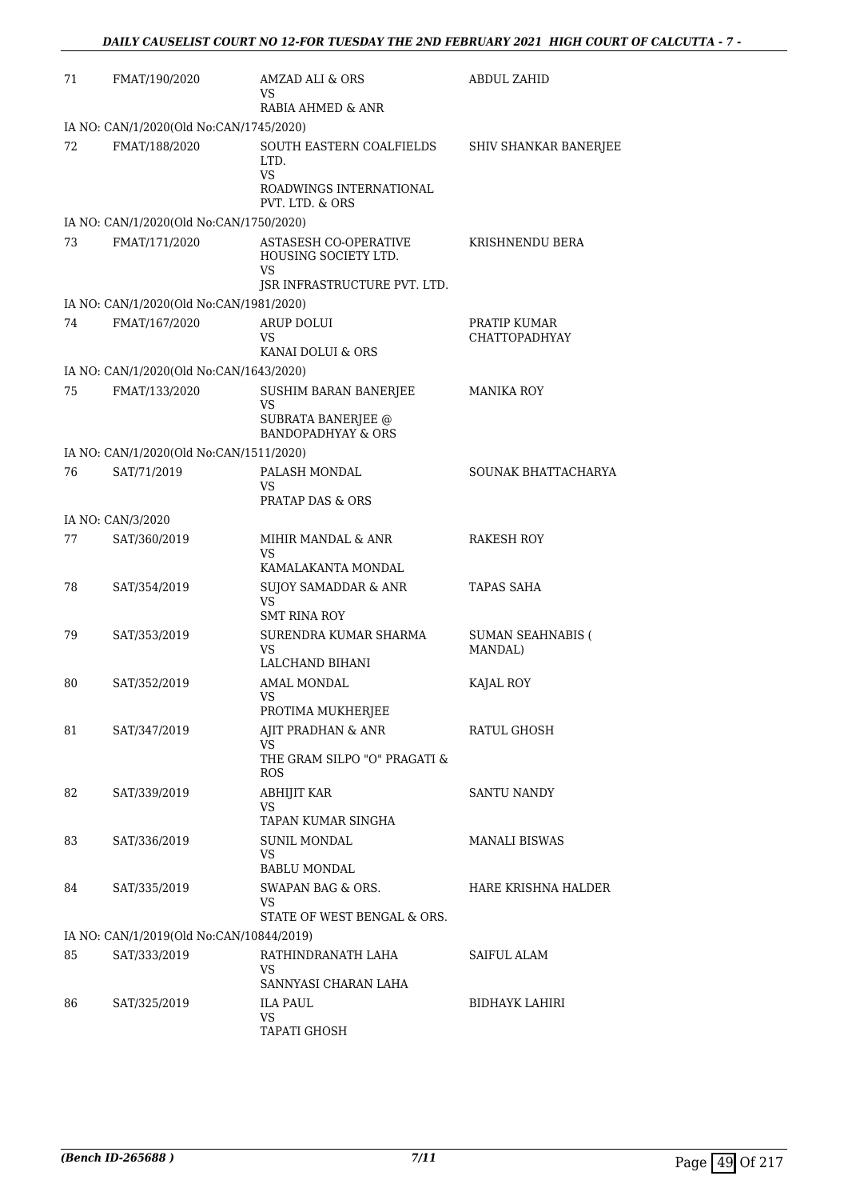| 71 | FMAT/190/2020 | AMZAD ALI & ORS<br>VS<br>RABIA AHMED & ANR | ABDUL ZAHID |
|---|---|---|---|
| IA NO: CAN/1/2020(Old No:CAN/1745/2020) | | | |
| 72 | FMAT/188/2020 | SOUTH EASTERN COALFIELDS LTD.<br>VS<br>ROADWINGS INTERNATIONAL PVT. LTD. & ORS | SHIV SHANKAR BANERJEE |
| IA NO: CAN/1/2020(Old No:CAN/1750/2020) | | | |
| 73 | FMAT/171/2020 | ASTASESH CO-OPERATIVE HOUSING SOCIETY LTD.<br>VS<br>JSR INFRASTRUCTURE PVT. LTD. | KRISHNENDU BERA |
| IA NO: CAN/1/2020(Old No:CAN/1981/2020) | | | |
| 74 | FMAT/167/2020 | ARUP DOLUI<br>VS<br>KANAI DOLUI & ORS | PRATIP KUMAR CHATTOPADHYAY |
| IA NO: CAN/1/2020(Old No:CAN/1643/2020) | | | |
| 75 | FMAT/133/2020 | SUSHIM BARAN BANERJEE<br>VS<br>SUBRATA BANERJEE @ BANDOPADHYAY & ORS | MANIKA ROY |
| IA NO: CAN/1/2020(Old No:CAN/1511/2020) | | | |
| 76 | SAT/71/2019 | PALASH MONDAL<br>VS<br>PRATAP DAS & ORS | SOUNAK BHATTACHARYA |
| IA NO: CAN/3/2020 | | | |
| 77 | SAT/360/2019 | MIHIR MANDAL & ANR<br>VS<br>KAMALAKANTA MONDAL | RAKESH ROY |
| 78 | SAT/354/2019 | SUJOY SAMADDAR & ANR<br>VS<br>SMT RINA ROY | TAPAS SAHA |
| 79 | SAT/353/2019 | SURENDRA KUMAR SHARMA<br>VS<br>LALCHAND BIHANI | SUMAN SEAHNABIS ( MANDAL) |
| 80 | SAT/352/2019 | AMAL MONDAL<br>VS<br>PROTIMA MUKHERJEE | KAJAL ROY |
| 81 | SAT/347/2019 | AJIT PRADHAN & ANR<br>VS<br>THE GRAM SILPO "O" PRAGATI & ROS | RATUL GHOSH |
| 82 | SAT/339/2019 | ABHIJIT KAR<br>VS<br>TAPAN KUMAR SINGHA | SANTU NANDY |
| 83 | SAT/336/2019 | SUNIL MONDAL<br>VS<br>BABLU MONDAL | MANALI BISWAS |
| 84 | SAT/335/2019 | SWAPAN BAG & ORS.<br>VS<br>STATE OF WEST BENGAL & ORS. | HARE KRISHNA HALDER |
| IA NO: CAN/1/2019(Old No:CAN/10844/2019) | | | |
| 85 | SAT/333/2019 | RATHINDRANATH LAHA<br>VS<br>SANNYASI CHARAN LAHA | SAIFUL ALAM |
| 86 | SAT/325/2019 | ILA PAUL<br>VS<br>TAPATI GHOSH | BIDHAYK LAHIRI |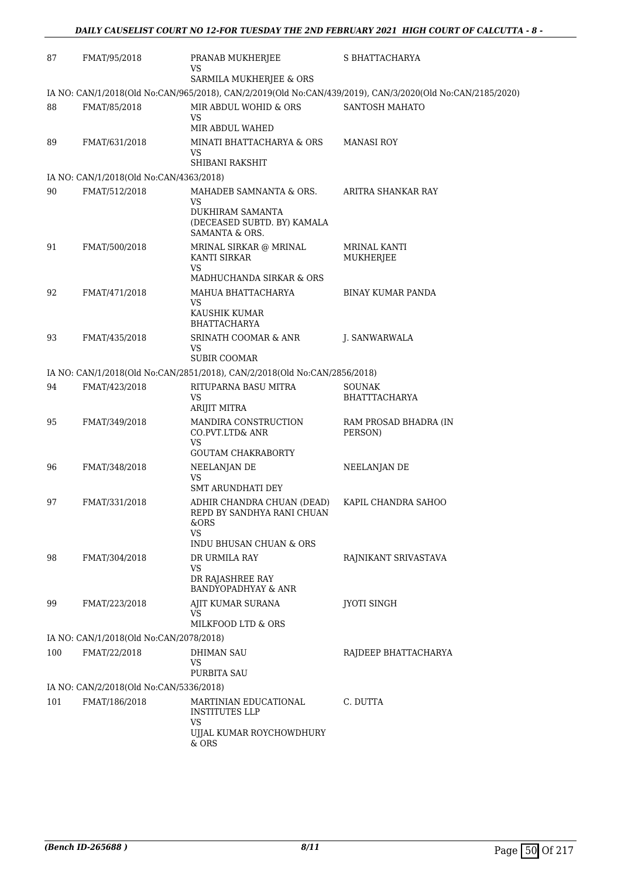| | | | |
|---|---|---|---|
| 87 | FMAT/95/2018 | PRANAB MUKHERJEE VS SARMILA MUKHERJEE & ORS | S BHATTACHARYA |
| IA NO: CAN/1/2018(Old No:CAN/965/2018), CAN/2/2019(Old No:CAN/439/2019), CAN/3/2020(Old No:CAN/2185/2020) | | | |
| 88 | FMAT/85/2018 | MIR ABDUL WOHID & ORS VS MIR ABDUL WAHED | SANTOSH MAHATO |
| 89 | FMAT/631/2018 | MINATI BHATTACHARYA & ORS VS SHIBANI RAKSHIT | MANASI ROY |
| IA NO: CAN/1/2018(Old No:CAN/4363/2018) | | | |
| 90 | FMAT/512/2018 | MAHADEB SAMNANTA & ORS. VS DUKHIRAM SAMANTA (DECEASED SUBTD. BY) KAMALA SAMANTA & ORS. | ARITRA SHANKAR RAY |
| 91 | FMAT/500/2018 | MRINAL SIRKAR @ MRINAL KANTI SIRKAR VS MADHUCHANDA SIRKAR & ORS | MRINAL KANTI MUKHERJEE |
| 92 | FMAT/471/2018 | MAHUA BHATTACHARYA VS KAUSHIK KUMAR BHATTACHARYA | BINAY KUMAR PANDA |
| 93 | FMAT/435/2018 | SRINATH COOMAR & ANR VS SUBIR COOMAR | J. SANWARWALA |
| IA NO: CAN/1/2018(Old No:CAN/2851/2018), CAN/2/2018(Old No:CAN/2856/2018) | | | |
| 94 | FMAT/423/2018 | RITUPARNA BASU MITRA VS ARIJIT MITRA | SOUNAK BHATTTACHARYA |
| 95 | FMAT/349/2018 | MANDIRA CONSTRUCTION CO.PVT.LTD& ANR VS GOUTAM CHAKRABORTY | RAM PROSAD BHADRA (IN PERSON) |
| 96 | FMAT/348/2018 | NEELANJAN DE VS SMT ARUNDHATI DEY | NEELANJAN DE |
| 97 | FMAT/331/2018 | ADHIR CHANDRA CHUAN (DEAD) REPD BY SANDHYA RANI CHUAN &ORS VS INDU BHUSAN CHUAN & ORS | KAPIL CHANDRA SAHOO |
| 98 | FMAT/304/2018 | DR URMILA RAY VS DR RAJASHREE RAY BANDYOPADHYAY & ANR | RAJNIKANT SRIVASTAVA |
| 99 | FMAT/223/2018 | AJIT KUMAR SURANA VS MILKFOOD LTD & ORS | JYOTI SINGH |
| IA NO: CAN/1/2018(Old No:CAN/2078/2018) | | | |
| 100 | FMAT/22/2018 | DHIMAN SAU VS PURBITA SAU | RAJDEEP BHATTACHARYA |
| IA NO: CAN/2/2018(Old No:CAN/5336/2018) | | | |
| 101 | FMAT/186/2018 | MARTINIAN EDUCATIONAL INSTITUTES LLP VS UJJAL KUMAR ROYCHOWDHURY & ORS | C. DUTTA |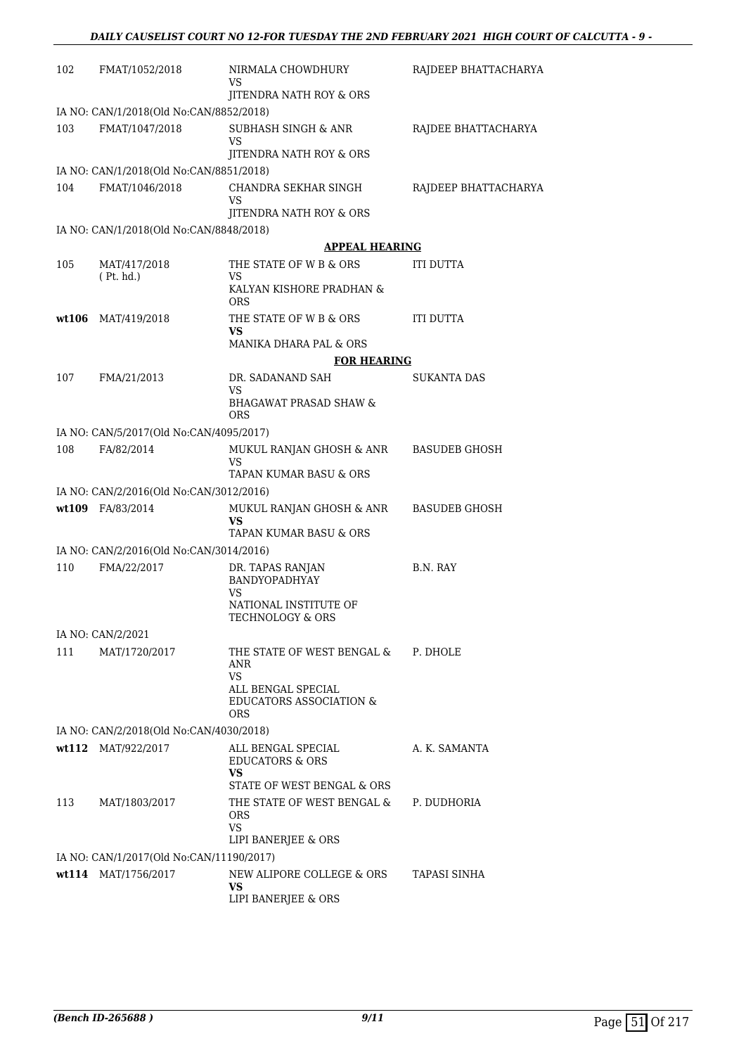| | | | |
|---|---|---|---|
| 102 | FMAT/1052/2018 | NIRMALA CHOWDHURY<br>VS<br>JITENDRA NATH ROY & ORS | RAJDEEP BHATTACHARYA |
| IA NO: CAN/1/2018(Old No:CAN/8852/2018) | | | |
| 103 | FMAT/1047/2018 | SUBHASH SINGH & ANR<br>VS<br>JITENDRA NATH ROY & ORS | RAJDEE BHATTACHARYA |
| IA NO: CAN/1/2018(Old No:CAN/8851/2018) | | | |
| 104 | FMAT/1046/2018 | CHANDRA SEKHAR SINGH<br>VS<br>JITENDRA NATH ROY & ORS | RAJDEEP BHATTACHARYA |
| IA NO: CAN/1/2018(Old No:CAN/8848/2018) | | | |
| | | **APPEAL HEARING** | |
| 105 | MAT/417/2018<br>( Pt. hd.) | THE STATE OF W B & ORS<br>VS<br>KALYAN KISHORE PRADHAN & ORS | ITI DUTTA |
| **wt106** | MAT/419/2018 | THE STATE OF W B & ORS<br>**VS**<br>MANIKA DHARA PAL & ORS | ITI DUTTA |
| | | **FOR HEARING** | |
| 107 | FMA/21/2013 | DR. SADANAND SAH<br>VS<br>BHAGAWAT PRASAD SHAW & ORS | SUKANTA DAS |
| IA NO: CAN/5/2017(Old No:CAN/4095/2017) | | | |
| 108 | FA/82/2014 | MUKUL RANJAN GHOSH & ANR<br>VS<br>TAPAN KUMAR BASU & ORS | BASUDEB GHOSH |
| IA NO: CAN/2/2016(Old No:CAN/3012/2016) | | | |
| **wt109** | FA/83/2014 | MUKUL RANJAN GHOSH & ANR<br>**VS**<br>TAPAN KUMAR BASU & ORS | BASUDEB GHOSH |
| IA NO: CAN/2/2016(Old No:CAN/3014/2016) | | | |
| 110 | FMA/22/2017 | DR. TAPAS RANJAN BANDYOPADHYAY<br>VS<br>NATIONAL INSTITUTE OF TECHNOLOGY & ORS | B.N. RAY |
| IA NO: CAN/2/2021 | | | |
| 111 | MAT/1720/2017 | THE STATE OF WEST BENGAL & ANR<br>VS<br>ALL BENGAL SPECIAL EDUCATORS ASSOCIATION & ORS | P. DHOLE |
| IA NO: CAN/2/2018(Old No:CAN/4030/2018) | | | |
| **wt112** | MAT/922/2017 | ALL BENGAL SPECIAL EDUCATORS & ORS<br>**VS**<br>STATE OF WEST BENGAL & ORS | A. K. SAMANTA |
| 113 | MAT/1803/2017 | THE STATE OF WEST BENGAL & ORS<br>VS<br>LIPI BANERJEE & ORS | P. DUDHORIA |
| IA NO: CAN/1/2017(Old No:CAN/11190/2017) | | | |
| **wt114** | MAT/1756/2017 | NEW ALIPORE COLLEGE & ORS<br>**VS**<br>LIPI BANERJEE & ORS | TAPASI SINHA |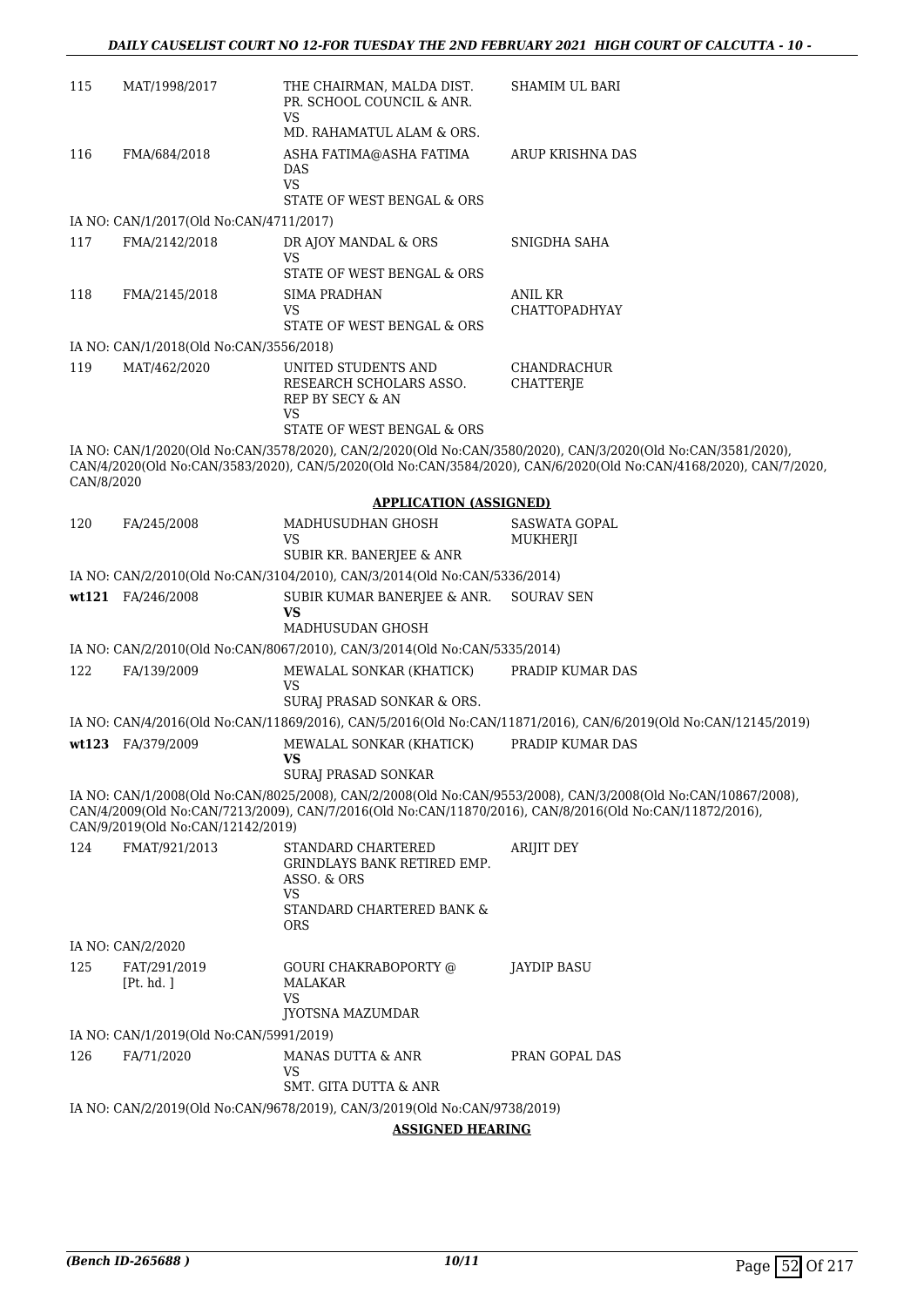| | | | |
|---|---|---|---|
| 115 | MAT/1998/2017 | THE CHAIRMAN, MALDA DIST. PR. SCHOOL COUNCIL & ANR.<br>VS<br>MD. RAHAMATUL ALAM & ORS. | SHAMIM UL BARI |
| 116 | FMA/684/2018 | ASHA FATIMA@ASHA FATIMA DAS<br>VS<br>STATE OF WEST BENGAL & ORS | ARUP KRISHNA DAS |

IA NO: CAN/1/2017(Old No:CAN/4711/2017)

| | | | |
|---|---|---|---|
| 117 | FMA/2142/2018 | DR AJOY MANDAL & ORS<br>VS<br>STATE OF WEST BENGAL & ORS | SNIGDHA SAHA |
| 118 | FMA/2145/2018 | SIMA PRADHAN<br>VS<br>STATE OF WEST BENGAL & ORS | ANIL KR CHATTOPADHYAY |

IA NO: CAN/1/2018(Old No:CAN/3556/2018)

| | | | |
|---|---|---|---|
| 119 | MAT/462/2020 | UNITED STUDENTS AND RESEARCH SCHOLARS ASSO. REP BY SECY & AN<br>VS<br>STATE OF WEST BENGAL & ORS | CHANDRACHUR CHATTERJE |

IA NO: CAN/1/2020(Old No:CAN/3578/2020), CAN/2/2020(Old No:CAN/3580/2020), CAN/3/2020(Old No:CAN/3581/2020), CAN/4/2020(Old No:CAN/3583/2020), CAN/5/2020(Old No:CAN/3584/2020), CAN/6/2020(Old No:CAN/4168/2020), CAN/7/2020, CAN/8/2020

## APPLICATION (ASSIGNED)

| | | | |
|---|---|---|---|
| 120 | FA/245/2008 | MADHUSUDHAN GHOSH<br>VS<br>SUBIR KR. BANERJEE & ANR | SASWATA GOPAL MUKHERJI |

IA NO: CAN/2/2010(Old No:CAN/3104/2010), CAN/3/2014(Old No:CAN/5336/2014)

| | | | |
|---|---|---|---|
| wt121 | FA/246/2008 | SUBIR KUMAR BANERJEE & ANR.<br>**VS**<br>MADHUSUDAN GHOSH | SOURAV SEN |

IA NO: CAN/2/2010(Old No:CAN/8067/2010), CAN/3/2014(Old No:CAN/5335/2014)

| | | | |
|---|---|---|---|
| 122 | FA/139/2009 | MEWALAL SONKAR (KHATICK)<br>VS<br>SURAJ PRASAD SONKAR & ORS. | PRADIP KUMAR DAS |

IA NO: CAN/4/2016(Old No:CAN/11869/2016), CAN/5/2016(Old No:CAN/11871/2016), CAN/6/2019(Old No:CAN/12145/2019)

| | | | |
|---|---|---|---|
| wt123 | FA/379/2009 | MEWALAL SONKAR (KHATICK)<br>**VS**<br>SURAJ PRASAD SONKAR | PRADIP KUMAR DAS |

IA NO: CAN/1/2008(Old No:CAN/8025/2008), CAN/2/2008(Old No:CAN/9553/2008), CAN/3/2008(Old No:CAN/10867/2008), CAN/4/2009(Old No:CAN/7213/2009), CAN/7/2016(Old No:CAN/11870/2016), CAN/8/2016(Old No:CAN/11872/2016), CAN/9/2019(Old No:CAN/12142/2019)

| | | | |
|---|---|---|---|
| 124 | FMAT/921/2013 | STANDARD CHARTERED GRINDLAYS BANK RETIRED EMP. ASSO. & ORS<br>VS<br>STANDARD CHARTERED BANK & ORS | ARIJIT DEY |

IA NO: CAN/2/2020

| | | | |
|---|---|---|---|
| 125 | FAT/291/2019<br>[Pt. hd. ] | GOURI CHAKRABOPORTY @ MALAKAR<br>VS<br>JYOTSNA MAZUMDAR | JAYDIP BASU |

IA NO: CAN/1/2019(Old No:CAN/5991/2019)

| | | | |
|---|---|---|---|
| 126 | FA/71/2020 | MANAS DUTTA & ANR<br>VS<br>SMT. GITA DUTTA & ANR | PRAN GOPAL DAS |

IA NO: CAN/2/2019(Old No:CAN/9678/2019), CAN/3/2019(Old No:CAN/9738/2019)

## ASSIGNED HEARING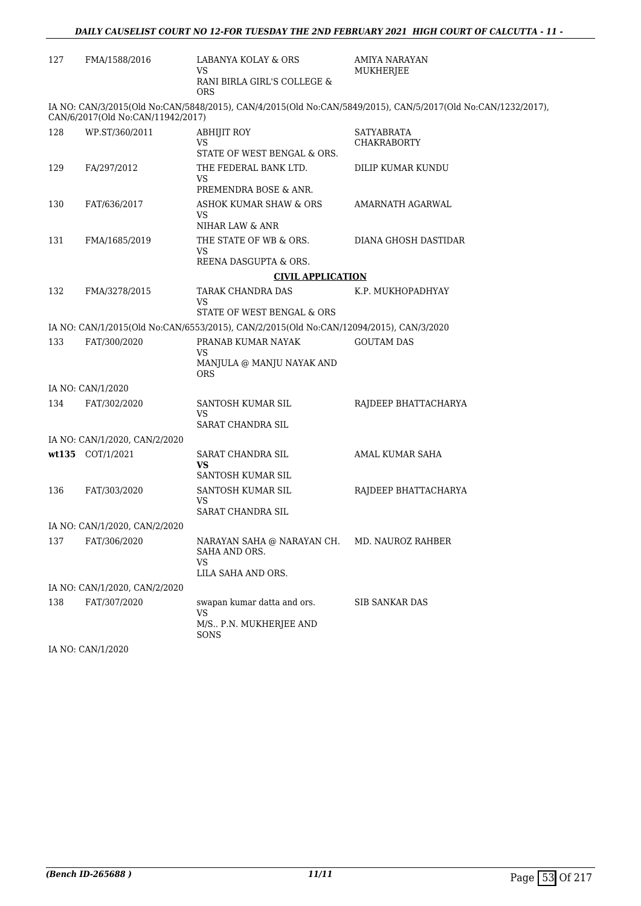| | | | |
|---|---|---|---|
| 127 | FMA/1588/2016 | LABANYA KOLAY & ORS<br>VS<br>RANI BIRLA GIRL'S COLLEGE & ORS | AMIYA NARAYAN MUKHERJEE |

IA NO: CAN/3/2015(Old No:CAN/5848/2015), CAN/4/2015(Old No:CAN/5849/2015), CAN/5/2017(Old No:CAN/1232/2017), CAN/6/2017(Old No:CAN/11942/2017)

| | | | |
|---|---|---|---|
| 128 | WP.ST/360/2011 | ABHIJIT ROY<br>VS<br>STATE OF WEST BENGAL & ORS. | SATYABRATA CHAKRABORTY |
| 129 | FA/297/2012 | THE FEDERAL BANK LTD.<br>VS<br>PREMENDRA BOSE & ANR. | DILIP KUMAR KUNDU |
| 130 | FAT/636/2017 | ASHOK KUMAR SHAW & ORS<br>VS<br>NIHAR LAW & ANR | AMARNATH AGARWAL |
| 131 | FMA/1685/2019 | THE STATE OF WB & ORS.<br>VS<br>REENA DASGUPTA & ORS. | DIANA GHOSH DASTIDAR |

**CIVIL APPLICATION**

| | | | |
|---|---|---|---|
| 132 | FMA/3278/2015 | TARAK CHANDRA DAS<br>VS<br>STATE OF WEST BENGAL & ORS | K.P. MUKHOPADHYAY |

IA NO: CAN/1/2015(Old No:CAN/6553/2015), CAN/2/2015(Old No:CAN/12094/2015), CAN/3/2020

| | | | |
|---|---|---|---|
| 133 | FAT/300/2020 | PRANAB KUMAR NAYAK<br>VS<br>MANJULA @ MANJU NAYAK AND ORS | GOUTAM DAS |

IA NO: CAN/1/2020

| | | | |
|---|---|---|---|
| 134 | FAT/302/2020 | SANTOSH KUMAR SIL<br>VS<br>SARAT CHANDRA SIL | RAJDEEP BHATTACHARYA |

IA NO: CAN/1/2020, CAN/2/2020

| | | | |
|---|---|---|---|
| **wt135** | COT/1/2021 | SARAT CHANDRA SIL<br>**VS**<br>SANTOSH KUMAR SIL | AMAL KUMAR SAHA |
| 136 | FAT/303/2020 | SANTOSH KUMAR SIL<br>VS<br>SARAT CHANDRA SIL | RAJDEEP BHATTACHARYA |

IA NO: CAN/1/2020, CAN/2/2020

| | | | |
|---|---|---|---|
| 137 | FAT/306/2020 | NARAYAN SAHA @ NARAYAN CH. SAHA AND ORS.<br>VS<br>LILA SAHA AND ORS. | MD. NAUROZ RAHBER |

IA NO: CAN/1/2020, CAN/2/2020

| | | | |
|---|---|---|---|
| 138 | FAT/307/2020 | swapan kumar datta and ors.<br>VS<br>M/S.. P.N. MUKHERJEE AND SONS | SIB SANKAR DAS |

IA NO: CAN/1/2020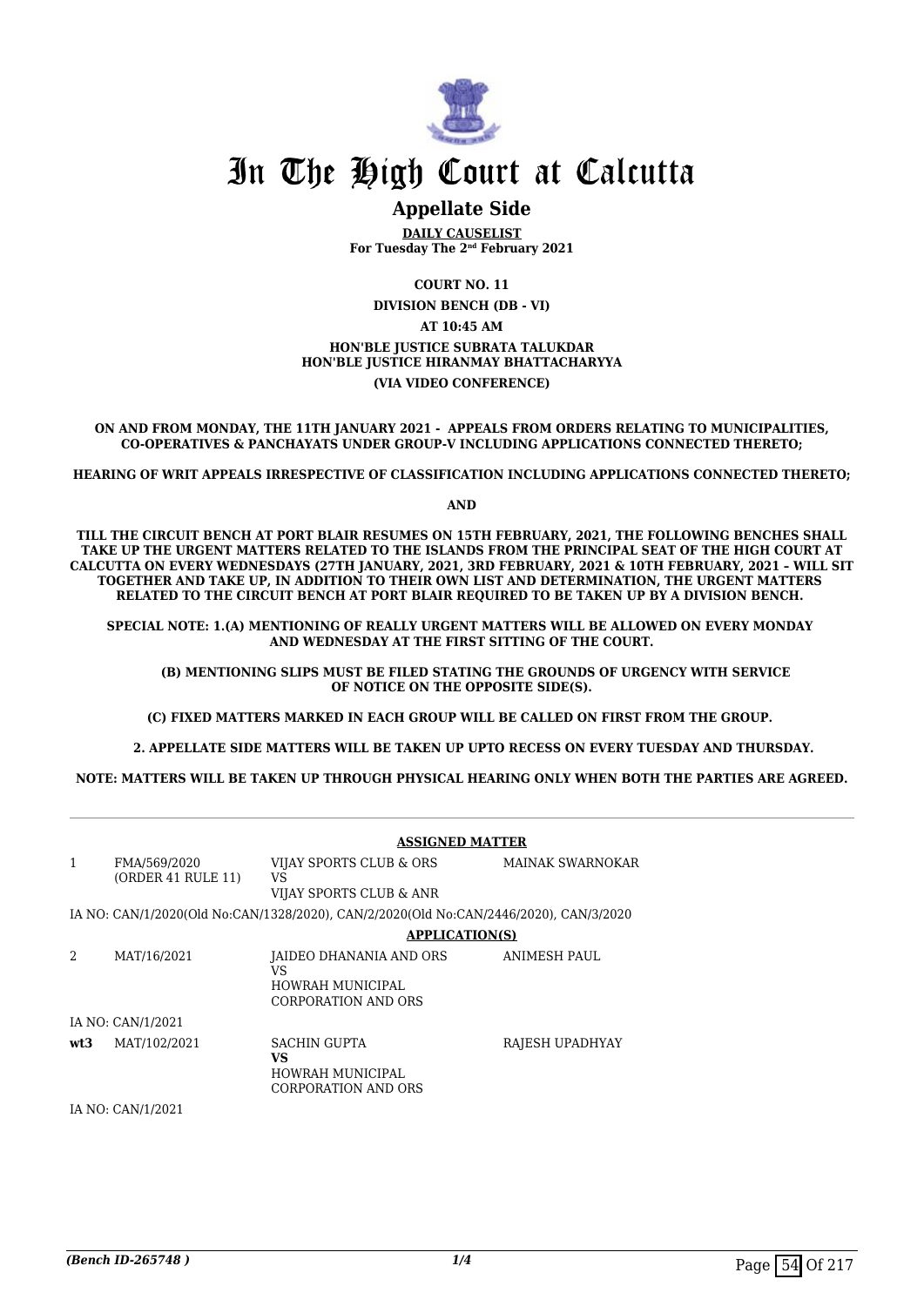# In The High Court at Calcutta

## Appellate Side

**DAILY CAUSELIST**
**For Tuesday The 2nd February 2021**

**COURT NO. 11**

**DIVISION BENCH (DB - VI)**

**AT 10:45 AM**

**HON'BLE JUSTICE SUBRATA TALUKDAR**
**HON'BLE JUSTICE HIRANMAY BHATTACHARYYA**

**(VIA VIDEO CONFERENCE)**

**ON AND FROM MONDAY, THE 11TH JANUARY 2021 - APPEALS FROM ORDERS RELATING TO MUNICIPALITIES, CO-OPERATIVES & PANCHAYATS UNDER GROUP-V INCLUDING APPLICATIONS CONNECTED THERETO;**

**HEARING OF WRIT APPEALS IRRESPECTIVE OF CLASSIFICATION INCLUDING APPLICATIONS CONNECTED THERETO;**

**AND**

**TILL THE CIRCUIT BENCH AT PORT BLAIR RESUMES ON 15TH FEBRUARY, 2021, THE FOLLOWING BENCHES SHALL TAKE UP THE URGENT MATTERS RELATED TO THE ISLANDS FROM THE PRINCIPAL SEAT OF THE HIGH COURT AT CALCUTTA ON EVERY WEDNESDAYS (27TH JANUARY, 2021, 3RD FEBRUARY, 2021 & 10TH FEBRUARY, 2021 – WILL SIT TOGETHER AND TAKE UP, IN ADDITION TO THEIR OWN LIST AND DETERMINATION, THE URGENT MATTERS RELATED TO THE CIRCUIT BENCH AT PORT BLAIR REQUIRED TO BE TAKEN UP BY A DIVISION BENCH.**

**SPECIAL NOTE: 1.(A) MENTIONING OF REALLY URGENT MATTERS WILL BE ALLOWED ON EVERY MONDAY AND WEDNESDAY AT THE FIRST SITTING OF THE COURT.**

**(B) MENTIONING SLIPS MUST BE FILED STATING THE GROUNDS OF URGENCY WITH SERVICE OF NOTICE ON THE OPPOSITE SIDE(S).**

**(C) FIXED MATTERS MARKED IN EACH GROUP WILL BE CALLED ON FIRST FROM THE GROUP.**

**2. APPELLATE SIDE MATTERS WILL BE TAKEN UP UPTO RECESS ON EVERY TUESDAY AND THURSDAY.**

**NOTE: MATTERS WILL BE TAKEN UP THROUGH PHYSICAL HEARING ONLY WHEN BOTH THE PARTIES ARE AGREED.**

**ASSIGNED MATTER**

| | | | |
|---|---|---|---|
| 1 | FMA/569/2020 (ORDER 41 RULE 11) | VIJAY SPORTS CLUB & ORS VS VIJAY SPORTS CLUB & ANR | MAINAK SWARNOKAR |

IA NO: CAN/1/2020(Old No:CAN/1328/2020), CAN/2/2020(Old No:CAN/2446/2020), CAN/3/2020

**APPLICATION(S)**

| | | | |
|---|---|---|---|
| 2 | MAT/16/2021 | JAIDEO DHANANIA AND ORS VS HOWRAH MUNICIPAL CORPORATION AND ORS | ANIMESH PAUL |

IA NO: CAN/1/2021

| | | | |
|---|---|---|---|
| **wt3** | MAT/102/2021 | SACHIN GUPTA **VS** HOWRAH MUNICIPAL CORPORATION AND ORS | RAJESH UPADHYAY |

IA NO: CAN/1/2021

*(Bench ID-265748 )* 1/4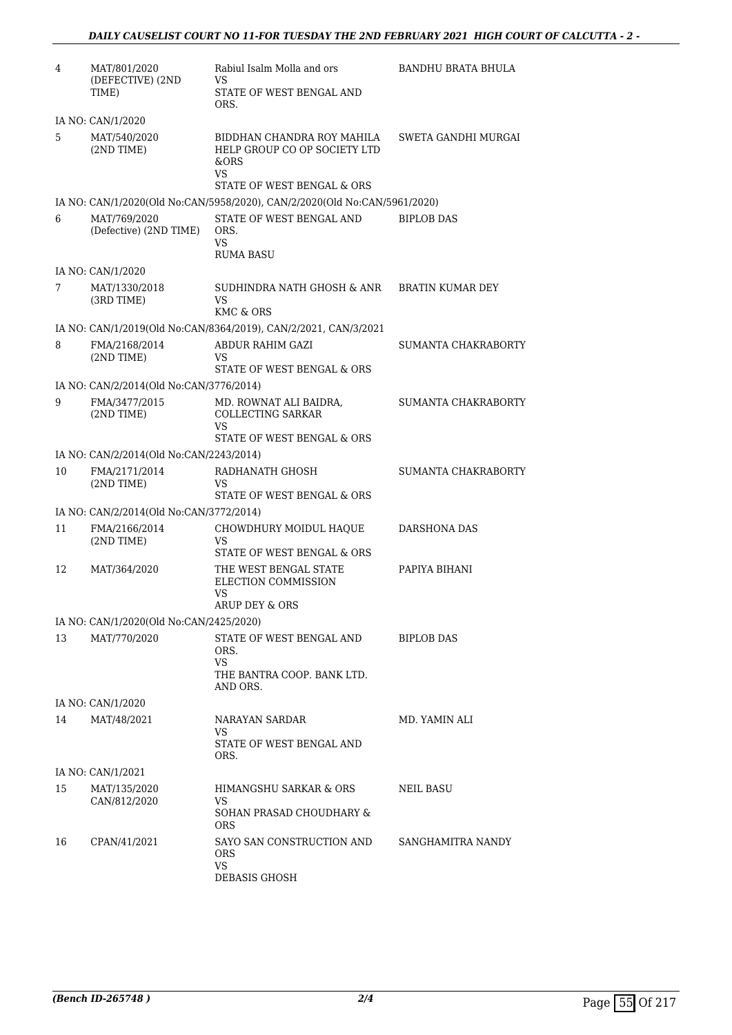| | | | |
|---|---|---|---|
| 4 | MAT/801/2020 (DEFECTIVE) (2ND TIME) | Rabiul Isalm Molla and ors VS STATE OF WEST BENGAL AND ORS. | BANDHU BRATA BHULA |
| | IA NO: CAN/1/2020 | | |
| 5 | MAT/540/2020 (2ND TIME) | BIDDHAN CHANDRA ROY MAHILA HELP GROUP CO OP SOCIETY LTD &ORS VS STATE OF WEST BENGAL & ORS | SWETA GANDHI MURGAI |
| | IA NO: CAN/1/2020(Old No:CAN/5958/2020), CAN/2/2020(Old No:CAN/5961/2020) | | |
| 6 | MAT/769/2020 (Defective) (2ND TIME) | STATE OF WEST BENGAL AND ORS. VS RUMA BASU | BIPLOB DAS |
| | IA NO: CAN/1/2020 | | |
| 7 | MAT/1330/2018 (3RD TIME) | SUDHINDRA NATH GHOSH & ANR VS KMC & ORS | BRATIN KUMAR DEY |
| | IA NO: CAN/1/2019(Old No:CAN/8364/2019), CAN/2/2021, CAN/3/2021 | | |
| 8 | FMA/2168/2014 (2ND TIME) | ABDUR RAHIM GAZI VS STATE OF WEST BENGAL & ORS | SUMANTA CHAKRABORTY |
| | IA NO: CAN/2/2014(Old No:CAN/3776/2014) | | |
| 9 | FMA/3477/2015 (2ND TIME) | MD. ROWNAT ALI BAIDRA, COLLECTING SARKAR VS STATE OF WEST BENGAL & ORS | SUMANTA CHAKRABORTY |
| | IA NO: CAN/2/2014(Old No:CAN/2243/2014) | | |
| 10 | FMA/2171/2014 (2ND TIME) | RADHANATH GHOSH VS STATE OF WEST BENGAL & ORS | SUMANTA CHAKRABORTY |
| | IA NO: CAN/2/2014(Old No:CAN/3772/2014) | | |
| 11 | FMA/2166/2014 (2ND TIME) | CHOWDHURY MOIDUL HAQUE VS STATE OF WEST BENGAL & ORS | DARSHONA DAS |
| 12 | MAT/364/2020 | THE WEST BENGAL STATE ELECTION COMMISSION VS ARUP DEY & ORS | PAPIYA BIHANI |
| | IA NO: CAN/1/2020(Old No:CAN/2425/2020) | | |
| 13 | MAT/770/2020 | STATE OF WEST BENGAL AND ORS. VS THE BANTRA COOP. BANK LTD. AND ORS. | BIPLOB DAS |
| | IA NO: CAN/1/2020 | | |
| 14 | MAT/48/2021 | NARAYAN SARDAR VS STATE OF WEST BENGAL AND ORS. | MD. YAMIN ALI |
| | IA NO: CAN/1/2021 | | |
| 15 | MAT/135/2020 CAN/812/2020 | HIMANGSHU SARKAR & ORS VS SOHAN PRASAD CHOUDHARY & ORS | NEIL BASU |
| 16 | CPAN/41/2021 | SAYO SAN CONSTRUCTION AND ORS VS DEBASIS GHOSH | SANGHAMITRA NANDY |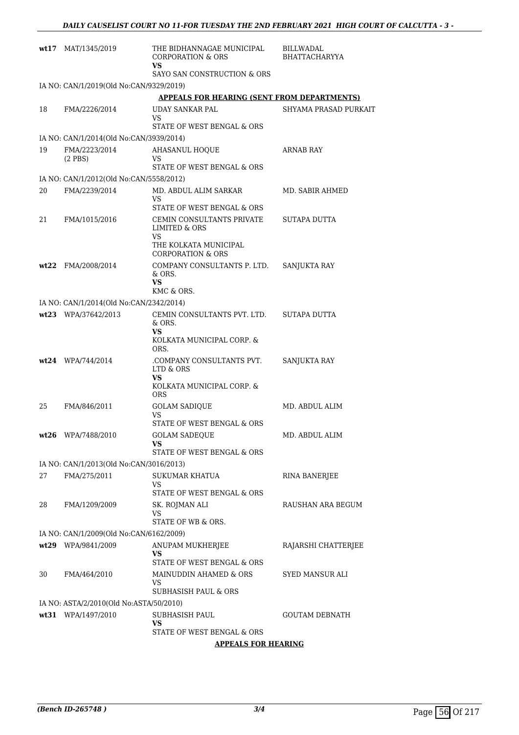| | | | |
|---|---|---|---|
| **wt17** | MAT/1345/2019 | THE BIDHANNAGAE MUNICIPAL CORPORATION & ORS<br>**VS**<br>SAYO SAN CONSTRUCTION & ORS | BILLWADAL BHATTACHARYYA |
| | IA NO: CAN/1/2019(Old No:CAN/9329/2019) | | |

**APPEALS FOR HEARING (SENT FROM DEPARTMENTS)**

| | | | |
|---|---|---|---|
| 18 | FMA/2226/2014 | UDAY SANKAR PAL<br>VS<br>STATE OF WEST BENGAL & ORS | SHYAMA PRASAD PURKAIT |
| | IA NO: CAN/1/2014(Old No:CAN/3939/2014) | | |
| 19 | FMA/2223/2014<br>(2 PBS) | AHASANUL HOQUE<br>VS<br>STATE OF WEST BENGAL & ORS | ARNAB RAY |
| | IA NO: CAN/1/2012(Old No:CAN/5558/2012) | | |
| 20 | FMA/2239/2014 | MD. ABDUL ALIM SARKAR<br>VS<br>STATE OF WEST BENGAL & ORS | MD. SABIR AHMED |
| 21 | FMA/1015/2016 | CEMIN CONSULTANTS PRIVATE LIMITED & ORS<br>VS<br>THE KOLKATA MUNICIPAL CORPORATION & ORS | SUTAPA DUTTA |
| **wt22** | FMA/2008/2014 | COMPANY CONSULTANTS P. LTD. & ORS.<br>**VS**<br>KMC & ORS. | SANJUKTA RAY |
| | IA NO: CAN/1/2014(Old No:CAN/2342/2014) | | |
| **wt23** | WPA/37642/2013 | CEMIN CONSULTANTS PVT. LTD. & ORS.<br>**VS**<br>KOLKATA MUNICIPAL CORP. & ORS. | SUTAPA DUTTA |
| **wt24** | WPA/744/2014 | .COMPANY CONSULTANTS PVT. LTD & ORS<br>**VS**<br>KOLKATA MUNICIPAL CORP. & ORS | SANJUKTA RAY |
| 25 | FMA/846/2011 | GOLAM SADIQUE<br>VS<br>STATE OF WEST BENGAL & ORS | MD. ABDUL ALIM |
| **wt26** | WPA/7488/2010 | GOLAM SADEQUE<br>**VS**<br>STATE OF WEST BENGAL & ORS | MD. ABDUL ALIM |
| | IA NO: CAN/1/2013(Old No:CAN/3016/2013) | | |
| 27 | FMA/275/2011 | SUKUMAR KHATUA<br>VS<br>STATE OF WEST BENGAL & ORS | RINA BANERJEE |
| 28 | FMA/1209/2009 | SK. ROJMAN ALI<br>VS<br>STATE OF WB & ORS. | RAUSHAN ARA BEGUM |
| | IA NO: CAN/1/2009(Old No:CAN/6162/2009) | | |
| **wt29** | WPA/9841/2009 | ANUPAM MUKHERJEE<br>**VS**<br>STATE OF WEST BENGAL & ORS | RAJARSHI CHATTERJEE |
| 30 | FMA/464/2010 | MAINUDDIN AHAMED & ORS<br>VS<br>SUBHASISH PAUL & ORS | SYED MANSUR ALI |
| | IA NO: ASTA/2/2010(Old No:ASTA/50/2010) | | |
| **wt31** | WPA/1497/2010 | SUBHASISH PAUL<br>**VS**<br>STATE OF WEST BENGAL & ORS | GOUTAM DEBNATH |

**APPEALS FOR HEARING**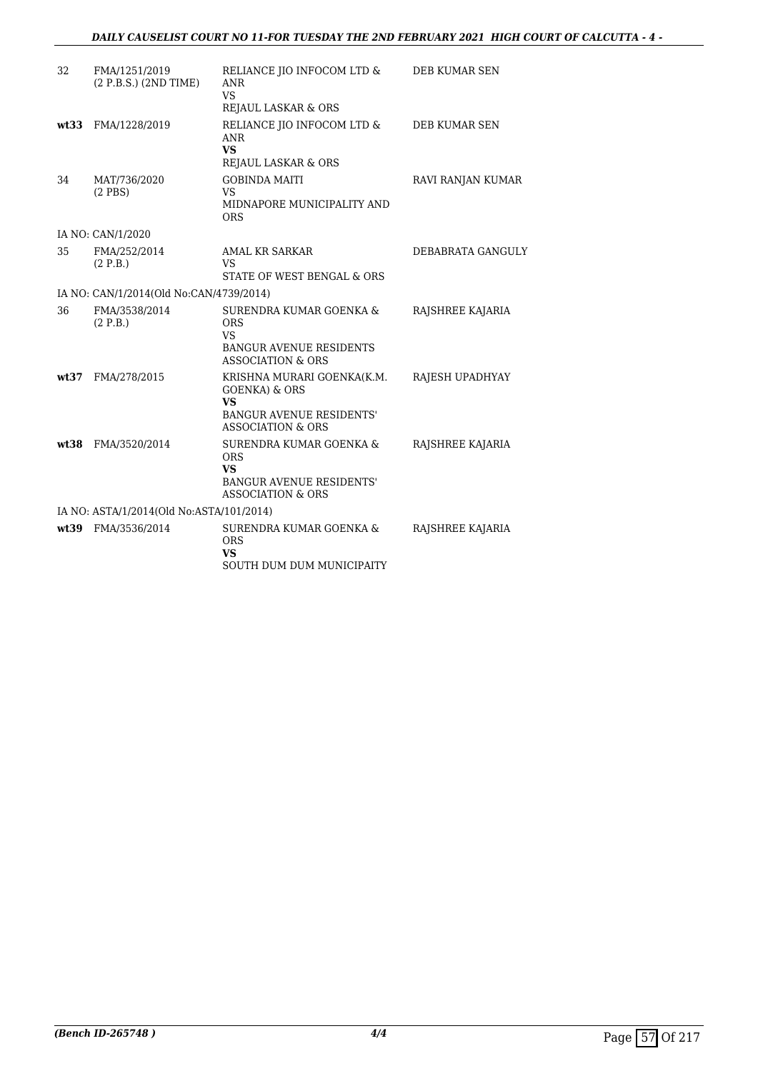| | | | |
|---|---|---|---|
| 32 | FMA/1251/2019 (2 P.B.S.) (2ND TIME) | RELIANCE JIO INFOCOM LTD & ANR VS REJAUL LASKAR & ORS | DEB KUMAR SEN |
| **wt33** | FMA/1228/2019 | RELIANCE JIO INFOCOM LTD & ANR **VS** REJAUL LASKAR & ORS | DEB KUMAR SEN |
| 34 | MAT/736/2020 (2 PBS) | GOBINDA MAITI VS MIDNAPORE MUNICIPALITY AND ORS | RAVI RANJAN KUMAR |
| IA NO: CAN/1/2020 | | | |
| 35 | FMA/252/2014 (2 P.B.) | AMAL KR SARKAR VS STATE OF WEST BENGAL & ORS | DEBABRATA GANGULY |
| IA NO: CAN/1/2014(Old No:CAN/4739/2014) | | | |
| 36 | FMA/3538/2014 (2 P.B.) | SURENDRA KUMAR GOENKA & ORS VS BANGUR AVENUE RESIDENTS ASSOCIATION & ORS | RAJSHREE KAJARIA |
| **wt37** | FMA/278/2015 | KRISHNA MURARI GOENKA(K.M. GOENKA) & ORS **VS** BANGUR AVENUE RESIDENTS' ASSOCIATION & ORS | RAJESH UPADHYAY |
| **wt38** | FMA/3520/2014 | SURENDRA KUMAR GOENKA & ORS **VS** BANGUR AVENUE RESIDENTS' ASSOCIATION & ORS | RAJSHREE KAJARIA |
| IA NO: ASTA/1/2014(Old No:ASTA/101/2014) | | | |
| **wt39** | FMA/3536/2014 | SURENDRA KUMAR GOENKA & ORS **VS** SOUTH DUM DUM MUNICIPAITY | RAJSHREE KAJARIA |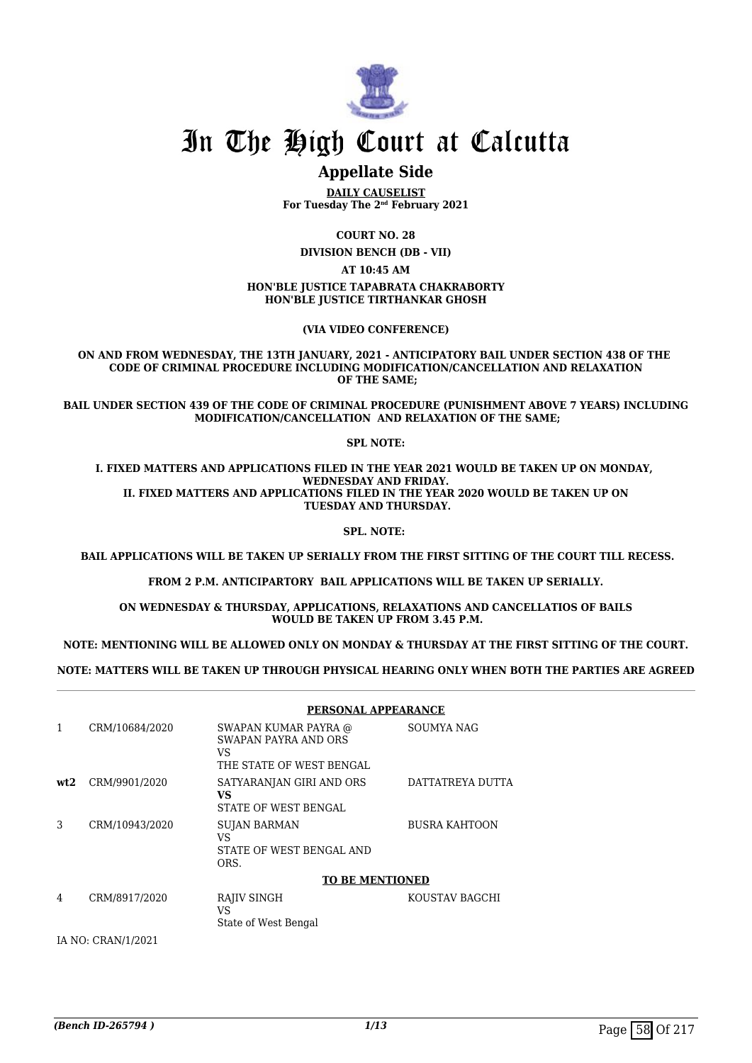# In The High Court at Calcutta

## Appellate Side

**DAILY CAUSELIST**
**For Tuesday The 2nd February 2021**

**COURT NO. 28**

**DIVISION BENCH (DB - VII)**

**AT 10:45 AM**

**HON'BLE JUSTICE TAPABRATA CHAKRABORTY**
**HON'BLE JUSTICE TIRTHANKAR GHOSH**

**(VIA VIDEO CONFERENCE)**

**ON AND FROM WEDNESDAY, THE 13TH JANUARY, 2021 - ANTICIPATORY BAIL UNDER SECTION 438 OF THE CODE OF CRIMINAL PROCEDURE INCLUDING MODIFICATION/CANCELLATION AND RELAXATION OF THE SAME;**

**BAIL UNDER SECTION 439 OF THE CODE OF CRIMINAL PROCEDURE (PUNISHMENT ABOVE 7 YEARS) INCLUDING MODIFICATION/CANCELLATION AND RELAXATION OF THE SAME;**

**SPL NOTE:**

**I. FIXED MATTERS AND APPLICATIONS FILED IN THE YEAR 2021 WOULD BE TAKEN UP ON MONDAY, WEDNESDAY AND FRIDAY.**
**II. FIXED MATTERS AND APPLICATIONS FILED IN THE YEAR 2020 WOULD BE TAKEN UP ON TUESDAY AND THURSDAY.**

**SPL. NOTE:**

**BAIL APPLICATIONS WILL BE TAKEN UP SERIALLY FROM THE FIRST SITTING OF THE COURT TILL RECESS.**

**FROM 2 P.M. ANTICIPARTORY BAIL APPLICATIONS WILL BE TAKEN UP SERIALLY.**

**ON WEDNESDAY & THURSDAY, APPLICATIONS, RELAXATIONS AND CANCELLATIOS OF BAILS WOULD BE TAKEN UP FROM 3.45 P.M.**

**NOTE: MENTIONING WILL BE ALLOWED ONLY ON MONDAY & THURSDAY AT THE FIRST SITTING OF THE COURT.**

**NOTE: MATTERS WILL BE TAKEN UP THROUGH PHYSICAL HEARING ONLY WHEN BOTH THE PARTIES ARE AGREED**

**PERSONAL APPEARANCE**

| | | | |
|---|---|---|---|
| 1 | CRM/10684/2020 | SWAPAN KUMAR PAYRA @ SWAPAN PAYRA AND ORS<br>VS<br>THE STATE OF WEST BENGAL | SOUMYA NAG |
| **wt2** | CRM/9901/2020 | SATYARANJAN GIRI AND ORS<br>**VS**<br>STATE OF WEST BENGAL | DATTATREYA DUTTA |
| 3 | CRM/10943/2020 | SUJAN BARMAN<br>VS<br>STATE OF WEST BENGAL AND ORS. | BUSRA KAHTOON |

**TO BE MENTIONED**

| | | | |
|---|---|---|---|
| 4 | CRM/8917/2020 | RAJIV SINGH<br>VS<br>State of West Bengal | KOUSTAV BAGCHI |

IA NO: CRAN/1/2021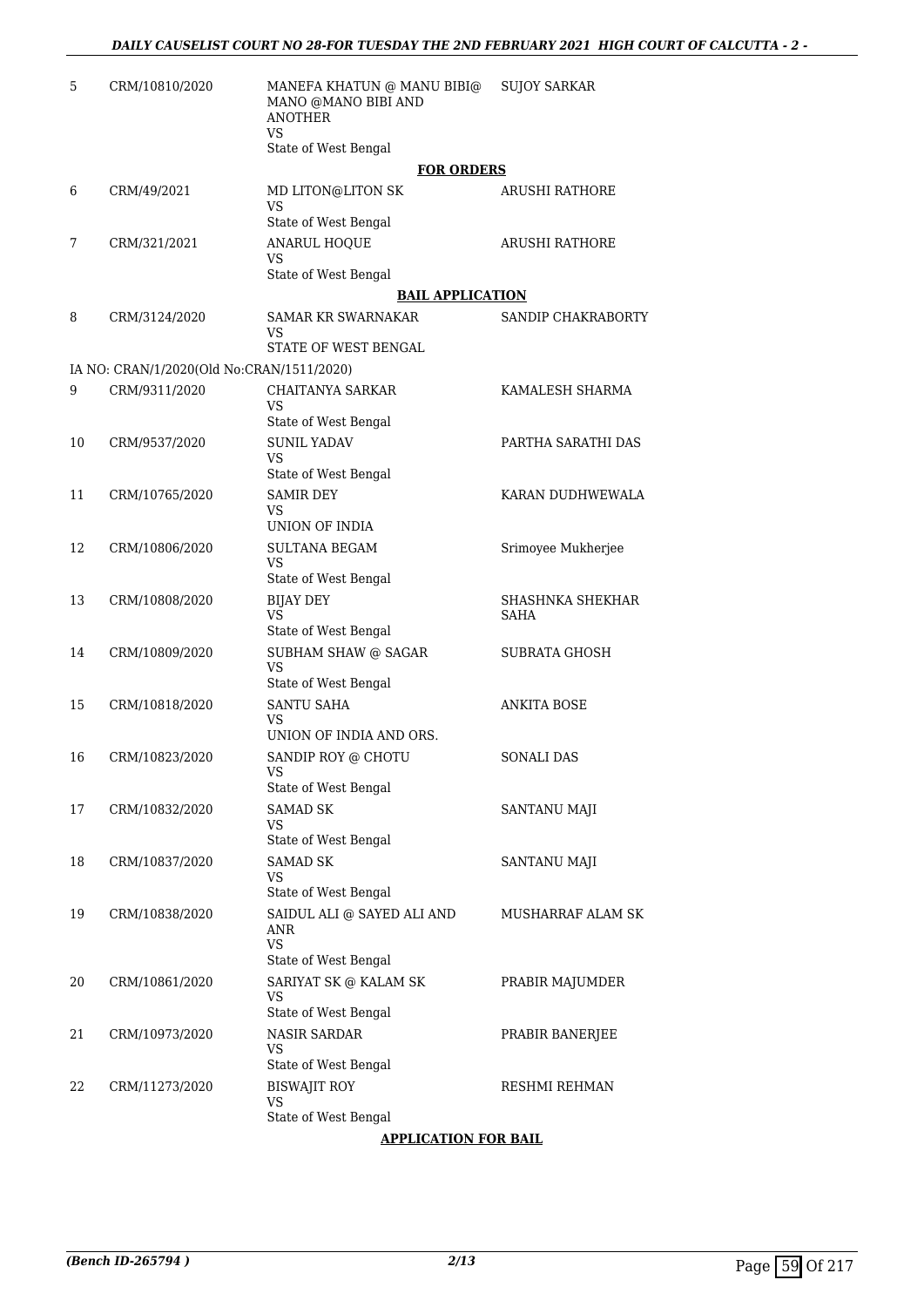| | | | |
|---|---|---|---|
| 5 | CRM/10810/2020 | MANEFA KHATUN @ MANU BIBI@ MANO @MANO BIBI AND ANOTHER<br>VS<br>State of West Bengal | SUJOY SARKAR |

**FOR ORDERS**

| | | | |
|---|---|---|---|
| 6 | CRM/49/2021 | MD LITON@LITON SK<br>VS<br>State of West Bengal | ARUSHI RATHORE |
| 7 | CRM/321/2021 | ANARUL HOQUE<br>VS<br>State of West Bengal | ARUSHI RATHORE |

**BAIL APPLICATION**

| | | | |
|---|---|---|---|
| 8 | CRM/3124/2020 | SAMAR KR SWARNAKAR<br>VS<br>STATE OF WEST BENGAL | SANDIP CHAKRABORTY |

IA NO: CRAN/1/2020(Old No:CRAN/1511/2020)

| | | | |
|---|---|---|---|
| 9 | CRM/9311/2020 | CHAITANYA SARKAR<br>VS<br>State of West Bengal | KAMALESH SHARMA |
| 10 | CRM/9537/2020 | SUNIL YADAV<br>VS<br>State of West Bengal | PARTHA SARATHI DAS |
| 11 | CRM/10765/2020 | SAMIR DEY<br>VS<br>UNION OF INDIA | KARAN DUDHWEWALA |
| 12 | CRM/10806/2020 | SULTANA BEGAM<br>VS<br>State of West Bengal | Srimoyee Mukherjee |
| 13 | CRM/10808/2020 | BIJAY DEY<br>VS<br>State of West Bengal | SHASHNKA SHEKHAR SAHA |
| 14 | CRM/10809/2020 | SUBHAM SHAW @ SAGAR<br>VS<br>State of West Bengal | SUBRATA GHOSH |
| 15 | CRM/10818/2020 | SANTU SAHA<br>VS<br>UNION OF INDIA AND ORS. | ANKITA BOSE |
| 16 | CRM/10823/2020 | SANDIP ROY @ CHOTU<br>VS<br>State of West Bengal | SONALI DAS |
| 17 | CRM/10832/2020 | SAMAD SK<br>VS<br>State of West Bengal | SANTANU MAJI |
| 18 | CRM/10837/2020 | SAMAD SK<br>VS<br>State of West Bengal | SANTANU MAJI |
| 19 | CRM/10838/2020 | SAIDUL ALI @ SAYED ALI AND ANR<br>VS<br>State of West Bengal | MUSHARRAF ALAM SK |
| 20 | CRM/10861/2020 | SARIYAT SK @ KALAM SK<br>VS<br>State of West Bengal | PRABIR MAJUMDER |
| 21 | CRM/10973/2020 | NASIR SARDAR<br>VS<br>State of West Bengal | PRABIR BANERJEE |
| 22 | CRM/11273/2020 | BISWAJIT ROY<br>VS<br>State of West Bengal | RESHMI REHMAN |

**APPLICATION FOR BAIL**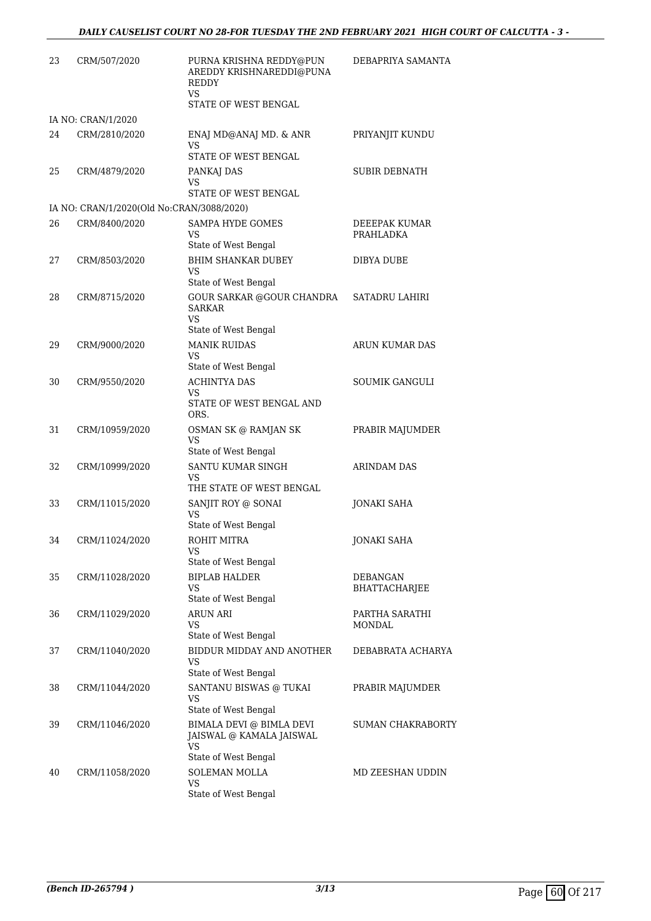| | | | |
|---|---|---|---|
| 23 | CRM/507/2020 | PURNA KRISHNA REDDY@PUN AREDDY KRISHNAREDDI@PUNA REDDY<br>VS<br>STATE OF WEST BENGAL | DEBAPRIYA SAMANTA |
| IA NO: CRAN/1/2020 | | | |
| 24 | CRM/2810/2020 | ENAJ MD@ANAJ MD. & ANR<br>VS<br>STATE OF WEST BENGAL | PRIYANJIT KUNDU |
| 25 | CRM/4879/2020 | PANKAJ DAS<br>VS<br>STATE OF WEST BENGAL | SUBIR DEBNATH |
| IA NO: CRAN/1/2020(Old No:CRAN/3088/2020) | | | |
| 26 | CRM/8400/2020 | SAMPA HYDE GOMES<br>VS<br>State of West Bengal | DEEEPAK KUMAR PRAHLADKA |
| 27 | CRM/8503/2020 | BHIM SHANKAR DUBEY<br>VS<br>State of West Bengal | DIBYA DUBE |
| 28 | CRM/8715/2020 | GOUR SARKAR @GOUR CHANDRA SARKAR<br>VS<br>State of West Bengal | SATADRU LAHIRI |
| 29 | CRM/9000/2020 | MANIK RUIDAS<br>VS<br>State of West Bengal | ARUN KUMAR DAS |
| 30 | CRM/9550/2020 | ACHINTYA DAS<br>VS<br>STATE OF WEST BENGAL AND ORS. | SOUMIK GANGULI |
| 31 | CRM/10959/2020 | OSMAN SK @ RAMJAN SK<br>VS<br>State of West Bengal | PRABIR MAJUMDER |
| 32 | CRM/10999/2020 | SANTU KUMAR SINGH<br>VS<br>THE STATE OF WEST BENGAL | ARINDAM DAS |
| 33 | CRM/11015/2020 | SANJIT ROY @ SONAI<br>VS<br>State of West Bengal | JONAKI SAHA |
| 34 | CRM/11024/2020 | ROHIT MITRA<br>VS<br>State of West Bengal | JONAKI SAHA |
| 35 | CRM/11028/2020 | BIPLAB HALDER<br>VS<br>State of West Bengal | DEBANGAN BHATTACHARJEE |
| 36 | CRM/11029/2020 | ARUN ARI<br>VS<br>State of West Bengal | PARTHA SARATHI MONDAL |
| 37 | CRM/11040/2020 | BIDDUR MIDDAY AND ANOTHER<br>VS<br>State of West Bengal | DEBABRATA ACHARYA |
| 38 | CRM/11044/2020 | SANTANU BISWAS @ TUKAI<br>VS<br>State of West Bengal | PRABIR MAJUMDER |
| 39 | CRM/11046/2020 | BIMALA DEVI @ BIMLA DEVI JAISWAL @ KAMALA JAISWAL<br>VS<br>State of West Bengal | SUMAN CHAKRABORTY |
| 40 | CRM/11058/2020 | SOLEMAN MOLLA<br>VS<br>State of West Bengal | MD ZEESHAN UDDIN |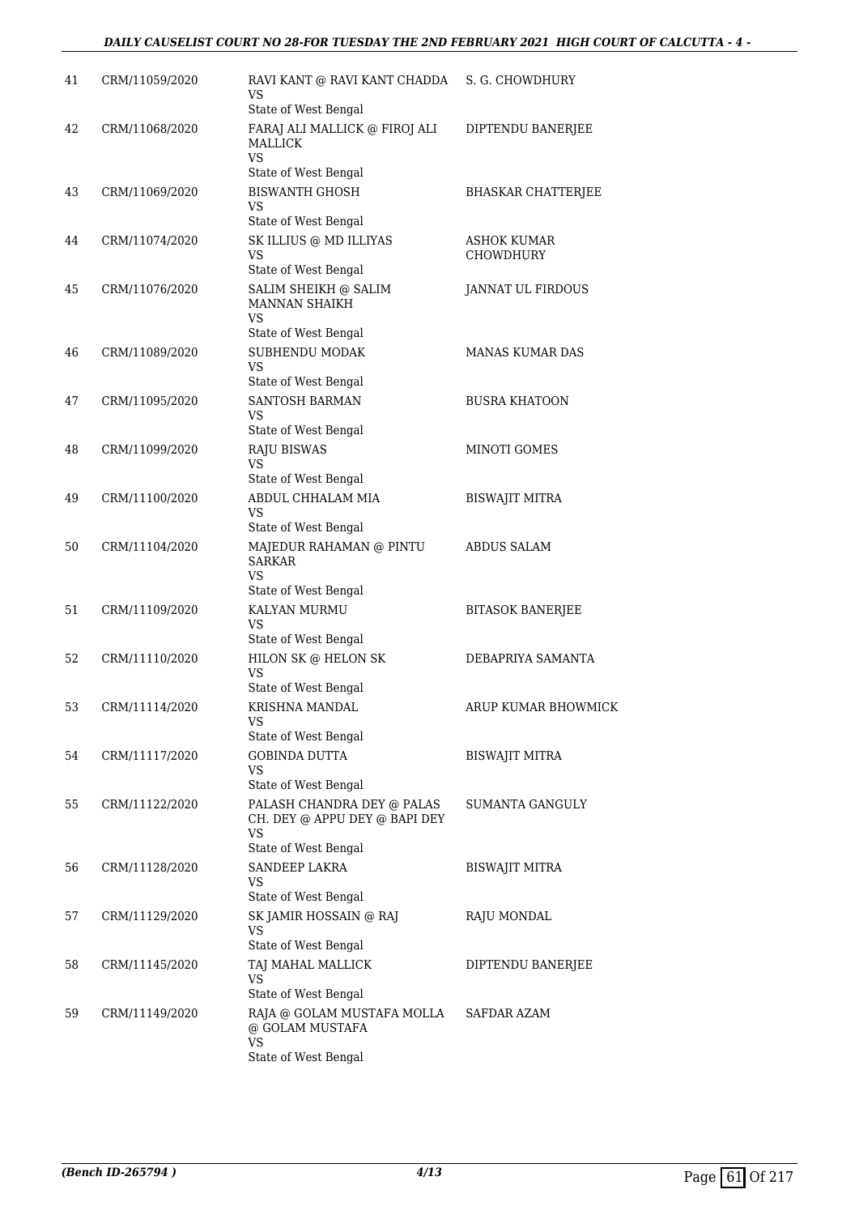| | | | |
|---|---|---|---|
| 41 | CRM/11059/2020 | RAVI KANT @ RAVI KANT CHADDA<br>VS<br>State of West Bengal | S. G. CHOWDHURY |
| 42 | CRM/11068/2020 | FARAJ ALI MALLICK @ FIROJ ALI MALLICK<br>VS<br>State of West Bengal | DIPTENDU BANERJEE |
| 43 | CRM/11069/2020 | BISWANTH GHOSH<br>VS<br>State of West Bengal | BHASKAR CHATTERJEE |
| 44 | CRM/11074/2020 | SK ILLIUS @ MD ILLIYAS<br>VS<br>State of West Bengal | ASHOK KUMAR CHOWDHURY |
| 45 | CRM/11076/2020 | SALIM SHEIKH @ SALIM MANNAN SHAIKH<br>VS<br>State of West Bengal | JANNAT UL FIRDOUS |
| 46 | CRM/11089/2020 | SUBHENDU MODAK<br>VS<br>State of West Bengal | MANAS KUMAR DAS |
| 47 | CRM/11095/2020 | SANTOSH BARMAN<br>VS<br>State of West Bengal | BUSRA KHATOON |
| 48 | CRM/11099/2020 | RAJU BISWAS<br>VS<br>State of West Bengal | MINOTI GOMES |
| 49 | CRM/11100/2020 | ABDUL CHHALAM MIA<br>VS<br>State of West Bengal | BISWAJIT MITRA |
| 50 | CRM/11104/2020 | MAJEDUR RAHAMAN @ PINTU SARKAR<br>VS<br>State of West Bengal | ABDUS SALAM |
| 51 | CRM/11109/2020 | KALYAN MURMU<br>VS<br>State of West Bengal | BITASOK BANERJEE |
| 52 | CRM/11110/2020 | HILON SK @ HELON SK<br>VS<br>State of West Bengal | DEBAPRIYA SAMANTA |
| 53 | CRM/11114/2020 | KRISHNA MANDAL<br>VS<br>State of West Bengal | ARUP KUMAR BHOWMICK |
| 54 | CRM/11117/2020 | GOBINDA DUTTA<br>VS<br>State of West Bengal | BISWAJIT MITRA |
| 55 | CRM/11122/2020 | PALASH CHANDRA DEY @ PALAS CH. DEY @ APPU DEY @ BAPI DEY<br>VS<br>State of West Bengal | SUMANTA GANGULY |
| 56 | CRM/11128/2020 | SANDEEP LAKRA<br>VS<br>State of West Bengal | BISWAJIT MITRA |
| 57 | CRM/11129/2020 | SK JAMIR HOSSAIN @ RAJ<br>VS<br>State of West Bengal | RAJU MONDAL |
| 58 | CRM/11145/2020 | TAJ MAHAL MALLICK<br>VS<br>State of West Bengal | DIPTENDU BANERJEE |
| 59 | CRM/11149/2020 | RAJA @ GOLAM MUSTAFA MOLLA @ GOLAM MUSTAFA<br>VS<br>State of West Bengal | SAFDAR AZAM |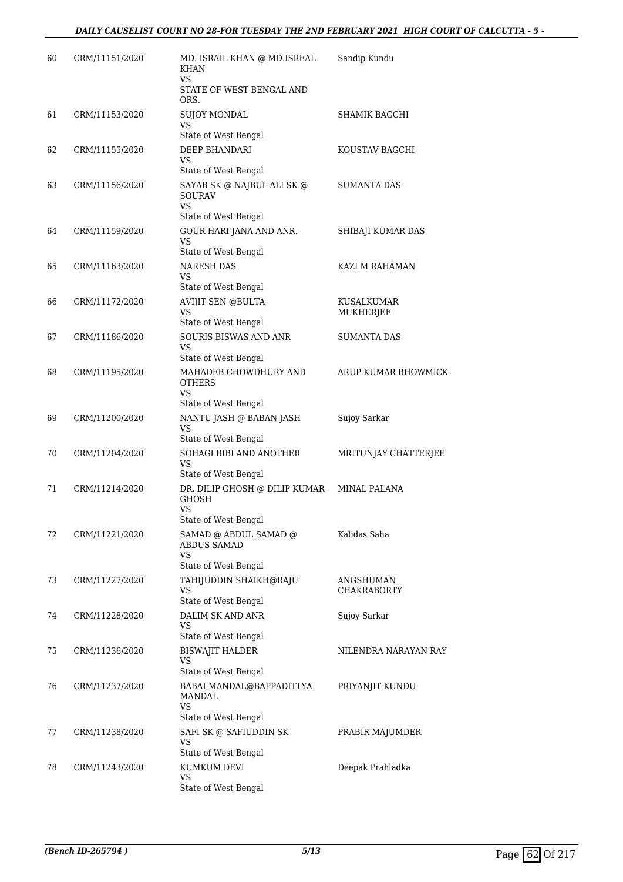| | | | |
|---|---|---|---|
| 60 | CRM/11151/2020 | MD. ISRAIL KHAN @ MD.ISREAL KHAN<br>VS<br>STATE OF WEST BENGAL AND ORS. | Sandip Kundu |
| 61 | CRM/11153/2020 | SUJOY MONDAL<br>VS<br>State of West Bengal | SHAMIK BAGCHI |
| 62 | CRM/11155/2020 | DEEP BHANDARI<br>VS<br>State of West Bengal | KOUSTAV BAGCHI |
| 63 | CRM/11156/2020 | SAYAB SK @ NAJBUL ALI SK @ SOURAV<br>VS<br>State of West Bengal | SUMANTA DAS |
| 64 | CRM/11159/2020 | GOUR HARI JANA AND ANR.<br>VS<br>State of West Bengal | SHIBAJI KUMAR DAS |
| 65 | CRM/11163/2020 | NARESH DAS<br>VS<br>State of West Bengal | KAZI M RAHAMAN |
| 66 | CRM/11172/2020 | AVIJIT SEN @BULTA<br>VS<br>State of West Bengal | KUSALKUMAR MUKHERJEE |
| 67 | CRM/11186/2020 | SOURIS BISWAS AND ANR<br>VS<br>State of West Bengal | SUMANTA DAS |
| 68 | CRM/11195/2020 | MAHADEB CHOWDHURY AND OTHERS<br>VS<br>State of West Bengal | ARUP KUMAR BHOWMICK |
| 69 | CRM/11200/2020 | NANTU JASH @ BABAN JASH<br>VS<br>State of West Bengal | Sujoy Sarkar |
| 70 | CRM/11204/2020 | SOHAGI BIBI AND ANOTHER<br>VS<br>State of West Bengal | MRITUNJAY CHATTERJEE |
| 71 | CRM/11214/2020 | DR. DILIP GHOSH @ DILIP KUMAR GHOSH<br>VS<br>State of West Bengal | MINAL PALANA |
| 72 | CRM/11221/2020 | SAMAD @ ABDUL SAMAD @ ABDUS SAMAD<br>VS<br>State of West Bengal | Kalidas Saha |
| 73 | CRM/11227/2020 | TAHIJUDDIN SHAIKH@RAJU<br>VS<br>State of West Bengal | ANGSHUMAN CHAKRABORTY |
| 74 | CRM/11228/2020 | DALIM SK AND ANR<br>VS<br>State of West Bengal | Sujoy Sarkar |
| 75 | CRM/11236/2020 | BISWAJIT HALDER<br>VS<br>State of West Bengal | NILENDRA NARAYAN RAY |
| 76 | CRM/11237/2020 | BABAI MANDAL@BAPPADITTYA MANDAL<br>VS<br>State of West Bengal | PRIYANJIT KUNDU |
| 77 | CRM/11238/2020 | SAFI SK @ SAFIUDDIN SK<br>VS<br>State of West Bengal | PRABIR MAJUMDER |
| 78 | CRM/11243/2020 | KUMKUM DEVI<br>VS<br>State of West Bengal | Deepak Prahladka |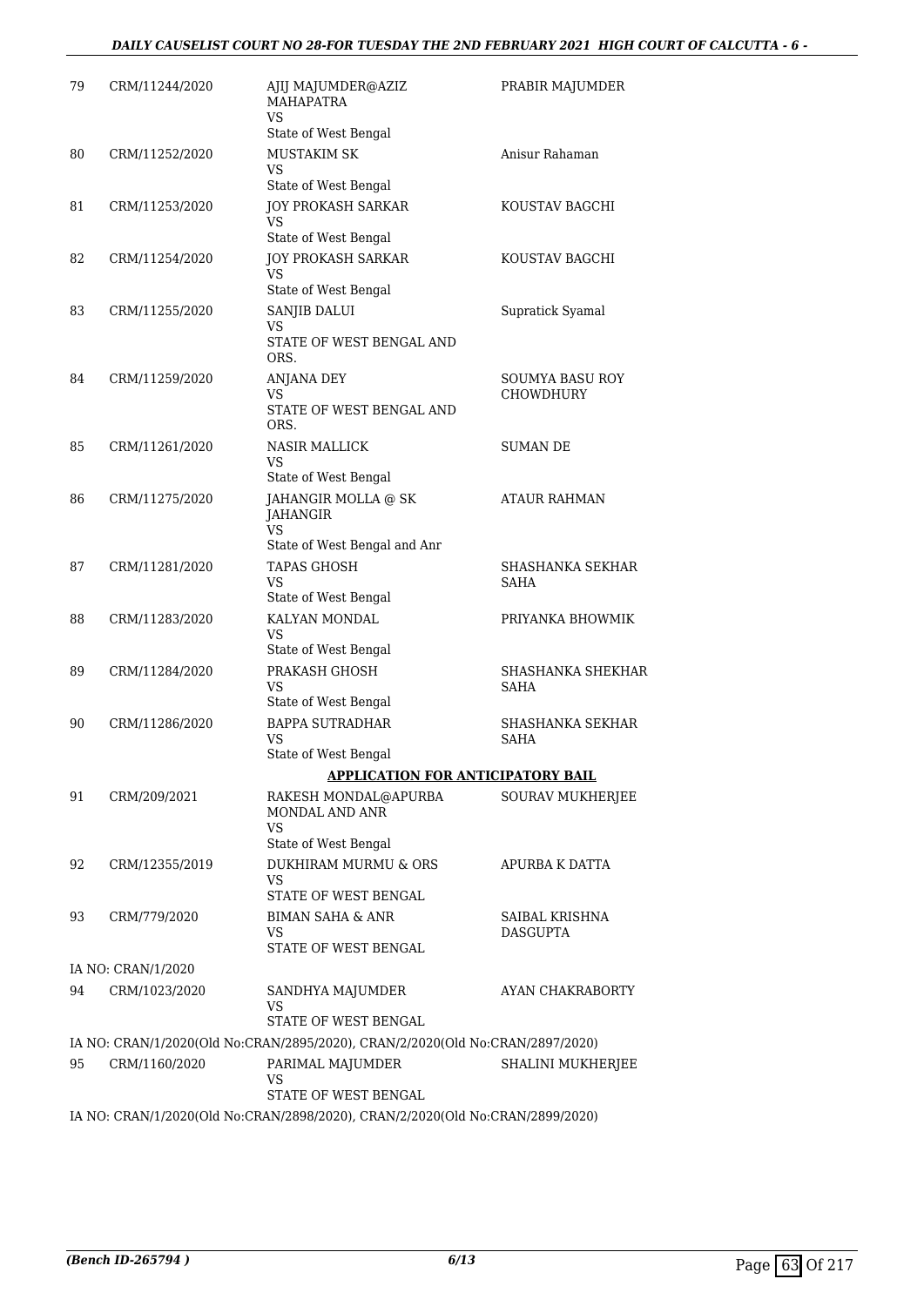| | | | |
|---|---|---|---|
| 79 | CRM/11244/2020 | AJIJ MAJUMDER@AZIZ MAHAPATRA<br>VS<br>State of West Bengal | PRABIR MAJUMDER |
| 80 | CRM/11252/2020 | MUSTAKIM SK<br>VS<br>State of West Bengal | Anisur Rahaman |
| 81 | CRM/11253/2020 | JOY PROKASH SARKAR<br>VS<br>State of West Bengal | KOUSTAV BAGCHI |
| 82 | CRM/11254/2020 | JOY PROKASH SARKAR<br>VS<br>State of West Bengal | KOUSTAV BAGCHI |
| 83 | CRM/11255/2020 | SANJIB DALUI<br>VS<br>STATE OF WEST BENGAL AND ORS. | Supratick Syamal |
| 84 | CRM/11259/2020 | ANJANA DEY<br>VS<br>STATE OF WEST BENGAL AND ORS. | SOUMYA BASU ROY CHOWDHURY |
| 85 | CRM/11261/2020 | NASIR MALLICK<br>VS<br>State of West Bengal | SUMAN DE |
| 86 | CRM/11275/2020 | JAHANGIR MOLLA @ SK JAHANGIR<br>VS<br>State of West Bengal and Anr | ATAUR RAHMAN |
| 87 | CRM/11281/2020 | TAPAS GHOSH<br>VS<br>State of West Bengal | SHASHANKA SEKHAR SAHA |
| 88 | CRM/11283/2020 | KALYAN MONDAL<br>VS<br>State of West Bengal | PRIYANKA BHOWMIK |
| 89 | CRM/11284/2020 | PRAKASH GHOSH<br>VS<br>State of West Bengal | SHASHANKA SHEKHAR SAHA |
| 90 | CRM/11286/2020 | BAPPA SUTRADHAR<br>VS<br>State of West Bengal | SHASHANKA SEKHAR SAHA |

**APPLICATION FOR ANTICIPATORY BAIL**

| | | | |
|---|---|---|---|
| 91 | CRM/209/2021 | RAKESH MONDAL@APURBA MONDAL AND ANR<br>VS<br>State of West Bengal | SOURAV MUKHERJEE |
| 92 | CRM/12355/2019 | DUKHIRAM MURMU & ORS<br>VS<br>STATE OF WEST BENGAL | APURBA K DATTA |
| 93 | CRM/779/2020 | BIMAN SAHA & ANR<br>VS<br>STATE OF WEST BENGAL | SAIBAL KRISHNA DASGUPTA |

IA NO: CRAN/1/2020

| | | | |
|---|---|---|---|
| 94 | CRM/1023/2020 | SANDHYA MAJUMDER<br>VS<br>STATE OF WEST BENGAL | AYAN CHAKRABORTY |

IA NO: CRAN/1/2020(Old No:CRAN/2895/2020), CRAN/2/2020(Old No:CRAN/2897/2020)

| | | | |
|---|---|---|---|
| 95 | CRM/1160/2020 | PARIMAL MAJUMDER<br>VS<br>STATE OF WEST BENGAL | SHALINI MUKHERJEE |

IA NO: CRAN/1/2020(Old No:CRAN/2898/2020), CRAN/2/2020(Old No:CRAN/2899/2020)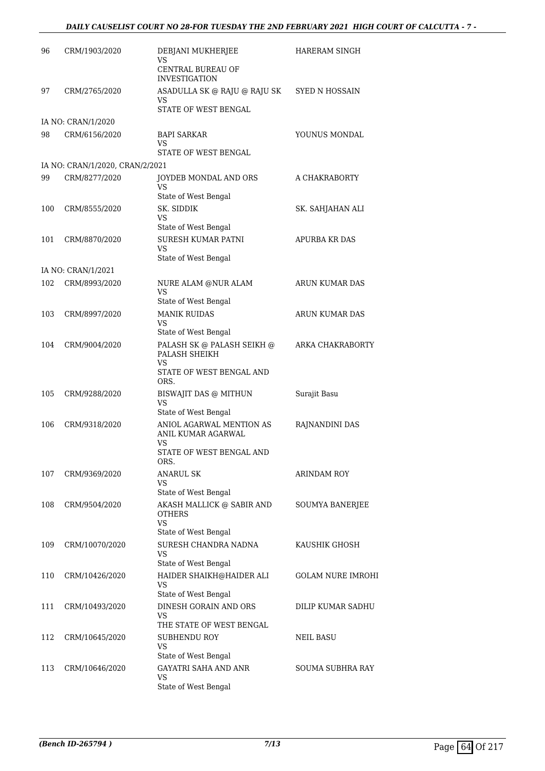| | | | |
|---|---|---|---|
| 96 | CRM/1903/2020 | DEBJANI MUKHERJEE<br>VS<br>CENTRAL BUREAU OF INVESTIGATION | HARERAM SINGH |
| 97 | CRM/2765/2020 | ASADULLA SK @ RAJU @ RAJU SK<br>VS<br>STATE OF WEST BENGAL | SYED N HOSSAIN |
| | IA NO: CRAN/1/2020 | | |
| 98 | CRM/6156/2020 | BAPI SARKAR<br>VS<br>STATE OF WEST BENGAL | YOUNUS MONDAL |
| | IA NO: CRAN/1/2020, CRAN/2/2021 | | |
| 99 | CRM/8277/2020 | JOYDEB MONDAL AND ORS<br>VS<br>State of West Bengal | A CHAKRABORTY |
| 100 | CRM/8555/2020 | SK. SIDDIK<br>VS<br>State of West Bengal | SK. SAHJAHAN ALI |
| 101 | CRM/8870/2020 | SURESH KUMAR PATNI<br>VS<br>State of West Bengal | APURBA KR DAS |
| | IA NO: CRAN/1/2021 | | |
| 102 | CRM/8993/2020 | NURE ALAM @NUR ALAM<br>VS<br>State of West Bengal | ARUN KUMAR DAS |
| 103 | CRM/8997/2020 | MANIK RUIDAS<br>VS<br>State of West Bengal | ARUN KUMAR DAS |
| 104 | CRM/9004/2020 | PALASH SK @ PALASH SEIKH @ PALASH SHEIKH<br>VS<br>STATE OF WEST BENGAL AND ORS. | ARKA CHAKRABORTY |
| 105 | CRM/9288/2020 | BISWAJIT DAS @ MITHUN<br>VS<br>State of West Bengal | Surajit Basu |
| 106 | CRM/9318/2020 | ANIOL AGARWAL MENTION AS ANIL KUMAR AGARWAL<br>VS<br>STATE OF WEST BENGAL AND ORS. | RAJNANDINI DAS |
| 107 | CRM/9369/2020 | ANARUL SK<br>VS<br>State of West Bengal | ARINDAM ROY |
| 108 | CRM/9504/2020 | AKASH MALLICK @ SABIR AND OTHERS<br>VS<br>State of West Bengal | SOUMYA BANERJEE |
| 109 | CRM/10070/2020 | SURESH CHANDRA NADNA<br>VS<br>State of West Bengal | KAUSHIK GHOSH |
| 110 | CRM/10426/2020 | HAIDER SHAIKH@HAIDER ALI<br>VS<br>State of West Bengal | GOLAM NURE IMROHI |
| 111 | CRM/10493/2020 | DINESH GORAIN AND ORS<br>VS<br>THE STATE OF WEST BENGAL | DILIP KUMAR SADHU |
| 112 | CRM/10645/2020 | SUBHENDU ROY<br>VS<br>State of West Bengal | NEIL BASU |
| 113 | CRM/10646/2020 | GAYATRI SAHA AND ANR<br>VS<br>State of West Bengal | SOUMA SUBHRA RAY |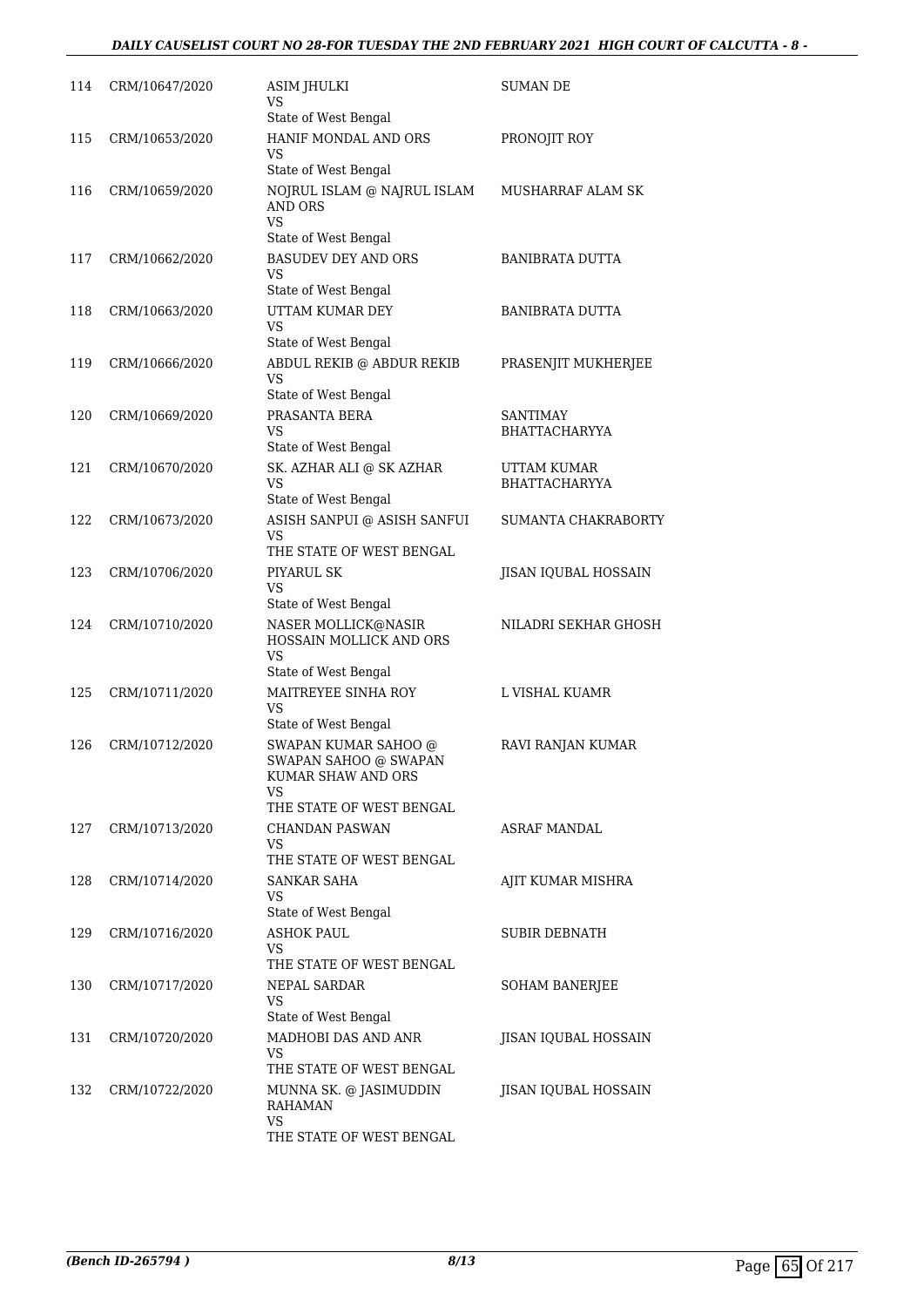| | | | |
|---|---|---|---|
| 114 | CRM/10647/2020 | ASIM JHULKI<br>VS<br>State of West Bengal | SUMAN DE |
| 115 | CRM/10653/2020 | HANIF MONDAL AND ORS<br>VS<br>State of West Bengal | PRONOJIT ROY |
| 116 | CRM/10659/2020 | NOJRUL ISLAM @ NAJRUL ISLAM AND ORS<br>VS<br>State of West Bengal | MUSHARRAF ALAM SK |
| 117 | CRM/10662/2020 | BASUDEV DEY AND ORS<br>VS<br>State of West Bengal | BANIBRATA DUTTA |
| 118 | CRM/10663/2020 | UTTAM KUMAR DEY<br>VS<br>State of West Bengal | BANIBRATA DUTTA |
| 119 | CRM/10666/2020 | ABDUL REKIB @ ABDUR REKIB<br>VS<br>State of West Bengal | PRASENJIT MUKHERJEE |
| 120 | CRM/10669/2020 | PRASANTA BERA<br>VS<br>State of West Bengal | SANTIMAY BHATTACHARYYA |
| 121 | CRM/10670/2020 | SK. AZHAR ALI @ SK AZHAR<br>VS<br>State of West Bengal | UTTAM KUMAR BHATTACHARYYA |
| 122 | CRM/10673/2020 | ASISH SANPUI @ ASISH SANFUI<br>VS<br>THE STATE OF WEST BENGAL | SUMANTA CHAKRABORTY |
| 123 | CRM/10706/2020 | PIYARUL SK<br>VS<br>State of West Bengal | JISAN IQUBAL HOSSAIN |
| 124 | CRM/10710/2020 | NASER MOLLICK@NASIR HOSSAIN MOLLICK AND ORS<br>VS<br>State of West Bengal | NILADRI SEKHAR GHOSH |
| 125 | CRM/10711/2020 | MAITREYEE SINHA ROY<br>VS<br>State of West Bengal | L VISHAL KUAMR |
| 126 | CRM/10712/2020 | SWAPAN KUMAR SAHOO @ SWAPAN SAHOO @ SWAPAN KUMAR SHAW AND ORS<br>VS<br>THE STATE OF WEST BENGAL | RAVI RANJAN KUMAR |
| 127 | CRM/10713/2020 | CHANDAN PASWAN<br>VS<br>THE STATE OF WEST BENGAL | ASRAF MANDAL |
| 128 | CRM/10714/2020 | SANKAR SAHA<br>VS<br>State of West Bengal | AJIT KUMAR MISHRA |
| 129 | CRM/10716/2020 | ASHOK PAUL<br>VS<br>THE STATE OF WEST BENGAL | SUBIR DEBNATH |
| 130 | CRM/10717/2020 | NEPAL SARDAR<br>VS<br>State of West Bengal | SOHAM BANERJEE |
| 131 | CRM/10720/2020 | MADHOBI DAS AND ANR<br>VS<br>THE STATE OF WEST BENGAL | JISAN IQUBAL HOSSAIN |
| 132 | CRM/10722/2020 | MUNNA SK. @ JASIMUDDIN RAHAMAN<br>VS<br>THE STATE OF WEST BENGAL | JISAN IQUBAL HOSSAIN |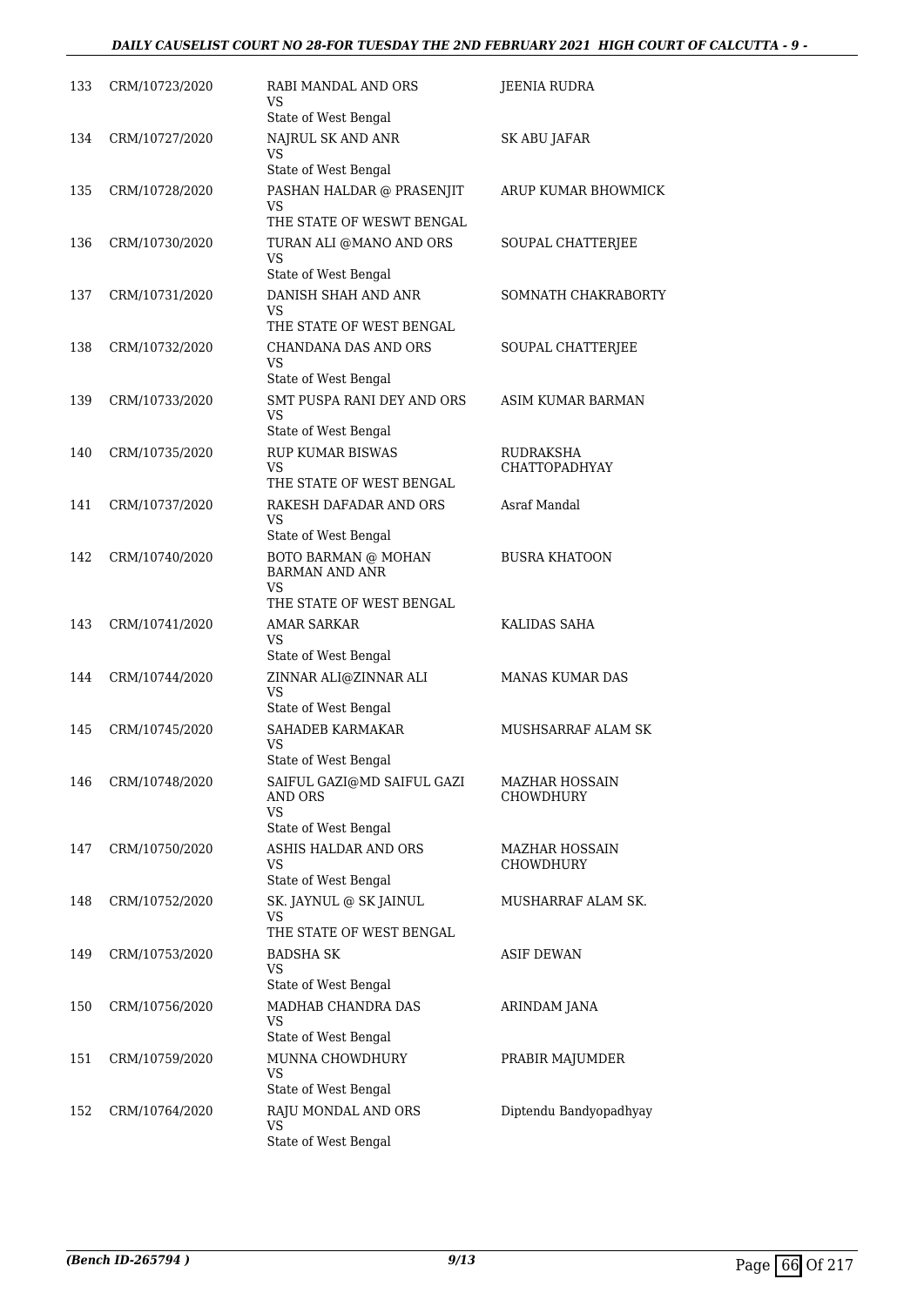| 133 | CRM/10723/2020 | RABI MANDAL AND ORS<br>VS<br>State of West Bengal | JEENIA RUDRA |
|---|---|---|---|
| 134 | CRM/10727/2020 | NAJRUL SK AND ANR<br>VS<br>State of West Bengal | SK ABU JAFAR |
| 135 | CRM/10728/2020 | PASHAN HALDAR @ PRASENJIT<br>VS<br>THE STATE OF WESWT BENGAL | ARUP KUMAR BHOWMICK |
| 136 | CRM/10730/2020 | TURAN ALI @MANO AND ORS<br>VS<br>State of West Bengal | SOUPAL CHATTERJEE |
| 137 | CRM/10731/2020 | DANISH SHAH AND ANR<br>VS<br>THE STATE OF WEST BENGAL | SOMNATH CHAKRABORTY |
| 138 | CRM/10732/2020 | CHANDANA DAS AND ORS<br>VS<br>State of West Bengal | SOUPAL CHATTERJEE |
| 139 | CRM/10733/2020 | SMT PUSPA RANI DEY AND ORS<br>VS<br>State of West Bengal | ASIM KUMAR BARMAN |
| 140 | CRM/10735/2020 | RUP KUMAR BISWAS<br>VS<br>THE STATE OF WEST BENGAL | RUDRAKSHA CHATTOPADHYAY |
| 141 | CRM/10737/2020 | RAKESH DAFADAR AND ORS<br>VS<br>State of West Bengal | Asraf Mandal |
| 142 | CRM/10740/2020 | BOTO BARMAN @ MOHAN BARMAN AND ANR<br>VS<br>THE STATE OF WEST BENGAL | BUSRA KHATOON |
| 143 | CRM/10741/2020 | AMAR SARKAR<br>VS<br>State of West Bengal | KALIDAS SAHA |
| 144 | CRM/10744/2020 | ZINNAR ALI@ZINNAR ALI<br>VS<br>State of West Bengal | MANAS KUMAR DAS |
| 145 | CRM/10745/2020 | SAHADEB KARMAKAR<br>VS<br>State of West Bengal | MUSHSARRAF ALAM SK |
| 146 | CRM/10748/2020 | SAIFUL GAZI@MD SAIFUL GAZI AND ORS<br>VS<br>State of West Bengal | MAZHAR HOSSAIN CHOWDHURY |
| 147 | CRM/10750/2020 | ASHIS HALDAR AND ORS<br>VS<br>State of West Bengal | MAZHAR HOSSAIN CHOWDHURY |
| 148 | CRM/10752/2020 | SK. JAYNUL @ SK JAINUL<br>VS<br>THE STATE OF WEST BENGAL | MUSHARRAF ALAM SK. |
| 149 | CRM/10753/2020 | BADSHA SK<br>VS<br>State of West Bengal | ASIF DEWAN |
| 150 | CRM/10756/2020 | MADHAB CHANDRA DAS<br>VS<br>State of West Bengal | ARINDAM JANA |
| 151 | CRM/10759/2020 | MUNNA CHOWDHURY<br>VS<br>State of West Bengal | PRABIR MAJUMDER |
| 152 | CRM/10764/2020 | RAJU MONDAL AND ORS<br>VS<br>State of West Bengal | Diptendu Bandyopadhyay |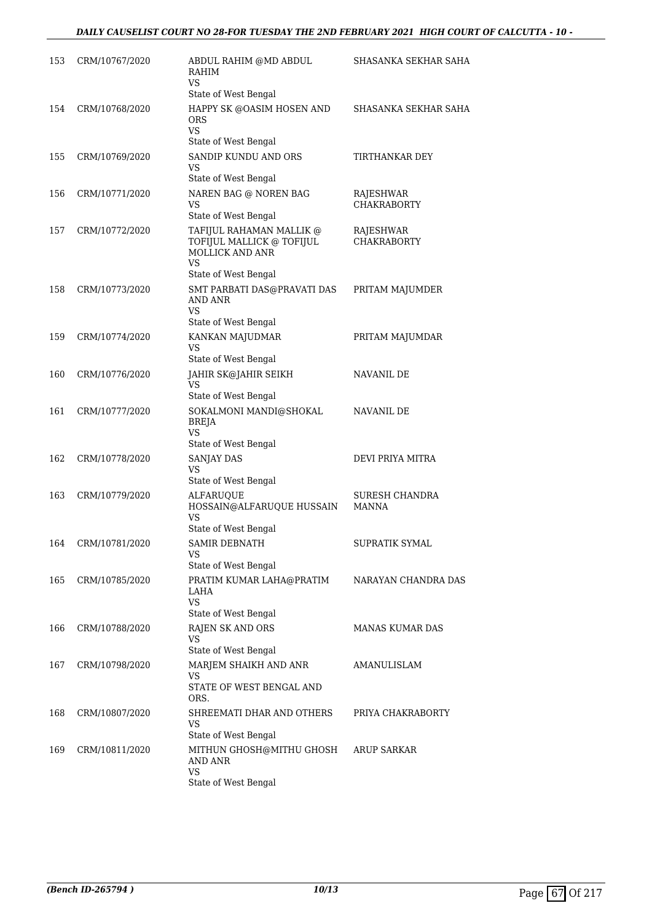| | | | |
|---|---|---|---|
| 153 | CRM/10767/2020 | ABDUL RAHIM @MD ABDUL RAHIM<br>VS<br>State of West Bengal | SHASANKA SEKHAR SAHA |
| 154 | CRM/10768/2020 | HAPPY SK @OASIM HOSEN AND ORS<br>VS<br>State of West Bengal | SHASANKA SEKHAR SAHA |
| 155 | CRM/10769/2020 | SANDIP KUNDU AND ORS<br>VS<br>State of West Bengal | TIRTHANKAR DEY |
| 156 | CRM/10771/2020 | NAREN BAG @ NOREN BAG<br>VS<br>State of West Bengal | RAJESHWAR CHAKRABORTY |
| 157 | CRM/10772/2020 | TAFIJUL RAHAMAN MALLIK @ TOFIJUL MALLICK @ TOFIJUL MOLLICK AND ANR<br>VS<br>State of West Bengal | RAJESHWAR CHAKRABORTY |
| 158 | CRM/10773/2020 | SMT PARBATI DAS@PRAVATI DAS AND ANR<br>VS<br>State of West Bengal | PRITAM MAJUMDER |
| 159 | CRM/10774/2020 | KANKAN MAJUDMAR<br>VS<br>State of West Bengal | PRITAM MAJUMDAR |
| 160 | CRM/10776/2020 | JAHIR SK@JAHIR SEIKH<br>VS<br>State of West Bengal | NAVANIL DE |
| 161 | CRM/10777/2020 | SOKALMONI MANDI@SHOKAL BREJA<br>VS<br>State of West Bengal | NAVANIL DE |
| 162 | CRM/10778/2020 | SANJAY DAS<br>VS<br>State of West Bengal | DEVI PRIYA MITRA |
| 163 | CRM/10779/2020 | ALFARUQUE HOSSAIN@ALFARUQUE HUSSAIN<br>VS<br>State of West Bengal | SURESH CHANDRA MANNA |
| 164 | CRM/10781/2020 | SAMIR DEBNATH<br>VS<br>State of West Bengal | SUPRATIK SYMAL |
| 165 | CRM/10785/2020 | PRATIM KUMAR LAHA@PRATIM LAHA<br>VS<br>State of West Bengal | NARAYAN CHANDRA DAS |
| 166 | CRM/10788/2020 | RAJEN SK AND ORS<br>VS<br>State of West Bengal | MANAS KUMAR DAS |
| 167 | CRM/10798/2020 | MARJEM SHAIKH AND ANR<br>VS<br>STATE OF WEST BENGAL AND ORS. | AMANULISLAM |
| 168 | CRM/10807/2020 | SHREEMATI DHAR AND OTHERS<br>VS<br>State of West Bengal | PRIYA CHAKRABORTY |
| 169 | CRM/10811/2020 | MITHUN GHOSH@MITHU GHOSH AND ANR<br>VS<br>State of West Bengal | ARUP SARKAR |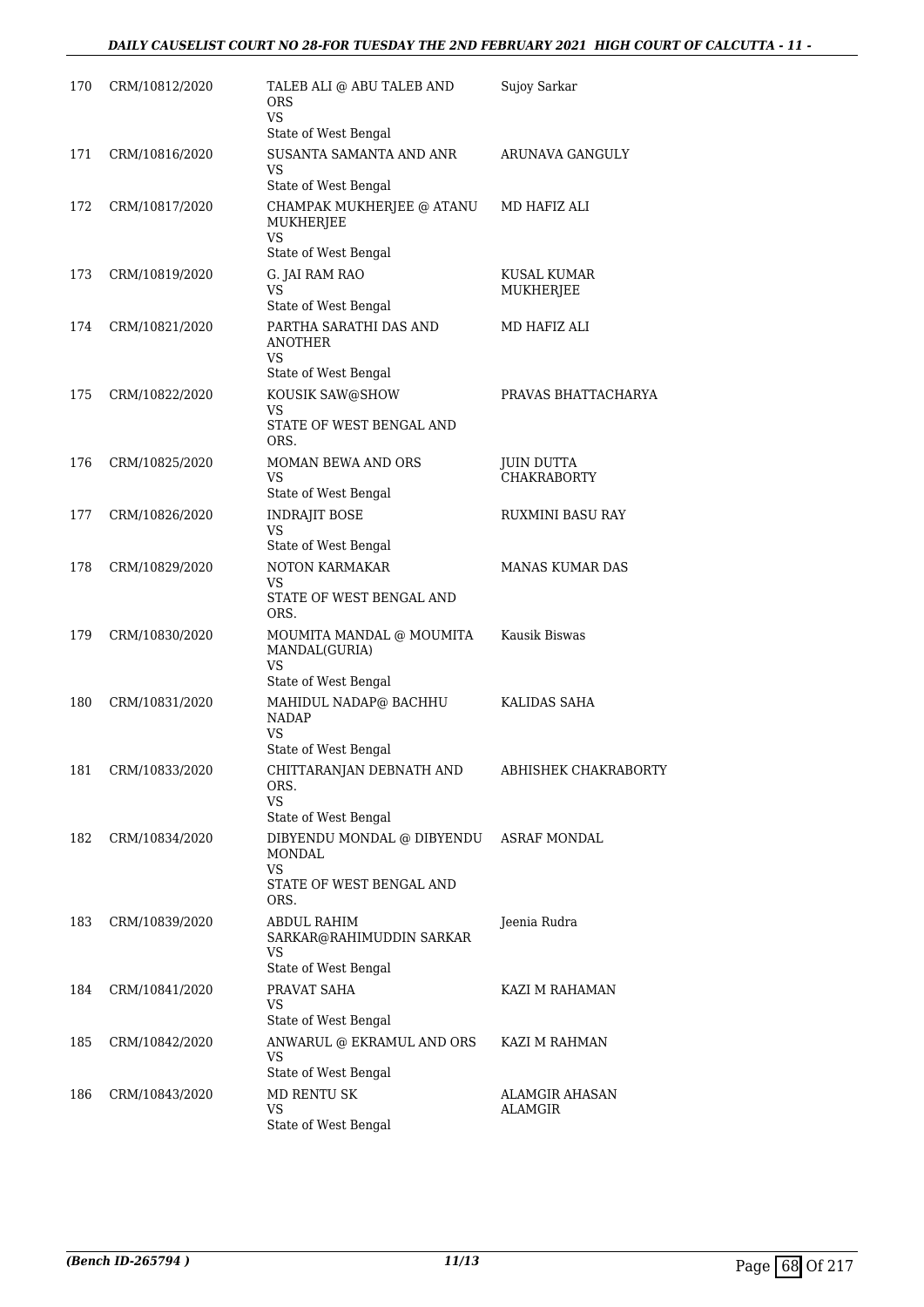| | | | |
|---|---|---|---|
| 170 | CRM/10812/2020 | TALEB ALI @ ABU TALEB AND ORS<br>VS<br>State of West Bengal | Sujoy Sarkar |
| 171 | CRM/10816/2020 | SUSANTA SAMANTA AND ANR<br>VS<br>State of West Bengal | ARUNAVA GANGULY |
| 172 | CRM/10817/2020 | CHAMPAK MUKHERJEE @ ATANU MUKHERJEE<br>VS<br>State of West Bengal | MD HAFIZ ALI |
| 173 | CRM/10819/2020 | G. JAI RAM RAO<br>VS<br>State of West Bengal | KUSAL KUMAR MUKHERJEE |
| 174 | CRM/10821/2020 | PARTHA SARATHI DAS AND ANOTHER<br>VS<br>State of West Bengal | MD HAFIZ ALI |
| 175 | CRM/10822/2020 | KOUSIK SAW@SHOW<br>VS<br>STATE OF WEST BENGAL AND ORS. | PRAVAS BHATTACHARYA |
| 176 | CRM/10825/2020 | MOMAN BEWA AND ORS<br>VS<br>State of West Bengal | JUIN DUTTA CHAKRABORTY |
| 177 | CRM/10826/2020 | INDRAJIT BOSE<br>VS<br>State of West Bengal | RUXMINI BASU RAY |
| 178 | CRM/10829/2020 | NOTON KARMAKAR<br>VS<br>STATE OF WEST BENGAL AND ORS. | MANAS KUMAR DAS |
| 179 | CRM/10830/2020 | MOUMITA MANDAL @ MOUMITA MANDAL(GURIA)<br>VS<br>State of West Bengal | Kausik Biswas |
| 180 | CRM/10831/2020 | MAHIDUL NADAP@ BACHHU NADAP<br>VS<br>State of West Bengal | KALIDAS SAHA |
| 181 | CRM/10833/2020 | CHITTARANJAN DEBNATH AND ORS.<br>VS<br>State of West Bengal | ABHISHEK CHAKRABORTY |
| 182 | CRM/10834/2020 | DIBYENDU MONDAL @ DIBYENDU MONDAL<br>VS<br>STATE OF WEST BENGAL AND ORS. | ASRAF MONDAL |
| 183 | CRM/10839/2020 | ABDUL RAHIM SARKAR@RAHIMUDDIN SARKAR<br>VS<br>State of West Bengal | Jeenia Rudra |
| 184 | CRM/10841/2020 | PRAVAT SAHA<br>VS<br>State of West Bengal | KAZI M RAHAMAN |
| 185 | CRM/10842/2020 | ANWARUL @ EKRAMUL AND ORS<br>VS<br>State of West Bengal | KAZI M RAHMAN |
| 186 | CRM/10843/2020 | MD RENTU SK<br>VS<br>State of West Bengal | ALAMGIR AHASAN ALAMGIR |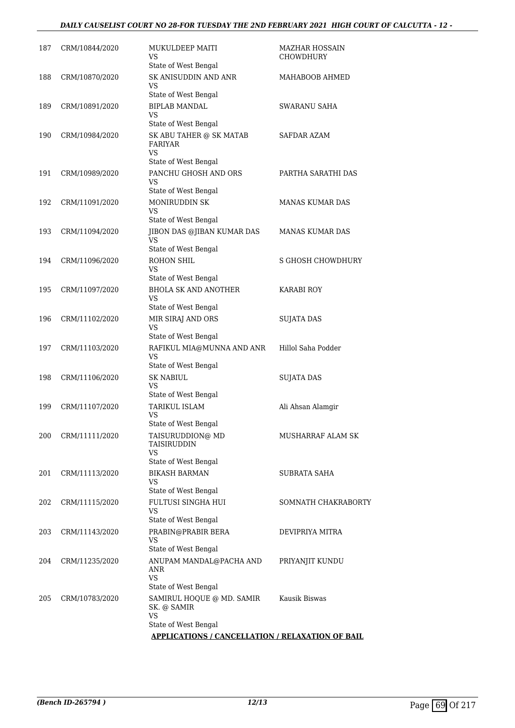| | | | |
|---|---|---|---|
| 187 | CRM/10844/2020 | MUKULDEEP MAITI<br>VS<br>State of West Bengal | MAZHAR HOSSAIN CHOWDHURY |
| 188 | CRM/10870/2020 | SK ANISUDDIN AND ANR<br>VS<br>State of West Bengal | MAHABOOB AHMED |
| 189 | CRM/10891/2020 | BIPLAB MANDAL<br>VS<br>State of West Bengal | SWARANU SAHA |
| 190 | CRM/10984/2020 | SK ABU TAHER @ SK MATAB FARIYAR<br>VS<br>State of West Bengal | SAFDAR AZAM |
| 191 | CRM/10989/2020 | PANCHU GHOSH AND ORS<br>VS<br>State of West Bengal | PARTHA SARATHI DAS |
| 192 | CRM/11091/2020 | MONIRUDDIN SK<br>VS<br>State of West Bengal | MANAS KUMAR DAS |
| 193 | CRM/11094/2020 | JIBON DAS @JIBAN KUMAR DAS<br>VS<br>State of West Bengal | MANAS KUMAR DAS |
| 194 | CRM/11096/2020 | ROHON SHIL<br>VS<br>State of West Bengal | S GHOSH CHOWDHURY |
| 195 | CRM/11097/2020 | BHOLA SK AND ANOTHER<br>VS<br>State of West Bengal | KARABI ROY |
| 196 | CRM/11102/2020 | MIR SIRAJ AND ORS<br>VS<br>State of West Bengal | SUJATA DAS |
| 197 | CRM/11103/2020 | RAFIKUL MIA@MUNNA AND ANR<br>VS<br>State of West Bengal | Hillol Saha Podder |
| 198 | CRM/11106/2020 | SK NABIUL<br>VS<br>State of West Bengal | SUJATA DAS |
| 199 | CRM/11107/2020 | TARIKUL ISLAM<br>VS<br>State of West Bengal | Ali Ahsan Alamgir |
| 200 | CRM/11111/2020 | TAISURUDDION@ MD TAISIRUDDIN<br>VS<br>State of West Bengal | MUSHARRAF ALAM SK |
| 201 | CRM/11113/2020 | BIKASH BARMAN<br>VS<br>State of West Bengal | SUBRATA SAHA |
| 202 | CRM/11115/2020 | FULTUSI SINGHA HUI<br>VS<br>State of West Bengal | SOMNATH CHAKRABORTY |
| 203 | CRM/11143/2020 | PRABIN@PRABIR BERA<br>VS<br>State of West Bengal | DEVIPRIYA MITRA |
| 204 | CRM/11235/2020 | ANUPAM MANDAL@PACHA AND ANR<br>VS<br>State of West Bengal | PRIYANJIT KUNDU |
| 205 | CRM/10783/2020 | SAMIRUL HOQUE @ MD. SAMIR SK. @ SAMIR<br>VS<br>State of West Bengal | Kausik Biswas |

**APPLICATIONS / CANCELLATION / RELAXATION OF BAIL**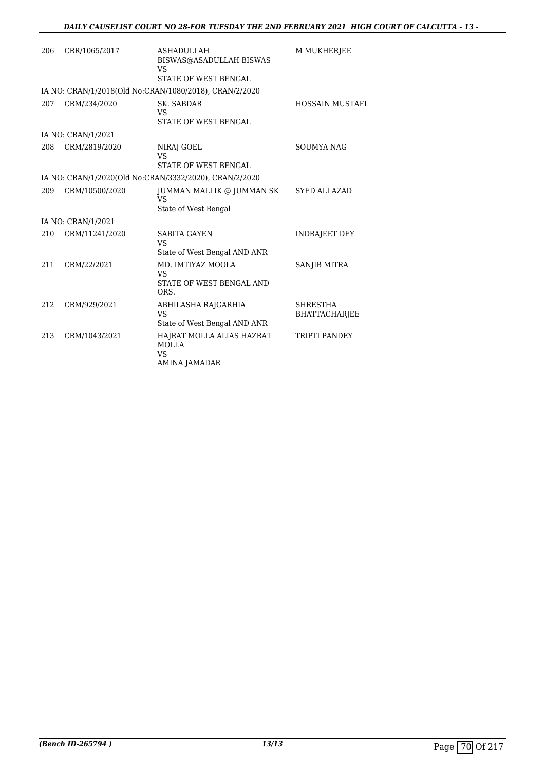| | | | |
|---|---|---|---|
| 206 | CRR/1065/2017 | ASHADULLAH BISWAS@ASADULLAH BISWAS VS STATE OF WEST BENGAL | M MUKHERJEE |
| IA NO: CRAN/1/2018(Old No:CRAN/1080/2018), CRAN/2/2020 | | | |
| 207 | CRM/234/2020 | SK. SABDAR VS STATE OF WEST BENGAL | HOSSAIN MUSTAFI |
| IA NO: CRAN/1/2021 | | | |
| 208 | CRM/2819/2020 | NIRAJ GOEL VS STATE OF WEST BENGAL | SOUMYA NAG |
| IA NO: CRAN/1/2020(Old No:CRAN/3332/2020), CRAN/2/2020 | | | |
| 209 | CRM/10500/2020 | JUMMAN MALLIK @ JUMMAN SK VS State of West Bengal | SYED ALI AZAD |
| IA NO: CRAN/1/2021 | | | |
| 210 | CRM/11241/2020 | SABITA GAYEN VS State of West Bengal AND ANR | INDRAJEET DEY |
| 211 | CRM/22/2021 | MD. IMTIYAZ MOOLA VS STATE OF WEST BENGAL AND ORS. | SANJIB MITRA |
| 212 | CRM/929/2021 | ABHILASHA RAJGARHIA VS State of West Bengal AND ANR | SHRESTHA BHATTACHARJEE |
| 213 | CRM/1043/2021 | HAJRAT MOLLA ALIAS HAZRAT MOLLA VS AMINA JAMADAR | TRIPTI PANDEY |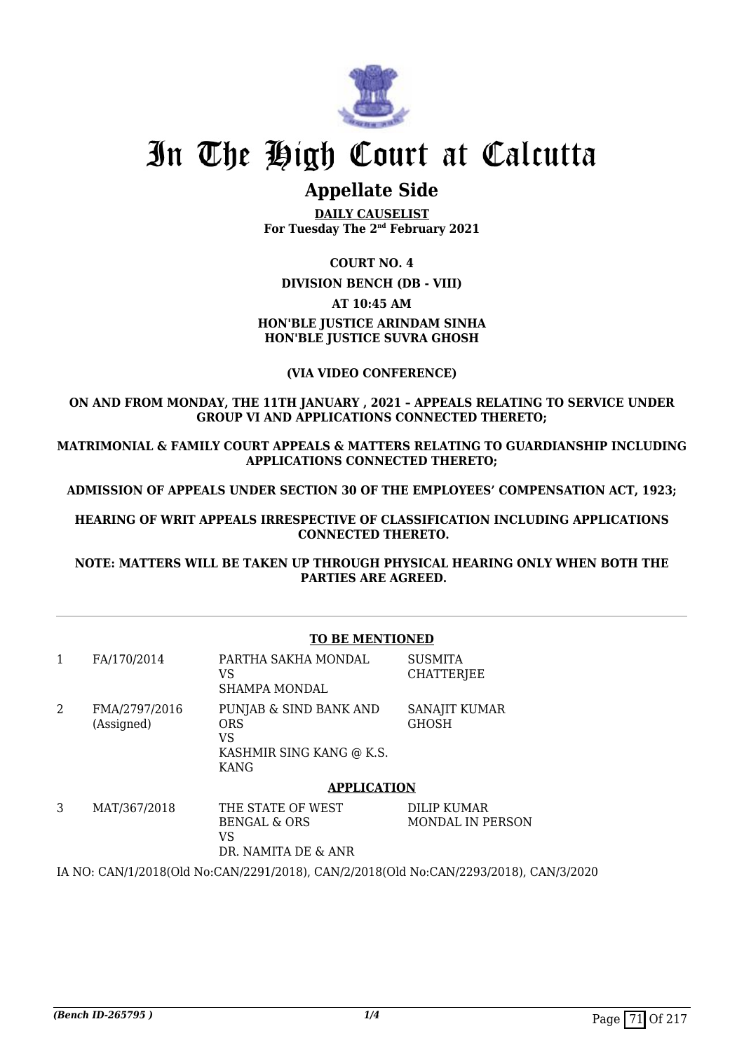# In The High Court at Calcutta

## Appellate Side

**DAILY CAUSELIST**
**For Tuesday The 2nd February 2021**

**COURT NO. 4**

**DIVISION BENCH (DB - VIII)**

**AT 10:45 AM**

**HON'BLE JUSTICE ARINDAM SINHA**
**HON'BLE JUSTICE SUVRA GHOSH**

**(VIA VIDEO CONFERENCE)**

**ON AND FROM MONDAY, THE 11TH JANUARY , 2021 – APPEALS RELATING TO SERVICE UNDER GROUP VI AND APPLICATIONS CONNECTED THERETO;**

**MATRIMONIAL & FAMILY COURT APPEALS & MATTERS RELATING TO GUARDIANSHIP INCLUDING APPLICATIONS CONNECTED THERETO;**

**ADMISSION OF APPEALS UNDER SECTION 30 OF THE EMPLOYEES' COMPENSATION ACT, 1923;**

**HEARING OF WRIT APPEALS IRRESPECTIVE OF CLASSIFICATION INCLUDING APPLICATIONS CONNECTED THERETO.**

**NOTE: MATTERS WILL BE TAKEN UP THROUGH PHYSICAL HEARING ONLY WHEN BOTH THE PARTIES ARE AGREED.**

**TO BE MENTIONED**

| | | | |
|---|---|---|---|
| 1 | FA/170/2014 | PARTHA SAKHA MONDAL<br>VS<br>SHAMPA MONDAL | SUSMITA CHATTERJEE |
| 2 | FMA/2797/2016<br>(Assigned) | PUNJAB & SIND BANK AND ORS<br>VS<br>KASHMIR SING KANG @ K.S. KANG | SANAJIT KUMAR GHOSH |

**APPLICATION**

| | | | |
|---|---|---|---|
| 3 | MAT/367/2018 | THE STATE OF WEST BENGAL & ORS<br>VS<br>DR. NAMITA DE & ANR | DILIP KUMAR MONDAL IN PERSON |

IA NO: CAN/1/2018(Old No:CAN/2291/2018), CAN/2/2018(Old No:CAN/2293/2018), CAN/3/2020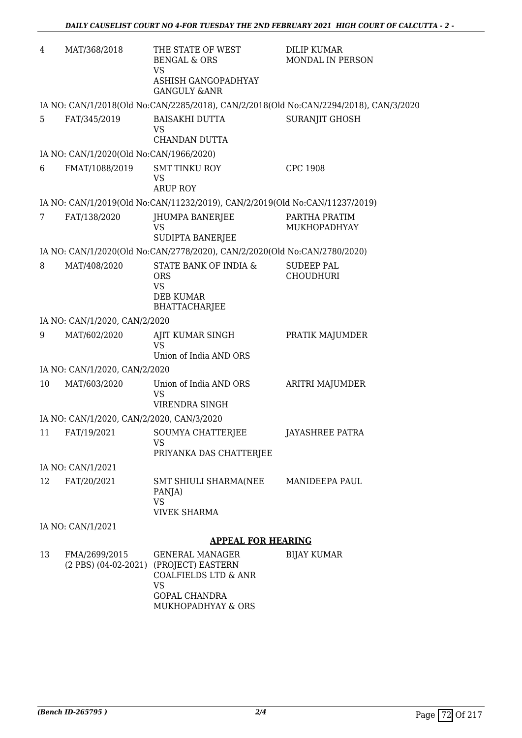| | | | |
|---|---|---|---|
| 4 | MAT/368/2018 | THE STATE OF WEST BENGAL & ORS<br>VS<br>ASHISH GANGOPADHYAY GANGULY &ANR | DILIP KUMAR MONDAL IN PERSON |

IA NO: CAN/1/2018(Old No:CAN/2285/2018), CAN/2/2018(Old No:CAN/2294/2018), CAN/3/2020

| | | | |
|---|---|---|---|
| 5 | FAT/345/2019 | BAISAKHI DUTTA<br>VS<br>CHANDAN DUTTA | SURANJIT GHOSH |

IA NO: CAN/1/2020(Old No:CAN/1966/2020)

| | | | |
|---|---|---|---|
| 6 | FMAT/1088/2019 | SMT TINKU ROY<br>VS<br>ARUP ROY | CPC 1908 |

IA NO: CAN/1/2019(Old No:CAN/11232/2019), CAN/2/2019(Old No:CAN/11237/2019)

| | | | |
|---|---|---|---|
| 7 | FAT/138/2020 | JHUMPA BANERJEE<br>VS<br>SUDIPTA BANERJEE | PARTHA PRATIM MUKHOPADHYAY |

IA NO: CAN/1/2020(Old No:CAN/2778/2020), CAN/2/2020(Old No:CAN/2780/2020)

| | | | |
|---|---|---|---|
| 8 | MAT/408/2020 | STATE BANK OF INDIA & ORS<br>VS<br>DEB KUMAR BHATTACHARJEE | SUDEEP PAL CHOUDHURI |

IA NO: CAN/1/2020, CAN/2/2020

| | | | |
|---|---|---|---|
| 9 | MAT/602/2020 | AJIT KUMAR SINGH<br>VS<br>Union of India AND ORS | PRATIK MAJUMDER |

IA NO: CAN/1/2020, CAN/2/2020

| | | | |
|---|---|---|---|
| 10 | MAT/603/2020 | Union of India AND ORS<br>VS<br>VIRENDRA SINGH | ARITRI MAJUMDER |

IA NO: CAN/1/2020, CAN/2/2020, CAN/3/2020

| | | | |
|---|---|---|---|
| 11 | FAT/19/2021 | SOUMYA CHATTERJEE<br>VS<br>PRIYANKA DAS CHATTERJEE | JAYASHREE PATRA |

IA NO: CAN/1/2021

| | | | |
|---|---|---|---|
| 12 | FAT/20/2021 | SMT SHIULI SHARMA(NEE PANJA)<br>VS<br>VIVEK SHARMA | MANIDEEPA PAUL |

IA NO: CAN/1/2021

## APPEAL FOR HEARING

| | | | |
|---|---|---|---|
| 13 | FMA/2699/2015<br>(2 PBS) (04-02-2021) | GENERAL MANAGER (PROJECT) EASTERN COALFIELDS LTD & ANR<br>VS<br>GOPAL CHANDRA MUKHOPADHYAY & ORS | BIJAY KUMAR |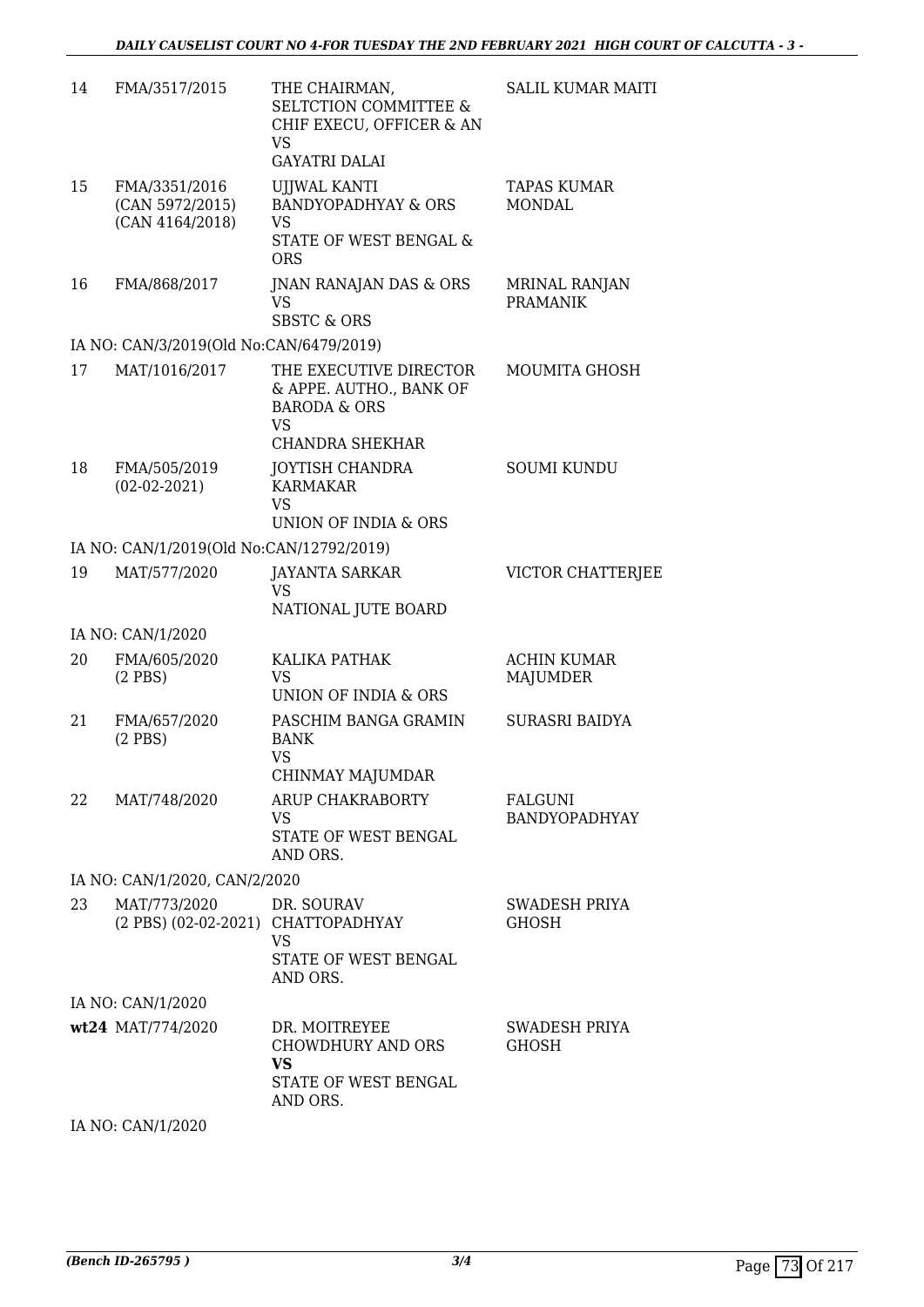| | | | |
|---|---|---|---|
| 14 | FMA/3517/2015 | THE CHAIRMAN, SELTCTION COMMITTEE & CHIF EXECU, OFFICER & AN<br>VS<br>GAYATRI DALAI | SALIL KUMAR MAITI |
| 15 | FMA/3351/2016<br>(CAN 5972/2015)<br>(CAN 4164/2018) | UJJWAL KANTI BANDYOPADHYAY & ORS<br>VS<br>STATE OF WEST BENGAL & ORS | TAPAS KUMAR MONDAL |
| 16 | FMA/868/2017 | JNAN RANAJAN DAS & ORS<br>VS<br>SBSTC & ORS | MRINAL RANJAN PRAMANIK |
| | IA NO: CAN/3/2019(Old No:CAN/6479/2019) | | |
| 17 | MAT/1016/2017 | THE EXECUTIVE DIRECTOR & APPE. AUTHO., BANK OF BARODA & ORS<br>VS<br>CHANDRA SHEKHAR | MOUMITA GHOSH |
| 18 | FMA/505/2019<br>(02-02-2021) | JOYTISH CHANDRA KARMAKAR<br>VS<br>UNION OF INDIA & ORS | SOUMI KUNDU |
| | IA NO: CAN/1/2019(Old No:CAN/12792/2019) | | |
| 19 | MAT/577/2020 | JAYANTA SARKAR<br>VS<br>NATIONAL JUTE BOARD | VICTOR CHATTERJEE |
| | IA NO: CAN/1/2020 | | |
| 20 | FMA/605/2020<br>(2 PBS) | KALIKA PATHAK<br>VS<br>UNION OF INDIA & ORS | ACHIN KUMAR MAJUMDER |
| 21 | FMA/657/2020<br>(2 PBS) | PASCHIM BANGA GRAMIN BANK<br>VS<br>CHINMAY MAJUMDAR | SURASRI BAIDYA |
| 22 | MAT/748/2020 | ARUP CHAKRABORTY<br>VS<br>STATE OF WEST BENGAL AND ORS. | FALGUNI BANDYOPADHYAY |
| | IA NO: CAN/1/2020, CAN/2/2020 | | |
| 23 | MAT/773/2020<br>(2 PBS) (02-02-2021) | DR. SOURAV CHATTOPADHYAY<br>VS<br>STATE OF WEST BENGAL AND ORS. | SWADESH PRIYA GHOSH |
| | IA NO: CAN/1/2020 | | |
| **wt24** | MAT/774/2020 | DR. MOITREYEE CHOWDHURY AND ORS<br>**VS**<br>STATE OF WEST BENGAL AND ORS. | SWADESH PRIYA GHOSH |
| | IA NO: CAN/1/2020 | | |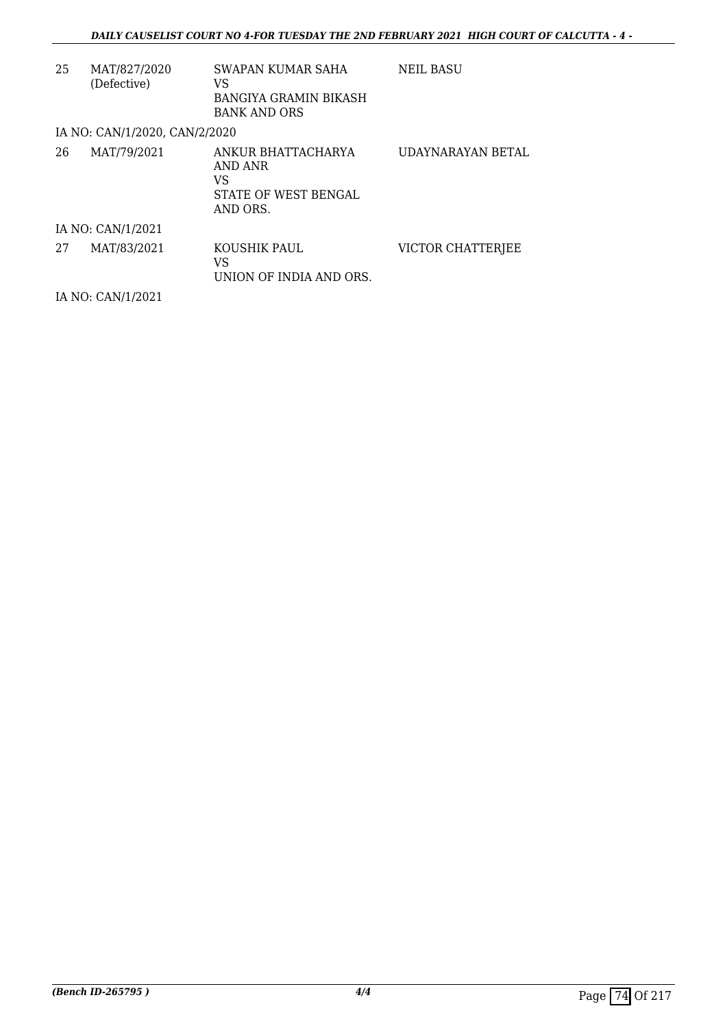| | | | |
|---|---|---|---|
| 25 | MAT/827/2020 (Defective) | SWAPAN KUMAR SAHA VS BANGIYA GRAMIN BIKASH BANK AND ORS | NEIL BASU |
| IA NO: CAN/1/2020, CAN/2/2020 | | | |
| 26 | MAT/79/2021 | ANKUR BHATTACHARYA AND ANR VS STATE OF WEST BENGAL AND ORS. | UDAYNARAYAN BETAL |
| IA NO: CAN/1/2021 | | | |
| 27 | MAT/83/2021 | KOUSHIK PAUL VS UNION OF INDIA AND ORS. | VICTOR CHATTERJEE |
| IA NO: CAN/1/2021 | | | |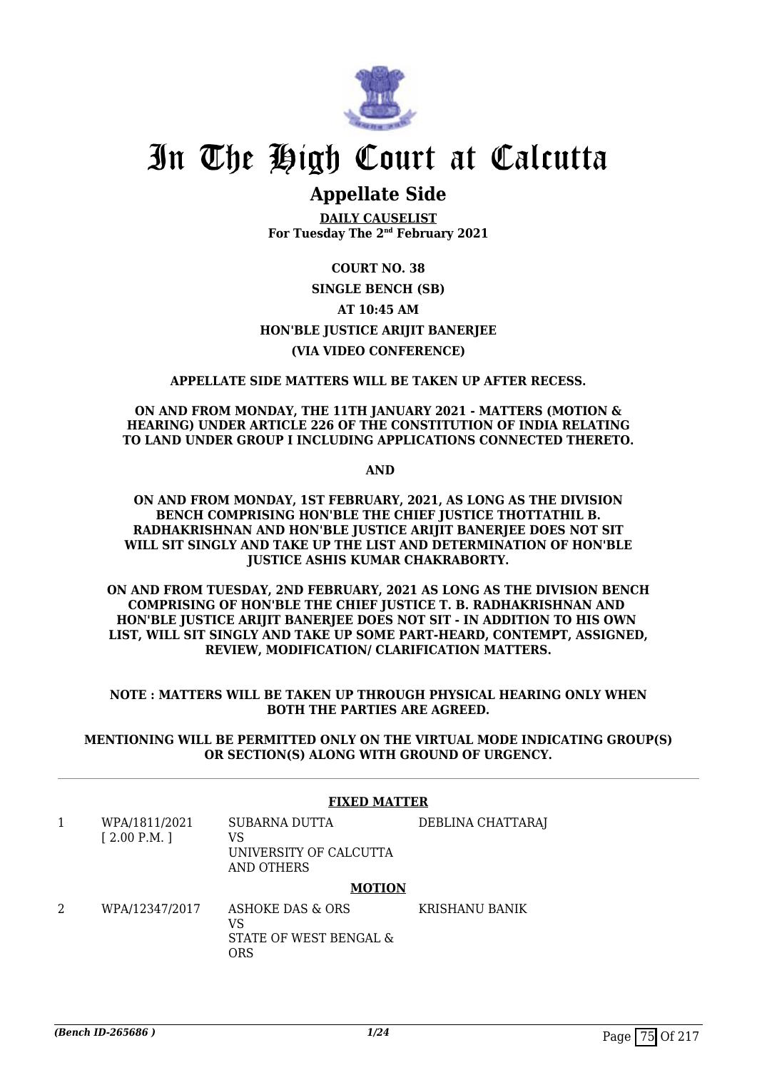# In The High Court at Calcutta

## Appellate Side

**DAILY CAUSELIST**
**For Tuesday The 2nd February 2021**

**COURT NO. 38**

**SINGLE BENCH (SB)**

**AT 10:45 AM**

**HON'BLE JUSTICE ARIJIT BANERJEE**

**(VIA VIDEO CONFERENCE)**

**APPELLATE SIDE MATTERS WILL BE TAKEN UP AFTER RECESS.**

**ON AND FROM MONDAY, THE 11TH JANUARY 2021 - MATTERS (MOTION & HEARING) UNDER ARTICLE 226 OF THE CONSTITUTION OF INDIA RELATING TO LAND UNDER GROUP I INCLUDING APPLICATIONS CONNECTED THERETO.**

**AND**

**ON AND FROM MONDAY, 1ST FEBRUARY, 2021, AS LONG AS THE DIVISION BENCH COMPRISING HON'BLE THE CHIEF JUSTICE THOTTATHIL B. RADHAKRISHNAN AND HON'BLE JUSTICE ARIJIT BANERJEE DOES NOT SIT WILL SIT SINGLY AND TAKE UP THE LIST AND DETERMINATION OF HON'BLE JUSTICE ASHIS KUMAR CHAKRABORTY.**

**ON AND FROM TUESDAY, 2ND FEBRUARY, 2021 AS LONG AS THE DIVISION BENCH COMPRISING OF HON'BLE THE CHIEF JUSTICE T. B. RADHAKRISHNAN AND HON'BLE JUSTICE ARIJIT BANERJEE DOES NOT SIT - IN ADDITION TO HIS OWN LIST, WILL SIT SINGLY AND TAKE UP SOME PART-HEARD, CONTEMPT, ASSIGNED, REVIEW, MODIFICATION/ CLARIFICATION MATTERS.**

**NOTE : MATTERS WILL BE TAKEN UP THROUGH PHYSICAL HEARING ONLY WHEN BOTH THE PARTIES ARE AGREED.**

**MENTIONING WILL BE PERMITTED ONLY ON THE VIRTUAL MODE INDICATING GROUP(S) OR SECTION(S) ALONG WITH GROUND OF URGENCY.**

**FIXED MATTER**

| | | | |
|---|---|---|---|
| 1 | WPA/1811/2021 [ 2.00 P.M. ] | SUBARNA DUTTA VS UNIVERSITY OF CALCUTTA AND OTHERS | DEBLINA CHATTARAJ |

**MOTION**

| | | | |
|---|---|---|---|
| 2 | WPA/12347/2017 | ASHOKE DAS & ORS VS STATE OF WEST BENGAL & ORS | KRISHANU BANIK |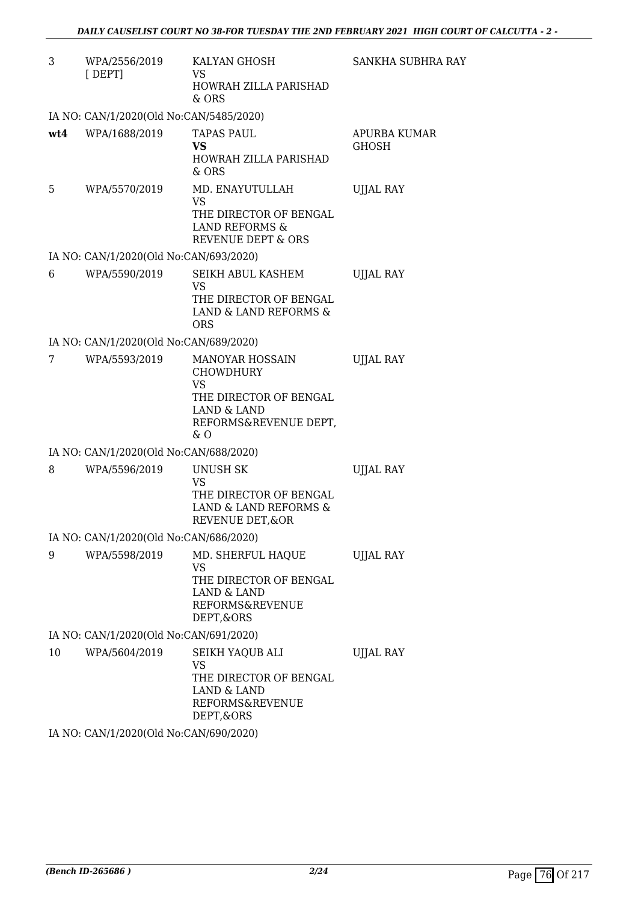| | | | |
|---|---|---|---|
| 3 | WPA/2556/2019 [ DEPT] | KALYAN GHOSH<br>VS<br>HOWRAH ZILLA PARISHAD & ORS | SANKHA SUBHRA RAY |
| | IA NO: CAN/1/2020(Old No:CAN/5485/2020) | | |
| **wt4** | WPA/1688/2019 | TAPAS PAUL<br>**VS**<br>HOWRAH ZILLA PARISHAD & ORS | APURBA KUMAR GHOSH |
| 5 | WPA/5570/2019 | MD. ENAYUTULLAH<br>VS<br>THE DIRECTOR OF BENGAL LAND REFORMS & REVENUE DEPT & ORS | UJJAL RAY |
| | IA NO: CAN/1/2020(Old No:CAN/693/2020) | | |
| 6 | WPA/5590/2019 | SEIKH ABUL KASHEM<br>VS<br>THE DIRECTOR OF BENGAL LAND & LAND REFORMS & ORS | UJJAL RAY |
| | IA NO: CAN/1/2020(Old No:CAN/689/2020) | | |
| 7 | WPA/5593/2019 | MANOYAR HOSSAIN CHOWDHURY<br>VS<br>THE DIRECTOR OF BENGAL LAND & LAND REFORMS&REVENUE DEPT, & O | UJJAL RAY |
| | IA NO: CAN/1/2020(Old No:CAN/688/2020) | | |
| 8 | WPA/5596/2019 | UNUSH SK<br>VS<br>THE DIRECTOR OF BENGAL LAND & LAND REFORMS & REVENUE DET,&OR | UJJAL RAY |
| | IA NO: CAN/1/2020(Old No:CAN/686/2020) | | |
| 9 | WPA/5598/2019 | MD. SHERFUL HAQUE<br>VS<br>THE DIRECTOR OF BENGAL LAND & LAND REFORMS&REVENUE DEPT,&ORS | UJJAL RAY |
| | IA NO: CAN/1/2020(Old No:CAN/691/2020) | | |
| 10 | WPA/5604/2019 | SEIKH YAQUB ALI<br>VS<br>THE DIRECTOR OF BENGAL LAND & LAND REFORMS&REVENUE DEPT,&ORS | UJJAL RAY |
| | IA NO: CAN/1/2020(Old No:CAN/690/2020) | | |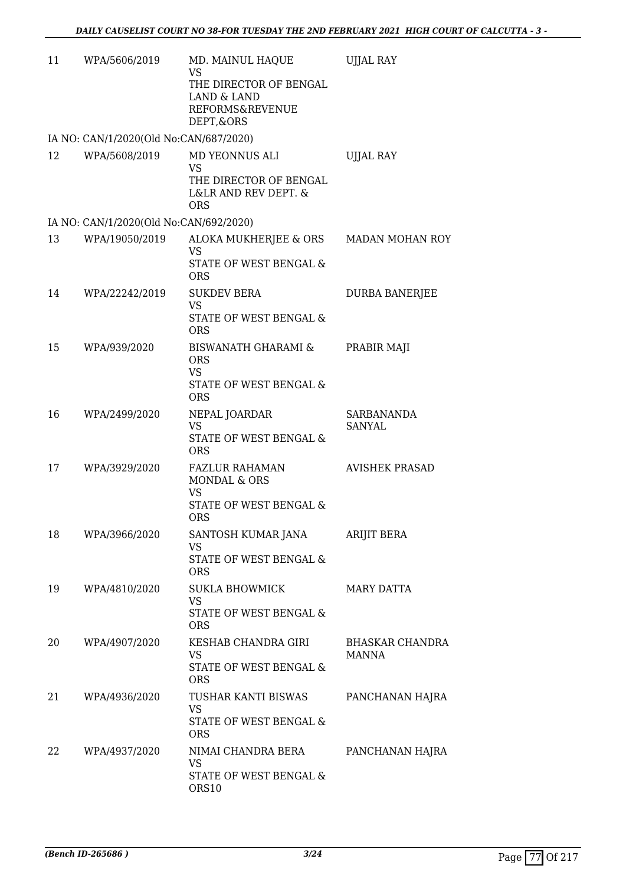| | | | |
|---|---|---|---|
| 11 | WPA/5606/2019 | MD. MAINUL HAQUE<br>VS<br>THE DIRECTOR OF BENGAL LAND & LAND REFORMS&REVENUE DEPT,&ORS | UJJAL RAY |
| IA NO: CAN/1/2020(Old No:CAN/687/2020) | | | |
| 12 | WPA/5608/2019 | MD YEONNUS ALI<br>VS<br>THE DIRECTOR OF BENGAL L&LR AND REV DEPT. & ORS | UJJAL RAY |
| IA NO: CAN/1/2020(Old No:CAN/692/2020) | | | |
| 13 | WPA/19050/2019 | ALOKA MUKHERJEE & ORS<br>VS<br>STATE OF WEST BENGAL & ORS | MADAN MOHAN ROY |
| 14 | WPA/22242/2019 | SUKDEV BERA<br>VS<br>STATE OF WEST BENGAL & ORS | DURBA BANERJEE |
| 15 | WPA/939/2020 | BISWANATH GHARAMI & ORS<br>VS<br>STATE OF WEST BENGAL & ORS | PRABIR MAJI |
| 16 | WPA/2499/2020 | NEPAL JOARDAR<br>VS<br>STATE OF WEST BENGAL & ORS | SARBANANDA SANYAL |
| 17 | WPA/3929/2020 | FAZLUR RAHAMAN MONDAL & ORS<br>VS<br>STATE OF WEST BENGAL & ORS | AVISHEK PRASAD |
| 18 | WPA/3966/2020 | SANTOSH KUMAR JANA<br>VS<br>STATE OF WEST BENGAL & ORS | ARIJIT BERA |
| 19 | WPA/4810/2020 | SUKLA BHOWMICK<br>VS<br>STATE OF WEST BENGAL & ORS | MARY DATTA |
| 20 | WPA/4907/2020 | KESHAB CHANDRA GIRI<br>VS<br>STATE OF WEST BENGAL & ORS | BHASKAR CHANDRA MANNA |
| 21 | WPA/4936/2020 | TUSHAR KANTI BISWAS<br>VS<br>STATE OF WEST BENGAL & ORS | PANCHANAN HAJRA |
| 22 | WPA/4937/2020 | NIMAI CHANDRA BERA<br>VS<br>STATE OF WEST BENGAL & ORS10 | PANCHANAN HAJRA |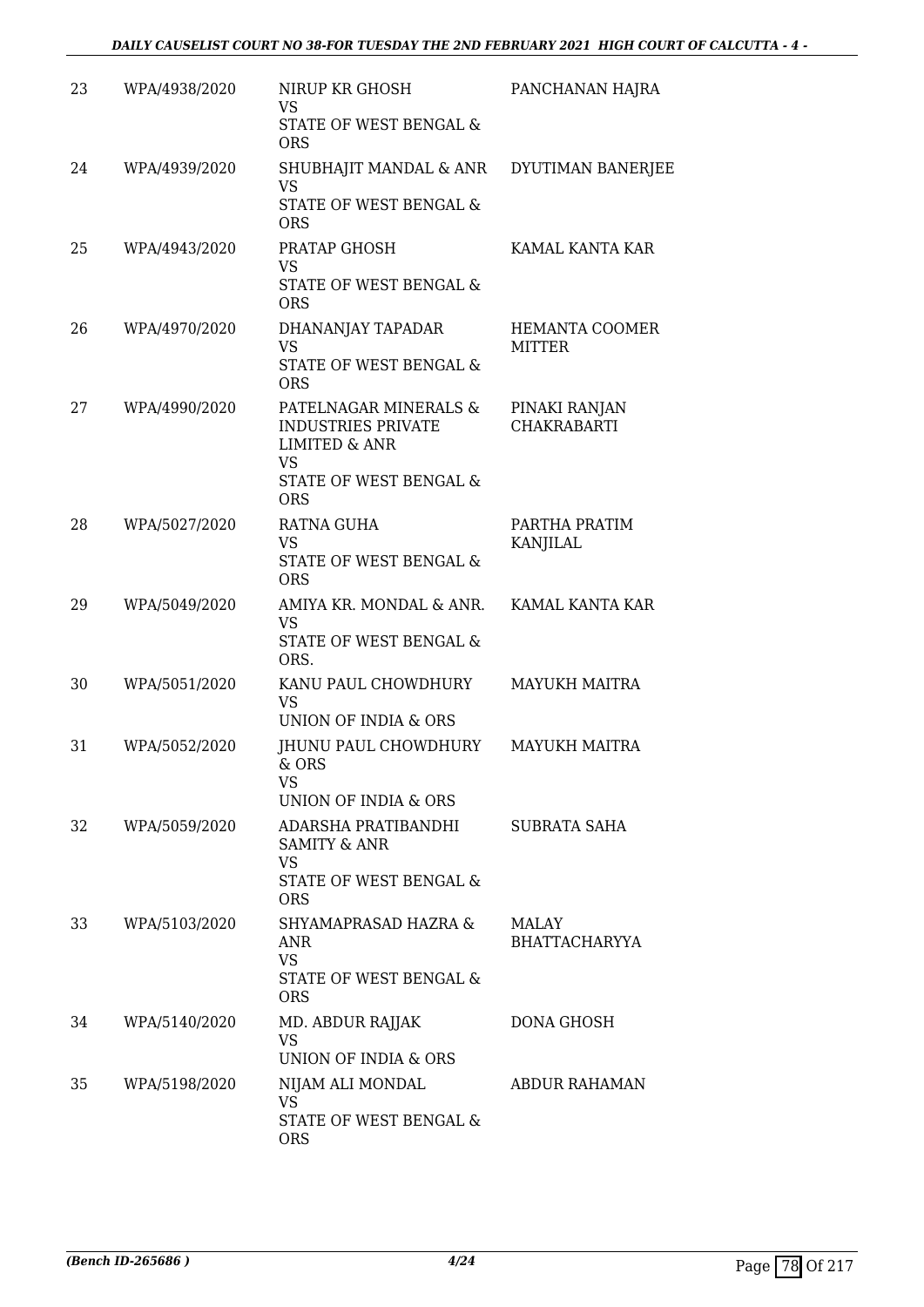| | | | |
|---|---|---|---|
| 23 | WPA/4938/2020 | NIRUP KR GHOSH<br>VS<br>STATE OF WEST BENGAL & ORS | PANCHANAN HAJRA |
| 24 | WPA/4939/2020 | SHUBHAJIT MANDAL & ANR<br>VS<br>STATE OF WEST BENGAL & ORS | DYUTIMAN BANERJEE |
| 25 | WPA/4943/2020 | PRATAP GHOSH<br>VS<br>STATE OF WEST BENGAL & ORS | KAMAL KANTA KAR |
| 26 | WPA/4970/2020 | DHANANJAY TAPADAR<br>VS<br>STATE OF WEST BENGAL & ORS | HEMANTA COOMER MITTER |
| 27 | WPA/4990/2020 | PATELNAGAR MINERALS & INDUSTRIES PRIVATE LIMITED & ANR<br>VS<br>STATE OF WEST BENGAL & ORS | PINAKI RANJAN CHAKRABARTI |
| 28 | WPA/5027/2020 | RATNA GUHA<br>VS<br>STATE OF WEST BENGAL & ORS | PARTHA PRATIM KANJILAL |
| 29 | WPA/5049/2020 | AMIYA KR. MONDAL & ANR.<br>VS<br>STATE OF WEST BENGAL & ORS. | KAMAL KANTA KAR |
| 30 | WPA/5051/2020 | KANU PAUL CHOWDHURY<br>VS<br>UNION OF INDIA & ORS | MAYUKH MAITRA |
| 31 | WPA/5052/2020 | JHUNU PAUL CHOWDHURY & ORS<br>VS<br>UNION OF INDIA & ORS | MAYUKH MAITRA |
| 32 | WPA/5059/2020 | ADARSHA PRATIBANDHI SAMITY & ANR<br>VS<br>STATE OF WEST BENGAL & ORS | SUBRATA SAHA |
| 33 | WPA/5103/2020 | SHYAMAPRASAD HAZRA & ANR<br>VS<br>STATE OF WEST BENGAL & ORS | MALAY BHATTACHARYYA |
| 34 | WPA/5140/2020 | MD. ABDUR RAJJAK<br>VS<br>UNION OF INDIA & ORS | DONA GHOSH |
| 35 | WPA/5198/2020 | NIJAM ALI MONDAL<br>VS<br>STATE OF WEST BENGAL & ORS | ABDUR RAHAMAN |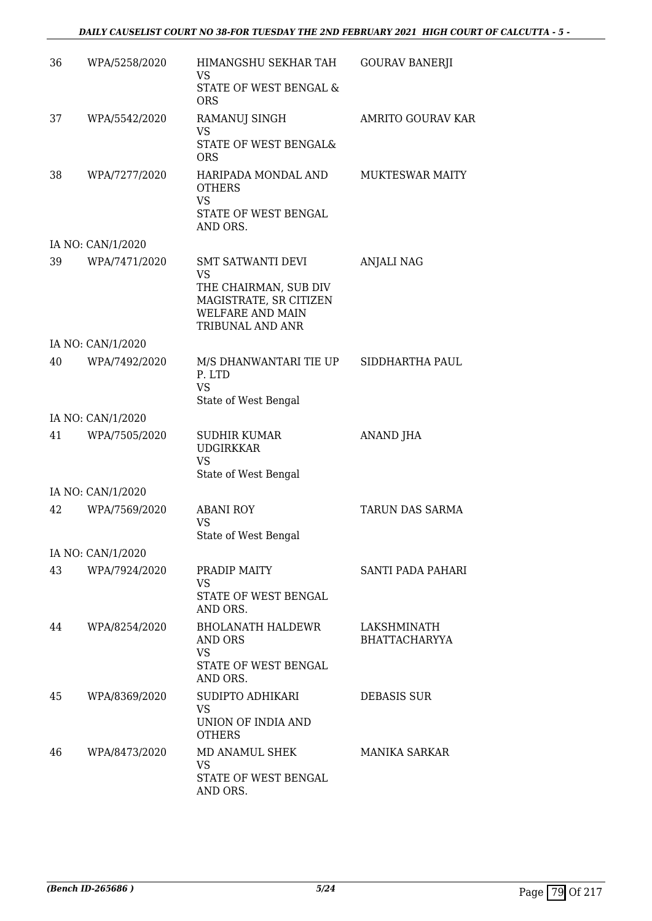| | | | |
|---|---|---|---|
| 36 | WPA/5258/2020 | HIMANGSHU SEKHAR TAH<br>VS<br>STATE OF WEST BENGAL & ORS | GOURAV BANERJI |
| 37 | WPA/5542/2020 | RAMANUJ SINGH<br>VS<br>STATE OF WEST BENGAL& ORS | AMRITO GOURAV KAR |
| 38 | WPA/7277/2020 | HARIPADA MONDAL AND OTHERS<br>VS<br>STATE OF WEST BENGAL AND ORS. | MUKTESWAR MAITY |
| | IA NO: CAN/1/2020 | | |
| 39 | WPA/7471/2020 | SMT SATWANTI DEVI<br>VS<br>THE CHAIRMAN, SUB DIV MAGISTRATE, SR CITIZEN WELFARE AND MAIN TRIBUNAL AND ANR | ANJALI NAG |
| | IA NO: CAN/1/2020 | | |
| 40 | WPA/7492/2020 | M/S DHANWANTARI TIE UP P. LTD<br>VS<br>State of West Bengal | SIDDHARTHA PAUL |
| | IA NO: CAN/1/2020 | | |
| 41 | WPA/7505/2020 | SUDHIR KUMAR UDGIRKKAR<br>VS<br>State of West Bengal | ANAND JHA |
| | IA NO: CAN/1/2020 | | |
| 42 | WPA/7569/2020 | ABANI ROY<br>VS<br>State of West Bengal | TARUN DAS SARMA |
| | IA NO: CAN/1/2020 | | |
| 43 | WPA/7924/2020 | PRADIP MAITY<br>VS<br>STATE OF WEST BENGAL AND ORS. | SANTI PADA PAHARI |
| 44 | WPA/8254/2020 | BHOLANATH HALDEWR AND ORS<br>VS<br>STATE OF WEST BENGAL AND ORS. | LAKSHMINATH BHATTACHARYYA |
| 45 | WPA/8369/2020 | SUDIPTO ADHIKARI<br>VS<br>UNION OF INDIA AND OTHERS | DEBASIS SUR |
| 46 | WPA/8473/2020 | MD ANAMUL SHEK<br>VS<br>STATE OF WEST BENGAL AND ORS. | MANIKA SARKAR |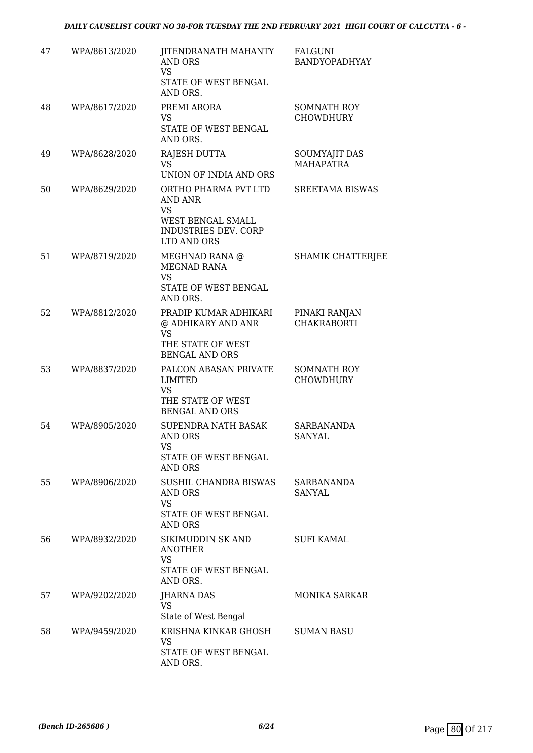| | | | |
|---|---|---|---|
| 47 | WPA/8613/2020 | JITENDRANATH MAHANTY AND ORS<br>VS<br>STATE OF WEST BENGAL AND ORS. | FALGUNI BANDYOPADHYAY |
| 48 | WPA/8617/2020 | PREMI ARORA<br>VS<br>STATE OF WEST BENGAL AND ORS. | SOMNATH ROY CHOWDHURY |
| 49 | WPA/8628/2020 | RAJESH DUTTA<br>VS<br>UNION OF INDIA AND ORS | SOUMYAJIT DAS MAHAPATRA |
| 50 | WPA/8629/2020 | ORTHO PHARMA PVT LTD AND ANR<br>VS<br>WEST BENGAL SMALL INDUSTRIES DEV. CORP LTD AND ORS | SREETAMA BISWAS |
| 51 | WPA/8719/2020 | MEGHNAD RANA @ MEGNAD RANA<br>VS<br>STATE OF WEST BENGAL AND ORS. | SHAMIK CHATTERJEE |
| 52 | WPA/8812/2020 | PRADIP KUMAR ADHIKARI @ ADHIKARY AND ANR<br>VS<br>THE STATE OF WEST BENGAL AND ORS | PINAKI RANJAN CHAKRABORTI |
| 53 | WPA/8837/2020 | PALCON ABASAN PRIVATE LIMITED<br>VS<br>THE STATE OF WEST BENGAL AND ORS | SOMNATH ROY CHOWDHURY |
| 54 | WPA/8905/2020 | SUPENDRA NATH BASAK AND ORS<br>VS<br>STATE OF WEST BENGAL AND ORS | SARBANANDA SANYAL |
| 55 | WPA/8906/2020 | SUSHIL CHANDRA BISWAS AND ORS<br>VS<br>STATE OF WEST BENGAL AND ORS | SARBANANDA SANYAL |
| 56 | WPA/8932/2020 | SIKIMUDDIN SK AND ANOTHER<br>VS<br>STATE OF WEST BENGAL AND ORS. | SUFI KAMAL |
| 57 | WPA/9202/2020 | JHARNA DAS<br>VS<br>State of West Bengal | MONIKA SARKAR |
| 58 | WPA/9459/2020 | KRISHNA KINKAR GHOSH<br>VS<br>STATE OF WEST BENGAL AND ORS. | SUMAN BASU |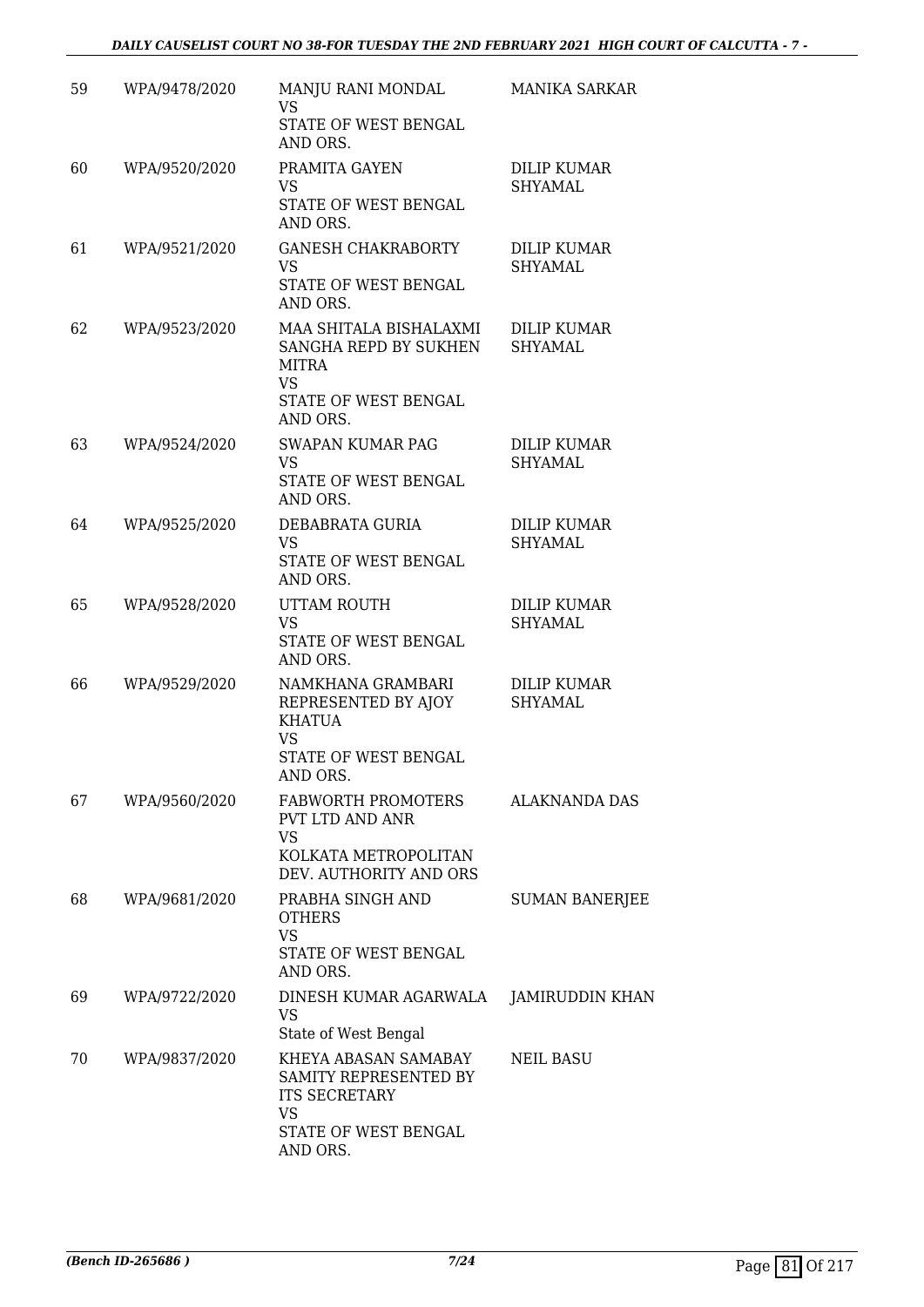| 59 | WPA/9478/2020 | MANJU RANI MONDAL<br>VS<br>STATE OF WEST BENGAL AND ORS. | MANIKA SARKAR |
|---|---|---|---|
| 60 | WPA/9520/2020 | PRAMITA GAYEN<br>VS<br>STATE OF WEST BENGAL AND ORS. | DILIP KUMAR SHYAMAL |
| 61 | WPA/9521/2020 | GANESH CHAKRABORTY<br>VS<br>STATE OF WEST BENGAL AND ORS. | DILIP KUMAR SHYAMAL |
| 62 | WPA/9523/2020 | MAA SHITALA BISHALAXMI SANGHA REPD BY SUKHEN MITRA<br>VS<br>STATE OF WEST BENGAL AND ORS. | DILIP KUMAR SHYAMAL |
| 63 | WPA/9524/2020 | SWAPAN KUMAR PAG<br>VS<br>STATE OF WEST BENGAL AND ORS. | DILIP KUMAR SHYAMAL |
| 64 | WPA/9525/2020 | DEBABRATA GURIA<br>VS<br>STATE OF WEST BENGAL AND ORS. | DILIP KUMAR SHYAMAL |
| 65 | WPA/9528/2020 | UTTAM ROUTH<br>VS<br>STATE OF WEST BENGAL AND ORS. | DILIP KUMAR SHYAMAL |
| 66 | WPA/9529/2020 | NAMKHANA GRAMBARI REPRESENTED BY AJOY KHATUA<br>VS<br>STATE OF WEST BENGAL AND ORS. | DILIP KUMAR SHYAMAL |
| 67 | WPA/9560/2020 | FABWORTH PROMOTERS PVT LTD AND ANR<br>VS<br>KOLKATA METROPOLITAN DEV. AUTHORITY AND ORS | ALAKNANDA DAS |
| 68 | WPA/9681/2020 | PRABHA SINGH AND OTHERS<br>VS<br>STATE OF WEST BENGAL AND ORS. | SUMAN BANERJEE |
| 69 | WPA/9722/2020 | DINESH KUMAR AGARWALA<br>VS<br>State of West Bengal | JAMIRUDDIN KHAN |
| 70 | WPA/9837/2020 | KHEYA ABASAN SAMABAY SAMITY REPRESENTED BY ITS SECRETARY<br>VS<br>STATE OF WEST BENGAL AND ORS. | NEIL BASU |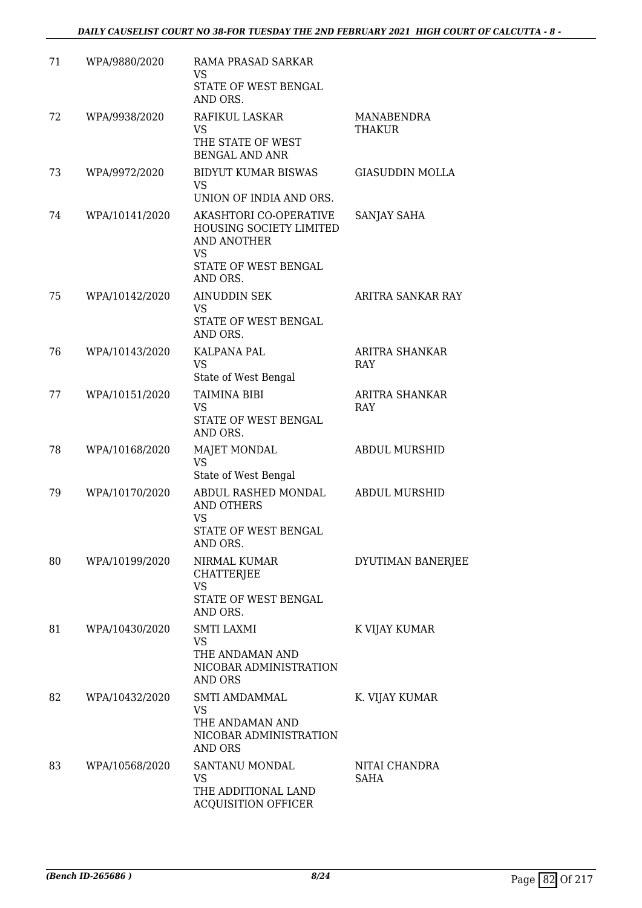| 71 | WPA/9880/2020 | RAMA PRASAD SARKAR<br>VS<br>STATE OF WEST BENGAL AND ORS. | |
|---|---|---|---|
| 72 | WPA/9938/2020 | RAFIKUL LASKAR<br>VS<br>THE STATE OF WEST BENGAL AND ANR | MANABENDRA THAKUR |
| 73 | WPA/9972/2020 | BIDYUT KUMAR BISWAS<br>VS<br>UNION OF INDIA AND ORS. | GIASUDDIN MOLLA |
| 74 | WPA/10141/2020 | AKASHTORI CO-OPERATIVE HOUSING SOCIETY LIMITED AND ANOTHER<br>VS<br>STATE OF WEST BENGAL AND ORS. | SANJAY SAHA |
| 75 | WPA/10142/2020 | AINUDDIN SEK<br>VS<br>STATE OF WEST BENGAL AND ORS. | ARITRA SANKAR RAY |
| 76 | WPA/10143/2020 | KALPANA PAL<br>VS<br>State of West Bengal | ARITRA SHANKAR RAY |
| 77 | WPA/10151/2020 | TAIMINA BIBI<br>VS<br>STATE OF WEST BENGAL AND ORS. | ARITRA SHANKAR RAY |
| 78 | WPA/10168/2020 | MAJET MONDAL<br>VS<br>State of West Bengal | ABDUL MURSHID |
| 79 | WPA/10170/2020 | ABDUL RASHED MONDAL AND OTHERS<br>VS<br>STATE OF WEST BENGAL AND ORS. | ABDUL MURSHID |
| 80 | WPA/10199/2020 | NIRMAL KUMAR CHATTERJEE<br>VS<br>STATE OF WEST BENGAL AND ORS. | DYUTIMAN BANERJEE |
| 81 | WPA/10430/2020 | SMTI LAXMI<br>VS<br>THE ANDAMAN AND NICOBAR ADMINISTRATION AND ORS | K VIJAY KUMAR |
| 82 | WPA/10432/2020 | SMTI AMDAMMAL<br>VS<br>THE ANDAMAN AND NICOBAR ADMINISTRATION AND ORS | K. VIJAY KUMAR |
| 83 | WPA/10568/2020 | SANTANU MONDAL<br>VS<br>THE ADDITIONAL LAND ACQUISITION OFFICER | NITAI CHANDRA SAHA |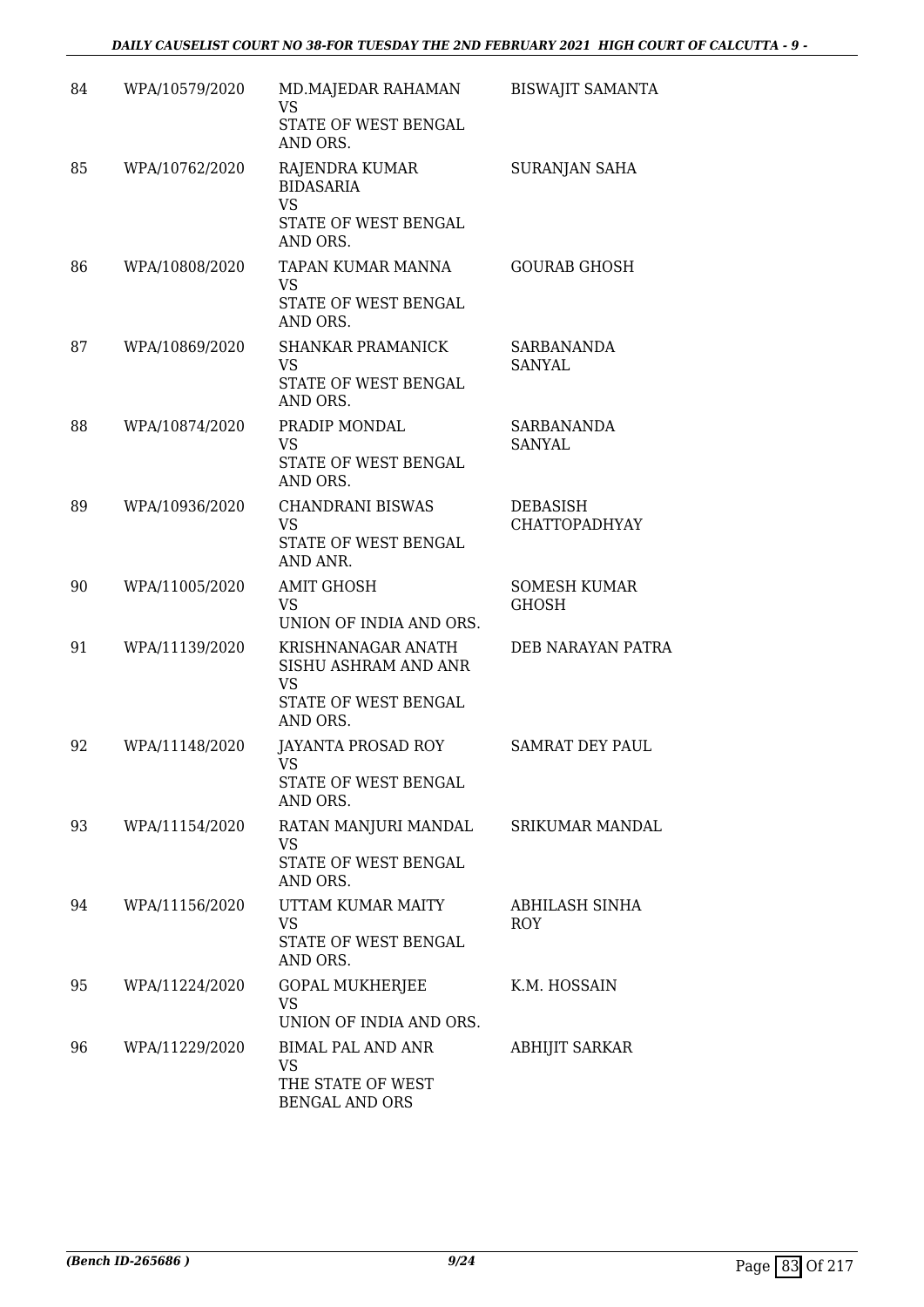| | | | |
|---|---|---|---|
| 84 | WPA/10579/2020 | MD.MAJEDAR RAHAMAN<br>VS<br>STATE OF WEST BENGAL AND ORS. | BISWAJIT SAMANTA |
| 85 | WPA/10762/2020 | RAJENDRA KUMAR BIDASARIA<br>VS<br>STATE OF WEST BENGAL AND ORS. | SURANJAN SAHA |
| 86 | WPA/10808/2020 | TAPAN KUMAR MANNA<br>VS<br>STATE OF WEST BENGAL AND ORS. | GOURAB GHOSH |
| 87 | WPA/10869/2020 | SHANKAR PRAMANICK<br>VS<br>STATE OF WEST BENGAL AND ORS. | SARBANANDA SANYAL |
| 88 | WPA/10874/2020 | PRADIP MONDAL<br>VS<br>STATE OF WEST BENGAL AND ORS. | SARBANANDA SANYAL |
| 89 | WPA/10936/2020 | CHANDRANI BISWAS<br>VS<br>STATE OF WEST BENGAL AND ANR. | DEBASISH CHATTOPADHYAY |
| 90 | WPA/11005/2020 | AMIT GHOSH<br>VS<br>UNION OF INDIA AND ORS. | SOMESH KUMAR GHOSH |
| 91 | WPA/11139/2020 | KRISHNANAGAR ANATH SISHU ASHRAM AND ANR<br>VS<br>STATE OF WEST BENGAL AND ORS. | DEB NARAYAN PATRA |
| 92 | WPA/11148/2020 | JAYANTA PROSAD ROY<br>VS<br>STATE OF WEST BENGAL AND ORS. | SAMRAT DEY PAUL |
| 93 | WPA/11154/2020 | RATAN MANJURI MANDAL<br>VS<br>STATE OF WEST BENGAL AND ORS. | SRIKUMAR MANDAL |
| 94 | WPA/11156/2020 | UTTAM KUMAR MAITY<br>VS<br>STATE OF WEST BENGAL AND ORS. | ABHILASH SINHA ROY |
| 95 | WPA/11224/2020 | GOPAL MUKHERJEE<br>VS<br>UNION OF INDIA AND ORS. | K.M. HOSSAIN |
| 96 | WPA/11229/2020 | BIMAL PAL AND ANR<br>VS<br>THE STATE OF WEST BENGAL AND ORS | ABHIJIT SARKAR |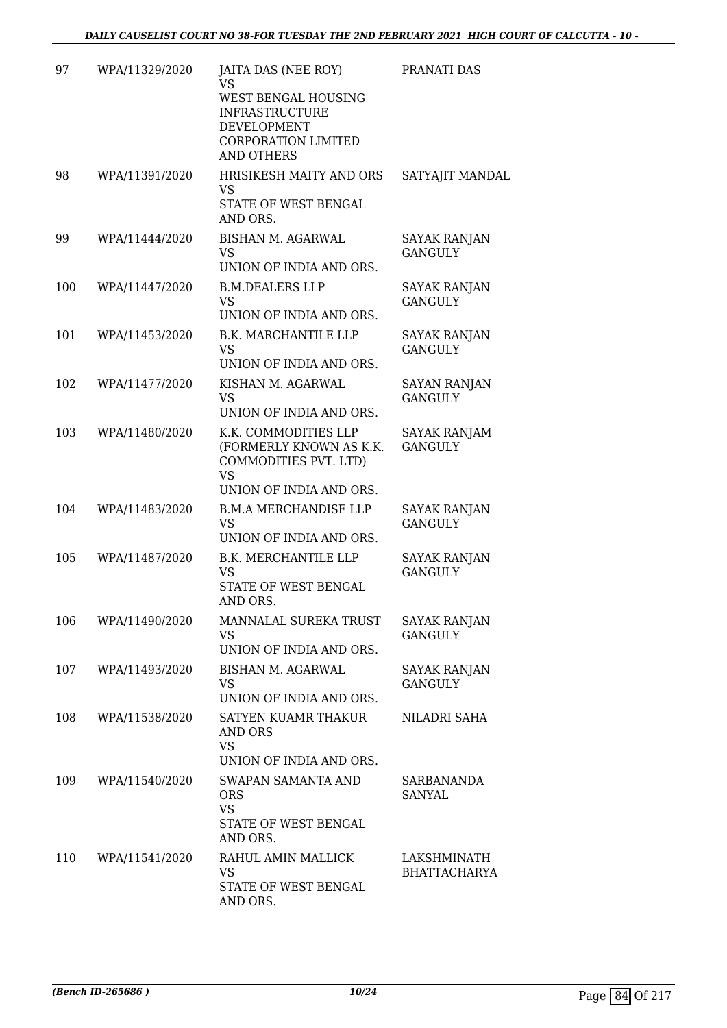| 97 | WPA/11329/2020 | JAITA DAS (NEE ROY) VS WEST BENGAL HOUSING INFRASTRUCTURE DEVELOPMENT CORPORATION LIMITED AND OTHERS | PRANATI DAS |
|---|---|---|---|
| 98 | WPA/11391/2020 | HRISIKESH MAITY AND ORS VS STATE OF WEST BENGAL AND ORS. | SATYAJIT MANDAL |
| 99 | WPA/11444/2020 | BISHAN M. AGARWAL VS UNION OF INDIA AND ORS. | SAYAK RANJAN GANGULY |
| 100 | WPA/11447/2020 | B.M.DEALERS LLP VS UNION OF INDIA AND ORS. | SAYAK RANJAN GANGULY |
| 101 | WPA/11453/2020 | B.K. MARCHANTILE LLP VS UNION OF INDIA AND ORS. | SAYAK RANJAN GANGULY |
| 102 | WPA/11477/2020 | KISHAN M. AGARWAL VS UNION OF INDIA AND ORS. | SAYAN RANJAN GANGULY |
| 103 | WPA/11480/2020 | K.K. COMMODITIES LLP (FORMERLY KNOWN AS K.K. COMMODITIES PVT. LTD) VS UNION OF INDIA AND ORS. | SAYAK RANJAM GANGULY |
| 104 | WPA/11483/2020 | B.M.A MERCHANDISE LLP VS UNION OF INDIA AND ORS. | SAYAK RANJAN GANGULY |
| 105 | WPA/11487/2020 | B.K. MERCHANTILE LLP VS STATE OF WEST BENGAL AND ORS. | SAYAK RANJAN GANGULY |
| 106 | WPA/11490/2020 | MANNALAL SUREKA TRUST VS UNION OF INDIA AND ORS. | SAYAK RANJAN GANGULY |
| 107 | WPA/11493/2020 | BISHAN M. AGARWAL VS UNION OF INDIA AND ORS. | SAYAK RANJAN GANGULY |
| 108 | WPA/11538/2020 | SATYEN KUAMR THAKUR AND ORS VS UNION OF INDIA AND ORS. | NILADRI SAHA |
| 109 | WPA/11540/2020 | SWAPAN SAMANTA AND ORS VS STATE OF WEST BENGAL AND ORS. | SARBANANDA SANYAL |
| 110 | WPA/11541/2020 | RAHUL AMIN MALLICK VS STATE OF WEST BENGAL AND ORS. | LAKSHMINATH BHATTACHARYA |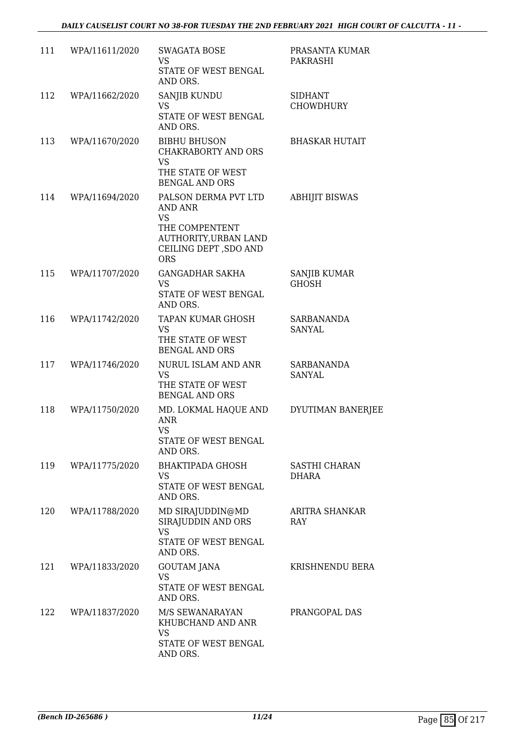| | | | |
|---|---|---|---|
| 111 | WPA/11611/2020 | SWAGATA BOSE<br>VS<br>STATE OF WEST BENGAL AND ORS. | PRASANTA KUMAR PAKRASHI |
| 112 | WPA/11662/2020 | SANJIB KUNDU<br>VS<br>STATE OF WEST BENGAL AND ORS. | SIDHANT CHOWDHURY |
| 113 | WPA/11670/2020 | BIBHU BHUSON CHAKRABORTY AND ORS<br>VS<br>THE STATE OF WEST BENGAL AND ORS | BHASKAR HUTAIT |
| 114 | WPA/11694/2020 | PALSON DERMA PVT LTD AND ANR<br>VS<br>THE COMPENTENT AUTHORITY,URBAN LAND CEILING DEPT ,SDO AND ORS | ABHIJIT BISWAS |
| 115 | WPA/11707/2020 | GANGADHAR SAKHA<br>VS<br>STATE OF WEST BENGAL AND ORS. | SANJIB KUMAR GHOSH |
| 116 | WPA/11742/2020 | TAPAN KUMAR GHOSH<br>VS<br>THE STATE OF WEST BENGAL AND ORS | SARBANANDA SANYAL |
| 117 | WPA/11746/2020 | NURUL ISLAM AND ANR<br>VS<br>THE STATE OF WEST BENGAL AND ORS | SARBANANDA SANYAL |
| 118 | WPA/11750/2020 | MD. LOKMAL HAQUE AND ANR<br>VS<br>STATE OF WEST BENGAL AND ORS. | DYUTIMAN BANERJEE |
| 119 | WPA/11775/2020 | BHAKTIPADA GHOSH<br>VS<br>STATE OF WEST BENGAL AND ORS. | SASTHI CHARAN DHARA |
| 120 | WPA/11788/2020 | MD SIRAJUDDIN@MD SIRAJUDDIN AND ORS<br>VS<br>STATE OF WEST BENGAL AND ORS. | ARITRA SHANKAR RAY |
| 121 | WPA/11833/2020 | GOUTAM JANA<br>VS<br>STATE OF WEST BENGAL AND ORS. | KRISHNENDU BERA |
| 122 | WPA/11837/2020 | M/S SEWANARAYAN KHUBCHAND AND ANR<br>VS<br>STATE OF WEST BENGAL AND ORS. | PRANGOPAL DAS |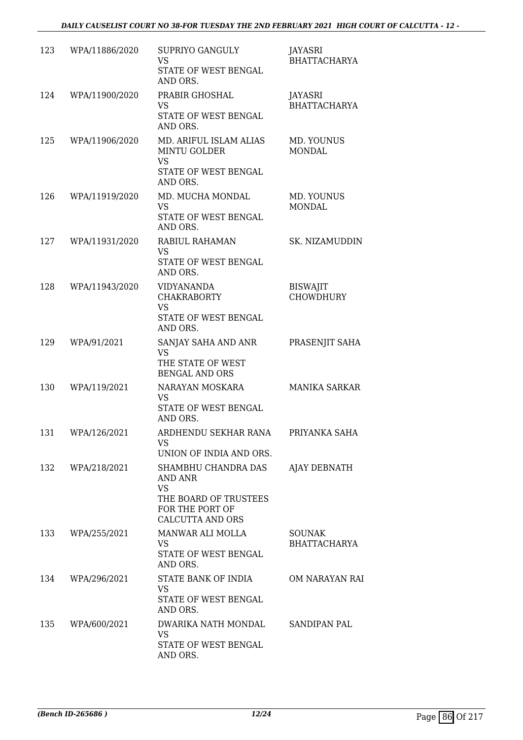| 123 | WPA/11886/2020 | SUPRIYO GANGULY<br>VS<br>STATE OF WEST BENGAL AND ORS. | JAYASRI BHATTACHARYA |
|---|---|---|---|
| 124 | WPA/11900/2020 | PRABIR GHOSHAL<br>VS<br>STATE OF WEST BENGAL AND ORS. | JAYASRI BHATTACHARYA |
| 125 | WPA/11906/2020 | MD. ARIFUL ISLAM ALIAS MINTU GOLDER<br>VS<br>STATE OF WEST BENGAL AND ORS. | MD. YOUNUS MONDAL |
| 126 | WPA/11919/2020 | MD. MUCHA MONDAL<br>VS<br>STATE OF WEST BENGAL AND ORS. | MD. YOUNUS MONDAL |
| 127 | WPA/11931/2020 | RABIUL RAHAMAN<br>VS<br>STATE OF WEST BENGAL AND ORS. | SK. NIZAMUDDIN |
| 128 | WPA/11943/2020 | VIDYANANDA CHAKRABORTY<br>VS<br>STATE OF WEST BENGAL AND ORS. | BISWAJIT CHOWDHURY |
| 129 | WPA/91/2021 | SANJAY SAHA AND ANR<br>VS<br>THE STATE OF WEST BENGAL AND ORS | PRASENJIT SAHA |
| 130 | WPA/119/2021 | NARAYAN MOSKARA<br>VS<br>STATE OF WEST BENGAL AND ORS. | MANIKA SARKAR |
| 131 | WPA/126/2021 | ARDHENDU SEKHAR RANA<br>VS<br>UNION OF INDIA AND ORS. | PRIYANKA SAHA |
| 132 | WPA/218/2021 | SHAMBHU CHANDRA DAS AND ANR<br>VS<br>THE BOARD OF TRUSTEES FOR THE PORT OF CALCUTTA AND ORS | AJAY DEBNATH |
| 133 | WPA/255/2021 | MANWAR ALI MOLLA<br>VS<br>STATE OF WEST BENGAL AND ORS. | SOUNAK BHATTACHARYA |
| 134 | WPA/296/2021 | STATE BANK OF INDIA<br>VS<br>STATE OF WEST BENGAL AND ORS. | OM NARAYAN RAI |
| 135 | WPA/600/2021 | DWARIKA NATH MONDAL<br>VS<br>STATE OF WEST BENGAL AND ORS. | SANDIPAN PAL |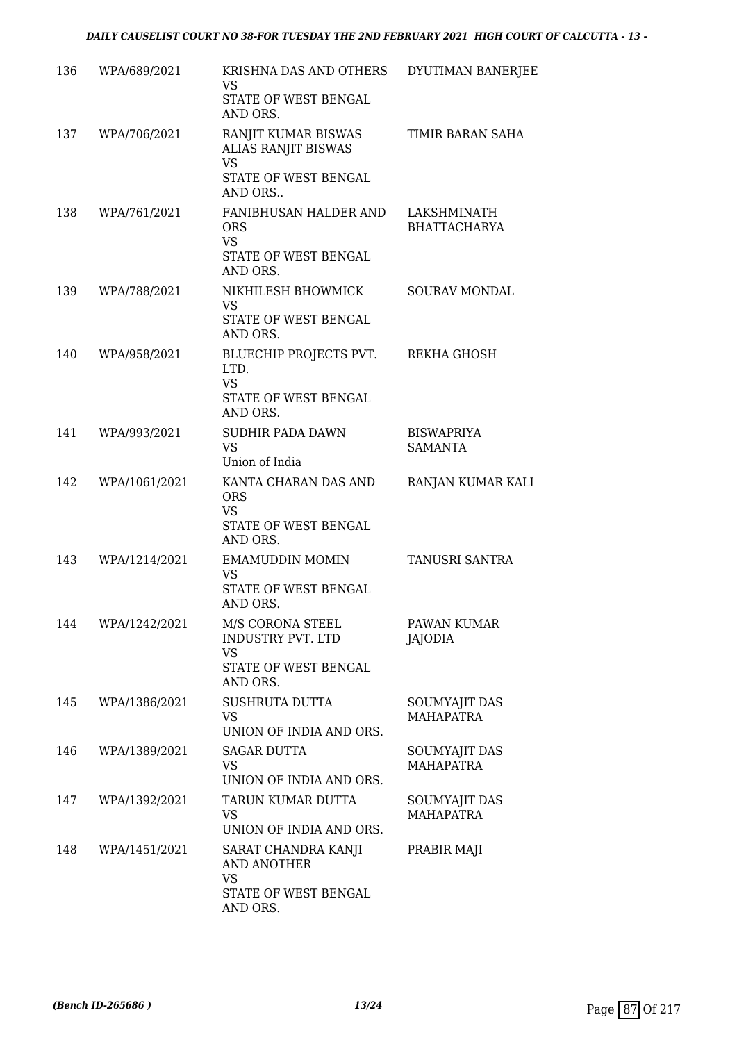| | | | |
|---|---|---|---|
| 136 | WPA/689/2021 | KRISHNA DAS AND OTHERS<br>VS<br>STATE OF WEST BENGAL AND ORS. | DYUTIMAN BANERJEE |
| 137 | WPA/706/2021 | RANJIT KUMAR BISWAS ALIAS RANJIT BISWAS<br>VS<br>STATE OF WEST BENGAL AND ORS.. | TIMIR BARAN SAHA |
| 138 | WPA/761/2021 | FANIBHUSAN HALDER AND ORS<br>VS<br>STATE OF WEST BENGAL AND ORS. | LAKSHMINATH BHATTACHARYA |
| 139 | WPA/788/2021 | NIKHILESH BHOWMICK<br>VS<br>STATE OF WEST BENGAL AND ORS. | SOURAV MONDAL |
| 140 | WPA/958/2021 | BLUECHIP PROJECTS PVT. LTD.<br>VS<br>STATE OF WEST BENGAL AND ORS. | REKHA GHOSH |
| 141 | WPA/993/2021 | SUDHIR PADA DAWN<br>VS<br>Union of India | BISWAPRIYA SAMANTA |
| 142 | WPA/1061/2021 | KANTA CHARAN DAS AND ORS<br>VS<br>STATE OF WEST BENGAL AND ORS. | RANJAN KUMAR KALI |
| 143 | WPA/1214/2021 | EMAMUDDIN MOMIN<br>VS<br>STATE OF WEST BENGAL AND ORS. | TANUSRI SANTRA |
| 144 | WPA/1242/2021 | M/S CORONA STEEL INDUSTRY PVT. LTD<br>VS<br>STATE OF WEST BENGAL AND ORS. | PAWAN KUMAR JAJODIA |
| 145 | WPA/1386/2021 | SUSHRUTA DUTTA<br>VS<br>UNION OF INDIA AND ORS. | SOUMYAJIT DAS MAHAPATRA |
| 146 | WPA/1389/2021 | SAGAR DUTTA<br>VS<br>UNION OF INDIA AND ORS. | SOUMYAJIT DAS MAHAPATRA |
| 147 | WPA/1392/2021 | TARUN KUMAR DUTTA<br>VS<br>UNION OF INDIA AND ORS. | SOUMYAJIT DAS MAHAPATRA |
| 148 | WPA/1451/2021 | SARAT CHANDRA KANJI AND ANOTHER<br>VS<br>STATE OF WEST BENGAL AND ORS. | PRABIR MAJI |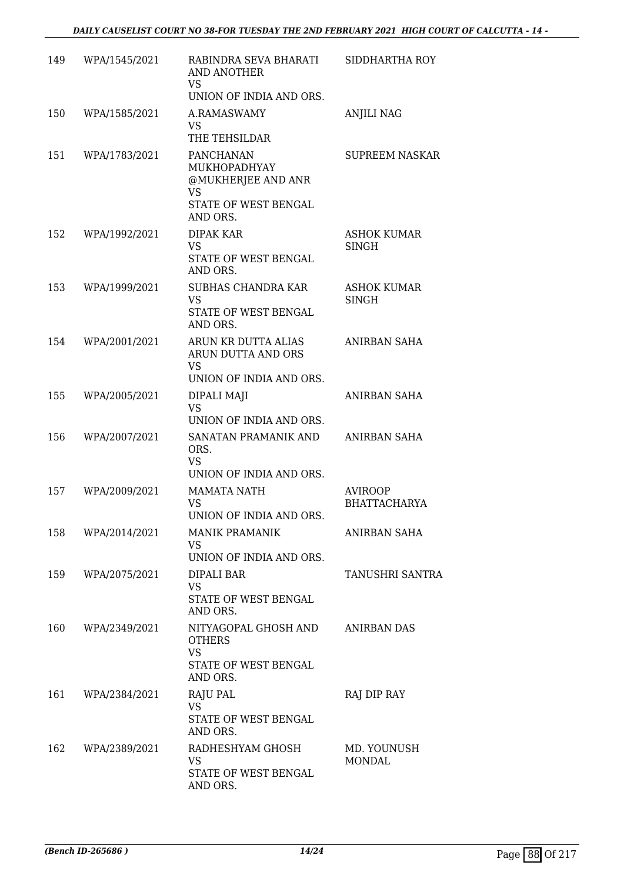| | | | |
|---|---|---|---|
| 149 | WPA/1545/2021 | RABINDRA SEVA BHARATI AND ANOTHER<br>VS<br>UNION OF INDIA AND ORS. | SIDDHARTHA ROY |
| 150 | WPA/1585/2021 | A.RAMASWAMY<br>VS<br>THE TEHSILDAR | ANJILI NAG |
| 151 | WPA/1783/2021 | PANCHANAN MUKHOPADHYAY @MUKHERJEE AND ANR<br>VS<br>STATE OF WEST BENGAL AND ORS. | SUPREEM NASKAR |
| 152 | WPA/1992/2021 | DIPAK KAR<br>VS<br>STATE OF WEST BENGAL AND ORS. | ASHOK KUMAR SINGH |
| 153 | WPA/1999/2021 | SUBHAS CHANDRA KAR<br>VS<br>STATE OF WEST BENGAL AND ORS. | ASHOK KUMAR SINGH |
| 154 | WPA/2001/2021 | ARUN KR DUTTA ALIAS ARUN DUTTA AND ORS<br>VS<br>UNION OF INDIA AND ORS. | ANIRBAN SAHA |
| 155 | WPA/2005/2021 | DIPALI MAJI<br>VS<br>UNION OF INDIA AND ORS. | ANIRBAN SAHA |
| 156 | WPA/2007/2021 | SANATAN PRAMANIK AND ORS.<br>VS<br>UNION OF INDIA AND ORS. | ANIRBAN SAHA |
| 157 | WPA/2009/2021 | MAMATA NATH<br>VS<br>UNION OF INDIA AND ORS. | AVIROOP BHATTACHARYA |
| 158 | WPA/2014/2021 | MANIK PRAMANIK<br>VS<br>UNION OF INDIA AND ORS. | ANIRBAN SAHA |
| 159 | WPA/2075/2021 | DIPALI BAR<br>VS<br>STATE OF WEST BENGAL AND ORS. | TANUSHRI SANTRA |
| 160 | WPA/2349/2021 | NITYAGOPAL GHOSH AND OTHERS<br>VS<br>STATE OF WEST BENGAL AND ORS. | ANIRBAN DAS |
| 161 | WPA/2384/2021 | RAJU PAL<br>VS<br>STATE OF WEST BENGAL AND ORS. | RAJ DIP RAY |
| 162 | WPA/2389/2021 | RADHESHYAM GHOSH<br>VS<br>STATE OF WEST BENGAL AND ORS. | MD. YOUNUSH MONDAL |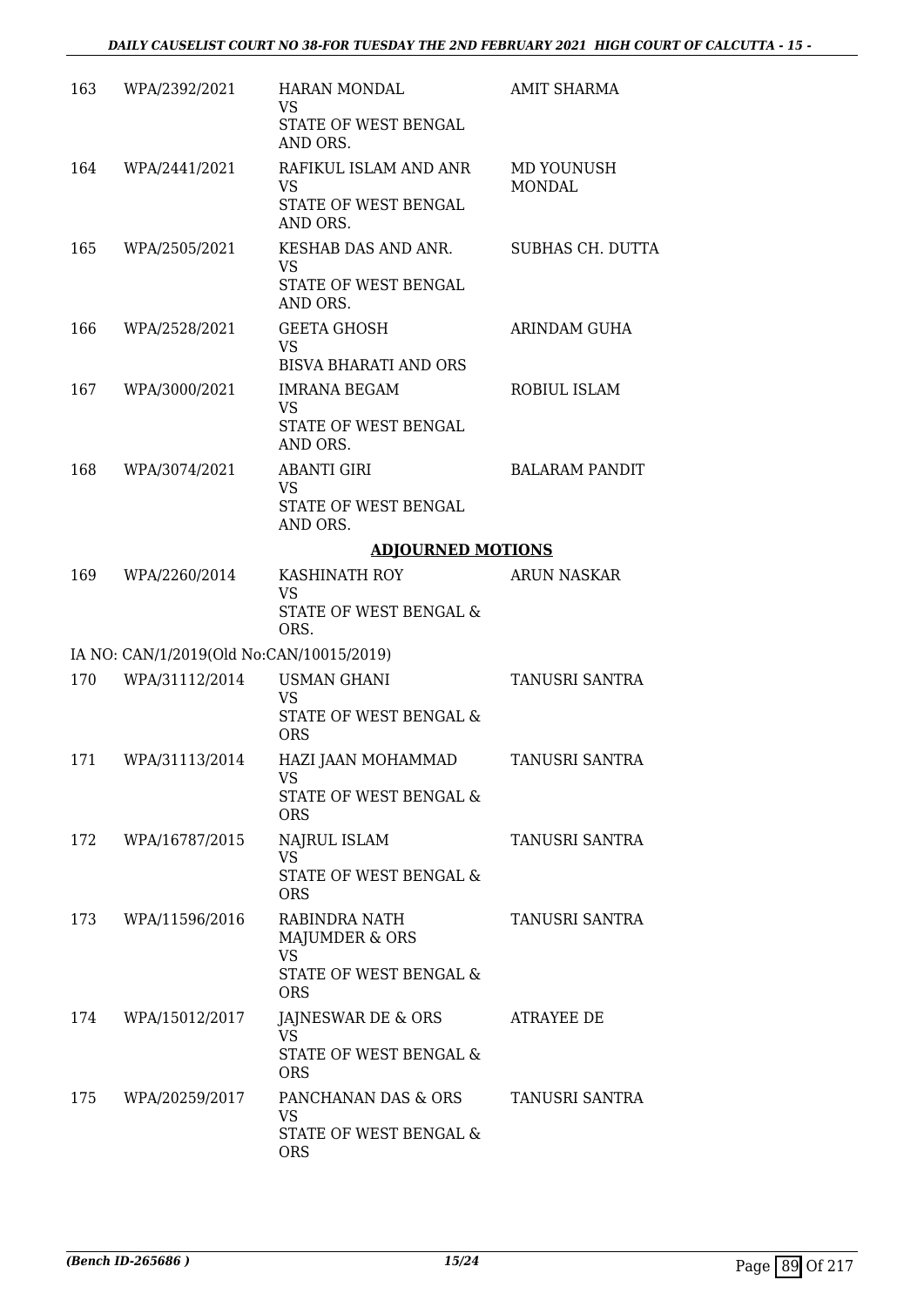| 163 | WPA/2392/2021 | HARAN MONDAL<br>VS<br>STATE OF WEST BENGAL AND ORS. | AMIT SHARMA |
|---|---|---|---|
| 164 | WPA/2441/2021 | RAFIKUL ISLAM AND ANR<br>VS<br>STATE OF WEST BENGAL AND ORS. | MD YOUNUSH MONDAL |
| 165 | WPA/2505/2021 | KESHAB DAS AND ANR.<br>VS<br>STATE OF WEST BENGAL AND ORS. | SUBHAS CH. DUTTA |
| 166 | WPA/2528/2021 | GEETA GHOSH<br>VS<br>BISVA BHARATI AND ORS | ARINDAM GUHA |
| 167 | WPA/3000/2021 | IMRANA BEGAM<br>VS<br>STATE OF WEST BENGAL AND ORS. | ROBIUL ISLAM |
| 168 | WPA/3074/2021 | ABANTI GIRI<br>VS<br>STATE OF WEST BENGAL AND ORS. | BALARAM PANDIT |

## ADJOURNED MOTIONS

| 169 | WPA/2260/2014 | KASHINATH ROY<br>VS<br>STATE OF WEST BENGAL & ORS. | ARUN NASKAR |
|---|---|---|---|
| | IA NO: CAN/1/2019(Old No:CAN/10015/2019) | | |
| 170 | WPA/31112/2014 | USMAN GHANI<br>VS<br>STATE OF WEST BENGAL & ORS | TANUSRI SANTRA |
| 171 | WPA/31113/2014 | HAZI JAAN MOHAMMAD<br>VS<br>STATE OF WEST BENGAL & ORS | TANUSRI SANTRA |
| 172 | WPA/16787/2015 | NAJRUL ISLAM<br>VS<br>STATE OF WEST BENGAL & ORS | TANUSRI SANTRA |
| 173 | WPA/11596/2016 | RABINDRA NATH MAJUMDER & ORS<br>VS<br>STATE OF WEST BENGAL & ORS | TANUSRI SANTRA |
| 174 | WPA/15012/2017 | JAJNESWAR DE & ORS<br>VS<br>STATE OF WEST BENGAL & ORS | ATRAYEE DE |
| 175 | WPA/20259/2017 | PANCHANAN DAS & ORS<br>VS<br>STATE OF WEST BENGAL & ORS | TANUSRI SANTRA |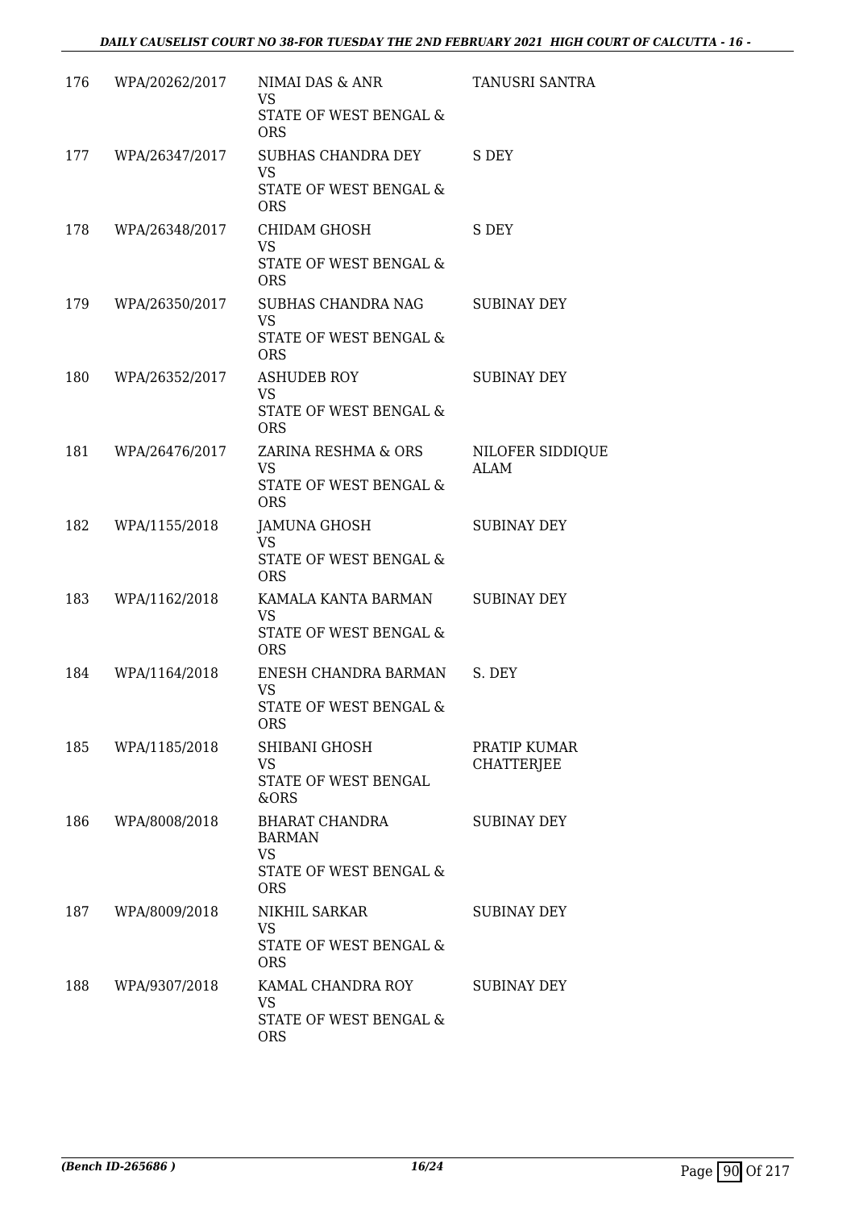| | | | |
|---|---|---|---|
| 176 | WPA/20262/2017 | NIMAI DAS & ANR<br>VS<br>STATE OF WEST BENGAL & ORS | TANUSRI SANTRA |
| 177 | WPA/26347/2017 | SUBHAS CHANDRA DEY<br>VS<br>STATE OF WEST BENGAL & ORS | S DEY |
| 178 | WPA/26348/2017 | CHIDAM GHOSH<br>VS<br>STATE OF WEST BENGAL & ORS | S DEY |
| 179 | WPA/26350/2017 | SUBHAS CHANDRA NAG<br>VS<br>STATE OF WEST BENGAL & ORS | SUBINAY DEY |
| 180 | WPA/26352/2017 | ASHUDEB ROY<br>VS<br>STATE OF WEST BENGAL & ORS | SUBINAY DEY |
| 181 | WPA/26476/2017 | ZARINA RESHMA & ORS<br>VS<br>STATE OF WEST BENGAL & ORS | NILOFER SIDDIQUE ALAM |
| 182 | WPA/1155/2018 | JAMUNA GHOSH<br>VS<br>STATE OF WEST BENGAL & ORS | SUBINAY DEY |
| 183 | WPA/1162/2018 | KAMALA KANTA BARMAN<br>VS<br>STATE OF WEST BENGAL & ORS | SUBINAY DEY |
| 184 | WPA/1164/2018 | ENESH CHANDRA BARMAN<br>VS<br>STATE OF WEST BENGAL & ORS | S. DEY |
| 185 | WPA/1185/2018 | SHIBANI GHOSH<br>VS<br>STATE OF WEST BENGAL &ORS | PRATIP KUMAR CHATTERJEE |
| 186 | WPA/8008/2018 | BHARAT CHANDRA BARMAN<br>VS<br>STATE OF WEST BENGAL & ORS | SUBINAY DEY |
| 187 | WPA/8009/2018 | NIKHIL SARKAR<br>VS<br>STATE OF WEST BENGAL & ORS | SUBINAY DEY |
| 188 | WPA/9307/2018 | KAMAL CHANDRA ROY<br>VS<br>STATE OF WEST BENGAL & ORS | SUBINAY DEY |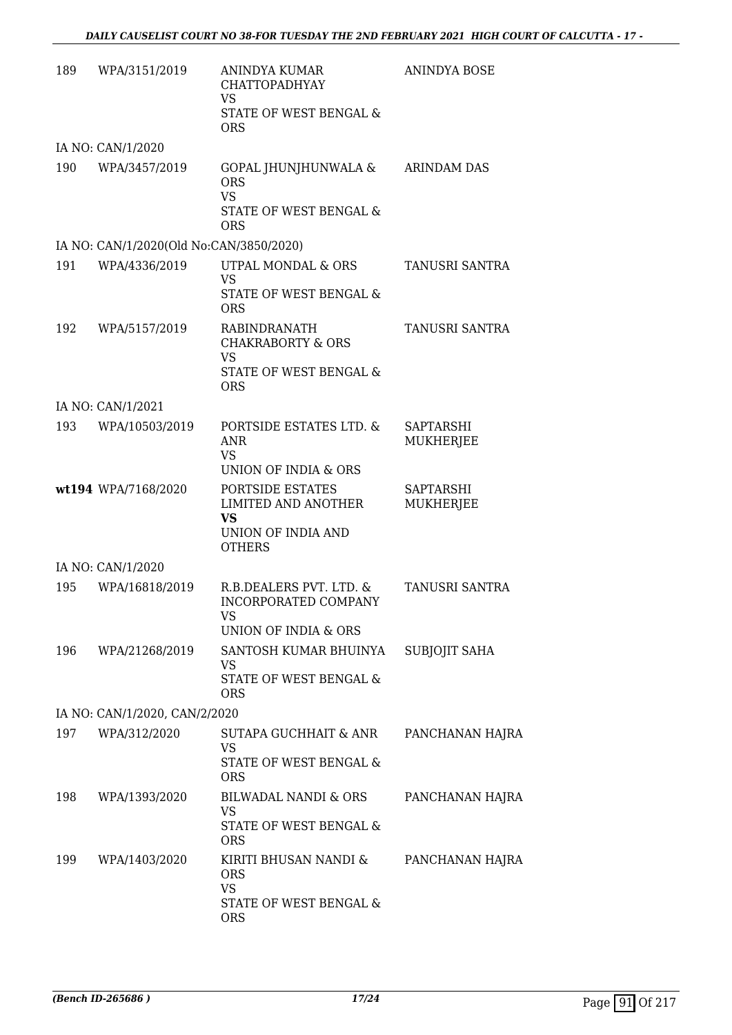| | | | |
|---|---|---|---|
| 189 | WPA/3151/2019 | ANINDYA KUMAR CHATTOPADHYAY<br>VS<br>STATE OF WEST BENGAL & ORS | ANINDYA BOSE |
| IA NO: CAN/1/2020 | | | |
| 190 | WPA/3457/2019 | GOPAL JHUNJHUNWALA & ORS<br>VS<br>STATE OF WEST BENGAL & ORS | ARINDAM DAS |
| IA NO: CAN/1/2020(Old No:CAN/3850/2020) | | | |
| 191 | WPA/4336/2019 | UTPAL MONDAL & ORS<br>VS<br>STATE OF WEST BENGAL & ORS | TANUSRI SANTRA |
| 192 | WPA/5157/2019 | RABINDRANATH CHAKRABORTY & ORS<br>VS<br>STATE OF WEST BENGAL & ORS | TANUSRI SANTRA |
| IA NO: CAN/1/2021 | | | |
| 193 | WPA/10503/2019 | PORTSIDE ESTATES LTD. & ANR<br>VS<br>UNION OF INDIA & ORS | SAPTARSHI MUKHERJEE |
| **wt194** | WPA/7168/2020 | PORTSIDE ESTATES LIMITED AND ANOTHER<br>**VS**<br>UNION OF INDIA AND OTHERS | SAPTARSHI MUKHERJEE |
| IA NO: CAN/1/2020 | | | |
| 195 | WPA/16818/2019 | R.B.DEALERS PVT. LTD. & INCORPORATED COMPANY<br>VS<br>UNION OF INDIA & ORS | TANUSRI SANTRA |
| 196 | WPA/21268/2019 | SANTOSH KUMAR BHUINYA<br>VS<br>STATE OF WEST BENGAL & ORS | SUBJOJIT SAHA |
| IA NO: CAN/1/2020, CAN/2/2020 | | | |
| 197 | WPA/312/2020 | SUTAPA GUCHHAIT & ANR<br>VS<br>STATE OF WEST BENGAL & ORS | PANCHANAN HAJRA |
| 198 | WPA/1393/2020 | BILWADAL NANDI & ORS<br>VS<br>STATE OF WEST BENGAL & ORS | PANCHANAN HAJRA |
| 199 | WPA/1403/2020 | KIRITI BHUSAN NANDI & ORS<br>VS<br>STATE OF WEST BENGAL & ORS | PANCHANAN HAJRA |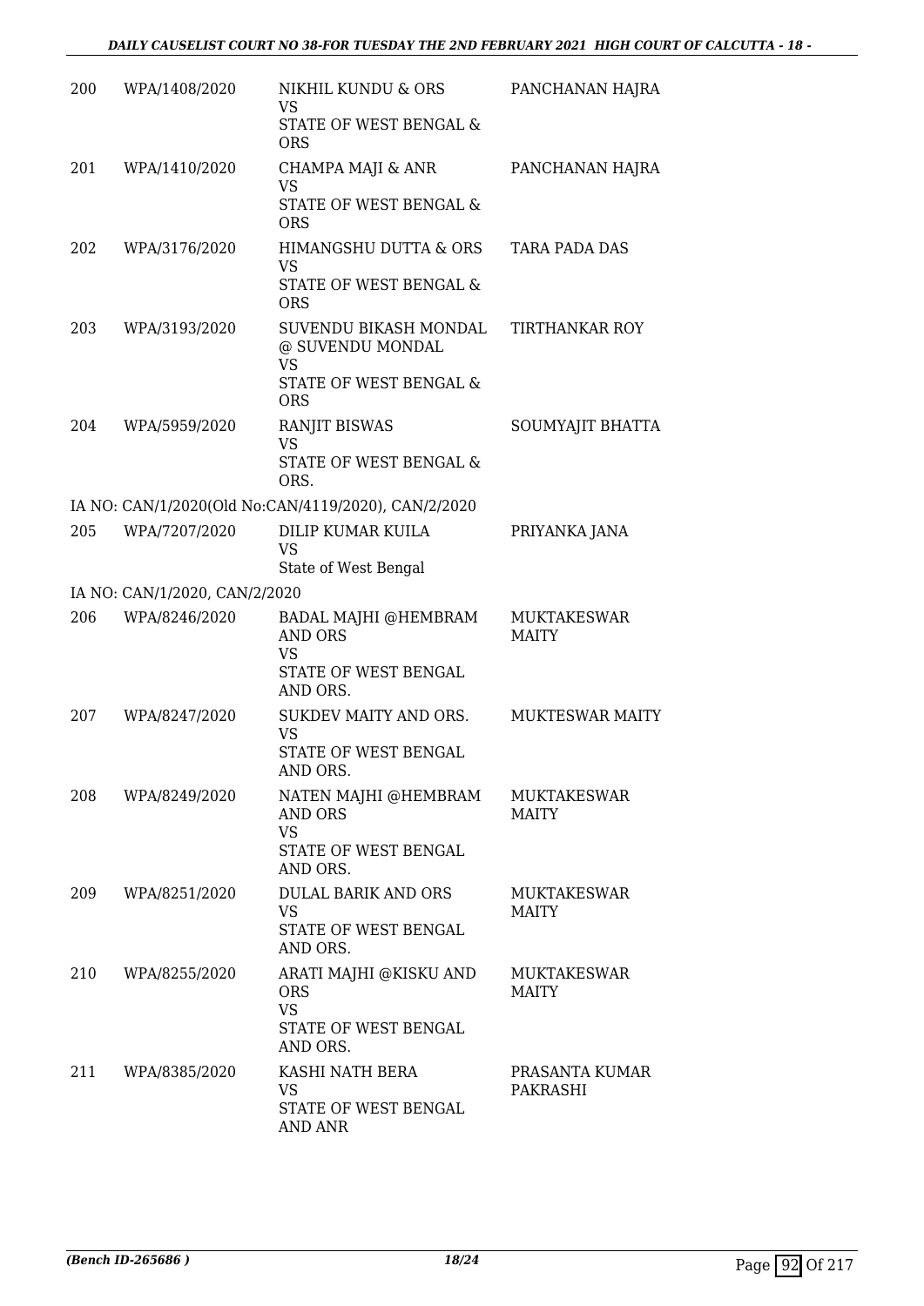| | | | |
|---|---|---|---|
| 200 | WPA/1408/2020 | NIKHIL KUNDU & ORS<br>VS<br>STATE OF WEST BENGAL & ORS | PANCHANAN HAJRA |
| 201 | WPA/1410/2020 | CHAMPA MAJI & ANR<br>VS<br>STATE OF WEST BENGAL & ORS | PANCHANAN HAJRA |
| 202 | WPA/3176/2020 | HIMANGSHU DUTTA & ORS<br>VS<br>STATE OF WEST BENGAL & ORS | TARA PADA DAS |
| 203 | WPA/3193/2020 | SUVENDU BIKASH MONDAL @ SUVENDU MONDAL<br>VS<br>STATE OF WEST BENGAL & ORS | TIRTHANKAR ROY |
| 204 | WPA/5959/2020 | RANJIT BISWAS<br>VS<br>STATE OF WEST BENGAL & ORS. | SOUMYAJIT BHATTA |
| | IA NO: CAN/1/2020(Old No:CAN/4119/2020), CAN/2/2020 | | |
| 205 | WPA/7207/2020 | DILIP KUMAR KUILA<br>VS<br>State of West Bengal | PRIYANKA JANA |
| | IA NO: CAN/1/2020, CAN/2/2020 | | |
| 206 | WPA/8246/2020 | BADAL MAJHI @HEMBRAM AND ORS<br>VS<br>STATE OF WEST BENGAL AND ORS. | MUKTAKESWAR MAITY |
| 207 | WPA/8247/2020 | SUKDEV MAITY AND ORS.<br>VS<br>STATE OF WEST BENGAL AND ORS. | MUKTESWAR MAITY |
| 208 | WPA/8249/2020 | NATEN MAJHI @HEMBRAM AND ORS<br>VS<br>STATE OF WEST BENGAL AND ORS. | MUKTAKESWAR MAITY |
| 209 | WPA/8251/2020 | DULAL BARIK AND ORS<br>VS<br>STATE OF WEST BENGAL AND ORS. | MUKTAKESWAR MAITY |
| 210 | WPA/8255/2020 | ARATI MAJHI @KISKU AND ORS<br>VS<br>STATE OF WEST BENGAL AND ORS. | MUKTAKESWAR MAITY |
| 211 | WPA/8385/2020 | KASHI NATH BERA<br>VS<br>STATE OF WEST BENGAL AND ANR | PRASANTA KUMAR PAKRASHI |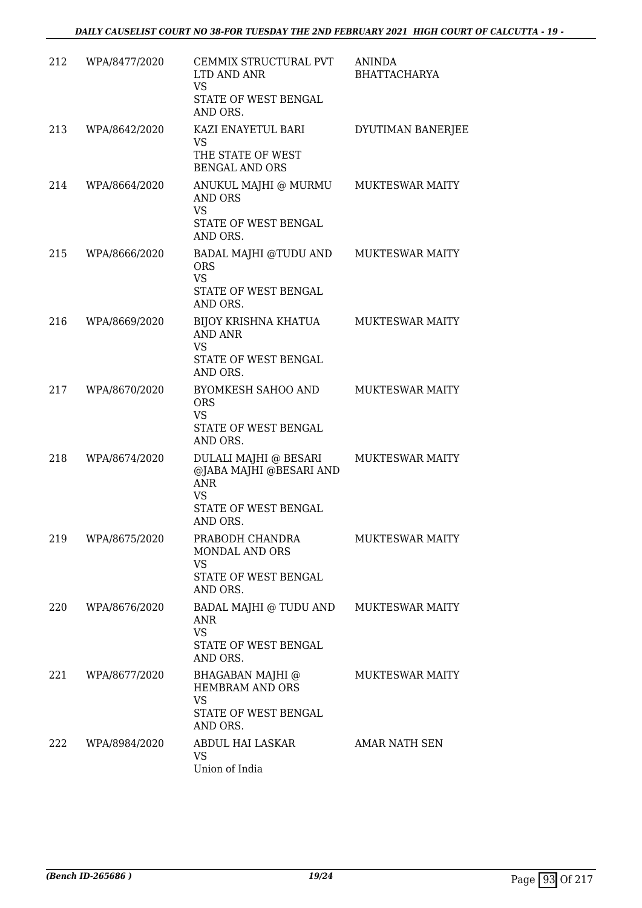| | | | |
|---|---|---|---|
| 212 | WPA/8477/2020 | CEMMIX STRUCTURAL PVT LTD AND ANR<br>VS<br>STATE OF WEST BENGAL AND ORS. | ANINDA BHATTACHARYA |
| 213 | WPA/8642/2020 | KAZI ENAYETUL BARI<br>VS<br>THE STATE OF WEST BENGAL AND ORS | DYUTIMAN BANERJEE |
| 214 | WPA/8664/2020 | ANUKUL MAJHI @ MURMU AND ORS<br>VS<br>STATE OF WEST BENGAL AND ORS. | MUKTESWAR MAITY |
| 215 | WPA/8666/2020 | BADAL MAJHI @TUDU AND ORS<br>VS<br>STATE OF WEST BENGAL AND ORS. | MUKTESWAR MAITY |
| 216 | WPA/8669/2020 | BIJOY KRISHNA KHATUA AND ANR<br>VS<br>STATE OF WEST BENGAL AND ORS. | MUKTESWAR MAITY |
| 217 | WPA/8670/2020 | BYOMKESH SAHOO AND ORS<br>VS<br>STATE OF WEST BENGAL AND ORS. | MUKTESWAR MAITY |
| 218 | WPA/8674/2020 | DULALI MAJHI @ BESARI @JABA MAJHI @BESARI AND ANR<br>VS<br>STATE OF WEST BENGAL AND ORS. | MUKTESWAR MAITY |
| 219 | WPA/8675/2020 | PRABODH CHANDRA MONDAL AND ORS<br>VS<br>STATE OF WEST BENGAL AND ORS. | MUKTESWAR MAITY |
| 220 | WPA/8676/2020 | BADAL MAJHI @ TUDU AND ANR<br>VS<br>STATE OF WEST BENGAL AND ORS. | MUKTESWAR MAITY |
| 221 | WPA/8677/2020 | BHAGABAN MAJHI @ HEMBRAM AND ORS<br>VS<br>STATE OF WEST BENGAL AND ORS. | MUKTESWAR MAITY |
| 222 | WPA/8984/2020 | ABDUL HAI LASKAR<br>VS<br>Union of India | AMAR NATH SEN |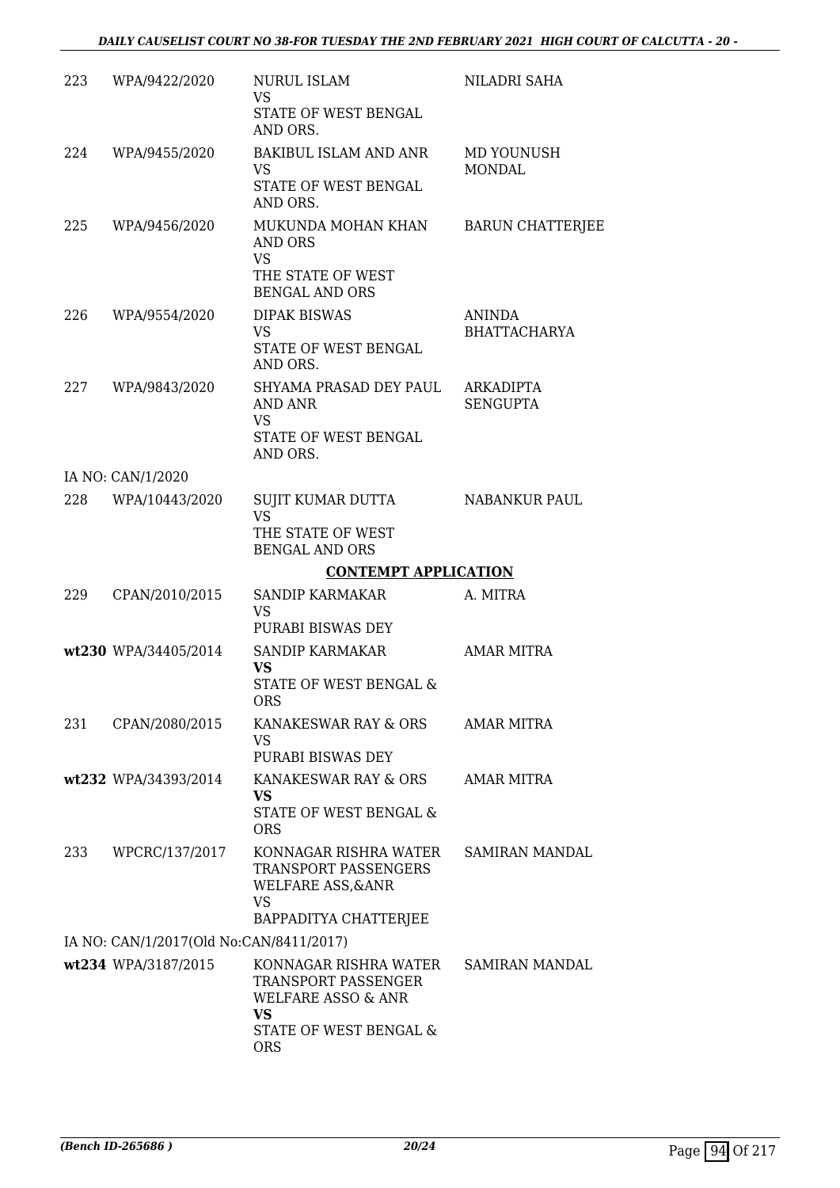| | | | |
|---|---|---|---|
| 223 | WPA/9422/2020 | NURUL ISLAM<br>VS<br>STATE OF WEST BENGAL AND ORS. | NILADRI SAHA |
| 224 | WPA/9455/2020 | BAKIBUL ISLAM AND ANR<br>VS<br>STATE OF WEST BENGAL AND ORS. | MD YOUNUSH MONDAL |
| 225 | WPA/9456/2020 | MUKUNDA MOHAN KHAN AND ORS<br>VS<br>THE STATE OF WEST BENGAL AND ORS | BARUN CHATTERJEE |
| 226 | WPA/9554/2020 | DIPAK BISWAS<br>VS<br>STATE OF WEST BENGAL AND ORS. | ANINDA BHATTACHARYA |
| 227 | WPA/9843/2020 | SHYAMA PRASAD DEY PAUL AND ANR<br>VS<br>STATE OF WEST BENGAL AND ORS. | ARKADIPTA SENGUPTA |
| | IA NO: CAN/1/2020 | | |
| 228 | WPA/10443/2020 | SUJIT KUMAR DUTTA<br>VS<br>THE STATE OF WEST BENGAL AND ORS | NABANKUR PAUL |

**CONTEMPT APPLICATION**

| | | | |
|---|---|---|---|
| 229 | CPAN/2010/2015 | SANDIP KARMAKAR<br>VS<br>PURABI BISWAS DEY | A. MITRA |
| **wt230** | **WPA/34405/2014** | SANDIP KARMAKAR<br>**VS**<br>STATE OF WEST BENGAL & ORS | AMAR MITRA |
| 231 | CPAN/2080/2015 | KANAKESWAR RAY & ORS<br>VS<br>PURABI BISWAS DEY | AMAR MITRA |
| **wt232** | **WPA/34393/2014** | KANAKESWAR RAY & ORS<br>**VS**<br>STATE OF WEST BENGAL & ORS | AMAR MITRA |
| 233 | WPCRC/137/2017 | KONNAGAR RISHRA WATER TRANSPORT PASSENGERS WELFARE ASS,&ANR<br>VS<br>BAPPADITYA CHATTERJEE | SAMIRAN MANDAL |
| | IA NO: CAN/1/2017(Old No:CAN/8411/2017) | | |
| **wt234** | **WPA/3187/2015** | KONNAGAR RISHRA WATER TRANSPORT PASSENGER WELFARE ASSO & ANR<br>**VS**<br>STATE OF WEST BENGAL & ORS | SAMIRAN MANDAL |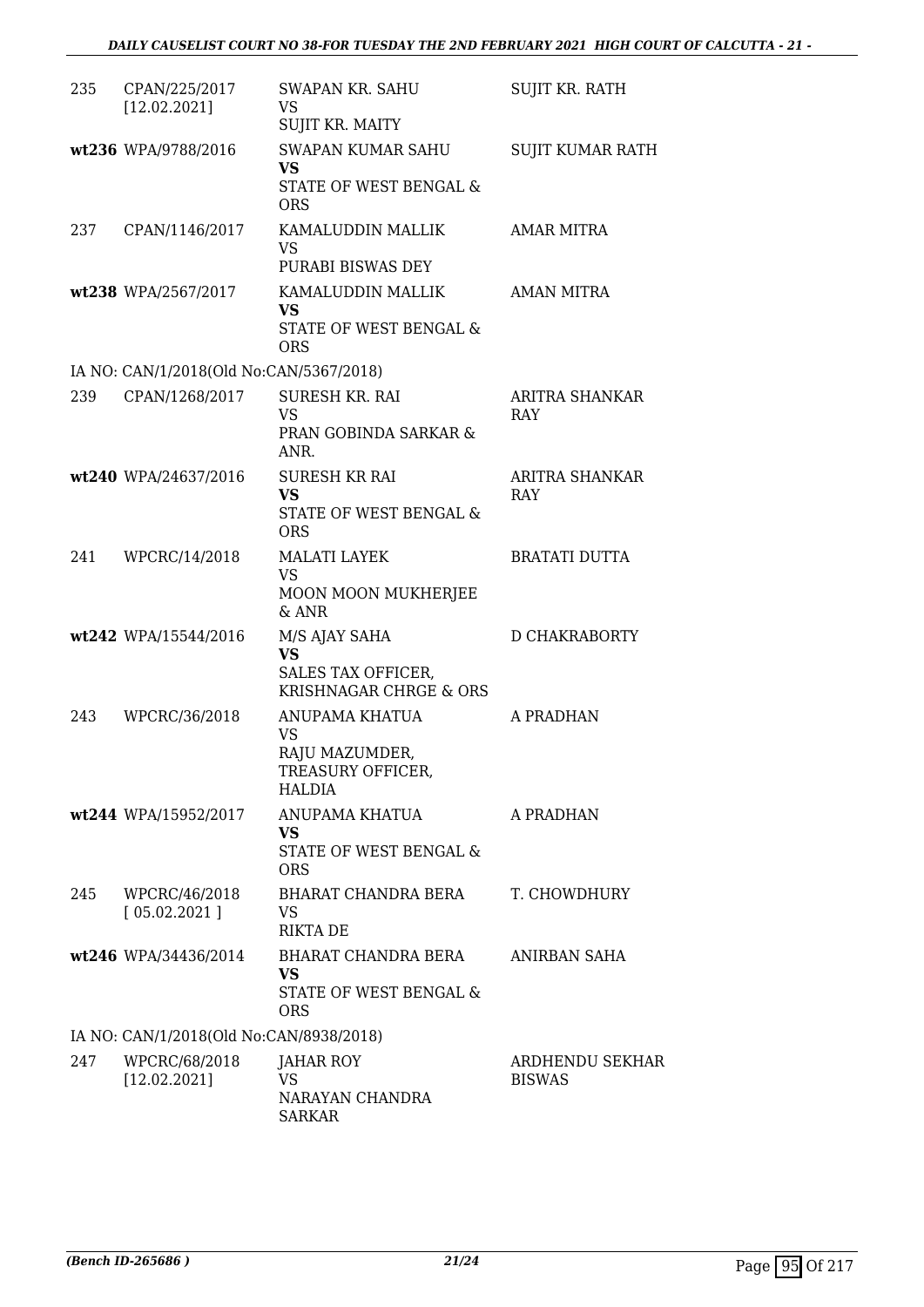| | | | |
|---|---|---|---|
| 235 | CPAN/225/2017 [12.02.2021] | SWAPAN KR. SAHU VS SUJIT KR. MAITY | SUJIT KR. RATH |
| wt236 | WPA/9788/2016 | SWAPAN KUMAR SAHU **VS** STATE OF WEST BENGAL & ORS | SUJIT KUMAR RATH |
| 237 | CPAN/1146/2017 | KAMALUDDIN MALLIK VS PURABI BISWAS DEY | AMAR MITRA |
| wt238 | WPA/2567/2017 | KAMALUDDIN MALLIK **VS** STATE OF WEST BENGAL & ORS | AMAN MITRA |
| IA NO: CAN/1/2018(Old No:CAN/5367/2018) | | | |
| 239 | CPAN/1268/2017 | SURESH KR. RAI VS PRAN GOBINDA SARKAR & ANR. | ARITRA SHANKAR RAY |
| wt240 | WPA/24637/2016 | SURESH KR RAI **VS** STATE OF WEST BENGAL & ORS | ARITRA SHANKAR RAY |
| 241 | WPCRC/14/2018 | MALATI LAYEK VS MOON MOON MUKHERJEE & ANR | BRATATI DUTTA |
| wt242 | WPA/15544/2016 | M/S AJAY SAHA **VS** SALES TAX OFFICER, KRISHNAGAR CHRGE & ORS | D CHAKRABORTY |
| 243 | WPCRC/36/2018 | ANUPAMA KHATUA VS RAJU MAZUMDER, TREASURY OFFICER, HALDIA | A PRADHAN |
| wt244 | WPA/15952/2017 | ANUPAMA KHATUA **VS** STATE OF WEST BENGAL & ORS | A PRADHAN |
| 245 | WPCRC/46/2018 [ 05.02.2021 ] | BHARAT CHANDRA BERA VS RIKTA DE | T. CHOWDHURY |
| wt246 | WPA/34436/2014 | BHARAT CHANDRA BERA **VS** STATE OF WEST BENGAL & ORS | ANIRBAN SAHA |
| IA NO: CAN/1/2018(Old No:CAN/8938/2018) | | | |
| 247 | WPCRC/68/2018 [12.02.2021] | JAHAR ROY VS NARAYAN CHANDRA SARKAR | ARDHENDU SEKHAR BISWAS |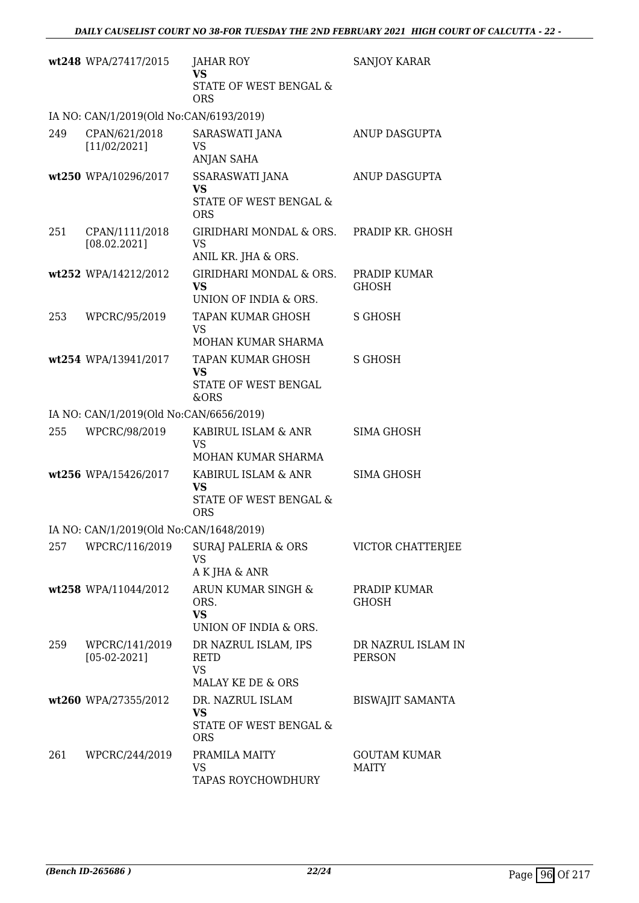| | | | |
|---|---|---|---|
| wt248 | WPA/27417/2015 | JAHAR ROY<br>**VS**<br>STATE OF WEST BENGAL & ORS | SANJOY KARAR |
| IA NO: CAN/1/2019(Old No:CAN/6193/2019) | | | |
| 249 | CPAN/621/2018<br>[11/02/2021] | SARASWATI JANA<br>VS<br>ANJAN SAHA | ANUP DASGUPTA |
| wt250 | WPA/10296/2017 | SSARASWATI JANA<br>**VS**<br>STATE OF WEST BENGAL & ORS | ANUP DASGUPTA |
| 251 | CPAN/1111/2018<br>[08.02.2021] | GIRIDHARI MONDAL & ORS.<br>VS<br>ANIL KR. JHA & ORS. | PRADIP KR. GHOSH |
| wt252 | WPA/14212/2012 | GIRIDHARI MONDAL & ORS.<br>**VS**<br>UNION OF INDIA & ORS. | PRADIP KUMAR GHOSH |
| 253 | WPCRC/95/2019 | TAPAN KUMAR GHOSH<br>VS<br>MOHAN KUMAR SHARMA | S GHOSH |
| wt254 | WPA/13941/2017 | TAPAN KUMAR GHOSH<br>**VS**<br>STATE OF WEST BENGAL &ORS | S GHOSH |
| IA NO: CAN/1/2019(Old No:CAN/6656/2019) | | | |
| 255 | WPCRC/98/2019 | KABIRUL ISLAM & ANR<br>VS<br>MOHAN KUMAR SHARMA | SIMA GHOSH |
| wt256 | WPA/15426/2017 | KABIRUL ISLAM & ANR<br>**VS**<br>STATE OF WEST BENGAL & ORS | SIMA GHOSH |
| IA NO: CAN/1/2019(Old No:CAN/1648/2019) | | | |
| 257 | WPCRC/116/2019 | SURAJ PALERIA & ORS<br>VS<br>A K JHA & ANR | VICTOR CHATTERJEE |
| wt258 | WPA/11044/2012 | ARUN KUMAR SINGH & ORS.<br>**VS**<br>UNION OF INDIA & ORS. | PRADIP KUMAR GHOSH |
| 259 | WPCRC/141/2019<br>[05-02-2021] | DR NAZRUL ISLAM, IPS RETD<br>VS<br>MALAY KE DE & ORS | DR NAZRUL ISLAM IN PERSON |
| wt260 | WPA/27355/2012 | DR. NAZRUL ISLAM<br>**VS**<br>STATE OF WEST BENGAL & ORS | BISWAJIT SAMANTA |
| 261 | WPCRC/244/2019 | PRAMILA MAITY<br>VS<br>TAPAS ROYCHOWDHURY | GOUTAM KUMAR MAITY |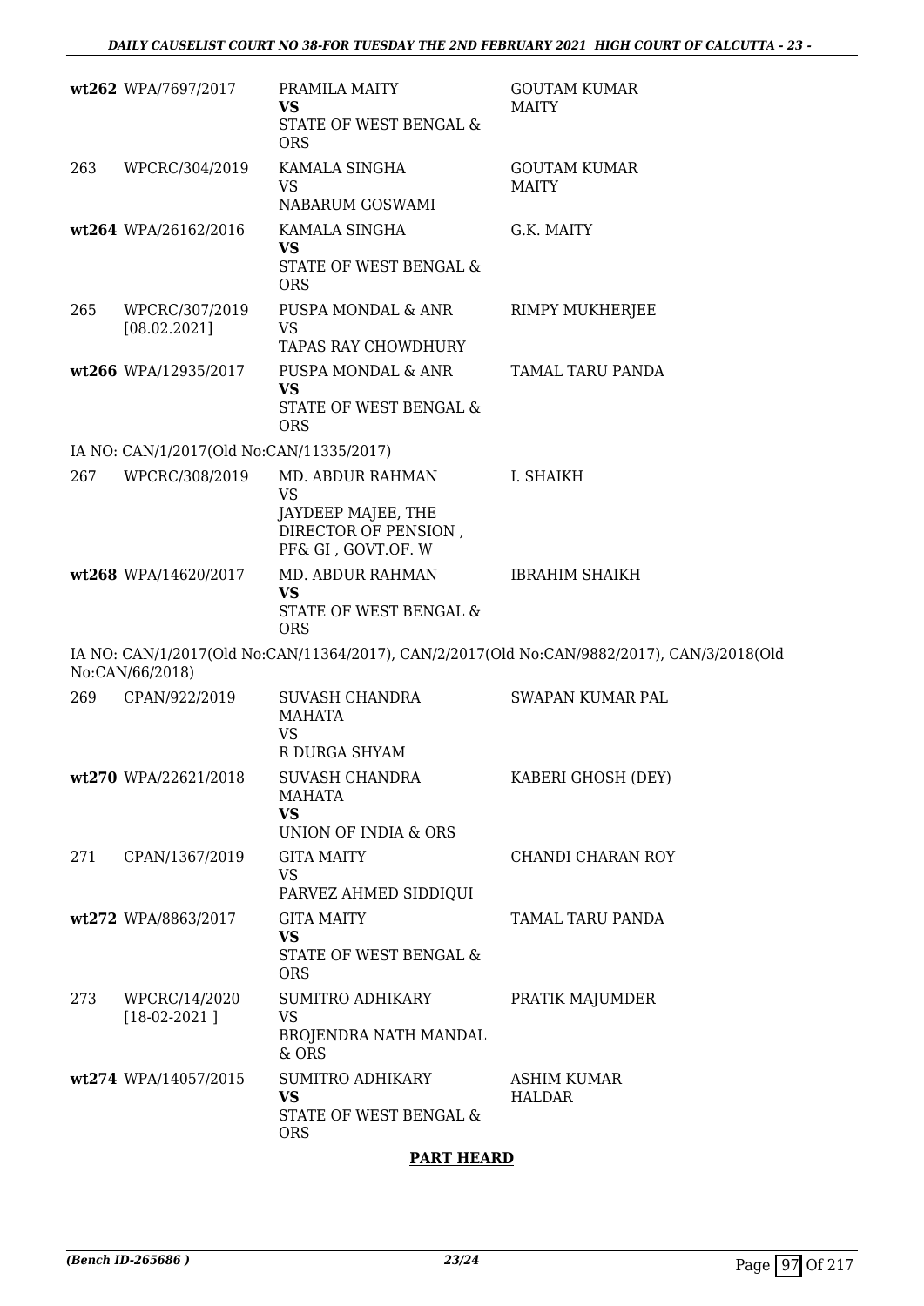| | | | |
|---|---|---|---|
| wt262 | WPA/7697/2017 | PRAMILA MAITY<br>**VS**<br>STATE OF WEST BENGAL & ORS | GOUTAM KUMAR MAITY |
| 263 | WPCRC/304/2019 | KAMALA SINGHA<br>VS<br>NABARUM GOSWAMI | GOUTAM KUMAR MAITY |
| wt264 | WPA/26162/2016 | KAMALA SINGHA<br>**VS**<br>STATE OF WEST BENGAL & ORS | G.K. MAITY |
| 265 | WPCRC/307/2019 [08.02.2021] | PUSPA MONDAL & ANR<br>VS<br>TAPAS RAY CHOWDHURY | RIMPY MUKHERJEE |
| wt266 | WPA/12935/2017 | PUSPA MONDAL & ANR<br>**VS**<br>STATE OF WEST BENGAL & ORS | TAMAL TARU PANDA |

IA NO: CAN/1/2017(Old No:CAN/11335/2017)

| | | | |
|---|---|---|---|
| 267 | WPCRC/308/2019 | MD. ABDUR RAHMAN<br>VS<br>JAYDEEP MAJEE, THE DIRECTOR OF PENSION , PF& GI , GOVT.OF. W | I. SHAIKH |
| wt268 | WPA/14620/2017 | MD. ABDUR RAHMAN<br>**VS**<br>STATE OF WEST BENGAL & ORS | IBRAHIM SHAIKH |

IA NO: CAN/1/2017(Old No:CAN/11364/2017), CAN/2/2017(Old No:CAN/9882/2017), CAN/3/2018(Old No:CAN/66/2018)

| | | | |
|---|---|---|---|
| 269 | CPAN/922/2019 | SUVASH CHANDRA MAHATA<br>VS<br>R DURGA SHYAM | SWAPAN KUMAR PAL |
| wt270 | WPA/22621/2018 | SUVASH CHANDRA MAHATA<br>**VS**<br>UNION OF INDIA & ORS | KABERI GHOSH (DEY) |
| 271 | CPAN/1367/2019 | GITA MAITY<br>VS<br>PARVEZ AHMED SIDDIQUI | CHANDI CHARAN ROY |
| wt272 | WPA/8863/2017 | GITA MAITY<br>**VS**<br>STATE OF WEST BENGAL & ORS | TAMAL TARU PANDA |
| 273 | WPCRC/14/2020 [18-02-2021 ] | SUMITRO ADHIKARY<br>VS<br>BROJENDRA NATH MANDAL & ORS | PRATIK MAJUMDER |
| wt274 | WPA/14057/2015 | SUMITRO ADHIKARY<br>**VS**<br>STATE OF WEST BENGAL & ORS | ASHIM KUMAR HALDAR |

**PART HEARD**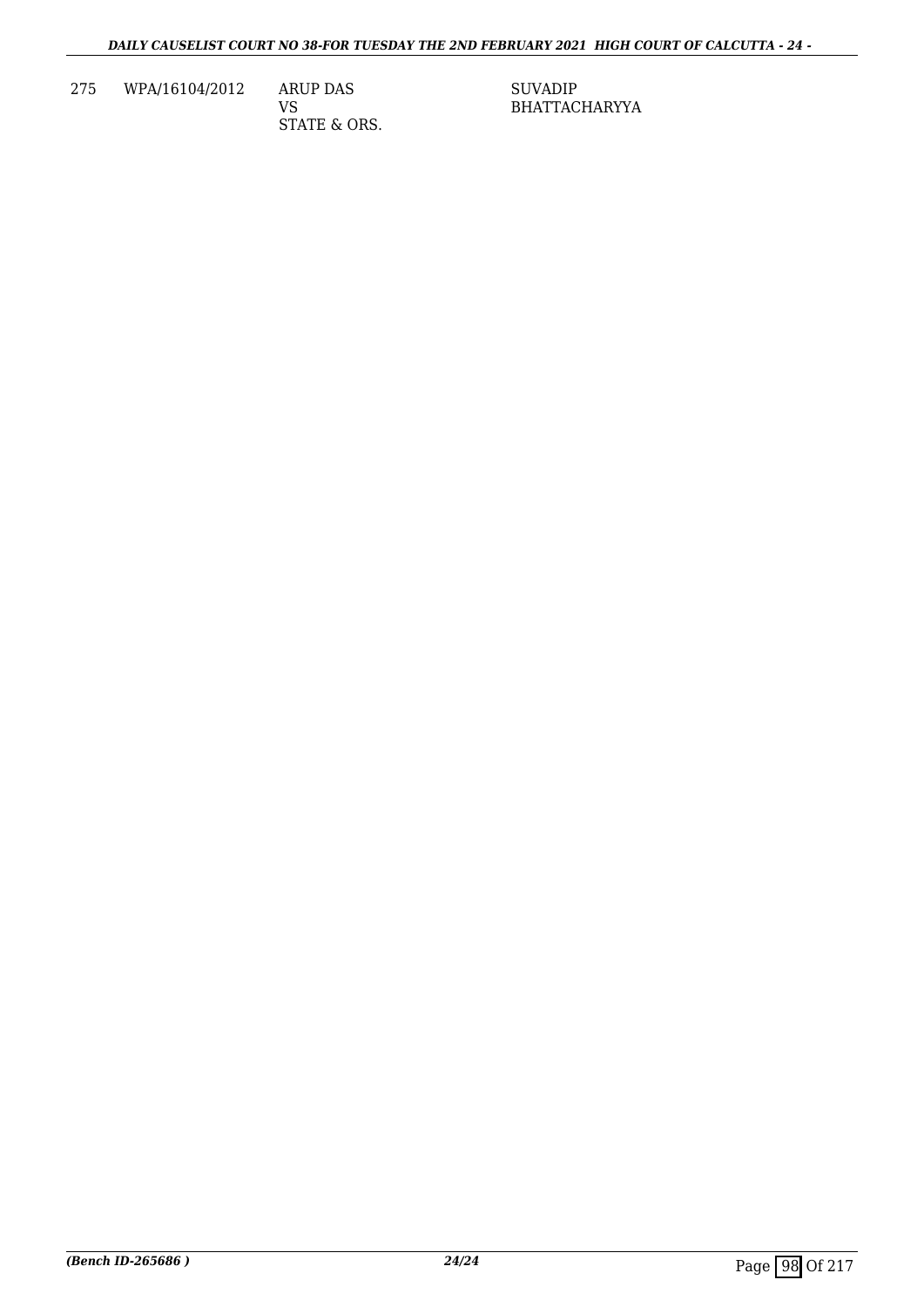| 275 | WPA/16104/2012 | ARUP DAS<br>VS<br>STATE & ORS. | SUVADIP<br>BHATTACHARYYA |
|---|---|---|---|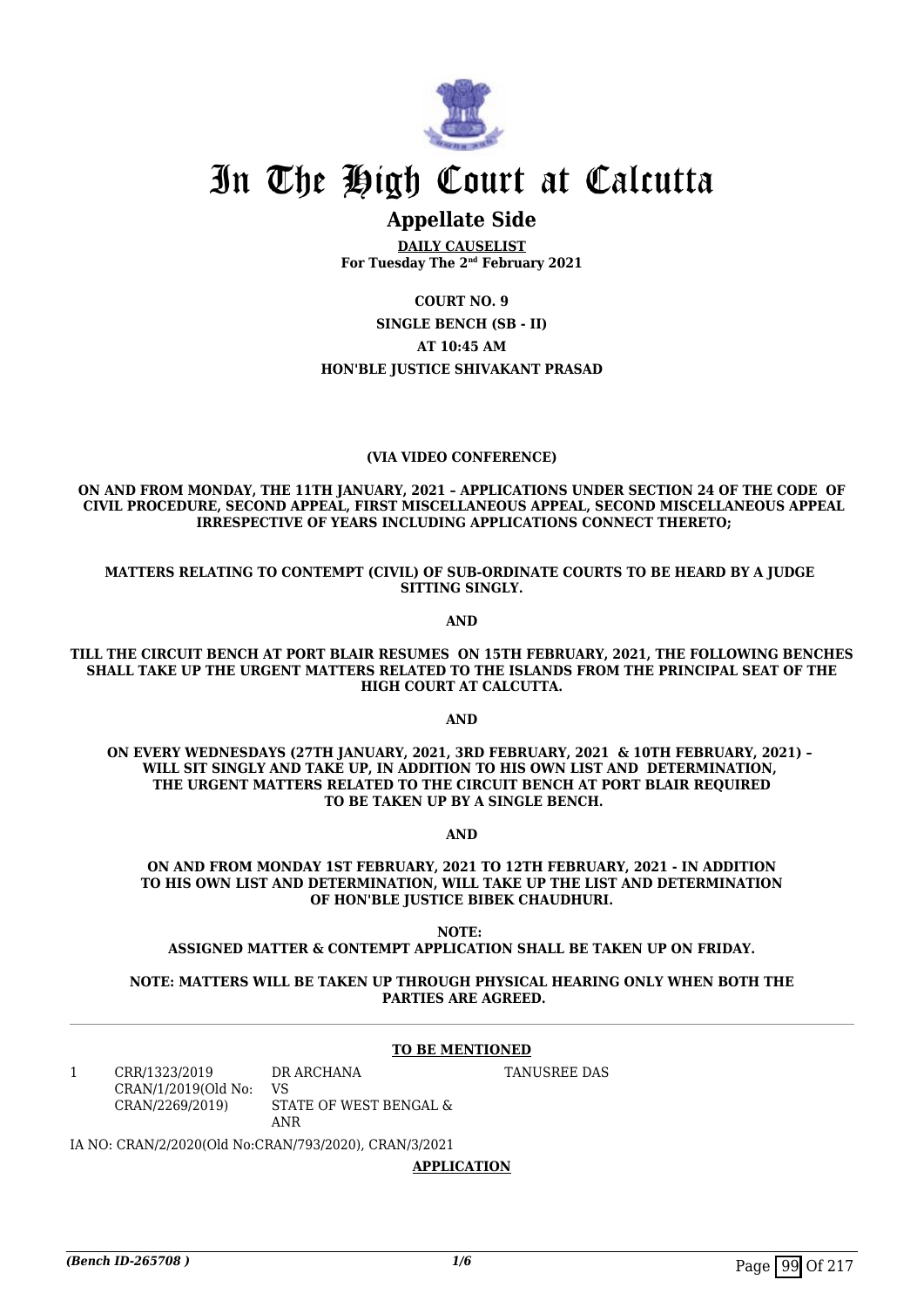# In The High Court at Calcutta

## Appellate Side

**DAILY CAUSELIST**
**For Tuesday The 2nd February 2021**

**COURT NO. 9**
**SINGLE BENCH (SB - II)**
**AT 10:45 AM**
**HON'BLE JUSTICE SHIVAKANT PRASAD**

**(VIA VIDEO CONFERENCE)**

**ON AND FROM MONDAY, THE 11TH JANUARY, 2021 – APPLICATIONS UNDER SECTION 24 OF THE CODE OF CIVIL PROCEDURE, SECOND APPEAL, FIRST MISCELLANEOUS APPEAL, SECOND MISCELLANEOUS APPEAL IRRESPECTIVE OF YEARS INCLUDING APPLICATIONS CONNECT THERETO;**

**MATTERS RELATING TO CONTEMPT (CIVIL) OF SUB-ORDINATE COURTS TO BE HEARD BY A JUDGE SITTING SINGLY.**

**AND**

**TILL THE CIRCUIT BENCH AT PORT BLAIR RESUMES ON 15TH FEBRUARY, 2021, THE FOLLOWING BENCHES SHALL TAKE UP THE URGENT MATTERS RELATED TO THE ISLANDS FROM THE PRINCIPAL SEAT OF THE HIGH COURT AT CALCUTTA.**

**AND**

**ON EVERY WEDNESDAYS (27TH JANUARY, 2021, 3RD FEBRUARY, 2021 & 10TH FEBRUARY, 2021) – WILL SIT SINGLY AND TAKE UP, IN ADDITION TO HIS OWN LIST AND DETERMINATION, THE URGENT MATTERS RELATED TO THE CIRCUIT BENCH AT PORT BLAIR REQUIRED TO BE TAKEN UP BY A SINGLE BENCH.**

**AND**

**ON AND FROM MONDAY 1ST FEBRUARY, 2021 TO 12TH FEBRUARY, 2021 - IN ADDITION TO HIS OWN LIST AND DETERMINATION, WILL TAKE UP THE LIST AND DETERMINATION OF HON'BLE JUSTICE BIBEK CHAUDHURI.**

**NOTE:**
**ASSIGNED MATTER & CONTEMPT APPLICATION SHALL BE TAKEN UP ON FRIDAY.**

**NOTE: MATTERS WILL BE TAKEN UP THROUGH PHYSICAL HEARING ONLY WHEN BOTH THE PARTIES ARE AGREED.**

**TO BE MENTIONED**

| | | | |
|---|---|---|---|
| 1 | CRR/1323/2019<br>CRAN/1/2019(Old No: CRAN/2269/2019) | DR ARCHANA<br>VS<br>STATE OF WEST BENGAL & ANR | TANUSREE DAS |

IA NO: CRAN/2/2020(Old No:CRAN/793/2020), CRAN/3/2021

**APPLICATION**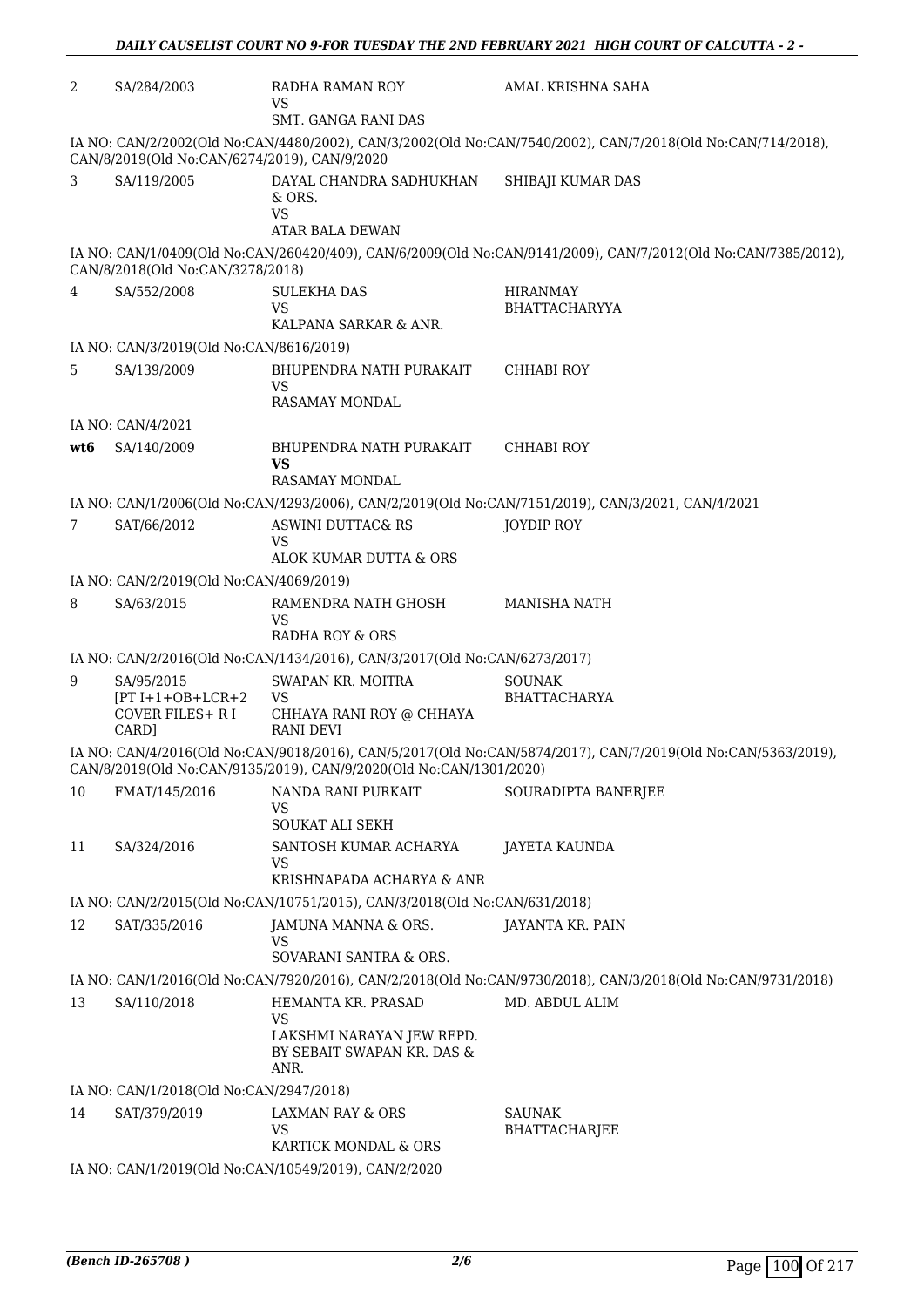| | | | |
|---|---|---|---|
| 2 | SA/284/2003 | RADHA RAMAN ROY<br>VS<br>SMT. GANGA RANI DAS | AMAL KRISHNA SAHA |

IA NO: CAN/2/2002(Old No:CAN/4480/2002), CAN/3/2002(Old No:CAN/7540/2002), CAN/7/2018(Old No:CAN/714/2018), CAN/8/2019(Old No:CAN/6274/2019), CAN/9/2020

| | | | |
|---|---|---|---|
| 3 | SA/119/2005 | DAYAL CHANDRA SADHUKHAN & ORS.<br>VS<br>ATAR BALA DEWAN | SHIBAJI KUMAR DAS |

IA NO: CAN/1/0409(Old No:CAN/260420/409), CAN/6/2009(Old No:CAN/9141/2009), CAN/7/2012(Old No:CAN/7385/2012), CAN/8/2018(Old No:CAN/3278/2018)

| | | | |
|---|---|---|---|
| 4 | SA/552/2008 | SULEKHA DAS<br>VS<br>KALPANA SARKAR & ANR. | HIRANMAY BHATTACHARYYA |

IA NO: CAN/3/2019(Old No:CAN/8616/2019)

| | | | |
|---|---|---|---|
| 5 | SA/139/2009 | BHUPENDRA NATH PURAKAIT<br>VS<br>RASAMAY MONDAL | CHHABI ROY |

IA NO: CAN/4/2021

| | | | |
|---|---|---|---|
| wt6 | SA/140/2009 | BHUPENDRA NATH PURAKAIT<br>**VS**<br>RASAMAY MONDAL | CHHABI ROY |

IA NO: CAN/1/2006(Old No:CAN/4293/2006), CAN/2/2019(Old No:CAN/7151/2019), CAN/3/2021, CAN/4/2021

| | | | |
|---|---|---|---|
| 7 | SAT/66/2012 | ASWINI DUTTAC& RS<br>VS<br>ALOK KUMAR DUTTA & ORS | JOYDIP ROY |

IA NO: CAN/2/2019(Old No:CAN/4069/2019)

| | | | |
|---|---|---|---|
| 8 | SA/63/2015 | RAMENDRA NATH GHOSH<br>VS<br>RADHA ROY & ORS | MANISHA NATH |

IA NO: CAN/2/2016(Old No:CAN/1434/2016), CAN/3/2017(Old No:CAN/6273/2017)

| | | | |
|---|---|---|---|
| 9 | SA/95/2015<br>[PT I+1+OB+LCR+2 COVER FILES+ R I CARD] | SWAPAN KR. MOITRA<br>VS<br>CHHAYA RANI ROY @ CHHAYA RANI DEVI | SOUNAK BHATTACHARYA |

IA NO: CAN/4/2016(Old No:CAN/9018/2016), CAN/5/2017(Old No:CAN/5874/2017), CAN/7/2019(Old No:CAN/5363/2019), CAN/8/2019(Old No:CAN/9135/2019), CAN/9/2020(Old No:CAN/1301/2020)

| | | | |
|---|---|---|---|
| 10 | FMAT/145/2016 | NANDA RANI PURKAIT<br>VS<br>SOUKAT ALI SEKH | SOURADIPTA BANERJEE |
| 11 | SA/324/2016 | SANTOSH KUMAR ACHARYA<br>VS<br>KRISHNAPADA ACHARYA & ANR | JAYETA KAUNDA |

IA NO: CAN/2/2015(Old No:CAN/10751/2015), CAN/3/2018(Old No:CAN/631/2018)

| | | | |
|---|---|---|---|
| 12 | SAT/335/2016 | JAMUNA MANNA & ORS.<br>VS<br>SOVARANI SANTRA & ORS. | JAYANTA KR. PAIN |

IA NO: CAN/1/2016(Old No:CAN/7920/2016), CAN/2/2018(Old No:CAN/9730/2018), CAN/3/2018(Old No:CAN/9731/2018)

| | | | |
|---|---|---|---|
| 13 | SA/110/2018 | HEMANTA KR. PRASAD<br>VS<br>LAKSHMI NARAYAN JEW REPD. BY SEBAIT SWAPAN KR. DAS & ANR. | MD. ABDUL ALIM |

IA NO: CAN/1/2018(Old No:CAN/2947/2018)

| | | | |
|---|---|---|---|
| 14 | SAT/379/2019 | LAXMAN RAY & ORS<br>VS<br>KARTICK MONDAL & ORS | SAUNAK BHATTACHARJEE |

IA NO: CAN/1/2019(Old No:CAN/10549/2019), CAN/2/2020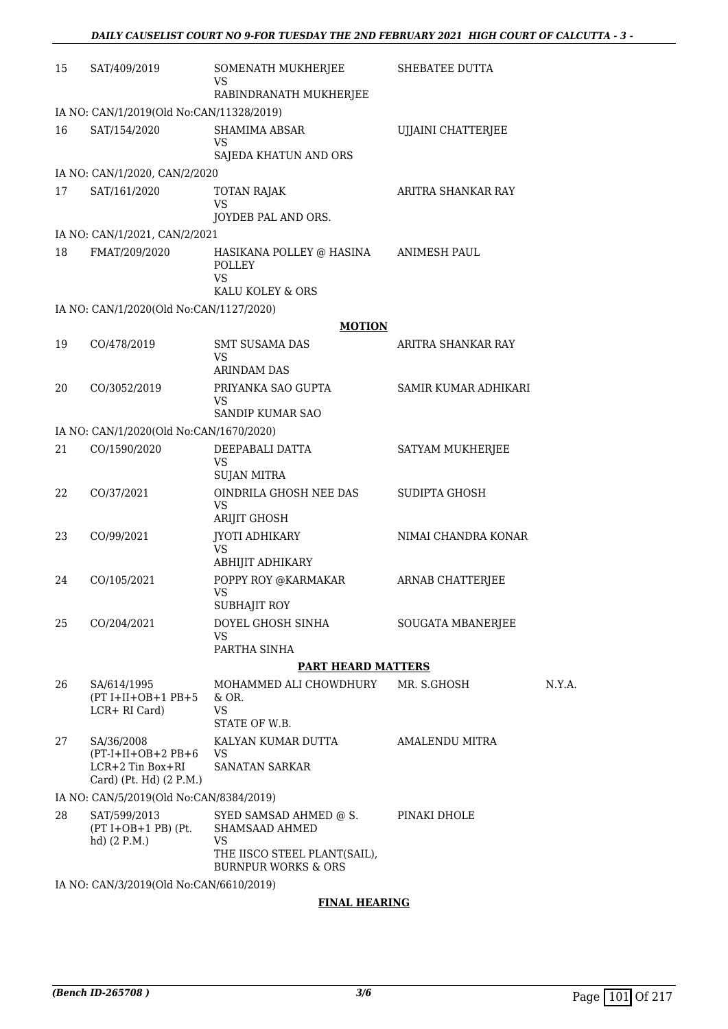| | | | | |
|---|---|---|---|---|
| 15 | SAT/409/2019 | SOMENATH MUKHERJEE<br>VS<br>RABINDRANATH MUKHERJEE | SHEBATEE DUTTA | |
| | IA NO: CAN/1/2019(Old No:CAN/11328/2019) | | | |
| 16 | SAT/154/2020 | SHAMIMA ABSAR<br>VS<br>SAJEDA KHATUN AND ORS | UJJAINI CHATTERJEE | |
| | IA NO: CAN/1/2020, CAN/2/2020 | | | |
| 17 | SAT/161/2020 | TOTAN RAJAK<br>VS<br>JOYDEB PAL AND ORS. | ARITRA SHANKAR RAY | |
| | IA NO: CAN/1/2021, CAN/2/2021 | | | |
| 18 | FMAT/209/2020 | HASIKANA POLLEY @ HASINA POLLEY<br>VS<br>KALU KOLEY & ORS | ANIMESH PAUL | |
| | IA NO: CAN/1/2020(Old No:CAN/1127/2020) | | | |

**MOTION**

| | | | | |
|---|---|---|---|---|
| 19 | CO/478/2019 | SMT SUSAMA DAS<br>VS<br>ARINDAM DAS | ARITRA SHANKAR RAY | |
| 20 | CO/3052/2019 | PRIYANKA SAO GUPTA<br>VS<br>SANDIP KUMAR SAO | SAMIR KUMAR ADHIKARI | |
| | IA NO: CAN/1/2020(Old No:CAN/1670/2020) | | | |
| 21 | CO/1590/2020 | DEEPABALI DATTA<br>VS<br>SUJAN MITRA | SATYAM MUKHERJEE | |
| 22 | CO/37/2021 | OINDRILA GHOSH NEE DAS<br>VS<br>ARIJIT GHOSH | SUDIPTA GHOSH | |
| 23 | CO/99/2021 | JYOTI ADHIKARY<br>VS<br>ABHIJIT ADHIKARY | NIMAI CHANDRA KONAR | |
| 24 | CO/105/2021 | POPPY ROY @KARMAKAR<br>VS<br>SUBHAJIT ROY | ARNAB CHATTERJEE | |
| 25 | CO/204/2021 | DOYEL GHOSH SINHA<br>VS<br>PARTHA SINHA | SOUGATA MBANERJEE | |

**PART HEARD MATTERS**

| | | | | |
|---|---|---|---|---|
| 26 | SA/614/1995<br>(PT I+II+OB+1 PB+5 LCR+ RI Card) | MOHAMMED ALI CHOWDHURY & OR.<br>VS<br>STATE OF W.B. | MR. S.GHOSH | N.Y.A. |
| 27 | SA/36/2008<br>(PT-I+II+OB+2 PB+6 LCR+2 Tin Box+RI Card) (Pt. Hd) (2 P.M.) | KALYAN KUMAR DUTTA<br>VS<br>SANATAN SARKAR | AMALENDU MITRA | |
| | IA NO: CAN/5/2019(Old No:CAN/8384/2019) | | | |
| 28 | SAT/599/2013<br>(PT I+OB+1 PB) (Pt. hd) (2 P.M.) | SYED SAMSAD AHMED @ S. SHAMSAAD AHMED<br>VS<br>THE IISCO STEEL PLANT(SAIL), BURNPUR WORKS & ORS | PINAKI DHOLE | |
| | IA NO: CAN/3/2019(Old No:CAN/6610/2019) | | | |

**FINAL HEARING**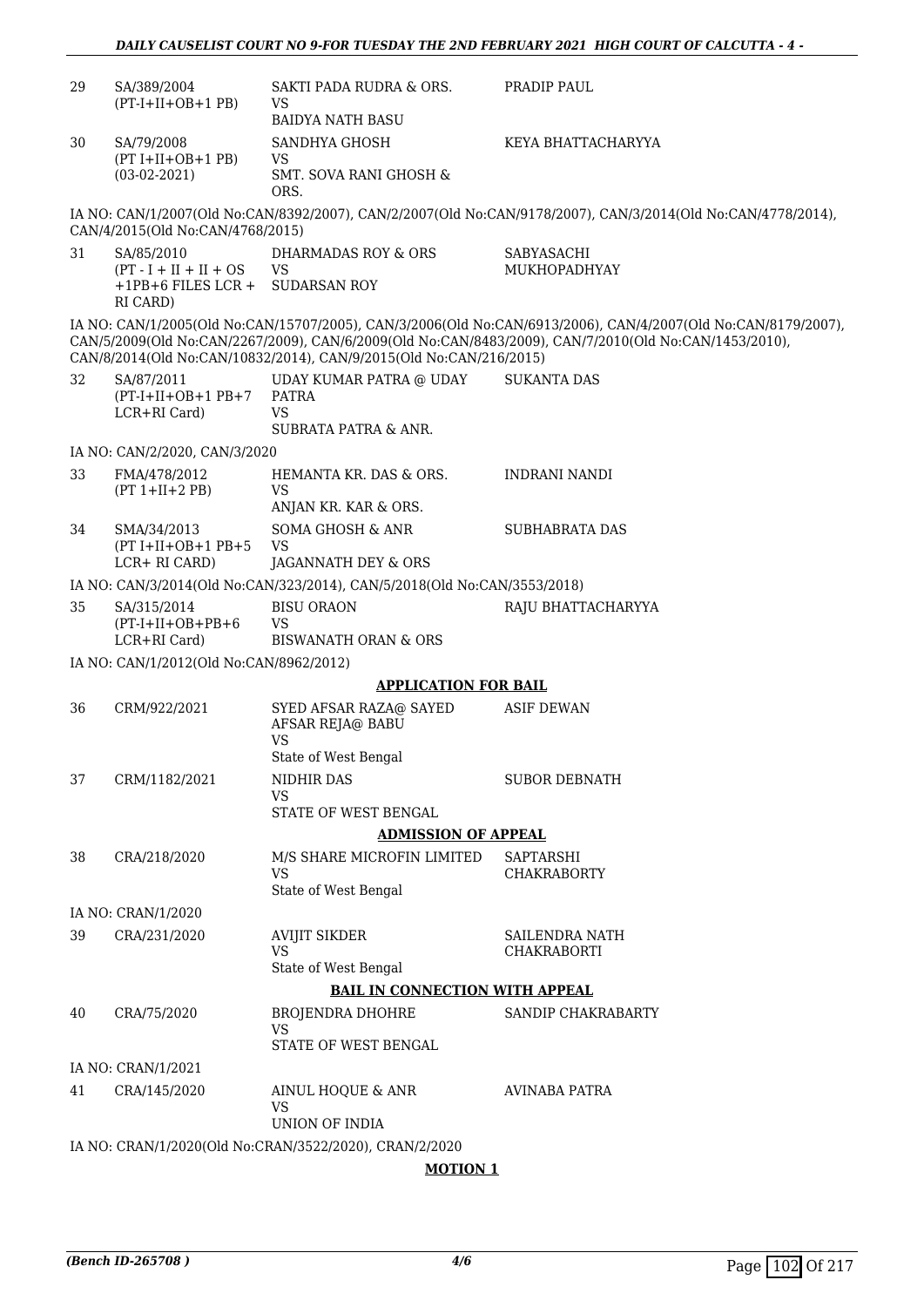| | | | |
|---|---|---|---|
| 29 | SA/389/2004<br>(PT-I+II+OB+1 PB) | SAKTI PADA RUDRA & ORS.<br>VS<br>BAIDYA NATH BASU | PRADIP PAUL |
| 30 | SA/79/2008<br>(PT I+II+OB+1 PB)<br>(03-02-2021) | SANDHYA GHOSH<br>VS<br>SMT. SOVA RANI GHOSH & ORS. | KEYA BHATTACHARYYA |

IA NO: CAN/1/2007(Old No:CAN/8392/2007), CAN/2/2007(Old No:CAN/9178/2007), CAN/3/2014(Old No:CAN/4778/2014), CAN/4/2015(Old No:CAN/4768/2015)

| | | | |
|---|---|---|---|
| 31 | SA/85/2010<br>(PT - I + II + II + OS +1PB+6 FILES LCR + RI CARD) | DHARMADAS ROY & ORS<br>VS<br>SUDARSAN ROY | SABYASACHI MUKHOPADHYAY |

IA NO: CAN/1/2005(Old No:CAN/15707/2005), CAN/3/2006(Old No:CAN/6913/2006), CAN/4/2007(Old No:CAN/8179/2007), CAN/5/2009(Old No:CAN/2267/2009), CAN/6/2009(Old No:CAN/8483/2009), CAN/7/2010(Old No:CAN/1453/2010), CAN/8/2014(Old No:CAN/10832/2014), CAN/9/2015(Old No:CAN/216/2015)

| | | | |
|---|---|---|---|
| 32 | SA/87/2011<br>(PT-I+II+OB+1 PB+7 LCR+RI Card) | UDAY KUMAR PATRA @ UDAY PATRA<br>VS<br>SUBRATA PATRA & ANR. | SUKANTA DAS |

IA NO: CAN/2/2020, CAN/3/2020

| | | | |
|---|---|---|---|
| 33 | FMA/478/2012<br>(PT 1+II+2 PB) | HEMANTA KR. DAS & ORS.<br>VS<br>ANJAN KR. KAR & ORS. | INDRANI NANDI |
| 34 | SMA/34/2013<br>(PT I+II+OB+1 PB+5 LCR+ RI CARD) | SOMA GHOSH & ANR<br>VS<br>JAGANNATH DEY & ORS | SUBHABRATA DAS |

IA NO: CAN/3/2014(Old No:CAN/323/2014), CAN/5/2018(Old No:CAN/3553/2018)

| | | | |
|---|---|---|---|
| 35 | SA/315/2014<br>(PT-I+II+OB+PB+6 LCR+RI Card) | BISU ORAON<br>VS<br>BISWANATH ORAN & ORS | RAJU BHATTACHARYYA |

IA NO: CAN/1/2012(Old No:CAN/8962/2012)

**APPLICATION FOR BAIL**

| | | | |
|---|---|---|---|
| 36 | CRM/922/2021 | SYED AFSAR RAZA@ SAYED AFSAR REJA@ BABU<br>VS<br>State of West Bengal | ASIF DEWAN |
| 37 | CRM/1182/2021 | NIDHIR DAS<br>VS<br>STATE OF WEST BENGAL | SUBOR DEBNATH |

**ADMISSION OF APPEAL**

| | | | |
|---|---|---|---|
| 38 | CRA/218/2020 | M/S SHARE MICROFIN LIMITED<br>VS<br>State of West Bengal | SAPTARSHI CHAKRABORTY |

IA NO: CRAN/1/2020

| | | | |
|---|---|---|---|
| 39 | CRA/231/2020 | AVIJIT SIKDER<br>VS<br>State of West Bengal | SAILENDRA NATH CHAKRABORTI |

**BAIL IN CONNECTION WITH APPEAL**

| | | | |
|---|---|---|---|
| 40 | CRA/75/2020 | BROJENDRA DHOHRE<br>VS<br>STATE OF WEST BENGAL | SANDIP CHAKRABARTY |

IA NO: CRAN/1/2021

| | | | |
|---|---|---|---|
| 41 | CRA/145/2020 | AINUL HOQUE & ANR<br>VS<br>UNION OF INDIA | AVINABA PATRA |

IA NO: CRAN/1/2020(Old No:CRAN/3522/2020), CRAN/2/2020

**MOTION 1**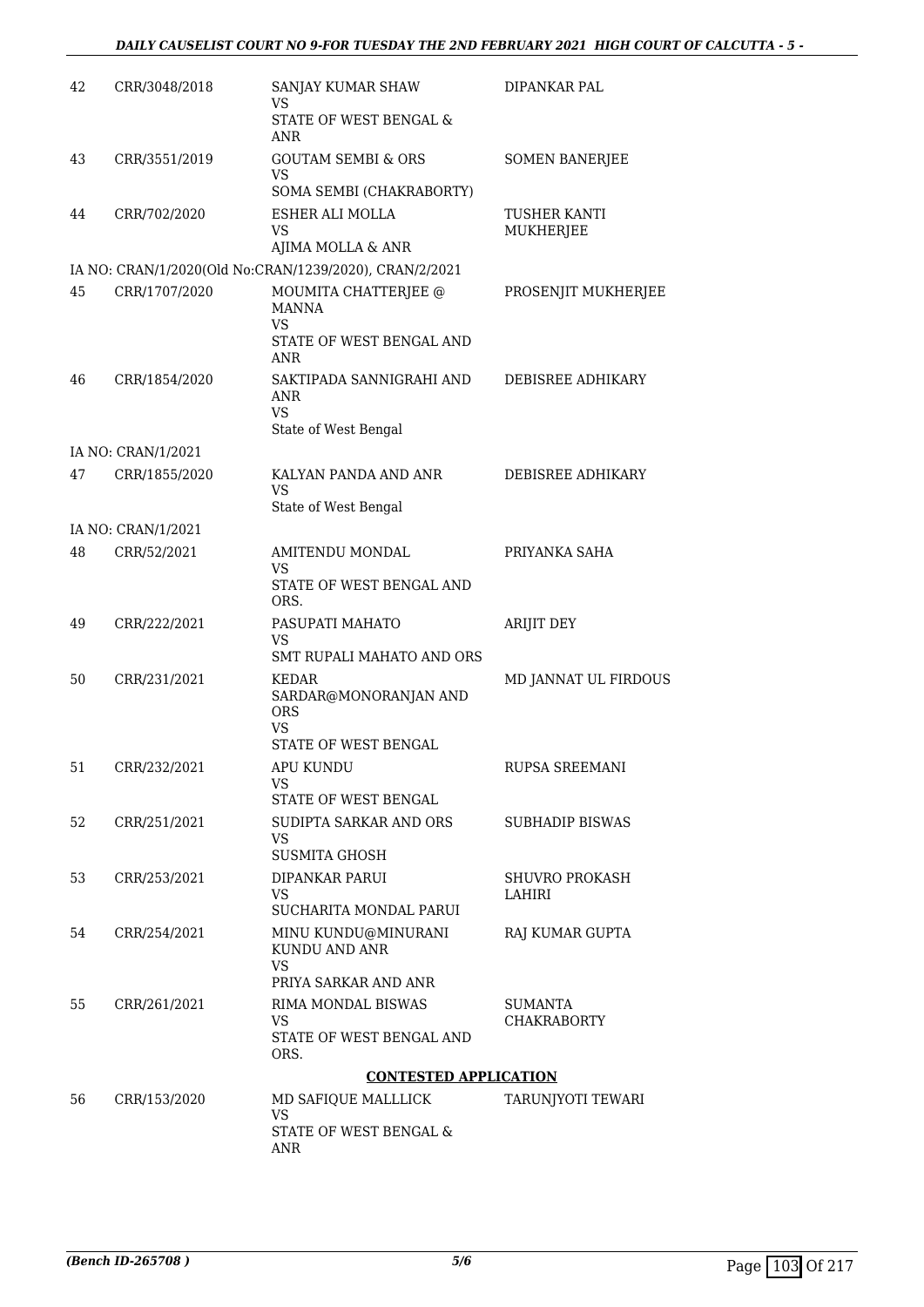| | | | |
|---|---|---|---|
| 42 | CRR/3048/2018 | SANJAY KUMAR SHAW<br>VS<br>STATE OF WEST BENGAL & ANR | DIPANKAR PAL |
| 43 | CRR/3551/2019 | GOUTAM SEMBI & ORS<br>VS<br>SOMA SEMBI (CHAKRABORTY) | SOMEN BANERJEE |
| 44 | CRR/702/2020 | ESHER ALI MOLLA<br>VS<br>AJIMA MOLLA & ANR | TUSHER KANTI MUKHERJEE |
| | IA NO: CRAN/1/2020(Old No:CRAN/1239/2020), CRAN/2/2021 | | |
| 45 | CRR/1707/2020 | MOUMITA CHATTERJEE @ MANNA<br>VS<br>STATE OF WEST BENGAL AND ANR | PROSENJIT MUKHERJEE |
| 46 | CRR/1854/2020 | SAKTIPADA SANNIGRAHI AND ANR<br>VS<br>State of West Bengal | DEBISREE ADHIKARY |
| | IA NO: CRAN/1/2021 | | |
| 47 | CRR/1855/2020 | KALYAN PANDA AND ANR<br>VS<br>State of West Bengal | DEBISREE ADHIKARY |
| | IA NO: CRAN/1/2021 | | |
| 48 | CRR/52/2021 | AMITENDU MONDAL<br>VS<br>STATE OF WEST BENGAL AND ORS. | PRIYANKA SAHA |
| 49 | CRR/222/2021 | PASUPATI MAHATO<br>VS<br>SMT RUPALI MAHATO AND ORS | ARIJIT DEY |
| 50 | CRR/231/2021 | KEDAR SARDAR@MONORANJAN AND ORS<br>VS<br>STATE OF WEST BENGAL | MD JANNAT UL FIRDOUS |
| 51 | CRR/232/2021 | APU KUNDU<br>VS<br>STATE OF WEST BENGAL | RUPSA SREEMANI |
| 52 | CRR/251/2021 | SUDIPTA SARKAR AND ORS<br>VS<br>SUSMITA GHOSH | SUBHADIP BISWAS |
| 53 | CRR/253/2021 | DIPANKAR PARUI<br>VS<br>SUCHARITA MONDAL PARUI | SHUVRO PROKASH LAHIRI |
| 54 | CRR/254/2021 | MINU KUNDU@MINURANI KUNDU AND ANR<br>VS<br>PRIYA SARKAR AND ANR | RAJ KUMAR GUPTA |
| 55 | CRR/261/2021 | RIMA MONDAL BISWAS<br>VS<br>STATE OF WEST BENGAL AND ORS. | SUMANTA CHAKRABORTY |

**CONTESTED APPLICATION**

| | | | |
|---|---|---|---|
| 56 | CRR/153/2020 | MD SAFIQUE MALLLICK<br>VS<br>STATE OF WEST BENGAL & ANR | TARUNJYOTI TEWARI |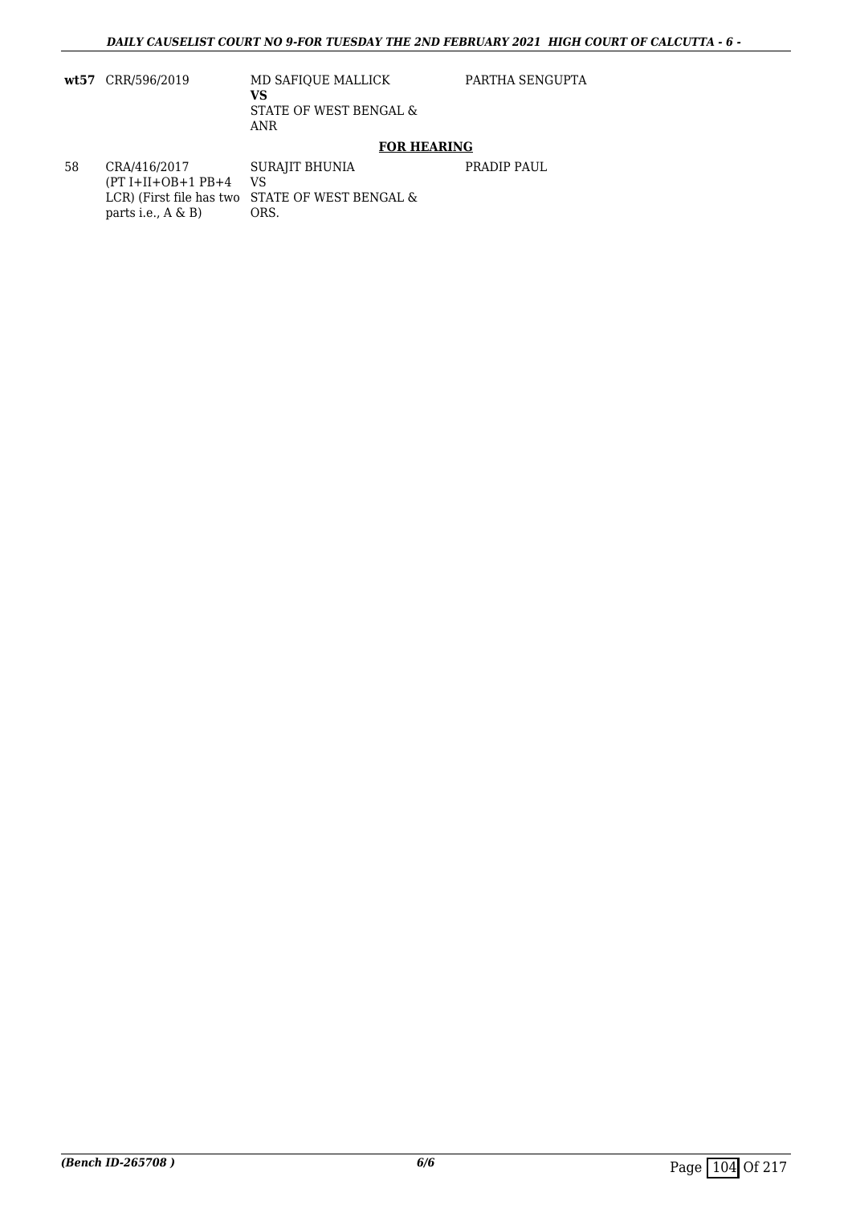| | | | |
|---|---|---|---|
| **wt57** | CRR/596/2019 | MD SAFIQUE MALLICK<br>**VS**<br>STATE OF WEST BENGAL & ANR | PARTHA SENGUPTA |

**FOR HEARING**

| | | | |
|---|---|---|---|
| 58 | CRA/416/2017<br>(PT I+II+OB+1 PB+4 LCR) (First file has two parts i.e., A & B) | SURAJIT BHUNIA<br>VS<br>STATE OF WEST BENGAL & ORS. | PRADIP PAUL |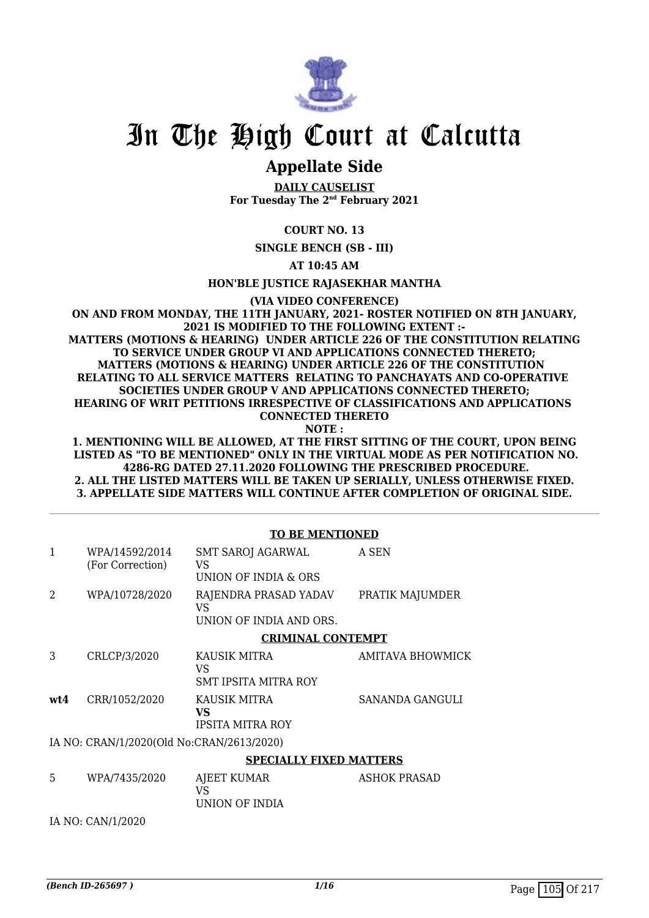# In The High Court at Calcutta

## Appellate Side

**DAILY CAUSELIST**
**For Tuesday The 2nd February 2021**

**COURT NO. 13**

**SINGLE BENCH (SB - III)**

**AT 10:45 AM**

**HON'BLE JUSTICE RAJASEKHAR MANTHA**

**(VIA VIDEO CONFERENCE)**

**ON AND FROM MONDAY, THE 11TH JANUARY, 2021- ROSTER NOTIFIED ON 8TH JANUARY, 2021 IS MODIFIED TO THE FOLLOWING EXTENT :-**
**MATTERS (MOTIONS & HEARING) UNDER ARTICLE 226 OF THE CONSTITUTION RELATING TO SERVICE UNDER GROUP VI AND APPLICATIONS CONNECTED THERETO;**
**MATTERS (MOTIONS & HEARING) UNDER ARTICLE 226 OF THE CONSTITUTION RELATING TO ALL SERVICE MATTERS RELATING TO PANCHAYATS AND CO-OPERATIVE SOCIETIES UNDER GROUP V AND APPLICATIONS CONNECTED THERETO;**
**HEARING OF WRIT PETITIONS IRRESPECTIVE OF CLASSIFICATIONS AND APPLICATIONS CONNECTED THERETO**
**NOTE :**
**1. MENTIONING WILL BE ALLOWED, AT THE FIRST SITTING OF THE COURT, UPON BEING LISTED AS "TO BE MENTIONED" ONLY IN THE VIRTUAL MODE AS PER NOTIFICATION NO. 4286-RG DATED 27.11.2020 FOLLOWING THE PRESCRIBED PROCEDURE.**
**2. ALL THE LISTED MATTERS WILL BE TAKEN UP SERIALLY, UNLESS OTHERWISE FIXED.**
**3. APPELLATE SIDE MATTERS WILL CONTINUE AFTER COMPLETION OF ORIGINAL SIDE.**

### TO BE MENTIONED

| | | | |
|---|---|---|---|
| 1 | WPA/14592/2014 (For Correction) | SMT SAROJ AGARWAL VS UNION OF INDIA & ORS | A SEN |
| 2 | WPA/10728/2020 | RAJENDRA PRASAD YADAV VS UNION OF INDIA AND ORS. | PRATIK MAJUMDER |

### CRIMINAL CONTEMPT

| | | | |
|---|---|---|---|
| 3 | CRLCP/3/2020 | KAUSIK MITRA VS SMT IPSITA MITRA ROY | AMITAVA BHOWMICK |
| **wt4** | CRR/1052/2020 | KAUSIK MITRA **VS** IPSITA MITRA ROY | SANANDA GANGULI |

IA NO: CRAN/1/2020(Old No:CRAN/2613/2020)

### SPECIALLY FIXED MATTERS

| | | | |
|---|---|---|---|
| 5 | WPA/7435/2020 | AJEET KUMAR VS UNION OF INDIA | ASHOK PRASAD |

IA NO: CAN/1/2020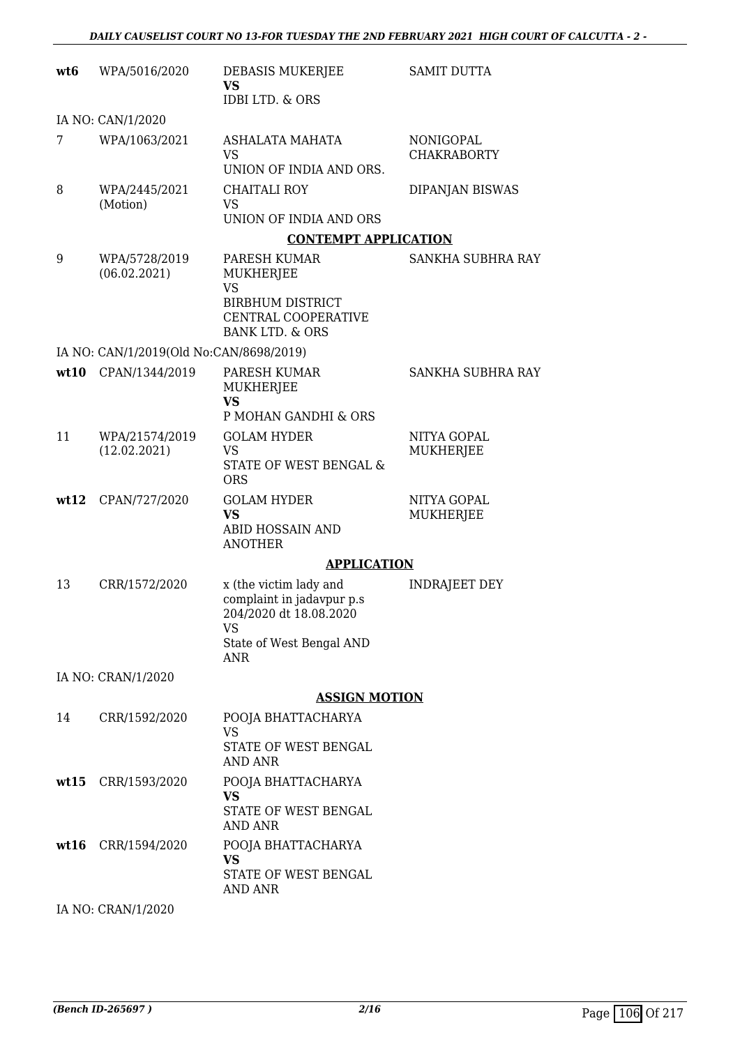| | | | |
|---|---|---|---|
| **wt6** | WPA/5016/2020 | DEBASIS MUKERJEE<br>**VS**<br>IDBI LTD. & ORS | SAMIT DUTTA |
| IA NO: CAN/1/2020 | | | |
| 7 | WPA/1063/2021 | ASHALATA MAHATA<br>VS<br>UNION OF INDIA AND ORS. | NONIGOPAL CHAKRABORTY |
| 8 | WPA/2445/2021<br>(Motion) | CHAITALI ROY<br>VS<br>UNION OF INDIA AND ORS | DIPANJAN BISWAS |
| | | **CONTEMPT APPLICATION** | |
| 9 | WPA/5728/2019<br>(06.02.2021) | PARESH KUMAR MUKHERJEE<br>VS<br>BIRBHUM DISTRICT CENTRAL COOPERATIVE BANK LTD. & ORS | SANKHA SUBHRA RAY |
| IA NO: CAN/1/2019(Old No:CAN/8698/2019) | | | |
| **wt10** | CPAN/1344/2019 | PARESH KUMAR MUKHERJEE<br>**VS**<br>P MOHAN GANDHI & ORS | SANKHA SUBHRA RAY |
| 11 | WPA/21574/2019<br>(12.02.2021) | GOLAM HYDER<br>VS<br>STATE OF WEST BENGAL & ORS | NITYA GOPAL MUKHERJEE |
| **wt12** | CPAN/727/2020 | GOLAM HYDER<br>**VS**<br>ABID HOSSAIN AND ANOTHER | NITYA GOPAL MUKHERJEE |
| | | **APPLICATION** | |
| 13 | CRR/1572/2020 | x (the victim lady and complaint in jadavpur p.s 204/2020 dt 18.08.2020<br>VS<br>State of West Bengal AND ANR | INDRAJEET DEY |
| IA NO: CRAN/1/2020 | | | |
| | | **ASSIGN MOTION** | |
| 14 | CRR/1592/2020 | POOJA BHATTACHARYA<br>VS<br>STATE OF WEST BENGAL AND ANR | |
| **wt15** | CRR/1593/2020 | POOJA BHATTACHARYA<br>**VS**<br>STATE OF WEST BENGAL AND ANR | |
| **wt16** | CRR/1594/2020 | POOJA BHATTACHARYA<br>**VS**<br>STATE OF WEST BENGAL AND ANR | |
| IA NO: CRAN/1/2020 | | | |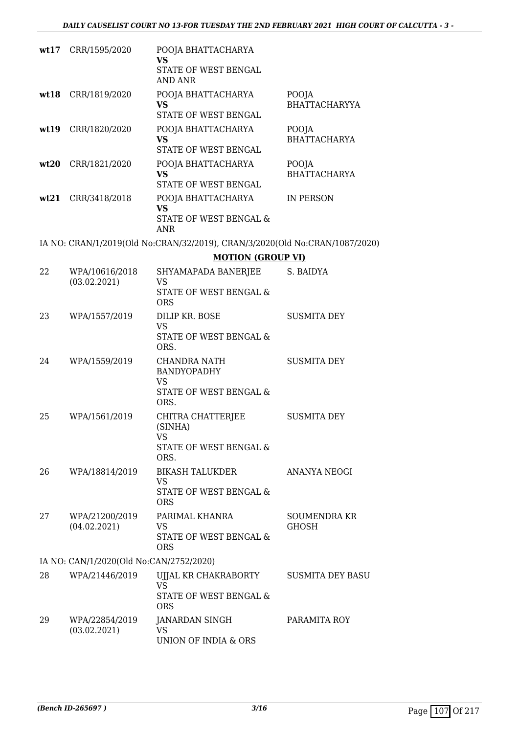| | | | |
|---|---|---|---|
| **wt17** | CRR/1595/2020 | POOJA BHATTACHARYA **VS** STATE OF WEST BENGAL AND ANR | |
| **wt18** | CRR/1819/2020 | POOJA BHATTACHARYA **VS** STATE OF WEST BENGAL | POOJA BHATTACHARYYA |
| **wt19** | CRR/1820/2020 | POOJA BHATTACHARYA **VS** STATE OF WEST BENGAL | POOJA BHATTACHARYA |
| **wt20** | CRR/1821/2020 | POOJA BHATTACHARYA **VS** STATE OF WEST BENGAL | POOJA BHATTACHARYA |
| **wt21** | CRR/3418/2018 | POOJA BHATTACHARYA **VS** STATE OF WEST BENGAL & ANR | IN PERSON |

IA NO: CRAN/1/2019(Old No:CRAN/32/2019), CRAN/3/2020(Old No:CRAN/1087/2020)

## MOTION (GROUP VI)

| | | | |
|---|---|---|---|
| 22 | WPA/10616/2018 (03.02.2021) | SHYAMAPADA BANERJEE VS STATE OF WEST BENGAL & ORS | S. BAIDYA |
| 23 | WPA/1557/2019 | DILIP KR. BOSE VS STATE OF WEST BENGAL & ORS. | SUSMITA DEY |
| 24 | WPA/1559/2019 | CHANDRA NATH BANDYOPADHY VS STATE OF WEST BENGAL & ORS. | SUSMITA DEY |
| 25 | WPA/1561/2019 | CHITRA CHATTERJEE (SINHA) VS STATE OF WEST BENGAL & ORS. | SUSMITA DEY |
| 26 | WPA/18814/2019 | BIKASH TALUKDER VS STATE OF WEST BENGAL & ORS | ANANYA NEOGI |
| 27 | WPA/21200/2019 (04.02.2021) | PARIMAL KHANRA VS STATE OF WEST BENGAL & ORS | SOUMENDRA KR GHOSH |

IA NO: CAN/1/2020(Old No:CAN/2752/2020)

| | | | |
|---|---|---|---|
| 28 | WPA/21446/2019 | UJJAL KR CHAKRABORTY VS STATE OF WEST BENGAL & ORS | SUSMITA DEY BASU |
| 29 | WPA/22854/2019 (03.02.2021) | JANARDAN SINGH VS UNION OF INDIA & ORS | PARAMITA ROY |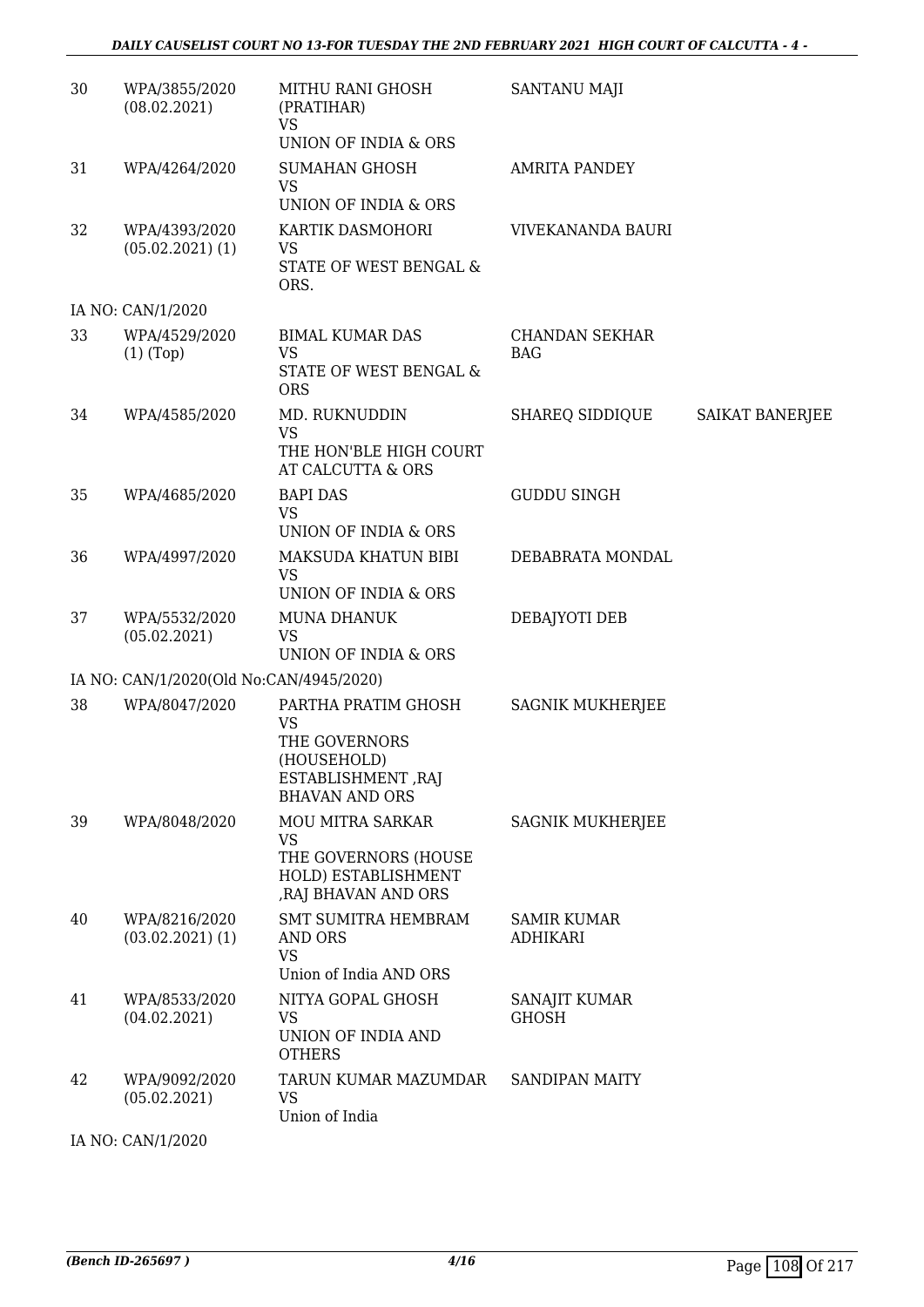| | | | | |
|---|---|---|---|---|
| 30 | WPA/3855/2020 (08.02.2021) | MITHU RANI GHOSH (PRATIHAR) VS UNION OF INDIA & ORS | SANTANU MAJI | |
| 31 | WPA/4264/2020 | SUMAHAN GHOSH VS UNION OF INDIA & ORS | AMRITA PANDEY | |
| 32 | WPA/4393/2020 (05.02.2021) (1) | KARTIK DASMOHORI VS STATE OF WEST BENGAL & ORS. | VIVEKANANDA BAURI | |
| | IA NO: CAN/1/2020 | | | |
| 33 | WPA/4529/2020 (1) (Top) | BIMAL KUMAR DAS VS STATE OF WEST BENGAL & ORS | CHANDAN SEKHAR BAG | |
| 34 | WPA/4585/2020 | MD. RUKNUDDIN VS THE HON'BLE HIGH COURT AT CALCUTTA & ORS | SHAREQ SIDDIQUE | SAIKAT BANERJEE |
| 35 | WPA/4685/2020 | BAPI DAS VS UNION OF INDIA & ORS | GUDDU SINGH | |
| 36 | WPA/4997/2020 | MAKSUDA KHATUN BIBI VS UNION OF INDIA & ORS | DEBABRATA MONDAL | |
| 37 | WPA/5532/2020 (05.02.2021) | MUNA DHANUK VS UNION OF INDIA & ORS | DEBAJYOTI DEB | |
| | IA NO: CAN/1/2020(Old No:CAN/4945/2020) | | | |
| 38 | WPA/8047/2020 | PARTHA PRATIM GHOSH VS THE GOVERNORS (HOUSEHOLD) ESTABLISHMENT ,RAJ BHAVAN AND ORS | SAGNIK MUKHERJEE | |
| 39 | WPA/8048/2020 | MOU MITRA SARKAR VS THE GOVERNORS (HOUSE HOLD) ESTABLISHMENT ,RAJ BHAVAN AND ORS | SAGNIK MUKHERJEE | |
| 40 | WPA/8216/2020 (03.02.2021) (1) | SMT SUMITRA HEMBRAM AND ORS VS Union of India AND ORS | SAMIR KUMAR ADHIKARI | |
| 41 | WPA/8533/2020 (04.02.2021) | NITYA GOPAL GHOSH VS UNION OF INDIA AND OTHERS | SANAJIT KUMAR GHOSH | |
| 42 | WPA/9092/2020 (05.02.2021) | TARUN KUMAR MAZUMDAR VS Union of India | SANDIPAN MAITY | |
| | IA NO: CAN/1/2020 | | | |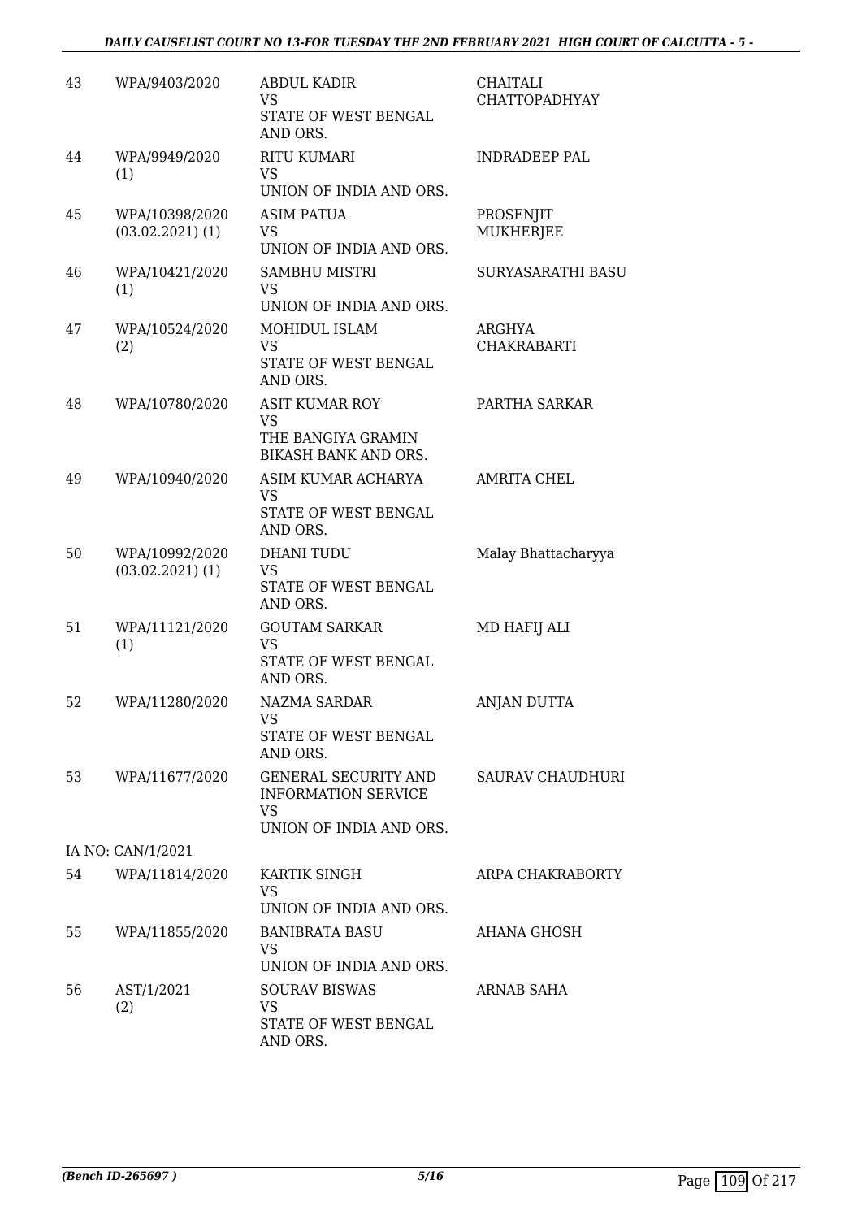| | | | |
|---|---|---|---|
| 43 | WPA/9403/2020 | ABDUL KADIR<br>VS<br>STATE OF WEST BENGAL AND ORS. | CHAITALI CHATTOPADHYAY |
| 44 | WPA/9949/2020 (1) | RITU KUMARI<br>VS<br>UNION OF INDIA AND ORS. | INDRADEEP PAL |
| 45 | WPA/10398/2020 (03.02.2021) (1) | ASIM PATUA<br>VS<br>UNION OF INDIA AND ORS. | PROSENJIT MUKHERJEE |
| 46 | WPA/10421/2020 (1) | SAMBHU MISTRI<br>VS<br>UNION OF INDIA AND ORS. | SURYASARATHI BASU |
| 47 | WPA/10524/2020 (2) | MOHIDUL ISLAM<br>VS<br>STATE OF WEST BENGAL AND ORS. | ARGHYA CHAKRABARTI |
| 48 | WPA/10780/2020 | ASIT KUMAR ROY<br>VS<br>THE BANGIYA GRAMIN BIKASH BANK AND ORS. | PARTHA SARKAR |
| 49 | WPA/10940/2020 | ASIM KUMAR ACHARYA<br>VS<br>STATE OF WEST BENGAL AND ORS. | AMRITA CHEL |
| 50 | WPA/10992/2020 (03.02.2021) (1) | DHANI TUDU<br>VS<br>STATE OF WEST BENGAL AND ORS. | Malay Bhattacharyya |
| 51 | WPA/11121/2020 (1) | GOUTAM SARKAR<br>VS<br>STATE OF WEST BENGAL AND ORS. | MD HAFIJ ALI |
| 52 | WPA/11280/2020 | NAZMA SARDAR<br>VS<br>STATE OF WEST BENGAL AND ORS. | ANJAN DUTTA |
| 53 | WPA/11677/2020 | GENERAL SECURITY AND INFORMATION SERVICE<br>VS<br>UNION OF INDIA AND ORS. | SAURAV CHAUDHURI |
| | IA NO: CAN/1/2021 | | |
| 54 | WPA/11814/2020 | KARTIK SINGH<br>VS<br>UNION OF INDIA AND ORS. | ARPA CHAKRABORTY |
| 55 | WPA/11855/2020 | BANIBRATA BASU<br>VS<br>UNION OF INDIA AND ORS. | AHANA GHOSH |
| 56 | AST/1/2021 (2) | SOURAV BISWAS<br>VS<br>STATE OF WEST BENGAL AND ORS. | ARNAB SAHA |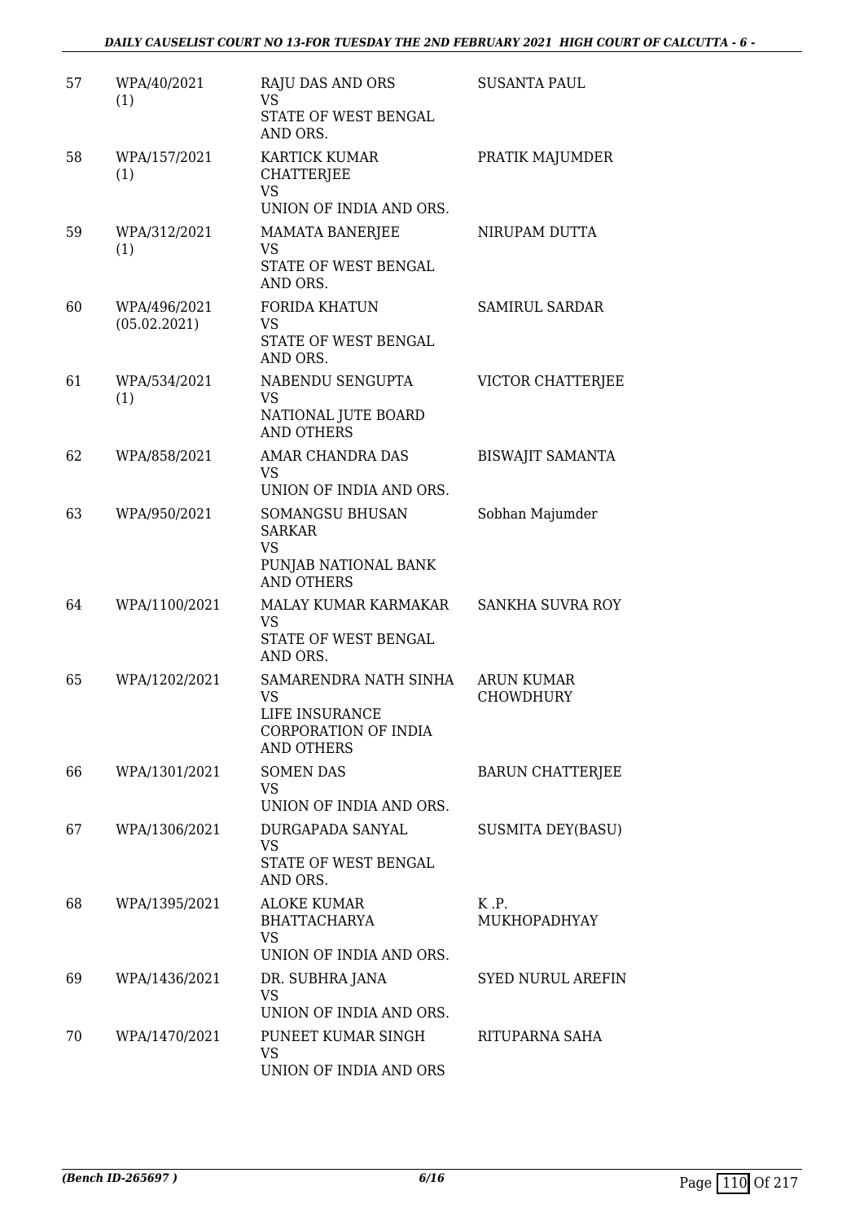| | | | |
|---|---|---|---|
| 57 | WPA/40/2021 (1) | RAJU DAS AND ORS VS STATE OF WEST BENGAL AND ORS. | SUSANTA PAUL |
| 58 | WPA/157/2021 (1) | KARTICK KUMAR CHATTERJEE VS UNION OF INDIA AND ORS. | PRATIK MAJUMDER |
| 59 | WPA/312/2021 (1) | MAMATA BANERJEE VS STATE OF WEST BENGAL AND ORS. | NIRUPAM DUTTA |
| 60 | WPA/496/2021 (05.02.2021) | FORIDA KHATUN VS STATE OF WEST BENGAL AND ORS. | SAMIRUL SARDAR |
| 61 | WPA/534/2021 (1) | NABENDU SENGUPTA VS NATIONAL JUTE BOARD AND OTHERS | VICTOR CHATTERJEE |
| 62 | WPA/858/2021 | AMAR CHANDRA DAS VS UNION OF INDIA AND ORS. | BISWAJIT SAMANTA |
| 63 | WPA/950/2021 | SOMANGSU BHUSAN SARKAR VS PUNJAB NATIONAL BANK AND OTHERS | Sobhan Majumder |
| 64 | WPA/1100/2021 | MALAY KUMAR KARMAKAR VS STATE OF WEST BENGAL AND ORS. | SANKHA SUVRA ROY |
| 65 | WPA/1202/2021 | SAMARENDRA NATH SINHA VS LIFE INSURANCE CORPORATION OF INDIA AND OTHERS | ARUN KUMAR CHOWDHURY |
| 66 | WPA/1301/2021 | SOMEN DAS VS UNION OF INDIA AND ORS. | BARUN CHATTERJEE |
| 67 | WPA/1306/2021 | DURGAPADA SANYAL VS STATE OF WEST BENGAL AND ORS. | SUSMITA DEY(BASU) |
| 68 | WPA/1395/2021 | ALOKE KUMAR BHATTACHARYA VS UNION OF INDIA AND ORS. | K .P. MUKHOPADHYAY |
| 69 | WPA/1436/2021 | DR. SUBHRA JANA VS UNION OF INDIA AND ORS. | SYED NURUL AREFIN |
| 70 | WPA/1470/2021 | PUNEET KUMAR SINGH VS UNION OF INDIA AND ORS | RITUPARNA SAHA |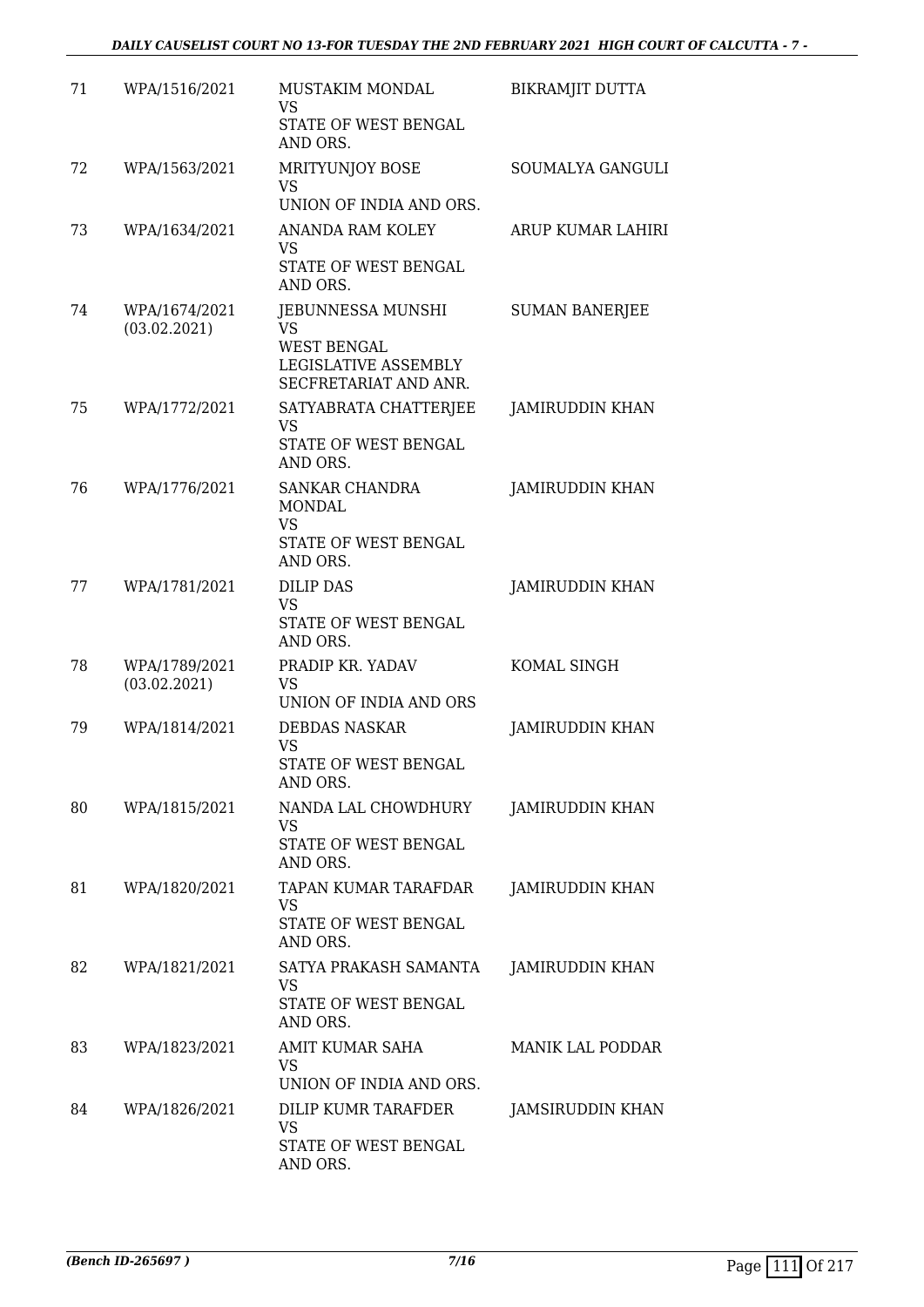| | | | |
|---|---|---|---|
| 71 | WPA/1516/2021 | MUSTAKIM MONDAL<br>VS<br>STATE OF WEST BENGAL AND ORS. | BIKRAMJIT DUTTA |
| 72 | WPA/1563/2021 | MRITYUNJOY BOSE<br>VS<br>UNION OF INDIA AND ORS. | SOUMALYA GANGULI |
| 73 | WPA/1634/2021 | ANANDA RAM KOLEY<br>VS<br>STATE OF WEST BENGAL AND ORS. | ARUP KUMAR LAHIRI |
| 74 | WPA/1674/2021<br>(03.02.2021) | JEBUNNESSA MUNSHI<br>VS<br>WEST BENGAL LEGISLATIVE ASSEMBLY SECFRETARIAT AND ANR. | SUMAN BANERJEE |
| 75 | WPA/1772/2021 | SATYABRATA CHATTERJEE<br>VS<br>STATE OF WEST BENGAL AND ORS. | JAMIRUDDIN KHAN |
| 76 | WPA/1776/2021 | SANKAR CHANDRA MONDAL<br>VS<br>STATE OF WEST BENGAL AND ORS. | JAMIRUDDIN KHAN |
| 77 | WPA/1781/2021 | DILIP DAS<br>VS<br>STATE OF WEST BENGAL AND ORS. | JAMIRUDDIN KHAN |
| 78 | WPA/1789/2021<br>(03.02.2021) | PRADIP KR. YADAV<br>VS<br>UNION OF INDIA AND ORS | KOMAL SINGH |
| 79 | WPA/1814/2021 | DEBDAS NASKAR<br>VS<br>STATE OF WEST BENGAL AND ORS. | JAMIRUDDIN KHAN |
| 80 | WPA/1815/2021 | NANDA LAL CHOWDHURY<br>VS<br>STATE OF WEST BENGAL AND ORS. | JAMIRUDDIN KHAN |
| 81 | WPA/1820/2021 | TAPAN KUMAR TARAFDAR<br>VS<br>STATE OF WEST BENGAL AND ORS. | JAMIRUDDIN KHAN |
| 82 | WPA/1821/2021 | SATYA PRAKASH SAMANTA<br>VS<br>STATE OF WEST BENGAL AND ORS. | JAMIRUDDIN KHAN |
| 83 | WPA/1823/2021 | AMIT KUMAR SAHA<br>VS<br>UNION OF INDIA AND ORS. | MANIK LAL PODDAR |
| 84 | WPA/1826/2021 | DILIP KUMR TARAFDER<br>VS<br>STATE OF WEST BENGAL AND ORS. | JAMSIRUDDIN KHAN |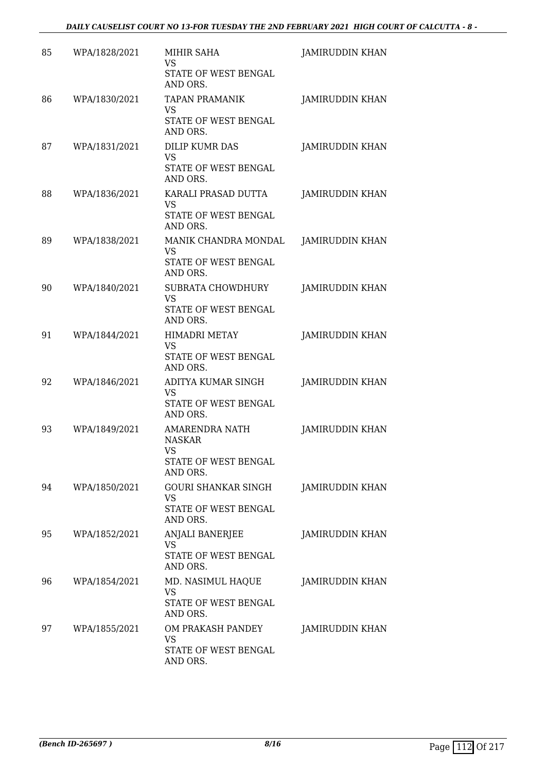| 85 | WPA/1828/2021 | MIHIR SAHA<br>VS<br>STATE OF WEST BENGAL AND ORS. | JAMIRUDDIN KHAN |
|---|---|---|---|
| 86 | WPA/1830/2021 | TAPAN PRAMANIK<br>VS<br>STATE OF WEST BENGAL AND ORS. | JAMIRUDDIN KHAN |
| 87 | WPA/1831/2021 | DILIP KUMR DAS<br>VS<br>STATE OF WEST BENGAL AND ORS. | JAMIRUDDIN KHAN |
| 88 | WPA/1836/2021 | KARALI PRASAD DUTTA<br>VS<br>STATE OF WEST BENGAL AND ORS. | JAMIRUDDIN KHAN |
| 89 | WPA/1838/2021 | MANIK CHANDRA MONDAL<br>VS<br>STATE OF WEST BENGAL AND ORS. | JAMIRUDDIN KHAN |
| 90 | WPA/1840/2021 | SUBRATA CHOWDHURY<br>VS<br>STATE OF WEST BENGAL AND ORS. | JAMIRUDDIN KHAN |
| 91 | WPA/1844/2021 | HIMADRI METAY<br>VS<br>STATE OF WEST BENGAL AND ORS. | JAMIRUDDIN KHAN |
| 92 | WPA/1846/2021 | ADITYA KUMAR SINGH<br>VS<br>STATE OF WEST BENGAL AND ORS. | JAMIRUDDIN KHAN |
| 93 | WPA/1849/2021 | AMARENDRA NATH NASKAR<br>VS<br>STATE OF WEST BENGAL AND ORS. | JAMIRUDDIN KHAN |
| 94 | WPA/1850/2021 | GOURI SHANKAR SINGH<br>VS<br>STATE OF WEST BENGAL AND ORS. | JAMIRUDDIN KHAN |
| 95 | WPA/1852/2021 | ANJALI BANERJEE<br>VS<br>STATE OF WEST BENGAL AND ORS. | JAMIRUDDIN KHAN |
| 96 | WPA/1854/2021 | MD. NASIMUL HAQUE<br>VS<br>STATE OF WEST BENGAL AND ORS. | JAMIRUDDIN KHAN |
| 97 | WPA/1855/2021 | OM PRAKASH PANDEY<br>VS<br>STATE OF WEST BENGAL AND ORS. | JAMIRUDDIN KHAN |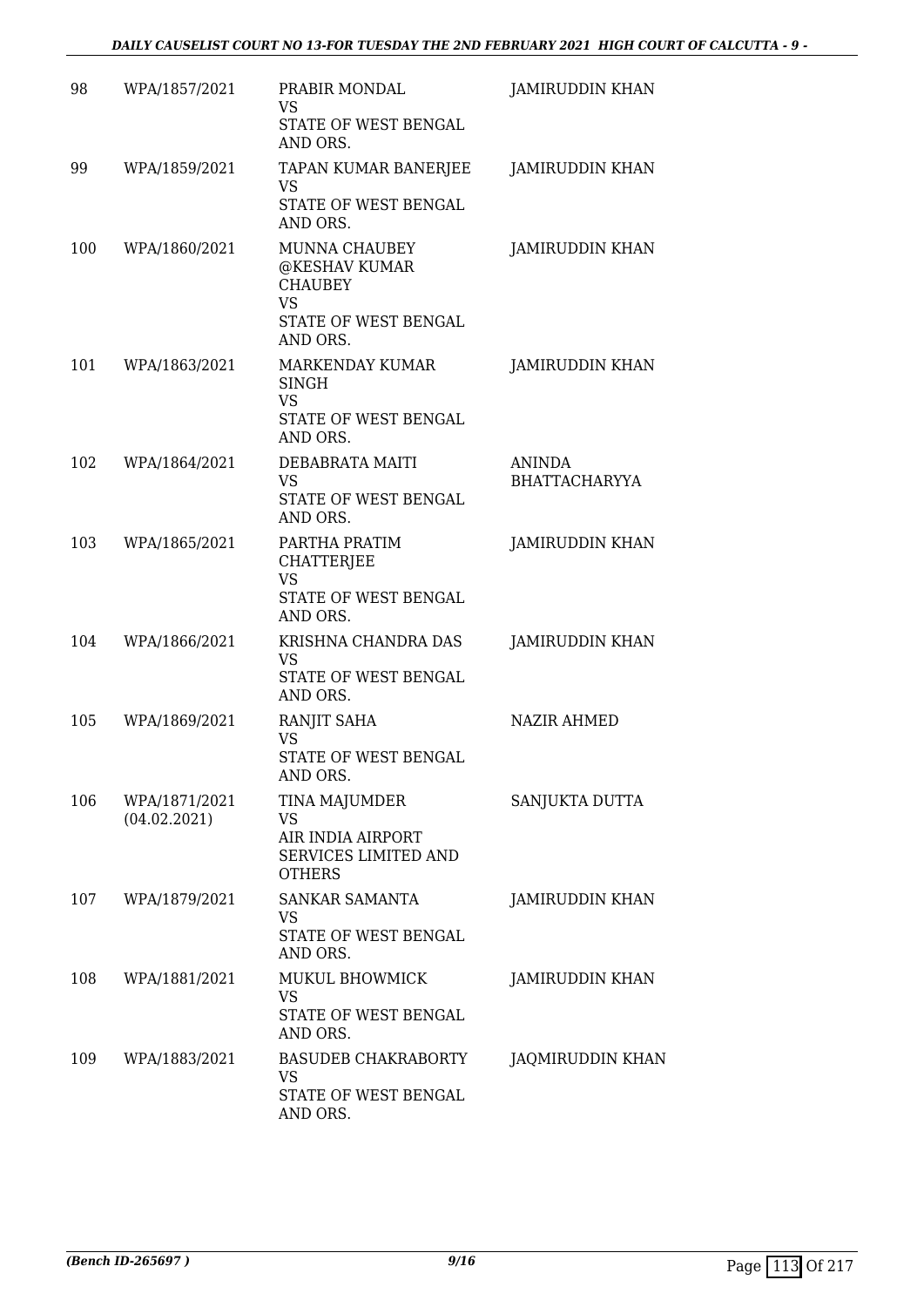| | | | |
|---|---|---|---|
| 98 | WPA/1857/2021 | PRABIR MONDAL<br>VS<br>STATE OF WEST BENGAL AND ORS. | JAMIRUDDIN KHAN |
| 99 | WPA/1859/2021 | TAPAN KUMAR BANERJEE<br>VS<br>STATE OF WEST BENGAL AND ORS. | JAMIRUDDIN KHAN |
| 100 | WPA/1860/2021 | MUNNA CHAUBEY @KESHAV KUMAR CHAUBEY<br>VS<br>STATE OF WEST BENGAL AND ORS. | JAMIRUDDIN KHAN |
| 101 | WPA/1863/2021 | MARKENDAY KUMAR SINGH<br>VS<br>STATE OF WEST BENGAL AND ORS. | JAMIRUDDIN KHAN |
| 102 | WPA/1864/2021 | DEBABRATA MAITI<br>VS<br>STATE OF WEST BENGAL AND ORS. | ANINDA BHATTACHARYYA |
| 103 | WPA/1865/2021 | PARTHA PRATIM CHATTERJEE<br>VS<br>STATE OF WEST BENGAL AND ORS. | JAMIRUDDIN KHAN |
| 104 | WPA/1866/2021 | KRISHNA CHANDRA DAS<br>VS<br>STATE OF WEST BENGAL AND ORS. | JAMIRUDDIN KHAN |
| 105 | WPA/1869/2021 | RANJIT SAHA<br>VS<br>STATE OF WEST BENGAL AND ORS. | NAZIR AHMED |
| 106 | WPA/1871/2021 (04.02.2021) | TINA MAJUMDER<br>VS<br>AIR INDIA AIRPORT SERVICES LIMITED AND OTHERS | SANJUKTA DUTTA |
| 107 | WPA/1879/2021 | SANKAR SAMANTA<br>VS<br>STATE OF WEST BENGAL AND ORS. | JAMIRUDDIN KHAN |
| 108 | WPA/1881/2021 | MUKUL BHOWMICK<br>VS<br>STATE OF WEST BENGAL AND ORS. | JAMIRUDDIN KHAN |
| 109 | WPA/1883/2021 | BASUDEB CHAKRABORTY<br>VS<br>STATE OF WEST BENGAL AND ORS. | JAQMIRUDDIN KHAN |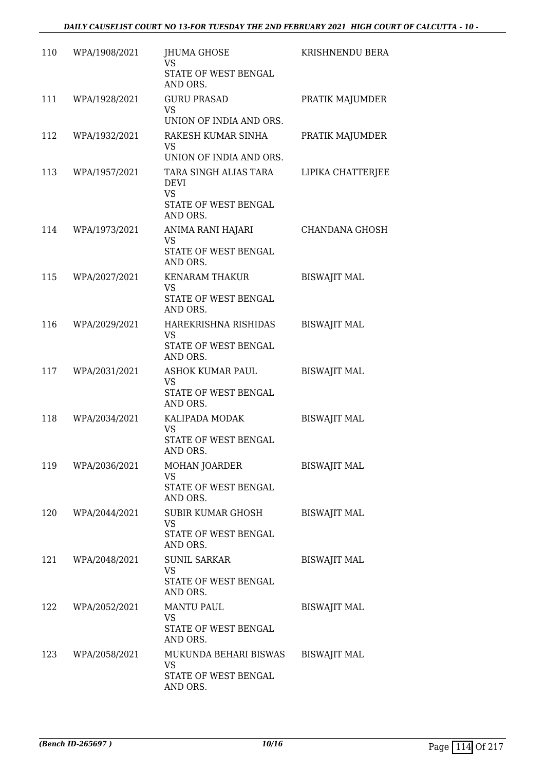| | | | |
|---|---|---|---|
| 110 | WPA/1908/2021 | JHUMA GHOSE<br>VS<br>STATE OF WEST BENGAL AND ORS. | KRISHNENDU BERA |
| 111 | WPA/1928/2021 | GURU PRASAD<br>VS<br>UNION OF INDIA AND ORS. | PRATIK MAJUMDER |
| 112 | WPA/1932/2021 | RAKESH KUMAR SINHA<br>VS<br>UNION OF INDIA AND ORS. | PRATIK MAJUMDER |
| 113 | WPA/1957/2021 | TARA SINGH ALIAS TARA DEVI<br>VS<br>STATE OF WEST BENGAL AND ORS. | LIPIKA CHATTERJEE |
| 114 | WPA/1973/2021 | ANIMA RANI HAJARI<br>VS<br>STATE OF WEST BENGAL AND ORS. | CHANDANA GHOSH |
| 115 | WPA/2027/2021 | KENARAM THAKUR<br>VS<br>STATE OF WEST BENGAL AND ORS. | BISWAJIT MAL |
| 116 | WPA/2029/2021 | HAREKRISHNA RISHIDAS<br>VS<br>STATE OF WEST BENGAL AND ORS. | BISWAJIT MAL |
| 117 | WPA/2031/2021 | ASHOK KUMAR PAUL<br>VS<br>STATE OF WEST BENGAL AND ORS. | BISWAJIT MAL |
| 118 | WPA/2034/2021 | KALIPADA MODAK<br>VS<br>STATE OF WEST BENGAL AND ORS. | BISWAJIT MAL |
| 119 | WPA/2036/2021 | MOHAN JOARDER<br>VS<br>STATE OF WEST BENGAL AND ORS. | BISWAJIT MAL |
| 120 | WPA/2044/2021 | SUBIR KUMAR GHOSH<br>VS<br>STATE OF WEST BENGAL AND ORS. | BISWAJIT MAL |
| 121 | WPA/2048/2021 | SUNIL SARKAR<br>VS<br>STATE OF WEST BENGAL AND ORS. | BISWAJIT MAL |
| 122 | WPA/2052/2021 | MANTU PAUL<br>VS<br>STATE OF WEST BENGAL AND ORS. | BISWAJIT MAL |
| 123 | WPA/2058/2021 | MUKUNDA BEHARI BISWAS<br>VS<br>STATE OF WEST BENGAL AND ORS. | BISWAJIT MAL |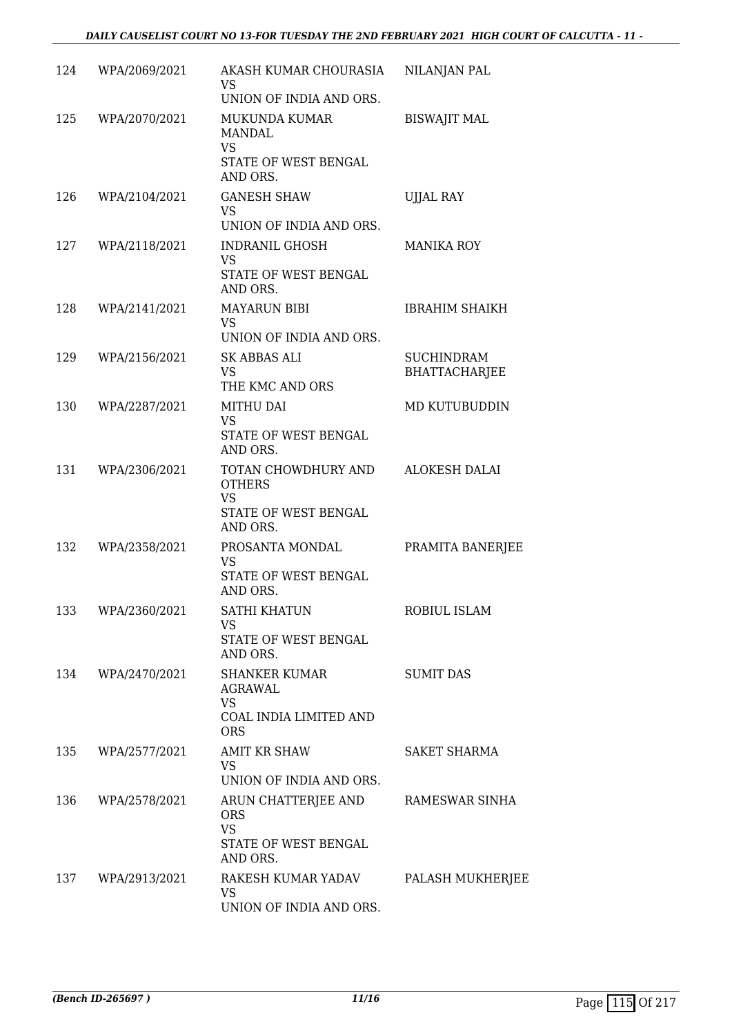| | | | |
|---|---|---|---|
| 124 | WPA/2069/2021 | AKASH KUMAR CHOURASIA<br>VS<br>UNION OF INDIA AND ORS. | NILANJAN PAL |
| 125 | WPA/2070/2021 | MUKUNDA KUMAR MANDAL<br>VS<br>STATE OF WEST BENGAL AND ORS. | BISWAJIT MAL |
| 126 | WPA/2104/2021 | GANESH SHAW<br>VS<br>UNION OF INDIA AND ORS. | UJJAL RAY |
| 127 | WPA/2118/2021 | INDRANIL GHOSH<br>VS<br>STATE OF WEST BENGAL AND ORS. | MANIKA ROY |
| 128 | WPA/2141/2021 | MAYARUN BIBI<br>VS<br>UNION OF INDIA AND ORS. | IBRAHIM SHAIKH |
| 129 | WPA/2156/2021 | SK ABBAS ALI<br>VS<br>THE KMC AND ORS | SUCHINDRAM BHATTACHARJEE |
| 130 | WPA/2287/2021 | MITHU DAI<br>VS<br>STATE OF WEST BENGAL AND ORS. | MD KUTUBUDDIN |
| 131 | WPA/2306/2021 | TOTAN CHOWDHURY AND OTHERS<br>VS<br>STATE OF WEST BENGAL AND ORS. | ALOKESH DALAI |
| 132 | WPA/2358/2021 | PROSANTA MONDAL<br>VS<br>STATE OF WEST BENGAL AND ORS. | PRAMITA BANERJEE |
| 133 | WPA/2360/2021 | SATHI KHATUN<br>VS<br>STATE OF WEST BENGAL AND ORS. | ROBIUL ISLAM |
| 134 | WPA/2470/2021 | SHANKER KUMAR AGRAWAL<br>VS<br>COAL INDIA LIMITED AND ORS | SUMIT DAS |
| 135 | WPA/2577/2021 | AMIT KR SHAW<br>VS<br>UNION OF INDIA AND ORS. | SAKET SHARMA |
| 136 | WPA/2578/2021 | ARUN CHATTERJEE AND ORS<br>VS<br>STATE OF WEST BENGAL AND ORS. | RAMESWAR SINHA |
| 137 | WPA/2913/2021 | RAKESH KUMAR YADAV<br>VS<br>UNION OF INDIA AND ORS. | PALASH MUKHERJEE |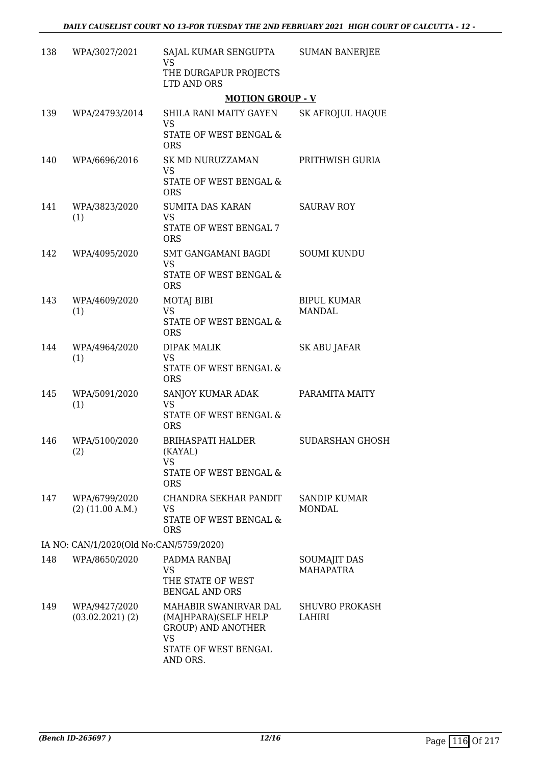| | | | |
|---|---|---|---|
| 138 | WPA/3027/2021 | SAJAL KUMAR SENGUPTA<br>VS<br>THE DURGAPUR PROJECTS LTD AND ORS | SUMAN BANERJEE |

**MOTION GROUP - V**

| | | | |
|---|---|---|---|
| 139 | WPA/24793/2014 | SHILA RANI MAITY GAYEN<br>VS<br>STATE OF WEST BENGAL & ORS | SK AFROJUL HAQUE |
| 140 | WPA/6696/2016 | SK MD NURUZZAMAN<br>VS<br>STATE OF WEST BENGAL & ORS | PRITHWISH GURIA |
| 141 | WPA/3823/2020<br>(1) | SUMITA DAS KARAN<br>VS<br>STATE OF WEST BENGAL 7 ORS | SAURAV ROY |
| 142 | WPA/4095/2020 | SMT GANGAMANI BAGDI<br>VS<br>STATE OF WEST BENGAL & ORS | SOUMI KUNDU |
| 143 | WPA/4609/2020<br>(1) | MOTAJ BIBI<br>VS<br>STATE OF WEST BENGAL & ORS | BIPUL KUMAR MANDAL |
| 144 | WPA/4964/2020<br>(1) | DIPAK MALIK<br>VS<br>STATE OF WEST BENGAL & ORS | SK ABU JAFAR |
| 145 | WPA/5091/2020<br>(1) | SANJOY KUMAR ADAK<br>VS<br>STATE OF WEST BENGAL & ORS | PARAMITA MAITY |
| 146 | WPA/5100/2020<br>(2) | BRIHASPATI HALDER (KAYAL)<br>VS<br>STATE OF WEST BENGAL & ORS | SUDARSHAN GHOSH |
| 147 | WPA/6799/2020<br>(2) (11.00 A.M.) | CHANDRA SEKHAR PANDIT<br>VS<br>STATE OF WEST BENGAL & ORS | SANDIP KUMAR MONDAL |

IA NO: CAN/1/2020(Old No:CAN/5759/2020)

| | | | |
|---|---|---|---|
| 148 | WPA/8650/2020 | PADMA RANBAJ<br>VS<br>THE STATE OF WEST BENGAL AND ORS | SOUMAJIT DAS MAHAPATRA |
| 149 | WPA/9427/2020<br>(03.02.2021) (2) | MAHABIR SWANIRVAR DAL (MAJHPARA)(SELF HELP GROUP) AND ANOTHER<br>VS<br>STATE OF WEST BENGAL AND ORS. | SHUVRO PROKASH LAHIRI |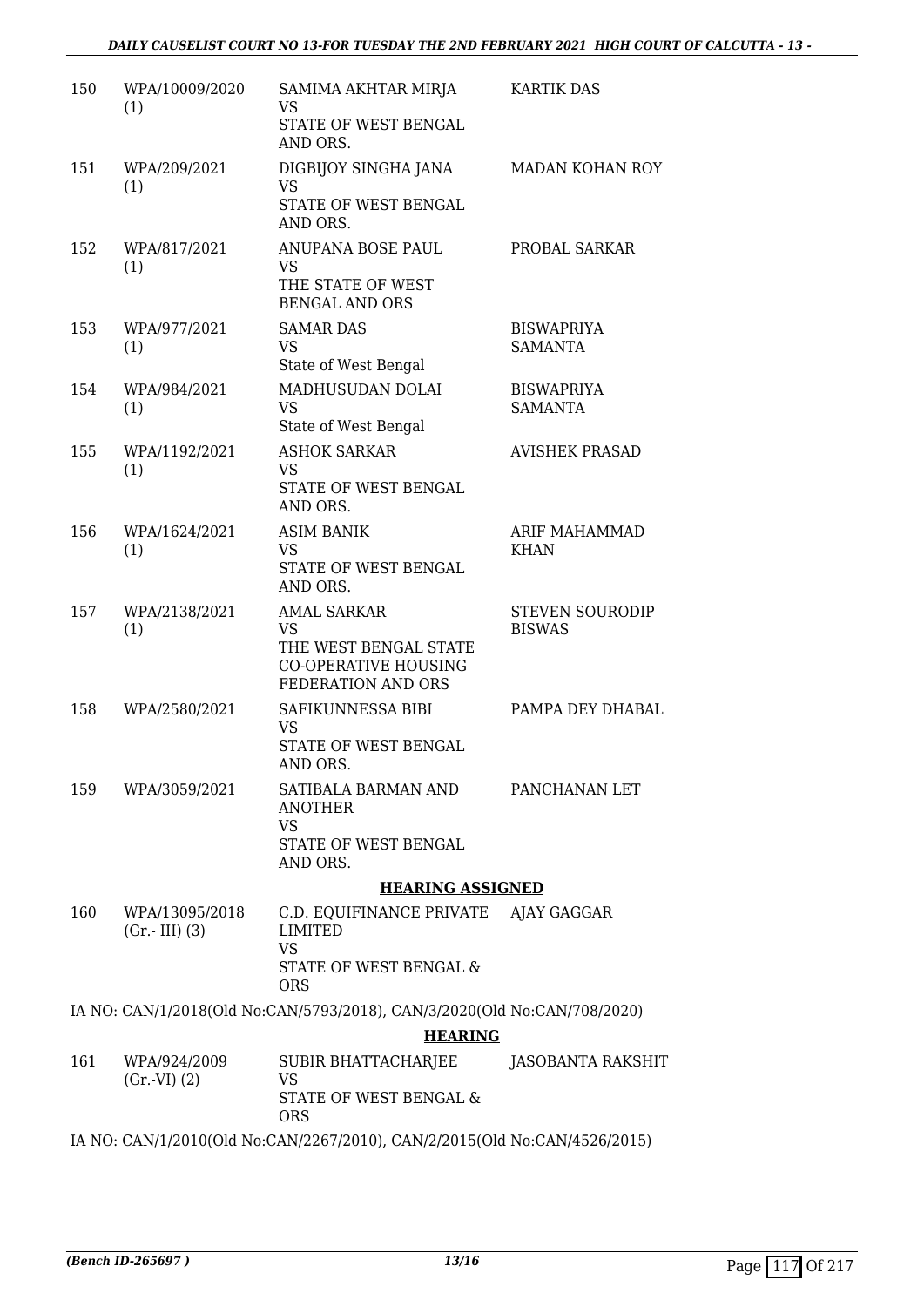| | | | |
|---|---|---|---|
| 150 | WPA/10009/2020 (1) | SAMIMA AKHTAR MIRJA<br>VS<br>STATE OF WEST BENGAL AND ORS. | KARTIK DAS |
| 151 | WPA/209/2021 (1) | DIGBIJOY SINGHA JANA<br>VS<br>STATE OF WEST BENGAL AND ORS. | MADAN KOHAN ROY |
| 152 | WPA/817/2021 (1) | ANUPANA BOSE PAUL<br>VS<br>THE STATE OF WEST BENGAL AND ORS | PROBAL SARKAR |
| 153 | WPA/977/2021 (1) | SAMAR DAS<br>VS<br>State of West Bengal | BISWAPRIYA SAMANTA |
| 154 | WPA/984/2021 (1) | MADHUSUDAN DOLAI<br>VS<br>State of West Bengal | BISWAPRIYA SAMANTA |
| 155 | WPA/1192/2021 (1) | ASHOK SARKAR<br>VS<br>STATE OF WEST BENGAL AND ORS. | AVISHEK PRASAD |
| 156 | WPA/1624/2021 (1) | ASIM BANIK<br>VS<br>STATE OF WEST BENGAL AND ORS. | ARIF MAHAMMAD KHAN |
| 157 | WPA/2138/2021 (1) | AMAL SARKAR<br>VS<br>THE WEST BENGAL STATE CO-OPERATIVE HOUSING FEDERATION AND ORS | STEVEN SOURODIP BISWAS |
| 158 | WPA/2580/2021 | SAFIKUNNESSA BIBI<br>VS<br>STATE OF WEST BENGAL AND ORS. | PAMPA DEY DHABAL |
| 159 | WPA/3059/2021 | SATIBALA BARMAN AND ANOTHER<br>VS<br>STATE OF WEST BENGAL AND ORS. | PANCHANAN LET |

**HEARING ASSIGNED**

| | | | |
|---|---|---|---|
| 160 | WPA/13095/2018 (Gr.- III) (3) | C.D. EQUIFINANCE PRIVATE LIMITED<br>VS<br>STATE OF WEST BENGAL & ORS | AJAY GAGGAR |

IA NO: CAN/1/2018(Old No:CAN/5793/2018), CAN/3/2020(Old No:CAN/708/2020)

**HEARING**

| | | | |
|---|---|---|---|
| 161 | WPA/924/2009 (Gr.-VI) (2) | SUBIR BHATTACHARJEE<br>VS<br>STATE OF WEST BENGAL & ORS | JASOBANTA RAKSHIT |

IA NO: CAN/1/2010(Old No:CAN/2267/2010), CAN/2/2015(Old No:CAN/4526/2015)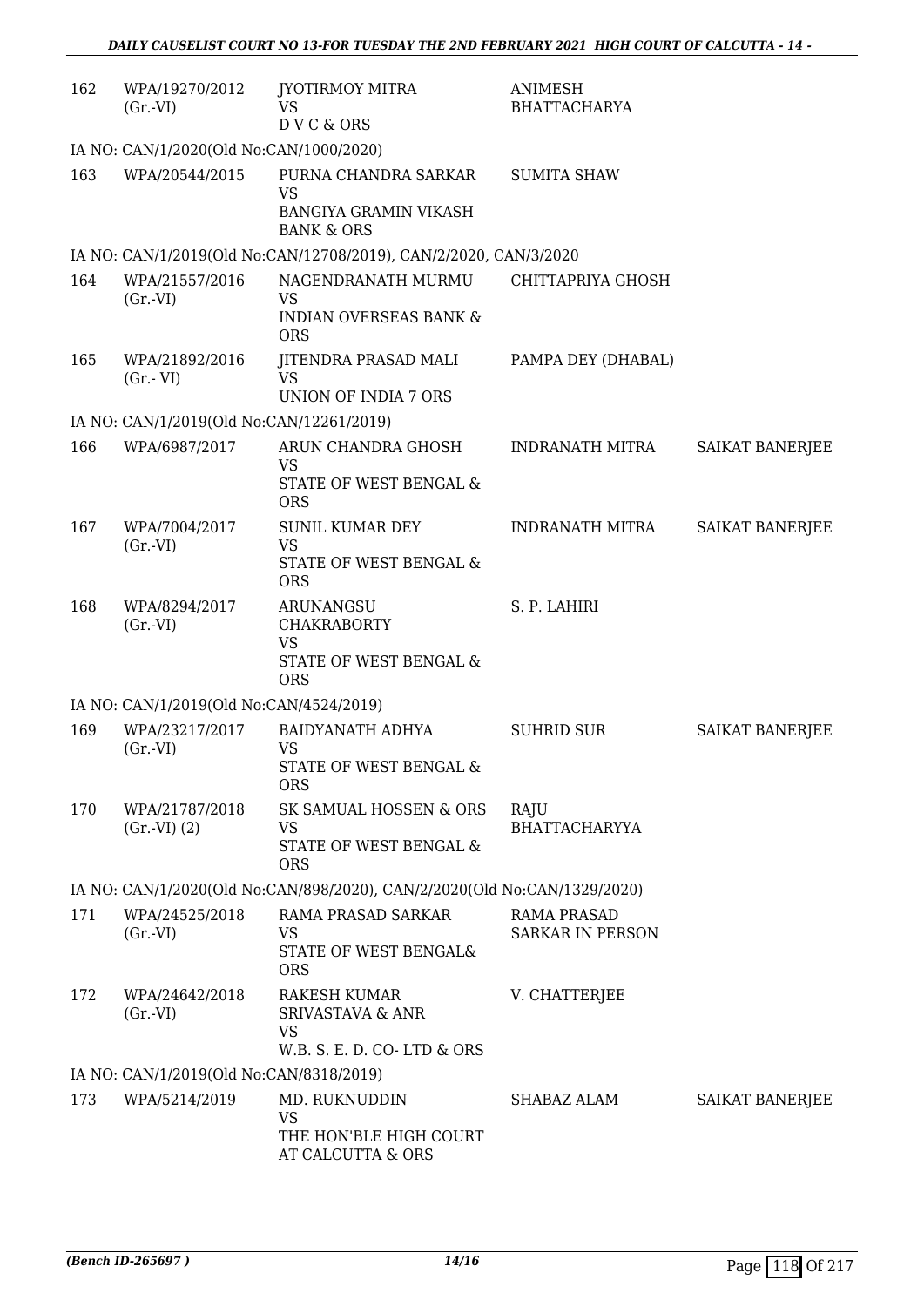| | | | | |
|---|---|---|---|---|
| 162 | WPA/19270/2012 (Gr.-VI) | JYOTIRMOY MITRA<br>VS<br>D V C & ORS | ANIMESH BHATTACHARYA | |
| IA NO: CAN/1/2020(Old No:CAN/1000/2020) | | | | |
| 163 | WPA/20544/2015 | PURNA CHANDRA SARKAR<br>VS<br>BANGIYA GRAMIN VIKASH BANK & ORS | SUMITA SHAW | |
| IA NO: CAN/1/2019(Old No:CAN/12708/2019), CAN/2/2020, CAN/3/2020 | | | | |
| 164 | WPA/21557/2016 (Gr.-VI) | NAGENDRANATH MURMU<br>VS<br>INDIAN OVERSEAS BANK & ORS | CHITTAPRIYA GHOSH | |
| 165 | WPA/21892/2016 (Gr.- VI) | JITENDRA PRASAD MALI<br>VS<br>UNION OF INDIA 7 ORS | PAMPA DEY (DHABAL) | |
| IA NO: CAN/1/2019(Old No:CAN/12261/2019) | | | | |
| 166 | WPA/6987/2017 | ARUN CHANDRA GHOSH<br>VS<br>STATE OF WEST BENGAL & ORS | INDRANATH MITRA | SAIKAT BANERJEE |
| 167 | WPA/7004/2017 (Gr.-VI) | SUNIL KUMAR DEY<br>VS<br>STATE OF WEST BENGAL & ORS | INDRANATH MITRA | SAIKAT BANERJEE |
| 168 | WPA/8294/2017 (Gr.-VI) | ARUNANGSU CHAKRABORTY<br>VS<br>STATE OF WEST BENGAL & ORS | S. P. LAHIRI | |
| IA NO: CAN/1/2019(Old No:CAN/4524/2019) | | | | |
| 169 | WPA/23217/2017 (Gr.-VI) | BAIDYANATH ADHYA<br>VS<br>STATE OF WEST BENGAL & ORS | SUHRID SUR | SAIKAT BANERJEE |
| 170 | WPA/21787/2018 (Gr.-VI) (2) | SK SAMUAL HOSSEN & ORS<br>VS<br>STATE OF WEST BENGAL & ORS | RAJU BHATTACHARYYA | |
| IA NO: CAN/1/2020(Old No:CAN/898/2020), CAN/2/2020(Old No:CAN/1329/2020) | | | | |
| 171 | WPA/24525/2018 (Gr.-VI) | RAMA PRASAD SARKAR<br>VS<br>STATE OF WEST BENGAL& ORS | RAMA PRASAD SARKAR IN PERSON | |
| 172 | WPA/24642/2018 (Gr.-VI) | RAKESH KUMAR SRIVASTAVA & ANR<br>VS<br>W.B. S. E. D. CO- LTD & ORS | V. CHATTERJEE | |
| IA NO: CAN/1/2019(Old No:CAN/8318/2019) | | | | |
| 173 | WPA/5214/2019 | MD. RUKNUDDIN<br>VS<br>THE HON'BLE HIGH COURT AT CALCUTTA & ORS | SHABAZ ALAM | SAIKAT BANERJEE |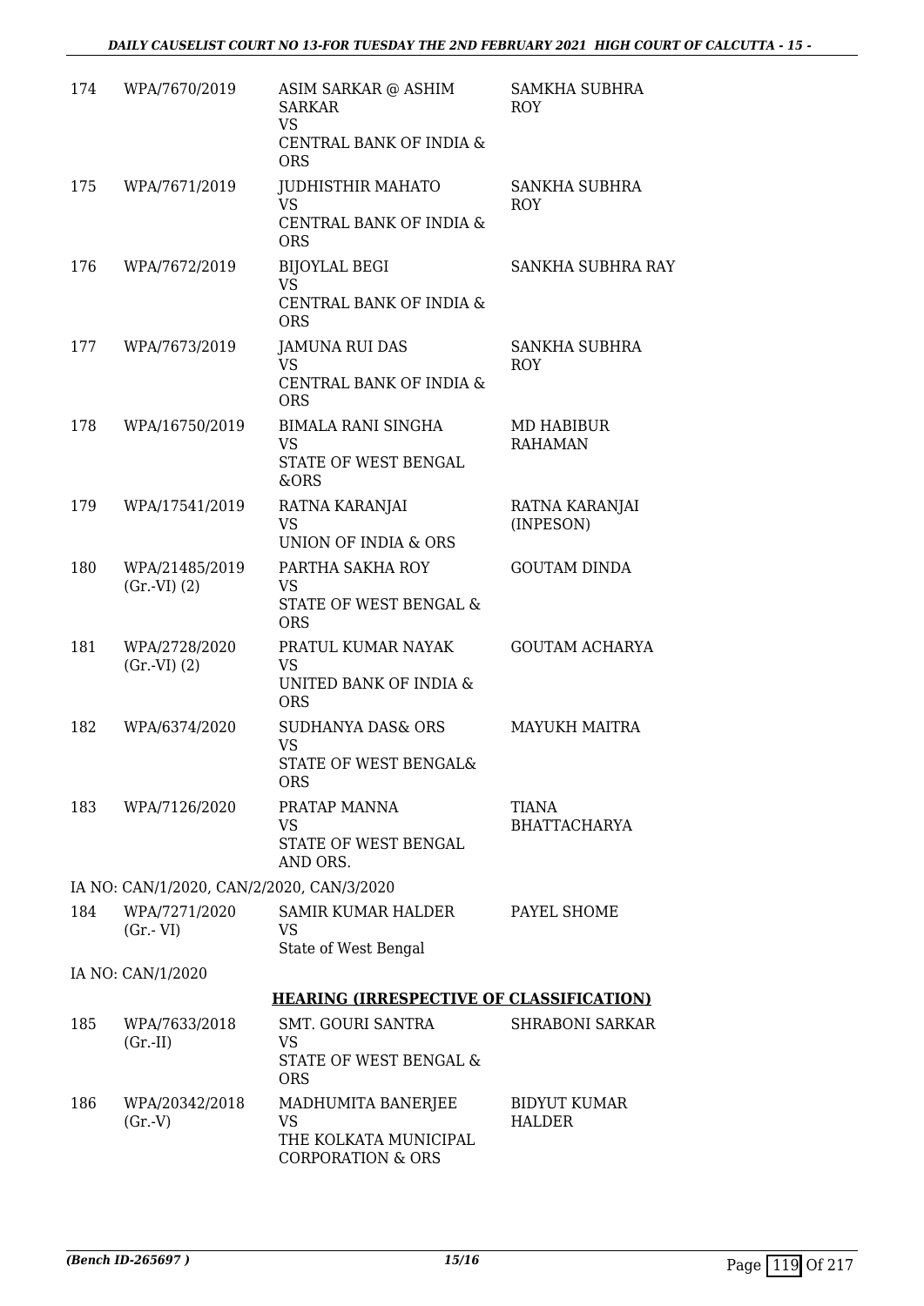| | | | |
|---|---|---|---|
| 174 | WPA/7670/2019 | ASIM SARKAR @ ASHIM SARKAR<br>VS<br>CENTRAL BANK OF INDIA & ORS | SAMKHA SUBHRA ROY |
| 175 | WPA/7671/2019 | JUDHISTHIR MAHATO<br>VS<br>CENTRAL BANK OF INDIA & ORS | SANKHA SUBHRA ROY |
| 176 | WPA/7672/2019 | BIJOYLAL BEGI<br>VS<br>CENTRAL BANK OF INDIA & ORS | SANKHA SUBHRA RAY |
| 177 | WPA/7673/2019 | JAMUNA RUI DAS<br>VS<br>CENTRAL BANK OF INDIA & ORS | SANKHA SUBHRA ROY |
| 178 | WPA/16750/2019 | BIMALA RANI SINGHA<br>VS<br>STATE OF WEST BENGAL &ORS | MD HABIBUR RAHAMAN |
| 179 | WPA/17541/2019 | RATNA KARANJAI<br>VS<br>UNION OF INDIA & ORS | RATNA KARANJAI (INPESON) |
| 180 | WPA/21485/2019 (Gr.-VI) (2) | PARTHA SAKHA ROY<br>VS<br>STATE OF WEST BENGAL & ORS | GOUTAM DINDA |
| 181 | WPA/2728/2020 (Gr.-VI) (2) | PRATUL KUMAR NAYAK<br>VS<br>UNITED BANK OF INDIA & ORS | GOUTAM ACHARYA |
| 182 | WPA/6374/2020 | SUDHANYA DAS& ORS<br>VS<br>STATE OF WEST BENGAL& ORS | MAYUKH MAITRA |
| 183 | WPA/7126/2020 | PRATAP MANNA<br>VS<br>STATE OF WEST BENGAL AND ORS. | TIANA BHATTACHARYA |

IA NO: CAN/1/2020, CAN/2/2020, CAN/3/2020

| | | | |
|---|---|---|---|
| 184 | WPA/7271/2020 (Gr.- VI) | SAMIR KUMAR HALDER<br>VS<br>State of West Bengal | PAYEL SHOME |

IA NO: CAN/1/2020

**HEARING (IRRESPECTIVE OF CLASSIFICATION)**

| | | | |
|---|---|---|---|
| 185 | WPA/7633/2018 (Gr.-II) | SMT. GOURI SANTRA<br>VS<br>STATE OF WEST BENGAL & ORS | SHRABONI SARKAR |
| 186 | WPA/20342/2018 (Gr.-V) | MADHUMITA BANERJEE<br>VS<br>THE KOLKATA MUNICIPAL CORPORATION & ORS | BIDYUT KUMAR HALDER |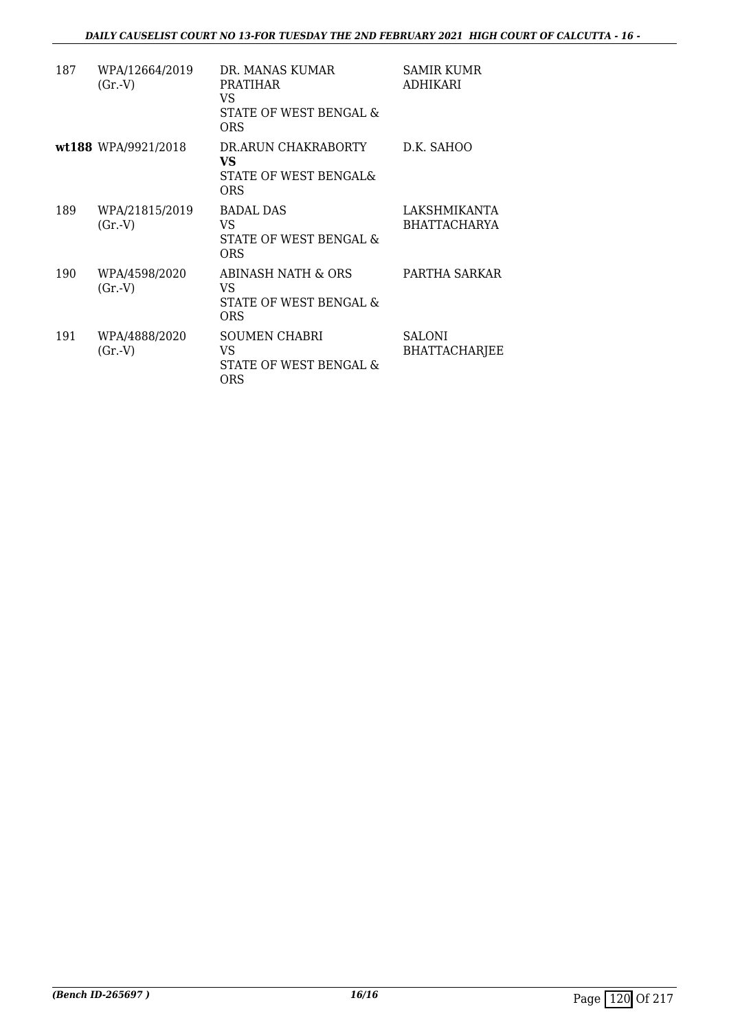| | | | |
|---|---|---|---|
| 187 | WPA/12664/2019 (Gr.-V) | DR. MANAS KUMAR PRATIHAR VS STATE OF WEST BENGAL & ORS | SAMIR KUMR ADHIKARI |
| **wt188** | WPA/9921/2018 | DR.ARUN CHAKRABORTY **VS** STATE OF WEST BENGAL& ORS | D.K. SAHOO |
| 189 | WPA/21815/2019 (Gr.-V) | BADAL DAS VS STATE OF WEST BENGAL & ORS | LAKSHMIKANTA BHATTACHARYA |
| 190 | WPA/4598/2020 (Gr.-V) | ABINASH NATH & ORS VS STATE OF WEST BENGAL & ORS | PARTHA SARKAR |
| 191 | WPA/4888/2020 (Gr.-V) | SOUMEN CHABRI VS STATE OF WEST BENGAL & ORS | SALONI BHATTACHARJEE |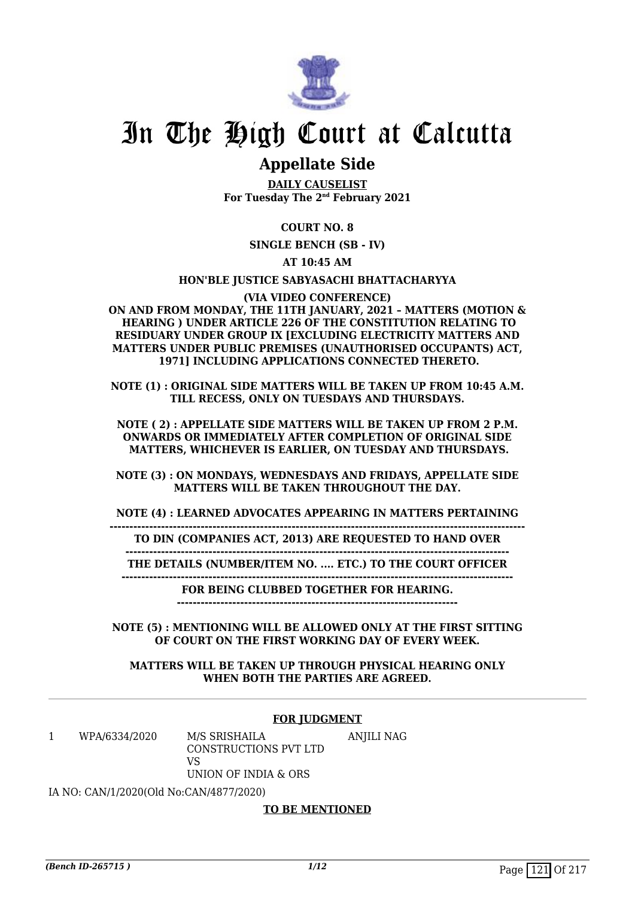# In The High Court at Calcutta

## Appellate Side

**DAILY CAUSELIST**
**For Tuesday The 2nd February 2021**

**COURT NO. 8**

**SINGLE BENCH (SB - IV)**

**AT 10:45 AM**

**HON'BLE JUSTICE SABYASACHI BHATTACHARYYA**

**(VIA VIDEO CONFERENCE)**

**ON AND FROM MONDAY, THE 11TH JANUARY, 2021 – MATTERS (MOTION & HEARING ) UNDER ARTICLE 226 OF THE CONSTITUTION RELATING TO RESIDUARY UNDER GROUP IX [EXCLUDING ELECTRICITY MATTERS AND MATTERS UNDER PUBLIC PREMISES (UNAUTHORISED OCCUPANTS) ACT, 1971] INCLUDING APPLICATIONS CONNECTED THERETO.**

**NOTE (1) : ORIGINAL SIDE MATTERS WILL BE TAKEN UP FROM 10:45 A.M. TILL RECESS, ONLY ON TUESDAYS AND THURSDAYS.**

**NOTE ( 2) : APPELLATE SIDE MATTERS WILL BE TAKEN UP FROM 2 P.M. ONWARDS OR IMMEDIATELY AFTER COMPLETION OF ORIGINAL SIDE MATTERS, WHICHEVER IS EARLIER, ON TUESDAY AND THURSDAYS.**

**NOTE (3) : ON MONDAYS, WEDNESDAYS AND FRIDAYS, APPELLATE SIDE MATTERS WILL BE TAKEN THROUGHOUT THE DAY.**

**NOTE (4) : LEARNED ADVOCATES APPEARING IN MATTERS PERTAINING TO DIN (COMPANIES ACT, 2013) ARE REQUESTED TO HAND OVER THE DETAILS (NUMBER/ITEM NO. .... ETC.) TO THE COURT OFFICER FOR BEING CLUBBED TOGETHER FOR HEARING.**

**NOTE (5) : MENTIONING WILL BE ALLOWED ONLY AT THE FIRST SITTING OF COURT ON THE FIRST WORKING DAY OF EVERY WEEK.**

**MATTERS WILL BE TAKEN UP THROUGH PHYSICAL HEARING ONLY WHEN BOTH THE PARTIES ARE AGREED.**

**FOR JUDGMENT**

| | | | |
|---|---|---|---|
| 1 | WPA/6334/2020 | M/S SRISHAILA CONSTRUCTIONS PVT LTD VS UNION OF INDIA & ORS | ANJILI NAG |

IA NO: CAN/1/2020(Old No:CAN/4877/2020)

**TO BE MENTIONED**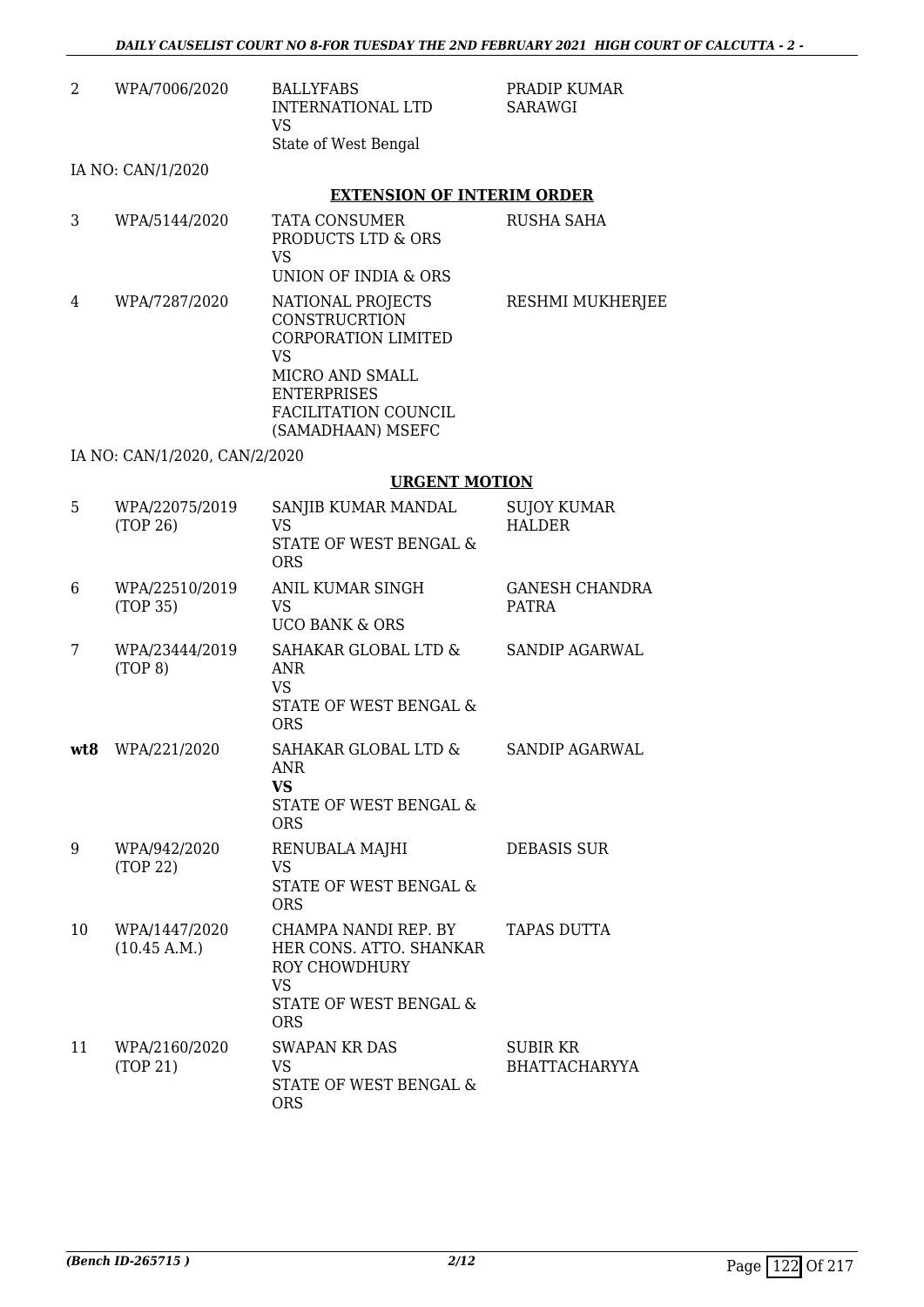| | | | |
|---|---|---|---|
| 2 | WPA/7006/2020 | BALLYFABS INTERNATIONAL LTD<br>VS<br>State of West Bengal | PRADIP KUMAR SARAWGI |

IA NO: CAN/1/2020

**EXTENSION OF INTERIM ORDER**

| | | | |
|---|---|---|---|
| 3 | WPA/5144/2020 | TATA CONSUMER PRODUCTS LTD & ORS<br>VS<br>UNION OF INDIA & ORS | RUSHA SAHA |
| 4 | WPA/7287/2020 | NATIONAL PROJECTS CONSTRUCRTION CORPORATION LIMITED<br>VS<br>MICRO AND SMALL ENTERPRISES FACILITATION COUNCIL (SAMADHAAN) MSEFC | RESHMI MUKHERJEE |

IA NO: CAN/1/2020, CAN/2/2020

**URGENT MOTION**

| | | | |
|---|---|---|---|
| 5 | WPA/22075/2019<br>(TOP 26) | SANJIB KUMAR MANDAL<br>VS<br>STATE OF WEST BENGAL & ORS | SUJOY KUMAR HALDER |
| 6 | WPA/22510/2019<br>(TOP 35) | ANIL KUMAR SINGH<br>VS<br>UCO BANK & ORS | GANESH CHANDRA PATRA |
| 7 | WPA/23444/2019<br>(TOP 8) | SAHAKAR GLOBAL LTD & ANR<br>VS<br>STATE OF WEST BENGAL & ORS | SANDIP AGARWAL |
| **wt8** | WPA/221/2020 | SAHAKAR GLOBAL LTD & ANR<br>**VS**<br>STATE OF WEST BENGAL & ORS | SANDIP AGARWAL |
| 9 | WPA/942/2020<br>(TOP 22) | RENUBALA MAJHI<br>VS<br>STATE OF WEST BENGAL & ORS | DEBASIS SUR |
| 10 | WPA/1447/2020<br>(10.45 A.M.) | CHAMPA NANDI REP. BY HER CONS. ATTO. SHANKAR ROY CHOWDHURY<br>VS<br>STATE OF WEST BENGAL & ORS | TAPAS DUTTA |
| 11 | WPA/2160/2020<br>(TOP 21) | SWAPAN KR DAS<br>VS<br>STATE OF WEST BENGAL & ORS | SUBIR KR BHATTACHARYYA |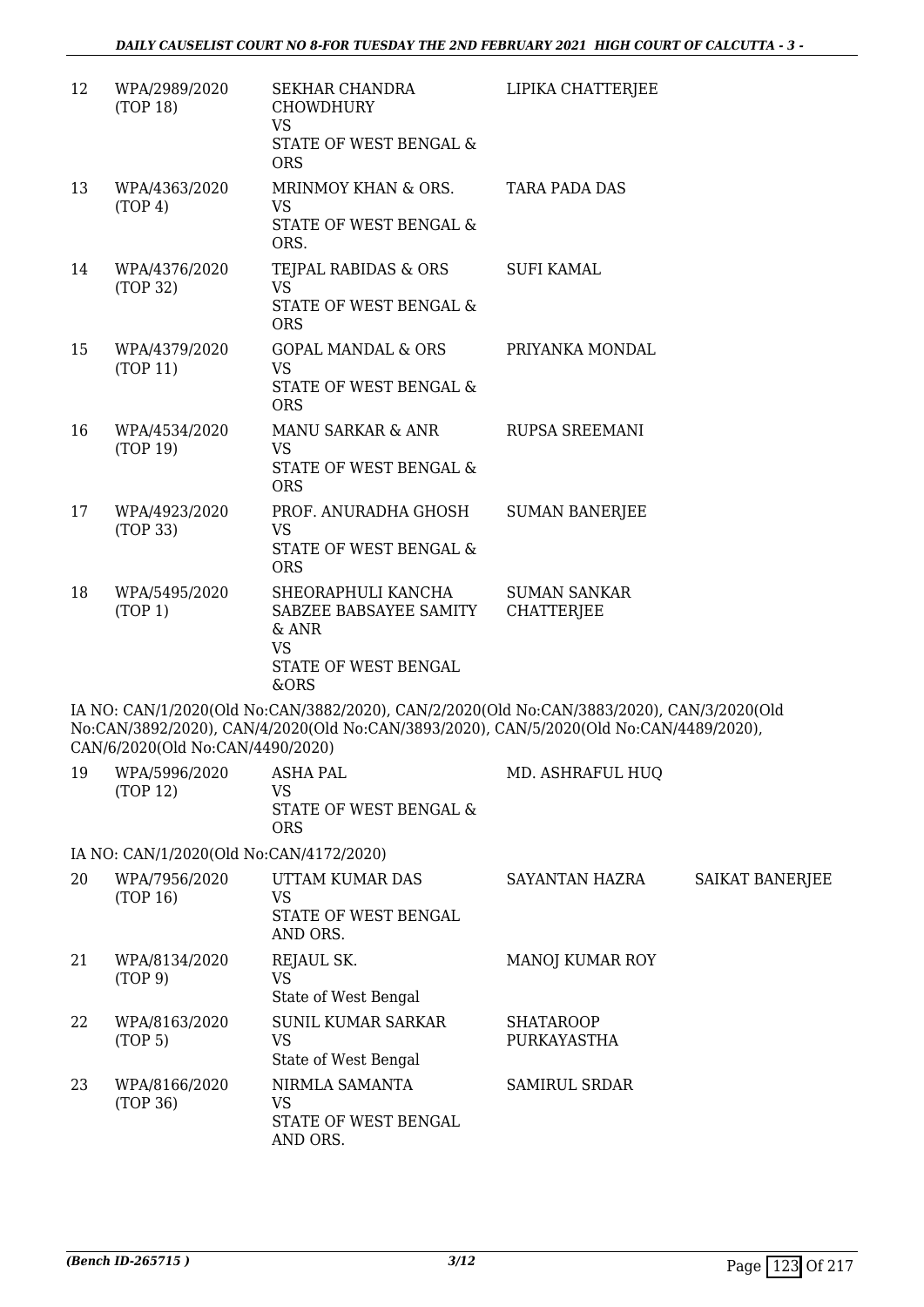| | | | | |
|---|---|---|---|---|
| 12 | WPA/2989/2020 (TOP 18) | SEKHAR CHANDRA CHOWDHURY VS STATE OF WEST BENGAL & ORS | LIPIKA CHATTERJEE | |
| 13 | WPA/4363/2020 (TOP 4) | MRINMOY KHAN & ORS. VS STATE OF WEST BENGAL & ORS. | TARA PADA DAS | |
| 14 | WPA/4376/2020 (TOP 32) | TEJPAL RABIDAS & ORS VS STATE OF WEST BENGAL & ORS | SUFI KAMAL | |
| 15 | WPA/4379/2020 (TOP 11) | GOPAL MANDAL & ORS VS STATE OF WEST BENGAL & ORS | PRIYANKA MONDAL | |
| 16 | WPA/4534/2020 (TOP 19) | MANU SARKAR & ANR VS STATE OF WEST BENGAL & ORS | RUPSA SREEMANI | |
| 17 | WPA/4923/2020 (TOP 33) | PROF. ANURADHA GHOSH VS STATE OF WEST BENGAL & ORS | SUMAN BANERJEE | |
| 18 | WPA/5495/2020 (TOP 1) | SHEORAPHULI KANCHA SABZEE BABSAYEE SAMITY & ANR VS STATE OF WEST BENGAL &ORS | SUMAN SANKAR CHATTERJEE | |

IA NO: CAN/1/2020(Old No:CAN/3882/2020), CAN/2/2020(Old No:CAN/3883/2020), CAN/3/2020(Old No:CAN/3892/2020), CAN/4/2020(Old No:CAN/3893/2020), CAN/5/2020(Old No:CAN/4489/2020), CAN/6/2020(Old No:CAN/4490/2020)

| | | | | |
|---|---|---|---|---|
| 19 | WPA/5996/2020 (TOP 12) | ASHA PAL VS STATE OF WEST BENGAL & ORS | MD. ASHRAFUL HUQ | |

IA NO: CAN/1/2020(Old No:CAN/4172/2020)

| | | | | |
|---|---|---|---|---|
| 20 | WPA/7956/2020 (TOP 16) | UTTAM KUMAR DAS VS STATE OF WEST BENGAL AND ORS. | SAYANTAN HAZRA | SAIKAT BANERJEE |
| 21 | WPA/8134/2020 (TOP 9) | REJAUL SK. VS State of West Bengal | MANOJ KUMAR ROY | |
| 22 | WPA/8163/2020 (TOP 5) | SUNIL KUMAR SARKAR VS State of West Bengal | SHATAROOP PURKAYASTHA | |
| 23 | WPA/8166/2020 (TOP 36) | NIRMLA SAMANTA VS STATE OF WEST BENGAL AND ORS. | SAMIRUL SRDAR | |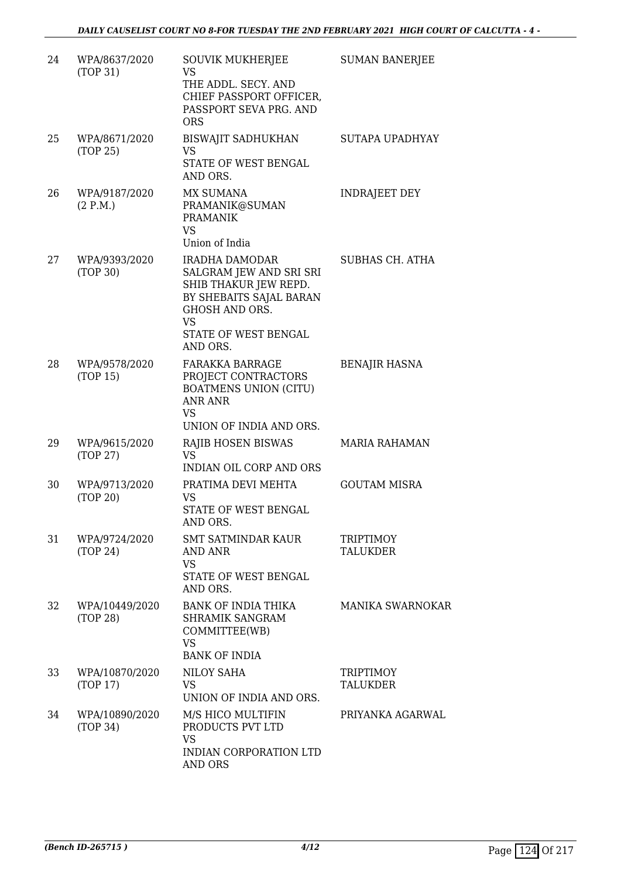| | | | |
|---|---|---|---|
| 24 | WPA/8637/2020 (TOP 31) | SOUVIK MUKHERJEE VS THE ADDL. SECY. AND CHIEF PASSPORT OFFICER, PASSPORT SEVA PRG. AND ORS | SUMAN BANERJEE |
| 25 | WPA/8671/2020 (TOP 25) | BISWAJIT SADHUKHAN VS STATE OF WEST BENGAL AND ORS. | SUTAPA UPADHYAY |
| 26 | WPA/9187/2020 (2 P.M.) | MX SUMANA PRAMANIK@SUMAN PRAMANIK VS Union of India | INDRAJEET DEY |
| 27 | WPA/9393/2020 (TOP 30) | IRADHA DAMODAR SALGRAM JEW AND SRI SRI SHIB THAKUR JEW REPD. BY SHEBAITS SAJAL BARAN GHOSH AND ORS. VS STATE OF WEST BENGAL AND ORS. | SUBHAS CH. ATHA |
| 28 | WPA/9578/2020 (TOP 15) | FARAKKA BARRAGE PROJECT CONTRACTORS BOATMENS UNION (CITU) ANR ANR VS UNION OF INDIA AND ORS. | BENAJIR HASNA |
| 29 | WPA/9615/2020 (TOP 27) | RAJIB HOSEN BISWAS VS INDIAN OIL CORP AND ORS | MARIA RAHAMAN |
| 30 | WPA/9713/2020 (TOP 20) | PRATIMA DEVI MEHTA VS STATE OF WEST BENGAL AND ORS. | GOUTAM MISRA |
| 31 | WPA/9724/2020 (TOP 24) | SMT SATMINDAR KAUR AND ANR VS STATE OF WEST BENGAL AND ORS. | TRIPTIMOY TALUKDER |
| 32 | WPA/10449/2020 (TOP 28) | BANK OF INDIA THIKA SHRAMIK SANGRAM COMMITTEE(WB) VS BANK OF INDIA | MANIKA SWARNOKAR |
| 33 | WPA/10870/2020 (TOP 17) | NILOY SAHA VS UNION OF INDIA AND ORS. | TRIPTIMOY TALUKDER |
| 34 | WPA/10890/2020 (TOP 34) | M/S HICO MULTIFIN PRODUCTS PVT LTD VS INDIAN CORPORATION LTD AND ORS | PRIYANKA AGARWAL |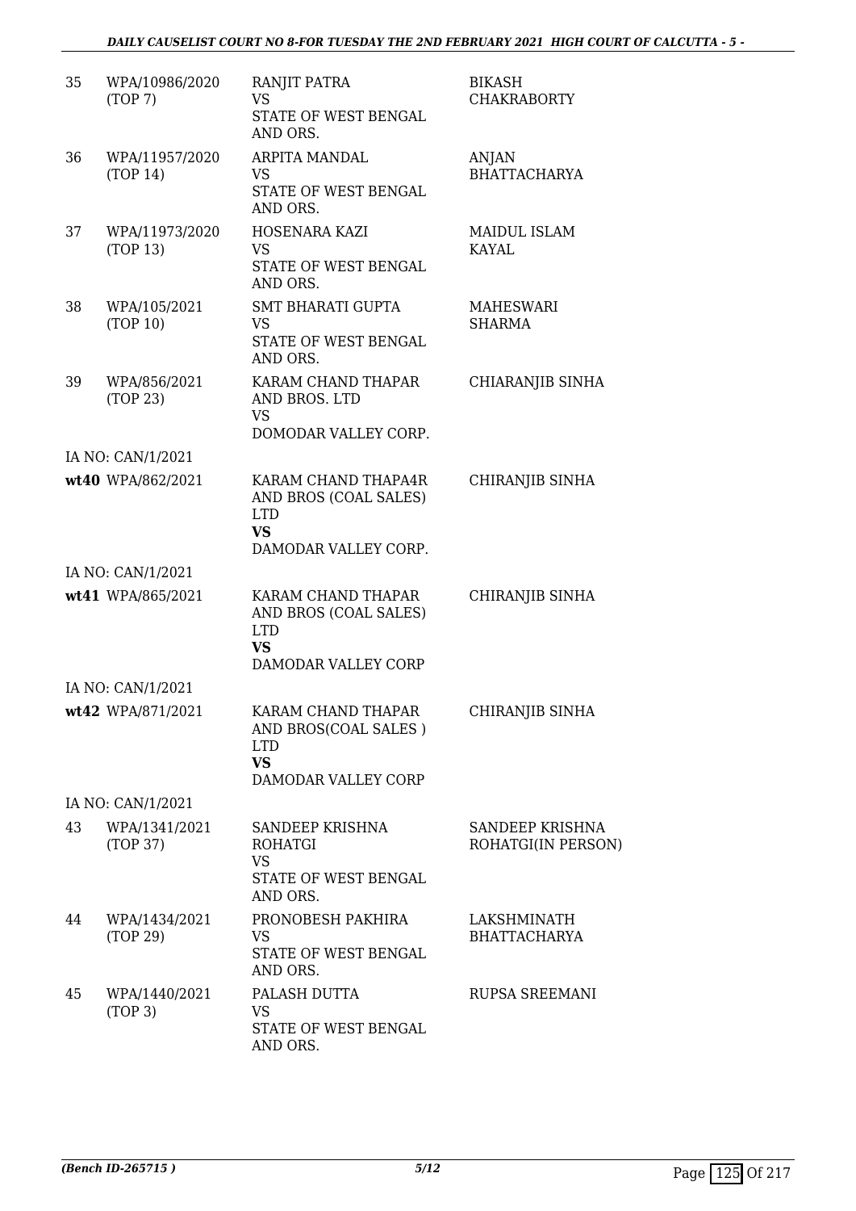| 35 | WPA/10986/2020 (TOP 7) | RANJIT PATRA VS STATE OF WEST BENGAL AND ORS. | BIKASH CHAKRABORTY |
|---|---|---|---|
| 36 | WPA/11957/2020 (TOP 14) | ARPITA MANDAL VS STATE OF WEST BENGAL AND ORS. | ANJAN BHATTACHARYA |
| 37 | WPA/11973/2020 (TOP 13) | HOSENARA KAZI VS STATE OF WEST BENGAL AND ORS. | MAIDUL ISLAM KAYAL |
| 38 | WPA/105/2021 (TOP 10) | SMT BHARATI GUPTA VS STATE OF WEST BENGAL AND ORS. | MAHESWARI SHARMA |
| 39 | WPA/856/2021 (TOP 23) | KARAM CHAND THAPAR AND BROS. LTD VS DOMODAR VALLEY CORP. | CHIARANJIB SINHA |
| | IA NO: CAN/1/2021 | | |
| **wt40** | WPA/862/2021 | KARAM CHAND THAPA4R AND BROS (COAL SALES) LTD **VS** DAMODAR VALLEY CORP. | CHIRANJIB SINHA |
| | IA NO: CAN/1/2021 | | |
| **wt41** | WPA/865/2021 | KARAM CHAND THAPAR AND BROS (COAL SALES) LTD **VS** DAMODAR VALLEY CORP | CHIRANJIB SINHA |
| | IA NO: CAN/1/2021 | | |
| **wt42** | WPA/871/2021 | KARAM CHAND THAPAR AND BROS(COAL SALES ) LTD **VS** DAMODAR VALLEY CORP | CHIRANJIB SINHA |
| | IA NO: CAN/1/2021 | | |
| 43 | WPA/1341/2021 (TOP 37) | SANDEEP KRISHNA ROHATGI VS STATE OF WEST BENGAL AND ORS. | SANDEEP KRISHNA ROHATGI(IN PERSON) |
| 44 | WPA/1434/2021 (TOP 29) | PRONOBESH PAKHIRA VS STATE OF WEST BENGAL AND ORS. | LAKSHMINATH BHATTACHARYA |
| 45 | WPA/1440/2021 (TOP 3) | PALASH DUTTA VS STATE OF WEST BENGAL AND ORS. | RUPSA SREEMANI |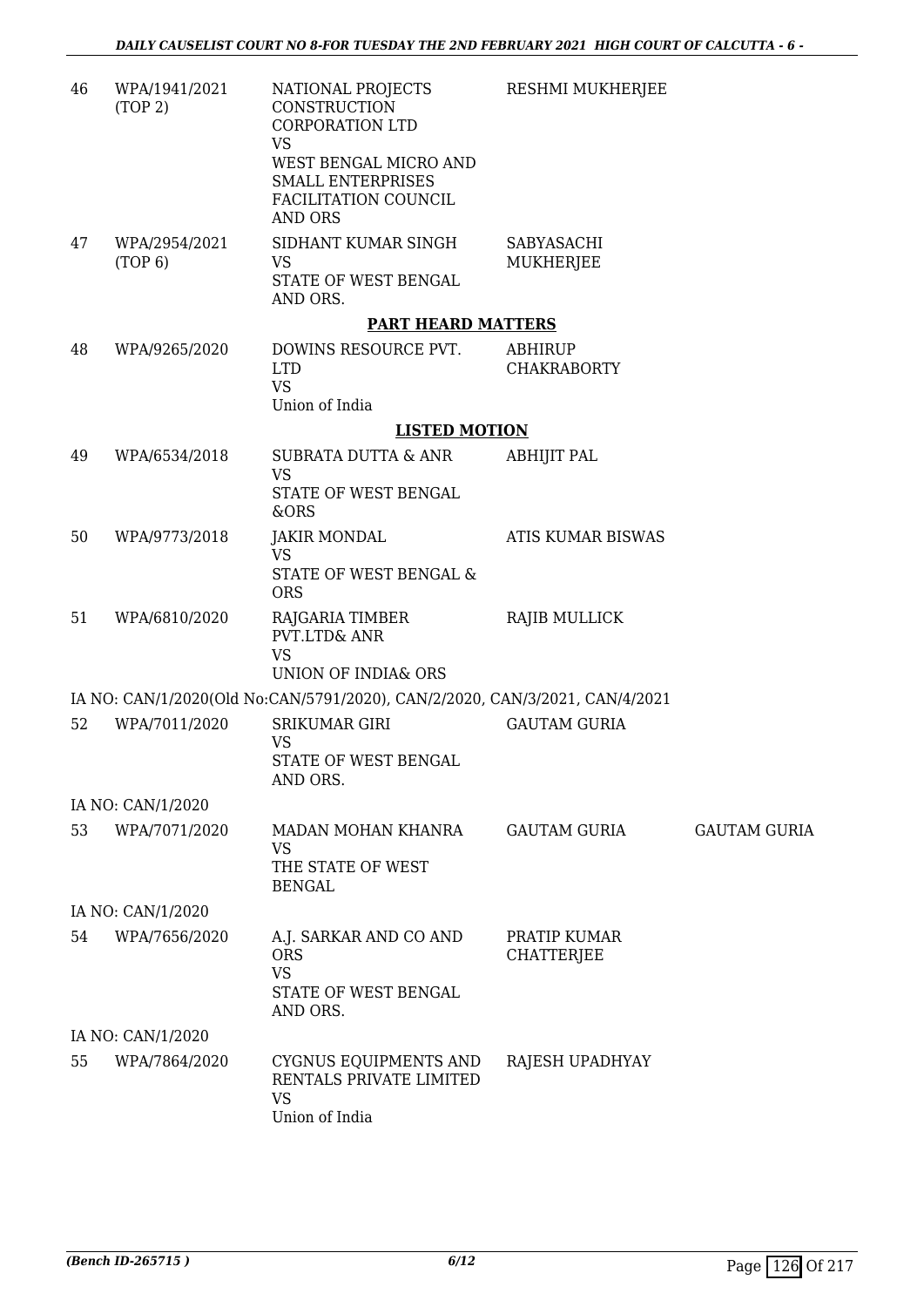| | | | | |
|---|---|---|---|---|
| 46 | WPA/1941/2021 (TOP 2) | NATIONAL PROJECTS CONSTRUCTION CORPORATION LTD VS WEST BENGAL MICRO AND SMALL ENTERPRISES FACILITATION COUNCIL AND ORS | RESHMI MUKHERJEE | |
| 47 | WPA/2954/2021 (TOP 6) | SIDHANT KUMAR SINGH VS STATE OF WEST BENGAL AND ORS. | SABYASACHI MUKHERJEE | |

**PART HEARD MATTERS**

| | | | | |
|---|---|---|---|---|
| 48 | WPA/9265/2020 | DOWINS RESOURCE PVT. LTD VS Union of India | ABHIRUP CHAKRABORTY | |

**LISTED MOTION**

| | | | | |
|---|---|---|---|---|
| 49 | WPA/6534/2018 | SUBRATA DUTTA & ANR VS STATE OF WEST BENGAL &ORS | ABHIJIT PAL | |
| 50 | WPA/9773/2018 | JAKIR MONDAL VS STATE OF WEST BENGAL & ORS | ATIS KUMAR BISWAS | |
| 51 | WPA/6810/2020 | RAJGARIA TIMBER PVT.LTD& ANR VS UNION OF INDIA& ORS | RAJIB MULLICK | |

IA NO: CAN/1/2020(Old No:CAN/5791/2020), CAN/2/2020, CAN/3/2021, CAN/4/2021

| | | | | |
|---|---|---|---|---|
| 52 | WPA/7011/2020 | SRIKUMAR GIRI VS STATE OF WEST BENGAL AND ORS. | GAUTAM GURIA | |

IA NO: CAN/1/2020

| | | | | |
|---|---|---|---|---|
| 53 | WPA/7071/2020 | MADAN MOHAN KHANRA VS THE STATE OF WEST BENGAL | GAUTAM GURIA | GAUTAM GURIA |

IA NO: CAN/1/2020

| | | | | |
|---|---|---|---|---|
| 54 | WPA/7656/2020 | A.J. SARKAR AND CO AND ORS VS STATE OF WEST BENGAL AND ORS. | PRATIP KUMAR CHATTERJEE | |

IA NO: CAN/1/2020

| | | | | |
|---|---|---|---|---|
| 55 | WPA/7864/2020 | CYGNUS EQUIPMENTS AND RENTALS PRIVATE LIMITED VS Union of India | RAJESH UPADHYAY | |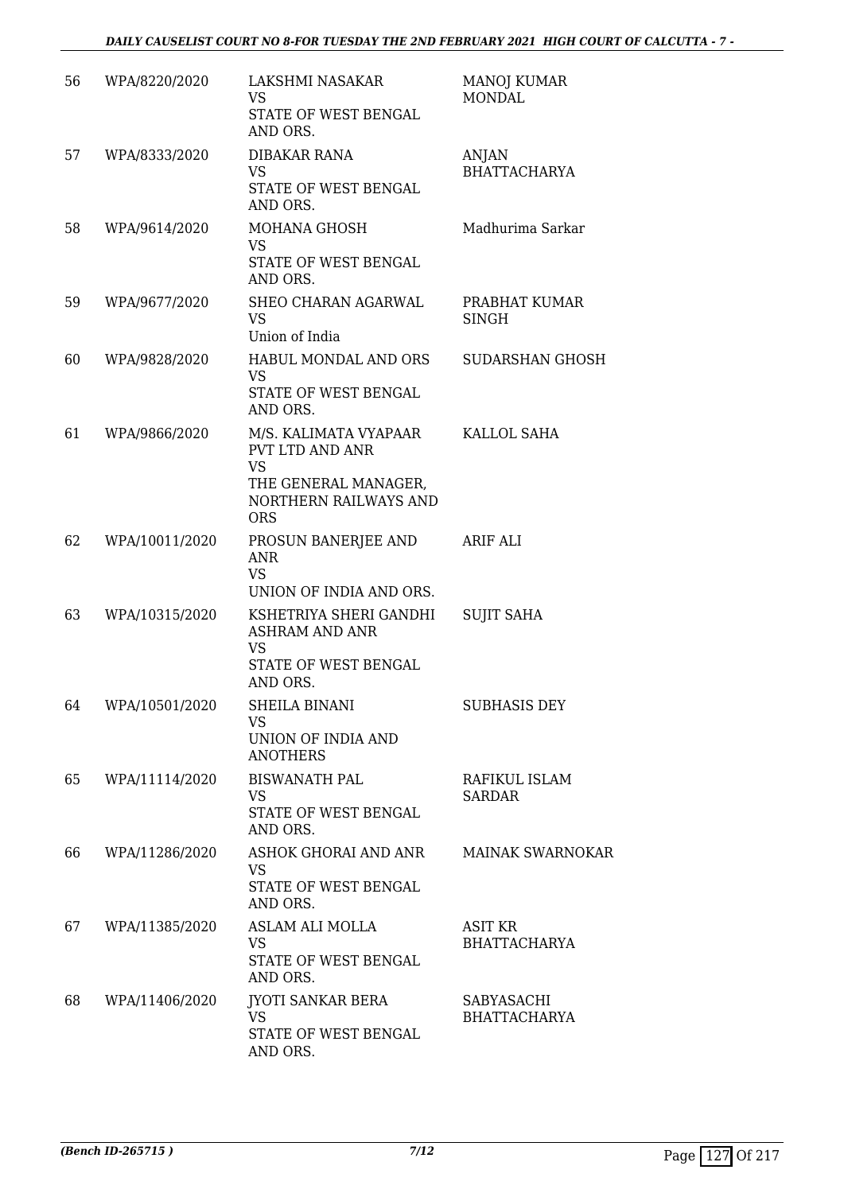| | | | |
|---|---|---|---|
| 56 | WPA/8220/2020 | LAKSHMI NASAKAR VS STATE OF WEST BENGAL AND ORS. | MANOJ KUMAR MONDAL |
| 57 | WPA/8333/2020 | DIBAKAR RANA VS STATE OF WEST BENGAL AND ORS. | ANJAN BHATTACHARYA |
| 58 | WPA/9614/2020 | MOHANA GHOSH VS STATE OF WEST BENGAL AND ORS. | Madhurima Sarkar |
| 59 | WPA/9677/2020 | SHEO CHARAN AGARWAL VS Union of India | PRABHAT KUMAR SINGH |
| 60 | WPA/9828/2020 | HABUL MONDAL AND ORS VS STATE OF WEST BENGAL AND ORS. | SUDARSHAN GHOSH |
| 61 | WPA/9866/2020 | M/S. KALIMATA VYAPAAR PVT LTD AND ANR VS THE GENERAL MANAGER, NORTHERN RAILWAYS AND ORS | KALLOL SAHA |
| 62 | WPA/10011/2020 | PROSUN BANERJEE AND ANR VS UNION OF INDIA AND ORS. | ARIF ALI |
| 63 | WPA/10315/2020 | KSHETRIYA SHERI GANDHI ASHRAM AND ANR VS STATE OF WEST BENGAL AND ORS. | SUJIT SAHA |
| 64 | WPA/10501/2020 | SHEILA BINANI VS UNION OF INDIA AND ANOTHERS | SUBHASIS DEY |
| 65 | WPA/11114/2020 | BISWANATH PAL VS STATE OF WEST BENGAL AND ORS. | RAFIKUL ISLAM SARDAR |
| 66 | WPA/11286/2020 | ASHOK GHORAI AND ANR VS STATE OF WEST BENGAL AND ORS. | MAINAK SWARNOKAR |
| 67 | WPA/11385/2020 | ASLAM ALI MOLLA VS STATE OF WEST BENGAL AND ORS. | ASIT KR BHATTACHARYA |
| 68 | WPA/11406/2020 | JYOTI SANKAR BERA VS STATE OF WEST BENGAL AND ORS. | SABYASACHI BHATTACHARYA |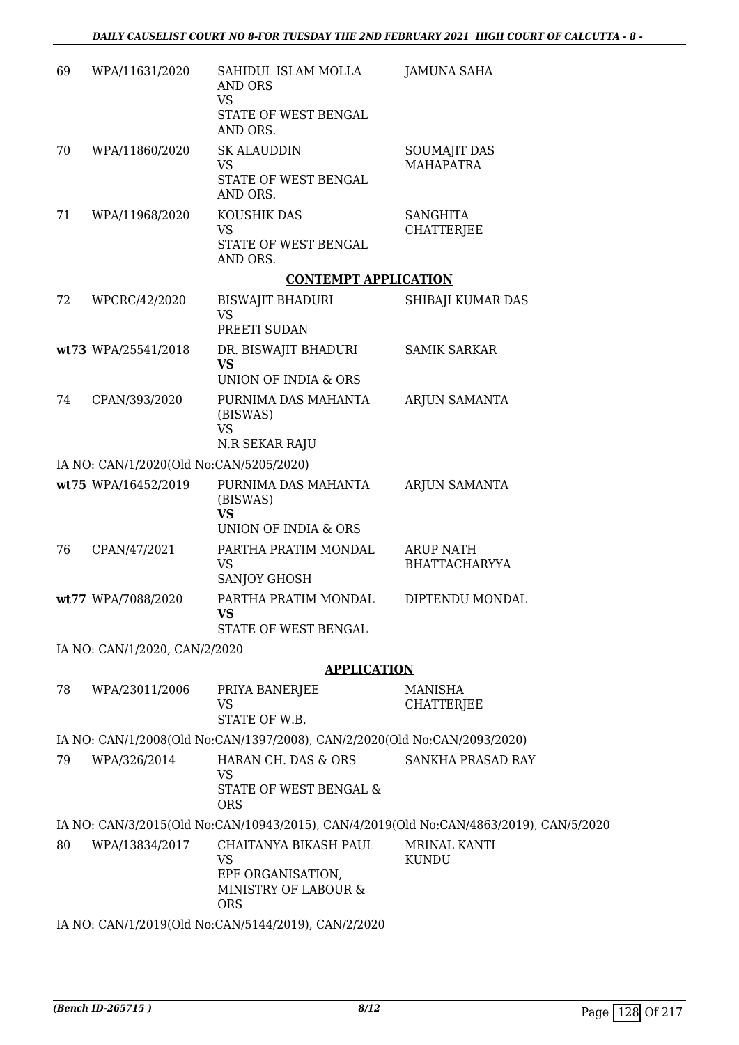| | | | |
|---|---|---|---|
| 69 | WPA/11631/2020 | SAHIDUL ISLAM MOLLA AND ORS<br>VS<br>STATE OF WEST BENGAL AND ORS. | JAMUNA SAHA |
| 70 | WPA/11860/2020 | SK ALAUDDIN<br>VS<br>STATE OF WEST BENGAL AND ORS. | SOUMAJIT DAS MAHAPATRA |
| 71 | WPA/11968/2020 | KOUSHIK DAS<br>VS<br>STATE OF WEST BENGAL AND ORS. | SANGHITA CHATTERJEE |

**CONTEMPT APPLICATION**

| | | | |
|---|---|---|---|
| 72 | WPCRC/42/2020 | BISWAJIT BHADURI<br>VS<br>PREETI SUDAN | SHIBAJI KUMAR DAS |
| **wt**73 | WPA/25541/2018 | DR. BISWAJIT BHADURI<br>**VS**<br>UNION OF INDIA & ORS | SAMIK SARKAR |
| 74 | CPAN/393/2020 | PURNIMA DAS MAHANTA (BISWAS)<br>VS<br>N.R SEKAR RAJU | ARJUN SAMANTA |

IA NO: CAN/1/2020(Old No:CAN/5205/2020)

| | | | |
|---|---|---|---|
| **wt**75 | WPA/16452/2019 | PURNIMA DAS MAHANTA (BISWAS)<br>**VS**<br>UNION OF INDIA & ORS | ARJUN SAMANTA |
| 76 | CPAN/47/2021 | PARTHA PRATIM MONDAL<br>VS<br>SANJOY GHOSH | ARUP NATH BHATTACHARYYA |
| **wt**77 | WPA/7088/2020 | PARTHA PRATIM MONDAL<br>**VS**<br>STATE OF WEST BENGAL | DIPTENDU MONDAL |

IA NO: CAN/1/2020, CAN/2/2020

**APPLICATION**

| | | | |
|---|---|---|---|
| 78 | WPA/23011/2006 | PRIYA BANERJEE<br>VS<br>STATE OF W.B. | MANISHA CHATTERJEE |

IA NO: CAN/1/2008(Old No:CAN/1397/2008), CAN/2/2020(Old No:CAN/2093/2020)

| | | | |
|---|---|---|---|
| 79 | WPA/326/2014 | HARAN CH. DAS & ORS<br>VS<br>STATE OF WEST BENGAL & ORS | SANKHA PRASAD RAY |

IA NO: CAN/3/2015(Old No:CAN/10943/2015), CAN/4/2019(Old No:CAN/4863/2019), CAN/5/2020

| | | | |
|---|---|---|---|
| 80 | WPA/13834/2017 | CHAITANYA BIKASH PAUL<br>VS<br>EPF ORGANISATION, MINISTRY OF LABOUR & ORS | MRINAL KANTI KUNDU |

IA NO: CAN/1/2019(Old No:CAN/5144/2019), CAN/2/2020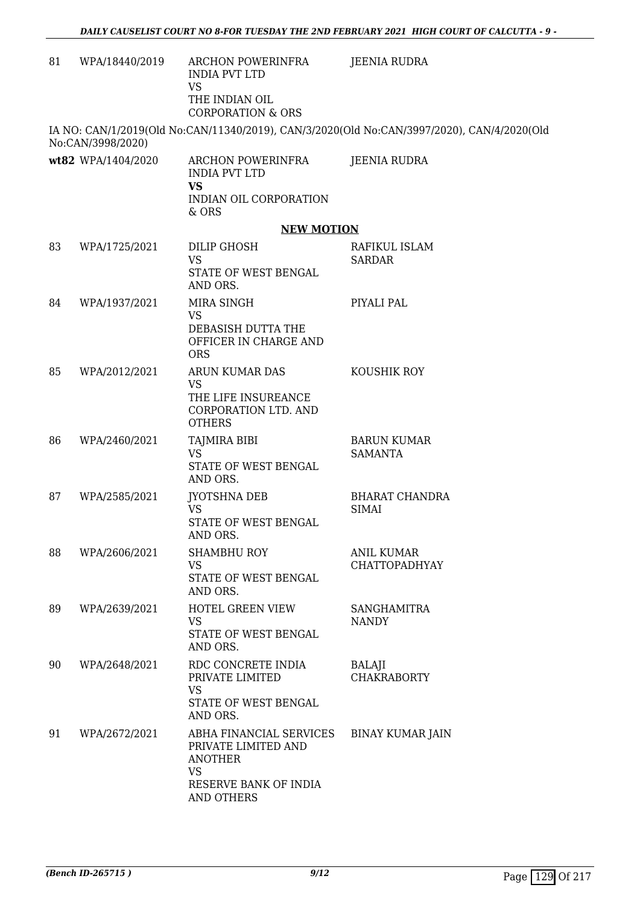| 81 | WPA/18440/2019 | ARCHON POWERINFRA INDIA PVT LTD<br>VS<br>THE INDIAN OIL CORPORATION & ORS | JEENIA RUDRA |
|---|---|---|---|

IA NO: CAN/1/2019(Old No:CAN/11340/2019), CAN/3/2020(Old No:CAN/3997/2020), CAN/4/2020(Old No:CAN/3998/2020)

| wt82 | WPA/1404/2020 | ARCHON POWERINFRA INDIA PVT LTD<br>**VS**<br>INDIAN OIL CORPORATION & ORS | JEENIA RUDRA |
|---|---|---|---|

**NEW MOTION**

| 83 | WPA/1725/2021 | DILIP GHOSH<br>VS<br>STATE OF WEST BENGAL AND ORS. | RAFIKUL ISLAM SARDAR |
|---|---|---|---|
| 84 | WPA/1937/2021 | MIRA SINGH<br>VS<br>DEBASISH DUTTA THE OFFICER IN CHARGE AND ORS | PIYALI PAL |
| 85 | WPA/2012/2021 | ARUN KUMAR DAS<br>VS<br>THE LIFE INSUREANCE CORPORATION LTD. AND OTHERS | KOUSHIK ROY |
| 86 | WPA/2460/2021 | TAJMIRA BIBI<br>VS<br>STATE OF WEST BENGAL AND ORS. | BARUN KUMAR SAMANTA |
| 87 | WPA/2585/2021 | JYOTSHNA DEB<br>VS<br>STATE OF WEST BENGAL AND ORS. | BHARAT CHANDRA SIMAI |
| 88 | WPA/2606/2021 | SHAMBHU ROY<br>VS<br>STATE OF WEST BENGAL AND ORS. | ANIL KUMAR CHATTOPADHYAY |
| 89 | WPA/2639/2021 | HOTEL GREEN VIEW<br>VS<br>STATE OF WEST BENGAL AND ORS. | SANGHAMITRA NANDY |
| 90 | WPA/2648/2021 | RDC CONCRETE INDIA PRIVATE LIMITED<br>VS<br>STATE OF WEST BENGAL AND ORS. | BALAJI CHAKRABORTY |
| 91 | WPA/2672/2021 | ABHA FINANCIAL SERVICES PRIVATE LIMITED AND ANOTHER<br>VS<br>RESERVE BANK OF INDIA AND OTHERS | BINAY KUMAR JAIN |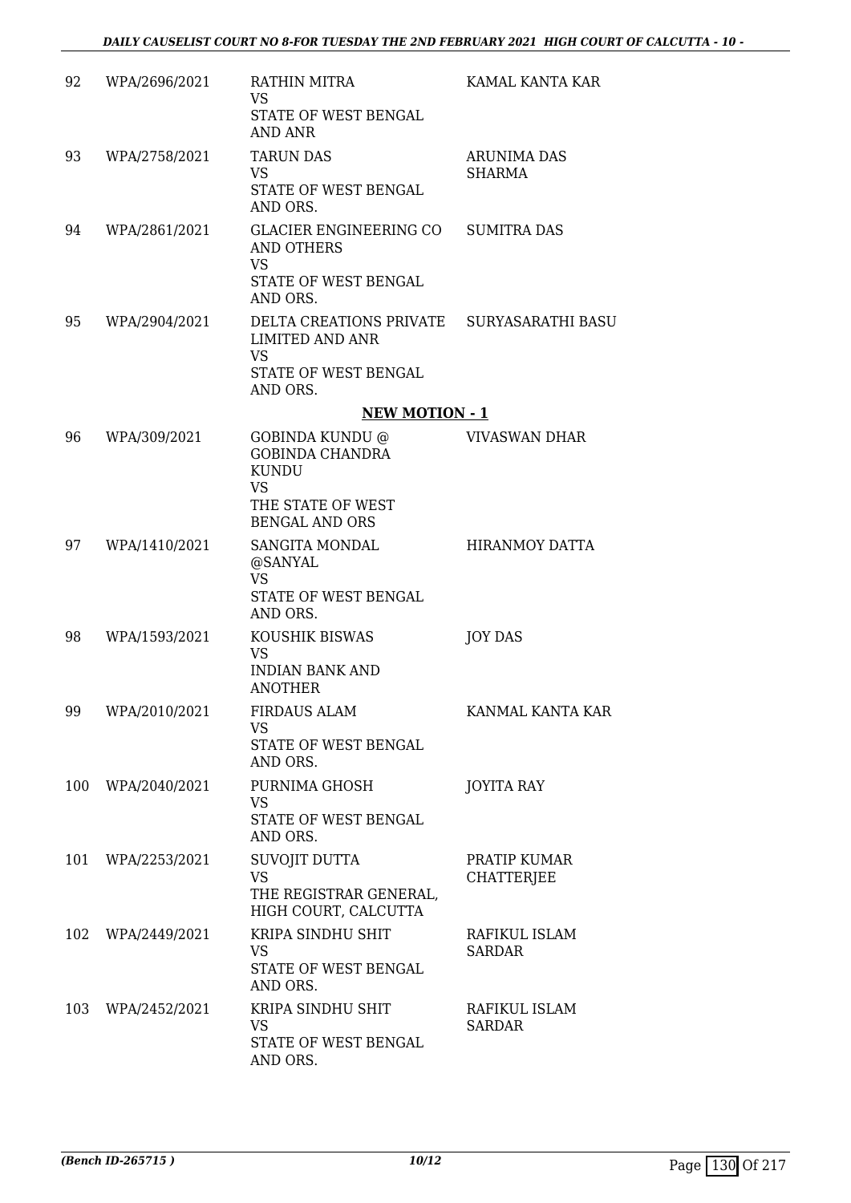| | | | |
|---|---|---|---|
| 92 | WPA/2696/2021 | RATHIN MITRA<br>VS<br>STATE OF WEST BENGAL AND ANR | KAMAL KANTA KAR |
| 93 | WPA/2758/2021 | TARUN DAS<br>VS<br>STATE OF WEST BENGAL AND ORS. | ARUNIMA DAS SHARMA |
| 94 | WPA/2861/2021 | GLACIER ENGINEERING CO AND OTHERS<br>VS<br>STATE OF WEST BENGAL AND ORS. | SUMITRA DAS |
| 95 | WPA/2904/2021 | DELTA CREATIONS PRIVATE LIMITED AND ANR<br>VS<br>STATE OF WEST BENGAL AND ORS. | SURYASARATHI BASU |

**NEW MOTION - 1**

| | | | |
|---|---|---|---|
| 96 | WPA/309/2021 | GOBINDA KUNDU @ GOBINDA CHANDRA KUNDU<br>VS<br>THE STATE OF WEST BENGAL AND ORS | VIVASWAN DHAR |
| 97 | WPA/1410/2021 | SANGITA MONDAL @SANYAL<br>VS<br>STATE OF WEST BENGAL AND ORS. | HIRANMOY DATTA |
| 98 | WPA/1593/2021 | KOUSHIK BISWAS<br>VS<br>INDIAN BANK AND ANOTHER | JOY DAS |
| 99 | WPA/2010/2021 | FIRDAUS ALAM<br>VS<br>STATE OF WEST BENGAL AND ORS. | KANMAL KANTA KAR |
| 100 | WPA/2040/2021 | PURNIMA GHOSH<br>VS<br>STATE OF WEST BENGAL AND ORS. | JOYITA RAY |
| 101 | WPA/2253/2021 | SUVOJIT DUTTA<br>VS<br>THE REGISTRAR GENERAL, HIGH COURT, CALCUTTA | PRATIP KUMAR CHATTERJEE |
| 102 | WPA/2449/2021 | KRIPA SINDHU SHIT<br>VS<br>STATE OF WEST BENGAL AND ORS. | RAFIKUL ISLAM SARDAR |
| 103 | WPA/2452/2021 | KRIPA SINDHU SHIT<br>VS<br>STATE OF WEST BENGAL AND ORS. | RAFIKUL ISLAM SARDAR |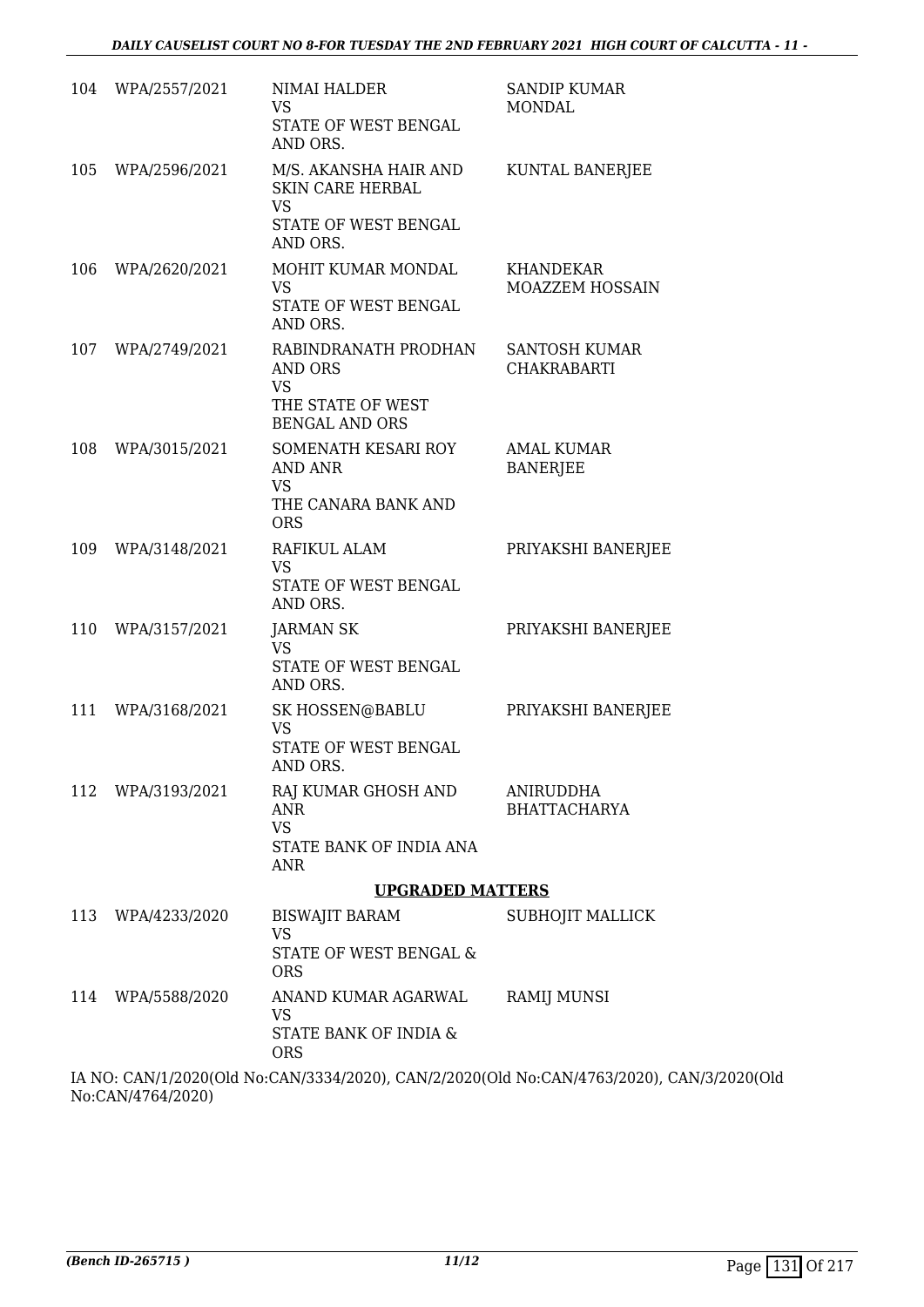| | | | |
|---|---|---|---|
| 104 | WPA/2557/2021 | NIMAI HALDER<br>VS<br>STATE OF WEST BENGAL AND ORS. | SANDIP KUMAR MONDAL |
| 105 | WPA/2596/2021 | M/S. AKANSHA HAIR AND SKIN CARE HERBAL<br>VS<br>STATE OF WEST BENGAL AND ORS. | KUNTAL BANERJEE |
| 106 | WPA/2620/2021 | MOHIT KUMAR MONDAL<br>VS<br>STATE OF WEST BENGAL AND ORS. | KHANDEKAR MOAZZEM HOSSAIN |
| 107 | WPA/2749/2021 | RABINDRANATH PRODHAN AND ORS<br>VS<br>THE STATE OF WEST BENGAL AND ORS | SANTOSH KUMAR CHAKRABARTI |
| 108 | WPA/3015/2021 | SOMENATH KESARI ROY AND ANR<br>VS<br>THE CANARA BANK AND ORS | AMAL KUMAR BANERJEE |
| 109 | WPA/3148/2021 | RAFIKUL ALAM<br>VS<br>STATE OF WEST BENGAL AND ORS. | PRIYAKSHI BANERJEE |
| 110 | WPA/3157/2021 | JARMAN SK<br>VS<br>STATE OF WEST BENGAL AND ORS. | PRIYAKSHI BANERJEE |
| 111 | WPA/3168/2021 | SK HOSSEN@BABLU<br>VS<br>STATE OF WEST BENGAL AND ORS. | PRIYAKSHI BANERJEE |
| 112 | WPA/3193/2021 | RAJ KUMAR GHOSH AND ANR<br>VS<br>STATE BANK OF INDIA ANA ANR | ANIRUDDHA BHATTACHARYA |

**UPGRADED MATTERS**

| | | | |
|---|---|---|---|
| 113 | WPA/4233/2020 | BISWAJIT BARAM<br>VS<br>STATE OF WEST BENGAL & ORS | SUBHOJIT MALLICK |
| 114 | WPA/5588/2020 | ANAND KUMAR AGARWAL<br>VS<br>STATE BANK OF INDIA & ORS | RAMIJ MUNSI |

IA NO: CAN/1/2020(Old No:CAN/3334/2020), CAN/2/2020(Old No:CAN/4763/2020), CAN/3/2020(Old No:CAN/4764/2020)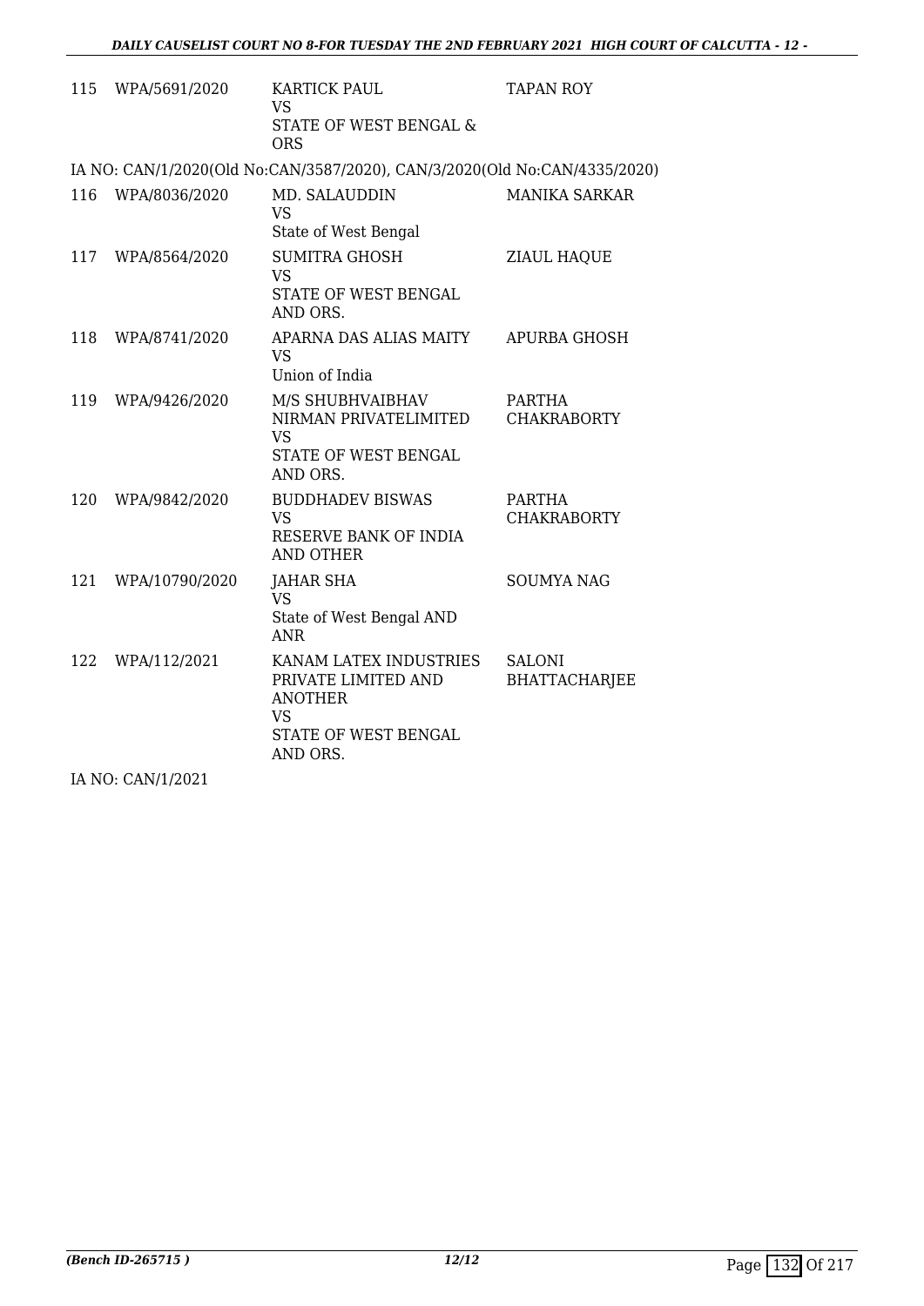| | | | |
|---|---|---|---|
| 115 | WPA/5691/2020 | KARTICK PAUL<br>VS<br>STATE OF WEST BENGAL & ORS | TAPAN ROY |

IA NO: CAN/1/2020(Old No:CAN/3587/2020), CAN/3/2020(Old No:CAN/4335/2020)

| | | | |
|---|---|---|---|
| 116 | WPA/8036/2020 | MD. SALAUDDIN<br>VS<br>State of West Bengal | MANIKA SARKAR |
| 117 | WPA/8564/2020 | SUMITRA GHOSH<br>VS<br>STATE OF WEST BENGAL AND ORS. | ZIAUL HAQUE |
| 118 | WPA/8741/2020 | APARNA DAS ALIAS MAITY<br>VS<br>Union of India | APURBA GHOSH |
| 119 | WPA/9426/2020 | M/S SHUBHVAIBHAV NIRMAN PRIVATELIMITED<br>VS<br>STATE OF WEST BENGAL AND ORS. | PARTHA CHAKRABORTY |
| 120 | WPA/9842/2020 | BUDDHADEV BISWAS<br>VS<br>RESERVE BANK OF INDIA AND OTHER | PARTHA CHAKRABORTY |
| 121 | WPA/10790/2020 | JAHAR SHA<br>VS<br>State of West Bengal AND ANR | SOUMYA NAG |
| 122 | WPA/112/2021 | KANAM LATEX INDUSTRIES PRIVATE LIMITED AND ANOTHER<br>VS<br>STATE OF WEST BENGAL AND ORS. | SALONI BHATTACHARJEE |

IA NO: CAN/1/2021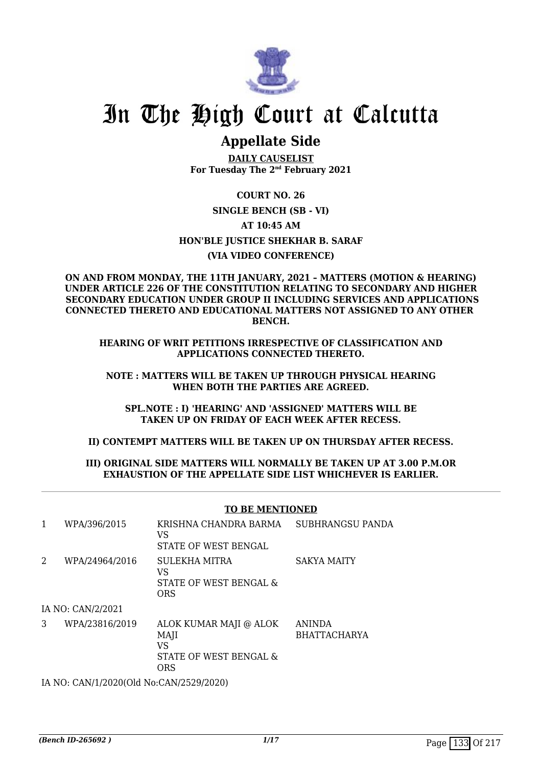# In The High Court at Calcutta

## Appellate Side

**DAILY CAUSELIST**
**For Tuesday The 2nd February 2021**

**COURT NO. 26**

**SINGLE BENCH (SB - VI)**

**AT 10:45 AM**

**HON'BLE JUSTICE SHEKHAR B. SARAF**

**(VIA VIDEO CONFERENCE)**

**ON AND FROM MONDAY, THE 11TH JANUARY, 2021 – MATTERS (MOTION & HEARING) UNDER ARTICLE 226 OF THE CONSTITUTION RELATING TO SECONDARY AND HIGHER SECONDARY EDUCATION UNDER GROUP II INCLUDING SERVICES AND APPLICATIONS CONNECTED THERETO AND EDUCATIONAL MATTERS NOT ASSIGNED TO ANY OTHER BENCH.**

**HEARING OF WRIT PETITIONS IRRESPECTIVE OF CLASSIFICATION AND APPLICATIONS CONNECTED THERETO.**

**NOTE : MATTERS WILL BE TAKEN UP THROUGH PHYSICAL HEARING WHEN BOTH THE PARTIES ARE AGREED.**

**SPL.NOTE : I) 'HEARING' AND 'ASSIGNED' MATTERS WILL BE TAKEN UP ON FRIDAY OF EACH WEEK AFTER RECESS.**

**II) CONTEMPT MATTERS WILL BE TAKEN UP ON THURSDAY AFTER RECESS.**

**III) ORIGINAL SIDE MATTERS WILL NORMALLY BE TAKEN UP AT 3.00 P.M.OR EXHAUSTION OF THE APPELLATE SIDE LIST WHICHEVER IS EARLIER.**

**TO BE MENTIONED**

| | | | |
|---|---|---|---|
| 1 | WPA/396/2015 | KRISHNA CHANDRA BARMA<br>VS<br>STATE OF WEST BENGAL | SUBHRANGSU PANDA |
| 2 | WPA/24964/2016 | SULEKHA MITRA<br>VS<br>STATE OF WEST BENGAL & ORS | SAKYA MAITY |

IA NO: CAN/2/2021

| | | | |
|---|---|---|---|
| 3 | WPA/23816/2019 | ALOK KUMAR MAJI @ ALOK MAJI<br>VS<br>STATE OF WEST BENGAL & ORS | ANINDA BHATTACHARYA |

IA NO: CAN/1/2020(Old No:CAN/2529/2020)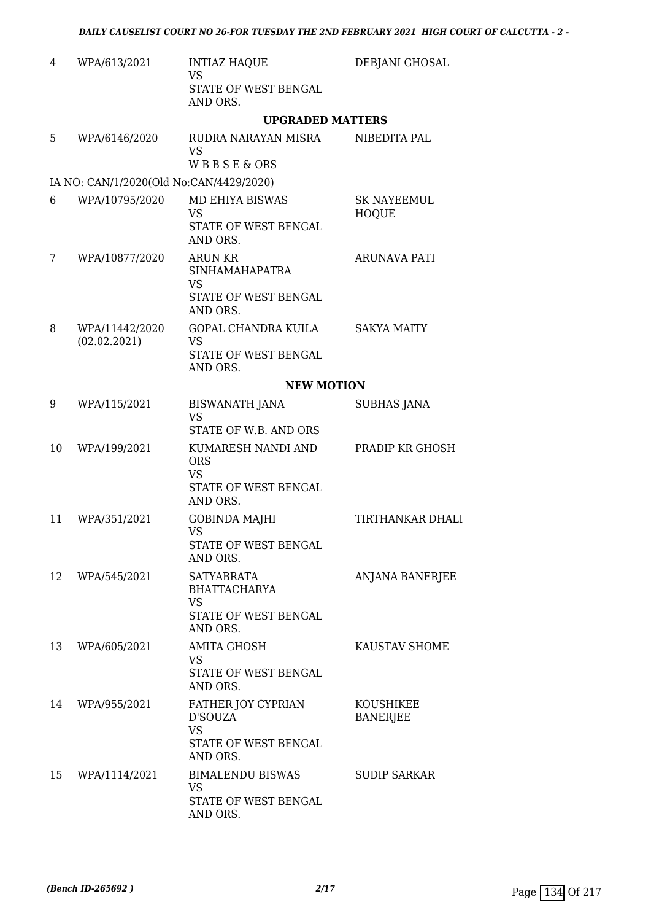| | | | |
|---|---|---|---|
| 4 | WPA/613/2021 | INTIAZ HAQUE<br>VS<br>STATE OF WEST BENGAL AND ORS. | DEBJANI GHOSAL |

**UPGRADED MATTERS**

| | | | |
|---|---|---|---|
| 5 | WPA/6146/2020 | RUDRA NARAYAN MISRA<br>VS<br>W B B S E & ORS | NIBEDITA PAL |
| | IA NO: CAN/1/2020(Old No:CAN/4429/2020) | | |
| 6 | WPA/10795/2020 | MD EHIYA BISWAS<br>VS<br>STATE OF WEST BENGAL AND ORS. | SK NAYEEMUL HOQUE |
| 7 | WPA/10877/2020 | ARUN KR SINHAMAHAPATRA<br>VS<br>STATE OF WEST BENGAL AND ORS. | ARUNAVA PATI |
| 8 | WPA/11442/2020 (02.02.2021) | GOPAL CHANDRA KUILA<br>VS<br>STATE OF WEST BENGAL AND ORS. | SAKYA MAITY |

**NEW MOTION**

| | | | |
|---|---|---|---|
| 9 | WPA/115/2021 | BISWANATH JANA<br>VS<br>STATE OF W.B. AND ORS | SUBHAS JANA |
| 10 | WPA/199/2021 | KUMARESH NANDI AND ORS<br>VS<br>STATE OF WEST BENGAL AND ORS. | PRADIP KR GHOSH |
| 11 | WPA/351/2021 | GOBINDA MAJHI<br>VS<br>STATE OF WEST BENGAL AND ORS. | TIRTHANKAR DHALI |
| 12 | WPA/545/2021 | SATYABRATA BHATTACHARYA<br>VS<br>STATE OF WEST BENGAL AND ORS. | ANJANA BANERJEE |
| 13 | WPA/605/2021 | AMITA GHOSH<br>VS<br>STATE OF WEST BENGAL AND ORS. | KAUSTAV SHOME |
| 14 | WPA/955/2021 | FATHER JOY CYPRIAN D'SOUZA<br>VS<br>STATE OF WEST BENGAL AND ORS. | KOUSHIKEE BANERJEE |
| 15 | WPA/1114/2021 | BIMALENDU BISWAS<br>VS<br>STATE OF WEST BENGAL AND ORS. | SUDIP SARKAR |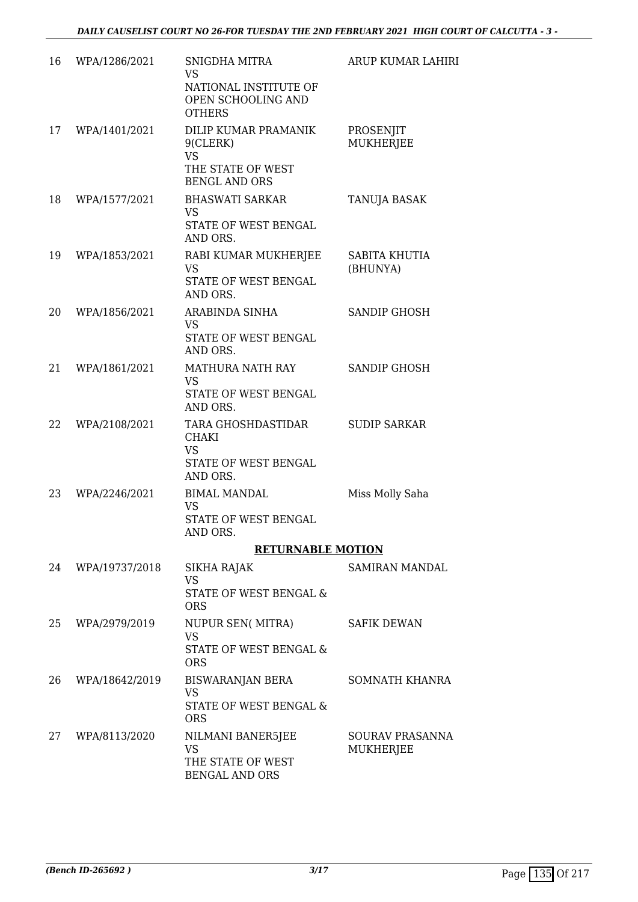| | | | |
|---|---|---|---|
| 16 | WPA/1286/2021 | SNIGDHA MITRA<br>VS<br>NATIONAL INSTITUTE OF OPEN SCHOOLING AND OTHERS | ARUP KUMAR LAHIRI |
| 17 | WPA/1401/2021 | DILIP KUMAR PRAMANIK 9(CLERK)<br>VS<br>THE STATE OF WEST BENGL AND ORS | PROSENJIT MUKHERJEE |
| 18 | WPA/1577/2021 | BHASWATI SARKAR<br>VS<br>STATE OF WEST BENGAL AND ORS. | TANUJA BASAK |
| 19 | WPA/1853/2021 | RABI KUMAR MUKHERJEE<br>VS<br>STATE OF WEST BENGAL AND ORS. | SABITA KHUTIA (BHUNYA) |
| 20 | WPA/1856/2021 | ARABINDA SINHA<br>VS<br>STATE OF WEST BENGAL AND ORS. | SANDIP GHOSH |
| 21 | WPA/1861/2021 | MATHURA NATH RAY<br>VS<br>STATE OF WEST BENGAL AND ORS. | SANDIP GHOSH |
| 22 | WPA/2108/2021 | TARA GHOSHDASTIDAR CHAKI<br>VS<br>STATE OF WEST BENGAL AND ORS. | SUDIP SARKAR |
| 23 | WPA/2246/2021 | BIMAL MANDAL<br>VS<br>STATE OF WEST BENGAL AND ORS. | Miss Molly Saha |

**RETURNABLE MOTION**

| | | | |
|---|---|---|---|
| 24 | WPA/19737/2018 | SIKHA RAJAK<br>VS<br>STATE OF WEST BENGAL & ORS | SAMIRAN MANDAL |
| 25 | WPA/2979/2019 | NUPUR SEN( MITRA)<br>VS<br>STATE OF WEST BENGAL & ORS | SAFIK DEWAN |
| 26 | WPA/18642/2019 | BISWARANJAN BERA<br>VS<br>STATE OF WEST BENGAL & ORS | SOMNATH KHANRA |
| 27 | WPA/8113/2020 | NILMANI BANER5JEE<br>VS<br>THE STATE OF WEST BENGAL AND ORS | SOURAV PRASANNA MUKHERJEE |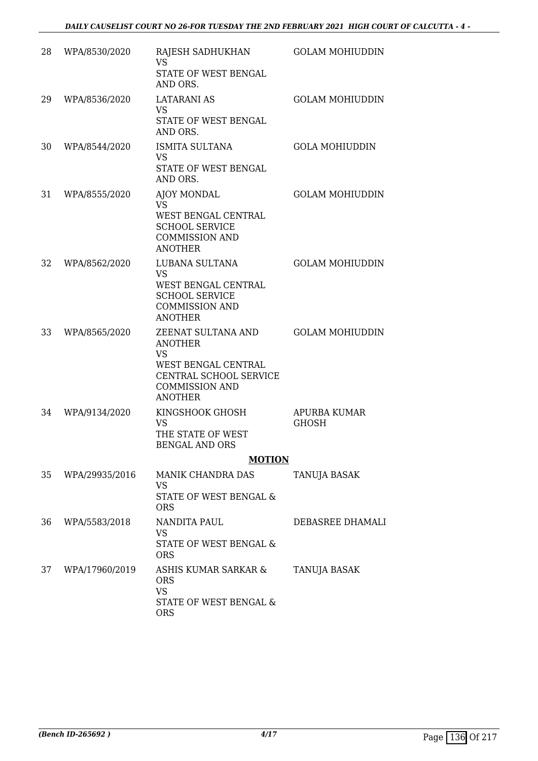| 28 | WPA/8530/2020 | RAJESH SADHUKHAN<br>VS<br>STATE OF WEST BENGAL AND ORS. | GOLAM MOHIUDDIN |
|---|---|---|---|
| 29 | WPA/8536/2020 | LATARANI AS<br>VS<br>STATE OF WEST BENGAL AND ORS. | GOLAM MOHIUDDIN |
| 30 | WPA/8544/2020 | ISMITA SULTANA<br>VS<br>STATE OF WEST BENGAL AND ORS. | GOLA MOHIUDDIN |
| 31 | WPA/8555/2020 | AJOY MONDAL<br>VS<br>WEST BENGAL CENTRAL SCHOOL SERVICE COMMISSION AND ANOTHER | GOLAM MOHIUDDIN |
| 32 | WPA/8562/2020 | LUBANA SULTANA<br>VS<br>WEST BENGAL CENTRAL SCHOOL SERVICE COMMISSION AND ANOTHER | GOLAM MOHIUDDIN |
| 33 | WPA/8565/2020 | ZEENAT SULTANA AND ANOTHER<br>VS<br>WEST BENGAL CENTRAL CENTRAL SCHOOL SERVICE COMMISSION AND ANOTHER | GOLAM MOHIUDDIN |
| 34 | WPA/9134/2020 | KINGSHOOK GHOSH<br>VS<br>THE STATE OF WEST BENGAL AND ORS | APURBA KUMAR GHOSH |

**MOTION**

| 35 | WPA/29935/2016 | MANIK CHANDRA DAS<br>VS<br>STATE OF WEST BENGAL & ORS | TANUJA BASAK |
|---|---|---|---|
| 36 | WPA/5583/2018 | NANDITA PAUL<br>VS<br>STATE OF WEST BENGAL & ORS | DEBASREE DHAMALI |
| 37 | WPA/17960/2019 | ASHIS KUMAR SARKAR & ORS<br>VS<br>STATE OF WEST BENGAL & ORS | TANUJA BASAK |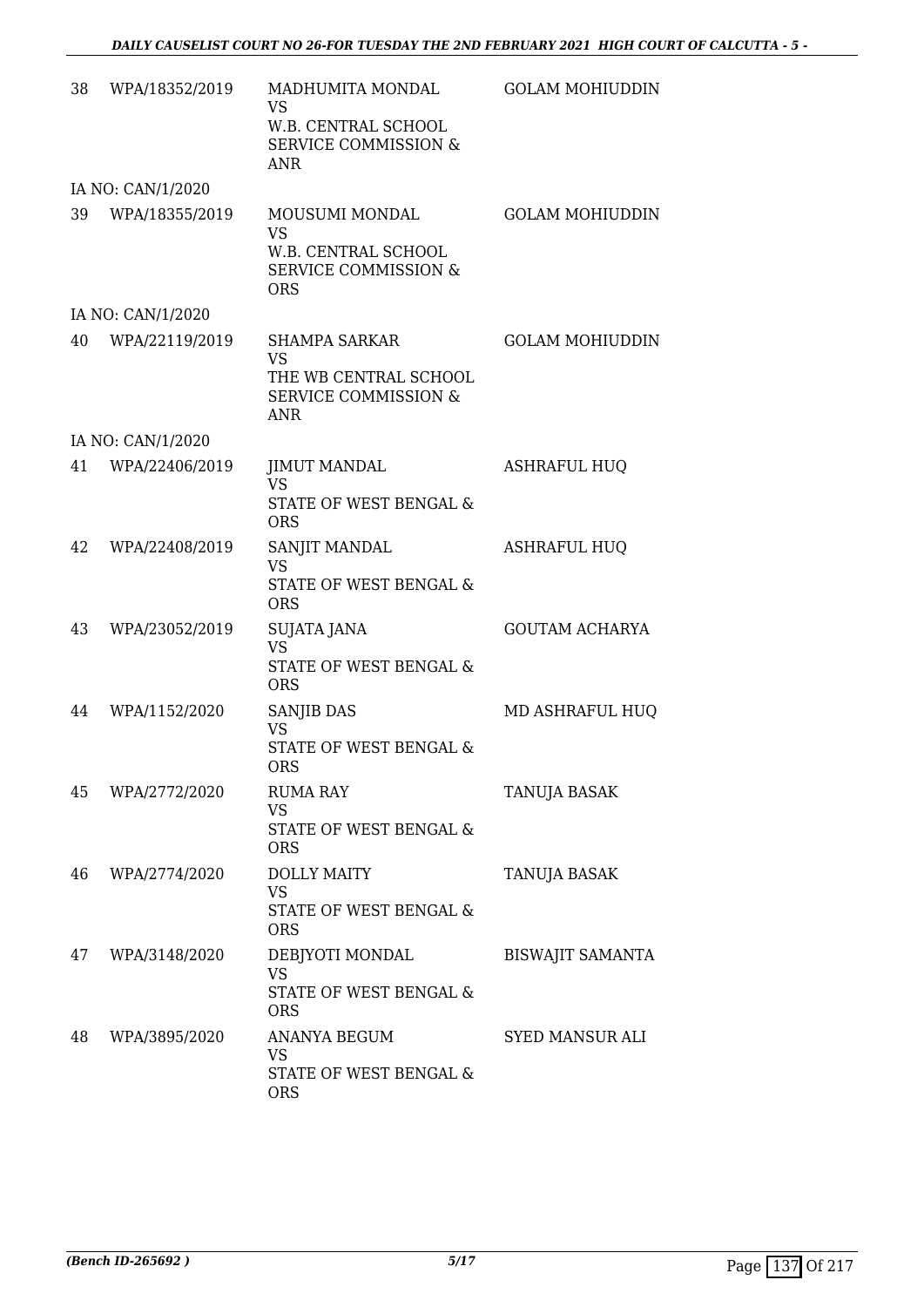| | | | |
|---|---|---|---|
| 38 | WPA/18352/2019 | MADHUMITA MONDAL<br>VS<br>W.B. CENTRAL SCHOOL SERVICE COMMISSION & ANR | GOLAM MOHIUDDIN |
| | IA NO: CAN/1/2020 | | |
| 39 | WPA/18355/2019 | MOUSUMI MONDAL<br>VS<br>W.B. CENTRAL SCHOOL SERVICE COMMISSION & ORS | GOLAM MOHIUDDIN |
| | IA NO: CAN/1/2020 | | |
| 40 | WPA/22119/2019 | SHAMPA SARKAR<br>VS<br>THE WB CENTRAL SCHOOL SERVICE COMMISSION & ANR | GOLAM MOHIUDDIN |
| | IA NO: CAN/1/2020 | | |
| 41 | WPA/22406/2019 | JIMUT MANDAL<br>VS<br>STATE OF WEST BENGAL & ORS | ASHRAFUL HUQ |
| 42 | WPA/22408/2019 | SANJIT MANDAL<br>VS<br>STATE OF WEST BENGAL & ORS | ASHRAFUL HUQ |
| 43 | WPA/23052/2019 | SUJATA JANA<br>VS<br>STATE OF WEST BENGAL & ORS | GOUTAM ACHARYA |
| 44 | WPA/1152/2020 | SANJIB DAS<br>VS<br>STATE OF WEST BENGAL & ORS | MD ASHRAFUL HUQ |
| 45 | WPA/2772/2020 | RUMA RAY<br>VS<br>STATE OF WEST BENGAL & ORS | TANUJA BASAK |
| 46 | WPA/2774/2020 | DOLLY MAITY<br>VS<br>STATE OF WEST BENGAL & ORS | TANUJA BASAK |
| 47 | WPA/3148/2020 | DEBJYOTI MONDAL<br>VS<br>STATE OF WEST BENGAL & ORS | BISWAJIT SAMANTA |
| 48 | WPA/3895/2020 | ANANYA BEGUM<br>VS<br>STATE OF WEST BENGAL & ORS | SYED MANSUR ALI |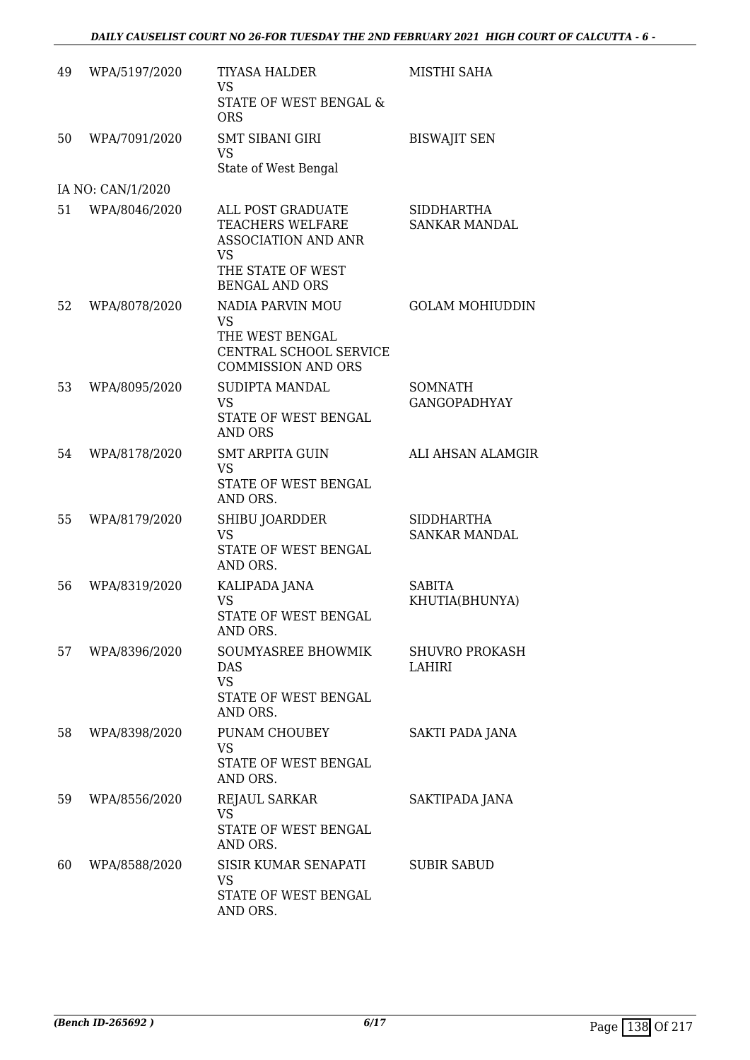| 49 | WPA/5197/2020 | TIYASA HALDER<br>VS<br>STATE OF WEST BENGAL & ORS | MISTHI SAHA |
|---|---|---|---|
| 50 | WPA/7091/2020 | SMT SIBANI GIRI<br>VS<br>State of West Bengal | BISWAJIT SEN |
| | IA NO: CAN/1/2020 | | |
| 51 | WPA/8046/2020 | ALL POST GRADUATE TEACHERS WELFARE ASSOCIATION AND ANR<br>VS<br>THE STATE OF WEST BENGAL AND ORS | SIDDHARTHA SANKAR MANDAL |
| 52 | WPA/8078/2020 | NADIA PARVIN MOU<br>VS<br>THE WEST BENGAL CENTRAL SCHOOL SERVICE COMMISSION AND ORS | GOLAM MOHIUDDIN |
| 53 | WPA/8095/2020 | SUDIPTA MANDAL<br>VS<br>STATE OF WEST BENGAL AND ORS | SOMNATH GANGOPADHYAY |
| 54 | WPA/8178/2020 | SMT ARPITA GUIN<br>VS<br>STATE OF WEST BENGAL AND ORS. | ALI AHSAN ALAMGIR |
| 55 | WPA/8179/2020 | SHIBU JOARDDER<br>VS<br>STATE OF WEST BENGAL AND ORS. | SIDDHARTHA SANKAR MANDAL |
| 56 | WPA/8319/2020 | KALIPADA JANA<br>VS<br>STATE OF WEST BENGAL AND ORS. | SABITA KHUTIA(BHUNYA) |
| 57 | WPA/8396/2020 | SOUMYASREE BHOWMIK DAS<br>VS<br>STATE OF WEST BENGAL AND ORS. | SHUVRO PROKASH LAHIRI |
| 58 | WPA/8398/2020 | PUNAM CHOUBEY<br>VS<br>STATE OF WEST BENGAL AND ORS. | SAKTI PADA JANA |
| 59 | WPA/8556/2020 | REJAUL SARKAR<br>VS<br>STATE OF WEST BENGAL AND ORS. | SAKTIPADA JANA |
| 60 | WPA/8588/2020 | SISIR KUMAR SENAPATI<br>VS<br>STATE OF WEST BENGAL AND ORS. | SUBIR SABUD |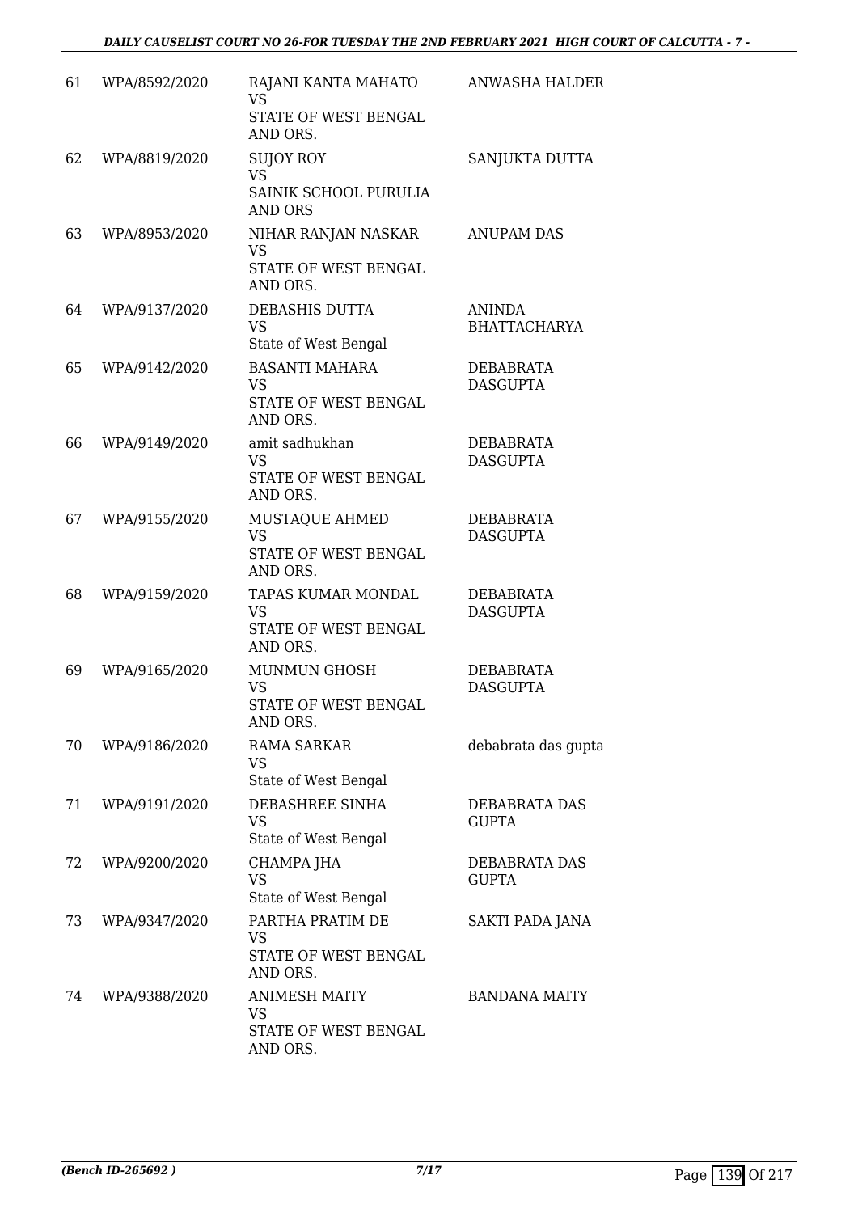| | | | |
|---|---|---|---|
| 61 | WPA/8592/2020 | RAJANI KANTA MAHATO<br>VS<br>STATE OF WEST BENGAL<br>AND ORS. | ANWASHA HALDER |
| 62 | WPA/8819/2020 | SUJOY ROY<br>VS<br>SAINIK SCHOOL PURULIA<br>AND ORS | SANJUKTA DUTTA |
| 63 | WPA/8953/2020 | NIHAR RANJAN NASKAR<br>VS<br>STATE OF WEST BENGAL<br>AND ORS. | ANUPAM DAS |
| 64 | WPA/9137/2020 | DEBASHIS DUTTA<br>VS<br>State of West Bengal | ANINDA<br>BHATTACHARYA |
| 65 | WPA/9142/2020 | BASANTI MAHARA<br>VS<br>STATE OF WEST BENGAL<br>AND ORS. | DEBABRATA<br>DASGUPTA |
| 66 | WPA/9149/2020 | amit sadhukhan<br>VS<br>STATE OF WEST BENGAL<br>AND ORS. | DEBABRATA<br>DASGUPTA |
| 67 | WPA/9155/2020 | MUSTAQUE AHMED<br>VS<br>STATE OF WEST BENGAL<br>AND ORS. | DEBABRATA<br>DASGUPTA |
| 68 | WPA/9159/2020 | TAPAS KUMAR MONDAL<br>VS<br>STATE OF WEST BENGAL<br>AND ORS. | DEBABRATA<br>DASGUPTA |
| 69 | WPA/9165/2020 | MUNMUN GHOSH<br>VS<br>STATE OF WEST BENGAL<br>AND ORS. | DEBABRATA<br>DASGUPTA |
| 70 | WPA/9186/2020 | RAMA SARKAR<br>VS<br>State of West Bengal | debabrata das gupta |
| 71 | WPA/9191/2020 | DEBASHREE SINHA<br>VS<br>State of West Bengal | DEBABRATA DAS<br>GUPTA |
| 72 | WPA/9200/2020 | CHAMPA JHA<br>VS<br>State of West Bengal | DEBABRATA DAS<br>GUPTA |
| 73 | WPA/9347/2020 | PARTHA PRATIM DE<br>VS<br>STATE OF WEST BENGAL<br>AND ORS. | SAKTI PADA JANA |
| 74 | WPA/9388/2020 | ANIMESH MAITY<br>VS<br>STATE OF WEST BENGAL<br>AND ORS. | BANDANA MAITY |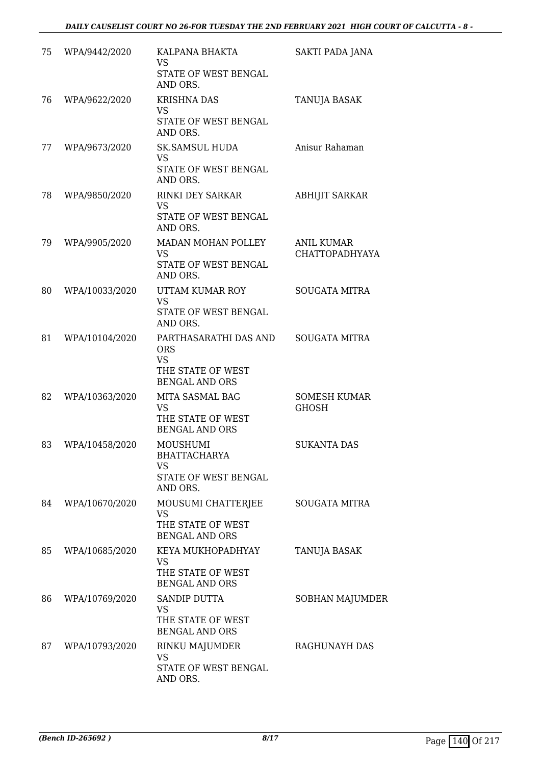| 75 | WPA/9442/2020 | KALPANA BHAKTA<br>VS<br>STATE OF WEST BENGAL AND ORS. | SAKTI PADA JANA |
|---|---|---|---|
| 76 | WPA/9622/2020 | KRISHNA DAS<br>VS<br>STATE OF WEST BENGAL AND ORS. | TANUJA BASAK |
| 77 | WPA/9673/2020 | SK.SAMSUL HUDA<br>VS<br>STATE OF WEST BENGAL AND ORS. | Anisur Rahaman |
| 78 | WPA/9850/2020 | RINKI DEY SARKAR<br>VS<br>STATE OF WEST BENGAL AND ORS. | ABHIJIT SARKAR |
| 79 | WPA/9905/2020 | MADAN MOHAN POLLEY<br>VS<br>STATE OF WEST BENGAL AND ORS. | ANIL KUMAR CHATTOPADHYAYA |
| 80 | WPA/10033/2020 | UTTAM KUMAR ROY<br>VS<br>STATE OF WEST BENGAL AND ORS. | SOUGATA MITRA |
| 81 | WPA/10104/2020 | PARTHASARATHI DAS AND ORS<br>VS<br>THE STATE OF WEST BENGAL AND ORS | SOUGATA MITRA |
| 82 | WPA/10363/2020 | MITA SASMAL BAG<br>VS<br>THE STATE OF WEST BENGAL AND ORS | SOMESH KUMAR GHOSH |
| 83 | WPA/10458/2020 | MOUSHUMI BHATTACHARYA<br>VS<br>STATE OF WEST BENGAL AND ORS. | SUKANTA DAS |
| 84 | WPA/10670/2020 | MOUSUMI CHATTERJEE<br>VS<br>THE STATE OF WEST BENGAL AND ORS | SOUGATA MITRA |
| 85 | WPA/10685/2020 | KEYA MUKHOPADHYAY<br>VS<br>THE STATE OF WEST BENGAL AND ORS | TANUJA BASAK |
| 86 | WPA/10769/2020 | SANDIP DUTTA<br>VS<br>THE STATE OF WEST BENGAL AND ORS | SOBHAN MAJUMDER |
| 87 | WPA/10793/2020 | RINKU MAJUMDER<br>VS<br>STATE OF WEST BENGAL AND ORS. | RAGHUNAYH DAS |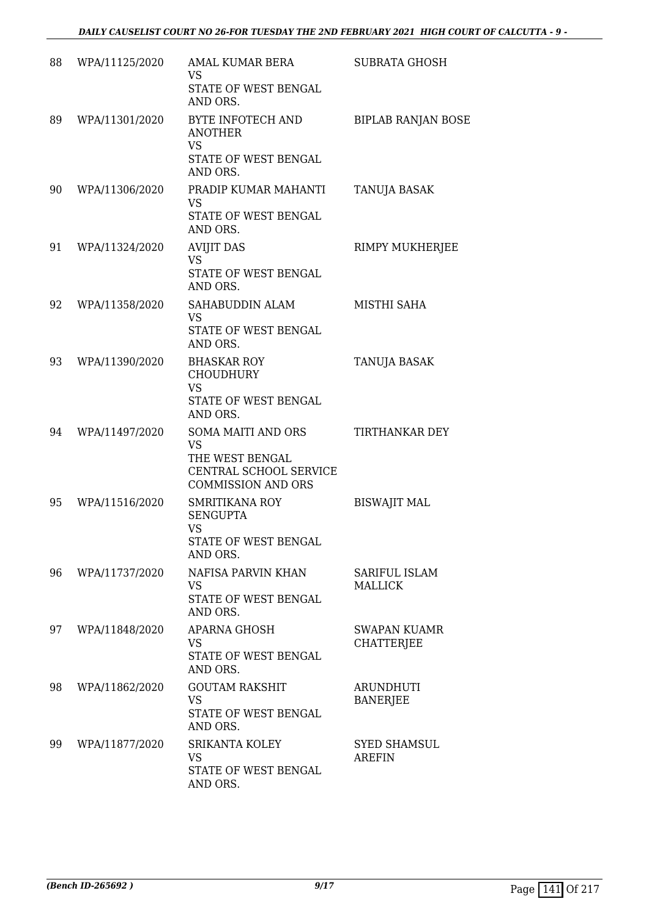| 88 | WPA/11125/2020 | AMAL KUMAR BERA<br>VS<br>STATE OF WEST BENGAL AND ORS. | SUBRATA GHOSH |
|---|---|---|---|
| 89 | WPA/11301/2020 | BYTE INFOTECH AND ANOTHER<br>VS<br>STATE OF WEST BENGAL AND ORS. | BIPLAB RANJAN BOSE |
| 90 | WPA/11306/2020 | PRADIP KUMAR MAHANTI<br>VS<br>STATE OF WEST BENGAL AND ORS. | TANUJA BASAK |
| 91 | WPA/11324/2020 | AVIJIT DAS<br>VS<br>STATE OF WEST BENGAL AND ORS. | RIMPY MUKHERJEE |
| 92 | WPA/11358/2020 | SAHABUDDIN ALAM<br>VS<br>STATE OF WEST BENGAL AND ORS. | MISTHI SAHA |
| 93 | WPA/11390/2020 | BHASKAR ROY CHOUDHURY<br>VS<br>STATE OF WEST BENGAL AND ORS. | TANUJA BASAK |
| 94 | WPA/11497/2020 | SOMA MAITI AND ORS<br>VS<br>THE WEST BENGAL CENTRAL SCHOOL SERVICE COMMISSION AND ORS | TIRTHANKAR DEY |
| 95 | WPA/11516/2020 | SMRITIKANA ROY SENGUPTA<br>VS<br>STATE OF WEST BENGAL AND ORS. | BISWAJIT MAL |
| 96 | WPA/11737/2020 | NAFISA PARVIN KHAN<br>VS<br>STATE OF WEST BENGAL AND ORS. | SARIFUL ISLAM MALLICK |
| 97 | WPA/11848/2020 | APARNA GHOSH<br>VS<br>STATE OF WEST BENGAL AND ORS. | SWAPAN KUAMR CHATTERJEE |
| 98 | WPA/11862/2020 | GOUTAM RAKSHIT<br>VS<br>STATE OF WEST BENGAL AND ORS. | ARUNDHUTI BANERJEE |
| 99 | WPA/11877/2020 | SRIKANTA KOLEY<br>VS<br>STATE OF WEST BENGAL AND ORS. | SYED SHAMSUL AREFIN |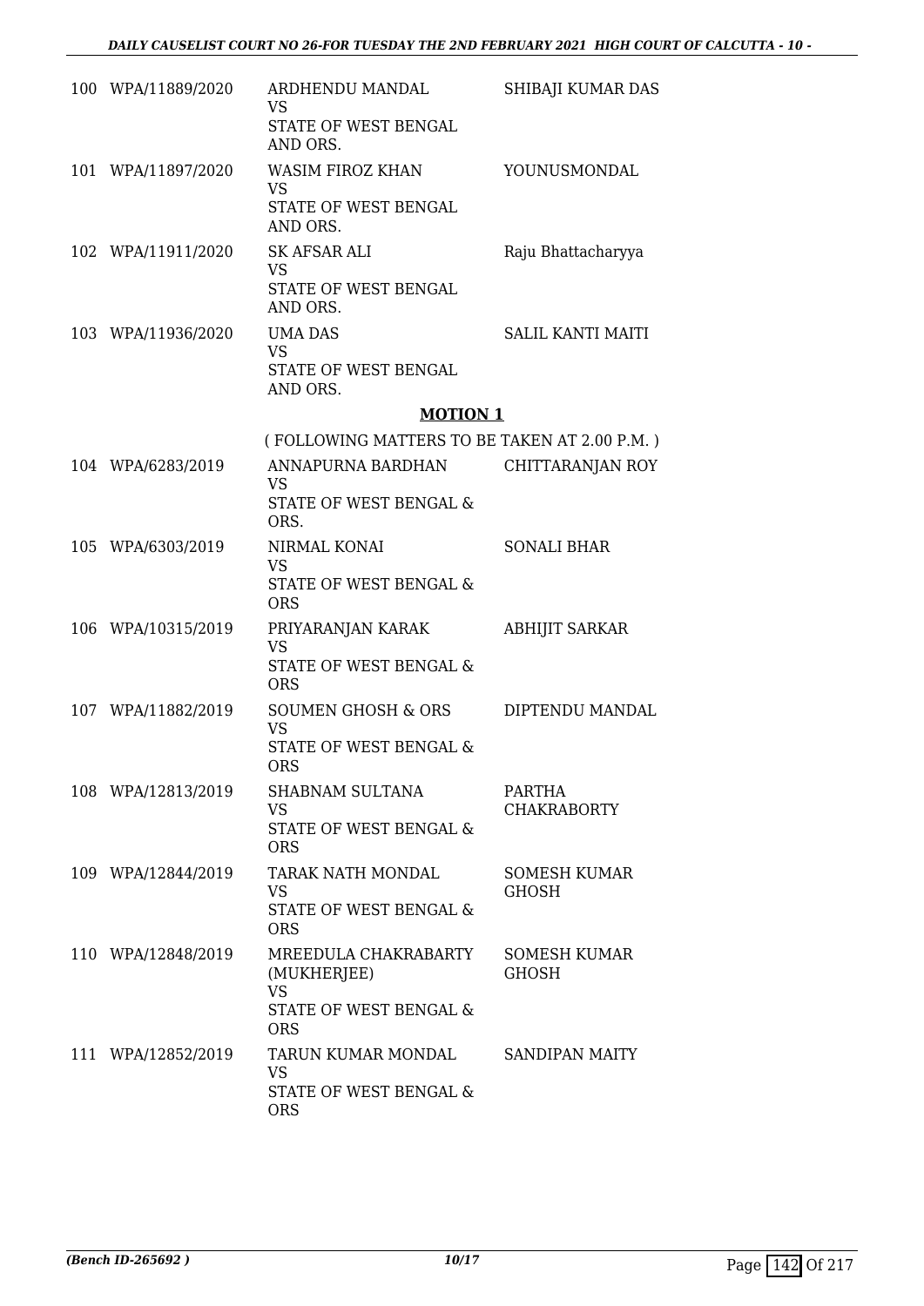| | | | |
|---|---|---|---|
| 100 | WPA/11889/2020 | ARDHENDU MANDAL<br>VS<br>STATE OF WEST BENGAL AND ORS. | SHIBAJI KUMAR DAS |
| 101 | WPA/11897/2020 | WASIM FIROZ KHAN<br>VS<br>STATE OF WEST BENGAL AND ORS. | YOUNUSMONDAL |
| 102 | WPA/11911/2020 | SK AFSAR ALI<br>VS<br>STATE OF WEST BENGAL AND ORS. | Raju Bhattacharyya |
| 103 | WPA/11936/2020 | UMA DAS<br>VS<br>STATE OF WEST BENGAL AND ORS. | SALIL KANTI MAITI |

## MOTION 1

( FOLLOWING MATTERS TO BE TAKEN AT 2.00 P.M. )

| | | | |
|---|---|---|---|
| 104 | WPA/6283/2019 | ANNAPURNA BARDHAN<br>VS<br>STATE OF WEST BENGAL & ORS. | CHITTARANJAN ROY |
| 105 | WPA/6303/2019 | NIRMAL KONAI<br>VS<br>STATE OF WEST BENGAL & ORS | SONALI BHAR |
| 106 | WPA/10315/2019 | PRIYARANJAN KARAK<br>VS<br>STATE OF WEST BENGAL & ORS | ABHIJIT SARKAR |
| 107 | WPA/11882/2019 | SOUMEN GHOSH & ORS<br>VS<br>STATE OF WEST BENGAL & ORS | DIPTENDU MANDAL |
| 108 | WPA/12813/2019 | SHABNAM SULTANA<br>VS<br>STATE OF WEST BENGAL & ORS | PARTHA CHAKRABORTY |
| 109 | WPA/12844/2019 | TARAK NATH MONDAL<br>VS<br>STATE OF WEST BENGAL & ORS | SOMESH KUMAR GHOSH |
| 110 | WPA/12848/2019 | MREEDULA CHAKRABARTY (MUKHERJEE)<br>VS<br>STATE OF WEST BENGAL & ORS | SOMESH KUMAR GHOSH |
| 111 | WPA/12852/2019 | TARUN KUMAR MONDAL<br>VS<br>STATE OF WEST BENGAL & ORS | SANDIPAN MAITY |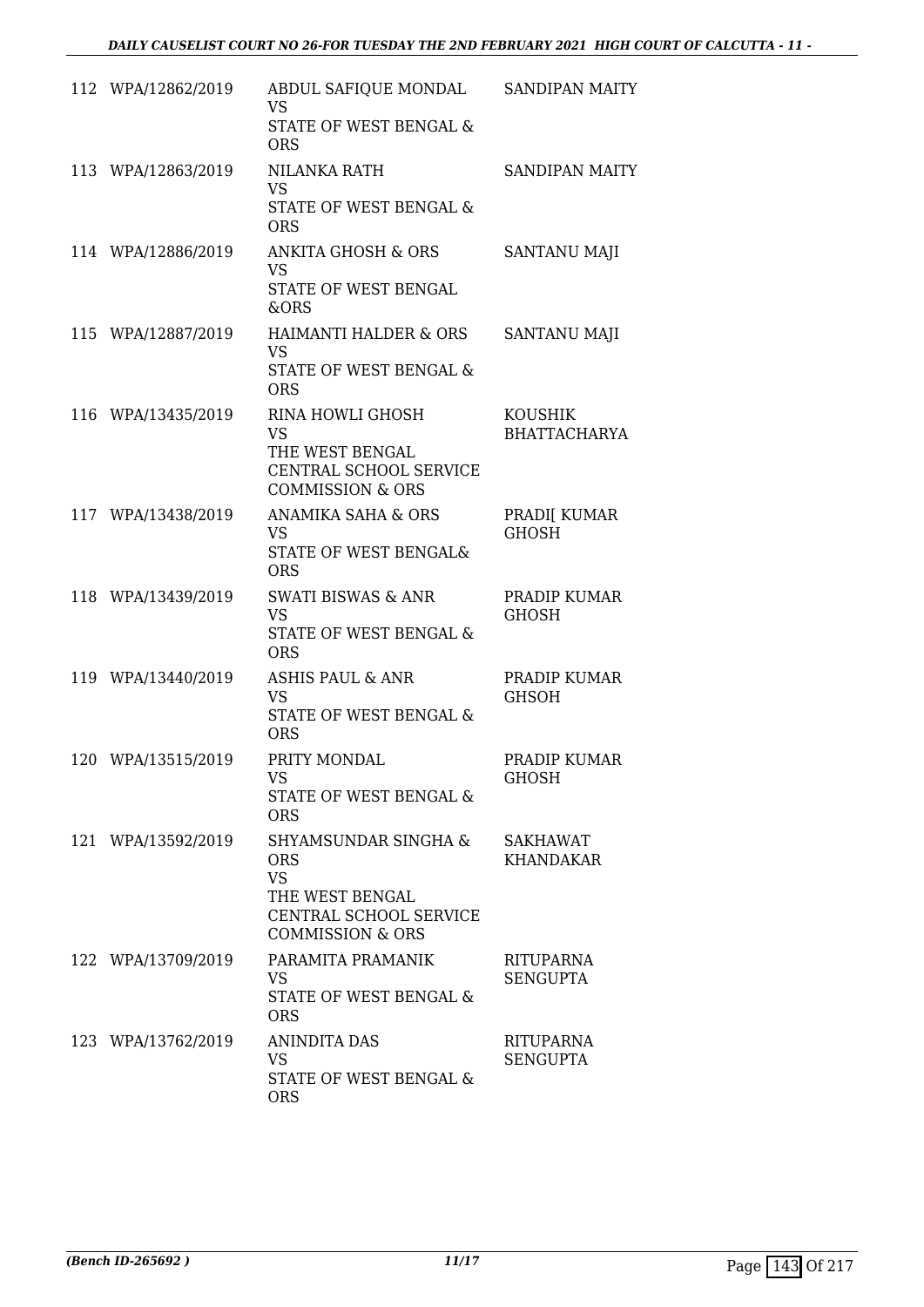| | | | |
|---|---|---|---|
| 112 | WPA/12862/2019 | ABDUL SAFIQUE MONDAL<br>VS<br>STATE OF WEST BENGAL & ORS | SANDIPAN MAITY |
| 113 | WPA/12863/2019 | NILANKA RATH<br>VS<br>STATE OF WEST BENGAL & ORS | SANDIPAN MAITY |
| 114 | WPA/12886/2019 | ANKITA GHOSH & ORS<br>VS<br>STATE OF WEST BENGAL &ORS | SANTANU MAJI |
| 115 | WPA/12887/2019 | HAIMANTI HALDER & ORS<br>VS<br>STATE OF WEST BENGAL & ORS | SANTANU MAJI |
| 116 | WPA/13435/2019 | RINA HOWLI GHOSH<br>VS<br>THE WEST BENGAL CENTRAL SCHOOL SERVICE COMMISSION & ORS | KOUSHIK BHATTACHARYA |
| 117 | WPA/13438/2019 | ANAMIKA SAHA & ORS<br>VS<br>STATE OF WEST BENGAL& ORS | PRADI[ KUMAR GHOSH |
| 118 | WPA/13439/2019 | SWATI BISWAS & ANR<br>VS<br>STATE OF WEST BENGAL & ORS | PRADIP KUMAR GHOSH |
| 119 | WPA/13440/2019 | ASHIS PAUL & ANR<br>VS<br>STATE OF WEST BENGAL & ORS | PRADIP KUMAR GHSOH |
| 120 | WPA/13515/2019 | PRITY MONDAL<br>VS<br>STATE OF WEST BENGAL & ORS | PRADIP KUMAR GHOSH |
| 121 | WPA/13592/2019 | SHYAMSUNDAR SINGHA & ORS<br>VS<br>THE WEST BENGAL CENTRAL SCHOOL SERVICE COMMISSION & ORS | SAKHAWAT KHANDAKAR |
| 122 | WPA/13709/2019 | PARAMITA PRAMANIK<br>VS<br>STATE OF WEST BENGAL & ORS | RITUPARNA SENGUPTA |
| 123 | WPA/13762/2019 | ANINDITA DAS<br>VS<br>STATE OF WEST BENGAL & ORS | RITUPARNA SENGUPTA |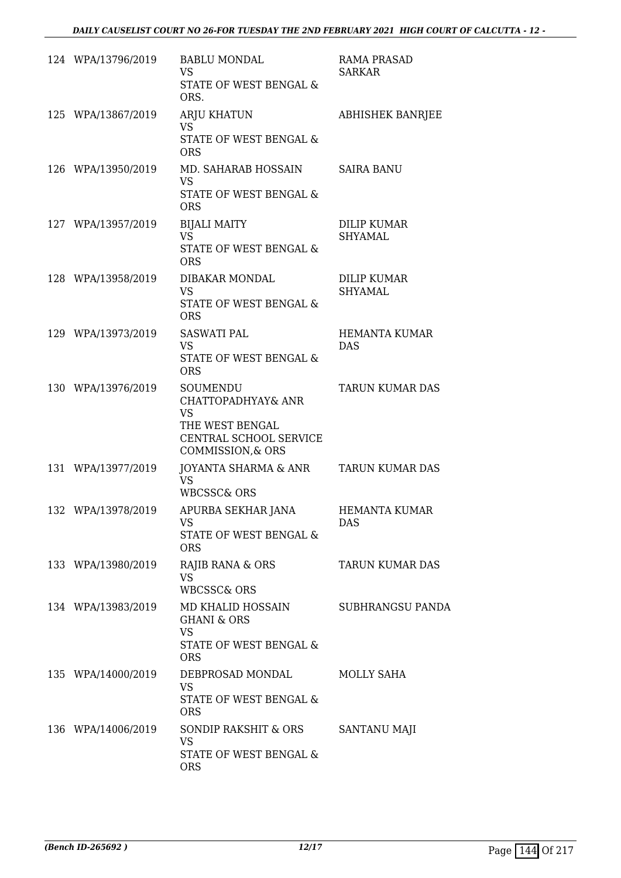| | | | |
|---|---|---|---|
| 124 | WPA/13796/2019 | BABLU MONDAL<br>VS<br>STATE OF WEST BENGAL & ORS. | RAMA PRASAD SARKAR |
| 125 | WPA/13867/2019 | ARJU KHATUN<br>VS<br>STATE OF WEST BENGAL & ORS | ABHISHEK BANRJEE |
| 126 | WPA/13950/2019 | MD. SAHARAB HOSSAIN<br>VS<br>STATE OF WEST BENGAL & ORS | SAIRA BANU |
| 127 | WPA/13957/2019 | BIJALI MAITY<br>VS<br>STATE OF WEST BENGAL & ORS | DILIP KUMAR SHYAMAL |
| 128 | WPA/13958/2019 | DIBAKAR MONDAL<br>VS<br>STATE OF WEST BENGAL & ORS | DILIP KUMAR SHYAMAL |
| 129 | WPA/13973/2019 | SASWATI PAL<br>VS<br>STATE OF WEST BENGAL & ORS | HEMANTA KUMAR DAS |
| 130 | WPA/13976/2019 | SOUMENDU CHATTOPADHYAY& ANR<br>VS<br>THE WEST BENGAL CENTRAL SCHOOL SERVICE COMMISSION,& ORS | TARUN KUMAR DAS |
| 131 | WPA/13977/2019 | JOYANTA SHARMA & ANR<br>VS<br>WBCSSC& ORS | TARUN KUMAR DAS |
| 132 | WPA/13978/2019 | APURBA SEKHAR JANA<br>VS<br>STATE OF WEST BENGAL & ORS | HEMANTA KUMAR DAS |
| 133 | WPA/13980/2019 | RAJIB RANA & ORS<br>VS<br>WBCSSC& ORS | TARUN KUMAR DAS |
| 134 | WPA/13983/2019 | MD KHALID HOSSAIN GHANI & ORS<br>VS<br>STATE OF WEST BENGAL & ORS | SUBHRANGSU PANDA |
| 135 | WPA/14000/2019 | DEBPROSAD MONDAL<br>VS<br>STATE OF WEST BENGAL & ORS | MOLLY SAHA |
| 136 | WPA/14006/2019 | SONDIP RAKSHIT & ORS<br>VS<br>STATE OF WEST BENGAL & ORS | SANTANU MAJI |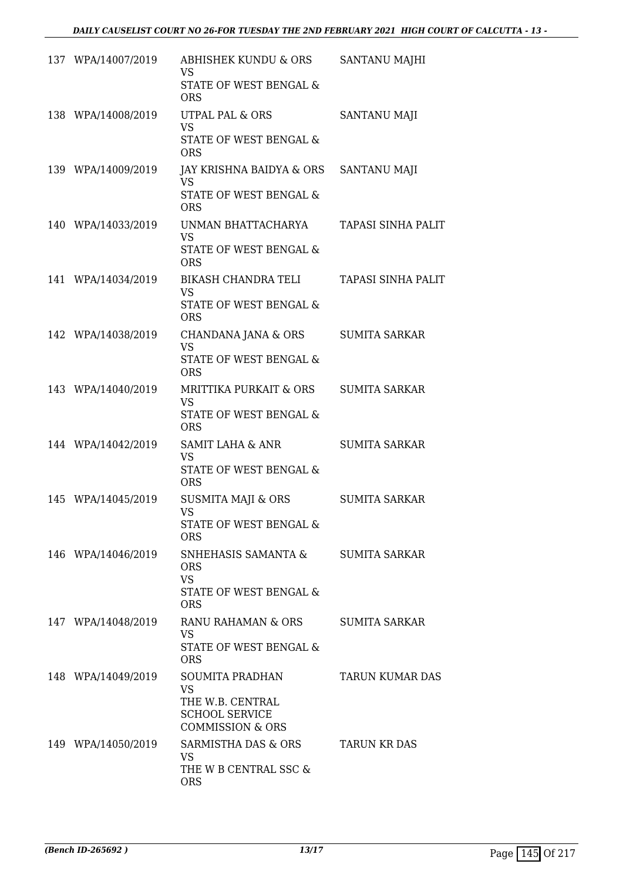| | | | |
|---|---|---|---|
| 137 | WPA/14007/2019 | ABHISHEK KUNDU & ORS<br>VS<br>STATE OF WEST BENGAL & ORS | SANTANU MAJHI |
| 138 | WPA/14008/2019 | UTPAL PAL & ORS<br>VS<br>STATE OF WEST BENGAL & ORS | SANTANU MAJI |
| 139 | WPA/14009/2019 | JAY KRISHNA BAIDYA & ORS<br>VS<br>STATE OF WEST BENGAL & ORS | SANTANU MAJI |
| 140 | WPA/14033/2019 | UNMAN BHATTACHARYA<br>VS<br>STATE OF WEST BENGAL & ORS | TAPASI SINHA PALIT |
| 141 | WPA/14034/2019 | BIKASH CHANDRA TELI<br>VS<br>STATE OF WEST BENGAL & ORS | TAPASI SINHA PALIT |
| 142 | WPA/14038/2019 | CHANDANA JANA & ORS<br>VS<br>STATE OF WEST BENGAL & ORS | SUMITA SARKAR |
| 143 | WPA/14040/2019 | MRITTIKA PURKAIT & ORS<br>VS<br>STATE OF WEST BENGAL & ORS | SUMITA SARKAR |
| 144 | WPA/14042/2019 | SAMIT LAHA & ANR<br>VS<br>STATE OF WEST BENGAL & ORS | SUMITA SARKAR |
| 145 | WPA/14045/2019 | SUSMITA MAJI & ORS<br>VS<br>STATE OF WEST BENGAL & ORS | SUMITA SARKAR |
| 146 | WPA/14046/2019 | SNHEHASIS SAMANTA & ORS<br>VS<br>STATE OF WEST BENGAL & ORS | SUMITA SARKAR |
| 147 | WPA/14048/2019 | RANU RAHAMAN & ORS<br>VS<br>STATE OF WEST BENGAL & ORS | SUMITA SARKAR |
| 148 | WPA/14049/2019 | SOUMITA PRADHAN<br>VS<br>THE W.B. CENTRAL SCHOOL SERVICE COMMISSION & ORS | TARUN KUMAR DAS |
| 149 | WPA/14050/2019 | SARMISTHA DAS & ORS<br>VS<br>THE W B CENTRAL SSC & ORS | TARUN KR DAS |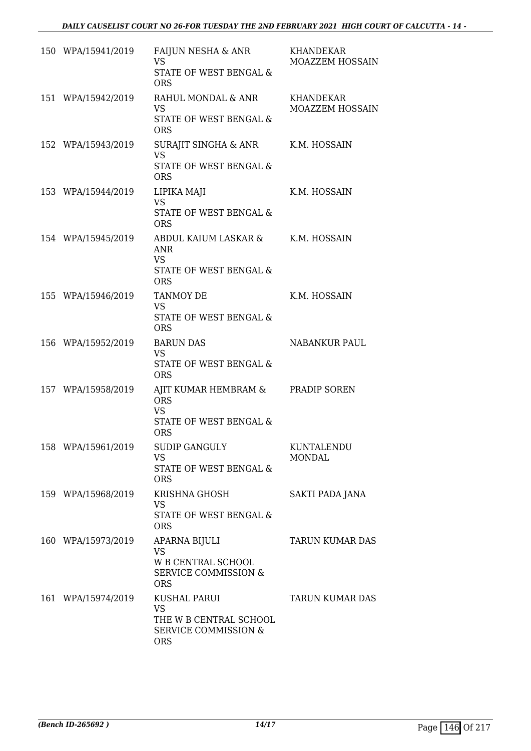| | | | |
|---|---|---|---|
| 150 | WPA/15941/2019 | FAIJUN NESHA & ANR<br>VS<br>STATE OF WEST BENGAL & ORS | KHANDEKAR MOAZZEM HOSSAIN |
| 151 | WPA/15942/2019 | RAHUL MONDAL & ANR<br>VS<br>STATE OF WEST BENGAL & ORS | KHANDEKAR MOAZZEM HOSSAIN |
| 152 | WPA/15943/2019 | SURAJIT SINGHA & ANR<br>VS<br>STATE OF WEST BENGAL & ORS | K.M. HOSSAIN |
| 153 | WPA/15944/2019 | LIPIKA MAJI<br>VS<br>STATE OF WEST BENGAL & ORS | K.M. HOSSAIN |
| 154 | WPA/15945/2019 | ABDUL KAIUM LASKAR & ANR<br>VS<br>STATE OF WEST BENGAL & ORS | K.M. HOSSAIN |
| 155 | WPA/15946/2019 | TANMOY DE<br>VS<br>STATE OF WEST BENGAL & ORS | K.M. HOSSAIN |
| 156 | WPA/15952/2019 | BARUN DAS<br>VS<br>STATE OF WEST BENGAL & ORS | NABANKUR PAUL |
| 157 | WPA/15958/2019 | AJIT KUMAR HEMBRAM & ORS<br>VS<br>STATE OF WEST BENGAL & ORS | PRADIP SOREN |
| 158 | WPA/15961/2019 | SUDIP GANGULY<br>VS<br>STATE OF WEST BENGAL & ORS | KUNTALENDU MONDAL |
| 159 | WPA/15968/2019 | KRISHNA GHOSH<br>VS<br>STATE OF WEST BENGAL & ORS | SAKTI PADA JANA |
| 160 | WPA/15973/2019 | APARNA BIJULI<br>VS<br>W B CENTRAL SCHOOL SERVICE COMMISSION & ORS | TARUN KUMAR DAS |
| 161 | WPA/15974/2019 | KUSHAL PARUI<br>VS<br>THE W B CENTRAL SCHOOL SERVICE COMMISSION & ORS | TARUN KUMAR DAS |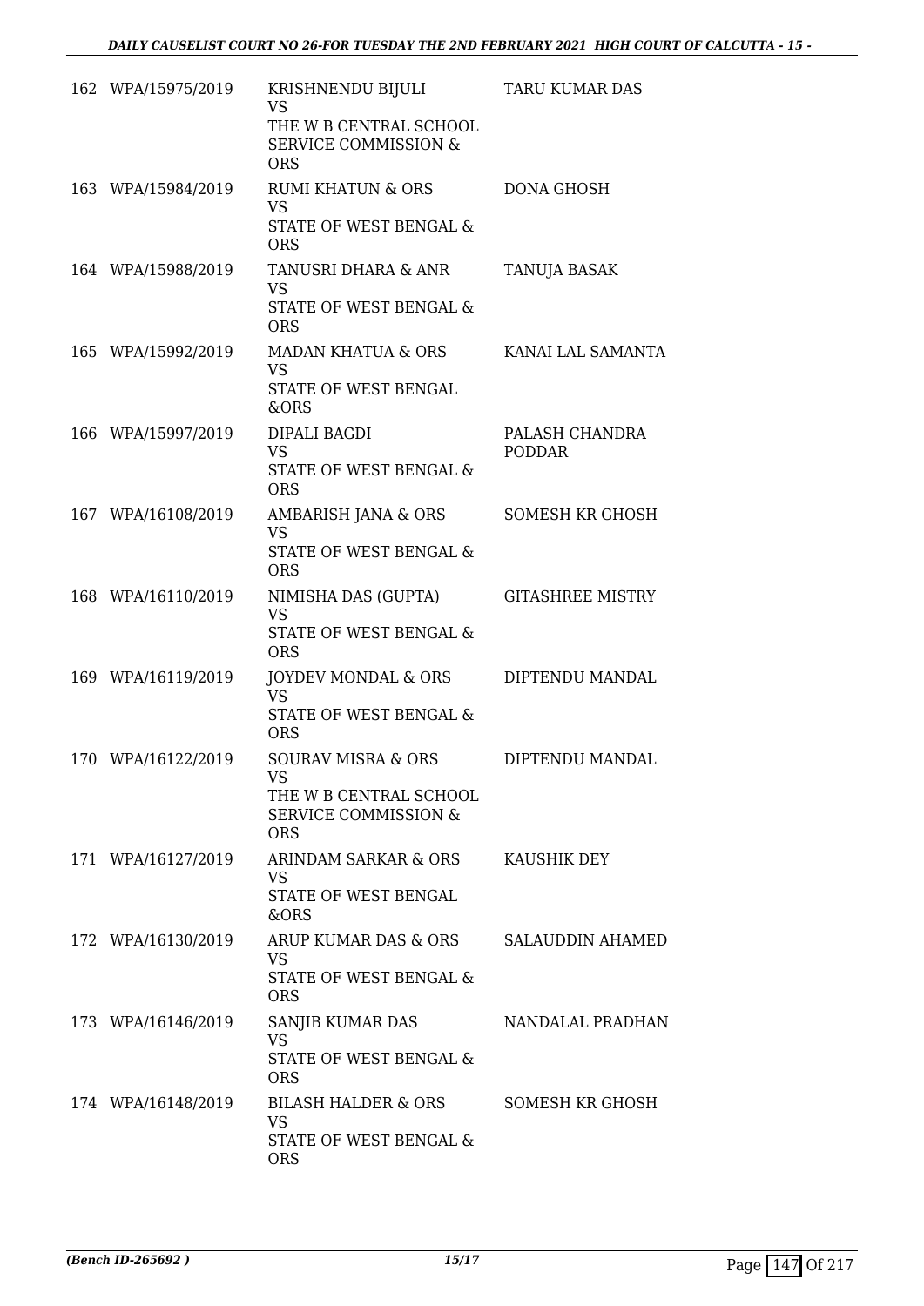| | | | |
|---|---|---|---|
| 162 | WPA/15975/2019 | KRISHNENDU BIJULI<br>VS<br>THE W B CENTRAL SCHOOL SERVICE COMMISSION & ORS | TARU KUMAR DAS |
| 163 | WPA/15984/2019 | RUMI KHATUN & ORS<br>VS<br>STATE OF WEST BENGAL & ORS | DONA GHOSH |
| 164 | WPA/15988/2019 | TANUSRI DHARA & ANR<br>VS<br>STATE OF WEST BENGAL & ORS | TANUJA BASAK |
| 165 | WPA/15992/2019 | MADAN KHATUA & ORS<br>VS<br>STATE OF WEST BENGAL &ORS | KANAI LAL SAMANTA |
| 166 | WPA/15997/2019 | DIPALI BAGDI<br>VS<br>STATE OF WEST BENGAL & ORS | PALASH CHANDRA PODDAR |
| 167 | WPA/16108/2019 | AMBARISH JANA & ORS<br>VS<br>STATE OF WEST BENGAL & ORS | SOMESH KR GHOSH |
| 168 | WPA/16110/2019 | NIMISHA DAS (GUPTA)<br>VS<br>STATE OF WEST BENGAL & ORS | GITASHREE MISTRY |
| 169 | WPA/16119/2019 | JOYDEV MONDAL & ORS<br>VS<br>STATE OF WEST BENGAL & ORS | DIPTENDU MANDAL |
| 170 | WPA/16122/2019 | SOURAV MISRA & ORS<br>VS<br>THE W B CENTRAL SCHOOL SERVICE COMMISSION & ORS | DIPTENDU MANDAL |
| 171 | WPA/16127/2019 | ARINDAM SARKAR & ORS<br>VS<br>STATE OF WEST BENGAL &ORS | KAUSHIK DEY |
| 172 | WPA/16130/2019 | ARUP KUMAR DAS & ORS<br>VS<br>STATE OF WEST BENGAL & ORS | SALAUDDIN AHAMED |
| 173 | WPA/16146/2019 | SANJIB KUMAR DAS<br>VS<br>STATE OF WEST BENGAL & ORS | NANDALAL PRADHAN |
| 174 | WPA/16148/2019 | BILASH HALDER & ORS<br>VS<br>STATE OF WEST BENGAL & ORS | SOMESH KR GHOSH |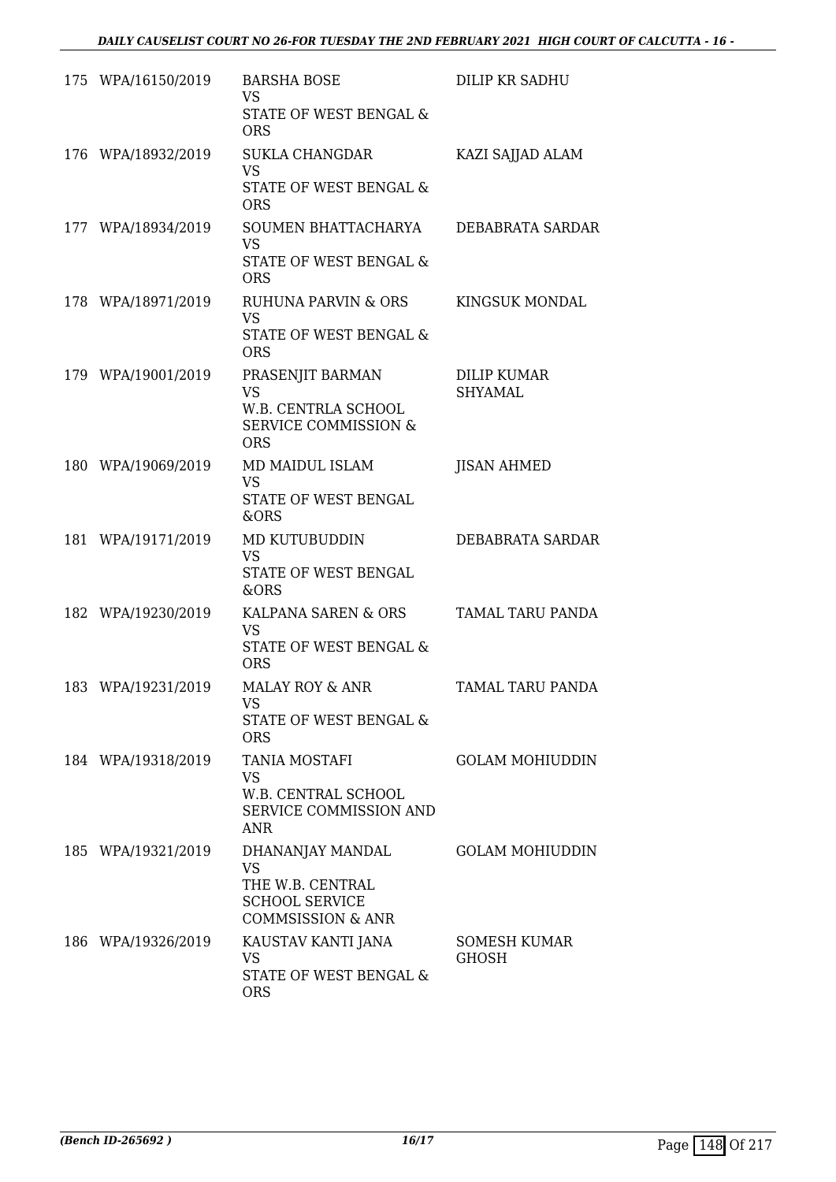| | | | |
|---|---|---|---|
| 175 | WPA/16150/2019 | BARSHA BOSE<br>VS<br>STATE OF WEST BENGAL & ORS | DILIP KR SADHU |
| 176 | WPA/18932/2019 | SUKLA CHANGDAR<br>VS<br>STATE OF WEST BENGAL & ORS | KAZI SAJJAD ALAM |
| 177 | WPA/18934/2019 | SOUMEN BHATTACHARYA<br>VS<br>STATE OF WEST BENGAL & ORS | DEBABRATA SARDAR |
| 178 | WPA/18971/2019 | RUHUNA PARVIN & ORS<br>VS<br>STATE OF WEST BENGAL & ORS | KINGSUK MONDAL |
| 179 | WPA/19001/2019 | PRASENJIT BARMAN<br>VS<br>W.B. CENTRLA SCHOOL SERVICE COMMISSION & ORS | DILIP KUMAR SHYAMAL |
| 180 | WPA/19069/2019 | MD MAIDUL ISLAM<br>VS<br>STATE OF WEST BENGAL &ORS | JISAN AHMED |
| 181 | WPA/19171/2019 | MD KUTUBUDDIN<br>VS<br>STATE OF WEST BENGAL &ORS | DEBABRATA SARDAR |
| 182 | WPA/19230/2019 | KALPANA SAREN & ORS<br>VS<br>STATE OF WEST BENGAL & ORS | TAMAL TARU PANDA |
| 183 | WPA/19231/2019 | MALAY ROY & ANR<br>VS<br>STATE OF WEST BENGAL & ORS | TAMAL TARU PANDA |
| 184 | WPA/19318/2019 | TANIA MOSTAFI<br>VS<br>W.B. CENTRAL SCHOOL SERVICE COMMISSION AND ANR | GOLAM MOHIUDDIN |
| 185 | WPA/19321/2019 | DHANANJAY MANDAL<br>VS<br>THE W.B. CENTRAL SCHOOL SERVICE COMMSISSION & ANR | GOLAM MOHIUDDIN |
| 186 | WPA/19326/2019 | KAUSTAV KANTI JANA<br>VS<br>STATE OF WEST BENGAL & ORS | SOMESH KUMAR GHOSH |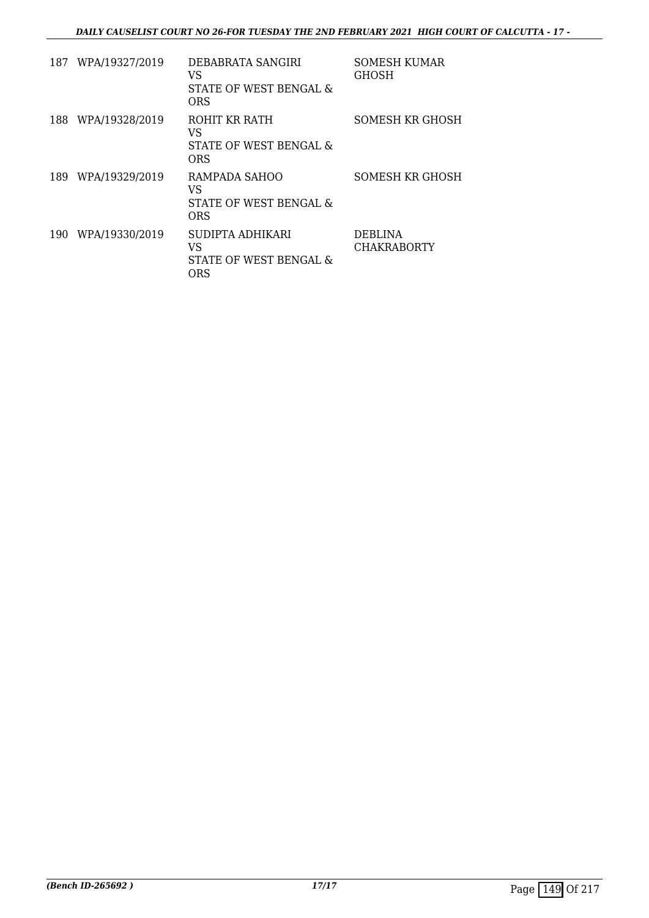| | | | |
|---|---|---|---|
| 187 | WPA/19327/2019 | DEBABRATA SANGIRI<br>VS<br>STATE OF WEST BENGAL & ORS | SOMESH KUMAR GHOSH |
| 188 | WPA/19328/2019 | ROHIT KR RATH<br>VS<br>STATE OF WEST BENGAL & ORS | SOMESH KR GHOSH |
| 189 | WPA/19329/2019 | RAMPADA SAHOO<br>VS<br>STATE OF WEST BENGAL & ORS | SOMESH KR GHOSH |
| 190 | WPA/19330/2019 | SUDIPTA ADHIKARI<br>VS<br>STATE OF WEST BENGAL & ORS | DEBLINA CHAKRABORTY |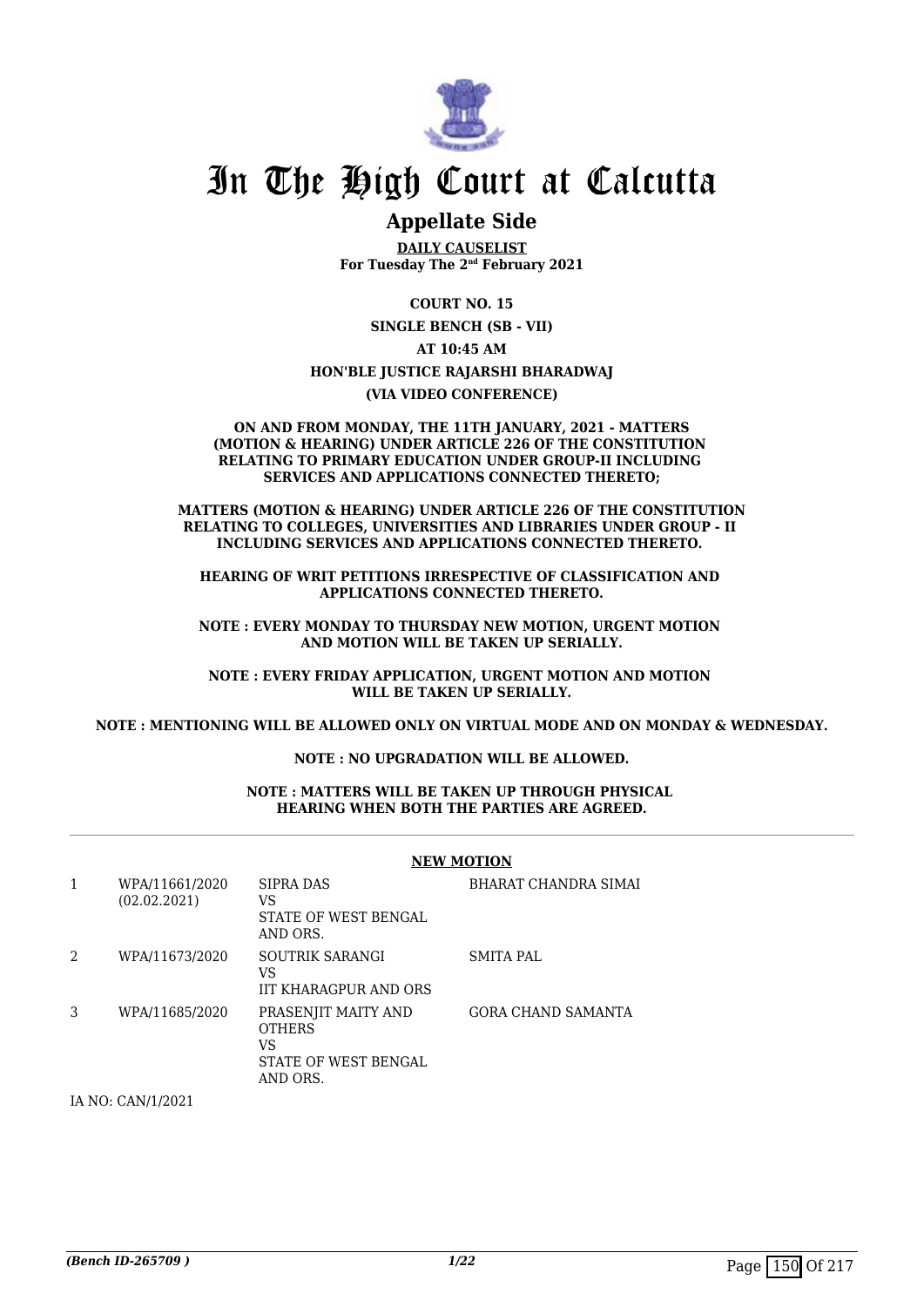# In The High Court at Calcutta

## Appellate Side

**DAILY CAUSELIST**
**For Tuesday The 2nd February 2021**

**COURT NO. 15**

**SINGLE BENCH (SB - VII)**

**AT 10:45 AM**

**HON'BLE JUSTICE RAJARSHI BHARADWAJ**

**(VIA VIDEO CONFERENCE)**

**ON AND FROM MONDAY, THE 11TH JANUARY, 2021 - MATTERS (MOTION & HEARING) UNDER ARTICLE 226 OF THE CONSTITUTION RELATING TO PRIMARY EDUCATION UNDER GROUP-II INCLUDING SERVICES AND APPLICATIONS CONNECTED THERETO;**

**MATTERS (MOTION & HEARING) UNDER ARTICLE 226 OF THE CONSTITUTION RELATING TO COLLEGES, UNIVERSITIES AND LIBRARIES UNDER GROUP - II INCLUDING SERVICES AND APPLICATIONS CONNECTED THERETO.**

**HEARING OF WRIT PETITIONS IRRESPECTIVE OF CLASSIFICATION AND APPLICATIONS CONNECTED THERETO.**

**NOTE : EVERY MONDAY TO THURSDAY NEW MOTION, URGENT MOTION AND MOTION WILL BE TAKEN UP SERIALLY.**

**NOTE : EVERY FRIDAY APPLICATION, URGENT MOTION AND MOTION WILL BE TAKEN UP SERIALLY.**

**NOTE : MENTIONING WILL BE ALLOWED ONLY ON VIRTUAL MODE AND ON MONDAY & WEDNESDAY.**

**NOTE : NO UPGRADATION WILL BE ALLOWED.**

**NOTE : MATTERS WILL BE TAKEN UP THROUGH PHYSICAL HEARING WHEN BOTH THE PARTIES ARE AGREED.**

**NEW MOTION**

| | | | |
|---|---|---|---|
| 1 | WPA/11661/2020 (02.02.2021) | SIPRA DAS VS STATE OF WEST BENGAL AND ORS. | BHARAT CHANDRA SIMAI |
| 2 | WPA/11673/2020 | SOUTRIK SARANGI VS IIT KHARAGPUR AND ORS | SMITA PAL |
| 3 | WPA/11685/2020 | PRASENJIT MAITY AND OTHERS VS STATE OF WEST BENGAL AND ORS. | GORA CHAND SAMANTA |

IA NO: CAN/1/2021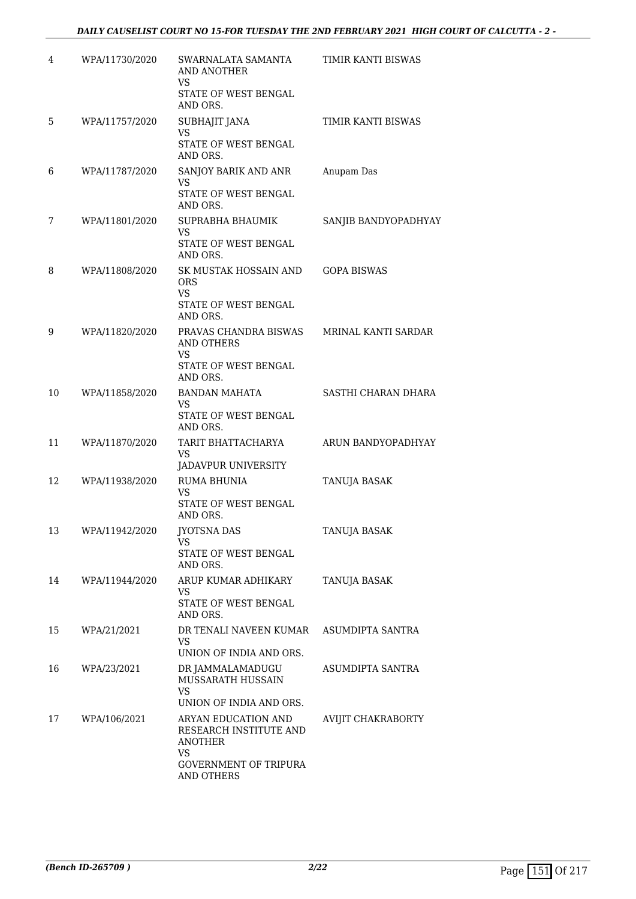| | | | |
|---|---|---|---|
| 4 | WPA/11730/2020 | SWARNALATA SAMANTA AND ANOTHER<br>VS<br>STATE OF WEST BENGAL AND ORS. | TIMIR KANTI BISWAS |
| 5 | WPA/11757/2020 | SUBHAJIT JANA<br>VS<br>STATE OF WEST BENGAL AND ORS. | TIMIR KANTI BISWAS |
| 6 | WPA/11787/2020 | SANJOY BARIK AND ANR<br>VS<br>STATE OF WEST BENGAL AND ORS. | Anupam Das |
| 7 | WPA/11801/2020 | SUPRABHA BHAUMIK<br>VS<br>STATE OF WEST BENGAL AND ORS. | SANJIB BANDYOPADHYAY |
| 8 | WPA/11808/2020 | SK MUSTAK HOSSAIN AND ORS<br>VS<br>STATE OF WEST BENGAL AND ORS. | GOPA BISWAS |
| 9 | WPA/11820/2020 | PRAVAS CHANDRA BISWAS AND OTHERS<br>VS<br>STATE OF WEST BENGAL AND ORS. | MRINAL KANTI SARDAR |
| 10 | WPA/11858/2020 | BANDAN MAHATA<br>VS<br>STATE OF WEST BENGAL AND ORS. | SASTHI CHARAN DHARA |
| 11 | WPA/11870/2020 | TARIT BHATTACHARYA<br>VS<br>JADAVPUR UNIVERSITY | ARUN BANDYOPADHYAY |
| 12 | WPA/11938/2020 | RUMA BHUNIA<br>VS<br>STATE OF WEST BENGAL AND ORS. | TANUJA BASAK |
| 13 | WPA/11942/2020 | JYOTSNA DAS<br>VS<br>STATE OF WEST BENGAL AND ORS. | TANUJA BASAK |
| 14 | WPA/11944/2020 | ARUP KUMAR ADHIKARY<br>VS<br>STATE OF WEST BENGAL AND ORS. | TANUJA BASAK |
| 15 | WPA/21/2021 | DR TENALI NAVEEN KUMAR<br>VS<br>UNION OF INDIA AND ORS. | ASUMDIPTA SANTRA |
| 16 | WPA/23/2021 | DR JAMMALAMADUGU MUSSARATH HUSSAIN<br>VS<br>UNION OF INDIA AND ORS. | ASUMDIPTA SANTRA |
| 17 | WPA/106/2021 | ARYAN EDUCATION AND RESEARCH INSTITUTE AND ANOTHER<br>VS<br>GOVERNMENT OF TRIPURA AND OTHERS | AVIJIT CHAKRABORTY |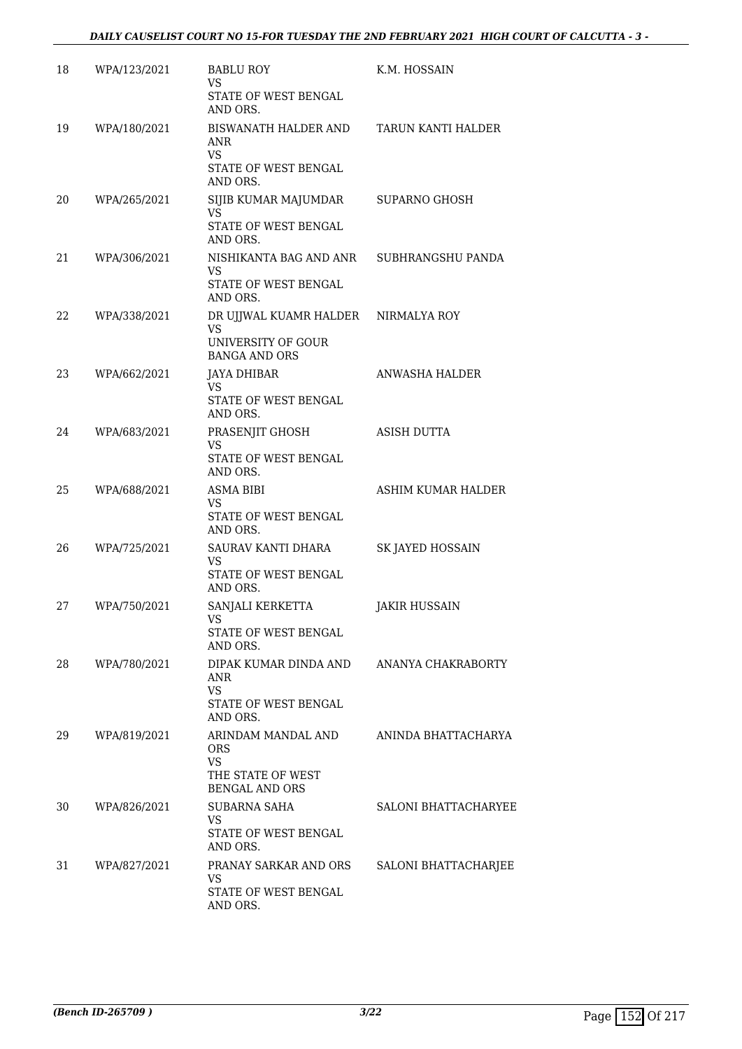| 18 | WPA/123/2021 | BABLU ROY<br>VS<br>STATE OF WEST BENGAL AND ORS. | K.M. HOSSAIN |
|---|---|---|---|
| 19 | WPA/180/2021 | BISWANATH HALDER AND ANR<br>VS<br>STATE OF WEST BENGAL AND ORS. | TARUN KANTI HALDER |
| 20 | WPA/265/2021 | SIJIB KUMAR MAJUMDAR<br>VS<br>STATE OF WEST BENGAL AND ORS. | SUPARNO GHOSH |
| 21 | WPA/306/2021 | NISHIKANTA BAG AND ANR<br>VS<br>STATE OF WEST BENGAL AND ORS. | SUBHRANGSHU PANDA |
| 22 | WPA/338/2021 | DR UJJWAL KUAMR HALDER<br>VS<br>UNIVERSITY OF GOUR BANGA AND ORS | NIRMALYA ROY |
| 23 | WPA/662/2021 | JAYA DHIBAR<br>VS<br>STATE OF WEST BENGAL AND ORS. | ANWASHA HALDER |
| 24 | WPA/683/2021 | PRASENJIT GHOSH<br>VS<br>STATE OF WEST BENGAL AND ORS. | ASISH DUTTA |
| 25 | WPA/688/2021 | ASMA BIBI<br>VS<br>STATE OF WEST BENGAL AND ORS. | ASHIM KUMAR HALDER |
| 26 | WPA/725/2021 | SAURAV KANTI DHARA<br>VS<br>STATE OF WEST BENGAL AND ORS. | SK JAYED HOSSAIN |
| 27 | WPA/750/2021 | SANJALI KERKETTA<br>VS<br>STATE OF WEST BENGAL AND ORS. | JAKIR HUSSAIN |
| 28 | WPA/780/2021 | DIPAK KUMAR DINDA AND ANR<br>VS<br>STATE OF WEST BENGAL AND ORS. | ANANYA CHAKRABORTY |
| 29 | WPA/819/2021 | ARINDAM MANDAL AND ORS<br>VS<br>THE STATE OF WEST BENGAL AND ORS | ANINDA BHATTACHARYA |
| 30 | WPA/826/2021 | SUBARNA SAHA<br>VS<br>STATE OF WEST BENGAL AND ORS. | SALONI BHATTACHARYEE |
| 31 | WPA/827/2021 | PRANAY SARKAR AND ORS<br>VS<br>STATE OF WEST BENGAL AND ORS. | SALONI BHATTACHARJEE |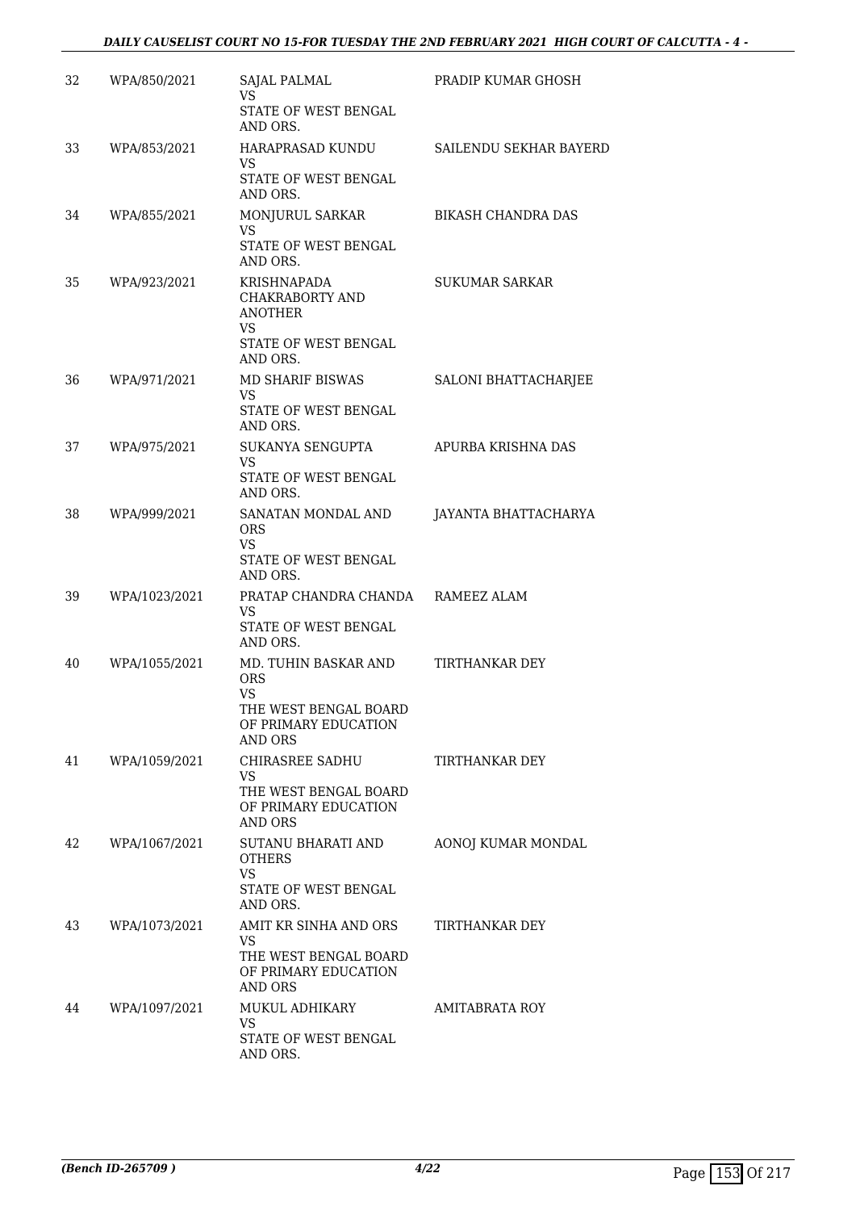| 32 | WPA/850/2021 | SAJAL PALMAL<br>VS<br>STATE OF WEST BENGAL AND ORS. | PRADIP KUMAR GHOSH |
|---|---|---|---|
| 33 | WPA/853/2021 | HARAPRASAD KUNDU<br>VS<br>STATE OF WEST BENGAL AND ORS. | SAILENDU SEKHAR BAYERD |
| 34 | WPA/855/2021 | MONJURUL SARKAR<br>VS<br>STATE OF WEST BENGAL AND ORS. | BIKASH CHANDRA DAS |
| 35 | WPA/923/2021 | KRISHNAPADA CHAKRABORTY AND ANOTHER<br>VS<br>STATE OF WEST BENGAL AND ORS. | SUKUMAR SARKAR |
| 36 | WPA/971/2021 | MD SHARIF BISWAS<br>VS<br>STATE OF WEST BENGAL AND ORS. | SALONI BHATTACHARJEE |
| 37 | WPA/975/2021 | SUKANYA SENGUPTA<br>VS<br>STATE OF WEST BENGAL AND ORS. | APURBA KRISHNA DAS |
| 38 | WPA/999/2021 | SANATAN MONDAL AND ORS<br>VS<br>STATE OF WEST BENGAL AND ORS. | JAYANTA BHATTACHARYA |
| 39 | WPA/1023/2021 | PRATAP CHANDRA CHANDA<br>VS<br>STATE OF WEST BENGAL AND ORS. | RAMEEZ ALAM |
| 40 | WPA/1055/2021 | MD. TUHIN BASKAR AND ORS<br>VS<br>THE WEST BENGAL BOARD OF PRIMARY EDUCATION AND ORS | TIRTHANKAR DEY |
| 41 | WPA/1059/2021 | CHIRASREE SADHU<br>VS<br>THE WEST BENGAL BOARD OF PRIMARY EDUCATION AND ORS | TIRTHANKAR DEY |
| 42 | WPA/1067/2021 | SUTANU BHARATI AND OTHERS<br>VS<br>STATE OF WEST BENGAL AND ORS. | AONOJ KUMAR MONDAL |
| 43 | WPA/1073/2021 | AMIT KR SINHA AND ORS<br>VS<br>THE WEST BENGAL BOARD OF PRIMARY EDUCATION AND ORS | TIRTHANKAR DEY |
| 44 | WPA/1097/2021 | MUKUL ADHIKARY<br>VS<br>STATE OF WEST BENGAL AND ORS. | AMITABRATA ROY |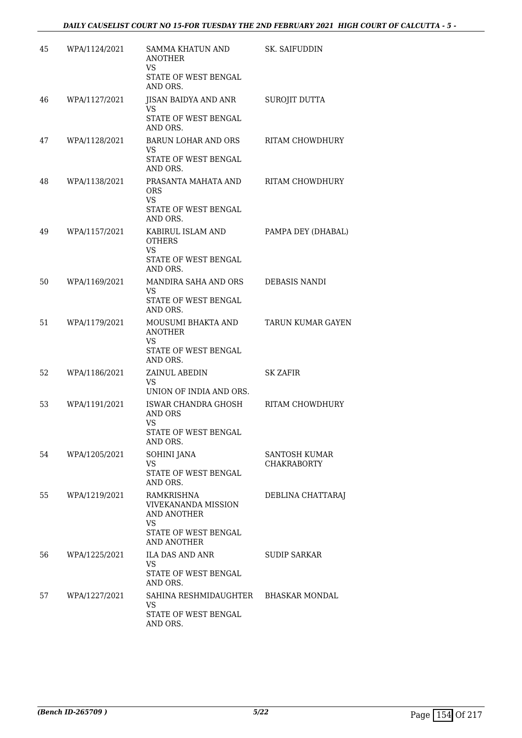| | | | |
|---|---|---|---|
| 45 | WPA/1124/2021 | SAMMA KHATUN AND ANOTHER<br>VS<br>STATE OF WEST BENGAL AND ORS. | SK. SAIFUDDIN |
| 46 | WPA/1127/2021 | JISAN BAIDYA AND ANR<br>VS<br>STATE OF WEST BENGAL AND ORS. | SUROJIT DUTTA |
| 47 | WPA/1128/2021 | BARUN LOHAR AND ORS<br>VS<br>STATE OF WEST BENGAL AND ORS. | RITAM CHOWDHURY |
| 48 | WPA/1138/2021 | PRASANTA MAHATA AND ORS<br>VS<br>STATE OF WEST BENGAL AND ORS. | RITAM CHOWDHURY |
| 49 | WPA/1157/2021 | KABIRUL ISLAM AND OTHERS<br>VS<br>STATE OF WEST BENGAL AND ORS. | PAMPA DEY (DHABAL) |
| 50 | WPA/1169/2021 | MANDIRA SAHA AND ORS<br>VS<br>STATE OF WEST BENGAL AND ORS. | DEBASIS NANDI |
| 51 | WPA/1179/2021 | MOUSUMI BHAKTA AND ANOTHER<br>VS<br>STATE OF WEST BENGAL AND ORS. | TARUN KUMAR GAYEN |
| 52 | WPA/1186/2021 | ZAINUL ABEDIN<br>VS<br>UNION OF INDIA AND ORS. | SK ZAFIR |
| 53 | WPA/1191/2021 | ISWAR CHANDRA GHOSH AND ORS<br>VS<br>STATE OF WEST BENGAL AND ORS. | RITAM CHOWDHURY |
| 54 | WPA/1205/2021 | SOHINI JANA<br>VS<br>STATE OF WEST BENGAL AND ORS. | SANTOSH KUMAR CHAKRABORTY |
| 55 | WPA/1219/2021 | RAMKRISHNA VIVEKANANDA MISSION AND ANOTHER<br>VS<br>STATE OF WEST BENGAL AND ANOTHER | DEBLINA CHATTARAJ |
| 56 | WPA/1225/2021 | ILA DAS AND ANR<br>VS<br>STATE OF WEST BENGAL AND ORS. | SUDIP SARKAR |
| 57 | WPA/1227/2021 | SAHINA RESHMIDAUGHTER<br>VS<br>STATE OF WEST BENGAL AND ORS. | BHASKAR MONDAL |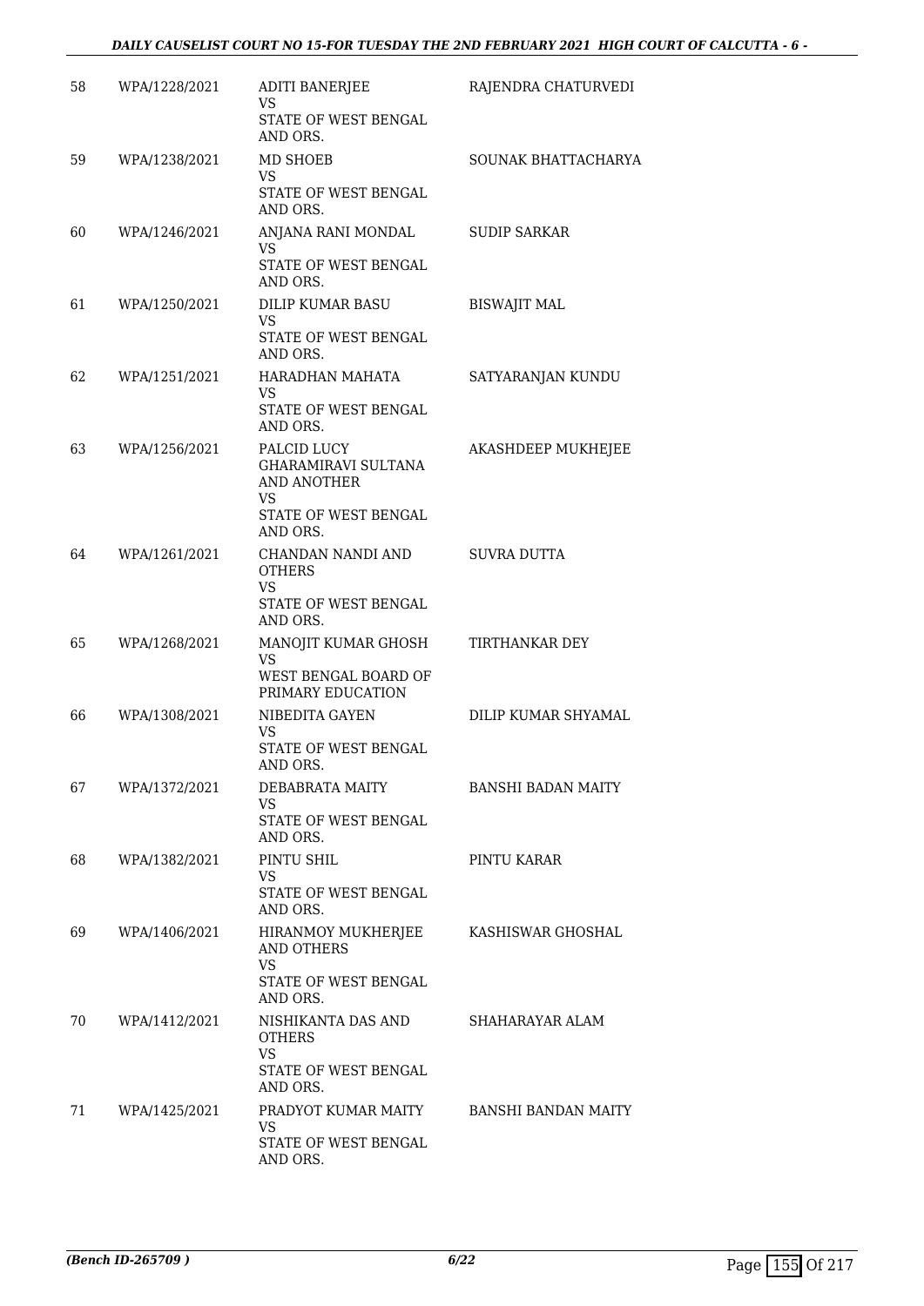| | | | |
|---|---|---|---|
| 58 | WPA/1228/2021 | ADITI BANERJEE<br>VS<br>STATE OF WEST BENGAL AND ORS. | RAJENDRA CHATURVEDI |
| 59 | WPA/1238/2021 | MD SHOEB<br>VS<br>STATE OF WEST BENGAL AND ORS. | SOUNAK BHATTACHARYA |
| 60 | WPA/1246/2021 | ANJANA RANI MONDAL<br>VS<br>STATE OF WEST BENGAL AND ORS. | SUDIP SARKAR |
| 61 | WPA/1250/2021 | DILIP KUMAR BASU<br>VS<br>STATE OF WEST BENGAL AND ORS. | BISWAJIT MAL |
| 62 | WPA/1251/2021 | HARADHAN MAHATA<br>VS<br>STATE OF WEST BENGAL AND ORS. | SATYARANJAN KUNDU |
| 63 | WPA/1256/2021 | PALCID LUCY GHARAMIRAVI SULTANA AND ANOTHER<br>VS<br>STATE OF WEST BENGAL AND ORS. | AKASHDEEP MUKHEJEE |
| 64 | WPA/1261/2021 | CHANDAN NANDI AND OTHERS<br>VS<br>STATE OF WEST BENGAL AND ORS. | SUVRA DUTTA |
| 65 | WPA/1268/2021 | MANOJIT KUMAR GHOSH<br>VS<br>WEST BENGAL BOARD OF PRIMARY EDUCATION | TIRTHANKAR DEY |
| 66 | WPA/1308/2021 | NIBEDITA GAYEN<br>VS<br>STATE OF WEST BENGAL AND ORS. | DILIP KUMAR SHYAMAL |
| 67 | WPA/1372/2021 | DEBABRATA MAITY<br>VS<br>STATE OF WEST BENGAL AND ORS. | BANSHI BADAN MAITY |
| 68 | WPA/1382/2021 | PINTU SHIL<br>VS<br>STATE OF WEST BENGAL AND ORS. | PINTU KARAR |
| 69 | WPA/1406/2021 | HIRANMOY MUKHERJEE AND OTHERS<br>VS<br>STATE OF WEST BENGAL AND ORS. | KASHISWAR GHOSHAL |
| 70 | WPA/1412/2021 | NISHIKANTA DAS AND OTHERS<br>VS<br>STATE OF WEST BENGAL AND ORS. | SHAHARAYAR ALAM |
| 71 | WPA/1425/2021 | PRADYOT KUMAR MAITY<br>VS<br>STATE OF WEST BENGAL AND ORS. | BANSHI BANDAN MAITY |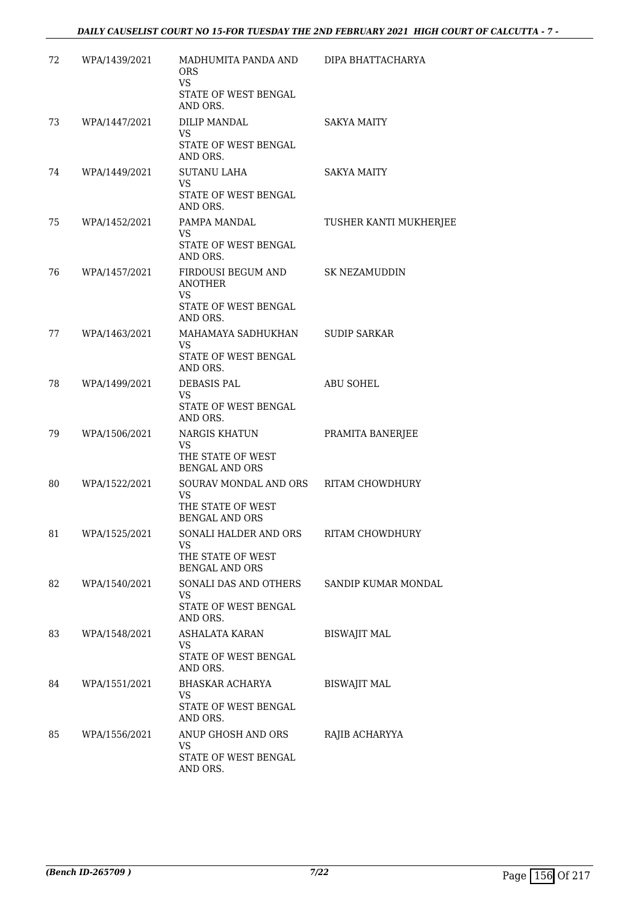| 72 | WPA/1439/2021 | MADHUMITA PANDA AND ORS<br>VS<br>STATE OF WEST BENGAL AND ORS. | DIPA BHATTACHARYA |
|---|---|---|---|
| 73 | WPA/1447/2021 | DILIP MANDAL<br>VS<br>STATE OF WEST BENGAL AND ORS. | SAKYA MAITY |
| 74 | WPA/1449/2021 | SUTANU LAHA<br>VS<br>STATE OF WEST BENGAL AND ORS. | SAKYA MAITY |
| 75 | WPA/1452/2021 | PAMPA MANDAL<br>VS<br>STATE OF WEST BENGAL AND ORS. | TUSHER KANTI MUKHERJEE |
| 76 | WPA/1457/2021 | FIRDOUSI BEGUM AND ANOTHER<br>VS<br>STATE OF WEST BENGAL AND ORS. | SK NEZAMUDDIN |
| 77 | WPA/1463/2021 | MAHAMAYA SADHUKHAN<br>VS<br>STATE OF WEST BENGAL AND ORS. | SUDIP SARKAR |
| 78 | WPA/1499/2021 | DEBASIS PAL<br>VS<br>STATE OF WEST BENGAL AND ORS. | ABU SOHEL |
| 79 | WPA/1506/2021 | NARGIS KHATUN<br>VS<br>THE STATE OF WEST BENGAL AND ORS | PRAMITA BANERJEE |
| 80 | WPA/1522/2021 | SOURAV MONDAL AND ORS<br>VS<br>THE STATE OF WEST BENGAL AND ORS | RITAM CHOWDHURY |
| 81 | WPA/1525/2021 | SONALI HALDER AND ORS<br>VS<br>THE STATE OF WEST BENGAL AND ORS | RITAM CHOWDHURY |
| 82 | WPA/1540/2021 | SONALI DAS AND OTHERS<br>VS<br>STATE OF WEST BENGAL AND ORS. | SANDIP KUMAR MONDAL |
| 83 | WPA/1548/2021 | ASHALATA KARAN<br>VS<br>STATE OF WEST BENGAL AND ORS. | BISWAJIT MAL |
| 84 | WPA/1551/2021 | BHASKAR ACHARYA<br>VS<br>STATE OF WEST BENGAL AND ORS. | BISWAJIT MAL |
| 85 | WPA/1556/2021 | ANUP GHOSH AND ORS<br>VS<br>STATE OF WEST BENGAL AND ORS. | RAJIB ACHARYYA |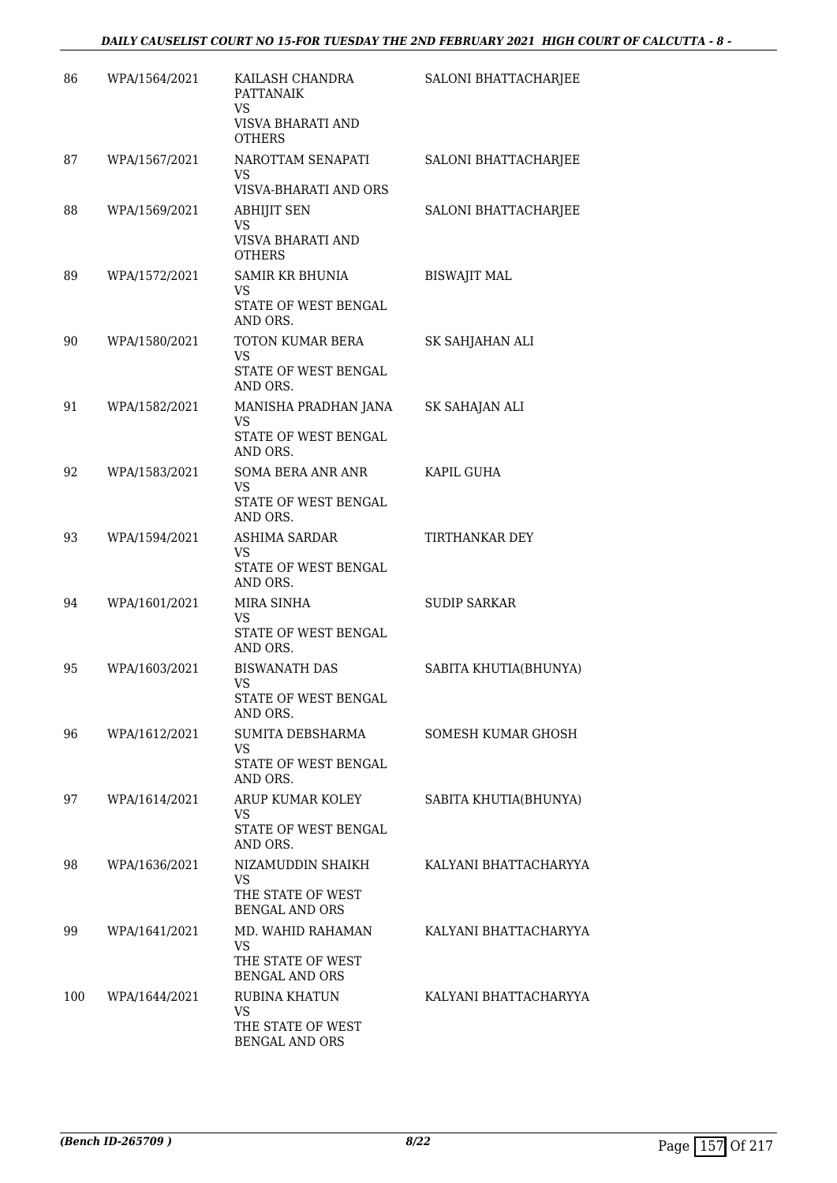| | | | |
|---|---|---|---|
| 86 | WPA/1564/2021 | KAILASH CHANDRA PATTANAIK<br>VS<br>VISVA BHARATI AND OTHERS | SALONI BHATTACHARJEE |
| 87 | WPA/1567/2021 | NAROTTAM SENAPATI<br>VS<br>VISVA-BHARATI AND ORS | SALONI BHATTACHARJEE |
| 88 | WPA/1569/2021 | ABHIJIT SEN<br>VS<br>VISVA BHARATI AND OTHERS | SALONI BHATTACHARJEE |
| 89 | WPA/1572/2021 | SAMIR KR BHUNIA<br>VS<br>STATE OF WEST BENGAL AND ORS. | BISWAJIT MAL |
| 90 | WPA/1580/2021 | TOTON KUMAR BERA<br>VS<br>STATE OF WEST BENGAL AND ORS. | SK SAHJAHAN ALI |
| 91 | WPA/1582/2021 | MANISHA PRADHAN JANA<br>VS<br>STATE OF WEST BENGAL AND ORS. | SK SAHAJAN ALI |
| 92 | WPA/1583/2021 | SOMA BERA ANR ANR<br>VS<br>STATE OF WEST BENGAL AND ORS. | KAPIL GUHA |
| 93 | WPA/1594/2021 | ASHIMA SARDAR<br>VS<br>STATE OF WEST BENGAL AND ORS. | TIRTHANKAR DEY |
| 94 | WPA/1601/2021 | MIRA SINHA<br>VS<br>STATE OF WEST BENGAL AND ORS. | SUDIP SARKAR |
| 95 | WPA/1603/2021 | BISWANATH DAS<br>VS<br>STATE OF WEST BENGAL AND ORS. | SABITA KHUTIA(BHUNYA) |
| 96 | WPA/1612/2021 | SUMITA DEBSHARMA<br>VS<br>STATE OF WEST BENGAL AND ORS. | SOMESH KUMAR GHOSH |
| 97 | WPA/1614/2021 | ARUP KUMAR KOLEY<br>VS<br>STATE OF WEST BENGAL AND ORS. | SABITA KHUTIA(BHUNYA) |
| 98 | WPA/1636/2021 | NIZAMUDDIN SHAIKH<br>VS<br>THE STATE OF WEST BENGAL AND ORS | KALYANI BHATTACHARYYA |
| 99 | WPA/1641/2021 | MD. WAHID RAHAMAN<br>VS<br>THE STATE OF WEST BENGAL AND ORS | KALYANI BHATTACHARYYA |
| 100 | WPA/1644/2021 | RUBINA KHATUN<br>VS<br>THE STATE OF WEST BENGAL AND ORS | KALYANI BHATTACHARYYA |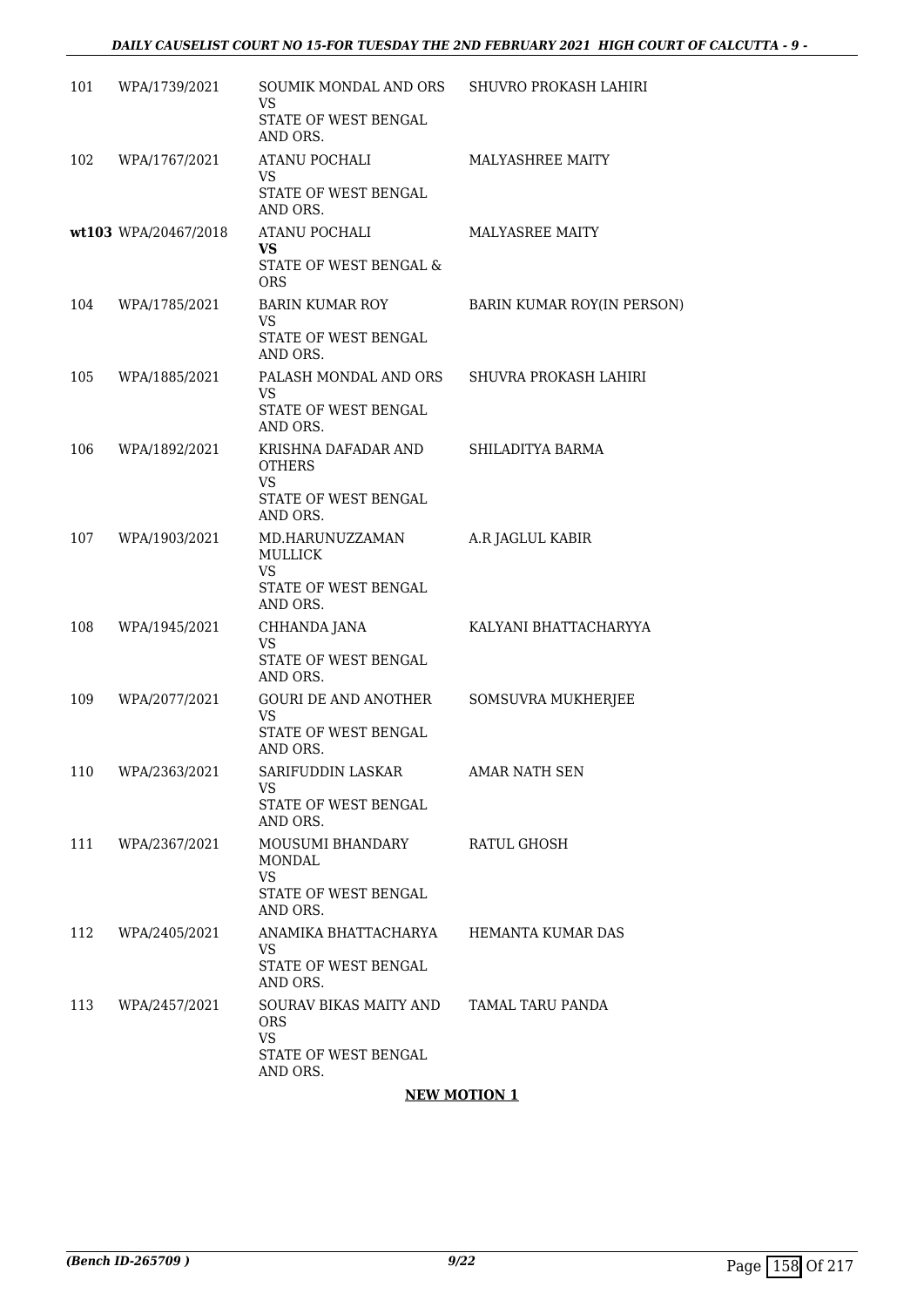| | | | |
|---|---|---|---|
| 101 | WPA/1739/2021 | SOUMIK MONDAL AND ORS<br>VS<br>STATE OF WEST BENGAL AND ORS. | SHUVRO PROKASH LAHIRI |
| 102 | WPA/1767/2021 | ATANU POCHALI<br>VS<br>STATE OF WEST BENGAL AND ORS. | MALYASHREE MAITY |
| wt103 | WPA/20467/2018 | ATANU POCHALI<br>**VS**<br>STATE OF WEST BENGAL & ORS | MALYASREE MAITY |
| 104 | WPA/1785/2021 | BARIN KUMAR ROY<br>VS<br>STATE OF WEST BENGAL AND ORS. | BARIN KUMAR ROY(IN PERSON) |
| 105 | WPA/1885/2021 | PALASH MONDAL AND ORS<br>VS<br>STATE OF WEST BENGAL AND ORS. | SHUVRA PROKASH LAHIRI |
| 106 | WPA/1892/2021 | KRISHNA DAFADAR AND OTHERS<br>VS<br>STATE OF WEST BENGAL AND ORS. | SHILADITYA BARMA |
| 107 | WPA/1903/2021 | MD.HARUNUZZAMAN MULLICK<br>VS<br>STATE OF WEST BENGAL AND ORS. | A.R JAGLUL KABIR |
| 108 | WPA/1945/2021 | CHHANDA JANA<br>VS<br>STATE OF WEST BENGAL AND ORS. | KALYANI BHATTACHARYYA |
| 109 | WPA/2077/2021 | GOURI DE AND ANOTHER<br>VS<br>STATE OF WEST BENGAL AND ORS. | SOMSUVRA MUKHERJEE |
| 110 | WPA/2363/2021 | SARIFUDDIN LASKAR<br>VS<br>STATE OF WEST BENGAL AND ORS. | AMAR NATH SEN |
| 111 | WPA/2367/2021 | MOUSUMI BHANDARY MONDAL<br>VS<br>STATE OF WEST BENGAL AND ORS. | RATUL GHOSH |
| 112 | WPA/2405/2021 | ANAMIKA BHATTACHARYA<br>VS<br>STATE OF WEST BENGAL AND ORS. | HEMANTA KUMAR DAS |
| 113 | WPA/2457/2021 | SOURAV BIKAS MAITY AND ORS<br>VS<br>STATE OF WEST BENGAL AND ORS. | TAMAL TARU PANDA |

**NEW MOTION 1**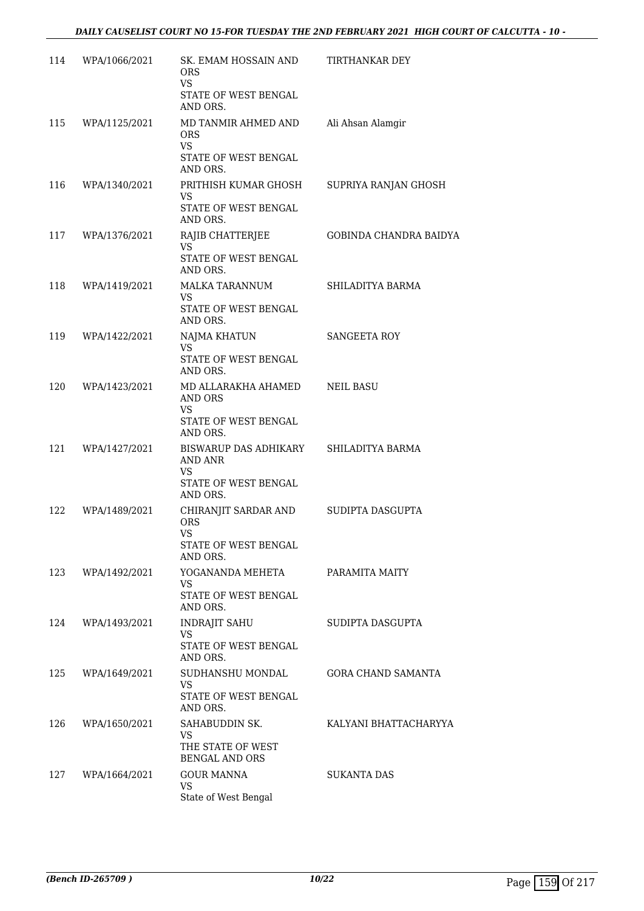| | | | |
|---|---|---|---|
| 114 | WPA/1066/2021 | SK. EMAM HOSSAIN AND ORS<br>VS<br>STATE OF WEST BENGAL AND ORS. | TIRTHANKAR DEY |
| 115 | WPA/1125/2021 | MD TANMIR AHMED AND ORS<br>VS<br>STATE OF WEST BENGAL AND ORS. | Ali Ahsan Alamgir |
| 116 | WPA/1340/2021 | PRITHISH KUMAR GHOSH<br>VS<br>STATE OF WEST BENGAL AND ORS. | SUPRIYA RANJAN GHOSH |
| 117 | WPA/1376/2021 | RAJIB CHATTERJEE<br>VS<br>STATE OF WEST BENGAL AND ORS. | GOBINDA CHANDRA BAIDYA |
| 118 | WPA/1419/2021 | MALKA TARANNUM<br>VS<br>STATE OF WEST BENGAL AND ORS. | SHILADITYA BARMA |
| 119 | WPA/1422/2021 | NAJMA KHATUN<br>VS<br>STATE OF WEST BENGAL AND ORS. | SANGEETA ROY |
| 120 | WPA/1423/2021 | MD ALLARAKHA AHAMED AND ORS<br>VS<br>STATE OF WEST BENGAL AND ORS. | NEIL BASU |
| 121 | WPA/1427/2021 | BISWARUP DAS ADHIKARY AND ANR<br>VS<br>STATE OF WEST BENGAL AND ORS. | SHILADITYA BARMA |
| 122 | WPA/1489/2021 | CHIRANJIT SARDAR AND ORS<br>VS<br>STATE OF WEST BENGAL AND ORS. | SUDIPTA DASGUPTA |
| 123 | WPA/1492/2021 | YOGANANDA MEHETA<br>VS<br>STATE OF WEST BENGAL AND ORS. | PARAMITA MAITY |
| 124 | WPA/1493/2021 | INDRAJIT SAHU<br>VS<br>STATE OF WEST BENGAL AND ORS. | SUDIPTA DASGUPTA |
| 125 | WPA/1649/2021 | SUDHANSHU MONDAL<br>VS<br>STATE OF WEST BENGAL AND ORS. | GORA CHAND SAMANTA |
| 126 | WPA/1650/2021 | SAHABUDDIN SK.<br>VS<br>THE STATE OF WEST BENGAL AND ORS | KALYANI BHATTACHARYYA |
| 127 | WPA/1664/2021 | GOUR MANNA<br>VS<br>State of West Bengal | SUKANTA DAS |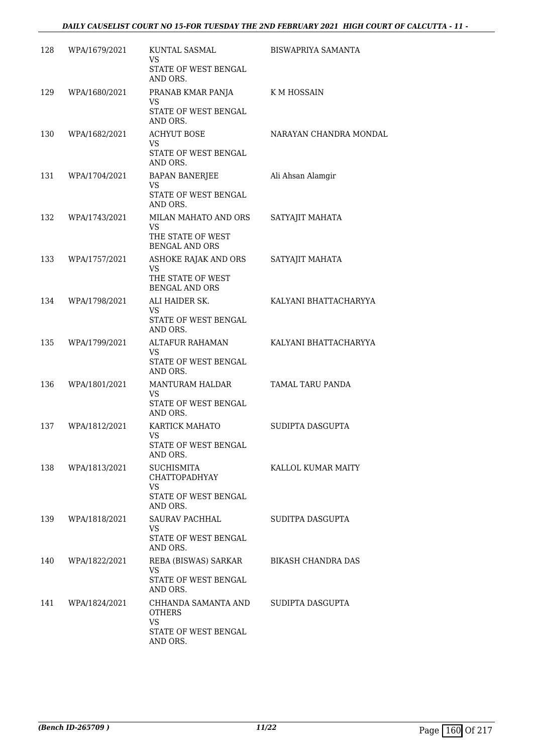| | | | |
|---|---|---|---|
| 128 | WPA/1679/2021 | KUNTAL SASMAL<br>VS<br>STATE OF WEST BENGAL AND ORS. | BISWAPRIYA SAMANTA |
| 129 | WPA/1680/2021 | PRANAB KMAR PANJA<br>VS<br>STATE OF WEST BENGAL AND ORS. | K M HOSSAIN |
| 130 | WPA/1682/2021 | ACHYUT BOSE<br>VS<br>STATE OF WEST BENGAL AND ORS. | NARAYAN CHANDRA MONDAL |
| 131 | WPA/1704/2021 | BAPAN BANERJEE<br>VS<br>STATE OF WEST BENGAL AND ORS. | Ali Ahsan Alamgir |
| 132 | WPA/1743/2021 | MILAN MAHATO AND ORS<br>VS<br>THE STATE OF WEST BENGAL AND ORS | SATYAJIT MAHATA |
| 133 | WPA/1757/2021 | ASHOKE RAJAK AND ORS<br>VS<br>THE STATE OF WEST BENGAL AND ORS | SATYAJIT MAHATA |
| 134 | WPA/1798/2021 | ALI HAIDER SK.<br>VS<br>STATE OF WEST BENGAL AND ORS. | KALYANI BHATTACHARYYA |
| 135 | WPA/1799/2021 | ALTAFUR RAHAMAN<br>VS<br>STATE OF WEST BENGAL AND ORS. | KALYANI BHATTACHARYYA |
| 136 | WPA/1801/2021 | MANTURAM HALDAR<br>VS<br>STATE OF WEST BENGAL AND ORS. | TAMAL TARU PANDA |
| 137 | WPA/1812/2021 | KARTICK MAHATO<br>VS<br>STATE OF WEST BENGAL AND ORS. | SUDIPTA DASGUPTA |
| 138 | WPA/1813/2021 | SUCHISMITA CHATTOPADHYAY<br>VS<br>STATE OF WEST BENGAL AND ORS. | KALLOL KUMAR MAITY |
| 139 | WPA/1818/2021 | SAURAV PACHHAL<br>VS<br>STATE OF WEST BENGAL AND ORS. | SUDITPA DASGUPTA |
| 140 | WPA/1822/2021 | REBA (BISWAS) SARKAR<br>VS<br>STATE OF WEST BENGAL AND ORS. | BIKASH CHANDRA DAS |
| 141 | WPA/1824/2021 | CHHANDA SAMANTA AND OTHERS<br>VS<br>STATE OF WEST BENGAL AND ORS. | SUDIPTA DASGUPTA |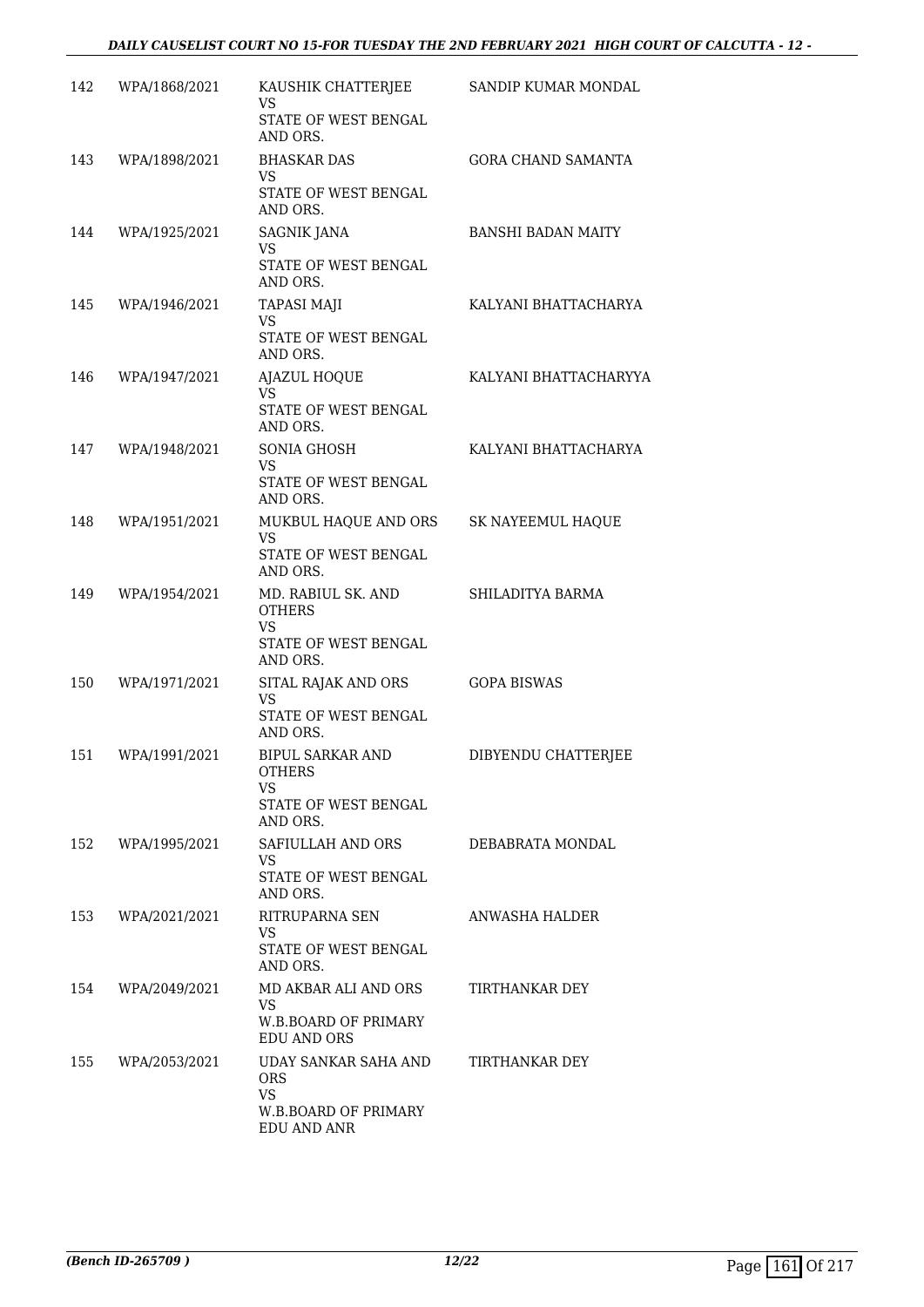| | | | |
|---|---|---|---|
| 142 | WPA/1868/2021 | KAUSHIK CHATTERJEE<br>VS<br>STATE OF WEST BENGAL AND ORS. | SANDIP KUMAR MONDAL |
| 143 | WPA/1898/2021 | BHASKAR DAS<br>VS<br>STATE OF WEST BENGAL AND ORS. | GORA CHAND SAMANTA |
| 144 | WPA/1925/2021 | SAGNIK JANA<br>VS<br>STATE OF WEST BENGAL AND ORS. | BANSHI BADAN MAITY |
| 145 | WPA/1946/2021 | TAPASI MAJI<br>VS<br>STATE OF WEST BENGAL AND ORS. | KALYANI BHATTACHARYA |
| 146 | WPA/1947/2021 | AJAZUL HOQUE<br>VS<br>STATE OF WEST BENGAL AND ORS. | KALYANI BHATTACHARYYA |
| 147 | WPA/1948/2021 | SONIA GHOSH<br>VS<br>STATE OF WEST BENGAL AND ORS. | KALYANI BHATTACHARYA |
| 148 | WPA/1951/2021 | MUKBUL HAQUE AND ORS<br>VS<br>STATE OF WEST BENGAL AND ORS. | SK NAYEEMUL HAQUE |
| 149 | WPA/1954/2021 | MD. RABIUL SK. AND OTHERS<br>VS<br>STATE OF WEST BENGAL AND ORS. | SHILADITYA BARMA |
| 150 | WPA/1971/2021 | SITAL RAJAK AND ORS<br>VS<br>STATE OF WEST BENGAL AND ORS. | GOPA BISWAS |
| 151 | WPA/1991/2021 | BIPUL SARKAR AND OTHERS<br>VS<br>STATE OF WEST BENGAL AND ORS. | DIBYENDU CHATTERJEE |
| 152 | WPA/1995/2021 | SAFIULLAH AND ORS<br>VS<br>STATE OF WEST BENGAL AND ORS. | DEBABRATA MONDAL |
| 153 | WPA/2021/2021 | RITRUPARNA SEN<br>VS<br>STATE OF WEST BENGAL AND ORS. | ANWASHA HALDER |
| 154 | WPA/2049/2021 | MD AKBAR ALI AND ORS<br>VS<br>W.B.BOARD OF PRIMARY EDU AND ORS | TIRTHANKAR DEY |
| 155 | WPA/2053/2021 | UDAY SANKAR SAHA AND ORS<br>VS<br>W.B.BOARD OF PRIMARY EDU AND ANR | TIRTHANKAR DEY |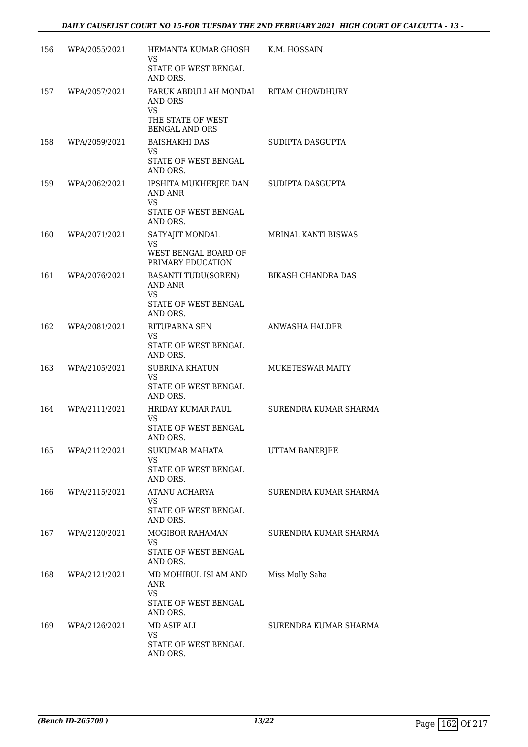| | | | |
|---|---|---|---|
| 156 | WPA/2055/2021 | HEMANTA KUMAR GHOSH<br>VS<br>STATE OF WEST BENGAL AND ORS. | K.M. HOSSAIN |
| 157 | WPA/2057/2021 | FARUK ABDULLAH MONDAL AND ORS<br>VS<br>THE STATE OF WEST BENGAL AND ORS | RITAM CHOWDHURY |
| 158 | WPA/2059/2021 | BAISHAKHI DAS<br>VS<br>STATE OF WEST BENGAL AND ORS. | SUDIPTA DASGUPTA |
| 159 | WPA/2062/2021 | IPSHITA MUKHERJEE DAN AND ANR<br>VS<br>STATE OF WEST BENGAL AND ORS. | SUDIPTA DASGUPTA |
| 160 | WPA/2071/2021 | SATYAJIT MONDAL<br>VS<br>WEST BENGAL BOARD OF PRIMARY EDUCATION | MRINAL KANTI BISWAS |
| 161 | WPA/2076/2021 | BASANTI TUDU(SOREN) AND ANR<br>VS<br>STATE OF WEST BENGAL AND ORS. | BIKASH CHANDRA DAS |
| 162 | WPA/2081/2021 | RITUPARNA SEN<br>VS<br>STATE OF WEST BENGAL AND ORS. | ANWASHA HALDER |
| 163 | WPA/2105/2021 | SUBRINA KHATUN<br>VS<br>STATE OF WEST BENGAL AND ORS. | MUKETESWAR MAITY |
| 164 | WPA/2111/2021 | HRIDAY KUMAR PAUL<br>VS<br>STATE OF WEST BENGAL AND ORS. | SURENDRA KUMAR SHARMA |
| 165 | WPA/2112/2021 | SUKUMAR MAHATA<br>VS<br>STATE OF WEST BENGAL AND ORS. | UTTAM BANERJEE |
| 166 | WPA/2115/2021 | ATANU ACHARYA<br>VS<br>STATE OF WEST BENGAL AND ORS. | SURENDRA KUMAR SHARMA |
| 167 | WPA/2120/2021 | MOGIBOR RAHAMAN<br>VS<br>STATE OF WEST BENGAL AND ORS. | SURENDRA KUMAR SHARMA |
| 168 | WPA/2121/2021 | MD MOHIBUL ISLAM AND ANR<br>VS<br>STATE OF WEST BENGAL AND ORS. | Miss Molly Saha |
| 169 | WPA/2126/2021 | MD ASIF ALI<br>VS<br>STATE OF WEST BENGAL AND ORS. | SURENDRA KUMAR SHARMA |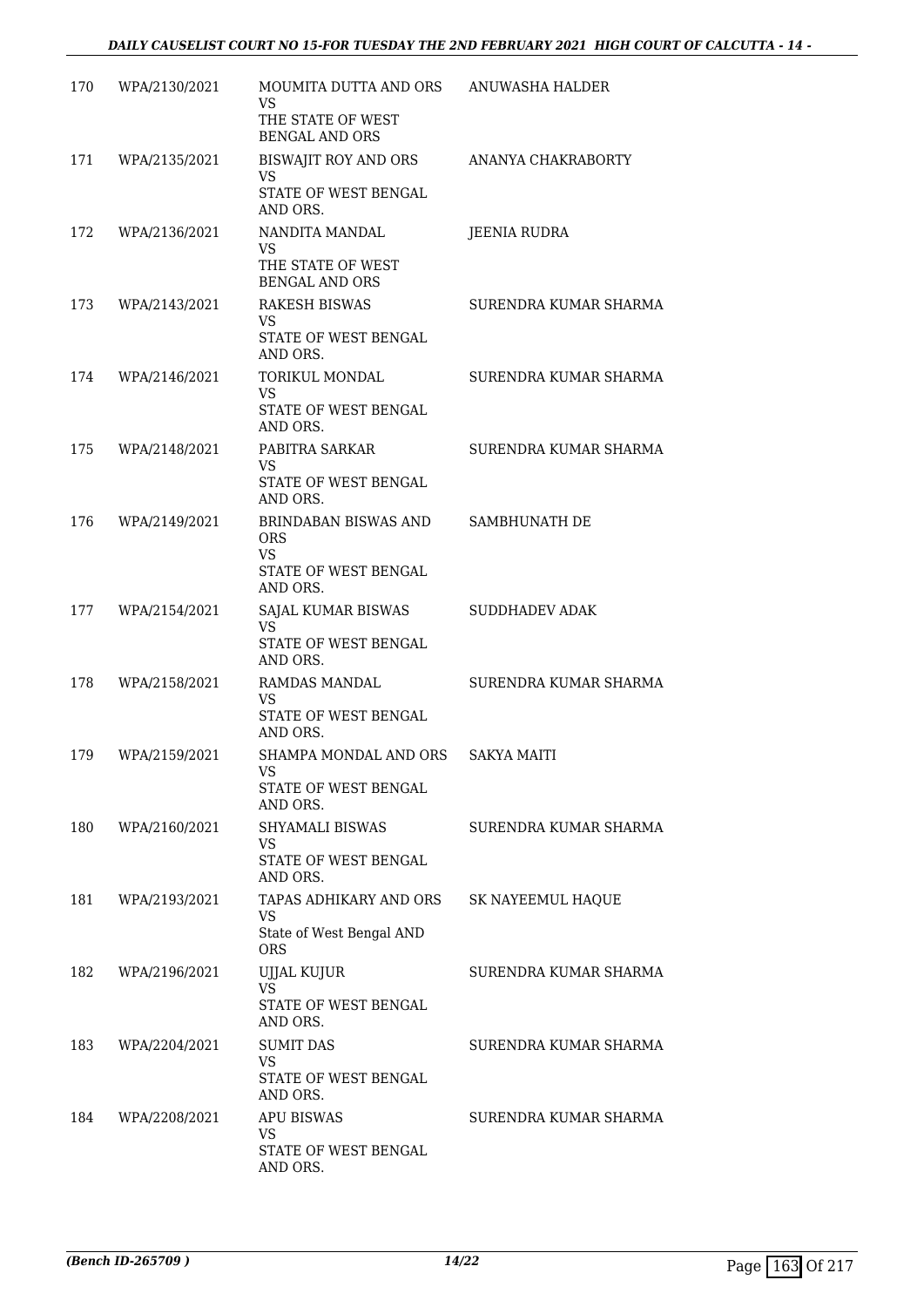| | | | |
|---|---|---|---|
| 170 | WPA/2130/2021 | MOUMITA DUTTA AND ORS<br>VS<br>THE STATE OF WEST BENGAL AND ORS | ANUWASHA HALDER |
| 171 | WPA/2135/2021 | BISWAJIT ROY AND ORS<br>VS<br>STATE OF WEST BENGAL AND ORS. | ANANYA CHAKRABORTY |
| 172 | WPA/2136/2021 | NANDITA MANDAL<br>VS<br>THE STATE OF WEST BENGAL AND ORS | JEENIA RUDRA |
| 173 | WPA/2143/2021 | RAKESH BISWAS<br>VS<br>STATE OF WEST BENGAL AND ORS. | SURENDRA KUMAR SHARMA |
| 174 | WPA/2146/2021 | TORIKUL MONDAL<br>VS<br>STATE OF WEST BENGAL AND ORS. | SURENDRA KUMAR SHARMA |
| 175 | WPA/2148/2021 | PABITRA SARKAR<br>VS<br>STATE OF WEST BENGAL AND ORS. | SURENDRA KUMAR SHARMA |
| 176 | WPA/2149/2021 | BRINDABAN BISWAS AND ORS<br>VS<br>STATE OF WEST BENGAL AND ORS. | SAMBHUNATH DE |
| 177 | WPA/2154/2021 | SAJAL KUMAR BISWAS<br>VS<br>STATE OF WEST BENGAL AND ORS. | SUDDHADEV ADAK |
| 178 | WPA/2158/2021 | RAMDAS MANDAL<br>VS<br>STATE OF WEST BENGAL AND ORS. | SURENDRA KUMAR SHARMA |
| 179 | WPA/2159/2021 | SHAMPA MONDAL AND ORS<br>VS<br>STATE OF WEST BENGAL AND ORS. | SAKYA MAITI |
| 180 | WPA/2160/2021 | SHYAMALI BISWAS<br>VS<br>STATE OF WEST BENGAL AND ORS. | SURENDRA KUMAR SHARMA |
| 181 | WPA/2193/2021 | TAPAS ADHIKARY AND ORS<br>VS<br>State of West Bengal AND ORS | SK NAYEEMUL HAQUE |
| 182 | WPA/2196/2021 | UJJAL KUJUR<br>VS<br>STATE OF WEST BENGAL AND ORS. | SURENDRA KUMAR SHARMA |
| 183 | WPA/2204/2021 | SUMIT DAS<br>VS<br>STATE OF WEST BENGAL AND ORS. | SURENDRA KUMAR SHARMA |
| 184 | WPA/2208/2021 | APU BISWAS<br>VS<br>STATE OF WEST BENGAL AND ORS. | SURENDRA KUMAR SHARMA |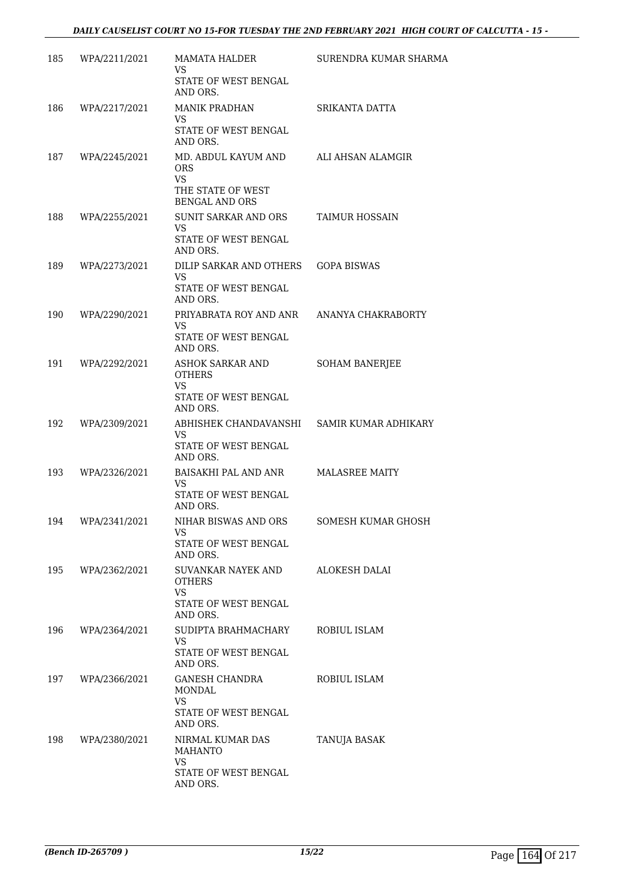| | | | |
|---|---|---|---|
| 185 | WPA/2211/2021 | MAMATA HALDER<br>VS<br>STATE OF WEST BENGAL AND ORS. | SURENDRA KUMAR SHARMA |
| 186 | WPA/2217/2021 | MANIK PRADHAN<br>VS<br>STATE OF WEST BENGAL AND ORS. | SRIKANTA DATTA |
| 187 | WPA/2245/2021 | MD. ABDUL KAYUM AND ORS<br>VS<br>THE STATE OF WEST BENGAL AND ORS | ALI AHSAN ALAMGIR |
| 188 | WPA/2255/2021 | SUNIT SARKAR AND ORS<br>VS<br>STATE OF WEST BENGAL AND ORS. | TAIMUR HOSSAIN |
| 189 | WPA/2273/2021 | DILIP SARKAR AND OTHERS<br>VS<br>STATE OF WEST BENGAL AND ORS. | GOPA BISWAS |
| 190 | WPA/2290/2021 | PRIYABRATA ROY AND ANR<br>VS<br>STATE OF WEST BENGAL AND ORS. | ANANYA CHAKRABORTY |
| 191 | WPA/2292/2021 | ASHOK SARKAR AND OTHERS<br>VS<br>STATE OF WEST BENGAL AND ORS. | SOHAM BANERJEE |
| 192 | WPA/2309/2021 | ABHISHEK CHANDAVANSHI<br>VS<br>STATE OF WEST BENGAL AND ORS. | SAMIR KUMAR ADHIKARY |
| 193 | WPA/2326/2021 | BAISAKHI PAL AND ANR<br>VS<br>STATE OF WEST BENGAL AND ORS. | MALASREE MAITY |
| 194 | WPA/2341/2021 | NIHAR BISWAS AND ORS<br>VS<br>STATE OF WEST BENGAL AND ORS. | SOMESH KUMAR GHOSH |
| 195 | WPA/2362/2021 | SUVANKAR NAYEK AND OTHERS<br>VS<br>STATE OF WEST BENGAL AND ORS. | ALOKESH DALAI |
| 196 | WPA/2364/2021 | SUDIPTA BRAHMACHARY<br>VS<br>STATE OF WEST BENGAL AND ORS. | ROBIUL ISLAM |
| 197 | WPA/2366/2021 | GANESH CHANDRA MONDAL<br>VS<br>STATE OF WEST BENGAL AND ORS. | ROBIUL ISLAM |
| 198 | WPA/2380/2021 | NIRMAL KUMAR DAS MAHANTO<br>VS<br>STATE OF WEST BENGAL AND ORS. | TANUJA BASAK |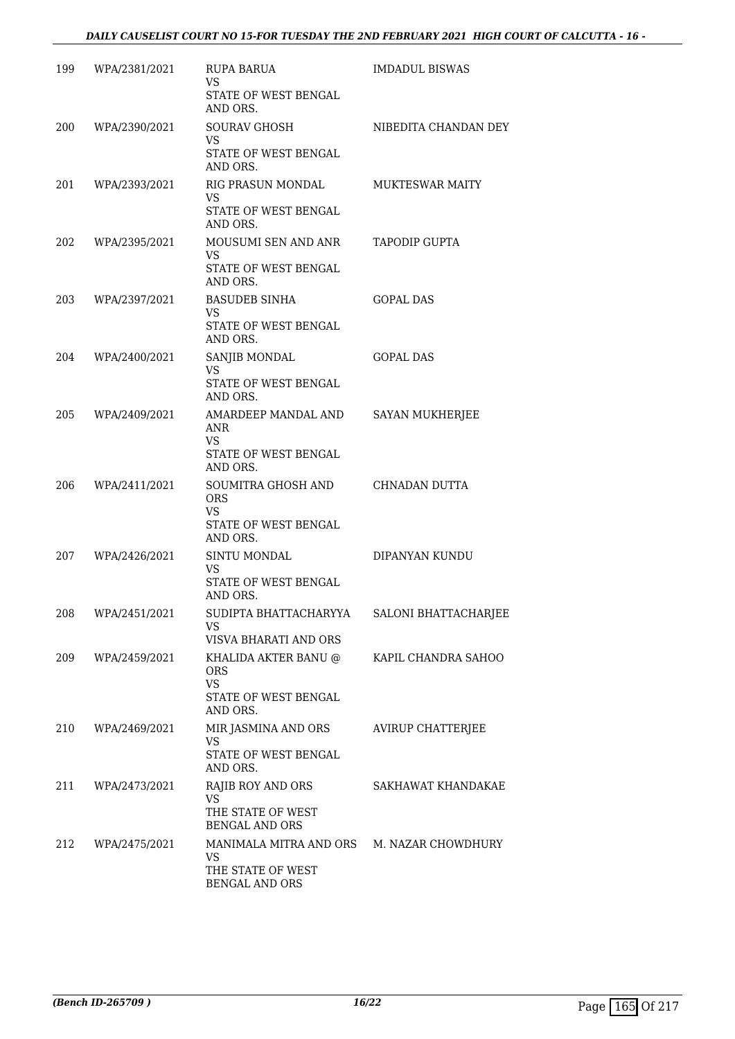| 199 | WPA/2381/2021 | RUPA BARUA<br>VS<br>STATE OF WEST BENGAL AND ORS. | IMDADUL BISWAS |
|---|---|---|---|
| 200 | WPA/2390/2021 | SOURAV GHOSH<br>VS<br>STATE OF WEST BENGAL AND ORS. | NIBEDITA CHANDAN DEY |
| 201 | WPA/2393/2021 | RIG PRASUN MONDAL<br>VS<br>STATE OF WEST BENGAL AND ORS. | MUKTESWAR MAITY |
| 202 | WPA/2395/2021 | MOUSUMI SEN AND ANR<br>VS<br>STATE OF WEST BENGAL AND ORS. | TAPODIP GUPTA |
| 203 | WPA/2397/2021 | BASUDEB SINHA<br>VS<br>STATE OF WEST BENGAL AND ORS. | GOPAL DAS |
| 204 | WPA/2400/2021 | SANJIB MONDAL<br>VS<br>STATE OF WEST BENGAL AND ORS. | GOPAL DAS |
| 205 | WPA/2409/2021 | AMARDEEP MANDAL AND ANR<br>VS<br>STATE OF WEST BENGAL AND ORS. | SAYAN MUKHERJEE |
| 206 | WPA/2411/2021 | SOUMITRA GHOSH AND ORS<br>VS<br>STATE OF WEST BENGAL AND ORS. | CHNADAN DUTTA |
| 207 | WPA/2426/2021 | SINTU MONDAL<br>VS<br>STATE OF WEST BENGAL AND ORS. | DIPANYAN KUNDU |
| 208 | WPA/2451/2021 | SUDIPTA BHATTACHARYYA<br>VS<br>VISVA BHARATI AND ORS | SALONI BHATTACHARJEE |
| 209 | WPA/2459/2021 | KHALIDA AKTER BANU @ ORS<br>VS<br>STATE OF WEST BENGAL AND ORS. | KAPIL CHANDRA SAHOO |
| 210 | WPA/2469/2021 | MIR JASMINA AND ORS<br>VS<br>STATE OF WEST BENGAL AND ORS. | AVIRUP CHATTERJEE |
| 211 | WPA/2473/2021 | RAJIB ROY AND ORS<br>VS<br>THE STATE OF WEST BENGAL AND ORS | SAKHAWAT KHANDAKAE |
| 212 | WPA/2475/2021 | MANIMALA MITRA AND ORS<br>VS<br>THE STATE OF WEST BENGAL AND ORS | M. NAZAR CHOWDHURY |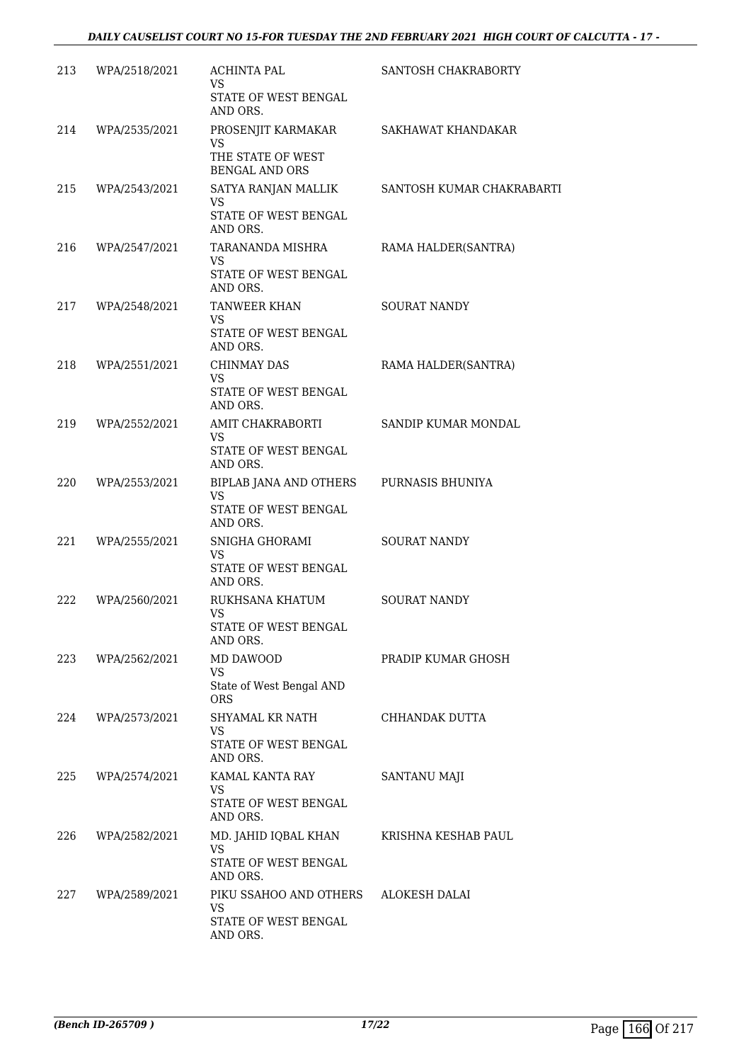| | | | |
|---|---|---|---|
| 213 | WPA/2518/2021 | ACHINTA PAL<br>VS<br>STATE OF WEST BENGAL AND ORS. | SANTOSH CHAKRABORTY |
| 214 | WPA/2535/2021 | PROSENJIT KARMAKAR<br>VS<br>THE STATE OF WEST BENGAL AND ORS | SAKHAWAT KHANDAKAR |
| 215 | WPA/2543/2021 | SATYA RANJAN MALLIK<br>VS<br>STATE OF WEST BENGAL AND ORS. | SANTOSH KUMAR CHAKRABARTI |
| 216 | WPA/2547/2021 | TARANANDA MISHRA<br>VS<br>STATE OF WEST BENGAL AND ORS. | RAMA HALDER(SANTRA) |
| 217 | WPA/2548/2021 | TANWEER KHAN<br>VS<br>STATE OF WEST BENGAL AND ORS. | SOURAT NANDY |
| 218 | WPA/2551/2021 | CHINMAY DAS<br>VS<br>STATE OF WEST BENGAL AND ORS. | RAMA HALDER(SANTRA) |
| 219 | WPA/2552/2021 | AMIT CHAKRABORTI<br>VS<br>STATE OF WEST BENGAL AND ORS. | SANDIP KUMAR MONDAL |
| 220 | WPA/2553/2021 | BIPLAB JANA AND OTHERS<br>VS<br>STATE OF WEST BENGAL AND ORS. | PURNASIS BHUNIYA |
| 221 | WPA/2555/2021 | SNIGHA GHORAMI<br>VS<br>STATE OF WEST BENGAL AND ORS. | SOURAT NANDY |
| 222 | WPA/2560/2021 | RUKHSANA KHATUM<br>VS<br>STATE OF WEST BENGAL AND ORS. | SOURAT NANDY |
| 223 | WPA/2562/2021 | MD DAWOOD<br>VS<br>State of West Bengal AND ORS | PRADIP KUMAR GHOSH |
| 224 | WPA/2573/2021 | SHYAMAL KR NATH<br>VS<br>STATE OF WEST BENGAL AND ORS. | CHHANDAK DUTTA |
| 225 | WPA/2574/2021 | KAMAL KANTA RAY<br>VS<br>STATE OF WEST BENGAL AND ORS. | SANTANU MAJI |
| 226 | WPA/2582/2021 | MD. JAHID IQBAL KHAN<br>VS<br>STATE OF WEST BENGAL AND ORS. | KRISHNA KESHAB PAUL |
| 227 | WPA/2589/2021 | PIKU SSAHOO AND OTHERS<br>VS<br>STATE OF WEST BENGAL AND ORS. | ALOKESH DALAI |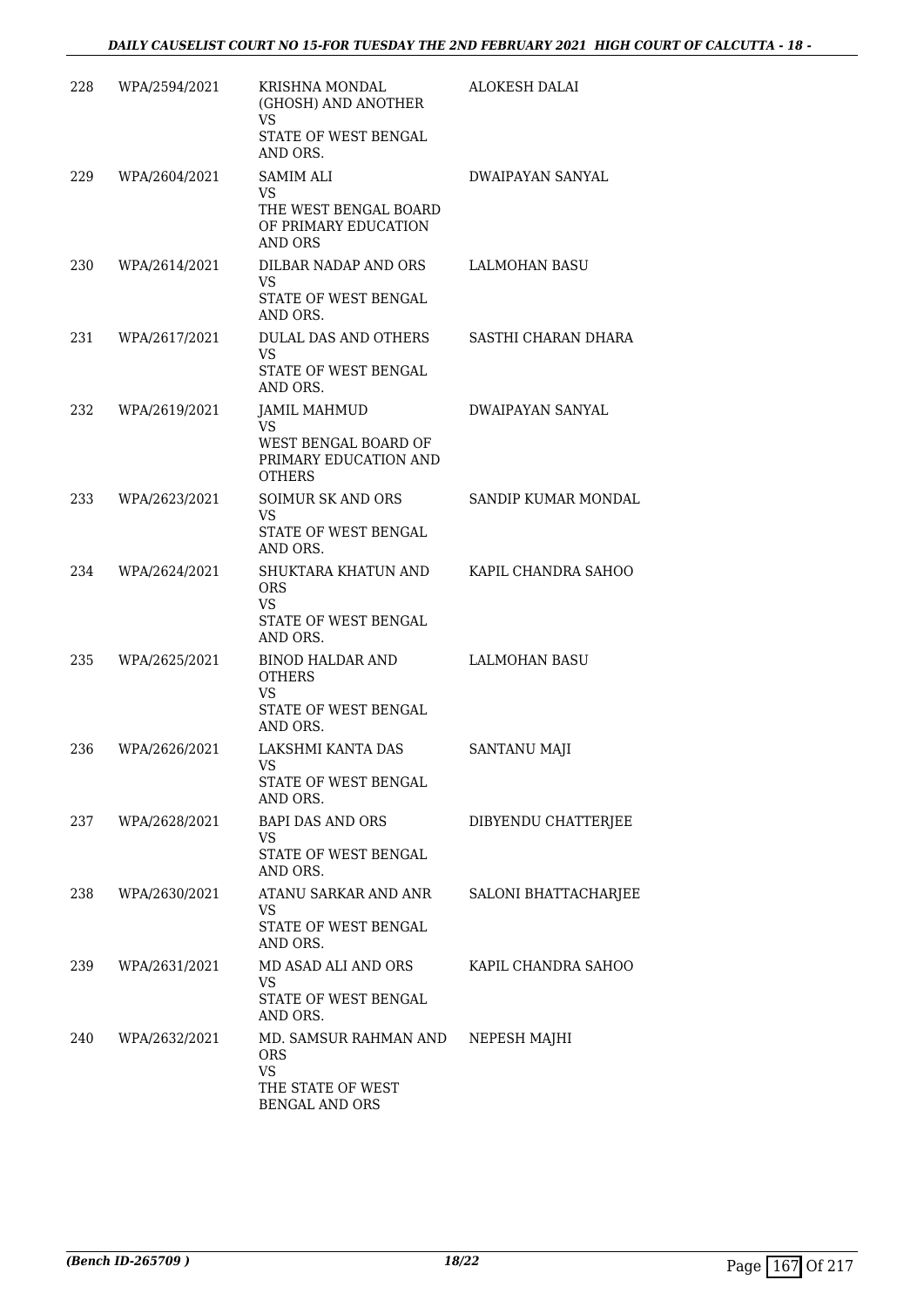| | | | |
|---|---|---|---|
| 228 | WPA/2594/2021 | KRISHNA MONDAL (GHOSH) AND ANOTHER<br>VS<br>STATE OF WEST BENGAL AND ORS. | ALOKESH DALAI |
| 229 | WPA/2604/2021 | SAMIM ALI<br>VS<br>THE WEST BENGAL BOARD OF PRIMARY EDUCATION AND ORS | DWAIPAYAN SANYAL |
| 230 | WPA/2614/2021 | DILBAR NADAP AND ORS<br>VS<br>STATE OF WEST BENGAL AND ORS. | LALMOHAN BASU |
| 231 | WPA/2617/2021 | DULAL DAS AND OTHERS<br>VS<br>STATE OF WEST BENGAL AND ORS. | SASTHI CHARAN DHARA |
| 232 | WPA/2619/2021 | JAMIL MAHMUD<br>VS<br>WEST BENGAL BOARD OF PRIMARY EDUCATION AND OTHERS | DWAIPAYAN SANYAL |
| 233 | WPA/2623/2021 | SOIMUR SK AND ORS<br>VS<br>STATE OF WEST BENGAL AND ORS. | SANDIP KUMAR MONDAL |
| 234 | WPA/2624/2021 | SHUKTARA KHATUN AND ORS<br>VS<br>STATE OF WEST BENGAL AND ORS. | KAPIL CHANDRA SAHOO |
| 235 | WPA/2625/2021 | BINOD HALDAR AND OTHERS<br>VS<br>STATE OF WEST BENGAL AND ORS. | LALMOHAN BASU |
| 236 | WPA/2626/2021 | LAKSHMI KANTA DAS<br>VS<br>STATE OF WEST BENGAL AND ORS. | SANTANU MAJI |
| 237 | WPA/2628/2021 | BAPI DAS AND ORS<br>VS<br>STATE OF WEST BENGAL AND ORS. | DIBYENDU CHATTERJEE |
| 238 | WPA/2630/2021 | ATANU SARKAR AND ANR<br>VS<br>STATE OF WEST BENGAL AND ORS. | SALONI BHATTACHARJEE |
| 239 | WPA/2631/2021 | MD ASAD ALI AND ORS<br>VS<br>STATE OF WEST BENGAL AND ORS. | KAPIL CHANDRA SAHOO |
| 240 | WPA/2632/2021 | MD. SAMSUR RAHMAN AND ORS<br>VS<br>THE STATE OF WEST BENGAL AND ORS | NEPESH MAJHI |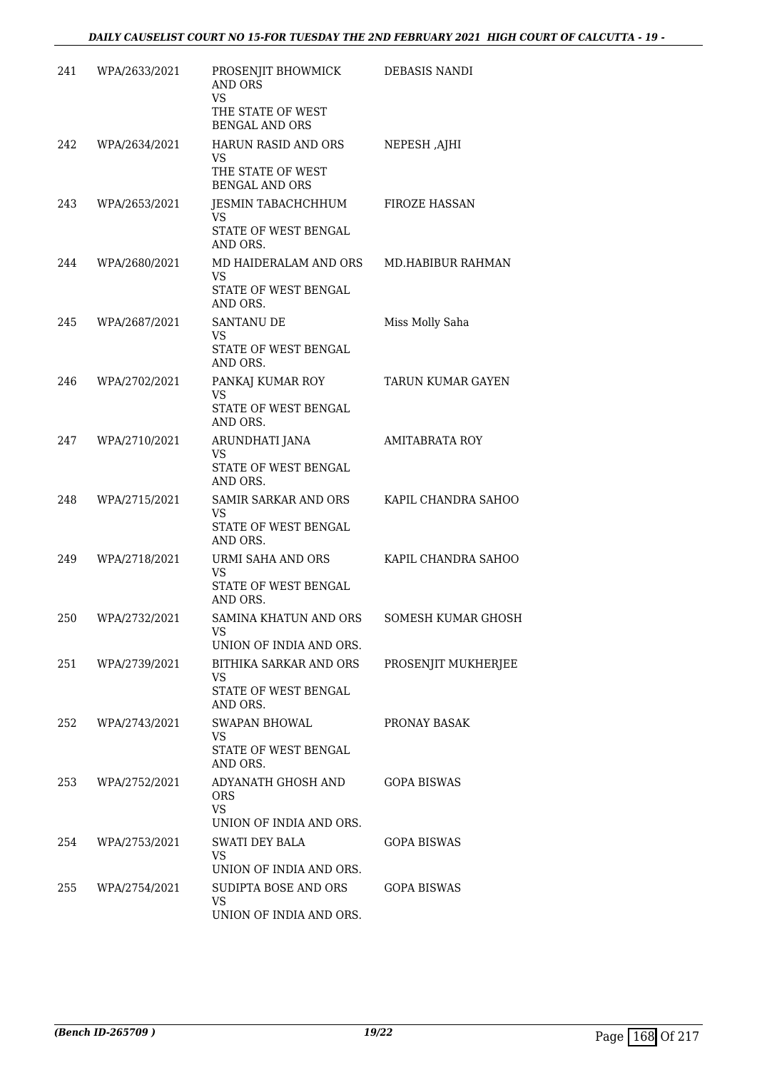| | | | |
|---|---|---|---|
| 241 | WPA/2633/2021 | PROSENJIT BHOWMICK AND ORS<br>VS<br>THE STATE OF WEST BENGAL AND ORS | DEBASIS NANDI |
| 242 | WPA/2634/2021 | HARUN RASID AND ORS<br>VS<br>THE STATE OF WEST BENGAL AND ORS | NEPESH ,AJHI |
| 243 | WPA/2653/2021 | JESMIN TABACHCHHUM<br>VS<br>STATE OF WEST BENGAL AND ORS. | FIROZE HASSAN |
| 244 | WPA/2680/2021 | MD HAIDERALAM AND ORS<br>VS<br>STATE OF WEST BENGAL AND ORS. | MD.HABIBUR RAHMAN |
| 245 | WPA/2687/2021 | SANTANU DE<br>VS<br>STATE OF WEST BENGAL AND ORS. | Miss Molly Saha |
| 246 | WPA/2702/2021 | PANKAJ KUMAR ROY<br>VS<br>STATE OF WEST BENGAL AND ORS. | TARUN KUMAR GAYEN |
| 247 | WPA/2710/2021 | ARUNDHATI JANA<br>VS<br>STATE OF WEST BENGAL AND ORS. | AMITABRATA ROY |
| 248 | WPA/2715/2021 | SAMIR SARKAR AND ORS<br>VS<br>STATE OF WEST BENGAL AND ORS. | KAPIL CHANDRA SAHOO |
| 249 | WPA/2718/2021 | URMI SAHA AND ORS<br>VS<br>STATE OF WEST BENGAL AND ORS. | KAPIL CHANDRA SAHOO |
| 250 | WPA/2732/2021 | SAMINA KHATUN AND ORS<br>VS<br>UNION OF INDIA AND ORS. | SOMESH KUMAR GHOSH |
| 251 | WPA/2739/2021 | BITHIKA SARKAR AND ORS<br>VS<br>STATE OF WEST BENGAL AND ORS. | PROSENJIT MUKHERJEE |
| 252 | WPA/2743/2021 | SWAPAN BHOWAL<br>VS<br>STATE OF WEST BENGAL AND ORS. | PRONAY BASAK |
| 253 | WPA/2752/2021 | ADYANATH GHOSH AND ORS<br>VS<br>UNION OF INDIA AND ORS. | GOPA BISWAS |
| 254 | WPA/2753/2021 | SWATI DEY BALA<br>VS<br>UNION OF INDIA AND ORS. | GOPA BISWAS |
| 255 | WPA/2754/2021 | SUDIPTA BOSE AND ORS<br>VS<br>UNION OF INDIA AND ORS. | GOPA BISWAS |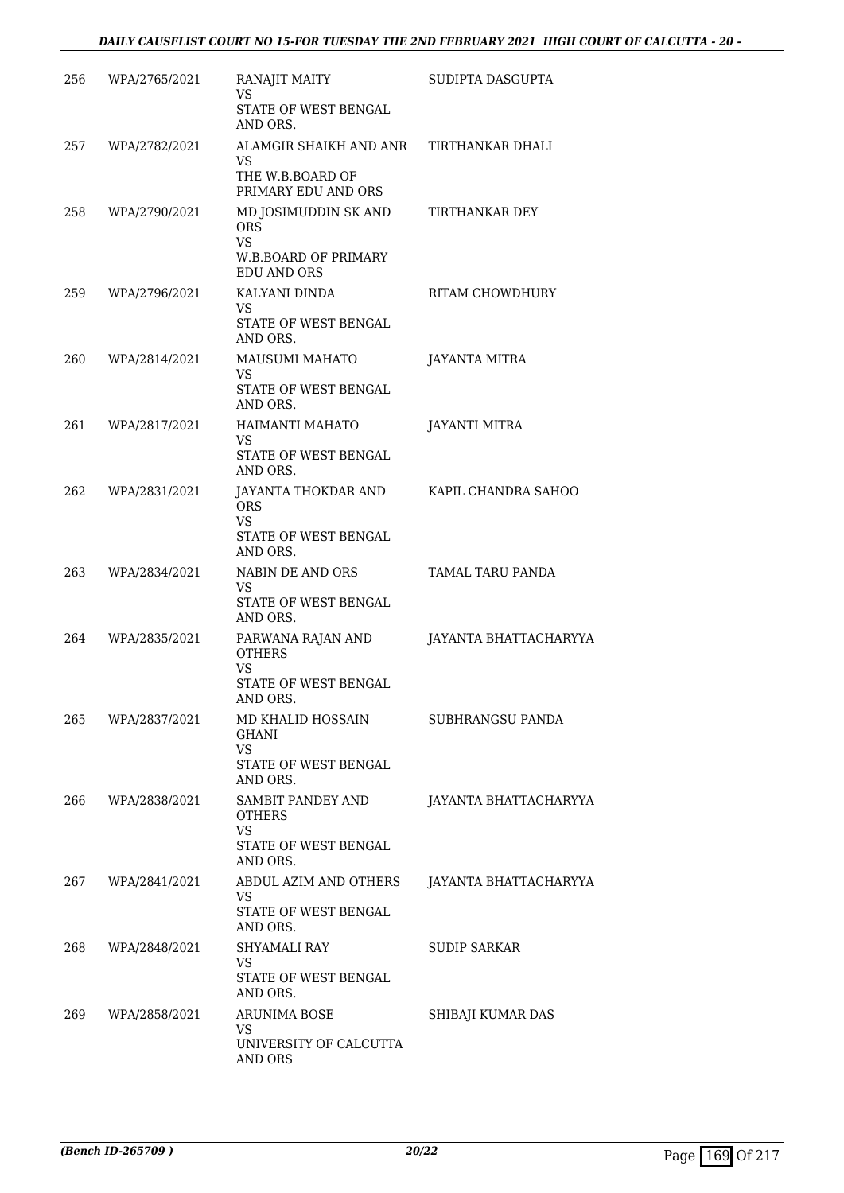| | | | |
|---|---|---|---|
| 256 | WPA/2765/2021 | RANAJIT MAITY<br>VS<br>STATE OF WEST BENGAL AND ORS. | SUDIPTA DASGUPTA |
| 257 | WPA/2782/2021 | ALAMGIR SHAIKH AND ANR<br>VS<br>THE W.B.BOARD OF PRIMARY EDU AND ORS | TIRTHANKAR DHALI |
| 258 | WPA/2790/2021 | MD JOSIMUDDIN SK AND ORS<br>VS<br>W.B.BOARD OF PRIMARY EDU AND ORS | TIRTHANKAR DEY |
| 259 | WPA/2796/2021 | KALYANI DINDA<br>VS<br>STATE OF WEST BENGAL AND ORS. | RITAM CHOWDHURY |
| 260 | WPA/2814/2021 | MAUSUMI MAHATO<br>VS<br>STATE OF WEST BENGAL AND ORS. | JAYANTA MITRA |
| 261 | WPA/2817/2021 | HAIMANTI MAHATO<br>VS<br>STATE OF WEST BENGAL AND ORS. | JAYANTI MITRA |
| 262 | WPA/2831/2021 | JAYANTA THOKDAR AND ORS<br>VS<br>STATE OF WEST BENGAL AND ORS. | KAPIL CHANDRA SAHOO |
| 263 | WPA/2834/2021 | NABIN DE AND ORS<br>VS<br>STATE OF WEST BENGAL AND ORS. | TAMAL TARU PANDA |
| 264 | WPA/2835/2021 | PARWANA RAJAN AND OTHERS<br>VS<br>STATE OF WEST BENGAL AND ORS. | JAYANTA BHATTACHARYYA |
| 265 | WPA/2837/2021 | MD KHALID HOSSAIN GHANI<br>VS<br>STATE OF WEST BENGAL AND ORS. | SUBHRANGSU PANDA |
| 266 | WPA/2838/2021 | SAMBIT PANDEY AND OTHERS<br>VS<br>STATE OF WEST BENGAL AND ORS. | JAYANTA BHATTACHARYYA |
| 267 | WPA/2841/2021 | ABDUL AZIM AND OTHERS<br>VS<br>STATE OF WEST BENGAL AND ORS. | JAYANTA BHATTACHARYYA |
| 268 | WPA/2848/2021 | SHYAMALI RAY<br>VS<br>STATE OF WEST BENGAL AND ORS. | SUDIP SARKAR |
| 269 | WPA/2858/2021 | ARUNIMA BOSE<br>VS<br>UNIVERSITY OF CALCUTTA AND ORS | SHIBAJI KUMAR DAS |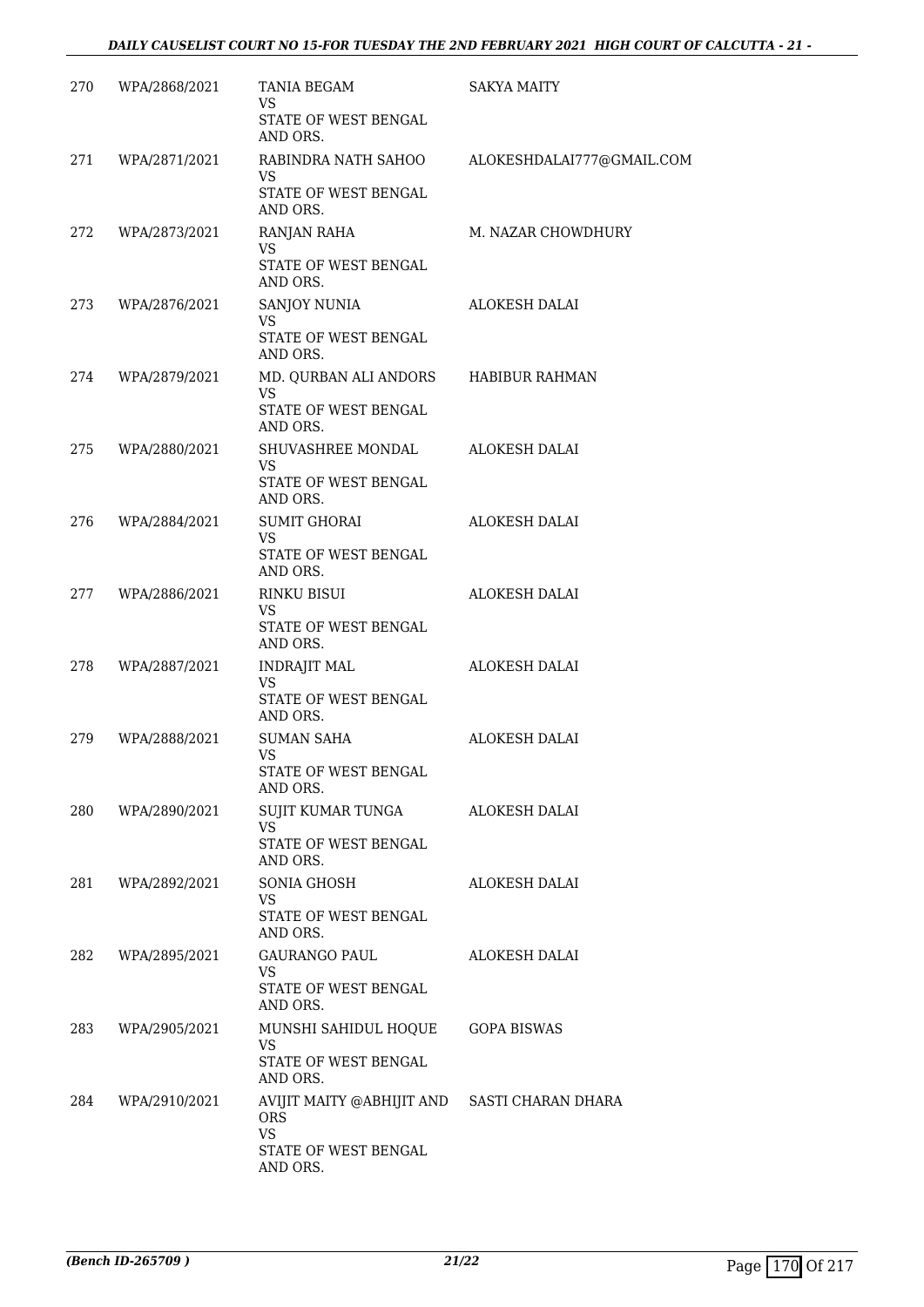| | | | |
|---|---|---|---|
| 270 | WPA/2868/2021 | TANIA BEGAM<br>VS<br>STATE OF WEST BENGAL AND ORS. | SAKYA MAITY |
| 271 | WPA/2871/2021 | RABINDRA NATH SAHOO<br>VS<br>STATE OF WEST BENGAL AND ORS. | ALOKESHDALAI777@GMAIL.COM |
| 272 | WPA/2873/2021 | RANJAN RAHA<br>VS<br>STATE OF WEST BENGAL AND ORS. | M. NAZAR CHOWDHURY |
| 273 | WPA/2876/2021 | SANJOY NUNIA<br>VS<br>STATE OF WEST BENGAL AND ORS. | ALOKESH DALAI |
| 274 | WPA/2879/2021 | MD. QURBAN ALI ANDORS<br>VS<br>STATE OF WEST BENGAL AND ORS. | HABIBUR RAHMAN |
| 275 | WPA/2880/2021 | SHUVASHREE MONDAL<br>VS<br>STATE OF WEST BENGAL AND ORS. | ALOKESH DALAI |
| 276 | WPA/2884/2021 | SUMIT GHORAI<br>VS<br>STATE OF WEST BENGAL AND ORS. | ALOKESH DALAI |
| 277 | WPA/2886/2021 | RINKU BISUI<br>VS<br>STATE OF WEST BENGAL AND ORS. | ALOKESH DALAI |
| 278 | WPA/2887/2021 | INDRAJIT MAL<br>VS<br>STATE OF WEST BENGAL AND ORS. | ALOKESH DALAI |
| 279 | WPA/2888/2021 | SUMAN SAHA<br>VS<br>STATE OF WEST BENGAL AND ORS. | ALOKESH DALAI |
| 280 | WPA/2890/2021 | SUJIT KUMAR TUNGA<br>VS<br>STATE OF WEST BENGAL AND ORS. | ALOKESH DALAI |
| 281 | WPA/2892/2021 | SONIA GHOSH<br>VS<br>STATE OF WEST BENGAL AND ORS. | ALOKESH DALAI |
| 282 | WPA/2895/2021 | GAURANGO PAUL<br>VS<br>STATE OF WEST BENGAL AND ORS. | ALOKESH DALAI |
| 283 | WPA/2905/2021 | MUNSHI SAHIDUL HOQUE<br>VS<br>STATE OF WEST BENGAL AND ORS. | GOPA BISWAS |
| 284 | WPA/2910/2021 | AVIJIT MAITY @ABHIJIT AND ORS<br>VS<br>STATE OF WEST BENGAL AND ORS. | SASTI CHARAN DHARA |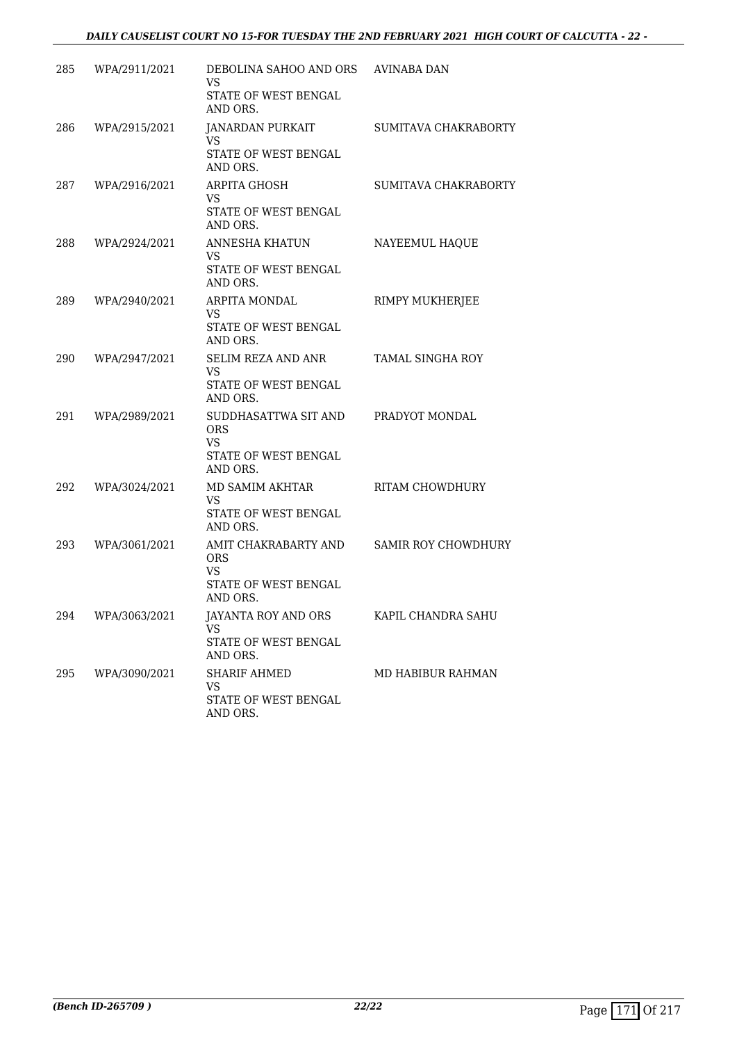| | | | |
|---|---|---|---|
| 285 | WPA/2911/2021 | DEBOLINA SAHOO AND ORS<br>VS<br>STATE OF WEST BENGAL AND ORS. | AVINABA DAN |
| 286 | WPA/2915/2021 | JANARDAN PURKAIT<br>VS<br>STATE OF WEST BENGAL AND ORS. | SUMITAVA CHAKRABORTY |
| 287 | WPA/2916/2021 | ARPITA GHOSH<br>VS<br>STATE OF WEST BENGAL AND ORS. | SUMITAVA CHAKRABORTY |
| 288 | WPA/2924/2021 | ANNESHA KHATUN<br>VS<br>STATE OF WEST BENGAL AND ORS. | NAYEEMUL HAQUE |
| 289 | WPA/2940/2021 | ARPITA MONDAL<br>VS<br>STATE OF WEST BENGAL AND ORS. | RIMPY MUKHERJEE |
| 290 | WPA/2947/2021 | SELIM REZA AND ANR<br>VS<br>STATE OF WEST BENGAL AND ORS. | TAMAL SINGHA ROY |
| 291 | WPA/2989/2021 | SUDDHASATTWA SIT AND ORS<br>VS<br>STATE OF WEST BENGAL AND ORS. | PRADYOT MONDAL |
| 292 | WPA/3024/2021 | MD SAMIM AKHTAR<br>VS<br>STATE OF WEST BENGAL AND ORS. | RITAM CHOWDHURY |
| 293 | WPA/3061/2021 | AMIT CHAKRABARTY AND ORS<br>VS<br>STATE OF WEST BENGAL AND ORS. | SAMIR ROY CHOWDHURY |
| 294 | WPA/3063/2021 | JAYANTA ROY AND ORS<br>VS<br>STATE OF WEST BENGAL AND ORS. | KAPIL CHANDRA SAHU |
| 295 | WPA/3090/2021 | SHARIF AHMED<br>VS<br>STATE OF WEST BENGAL AND ORS. | MD HABIBUR RAHMAN |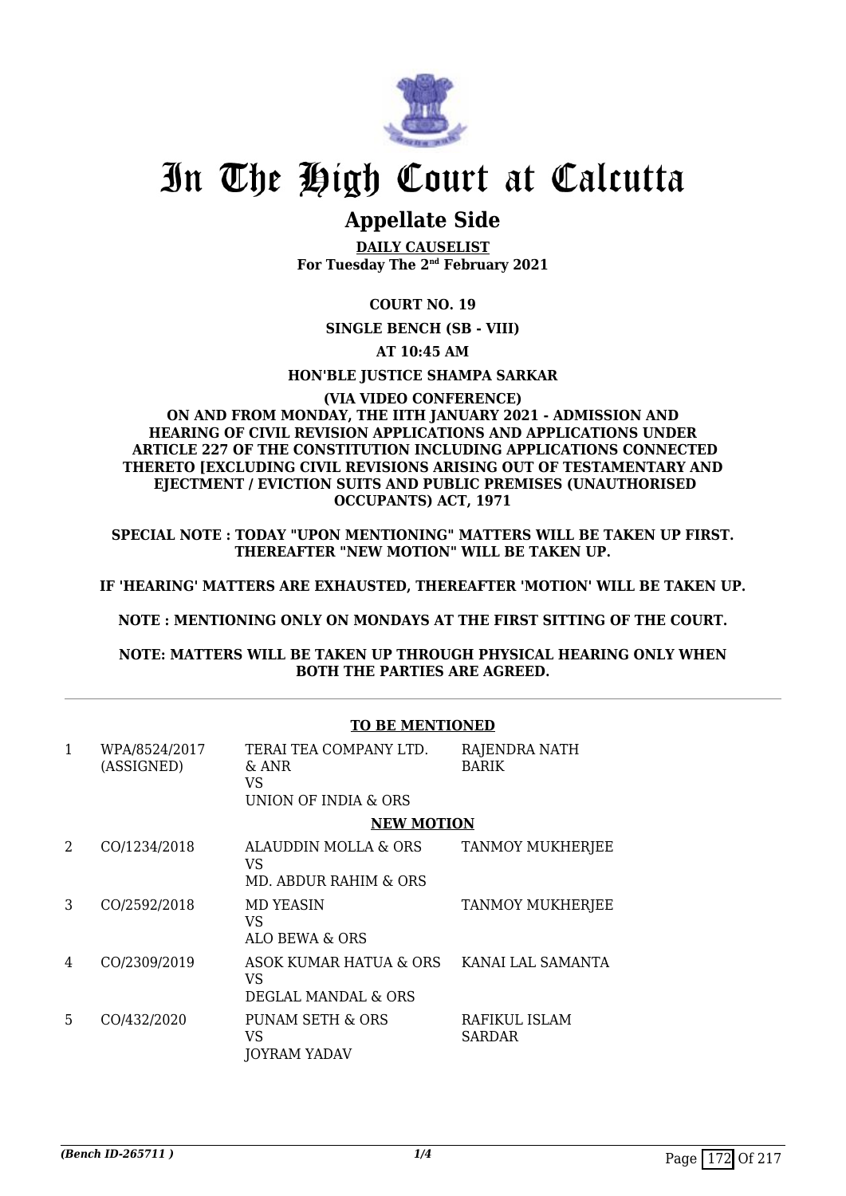# In The High Court at Calcutta

## Appellate Side

**DAILY CAUSELIST**
**For Tuesday The 2nd February 2021**

**COURT NO. 19**

**SINGLE BENCH (SB - VIII)**

**AT 10:45 AM**

**HON'BLE JUSTICE SHAMPA SARKAR**

**(VIA VIDEO CONFERENCE)**
**ON AND FROM MONDAY, THE IITH JANUARY 2021 - ADMISSION AND HEARING OF CIVIL REVISION APPLICATIONS AND APPLICATIONS UNDER ARTICLE 227 OF THE CONSTITUTION INCLUDING APPLICATIONS CONNECTED THERETO [EXCLUDING CIVIL REVISIONS ARISING OUT OF TESTAMENTARY AND EJECTMENT / EVICTION SUITS AND PUBLIC PREMISES (UNAUTHORISED OCCUPANTS) ACT, 1971**

**SPECIAL NOTE : TODAY "UPON MENTIONING" MATTERS WILL BE TAKEN UP FIRST. THEREAFTER "NEW MOTION" WILL BE TAKEN UP.**

**IF 'HEARING' MATTERS ARE EXHAUSTED, THEREAFTER 'MOTION' WILL BE TAKEN UP.**

**NOTE : MENTIONING ONLY ON MONDAYS AT THE FIRST SITTING OF THE COURT.**

**NOTE: MATTERS WILL BE TAKEN UP THROUGH PHYSICAL HEARING ONLY WHEN BOTH THE PARTIES ARE AGREED.**

**TO BE MENTIONED**

| | | | |
|---|---|---|---|
| 1 | WPA/8524/2017 (ASSIGNED) | TERAI TEA COMPANY LTD. & ANR VS UNION OF INDIA & ORS | RAJENDRA NATH BARIK |

**NEW MOTION**

| | | | |
|---|---|---|---|
| 2 | CO/1234/2018 | ALAUDDIN MOLLA & ORS VS MD. ABDUR RAHIM & ORS | TANMOY MUKHERJEE |
| 3 | CO/2592/2018 | MD YEASIN VS ALO BEWA & ORS | TANMOY MUKHERJEE |
| 4 | CO/2309/2019 | ASOK KUMAR HATUA & ORS VS DEGLAL MANDAL & ORS | KANAI LAL SAMANTA |
| 5 | CO/432/2020 | PUNAM SETH & ORS VS JOYRAM YADAV | RAFIKUL ISLAM SARDAR |

*(Bench ID-265711 )*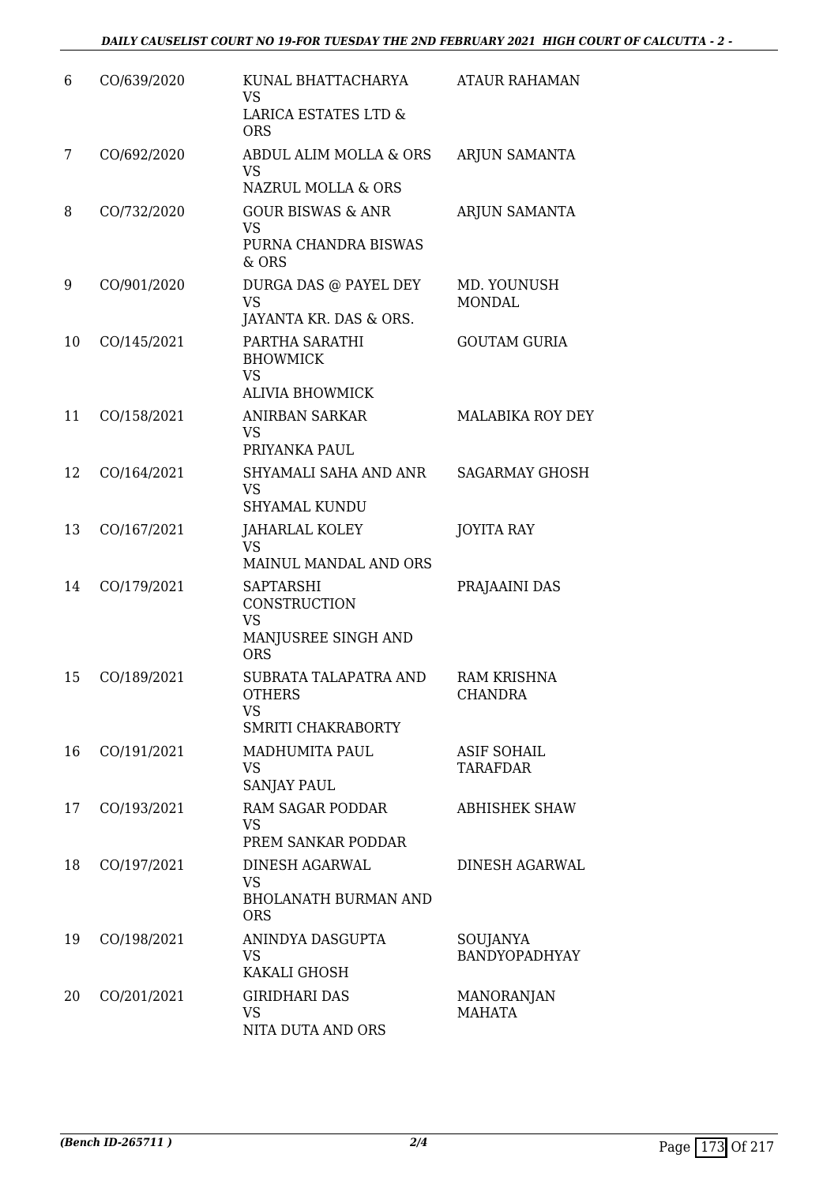| | | | |
|---|---|---|---|
| 6 | CO/639/2020 | KUNAL BHATTACHARYA<br>VS<br>LARICA ESTATES LTD & ORS | ATAUR RAHAMAN |
| 7 | CO/692/2020 | ABDUL ALIM MOLLA & ORS<br>VS<br>NAZRUL MOLLA & ORS | ARJUN SAMANTA |
| 8 | CO/732/2020 | GOUR BISWAS & ANR<br>VS<br>PURNA CHANDRA BISWAS & ORS | ARJUN SAMANTA |
| 9 | CO/901/2020 | DURGA DAS @ PAYEL DEY<br>VS<br>JAYANTA KR. DAS & ORS. | MD. YOUNUSH MONDAL |
| 10 | CO/145/2021 | PARTHA SARATHI BHOWMICK<br>VS<br>ALIVIA BHOWMICK | GOUTAM GURIA |
| 11 | CO/158/2021 | ANIRBAN SARKAR<br>VS<br>PRIYANKA PAUL | MALABIKA ROY DEY |
| 12 | CO/164/2021 | SHYAMALI SAHA AND ANR<br>VS<br>SHYAMAL KUNDU | SAGARMAY GHOSH |
| 13 | CO/167/2021 | JAHARLAL KOLEY<br>VS<br>MAINUL MANDAL AND ORS | JOYITA RAY |
| 14 | CO/179/2021 | SAPTARSHI CONSTRUCTION<br>VS<br>MANJUSREE SINGH AND ORS | PRAJAAINI DAS |
| 15 | CO/189/2021 | SUBRATA TALAPATRA AND OTHERS<br>VS<br>SMRITI CHAKRABORTY | RAM KRISHNA CHANDRA |
| 16 | CO/191/2021 | MADHUMITA PAUL<br>VS<br>SANJAY PAUL | ASIF SOHAIL TARAFDAR |
| 17 | CO/193/2021 | RAM SAGAR PODDAR<br>VS<br>PREM SANKAR PODDAR | ABHISHEK SHAW |
| 18 | CO/197/2021 | DINESH AGARWAL<br>VS<br>BHOLANATH BURMAN AND ORS | DINESH AGARWAL |
| 19 | CO/198/2021 | ANINDYA DASGUPTA<br>VS<br>KAKALI GHOSH | SOUJANYA BANDYOPADHYAY |
| 20 | CO/201/2021 | GIRIDHARI DAS<br>VS<br>NITA DUTA AND ORS | MANORANJAN MAHATA |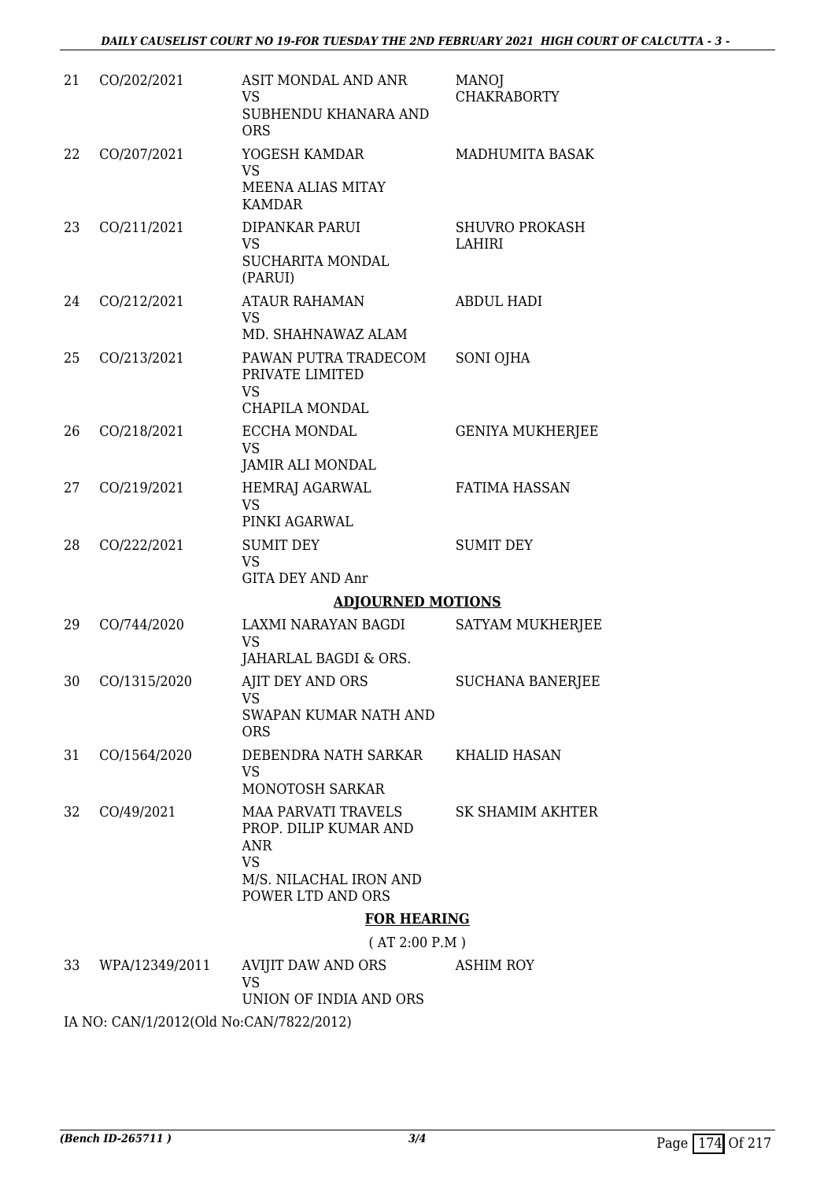| | | | |
|---|---|---|---|
| 21 | CO/202/2021 | ASIT MONDAL AND ANR<br>VS<br>SUBHENDU KHANARA AND ORS | MANOJ CHAKRABORTY |
| 22 | CO/207/2021 | YOGESH KAMDAR<br>VS<br>MEENA ALIAS MITAY KAMDAR | MADHUMITA BASAK |
| 23 | CO/211/2021 | DIPANKAR PARUI<br>VS<br>SUCHARITA MONDAL (PARUI) | SHUVRO PROKASH LAHIRI |
| 24 | CO/212/2021 | ATAUR RAHAMAN<br>VS<br>MD. SHAHNAWAZ ALAM | ABDUL HADI |
| 25 | CO/213/2021 | PAWAN PUTRA TRADECOM PRIVATE LIMITED<br>VS<br>CHAPILA MONDAL | SONI OJHA |
| 26 | CO/218/2021 | ECCHA MONDAL<br>VS<br>JAMIR ALI MONDAL | GENIYA MUKHERJEE |
| 27 | CO/219/2021 | HEMRAJ AGARWAL<br>VS<br>PINKI AGARWAL | FATIMA HASSAN |
| 28 | CO/222/2021 | SUMIT DEY<br>VS<br>GITA DEY AND Anr | SUMIT DEY |

**ADJOURNED MOTIONS**

| | | | |
|---|---|---|---|
| 29 | CO/744/2020 | LAXMI NARAYAN BAGDI<br>VS<br>JAHARLAL BAGDI & ORS. | SATYAM MUKHERJEE |
| 30 | CO/1315/2020 | AJIT DEY AND ORS<br>VS<br>SWAPAN KUMAR NATH AND ORS | SUCHANA BANERJEE |
| 31 | CO/1564/2020 | DEBENDRA NATH SARKAR<br>VS<br>MONOTOSH SARKAR | KHALID HASAN |
| 32 | CO/49/2021 | MAA PARVATI TRAVELS PROP. DILIP KUMAR AND ANR<br>VS<br>M/S. NILACHAL IRON AND POWER LTD AND ORS | SK SHAMIM AKHTER |

**FOR HEARING**

( AT 2:00 P.M )

| | | | |
|---|---|---|---|
| 33 | WPA/12349/2011 | AVIJIT DAW AND ORS<br>VS<br>UNION OF INDIA AND ORS | ASHIM ROY |

IA NO: CAN/1/2012(Old No:CAN/7822/2012)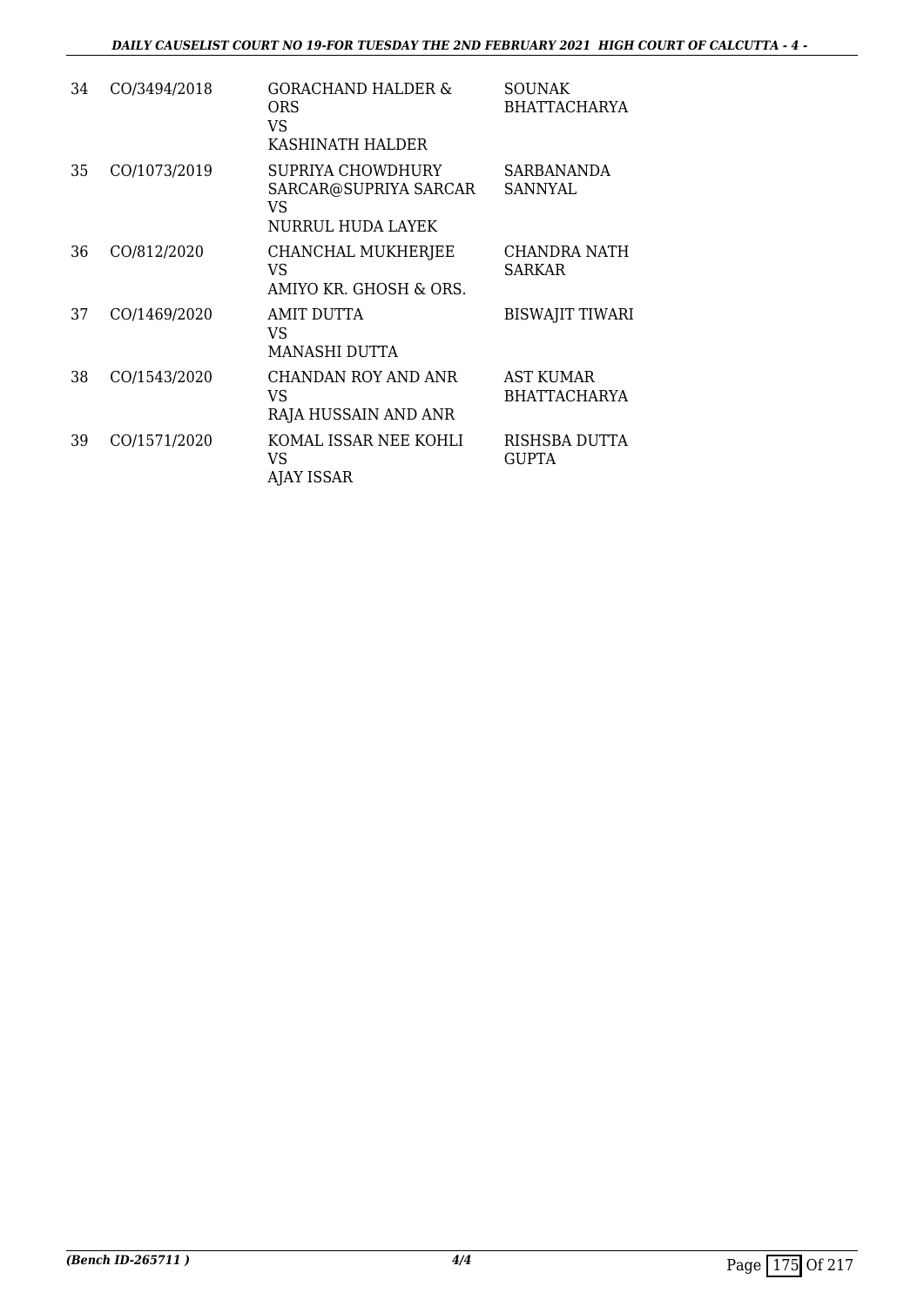| 34 | CO/3494/2018 | GORACHAND HALDER & ORS VS KASHINATH HALDER | SOUNAK BHATTACHARYA |
|---|---|---|---|
| 35 | CO/1073/2019 | SUPRIYA CHOWDHURY SARCAR@SUPRIYA SARCAR VS NURRUL HUDA LAYEK | SARBANANDA SANNYAL |
| 36 | CO/812/2020 | CHANCHAL MUKHERJEE VS AMIYO KR. GHOSH & ORS. | CHANDRA NATH SARKAR |
| 37 | CO/1469/2020 | AMIT DUTTA VS MANASHI DUTTA | BISWAJIT TIWARI |
| 38 | CO/1543/2020 | CHANDAN ROY AND ANR VS RAJA HUSSAIN AND ANR | AST KUMAR BHATTACHARYA |
| 39 | CO/1571/2020 | KOMAL ISSAR NEE KOHLI VS AJAY ISSAR | RISHSBA DUTTA GUPTA |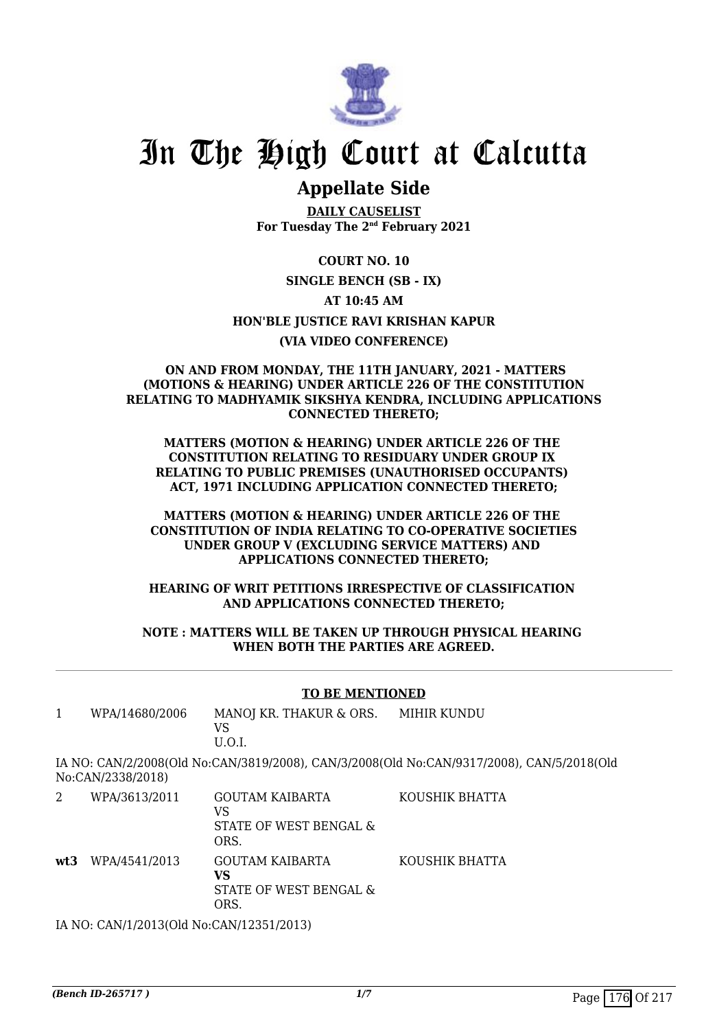# In The High Court at Calcutta

## Appellate Side

**DAILY CAUSELIST**
**For Tuesday The 2nd February 2021**

**COURT NO. 10**

**SINGLE BENCH (SB - IX)**

**AT 10:45 AM**

**HON'BLE JUSTICE RAVI KRISHAN KAPUR**

**(VIA VIDEO CONFERENCE)**

**ON AND FROM MONDAY, THE 11TH JANUARY, 2021 - MATTERS (MOTIONS & HEARING) UNDER ARTICLE 226 OF THE CONSTITUTION RELATING TO MADHYAMIK SIKSHYA KENDRA, INCLUDING APPLICATIONS CONNECTED THERETO;**

**MATTERS (MOTION & HEARING) UNDER ARTICLE 226 OF THE CONSTITUTION RELATING TO RESIDUARY UNDER GROUP IX RELATING TO PUBLIC PREMISES (UNAUTHORISED OCCUPANTS) ACT, 1971 INCLUDING APPLICATION CONNECTED THERETO;**

**MATTERS (MOTION & HEARING) UNDER ARTICLE 226 OF THE CONSTITUTION OF INDIA RELATING TO CO-OPERATIVE SOCIETIES UNDER GROUP V (EXCLUDING SERVICE MATTERS) AND APPLICATIONS CONNECTED THERETO;**

**HEARING OF WRIT PETITIONS IRRESPECTIVE OF CLASSIFICATION AND APPLICATIONS CONNECTED THERETO;**

**NOTE : MATTERS WILL BE TAKEN UP THROUGH PHYSICAL HEARING WHEN BOTH THE PARTIES ARE AGREED.**

**TO BE MENTIONED**

| | | | |
|---|---|---|---|
| 1 | WPA/14680/2006 | MANOJ KR. THAKUR & ORS.<br>VS<br>U.O.I. | MIHIR KUNDU |

IA NO: CAN/2/2008(Old No:CAN/3819/2008), CAN/3/2008(Old No:CAN/9317/2008), CAN/5/2018(Old No:CAN/2338/2018)

| | | | |
|---|---|---|---|
| 2 | WPA/3613/2011 | GOUTAM KAIBARTA<br>VS<br>STATE OF WEST BENGAL & ORS. | KOUSHIK BHATTA |
| **wt3** | WPA/4541/2013 | GOUTAM KAIBARTA<br>**VS**<br>STATE OF WEST BENGAL & ORS. | KOUSHIK BHATTA |

IA NO: CAN/1/2013(Old No:CAN/12351/2013)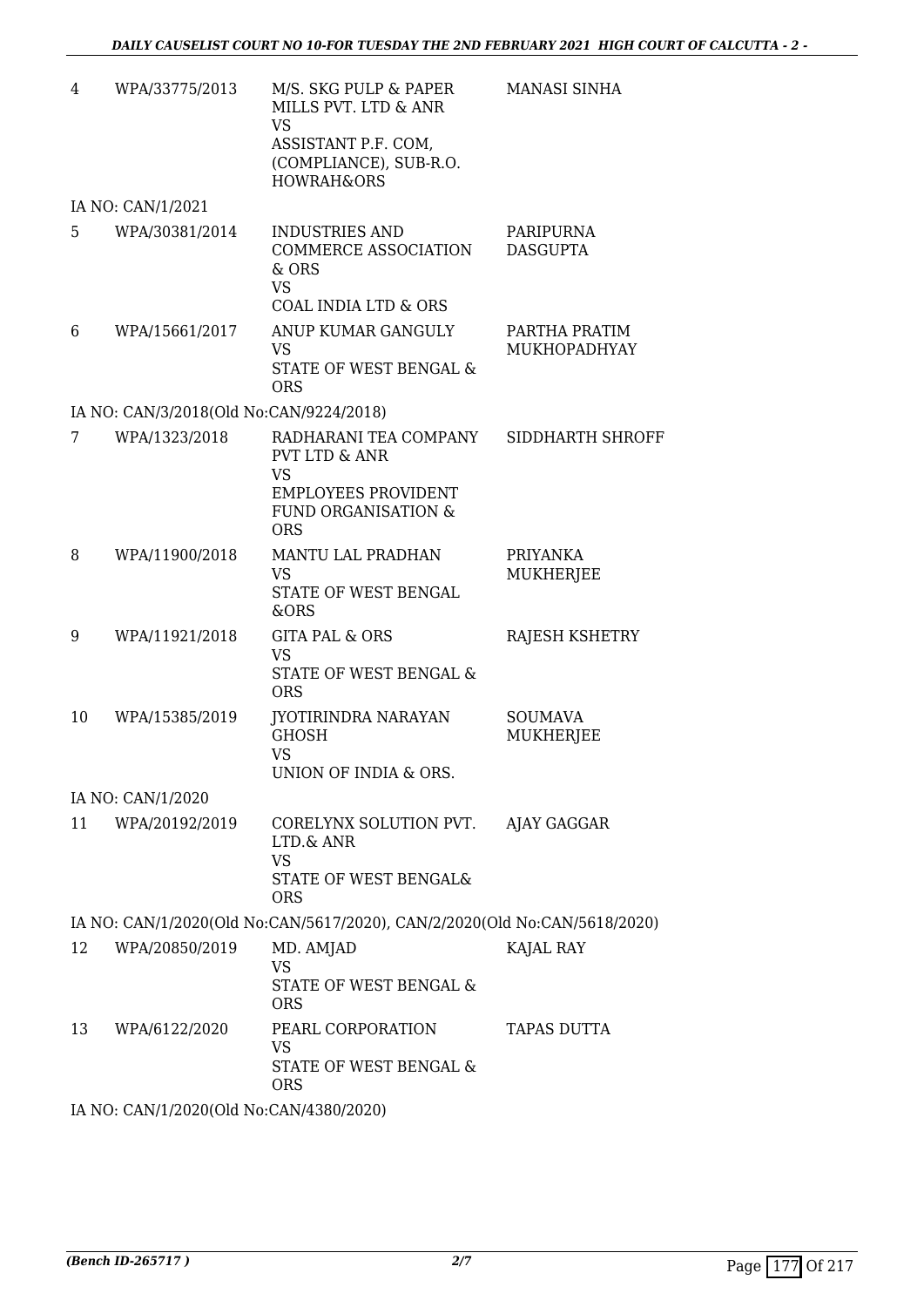| | | | |
|---|---|---|---|
| 4 | WPA/33775/2013 | M/S. SKG PULP & PAPER MILLS PVT. LTD & ANR<br>VS<br>ASSISTANT P.F. COM, (COMPLIANCE), SUB-R.O. HOWRAH&ORS | MANASI SINHA |
| IA NO: CAN/1/2021 | | | |
| 5 | WPA/30381/2014 | INDUSTRIES AND COMMERCE ASSOCIATION & ORS<br>VS<br>COAL INDIA LTD & ORS | PARIPURNA DASGUPTA |
| 6 | WPA/15661/2017 | ANUP KUMAR GANGULY<br>VS<br>STATE OF WEST BENGAL & ORS | PARTHA PRATIM MUKHOPADHYAY |
| IA NO: CAN/3/2018(Old No:CAN/9224/2018) | | | |
| 7 | WPA/1323/2018 | RADHARANI TEA COMPANY PVT LTD & ANR<br>VS<br>EMPLOYEES PROVIDENT FUND ORGANISATION & ORS | SIDDHARTH SHROFF |
| 8 | WPA/11900/2018 | MANTU LAL PRADHAN<br>VS<br>STATE OF WEST BENGAL &ORS | PRIYANKA MUKHERJEE |
| 9 | WPA/11921/2018 | GITA PAL & ORS<br>VS<br>STATE OF WEST BENGAL & ORS | RAJESH KSHETRY |
| 10 | WPA/15385/2019 | JYOTIRINDRA NARAYAN GHOSH<br>VS<br>UNION OF INDIA & ORS. | SOUMAVA MUKHERJEE |
| IA NO: CAN/1/2020 | | | |
| 11 | WPA/20192/2019 | CORELYNX SOLUTION PVT. LTD.& ANR<br>VS<br>STATE OF WEST BENGAL& ORS | AJAY GAGGAR |
| IA NO: CAN/1/2020(Old No:CAN/5617/2020), CAN/2/2020(Old No:CAN/5618/2020) | | | |
| 12 | WPA/20850/2019 | MD. AMJAD<br>VS<br>STATE OF WEST BENGAL & ORS | KAJAL RAY |
| 13 | WPA/6122/2020 | PEARL CORPORATION<br>VS<br>STATE OF WEST BENGAL & ORS | TAPAS DUTTA |
| IA NO: CAN/1/2020(Old No:CAN/4380/2020) | | | |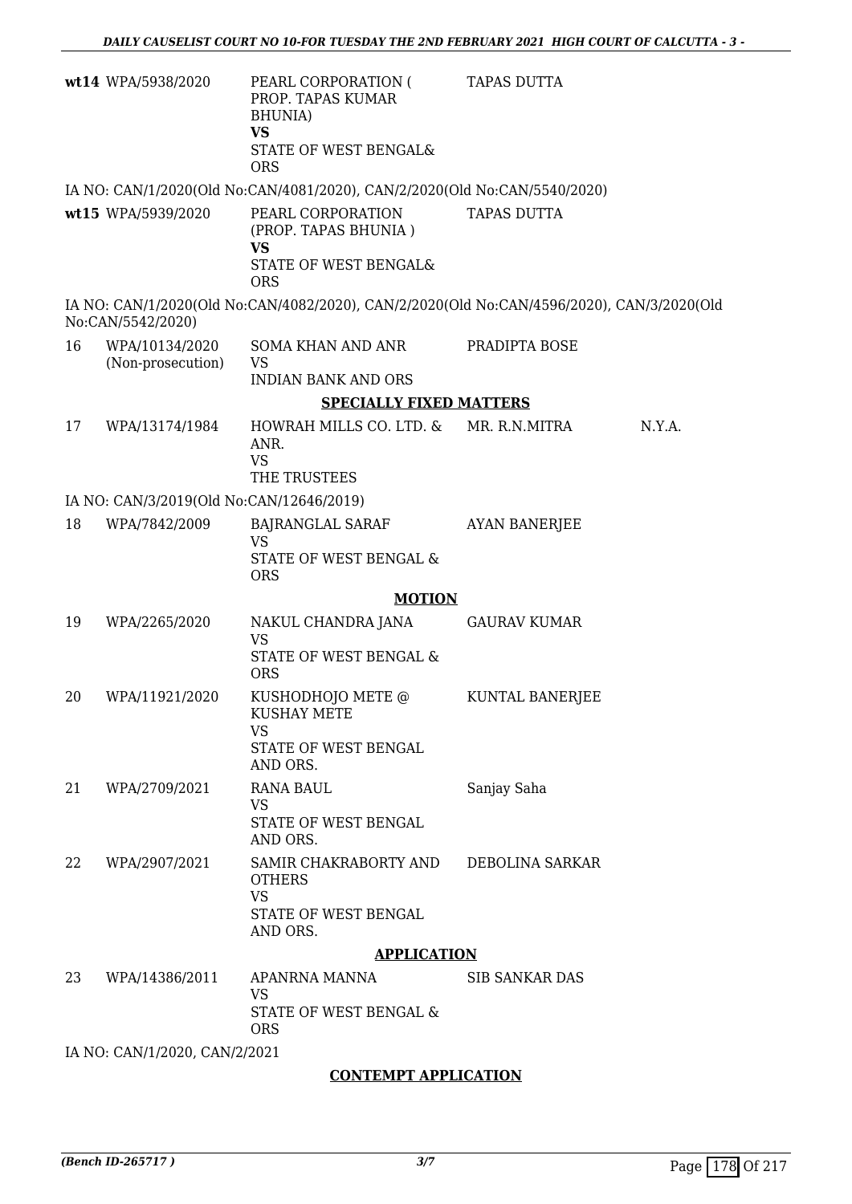| | | | | |
|---|---|---|---|---|
| **wt14** | WPA/5938/2020 | PEARL CORPORATION ( PROP. TAPAS KUMAR BHUNIA) **VS** STATE OF WEST BENGAL& ORS | TAPAS DUTTA | |

IA NO: CAN/1/2020(Old No:CAN/4081/2020), CAN/2/2020(Old No:CAN/5540/2020)

| | | | | |
|---|---|---|---|---|
| **wt15** | WPA/5939/2020 | PEARL CORPORATION (PROP. TAPAS BHUNIA ) **VS** STATE OF WEST BENGAL& ORS | TAPAS DUTTA | |

IA NO: CAN/1/2020(Old No:CAN/4082/2020), CAN/2/2020(Old No:CAN/4596/2020), CAN/3/2020(Old No:CAN/5542/2020)

| | | | | |
|---|---|---|---|---|
| 16 | WPA/10134/2020 (Non-prosecution) | SOMA KHAN AND ANR VS INDIAN BANK AND ORS | PRADIPTA BOSE | |

**SPECIALLY FIXED MATTERS**

| | | | | |
|---|---|---|---|---|
| 17 | WPA/13174/1984 | HOWRAH MILLS CO. LTD. & ANR. VS THE TRUSTEES | MR. R.N.MITRA | N.Y.A. |

IA NO: CAN/3/2019(Old No:CAN/12646/2019)

| | | | | |
|---|---|---|---|---|
| 18 | WPA/7842/2009 | BAJRANGLAL SARAF VS STATE OF WEST BENGAL & ORS | AYAN BANERJEE | |

**MOTION**

| | | | | |
|---|---|---|---|---|
| 19 | WPA/2265/2020 | NAKUL CHANDRA JANA VS STATE OF WEST BENGAL & ORS | GAURAV KUMAR | |
| 20 | WPA/11921/2020 | KUSHODHOJO METE @ KUSHAY METE VS STATE OF WEST BENGAL AND ORS. | KUNTAL BANERJEE | |
| 21 | WPA/2709/2021 | RANA BAUL VS STATE OF WEST BENGAL AND ORS. | Sanjay Saha | |
| 22 | WPA/2907/2021 | SAMIR CHAKRABORTY AND OTHERS VS STATE OF WEST BENGAL AND ORS. | DEBOLINA SARKAR | |

**APPLICATION**

| | | | | |
|---|---|---|---|---|
| 23 | WPA/14386/2011 | APANRNA MANNA VS STATE OF WEST BENGAL & ORS | SIB SANKAR DAS | |

IA NO: CAN/1/2020, CAN/2/2021

**CONTEMPT APPLICATION**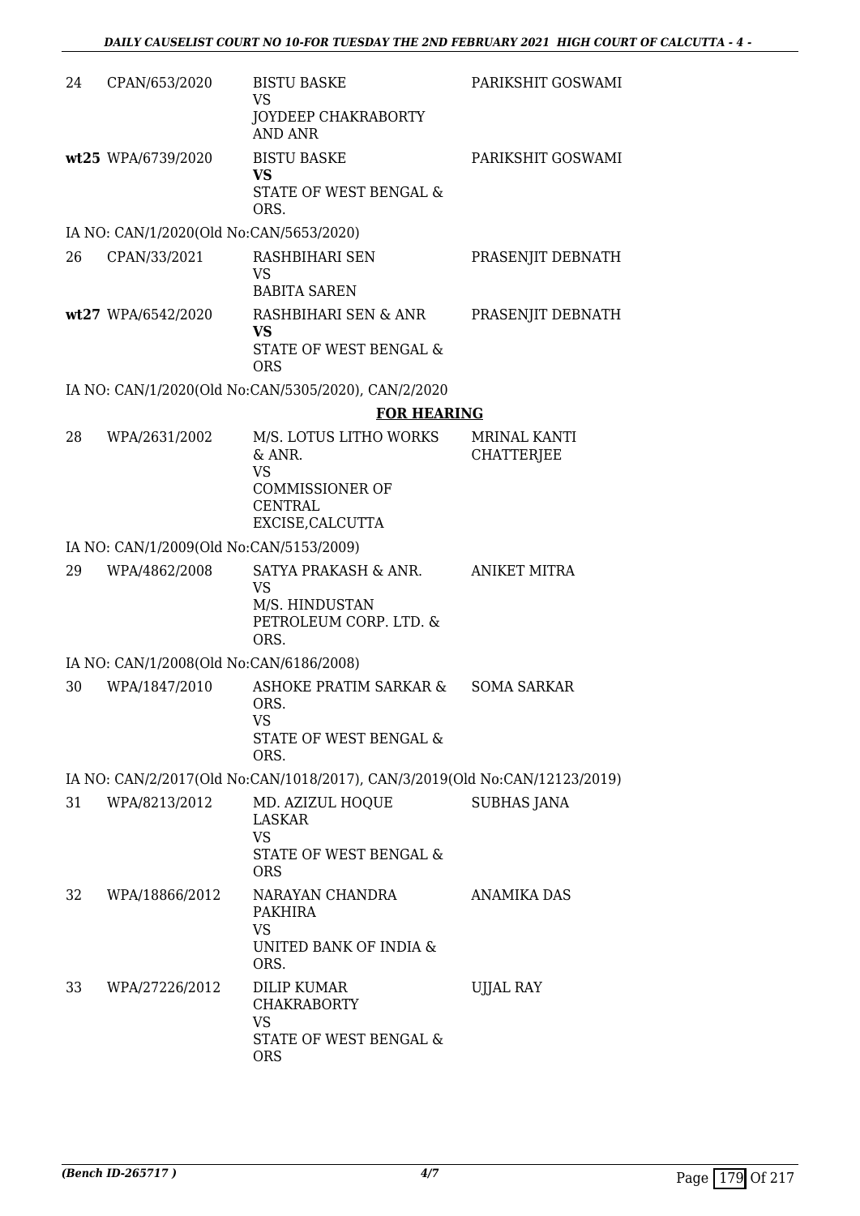| | | | |
|---|---|---|---|
| 24 | CPAN/653/2020 | BISTU BASKE<br>VS<br>JOYDEEP CHAKRABORTY AND ANR | PARIKSHIT GOSWAMI |
| **wt25** | WPA/6739/2020 | BISTU BASKE<br>**VS**<br>STATE OF WEST BENGAL & ORS. | PARIKSHIT GOSWAMI |

IA NO: CAN/1/2020(Old No:CAN/5653/2020)

| | | | |
|---|---|---|---|
| 26 | CPAN/33/2021 | RASHBIHARI SEN<br>VS<br>BABITA SAREN | PRASENJIT DEBNATH |
| **wt27** | WPA/6542/2020 | RASHBIHARI SEN & ANR<br>**VS**<br>STATE OF WEST BENGAL & ORS | PRASENJIT DEBNATH |

IA NO: CAN/1/2020(Old No:CAN/5305/2020), CAN/2/2020

**FOR HEARING**

| | | | |
|---|---|---|---|
| 28 | WPA/2631/2002 | M/S. LOTUS LITHO WORKS & ANR.<br>VS<br>COMMISSIONER OF CENTRAL EXCISE,CALCUTTA | MRINAL KANTI CHATTERJEE |

IA NO: CAN/1/2009(Old No:CAN/5153/2009)

| | | | |
|---|---|---|---|
| 29 | WPA/4862/2008 | SATYA PRAKASH & ANR.<br>VS<br>M/S. HINDUSTAN PETROLEUM CORP. LTD. & ORS. | ANIKET MITRA |

IA NO: CAN/1/2008(Old No:CAN/6186/2008)

| | | | |
|---|---|---|---|
| 30 | WPA/1847/2010 | ASHOKE PRATIM SARKAR & ORS.<br>VS<br>STATE OF WEST BENGAL & ORS. | SOMA SARKAR |

IA NO: CAN/2/2017(Old No:CAN/1018/2017), CAN/3/2019(Old No:CAN/12123/2019)

| | | | |
|---|---|---|---|
| 31 | WPA/8213/2012 | MD. AZIZUL HOQUE LASKAR<br>VS<br>STATE OF WEST BENGAL & ORS | SUBHAS JANA |
| 32 | WPA/18866/2012 | NARAYAN CHANDRA PAKHIRA<br>VS<br>UNITED BANK OF INDIA & ORS. | ANAMIKA DAS |
| 33 | WPA/27226/2012 | DILIP KUMAR CHAKRABORTY<br>VS<br>STATE OF WEST BENGAL & ORS | UJJAL RAY |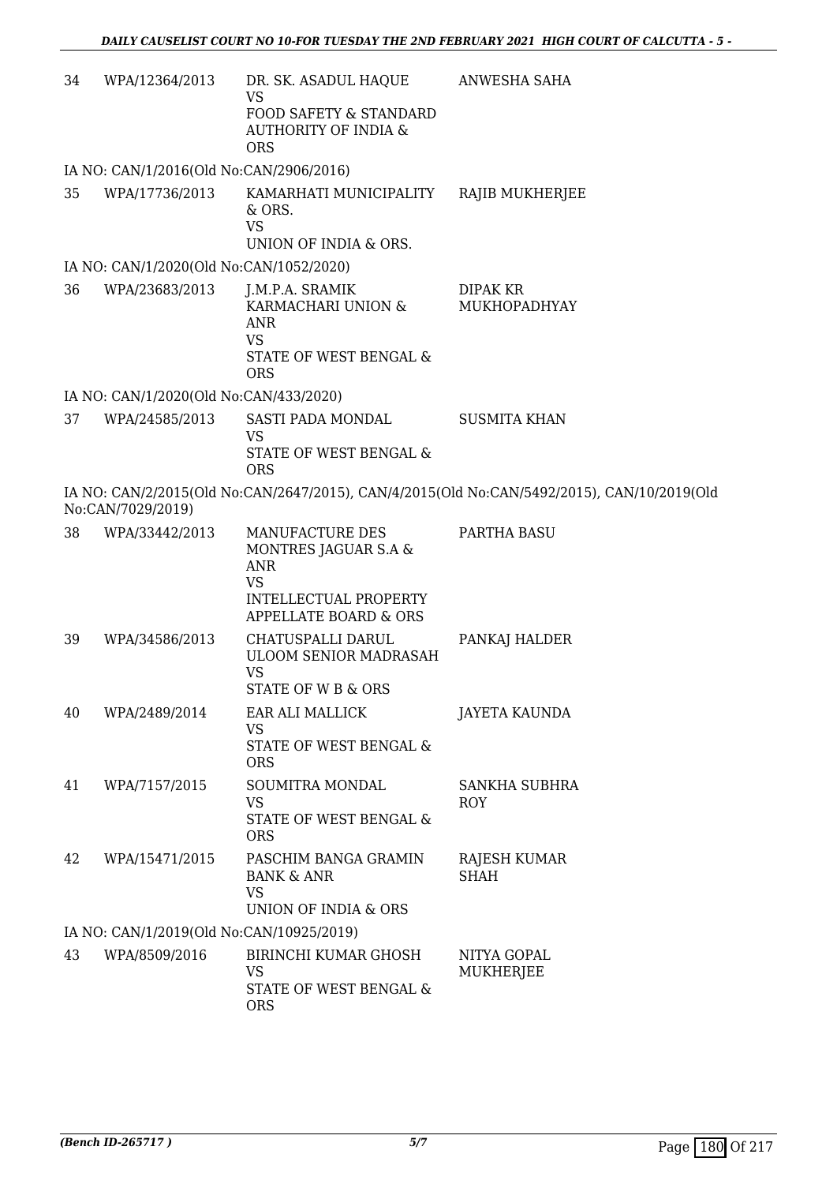| 34 | WPA/12364/2013 | DR. SK. ASADUL HAQUE<br>VS<br>FOOD SAFETY & STANDARD AUTHORITY OF INDIA & ORS | ANWESHA SAHA |
|---|---|---|---|

IA NO: CAN/1/2016(Old No:CAN/2906/2016)

| 35 | WPA/17736/2013 | KAMARHATI MUNICIPALITY & ORS.<br>VS<br>UNION OF INDIA & ORS. | RAJIB MUKHERJEE |
|---|---|---|---|

IA NO: CAN/1/2020(Old No:CAN/1052/2020)

| 36 | WPA/23683/2013 | J.M.P.A. SRAMIK KARMACHARI UNION & ANR<br>VS<br>STATE OF WEST BENGAL & ORS | DIPAK KR MUKHOPADHYAY |
|---|---|---|---|

IA NO: CAN/1/2020(Old No:CAN/433/2020)

| 37 | WPA/24585/2013 | SASTI PADA MONDAL<br>VS<br>STATE OF WEST BENGAL & ORS | SUSMITA KHAN |
|---|---|---|---|

IA NO: CAN/2/2015(Old No:CAN/2647/2015), CAN/4/2015(Old No:CAN/5492/2015), CAN/10/2019(Old No:CAN/7029/2019)

| 38 | WPA/33442/2013 | MANUFACTURE DES MONTRES JAGUAR S.A & ANR<br>VS<br>INTELLECTUAL PROPERTY APPELLATE BOARD & ORS | PARTHA BASU |
|---|---|---|---|
| 39 | WPA/34586/2013 | CHATUSPALLI DARUL ULOOM SENIOR MADRASAH<br>VS<br>STATE OF W B & ORS | PANKAJ HALDER |
| 40 | WPA/2489/2014 | EAR ALI MALLICK<br>VS<br>STATE OF WEST BENGAL & ORS | JAYETA KAUNDA |
| 41 | WPA/7157/2015 | SOUMITRA MONDAL<br>VS<br>STATE OF WEST BENGAL & ORS | SANKHA SUBHRA ROY |
| 42 | WPA/15471/2015 | PASCHIM BANGA GRAMIN BANK & ANR<br>VS<br>UNION OF INDIA & ORS | RAJESH KUMAR SHAH |

IA NO: CAN/1/2019(Old No:CAN/10925/2019)

| 43 | WPA/8509/2016 | BIRINCHI KUMAR GHOSH<br>VS<br>STATE OF WEST BENGAL & ORS | NITYA GOPAL MUKHERJEE |
|---|---|---|---|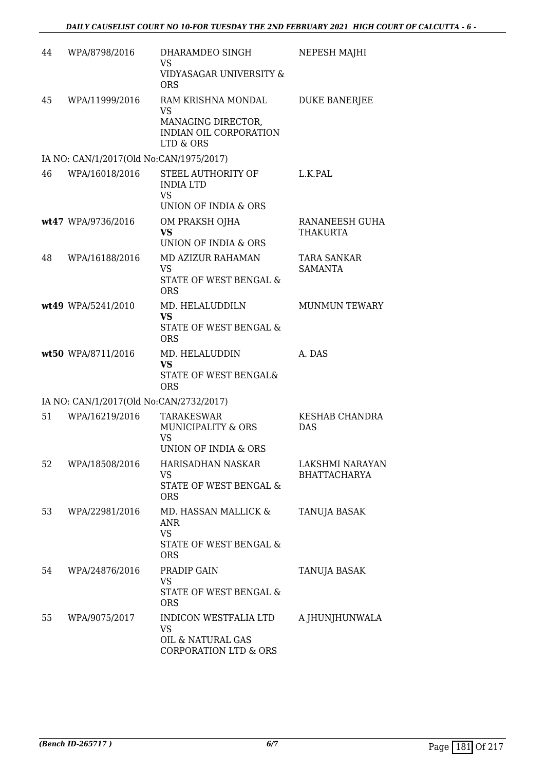| | | | |
|---|---|---|---|
| 44 | WPA/8798/2016 | DHARAMDEO SINGH<br>VS<br>VIDYASAGAR UNIVERSITY & ORS | NEPESH MAJHI |
| 45 | WPA/11999/2016 | RAM KRISHNA MONDAL<br>VS<br>MANAGING DIRECTOR, INDIAN OIL CORPORATION LTD & ORS | DUKE BANERJEE |
| IA NO: CAN/1/2017(Old No:CAN/1975/2017) | | | |
| 46 | WPA/16018/2016 | STEEL AUTHORITY OF INDIA LTD<br>VS<br>UNION OF INDIA & ORS | L.K.PAL |
| **wt47** | WPA/9736/2016 | OM PRAKSH OJHA<br>**VS**<br>UNION OF INDIA & ORS | RANANEESH GUHA THAKURTA |
| 48 | WPA/16188/2016 | MD AZIZUR RAHAMAN<br>VS<br>STATE OF WEST BENGAL & ORS | TARA SANKAR SAMANTA |
| **wt49** | WPA/5241/2010 | MD. HELALUDDILN<br>**VS**<br>STATE OF WEST BENGAL & ORS | MUNMUN TEWARY |
| **wt50** | WPA/8711/2016 | MD. HELALUDDIN<br>**VS**<br>STATE OF WEST BENGAL& ORS | A. DAS |
| IA NO: CAN/1/2017(Old No:CAN/2732/2017) | | | |
| 51 | WPA/16219/2016 | TARAKESWAR MUNICIPALITY & ORS<br>VS<br>UNION OF INDIA & ORS | KESHAB CHANDRA DAS |
| 52 | WPA/18508/2016 | HARISADHAN NASKAR<br>VS<br>STATE OF WEST BENGAL & ORS | LAKSHMI NARAYAN BHATTACHARYA |
| 53 | WPA/22981/2016 | MD. HASSAN MALLICK & ANR<br>VS<br>STATE OF WEST BENGAL & ORS | TANUJA BASAK |
| 54 | WPA/24876/2016 | PRADIP GAIN<br>VS<br>STATE OF WEST BENGAL & ORS | TANUJA BASAK |
| 55 | WPA/9075/2017 | INDICON WESTFALIA LTD<br>VS<br>OIL & NATURAL GAS CORPORATION LTD & ORS | A JHUNJHUNWALA |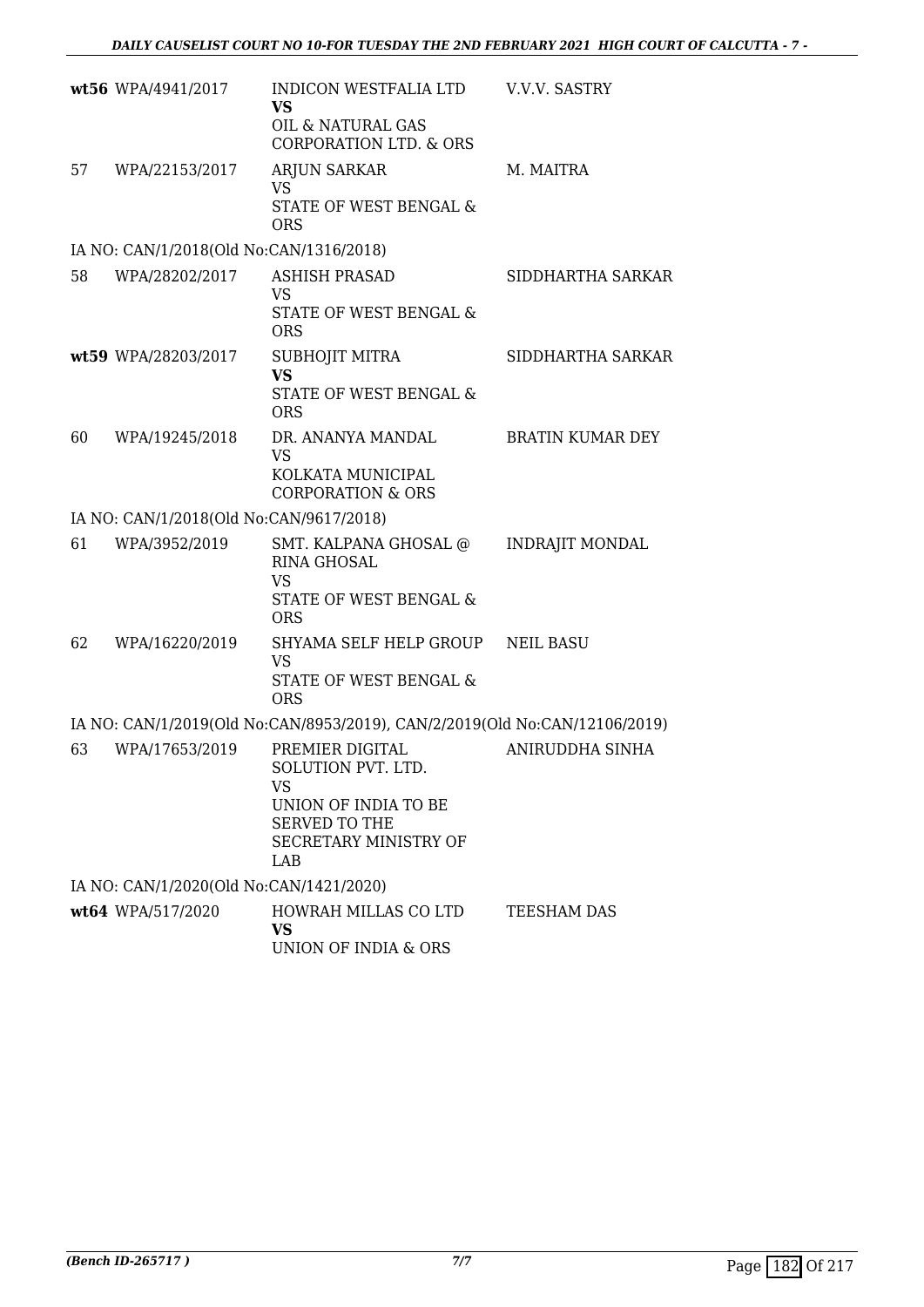| | | | |
|---|---|---|---|
| **wt56** | WPA/4941/2017 | INDICON WESTFALIA LTD<br>**VS**<br>OIL & NATURAL GAS CORPORATION LTD. & ORS | V.V.V. SASTRY |
| 57 | WPA/22153/2017 | ARJUN SARKAR<br>VS<br>STATE OF WEST BENGAL & ORS | M. MAITRA |
| IA NO: CAN/1/2018(Old No:CAN/1316/2018) | | | |
| 58 | WPA/28202/2017 | ASHISH PRASAD<br>VS<br>STATE OF WEST BENGAL & ORS | SIDDHARTHA SARKAR |
| **wt59** | WPA/28203/2017 | SUBHOJIT MITRA<br>**VS**<br>STATE OF WEST BENGAL & ORS | SIDDHARTHA SARKAR |
| 60 | WPA/19245/2018 | DR. ANANYA MANDAL<br>VS<br>KOLKATA MUNICIPAL CORPORATION & ORS | BRATIN KUMAR DEY |
| IA NO: CAN/1/2018(Old No:CAN/9617/2018) | | | |
| 61 | WPA/3952/2019 | SMT. KALPANA GHOSAL @ RINA GHOSAL<br>VS<br>STATE OF WEST BENGAL & ORS | INDRAJIT MONDAL |
| 62 | WPA/16220/2019 | SHYAMA SELF HELP GROUP<br>VS<br>STATE OF WEST BENGAL & ORS | NEIL BASU |
| IA NO: CAN/1/2019(Old No:CAN/8953/2019), CAN/2/2019(Old No:CAN/12106/2019) | | | |
| 63 | WPA/17653/2019 | PREMIER DIGITAL SOLUTION PVT. LTD.<br>VS<br>UNION OF INDIA TO BE SERVED TO THE SECRETARY MINISTRY OF LAB | ANIRUDDHA SINHA |
| IA NO: CAN/1/2020(Old No:CAN/1421/2020) | | | |
| **wt64** | WPA/517/2020 | HOWRAH MILLAS CO LTD<br>**VS**<br>UNION OF INDIA & ORS | TEESHAM DAS |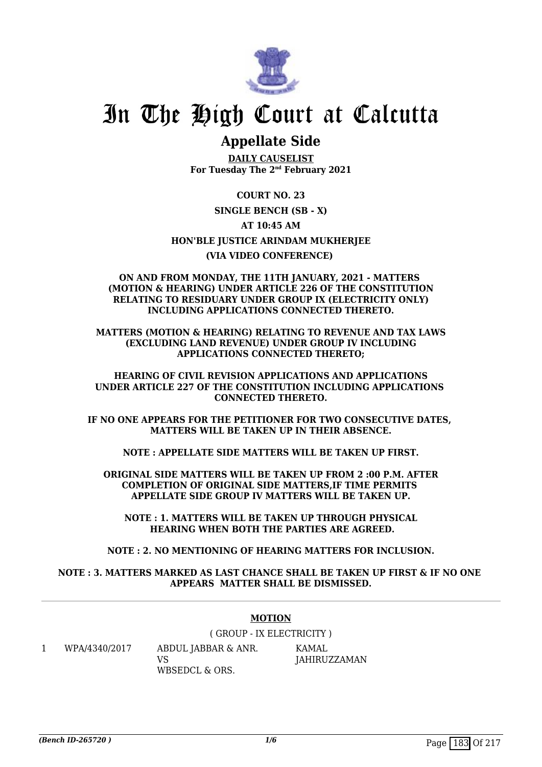# In The High Court at Calcutta

## Appellate Side

**DAILY CAUSELIST**
**For Tuesday The 2nd February 2021**

**COURT NO. 23**

**SINGLE BENCH (SB - X)**

**AT 10:45 AM**

**HON'BLE JUSTICE ARINDAM MUKHERJEE**

**(VIA VIDEO CONFERENCE)**

**ON AND FROM MONDAY, THE 11TH JANUARY, 2021 - MATTERS (MOTION & HEARING) UNDER ARTICLE 226 OF THE CONSTITUTION RELATING TO RESIDUARY UNDER GROUP IX (ELECTRICITY ONLY) INCLUDING APPLICATIONS CONNECTED THERETO.**

**MATTERS (MOTION & HEARING) RELATING TO REVENUE AND TAX LAWS (EXCLUDING LAND REVENUE) UNDER GROUP IV INCLUDING APPLICATIONS CONNECTED THERETO;**

**HEARING OF CIVIL REVISION APPLICATIONS AND APPLICATIONS UNDER ARTICLE 227 OF THE CONSTITUTION INCLUDING APPLICATIONS CONNECTED THERETO.**

**IF NO ONE APPEARS FOR THE PETITIONER FOR TWO CONSECUTIVE DATES, MATTERS WILL BE TAKEN UP IN THEIR ABSENCE.**

**NOTE : APPELLATE SIDE MATTERS WILL BE TAKEN UP FIRST.**

**ORIGINAL SIDE MATTERS WILL BE TAKEN UP FROM 2 :00 P.M. AFTER COMPLETION OF ORIGINAL SIDE MATTERS,IF TIME PERMITS APPELLATE SIDE GROUP IV MATTERS WILL BE TAKEN UP.**

**NOTE : 1. MATTERS WILL BE TAKEN UP THROUGH PHYSICAL HEARING WHEN BOTH THE PARTIES ARE AGREED.**

**NOTE : 2. NO MENTIONING OF HEARING MATTERS FOR INCLUSION.**

**NOTE : 3. MATTERS MARKED AS LAST CHANCE SHALL BE TAKEN UP FIRST & IF NO ONE APPEARS MATTER SHALL BE DISMISSED.**

---

**MOTION**

( GROUP - IX ELECTRICITY )

| | | | |
|---|---|---|---|
| 1 | WPA/4340/2017 | ABDUL JABBAR & ANR.<br>VS<br>WBSEDCL & ORS. | KAMAL JAHIRUZZAMAN |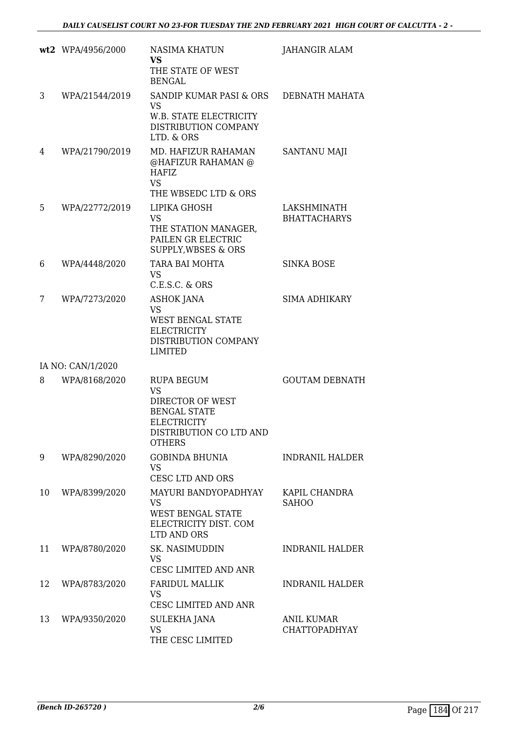| | | | |
|---|---|---|---|
| **wt2** | WPA/4956/2000 | NASIMA KHATUN **VS** THE STATE OF WEST BENGAL | JAHANGIR ALAM |
| 3 | WPA/21544/2019 | SANDIP KUMAR PASI & ORS VS W.B. STATE ELECTRICITY DISTRIBUTION COMPANY LTD. & ORS | DEBNATH MAHATA |
| 4 | WPA/21790/2019 | MD. HAFIZUR RAHAMAN @HAFIZUR RAHAMAN @ HAFIZ VS THE WBSEDC LTD & ORS | SANTANU MAJI |
| 5 | WPA/22772/2019 | LIPIKA GHOSH VS THE STATION MANAGER, PAILEN GR ELECTRIC SUPPLY,WBSES & ORS | LAKSHMINATH BHATTACHARYS |
| 6 | WPA/4448/2020 | TARA BAI MOHTA VS C.E.S.C. & ORS | SINKA BOSE |
| 7 | WPA/7273/2020 | ASHOK JANA VS WEST BENGAL STATE ELECTRICITY DISTRIBUTION COMPANY LIMITED | SIMA ADHIKARY |
| | IA NO: CAN/1/2020 | | |
| 8 | WPA/8168/2020 | RUPA BEGUM VS DIRECTOR OF WEST BENGAL STATE ELECTRICITY DISTRIBUTION CO LTD AND OTHERS | GOUTAM DEBNATH |
| 9 | WPA/8290/2020 | GOBINDA BHUNIA VS CESC LTD AND ORS | INDRANIL HALDER |
| 10 | WPA/8399/2020 | MAYURI BANDYOPADHYAY VS WEST BENGAL STATE ELECTRICITY DIST. COM LTD AND ORS | KAPIL CHANDRA SAHOO |
| 11 | WPA/8780/2020 | SK. NASIMUDDIN VS CESC LIMITED AND ANR | INDRANIL HALDER |
| 12 | WPA/8783/2020 | FARIDUL MALLIK VS CESC LIMITED AND ANR | INDRANIL HALDER |
| 13 | WPA/9350/2020 | SULEKHA JANA VS THE CESC LIMITED | ANIL KUMAR CHATTOPADHYAY |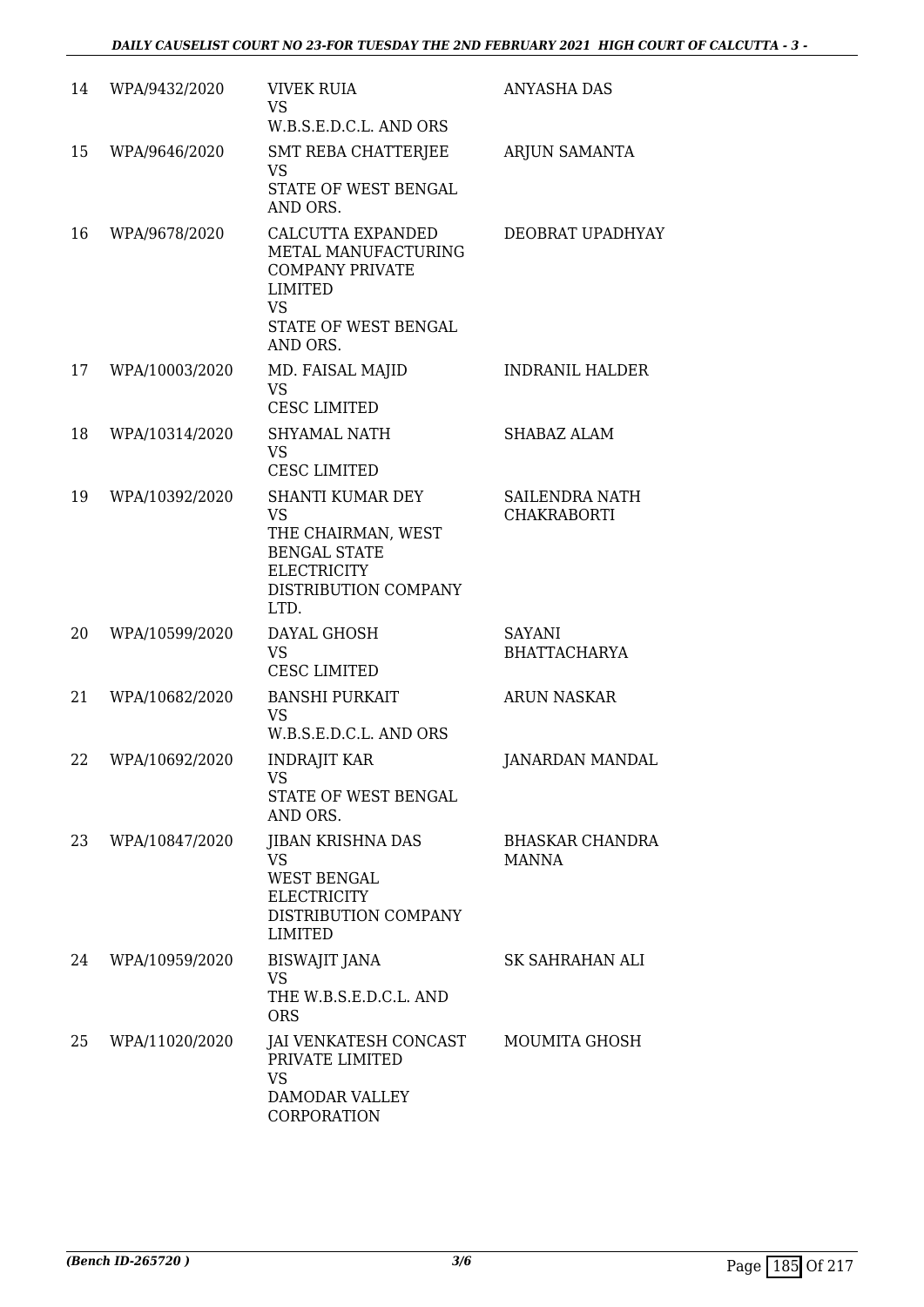| 14 | WPA/9432/2020 | VIVEK RUIA<br>VS<br>W.B.S.E.D.C.L. AND ORS | ANYASHA DAS |
|---|---|---|---|
| 15 | WPA/9646/2020 | SMT REBA CHATTERJEE<br>VS<br>STATE OF WEST BENGAL AND ORS. | ARJUN SAMANTA |
| 16 | WPA/9678/2020 | CALCUTTA EXPANDED METAL MANUFACTURING COMPANY PRIVATE LIMITED<br>VS<br>STATE OF WEST BENGAL AND ORS. | DEOBRAT UPADHYAY |
| 17 | WPA/10003/2020 | MD. FAISAL MAJID<br>VS<br>CESC LIMITED | INDRANIL HALDER |
| 18 | WPA/10314/2020 | SHYAMAL NATH<br>VS<br>CESC LIMITED | SHABAZ ALAM |
| 19 | WPA/10392/2020 | SHANTI KUMAR DEY<br>VS<br>THE CHAIRMAN, WEST BENGAL STATE ELECTRICITY DISTRIBUTION COMPANY LTD. | SAILENDRA NATH CHAKRABORTI |
| 20 | WPA/10599/2020 | DAYAL GHOSH<br>VS<br>CESC LIMITED | SAYANI BHATTACHARYA |
| 21 | WPA/10682/2020 | BANSHI PURKAIT<br>VS<br>W.B.S.E.D.C.L. AND ORS | ARUN NASKAR |
| 22 | WPA/10692/2020 | INDRAJIT KAR<br>VS<br>STATE OF WEST BENGAL AND ORS. | JANARDAN MANDAL |
| 23 | WPA/10847/2020 | JIBAN KRISHNA DAS<br>VS<br>WEST BENGAL ELECTRICITY DISTRIBUTION COMPANY LIMITED | BHASKAR CHANDRA MANNA |
| 24 | WPA/10959/2020 | BISWAJIT JANA<br>VS<br>THE W.B.S.E.D.C.L. AND ORS | SK SAHRAHAN ALI |
| 25 | WPA/11020/2020 | JAI VENKATESH CONCAST PRIVATE LIMITED<br>VS<br>DAMODAR VALLEY CORPORATION | MOUMITA GHOSH |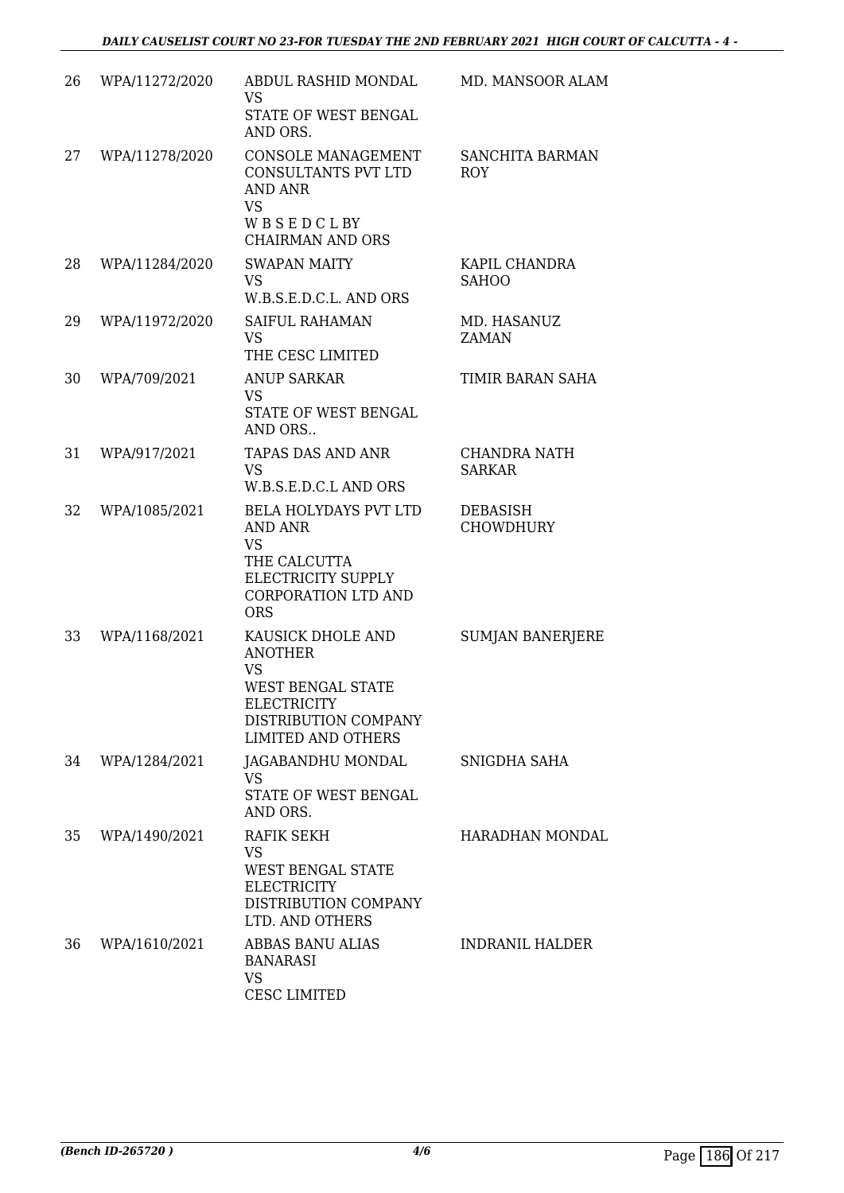| 26 | WPA/11272/2020 | ABDUL RASHID MONDAL<br>VS<br>STATE OF WEST BENGAL AND ORS. | MD. MANSOOR ALAM |
|---|---|---|---|
| 27 | WPA/11278/2020 | CONSOLE MANAGEMENT CONSULTANTS PVT LTD AND ANR<br>VS<br>W B S E D C L BY CHAIRMAN AND ORS | SANCHITA BARMAN ROY |
| 28 | WPA/11284/2020 | SWAPAN MAITY<br>VS<br>W.B.S.E.D.C.L. AND ORS | KAPIL CHANDRA SAHOO |
| 29 | WPA/11972/2020 | SAIFUL RAHAMAN<br>VS<br>THE CESC LIMITED | MD. HASANUZ ZAMAN |
| 30 | WPA/709/2021 | ANUP SARKAR<br>VS<br>STATE OF WEST BENGAL AND ORS.. | TIMIR BARAN SAHA |
| 31 | WPA/917/2021 | TAPAS DAS AND ANR<br>VS<br>W.B.S.E.D.C.L AND ORS | CHANDRA NATH SARKAR |
| 32 | WPA/1085/2021 | BELA HOLYDAYS PVT LTD AND ANR<br>VS<br>THE CALCUTTA ELECTRICITY SUPPLY CORPORATION LTD AND ORS | DEBASISH CHOWDHURY |
| 33 | WPA/1168/2021 | KAUSICK DHOLE AND ANOTHER<br>VS<br>WEST BENGAL STATE ELECTRICITY DISTRIBUTION COMPANY LIMITED AND OTHERS | SUMJAN BANERJERE |
| 34 | WPA/1284/2021 | JAGABANDHU MONDAL<br>VS<br>STATE OF WEST BENGAL AND ORS. | SNIGDHA SAHA |
| 35 | WPA/1490/2021 | RAFIK SEKH<br>VS<br>WEST BENGAL STATE ELECTRICITY DISTRIBUTION COMPANY LTD. AND OTHERS | HARADHAN MONDAL |
| 36 | WPA/1610/2021 | ABBAS BANU ALIAS BANARASI<br>VS<br>CESC LIMITED | INDRANIL HALDER |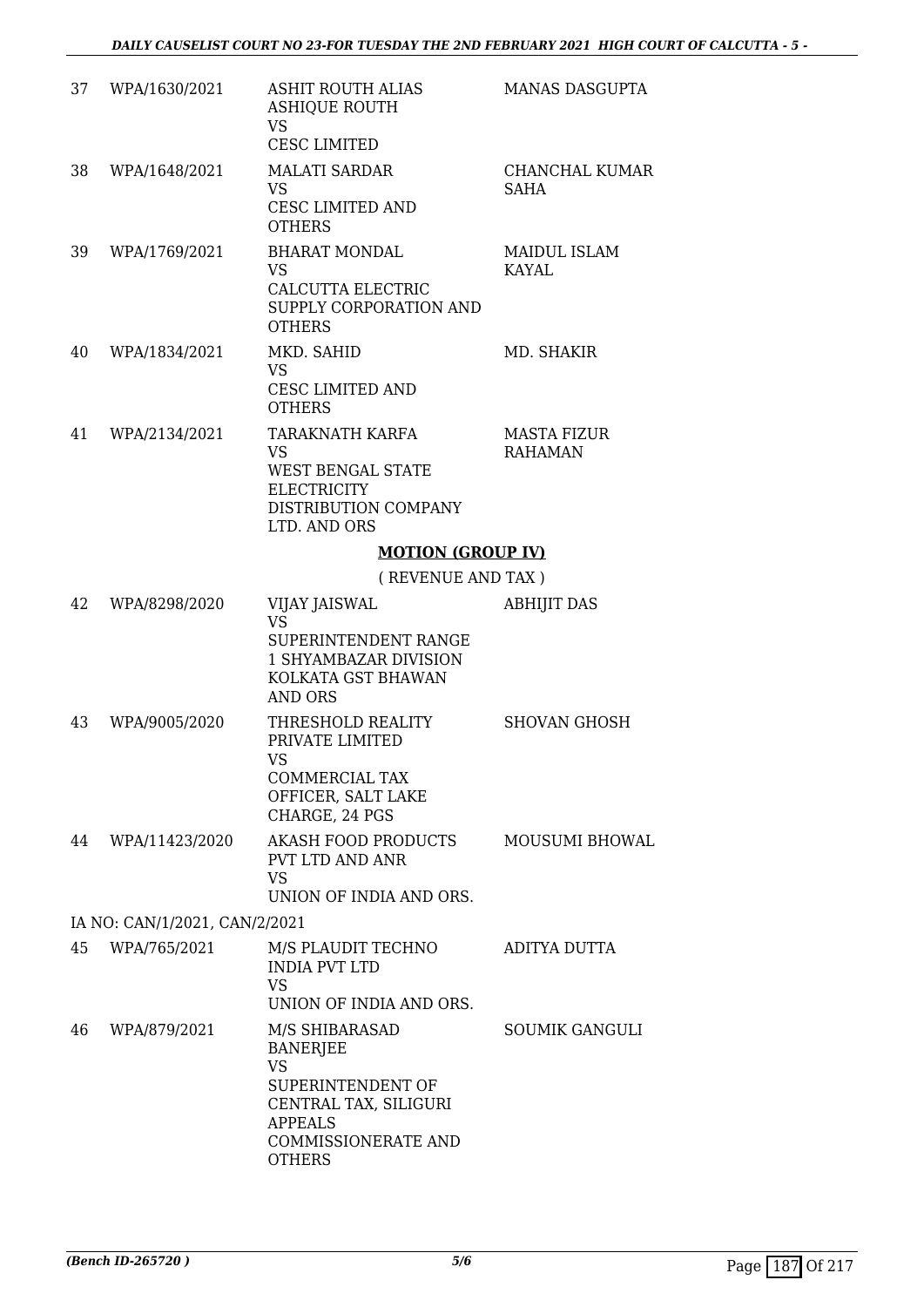| | | | |
|---|---|---|---|
| 37 | WPA/1630/2021 | ASHIT ROUTH ALIAS ASHIQUE ROUTH<br>VS<br>CESC LIMITED | MANAS DASGUPTA |
| 38 | WPA/1648/2021 | MALATI SARDAR<br>VS<br>CESC LIMITED AND OTHERS | CHANCHAL KUMAR SAHA |
| 39 | WPA/1769/2021 | BHARAT MONDAL<br>VS<br>CALCUTTA ELECTRIC SUPPLY CORPORATION AND OTHERS | MAIDUL ISLAM KAYAL |
| 40 | WPA/1834/2021 | MKD. SAHID<br>VS<br>CESC LIMITED AND OTHERS | MD. SHAKIR |
| 41 | WPA/2134/2021 | TARAKNATH KARFA<br>VS<br>WEST BENGAL STATE ELECTRICITY DISTRIBUTION COMPANY LTD. AND ORS | MASTA FIZUR RAHAMAN |

**MOTION (GROUP IV)**

( REVENUE AND TAX )

| | | | |
|---|---|---|---|
| 42 | WPA/8298/2020 | VIJAY JAISWAL<br>VS<br>SUPERINTENDENT RANGE 1 SHYAMBAZAR DIVISION KOLKATA GST BHAWAN AND ORS | ABHIJIT DAS |
| 43 | WPA/9005/2020 | THRESHOLD REALITY PRIVATE LIMITED<br>VS<br>COMMERCIAL TAX OFFICER, SALT LAKE CHARGE, 24 PGS | SHOVAN GHOSH |
| 44 | WPA/11423/2020 | AKASH FOOD PRODUCTS PVT LTD AND ANR<br>VS<br>UNION OF INDIA AND ORS. | MOUSUMI BHOWAL |

IA NO: CAN/1/2021, CAN/2/2021

| | | | |
|---|---|---|---|
| 45 | WPA/765/2021 | M/S PLAUDIT TECHNO INDIA PVT LTD<br>VS<br>UNION OF INDIA AND ORS. | ADITYA DUTTA |
| 46 | WPA/879/2021 | M/S SHIBARASAD BANERJEE<br>VS<br>SUPERINTENDENT OF CENTRAL TAX, SILIGURI APPEALS COMMISSIONERATE AND OTHERS | SOUMIK GANGULI |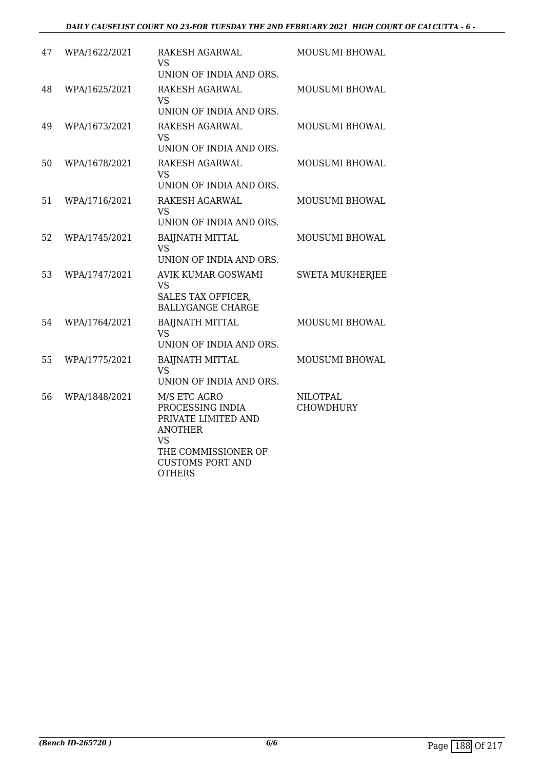| | | | |
|---|---|---|---|
| 47 | WPA/1622/2021 | RAKESH AGARWAL<br>VS<br>UNION OF INDIA AND ORS. | MOUSUMI BHOWAL |
| 48 | WPA/1625/2021 | RAKESH AGARWAL<br>VS<br>UNION OF INDIA AND ORS. | MOUSUMI BHOWAL |
| 49 | WPA/1673/2021 | RAKESH AGARWAL<br>VS<br>UNION OF INDIA AND ORS. | MOUSUMI BHOWAL |
| 50 | WPA/1678/2021 | RAKESH AGARWAL<br>VS<br>UNION OF INDIA AND ORS. | MOUSUMI BHOWAL |
| 51 | WPA/1716/2021 | RAKESH AGARWAL<br>VS<br>UNION OF INDIA AND ORS. | MOUSUMI BHOWAL |
| 52 | WPA/1745/2021 | BAIJNATH MITTAL<br>VS<br>UNION OF INDIA AND ORS. | MOUSUMI BHOWAL |
| 53 | WPA/1747/2021 | AVIK KUMAR GOSWAMI<br>VS<br>SALES TAX OFFICER, BALLYGANGE CHARGE | SWETA MUKHERJEE |
| 54 | WPA/1764/2021 | BAIJNATH MITTAL<br>VS<br>UNION OF INDIA AND ORS. | MOUSUMI BHOWAL |
| 55 | WPA/1775/2021 | BAIJNATH MITTAL<br>VS<br>UNION OF INDIA AND ORS. | MOUSUMI BHOWAL |
| 56 | WPA/1848/2021 | M/S ETC AGRO PROCESSING INDIA PRIVATE LIMITED AND ANOTHER<br>VS<br>THE COMMISSIONER OF CUSTOMS PORT AND OTHERS | NILOTPAL CHOWDHURY |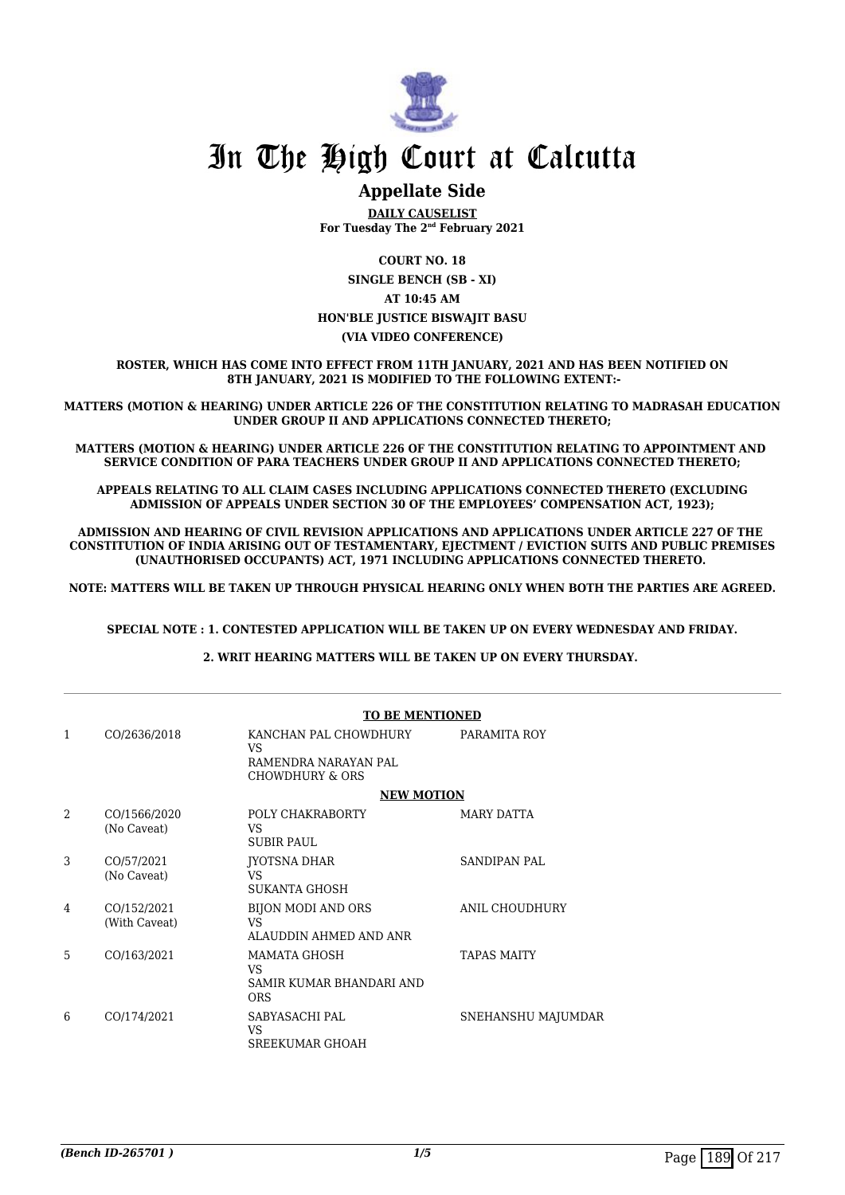# In The High Court at Calcutta

## Appellate Side

**DAILY CAUSELIST**
**For Tuesday The 2nd February 2021**

**COURT NO. 18**
**SINGLE BENCH (SB - XI)**
**AT 10:45 AM**
**HON'BLE JUSTICE BISWAJIT BASU**
**(VIA VIDEO CONFERENCE)**

**ROSTER, WHICH HAS COME INTO EFFECT FROM 11TH JANUARY, 2021 AND HAS BEEN NOTIFIED ON 8TH JANUARY, 2021 IS MODIFIED TO THE FOLLOWING EXTENT:-**

**MATTERS (MOTION & HEARING) UNDER ARTICLE 226 OF THE CONSTITUTION RELATING TO MADRASAH EDUCATION UNDER GROUP II AND APPLICATIONS CONNECTED THERETO;**

**MATTERS (MOTION & HEARING) UNDER ARTICLE 226 OF THE CONSTITUTION RELATING TO APPOINTMENT AND SERVICE CONDITION OF PARA TEACHERS UNDER GROUP II AND APPLICATIONS CONNECTED THERETO;**

**APPEALS RELATING TO ALL CLAIM CASES INCLUDING APPLICATIONS CONNECTED THERETO (EXCLUDING ADMISSION OF APPEALS UNDER SECTION 30 OF THE EMPLOYEES' COMPENSATION ACT, 1923);**

**ADMISSION AND HEARING OF CIVIL REVISION APPLICATIONS AND APPLICATIONS UNDER ARTICLE 227 OF THE CONSTITUTION OF INDIA ARISING OUT OF TESTAMENTARY, EJECTMENT / EVICTION SUITS AND PUBLIC PREMISES (UNAUTHORISED OCCUPANTS) ACT, 1971 INCLUDING APPLICATIONS CONNECTED THERETO.**

**NOTE: MATTERS WILL BE TAKEN UP THROUGH PHYSICAL HEARING ONLY WHEN BOTH THE PARTIES ARE AGREED.**

**SPECIAL NOTE : 1. CONTESTED APPLICATION WILL BE TAKEN UP ON EVERY WEDNESDAY AND FRIDAY.**

**2. WRIT HEARING MATTERS WILL BE TAKEN UP ON EVERY THURSDAY.**

**TO BE MENTIONED**

| | | | |
|---|---|---|---|
| 1 | CO/2636/2018 | KANCHAN PAL CHOWDHURY<br>VS<br>RAMENDRA NARAYAN PAL CHOWDHURY & ORS | PARAMITA ROY |

**NEW MOTION**

| | | | |
|---|---|---|---|
| 2 | CO/1566/2020<br>(No Caveat) | POLY CHAKRABORTY<br>VS<br>SUBIR PAUL | MARY DATTA |
| 3 | CO/57/2021<br>(No Caveat) | JYOTSNA DHAR<br>VS<br>SUKANTA GHOSH | SANDIPAN PAL |
| 4 | CO/152/2021<br>(With Caveat) | BIJON MODI AND ORS<br>VS<br>ALAUDDIN AHMED AND ANR | ANIL CHOUDHURY |
| 5 | CO/163/2021 | MAMATA GHOSH<br>VS<br>SAMIR KUMAR BHANDARI AND ORS | TAPAS MAITY |
| 6 | CO/174/2021 | SABYASACHI PAL<br>VS<br>SREEKUMAR GHOAH | SNEHANSHU MAJUMDAR |

*(Bench ID-265701 )*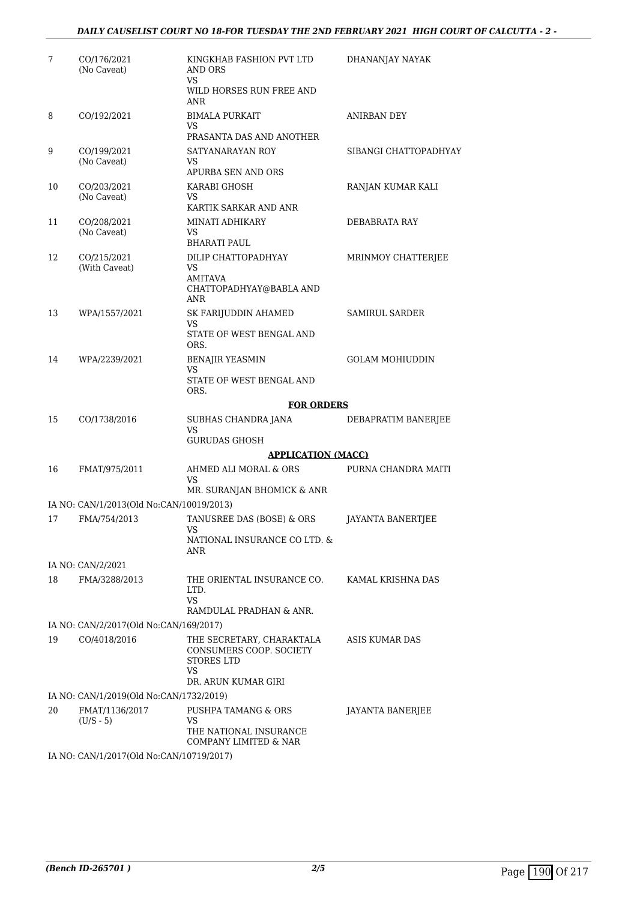| | | | |
|---|---|---|---|
| 7 | CO/176/2021 (No Caveat) | KINGKHAB FASHION PVT LTD AND ORS VS WILD HORSES RUN FREE AND ANR | DHANANJAY NAYAK |
| 8 | CO/192/2021 | BIMALA PURKAIT VS PRASANTA DAS AND ANOTHER | ANIRBAN DEY |
| 9 | CO/199/2021 (No Caveat) | SATYANARAYAN ROY VS APURBA SEN AND ORS | SIBANGI CHATTOPADHYAY |
| 10 | CO/203/2021 (No Caveat) | KARABI GHOSH VS KARTIK SARKAR AND ANR | RANJAN KUMAR KALI |
| 11 | CO/208/2021 (No Caveat) | MINATI ADHIKARY VS BHARATI PAUL | DEBABRATA RAY |
| 12 | CO/215/2021 (With Caveat) | DILIP CHATTOPADHYAY VS AMITAVA CHATTOPADHYAY@BABLA AND ANR | MRINMOY CHATTERJEE |
| 13 | WPA/1557/2021 | SK FARIJUDDIN AHAMED VS STATE OF WEST BENGAL AND ORS. | SAMIRUL SARDER |
| 14 | WPA/2239/2021 | BENAJIR YEASMIN VS STATE OF WEST BENGAL AND ORS. | GOLAM MOHIUDDIN |

**FOR ORDERS**

| | | | |
|---|---|---|---|
| 15 | CO/1738/2016 | SUBHAS CHANDRA JANA VS GURUDAS GHOSH | DEBAPRATIM BANERJEE |

**APPLICATION (MACC)**

| | | | |
|---|---|---|---|
| 16 | FMAT/975/2011 | AHMED ALI MORAL & ORS VS MR. SURANJAN BHOMICK & ANR | PURNA CHANDRA MAITI |
| | IA NO: CAN/1/2013(Old No:CAN/10019/2013) | | |
| 17 | FMA/754/2013 | TANUSREE DAS (BOSE) & ORS VS NATIONAL INSURANCE CO LTD. & ANR | JAYANTA BANERTJEE |
| | IA NO: CAN/2/2021 | | |
| 18 | FMA/3288/2013 | THE ORIENTAL INSURANCE CO. LTD. VS RAMDULAL PRADHAN & ANR. | KAMAL KRISHNA DAS |
| | IA NO: CAN/2/2017(Old No:CAN/169/2017) | | |
| 19 | CO/4018/2016 | THE SECRETARY, CHARAKTALA CONSUMERS COOP. SOCIETY STORES LTD VS DR. ARUN KUMAR GIRI | ASIS KUMAR DAS |
| | IA NO: CAN/1/2019(Old No:CAN/1732/2019) | | |
| 20 | FMAT/1136/2017 (U/S - 5) | PUSHPA TAMANG & ORS VS THE NATIONAL INSURANCE COMPANY LIMITED & NAR | JAYANTA BANERJEE |
| | IA NO: CAN/1/2017(Old No:CAN/10719/2017) | | |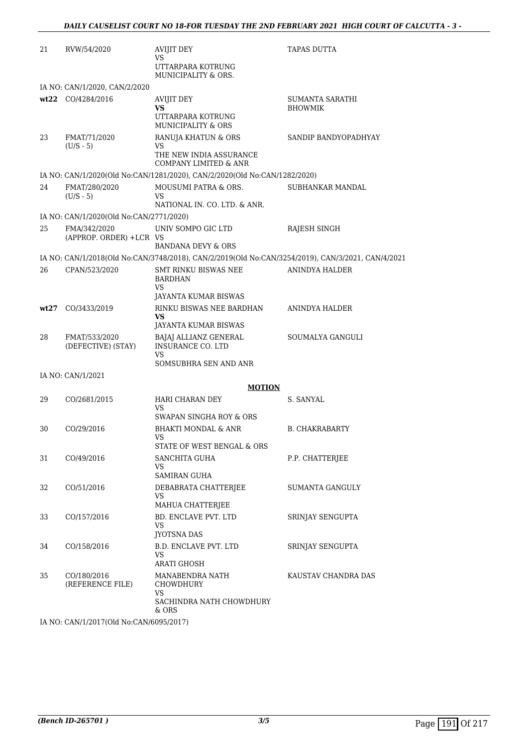| | | | |
|---|---|---|---|
| 21 | RVW/54/2020 | AVIJIT DEY<br>VS<br>UTTARPARA KOTRUNG MUNICIPALITY & ORS. | TAPAS DUTTA |
| | IA NO: CAN/1/2020, CAN/2/2020 | | |
| wt22 | CO/4284/2016 | AVIJIT DEY<br>**VS**<br>UTTARPARA KOTRUNG MUNICIPALITY & ORS | SUMANTA SARATHI BHOWMIK |
| 23 | FMAT/71/2020<br>(U/S - 5) | RANUJA KHATUN & ORS<br>VS<br>THE NEW INDIA ASSURANCE COMPANY LIMITED & ANR | SANDIP BANDYOPADHYAY |
| | IA NO: CAN/1/2020(Old No:CAN/1281/2020), CAN/2/2020(Old No:CAN/1282/2020) | | |
| 24 | FMAT/280/2020<br>(U/S - 5) | MOUSUMI PATRA & ORS.<br>VS<br>NATIONAL IN. CO. LTD. & ANR. | SUBHANKAR MANDAL |
| | IA NO: CAN/1/2020(Old No:CAN/2771/2020) | | |
| 25 | FMA/342/2020<br>(APPROP. ORDER) +LCR | UNIV SOMPO GIC LTD<br>VS<br>BANDANA DEVY & ORS | RAJESH SINGH |
| | IA NO: CAN/1/2018(Old No:CAN/3748/2018), CAN/2/2019(Old No:CAN/3254/2019), CAN/3/2021, CAN/4/2021 | | |
| 26 | CPAN/523/2020 | SMT RINKU BISWAS NEE BARDHAN<br>VS<br>JAYANTA KUMAR BISWAS | ANINDYA HALDER |
| wt27 | CO/3433/2019 | RINKU BISWAS NEE BARDHAN<br>**VS**<br>JAYANTA KUMAR BISWAS | ANINDYA HALDER |
| 28 | FMAT/533/2020<br>(DEFECTIVE) (STAY) | BAJAJ ALLIANZ GENERAL INSURANCE CO. LTD<br>VS<br>SOMSUBHRA SEN AND ANR | SOUMALYA GANGULI |
| | IA NO: CAN/1/2021 | | |

**MOTION**

| | | | |
|---|---|---|---|
| 29 | CO/2681/2015 | HARI CHARAN DEY<br>VS<br>SWAPAN SINGHA ROY & ORS | S. SANYAL |
| 30 | CO/29/2016 | BHAKTI MONDAL & ANR<br>VS<br>STATE OF WEST BENGAL & ORS | B. CHAKRABARTY |
| 31 | CO/49/2016 | SANCHITA GUHA<br>VS<br>SAMIRAN GUHA | P.P. CHATTERJEE |
| 32 | CO/51/2016 | DEBABRATA CHATTERJEE<br>VS<br>MAHUA CHATTERJEE | SUMANTA GANGULY |
| 33 | CO/157/2016 | BD. ENCLAVE PVT. LTD<br>VS<br>JYOTSNA DAS | SRINJAY SENGUPTA |
| 34 | CO/158/2016 | B.D. ENCLAVE PVT. LTD<br>VS<br>ARATI GHOSH | SRINJAY SENGUPTA |
| 35 | CO/180/2016<br>(REFERENCE FILE) | MANABENDRA NATH CHOWDHURY<br>VS<br>SACHINDRA NATH CHOWDHURY & ORS | KAUSTAV CHANDRA DAS |
| | IA NO: CAN/1/2017(Old No:CAN/6095/2017) | | |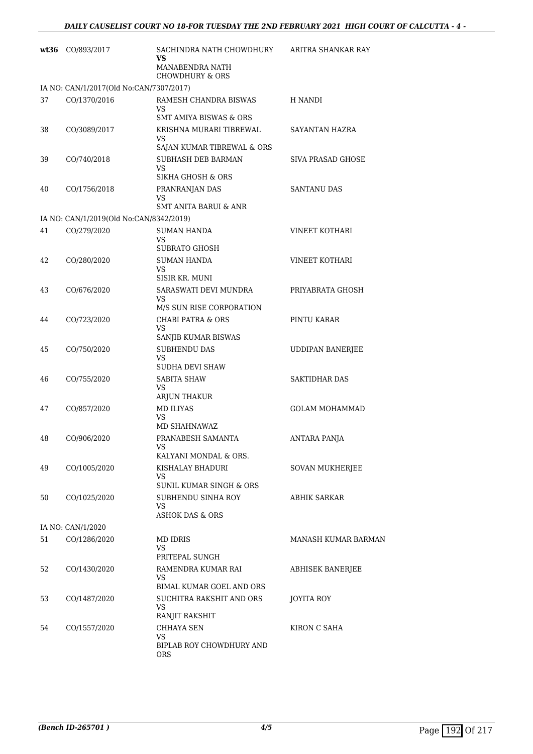| | | | |
|---|---|---|---|
| **wt36** | CO/893/2017 | SACHINDRA NATH CHOWDHURY **VS** MANABENDRA NATH CHOWDHURY & ORS | ARITRA SHANKAR RAY |
| IA NO: CAN/1/2017(Old No:CAN/7307/2017) | | | |
| 37 | CO/1370/2016 | RAMESH CHANDRA BISWAS VS SMT AMIYA BISWAS & ORS | H NANDI |
| 38 | CO/3089/2017 | KRISHNA MURARI TIBREWAL VS SAJAN KUMAR TIBREWAL & ORS | SAYANTAN HAZRA |
| 39 | CO/740/2018 | SUBHASH DEB BARMAN VS SIKHA GHOSH & ORS | SIVA PRASAD GHOSE |
| 40 | CO/1756/2018 | PRANRANJAN DAS VS SMT ANITA BARUI & ANR | SANTANU DAS |
| IA NO: CAN/1/2019(Old No:CAN/8342/2019) | | | |
| 41 | CO/279/2020 | SUMAN HANDA VS SUBRATO GHOSH | VINEET KOTHARI |
| 42 | CO/280/2020 | SUMAN HANDA VS SISIR KR. MUNI | VINEET KOTHARI |
| 43 | CO/676/2020 | SARASWATI DEVI MUNDRA VS M/S SUN RISE CORPORATION | PRIYABRATA GHOSH |
| 44 | CO/723/2020 | CHABI PATRA & ORS VS SANJIB KUMAR BISWAS | PINTU KARAR |
| 45 | CO/750/2020 | SUBHENDU DAS VS SUDHA DEVI SHAW | UDDIPAN BANERJEE |
| 46 | CO/755/2020 | SABITA SHAW VS ARJUN THAKUR | SAKTIDHAR DAS |
| 47 | CO/857/2020 | MD ILIYAS VS MD SHAHNAWAZ | GOLAM MOHAMMAD |
| 48 | CO/906/2020 | PRANABESH SAMANTA VS KALYANI MONDAL & ORS. | ANTARA PANJA |
| 49 | CO/1005/2020 | KISHALAY BHADURI VS SUNIL KUMAR SINGH & ORS | SOVAN MUKHERJEE |
| 50 | CO/1025/2020 | SUBHENDU SINHA ROY VS ASHOK DAS & ORS | ABHIK SARKAR |
| IA NO: CAN/1/2020 | | | |
| 51 | CO/1286/2020 | MD IDRIS VS PRITEPAL SUNGH | MANASH KUMAR BARMAN |
| 52 | CO/1430/2020 | RAMENDRA KUMAR RAI VS BIMAL KUMAR GOEL AND ORS | ABHISEK BANERJEE |
| 53 | CO/1487/2020 | SUCHITRA RAKSHIT AND ORS VS RANJIT RAKSHIT | JOYITA ROY |
| 54 | CO/1557/2020 | CHHAYA SEN VS BIPLAB ROY CHOWDHURY AND ORS | KIRON C SAHA |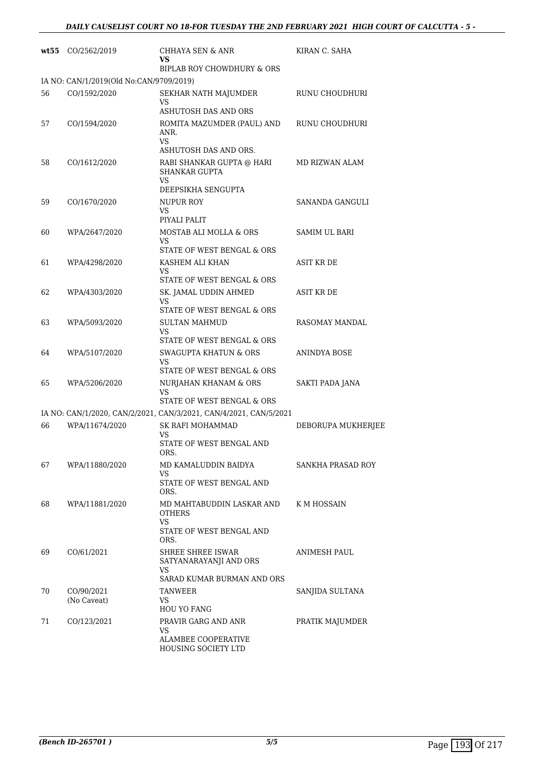| | | | |
|---|---|---|---|
| **wt55** | CO/2562/2019 | CHHAYA SEN & ANR<br>**VS**<br>BIPLAB ROY CHOWDHURY & ORS | KIRAN C. SAHA |
| IA NO: CAN/1/2019(Old No:CAN/9709/2019) | | | |
| 56 | CO/1592/2020 | SEKHAR NATH MAJUMDER<br>VS<br>ASHUTOSH DAS AND ORS | RUNU CHOUDHURI |
| 57 | CO/1594/2020 | ROMITA MAZUMDER (PAUL) AND ANR.<br>VS<br>ASHUTOSH DAS AND ORS. | RUNU CHOUDHURI |
| 58 | CO/1612/2020 | RABI SHANKAR GUPTA @ HARI SHANKAR GUPTA<br>VS<br>DEEPSIKHA SENGUPTA | MD RIZWAN ALAM |
| 59 | CO/1670/2020 | NUPUR ROY<br>VS<br>PIYALI PALIT | SANANDA GANGULI |
| 60 | WPA/2647/2020 | MOSTAB ALI MOLLA & ORS<br>VS<br>STATE OF WEST BENGAL & ORS | SAMIM UL BARI |
| 61 | WPA/4298/2020 | KASHEM ALI KHAN<br>VS<br>STATE OF WEST BENGAL & ORS | ASIT KR DE |
| 62 | WPA/4303/2020 | SK. JAMAL UDDIN AHMED<br>VS<br>STATE OF WEST BENGAL & ORS | ASIT KR DE |
| 63 | WPA/5093/2020 | SULTAN MAHMUD<br>VS<br>STATE OF WEST BENGAL & ORS | RASOMAY MANDAL |
| 64 | WPA/5107/2020 | SWAGUPTA KHATUN & ORS<br>VS<br>STATE OF WEST BENGAL & ORS | ANINDYA BOSE |
| 65 | WPA/5206/2020 | NURJAHAN KHANAM & ORS<br>VS<br>STATE OF WEST BENGAL & ORS | SAKTI PADA JANA |
| IA NO: CAN/1/2020, CAN/2/2021, CAN/3/2021, CAN/4/2021, CAN/5/2021 | | | |
| 66 | WPA/11674/2020 | SK RAFI MOHAMMAD<br>VS<br>STATE OF WEST BENGAL AND ORS. | DEBORUPA MUKHERJEE |
| 67 | WPA/11880/2020 | MD KAMALUDDIN BAIDYA<br>VS<br>STATE OF WEST BENGAL AND ORS. | SANKHA PRASAD ROY |
| 68 | WPA/11881/2020 | MD MAHTABUDDIN LASKAR AND OTHERS<br>VS<br>STATE OF WEST BENGAL AND ORS. | K M HOSSAIN |
| 69 | CO/61/2021 | SHREE SHREE ISWAR SATYANARAYANJI AND ORS<br>VS<br>SARAD KUMAR BURMAN AND ORS | ANIMESH PAUL |
| 70 | CO/90/2021<br>(No Caveat) | TANWEER<br>VS<br>HOU YO FANG | SANJIDA SULTANA |
| 71 | CO/123/2021 | PRAVIR GARG AND ANR<br>VS<br>ALAMBEE COOPERATIVE HOUSING SOCIETY LTD | PRATIK MAJUMDER |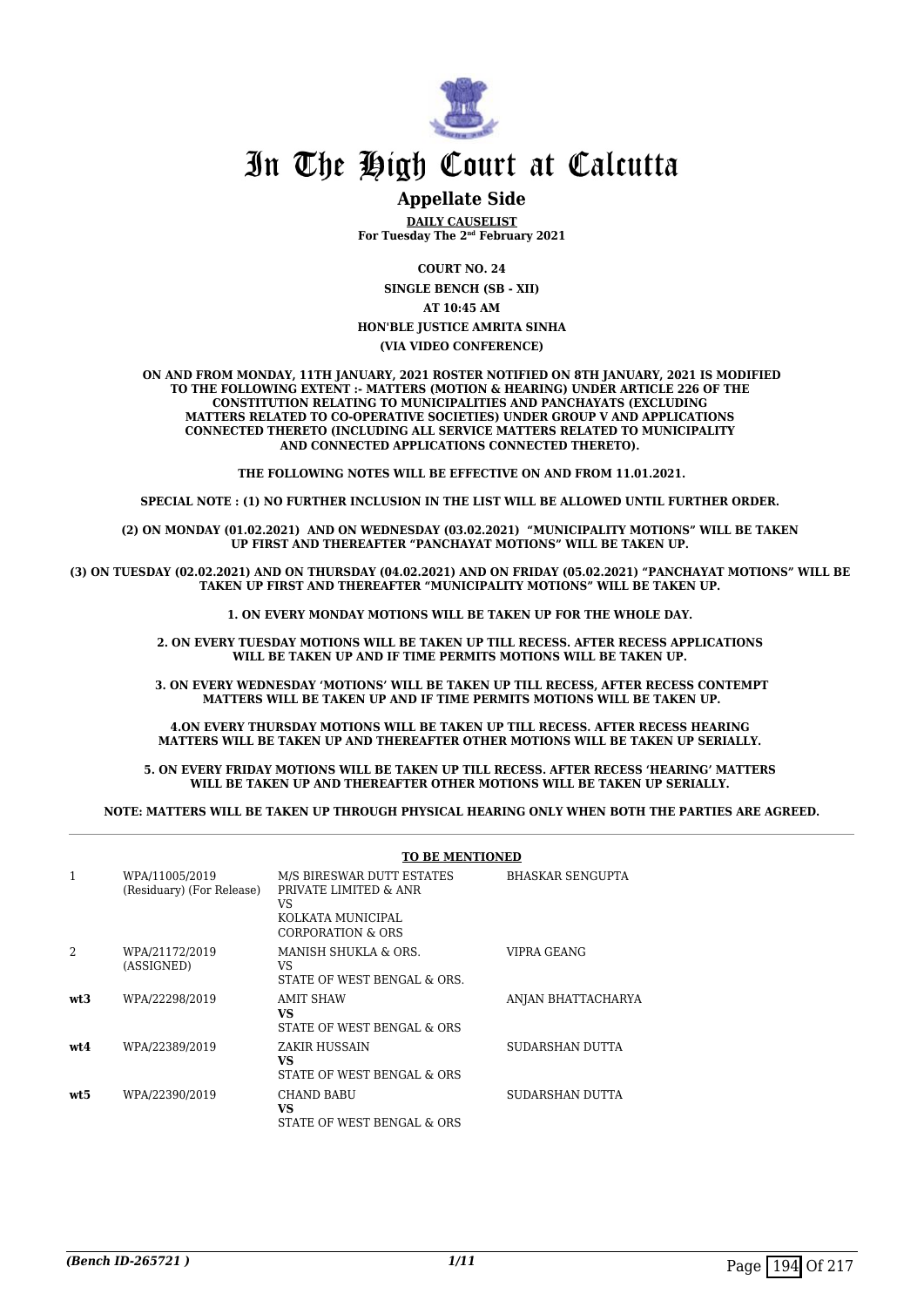# In The High Court at Calcutta

## Appellate Side

**DAILY CAUSELIST**
**For Tuesday The 2nd February 2021**

**COURT NO. 24**

**SINGLE BENCH (SB - XII)**

**AT 10:45 AM**

**HON'BLE JUSTICE AMRITA SINHA**

**(VIA VIDEO CONFERENCE)**

**ON AND FROM MONDAY, 11TH JANUARY, 2021 ROSTER NOTIFIED ON 8TH JANUARY, 2021 IS MODIFIED TO THE FOLLOWING EXTENT :- MATTERS (MOTION & HEARING) UNDER ARTICLE 226 OF THE CONSTITUTION RELATING TO MUNICIPALITIES AND PANCHAYATS (EXCLUDING MATTERS RELATED TO CO-OPERATIVE SOCIETIES) UNDER GROUP V AND APPLICATIONS CONNECTED THERETO (INCLUDING ALL SERVICE MATTERS RELATED TO MUNICIPALITY AND CONNECTED APPLICATIONS CONNECTED THERETO).**

**THE FOLLOWING NOTES WILL BE EFFECTIVE ON AND FROM 11.01.2021.**

**SPECIAL NOTE : (1) NO FURTHER INCLUSION IN THE LIST WILL BE ALLOWED UNTIL FURTHER ORDER.**

**(2) ON MONDAY (01.02.2021) AND ON WEDNESDAY (03.02.2021) "MUNICIPALITY MOTIONS" WILL BE TAKEN UP FIRST AND THEREAFTER "PANCHAYAT MOTIONS" WILL BE TAKEN UP.**

**(3) ON TUESDAY (02.02.2021) AND ON THURSDAY (04.02.2021) AND ON FRIDAY (05.02.2021) "PANCHAYAT MOTIONS" WILL BE TAKEN UP FIRST AND THEREAFTER "MUNICIPALITY MOTIONS" WILL BE TAKEN UP.**

**1. ON EVERY MONDAY MOTIONS WILL BE TAKEN UP FOR THE WHOLE DAY.**

**2. ON EVERY TUESDAY MOTIONS WILL BE TAKEN UP TILL RECESS. AFTER RECESS APPLICATIONS WILL BE TAKEN UP AND IF TIME PERMITS MOTIONS WILL BE TAKEN UP.**

**3. ON EVERY WEDNESDAY 'MOTIONS' WILL BE TAKEN UP TILL RECESS, AFTER RECESS CONTEMPT MATTERS WILL BE TAKEN UP AND IF TIME PERMITS MOTIONS WILL BE TAKEN UP.**

**4.ON EVERY THURSDAY MOTIONS WILL BE TAKEN UP TILL RECESS. AFTER RECESS HEARING MATTERS WILL BE TAKEN UP AND THEREAFTER OTHER MOTIONS WILL BE TAKEN UP SERIALLY.**

**5. ON EVERY FRIDAY MOTIONS WILL BE TAKEN UP TILL RECESS. AFTER RECESS 'HEARING' MATTERS WILL BE TAKEN UP AND THEREAFTER OTHER MOTIONS WILL BE TAKEN UP SERIALLY.**

**NOTE: MATTERS WILL BE TAKEN UP THROUGH PHYSICAL HEARING ONLY WHEN BOTH THE PARTIES ARE AGREED.**

**TO BE MENTIONED**

| | | | |
|---|---|---|---|
| 1 | WPA/11005/2019 (Residuary) (For Release) | M/S BIRESWAR DUTT ESTATES PRIVATE LIMITED & ANR VS KOLKATA MUNICIPAL CORPORATION & ORS | BHASKAR SENGUPTA |
| 2 | WPA/21172/2019 (ASSIGNED) | MANISH SHUKLA & ORS. VS STATE OF WEST BENGAL & ORS. | VIPRA GEANG |
| **wt3** | WPA/22298/2019 | AMIT SHAW **VS** STATE OF WEST BENGAL & ORS | ANJAN BHATTACHARYA |
| **wt4** | WPA/22389/2019 | ZAKIR HUSSAIN **VS** STATE OF WEST BENGAL & ORS | SUDARSHAN DUTTA |
| **wt5** | WPA/22390/2019 | CHAND BABU **VS** STATE OF WEST BENGAL & ORS | SUDARSHAN DUTTA |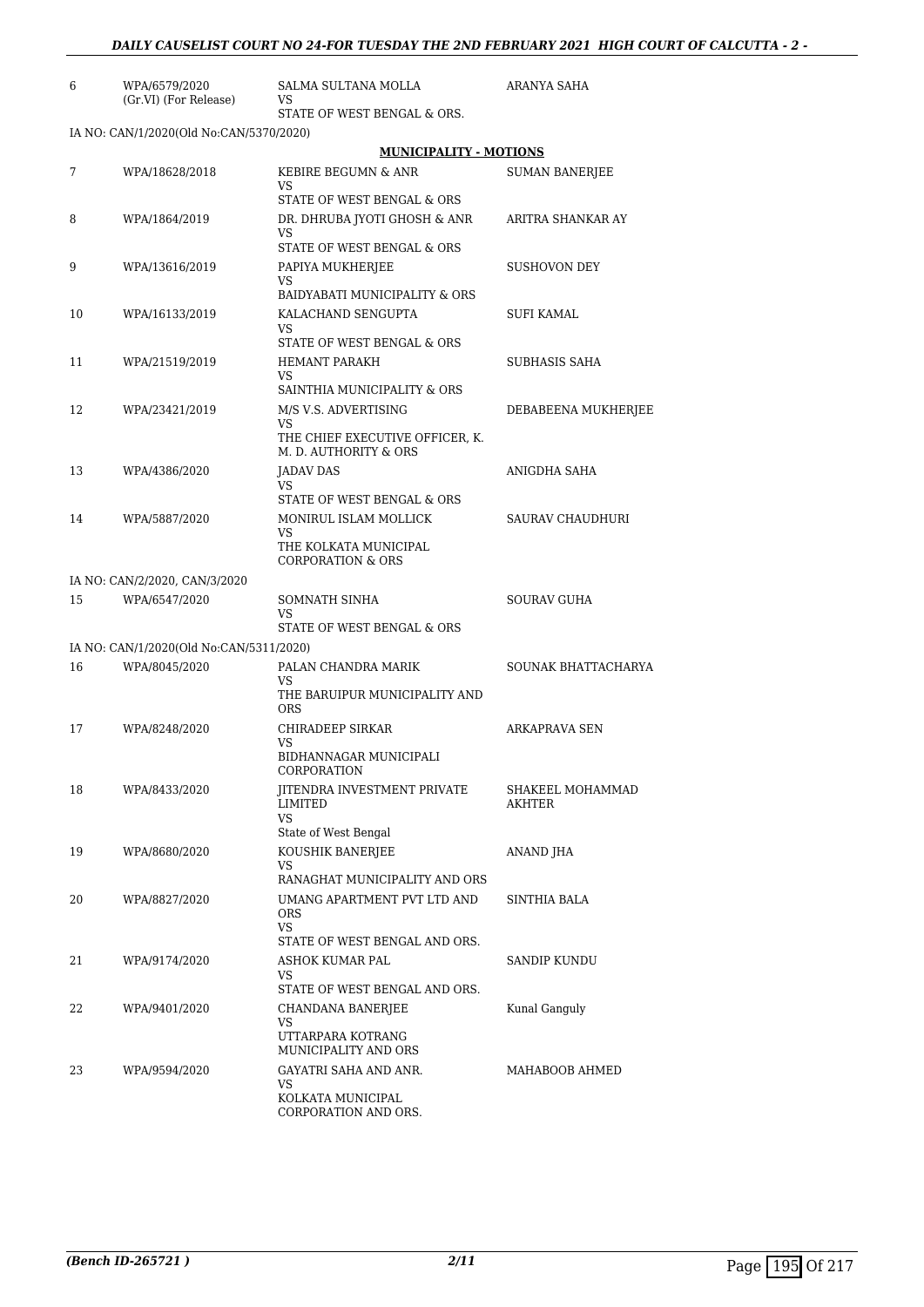| | | | |
|---|---|---|---|
| 6 | WPA/6579/2020 (Gr.VI) (For Release) | SALMA SULTANA MOLLA VS STATE OF WEST BENGAL & ORS. | ARANYA SAHA |
| | IA NO: CAN/1/2020(Old No:CAN/5370/2020) | | |

**MUNICIPALITY - MOTIONS**

| | | | |
|---|---|---|---|
| 7 | WPA/18628/2018 | KEBIRE BEGUMN & ANR VS STATE OF WEST BENGAL & ORS | SUMAN BANERJEE |
| 8 | WPA/1864/2019 | DR. DHRUBA JYOTI GHOSH & ANR VS STATE OF WEST BENGAL & ORS | ARITRA SHANKAR AY |
| 9 | WPA/13616/2019 | PAPIYA MUKHERJEE VS BAIDYABATI MUNICIPALITY & ORS | SUSHOVON DEY |
| 10 | WPA/16133/2019 | KALACHAND SENGUPTA VS STATE OF WEST BENGAL & ORS | SUFI KAMAL |
| 11 | WPA/21519/2019 | HEMANT PARAKH VS SAINTHIA MUNICIPALITY & ORS | SUBHASIS SAHA |
| 12 | WPA/23421/2019 | M/S V.S. ADVERTISING VS THE CHIEF EXECUTIVE OFFICER, K. M. D. AUTHORITY & ORS | DEBABEENA MUKHERJEE |
| 13 | WPA/4386/2020 | JADAV DAS VS STATE OF WEST BENGAL & ORS | ANIGDHA SAHA |
| 14 | WPA/5887/2020 | MONIRUL ISLAM MOLLICK VS THE KOLKATA MUNICIPAL CORPORATION & ORS | SAURAV CHAUDHURI |
| | IA NO: CAN/2/2020, CAN/3/2020 | | |
| 15 | WPA/6547/2020 | SOMNATH SINHA VS STATE OF WEST BENGAL & ORS | SOURAV GUHA |
| | IA NO: CAN/1/2020(Old No:CAN/5311/2020) | | |
| 16 | WPA/8045/2020 | PALAN CHANDRA MARIK VS THE BARUIPUR MUNICIPALITY AND ORS | SOUNAK BHATTACHARYA |
| 17 | WPA/8248/2020 | CHIRADEEP SIRKAR VS BIDHANNAGAR MUNICIPALI CORPORATION | ARKAPRAVA SEN |
| 18 | WPA/8433/2020 | JITENDRA INVESTMENT PRIVATE LIMITED VS State of West Bengal | SHAKEEL MOHAMMAD AKHTER |
| 19 | WPA/8680/2020 | KOUSHIK BANERJEE VS RANAGHAT MUNICIPALITY AND ORS | ANAND JHA |
| 20 | WPA/8827/2020 | UMANG APARTMENT PVT LTD AND ORS VS STATE OF WEST BENGAL AND ORS. | SINTHIA BALA |
| 21 | WPA/9174/2020 | ASHOK KUMAR PAL VS STATE OF WEST BENGAL AND ORS. | SANDIP KUNDU |
| 22 | WPA/9401/2020 | CHANDANA BANERJEE VS UTTARPARA KOTRANG MUNICIPALITY AND ORS | Kunal Ganguly |
| 23 | WPA/9594/2020 | GAYATRI SAHA AND ANR. VS KOLKATA MUNICIPAL CORPORATION AND ORS. | MAHABOOB AHMED |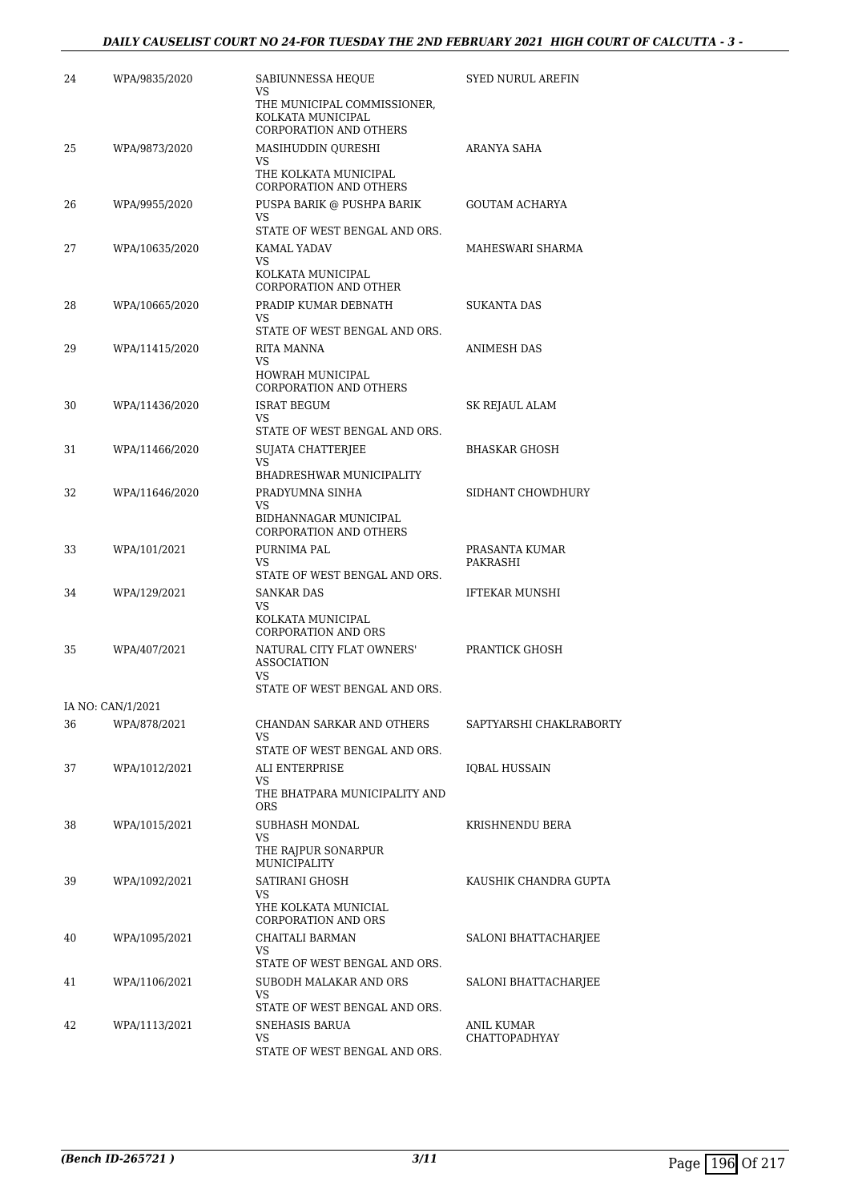| | | | |
|---|---|---|---|
| 24 | WPA/9835/2020 | SABIUNNESSA HEQUE<br>VS<br>THE MUNICIPAL COMMISSIONER, KOLKATA MUNICIPAL CORPORATION AND OTHERS | SYED NURUL AREFIN |
| 25 | WPA/9873/2020 | MASIHUDDIN QURESHI<br>VS<br>THE KOLKATA MUNICIPAL CORPORATION AND OTHERS | ARANYA SAHA |
| 26 | WPA/9955/2020 | PUSPA BARIK @ PUSHPA BARIK<br>VS<br>STATE OF WEST BENGAL AND ORS. | GOUTAM ACHARYA |
| 27 | WPA/10635/2020 | KAMAL YADAV<br>VS<br>KOLKATA MUNICIPAL CORPORATION AND OTHER | MAHESWARI SHARMA |
| 28 | WPA/10665/2020 | PRADIP KUMAR DEBNATH<br>VS<br>STATE OF WEST BENGAL AND ORS. | SUKANTA DAS |
| 29 | WPA/11415/2020 | RITA MANNA<br>VS<br>HOWRAH MUNICIPAL CORPORATION AND OTHERS | ANIMESH DAS |
| 30 | WPA/11436/2020 | ISRAT BEGUM<br>VS<br>STATE OF WEST BENGAL AND ORS. | SK REJAUL ALAM |
| 31 | WPA/11466/2020 | SUJATA CHATTERJEE<br>VS<br>BHADRESHWAR MUNICIPALITY | BHASKAR GHOSH |
| 32 | WPA/11646/2020 | PRADYUMNA SINHA<br>VS<br>BIDHANNAGAR MUNICIPAL CORPORATION AND OTHERS | SIDHANT CHOWDHURY |
| 33 | WPA/101/2021 | PURNIMA PAL<br>VS<br>STATE OF WEST BENGAL AND ORS. | PRASANTA KUMAR PAKRASHI |
| 34 | WPA/129/2021 | SANKAR DAS<br>VS<br>KOLKATA MUNICIPAL CORPORATION AND ORS | IFTEKAR MUNSHI |
| 35 | WPA/407/2021 | NATURAL CITY FLAT OWNERS' ASSOCIATION<br>VS<br>STATE OF WEST BENGAL AND ORS. | PRANTICK GHOSH |
| IA NO: CAN/1/2021 | | | |
| 36 | WPA/878/2021 | CHANDAN SARKAR AND OTHERS<br>VS<br>STATE OF WEST BENGAL AND ORS. | SAPTYARSHI CHAKLRABORTY |
| 37 | WPA/1012/2021 | ALI ENTERPRISE<br>VS<br>THE BHATPARA MUNICIPALITY AND ORS | IQBAL HUSSAIN |
| 38 | WPA/1015/2021 | SUBHASH MONDAL<br>VS<br>THE RAJPUR SONARPUR MUNICIPALITY | KRISHNENDU BERA |
| 39 | WPA/1092/2021 | SATIRANI GHOSH<br>VS<br>YHE KOLKATA MUNICIAL CORPORATION AND ORS | KAUSHIK CHANDRA GUPTA |
| 40 | WPA/1095/2021 | CHAITALI BARMAN<br>VS<br>STATE OF WEST BENGAL AND ORS. | SALONI BHATTACHARJEE |
| 41 | WPA/1106/2021 | SUBODH MALAKAR AND ORS<br>VS<br>STATE OF WEST BENGAL AND ORS. | SALONI BHATTACHARJEE |
| 42 | WPA/1113/2021 | SNEHASIS BARUA<br>VS<br>STATE OF WEST BENGAL AND ORS. | ANIL KUMAR CHATTOPADHYAY |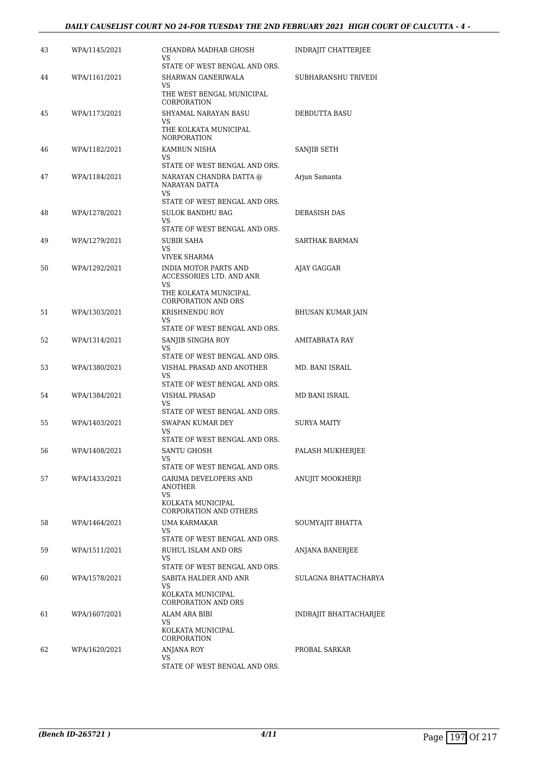| | | | |
|---|---|---|---|
| 43 | WPA/1145/2021 | CHANDRA MADHAB GHOSH<br>VS<br>STATE OF WEST BENGAL AND ORS. | INDRAJIT CHATTERJEE |
| 44 | WPA/1161/2021 | SHARWAN GANERIWALA<br>VS<br>THE WEST BENGAL MUNICIPAL CORPORATION | SUBHARANSHU TRIVEDI |
| 45 | WPA/1173/2021 | SHYAMAL NARAYAN BASU<br>VS<br>THE KOLKATA MUNICIPAL NORPORATION | DEBDUTTA BASU |
| 46 | WPA/1182/2021 | KAMRUN NISHA<br>VS<br>STATE OF WEST BENGAL AND ORS. | SANJIB SETH |
| 47 | WPA/1184/2021 | NARAYAN CHANDRA DATTA @ NARAYAN DATTA<br>VS<br>STATE OF WEST BENGAL AND ORS. | Arjun Samanta |
| 48 | WPA/1278/2021 | SULOK BANDHU BAG<br>VS<br>STATE OF WEST BENGAL AND ORS. | DEBASISH DAS |
| 49 | WPA/1279/2021 | SUBIR SAHA<br>VS<br>VIVEK SHARMA | SARTHAK BARMAN |
| 50 | WPA/1292/2021 | INDIA MOTOR PARTS AND ACCESSORIES LTD. AND ANR<br>VS<br>THE KOLKATA MUNICIPAL CORPORATION AND ORS | AJAY GAGGAR |
| 51 | WPA/1303/2021 | KRISHNENDU ROY<br>VS<br>STATE OF WEST BENGAL AND ORS. | BHUSAN KUMAR JAIN |
| 52 | WPA/1314/2021 | SANJIB SINGHA ROY<br>VS<br>STATE OF WEST BENGAL AND ORS. | AMITABRATA RAY |
| 53 | WPA/1380/2021 | VISHAL PRASAD AND ANOTHER<br>VS<br>STATE OF WEST BENGAL AND ORS. | MD. BANI ISRAIL |
| 54 | WPA/1384/2021 | VISHAL PRASAD<br>VS<br>STATE OF WEST BENGAL AND ORS. | MD BANI ISRAIL |
| 55 | WPA/1403/2021 | SWAPAN KUMAR DEY<br>VS<br>STATE OF WEST BENGAL AND ORS. | SURYA MAITY |
| 56 | WPA/1408/2021 | SANTU GHOSH<br>VS<br>STATE OF WEST BENGAL AND ORS. | PALASH MUKHERJEE |
| 57 | WPA/1433/2021 | GARIMA DEVELOPERS AND ANOTHER<br>VS<br>KOLKATA MUNICIPAL CORPORATION AND OTHERS | ANUJIT MOOKHERJI |
| 58 | WPA/1464/2021 | UMA KARMAKAR<br>VS<br>STATE OF WEST BENGAL AND ORS. | SOUMYAJIT BHATTA |
| 59 | WPA/1511/2021 | RUHUL ISLAM AND ORS<br>VS<br>STATE OF WEST BENGAL AND ORS. | ANJANA BANERJEE |
| 60 | WPA/1578/2021 | SABITA HALDER AND ANR<br>VS<br>KOLKATA MUNICIPAL CORPORATION AND ORS | SULAGNA BHATTACHARYA |
| 61 | WPA/1607/2021 | ALAM ARA BIBI<br>VS<br>KOLKATA MUNICIPAL CORPORATION | INDRAJIT BHATTACHARJEE |
| 62 | WPA/1620/2021 | ANJANA ROY<br>VS<br>STATE OF WEST BENGAL AND ORS. | PROBAL SARKAR |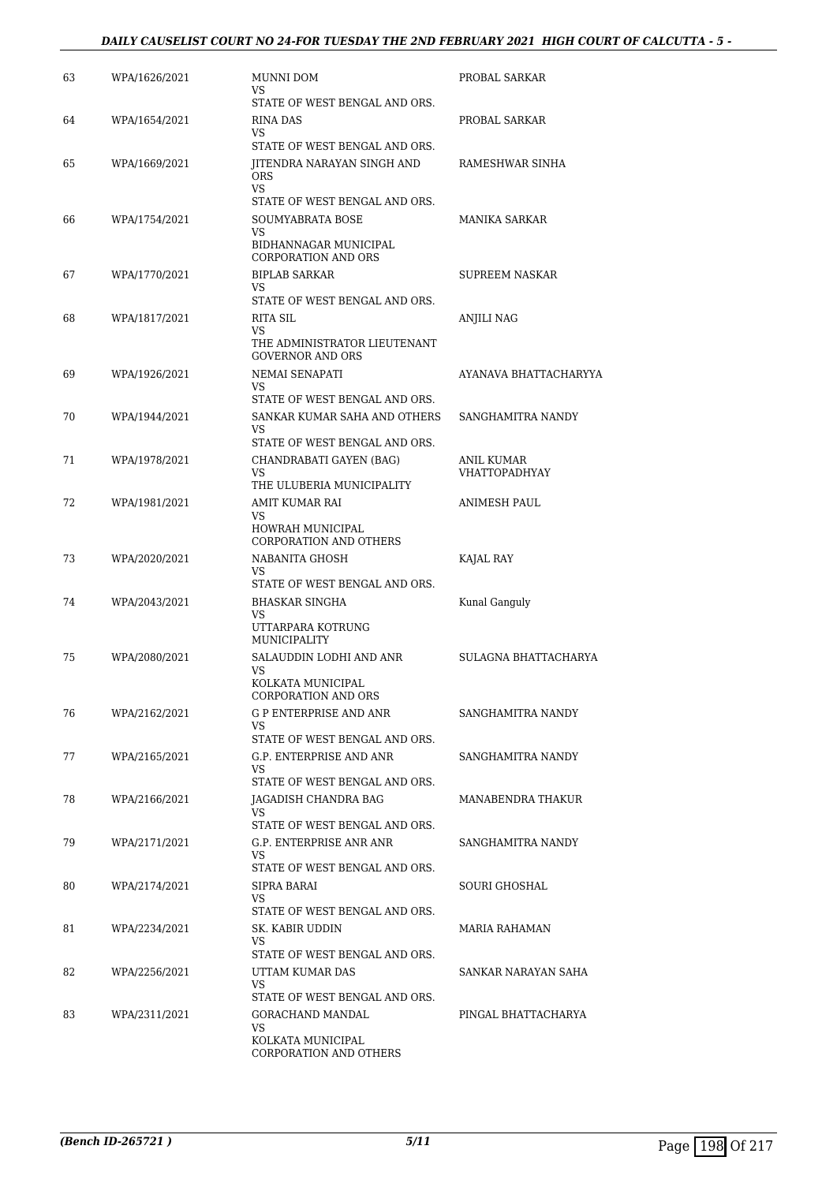| | | | |
|---|---|---|---|
| 63 | WPA/1626/2021 | MUNNI DOM<br>VS<br>STATE OF WEST BENGAL AND ORS. | PROBAL SARKAR |
| 64 | WPA/1654/2021 | RINA DAS<br>VS<br>STATE OF WEST BENGAL AND ORS. | PROBAL SARKAR |
| 65 | WPA/1669/2021 | JITENDRA NARAYAN SINGH AND ORS<br>VS<br>STATE OF WEST BENGAL AND ORS. | RAMESHWAR SINHA |
| 66 | WPA/1754/2021 | SOUMYABRATA BOSE<br>VS<br>BIDHANNAGAR MUNICIPAL CORPORATION AND ORS | MANIKA SARKAR |
| 67 | WPA/1770/2021 | BIPLAB SARKAR<br>VS<br>STATE OF WEST BENGAL AND ORS. | SUPREEM NASKAR |
| 68 | WPA/1817/2021 | RITA SIL<br>VS<br>THE ADMINISTRATOR LIEUTENANT GOVERNOR AND ORS | ANJILI NAG |
| 69 | WPA/1926/2021 | NEMAI SENAPATI<br>VS<br>STATE OF WEST BENGAL AND ORS. | AYANAVA BHATTACHARYYA |
| 70 | WPA/1944/2021 | SANKAR KUMAR SAHA AND OTHERS<br>VS<br>STATE OF WEST BENGAL AND ORS. | SANGHAMITRA NANDY |
| 71 | WPA/1978/2021 | CHANDRABATI GAYEN (BAG)<br>VS<br>THE ULUBERIA MUNICIPALITY | ANIL KUMAR VHATTOPADHYAY |
| 72 | WPA/1981/2021 | AMIT KUMAR RAI<br>VS<br>HOWRAH MUNICIPAL CORPORATION AND OTHERS | ANIMESH PAUL |
| 73 | WPA/2020/2021 | NABANITA GHOSH<br>VS<br>STATE OF WEST BENGAL AND ORS. | KAJAL RAY |
| 74 | WPA/2043/2021 | BHASKAR SINGHA<br>VS<br>UTTARPARA KOTRUNG MUNICIPALITY | Kunal Ganguly |
| 75 | WPA/2080/2021 | SALAUDDIN LODHI AND ANR<br>VS<br>KOLKATA MUNICIPAL CORPORATION AND ORS | SULAGNA BHATTACHARYA |
| 76 | WPA/2162/2021 | G P ENTERPRISE AND ANR<br>VS<br>STATE OF WEST BENGAL AND ORS. | SANGHAMITRA NANDY |
| 77 | WPA/2165/2021 | G.P. ENTERPRISE AND ANR<br>VS<br>STATE OF WEST BENGAL AND ORS. | SANGHAMITRA NANDY |
| 78 | WPA/2166/2021 | JAGADISH CHANDRA BAG<br>VS<br>STATE OF WEST BENGAL AND ORS. | MANABENDRA THAKUR |
| 79 | WPA/2171/2021 | G.P. ENTERPRISE ANR ANR<br>VS<br>STATE OF WEST BENGAL AND ORS. | SANGHAMITRA NANDY |
| 80 | WPA/2174/2021 | SIPRA BARAI<br>VS<br>STATE OF WEST BENGAL AND ORS. | SOURI GHOSHAL |
| 81 | WPA/2234/2021 | SK. KABIR UDDIN<br>VS<br>STATE OF WEST BENGAL AND ORS. | MARIA RAHAMAN |
| 82 | WPA/2256/2021 | UTTAM KUMAR DAS<br>VS<br>STATE OF WEST BENGAL AND ORS. | SANKAR NARAYAN SAHA |
| 83 | WPA/2311/2021 | GORACHAND MANDAL<br>VS<br>KOLKATA MUNICIPAL CORPORATION AND OTHERS | PINGAL BHATTACHARYA |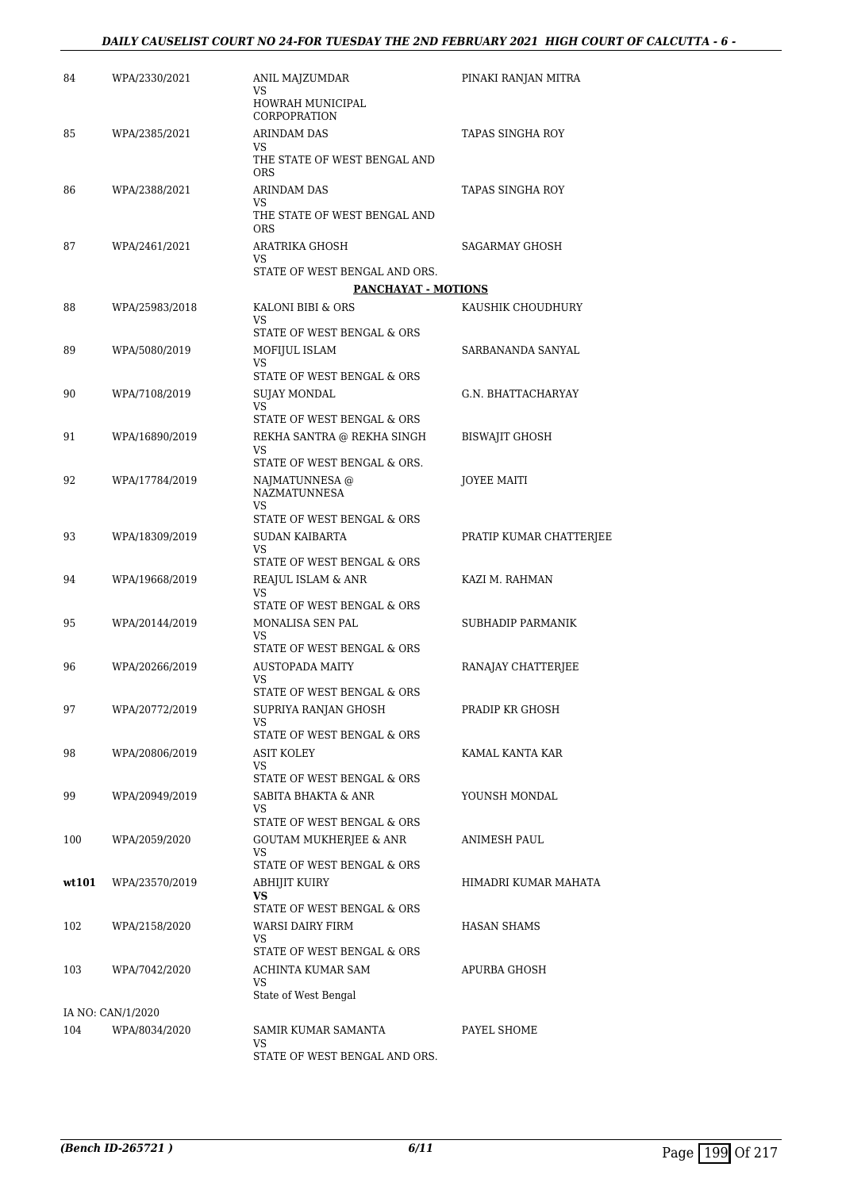| | | | |
|---|---|---|---|
| 84 | WPA/2330/2021 | ANIL MAJZUMDAR<br>VS<br>HOWRAH MUNICIPAL CORPORPATION | PINAKI RANJAN MITRA |
| 85 | WPA/2385/2021 | ARINDAM DAS<br>VS<br>THE STATE OF WEST BENGAL AND ORS | TAPAS SINGHA ROY |
| 86 | WPA/2388/2021 | ARINDAM DAS<br>VS<br>THE STATE OF WEST BENGAL AND ORS | TAPAS SINGHA ROY |
| 87 | WPA/2461/2021 | ARATRIKA GHOSH<br>VS<br>STATE OF WEST BENGAL AND ORS. | SAGARMAY GHOSH |
| | | **PANCHAYAT - MOTIONS** | |
| 88 | WPA/25983/2018 | KALONI BIBI & ORS<br>VS<br>STATE OF WEST BENGAL & ORS | KAUSHIK CHOUDHURY |
| 89 | WPA/5080/2019 | MOFIJUL ISLAM<br>VS<br>STATE OF WEST BENGAL & ORS | SARBANANDA SANYAL |
| 90 | WPA/7108/2019 | SUJAY MONDAL<br>VS<br>STATE OF WEST BENGAL & ORS | G.N. BHATTACHARYAY |
| 91 | WPA/16890/2019 | REKHA SANTRA @ REKHA SINGH<br>VS<br>STATE OF WEST BENGAL & ORS. | BISWAJIT GHOSH |
| 92 | WPA/17784/2019 | NAJMATUNNESA @ NAZMATUNNESA<br>VS<br>STATE OF WEST BENGAL & ORS | JOYEE MAITI |
| 93 | WPA/18309/2019 | SUDAN KAIBARTA<br>VS<br>STATE OF WEST BENGAL & ORS | PRATIP KUMAR CHATTERJEE |
| 94 | WPA/19668/2019 | REAJUL ISLAM & ANR<br>VS<br>STATE OF WEST BENGAL & ORS | KAZI M. RAHMAN |
| 95 | WPA/20144/2019 | MONALISA SEN PAL<br>VS<br>STATE OF WEST BENGAL & ORS | SUBHADIP PARMANIK |
| 96 | WPA/20266/2019 | AUSTOPADA MAITY<br>VS<br>STATE OF WEST BENGAL & ORS | RANAJAY CHATTERJEE |
| 97 | WPA/20772/2019 | SUPRIYA RANJAN GHOSH<br>VS<br>STATE OF WEST BENGAL & ORS | PRADIP KR GHOSH |
| 98 | WPA/20806/2019 | ASIT KOLEY<br>VS<br>STATE OF WEST BENGAL & ORS | KAMAL KANTA KAR |
| 99 | WPA/20949/2019 | SABITA BHAKTA & ANR<br>VS<br>STATE OF WEST BENGAL & ORS | YOUNSH MONDAL |
| 100 | WPA/2059/2020 | GOUTAM MUKHERJEE & ANR<br>VS<br>STATE OF WEST BENGAL & ORS | ANIMESH PAUL |
| **wt101** | WPA/23570/2019 | ABHIJIT KUIRY<br>**VS**<br>STATE OF WEST BENGAL & ORS | HIMADRI KUMAR MAHATA |
| 102 | WPA/2158/2020 | WARSI DAIRY FIRM<br>VS<br>STATE OF WEST BENGAL & ORS | HASAN SHAMS |
| 103 | WPA/7042/2020 | ACHINTA KUMAR SAM<br>VS<br>State of West Bengal | APURBA GHOSH |
| IA NO: CAN/1/2020 | | | |
| 104 | WPA/8034/2020 | SAMIR KUMAR SAMANTA<br>VS<br>STATE OF WEST BENGAL AND ORS. | PAYEL SHOME |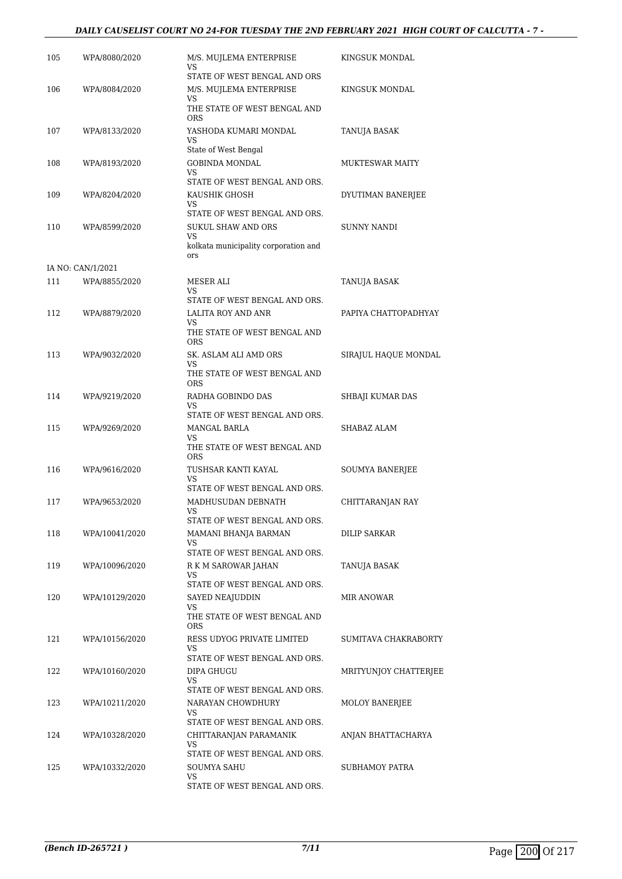| | | | |
|---|---|---|---|
| 105 | WPA/8080/2020 | M/S. MUJLEMA ENTERPRISE<br>VS<br>STATE OF WEST BENGAL AND ORS | KINGSUK MONDAL |
| 106 | WPA/8084/2020 | M/S. MUJLEMA ENTERPRISE<br>VS<br>THE STATE OF WEST BENGAL AND ORS | KINGSUK MONDAL |
| 107 | WPA/8133/2020 | YASHODA KUMARI MONDAL<br>VS<br>State of West Bengal | TANUJA BASAK |
| 108 | WPA/8193/2020 | GOBINDA MONDAL<br>VS<br>STATE OF WEST BENGAL AND ORS. | MUKTESWAR MAITY |
| 109 | WPA/8204/2020 | KAUSHIK GHOSH<br>VS<br>STATE OF WEST BENGAL AND ORS. | DYUTIMAN BANERJEE |
| 110 | WPA/8599/2020 | SUKUL SHAW AND ORS<br>VS<br>kolkata municipality corporation and ors | SUNNY NANDI |
| IA NO: CAN/1/2021 | | | |
| 111 | WPA/8855/2020 | MESER ALI<br>VS<br>STATE OF WEST BENGAL AND ORS. | TANUJA BASAK |
| 112 | WPA/8879/2020 | LALITA ROY AND ANR<br>VS<br>THE STATE OF WEST BENGAL AND ORS | PAPIYA CHATTOPADHYAY |
| 113 | WPA/9032/2020 | SK. ASLAM ALI AMD ORS<br>VS<br>THE STATE OF WEST BENGAL AND ORS | SIRAJUL HAQUE MONDAL |
| 114 | WPA/9219/2020 | RADHA GOBINDO DAS<br>VS<br>STATE OF WEST BENGAL AND ORS. | SHBAJI KUMAR DAS |
| 115 | WPA/9269/2020 | MANGAL BARLA<br>VS<br>THE STATE OF WEST BENGAL AND ORS | SHABAZ ALAM |
| 116 | WPA/9616/2020 | TUSHSAR KANTI KAYAL<br>VS<br>STATE OF WEST BENGAL AND ORS. | SOUMYA BANERJEE |
| 117 | WPA/9653/2020 | MADHUSUDAN DEBNATH<br>VS<br>STATE OF WEST BENGAL AND ORS. | CHITTARANJAN RAY |
| 118 | WPA/10041/2020 | MAMANI BHANJA BARMAN<br>VS<br>STATE OF WEST BENGAL AND ORS. | DILIP SARKAR |
| 119 | WPA/10096/2020 | R K M SAROWAR JAHAN<br>VS<br>STATE OF WEST BENGAL AND ORS. | TANUJA BASAK |
| 120 | WPA/10129/2020 | SAYED NEAJUDDIN<br>VS<br>THE STATE OF WEST BENGAL AND ORS | MIR ANOWAR |
| 121 | WPA/10156/2020 | RESS UDYOG PRIVATE LIMITED<br>VS<br>STATE OF WEST BENGAL AND ORS. | SUMITAVA CHAKRABORTY |
| 122 | WPA/10160/2020 | DIPA GHUGU<br>VS<br>STATE OF WEST BENGAL AND ORS. | MRITYUNJOY CHATTERJEE |
| 123 | WPA/10211/2020 | NARAYAN CHOWDHURY<br>VS<br>STATE OF WEST BENGAL AND ORS. | MOLOY BANERJEE |
| 124 | WPA/10328/2020 | CHITTARANJAN PARAMANIK<br>VS<br>STATE OF WEST BENGAL AND ORS. | ANJAN BHATTACHARYA |
| 125 | WPA/10332/2020 | SOUMYA SAHU<br>VS<br>STATE OF WEST BENGAL AND ORS. | SUBHAMOY PATRA |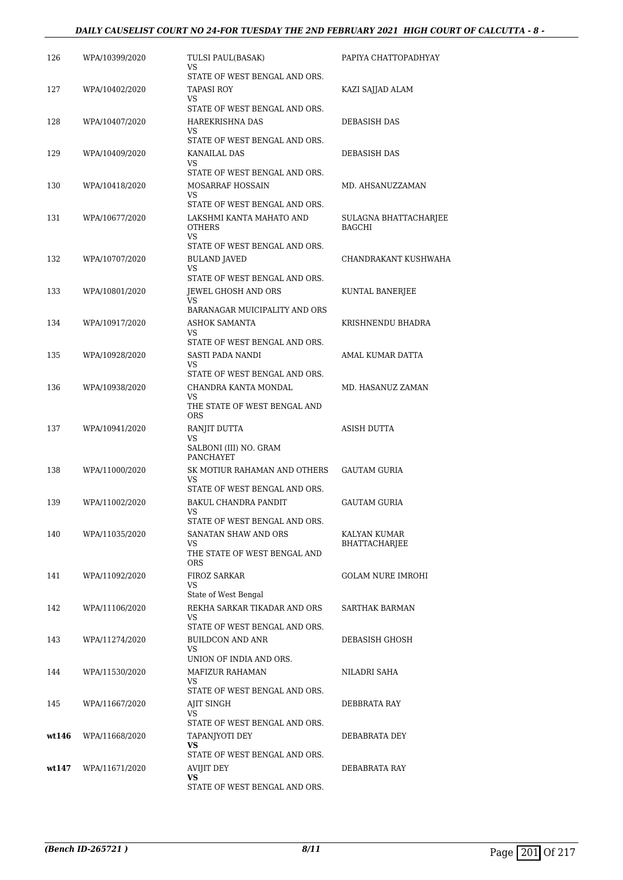| | | | |
|---|---|---|---|
| 126 | WPA/10399/2020 | TULSI PAUL(BASAK)<br>VS<br>STATE OF WEST BENGAL AND ORS. | PAPIYA CHATTOPADHYAY |
| 127 | WPA/10402/2020 | TAPASI ROY<br>VS<br>STATE OF WEST BENGAL AND ORS. | KAZI SAJJAD ALAM |
| 128 | WPA/10407/2020 | HAREKRISHNA DAS<br>VS<br>STATE OF WEST BENGAL AND ORS. | DEBASISH DAS |
| 129 | WPA/10409/2020 | KANAILAL DAS<br>VS<br>STATE OF WEST BENGAL AND ORS. | DEBASISH DAS |
| 130 | WPA/10418/2020 | MOSARRAF HOSSAIN<br>VS<br>STATE OF WEST BENGAL AND ORS. | MD. AHSANUZZAMAN |
| 131 | WPA/10677/2020 | LAKSHMI KANTA MAHATO AND OTHERS<br>VS<br>STATE OF WEST BENGAL AND ORS. | SULAGNA BHATTACHARJEE BAGCHI |
| 132 | WPA/10707/2020 | BULAND JAVED<br>VS<br>STATE OF WEST BENGAL AND ORS. | CHANDRAKANT KUSHWAHA |
| 133 | WPA/10801/2020 | JEWEL GHOSH AND ORS<br>VS<br>BARANAGAR MUICIPALITY AND ORS | KUNTAL BANERJEE |
| 134 | WPA/10917/2020 | ASHOK SAMANTA<br>VS<br>STATE OF WEST BENGAL AND ORS. | KRISHNENDU BHADRA |
| 135 | WPA/10928/2020 | SASTI PADA NANDI<br>VS<br>STATE OF WEST BENGAL AND ORS. | AMAL KUMAR DATTA |
| 136 | WPA/10938/2020 | CHANDRA KANTA MONDAL<br>VS<br>THE STATE OF WEST BENGAL AND ORS | MD. HASANUZ ZAMAN |
| 137 | WPA/10941/2020 | RANJIT DUTTA<br>VS<br>SALBONI (III) NO. GRAM PANCHAYET | ASISH DUTTA |
| 138 | WPA/11000/2020 | SK MOTIUR RAHAMAN AND OTHERS<br>VS<br>STATE OF WEST BENGAL AND ORS. | GAUTAM GURIA |
| 139 | WPA/11002/2020 | BAKUL CHANDRA PANDIT<br>VS<br>STATE OF WEST BENGAL AND ORS. | GAUTAM GURIA |
| 140 | WPA/11035/2020 | SANATAN SHAW AND ORS<br>VS<br>THE STATE OF WEST BENGAL AND ORS | KALYAN KUMAR BHATTACHARJEE |
| 141 | WPA/11092/2020 | FIROZ SARKAR<br>VS<br>State of West Bengal | GOLAM NURE IMROHI |
| 142 | WPA/11106/2020 | REKHA SARKAR TIKADAR AND ORS<br>VS<br>STATE OF WEST BENGAL AND ORS. | SARTHAK BARMAN |
| 143 | WPA/11274/2020 | BUILDCON AND ANR<br>VS<br>UNION OF INDIA AND ORS. | DEBASISH GHOSH |
| 144 | WPA/11530/2020 | MAFIZUR RAHAMAN<br>VS<br>STATE OF WEST BENGAL AND ORS. | NILADRI SAHA |
| 145 | WPA/11667/2020 | AJIT SINGH<br>VS<br>STATE OF WEST BENGAL AND ORS. | DEBBRATA RAY |
| **wt146** | WPA/11668/2020 | TAPANJYOTI DEY<br>**VS**<br>STATE OF WEST BENGAL AND ORS. | DEBABRATA DEY |
| **wt147** | WPA/11671/2020 | AVIJIT DEY<br>**VS**<br>STATE OF WEST BENGAL AND ORS. | DEBABRATA RAY |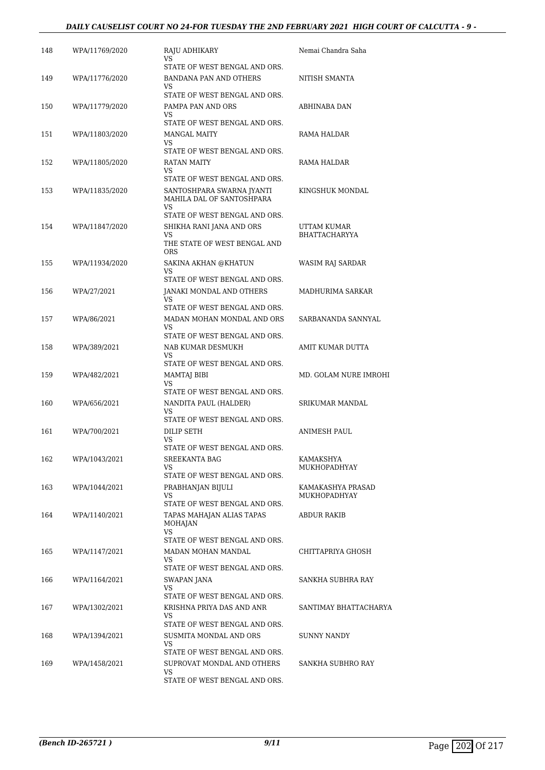| 148 | WPA/11769/2020 | RAJU ADHIKARY<br>VS<br>STATE OF WEST BENGAL AND ORS. | Nemai Chandra Saha |
|---|---|---|---|
| 149 | WPA/11776/2020 | BANDANA PAN AND OTHERS<br>VS<br>STATE OF WEST BENGAL AND ORS. | NITISH SMANTA |
| 150 | WPA/11779/2020 | PAMPA PAN AND ORS<br>VS<br>STATE OF WEST BENGAL AND ORS. | ABHINABA DAN |
| 151 | WPA/11803/2020 | MANGAL MAITY<br>VS<br>STATE OF WEST BENGAL AND ORS. | RAMA HALDAR |
| 152 | WPA/11805/2020 | RATAN MAITY<br>VS<br>STATE OF WEST BENGAL AND ORS. | RAMA HALDAR |
| 153 | WPA/11835/2020 | SANTOSHPARA SWARNA JYANTI MAHILA DAL OF SANTOSHPARA<br>VS<br>STATE OF WEST BENGAL AND ORS. | KINGSHUK MONDAL |
| 154 | WPA/11847/2020 | SHIKHA RANI JANA AND ORS<br>VS<br>THE STATE OF WEST BENGAL AND ORS | UTTAM KUMAR BHATTACHARYYA |
| 155 | WPA/11934/2020 | SAKINA AKHAN @KHATUN<br>VS<br>STATE OF WEST BENGAL AND ORS. | WASIM RAJ SARDAR |
| 156 | WPA/27/2021 | JANAKI MONDAL AND OTHERS<br>VS<br>STATE OF WEST BENGAL AND ORS. | MADHURIMA SARKAR |
| 157 | WPA/86/2021 | MADAN MOHAN MONDAL AND ORS<br>VS<br>STATE OF WEST BENGAL AND ORS. | SARBANANDA SANNYAL |
| 158 | WPA/389/2021 | NAB KUMAR DESMUKH<br>VS<br>STATE OF WEST BENGAL AND ORS. | AMIT KUMAR DUTTA |
| 159 | WPA/482/2021 | MAMTAJ BIBI<br>VS<br>STATE OF WEST BENGAL AND ORS. | MD. GOLAM NURE IMROHI |
| 160 | WPA/656/2021 | NANDITA PAUL (HALDER)<br>VS<br>STATE OF WEST BENGAL AND ORS. | SRIKUMAR MANDAL |
| 161 | WPA/700/2021 | DILIP SETH<br>VS<br>STATE OF WEST BENGAL AND ORS. | ANIMESH PAUL |
| 162 | WPA/1043/2021 | SREEKANTA BAG<br>VS<br>STATE OF WEST BENGAL AND ORS. | KAMAKSHYA MUKHOPADHYAY |
| 163 | WPA/1044/2021 | PRABHANJAN BIJULI<br>VS<br>STATE OF WEST BENGAL AND ORS. | KAMAKASHYA PRASAD MUKHOPADHYAY |
| 164 | WPA/1140/2021 | TAPAS MAHAJAN ALIAS TAPAS MOHAJAN<br>VS<br>STATE OF WEST BENGAL AND ORS. | ABDUR RAKIB |
| 165 | WPA/1147/2021 | MADAN MOHAN MANDAL<br>VS<br>STATE OF WEST BENGAL AND ORS. | CHITTAPRIYA GHOSH |
| 166 | WPA/1164/2021 | SWAPAN JANA<br>VS<br>STATE OF WEST BENGAL AND ORS. | SANKHA SUBHRA RAY |
| 167 | WPA/1302/2021 | KRISHNA PRIYA DAS AND ANR<br>VS<br>STATE OF WEST BENGAL AND ORS. | SANTIMAY BHATTACHARYA |
| 168 | WPA/1394/2021 | SUSMITA MONDAL AND ORS<br>VS<br>STATE OF WEST BENGAL AND ORS. | SUNNY NANDY |
| 169 | WPA/1458/2021 | SUPROVAT MONDAL AND OTHERS<br>VS<br>STATE OF WEST BENGAL AND ORS. | SANKHA SUBHRO RAY |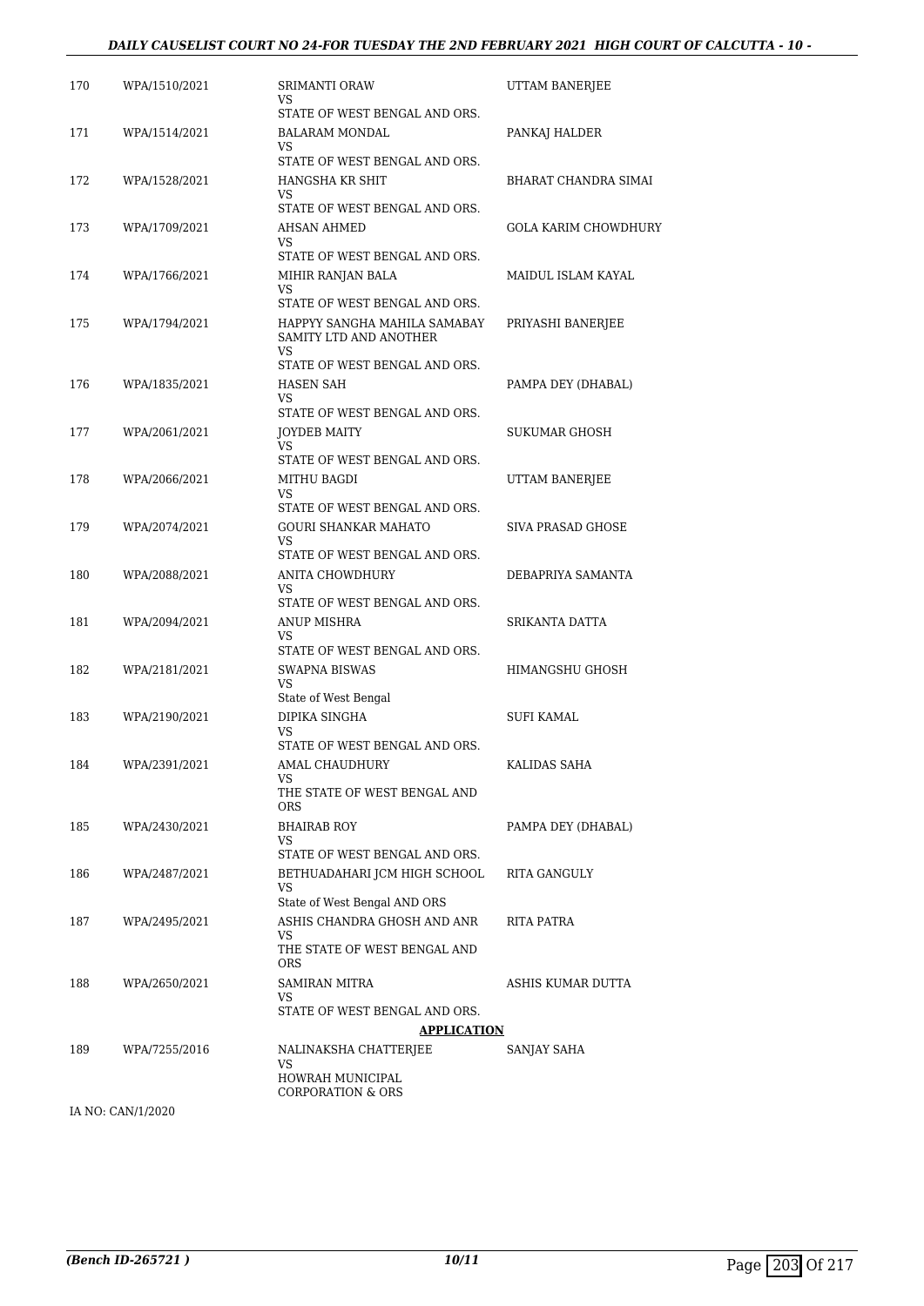| | | | |
|---|---|---|---|
| 170 | WPA/1510/2021 | SRIMANTI ORAW<br>VS<br>STATE OF WEST BENGAL AND ORS. | UTTAM BANERJEE |
| 171 | WPA/1514/2021 | BALARAM MONDAL<br>VS<br>STATE OF WEST BENGAL AND ORS. | PANKAJ HALDER |
| 172 | WPA/1528/2021 | HANGSHA KR SHIT<br>VS<br>STATE OF WEST BENGAL AND ORS. | BHARAT CHANDRA SIMAI |
| 173 | WPA/1709/2021 | AHSAN AHMED<br>VS<br>STATE OF WEST BENGAL AND ORS. | GOLA KARIM CHOWDHURY |
| 174 | WPA/1766/2021 | MIHIR RANJAN BALA<br>VS<br>STATE OF WEST BENGAL AND ORS. | MAIDUL ISLAM KAYAL |
| 175 | WPA/1794/2021 | HAPPYY SANGHA MAHILA SAMABAY SAMITY LTD AND ANOTHER<br>VS<br>STATE OF WEST BENGAL AND ORS. | PRIYASHI BANERJEE |
| 176 | WPA/1835/2021 | HASEN SAH<br>VS<br>STATE OF WEST BENGAL AND ORS. | PAMPA DEY (DHABAL) |
| 177 | WPA/2061/2021 | JOYDEB MAITY<br>VS<br>STATE OF WEST BENGAL AND ORS. | SUKUMAR GHOSH |
| 178 | WPA/2066/2021 | MITHU BAGDI<br>VS<br>STATE OF WEST BENGAL AND ORS. | UTTAM BANERJEE |
| 179 | WPA/2074/2021 | GOURI SHANKAR MAHATO<br>VS<br>STATE OF WEST BENGAL AND ORS. | SIVA PRASAD GHOSE |
| 180 | WPA/2088/2021 | ANITA CHOWDHURY<br>VS<br>STATE OF WEST BENGAL AND ORS. | DEBAPRIYA SAMANTA |
| 181 | WPA/2094/2021 | ANUP MISHRA<br>VS<br>STATE OF WEST BENGAL AND ORS. | SRIKANTA DATTA |
| 182 | WPA/2181/2021 | SWAPNA BISWAS<br>VS<br>State of West Bengal | HIMANGSHU GHOSH |
| 183 | WPA/2190/2021 | DIPIKA SINGHA<br>VS<br>STATE OF WEST BENGAL AND ORS. | SUFI KAMAL |
| 184 | WPA/2391/2021 | AMAL CHAUDHURY<br>VS<br>THE STATE OF WEST BENGAL AND ORS | KALIDAS SAHA |
| 185 | WPA/2430/2021 | BHAIRAB ROY<br>VS<br>STATE OF WEST BENGAL AND ORS. | PAMPA DEY (DHABAL) |
| 186 | WPA/2487/2021 | BETHUADAHARI JCM HIGH SCHOOL<br>VS<br>State of West Bengal AND ORS | RITA GANGULY |
| 187 | WPA/2495/2021 | ASHIS CHANDRA GHOSH AND ANR<br>VS<br>THE STATE OF WEST BENGAL AND ORS | RITA PATRA |
| 188 | WPA/2650/2021 | SAMIRAN MITRA<br>VS<br>STATE OF WEST BENGAL AND ORS. | ASHIS KUMAR DUTTA |

**APPLICATION**

| | | | |
|---|---|---|---|
| 189 | WPA/7255/2016 | NALINAKSHA CHATTERJEE<br>VS<br>HOWRAH MUNICIPAL CORPORATION & ORS | SANJAY SAHA |

IA NO: CAN/1/2020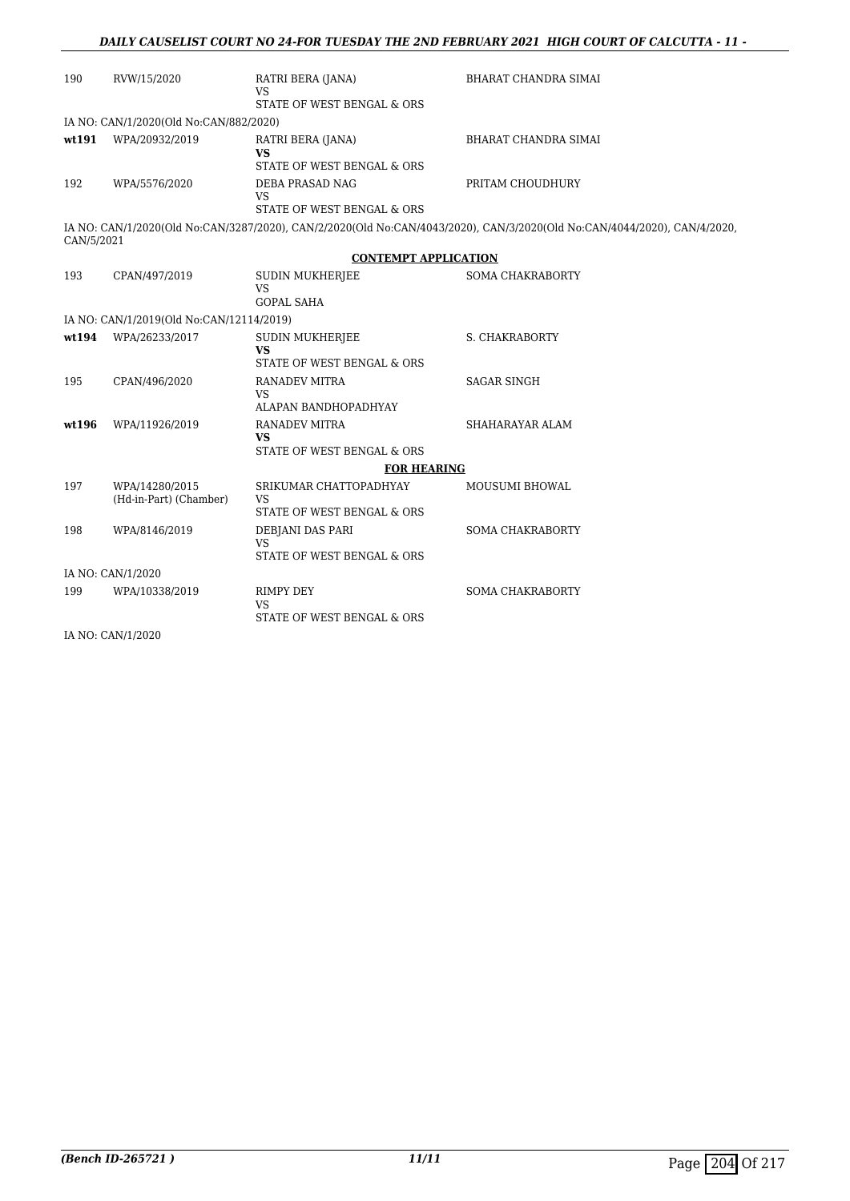| | | | |
|---|---|---|---|
| 190 | RVW/15/2020 | RATRI BERA (JANA)<br>VS<br>STATE OF WEST BENGAL & ORS | BHARAT CHANDRA SIMAI |

IA NO: CAN/1/2020(Old No:CAN/882/2020)

| | | | |
|---|---|---|---|
| **wt191** | WPA/20932/2019 | RATRI BERA (JANA)<br>**VS**<br>STATE OF WEST BENGAL & ORS | BHARAT CHANDRA SIMAI |
| 192 | WPA/5576/2020 | DEBA PRASAD NAG<br>VS<br>STATE OF WEST BENGAL & ORS | PRITAM CHOUDHURY |

IA NO: CAN/1/2020(Old No:CAN/3287/2020), CAN/2/2020(Old No:CAN/4043/2020), CAN/3/2020(Old No:CAN/4044/2020), CAN/4/2020, CAN/5/2021

**CONTEMPT APPLICATION**

| | | | |
|---|---|---|---|
| 193 | CPAN/497/2019 | SUDIN MUKHERJEE<br>VS<br>GOPAL SAHA | SOMA CHAKRABORTY |

IA NO: CAN/1/2019(Old No:CAN/12114/2019)

| | | | |
|---|---|---|---|
| **wt194** | WPA/26233/2017 | SUDIN MUKHERJEE<br>**VS**<br>STATE OF WEST BENGAL & ORS | S. CHAKRABORTY |
| 195 | CPAN/496/2020 | RANADEV MITRA<br>VS<br>ALAPAN BANDHOPADHYAY | SAGAR SINGH |
| **wt196** | WPA/11926/2019 | RANADEV MITRA<br>**VS**<br>STATE OF WEST BENGAL & ORS | SHAHARAYAR ALAM |

**FOR HEARING**

| | | | |
|---|---|---|---|
| 197 | WPA/14280/2015<br>(Hd-in-Part) (Chamber) | SRIKUMAR CHATTOPADHYAY<br>VS<br>STATE OF WEST BENGAL & ORS | MOUSUMI BHOWAL |
| 198 | WPA/8146/2019 | DEBJANI DAS PARI<br>VS<br>STATE OF WEST BENGAL & ORS | SOMA CHAKRABORTY |

IA NO: CAN/1/2020

| | | | |
|---|---|---|---|
| 199 | WPA/10338/2019 | RIMPY DEY<br>VS<br>STATE OF WEST BENGAL & ORS | SOMA CHAKRABORTY |

IA NO: CAN/1/2020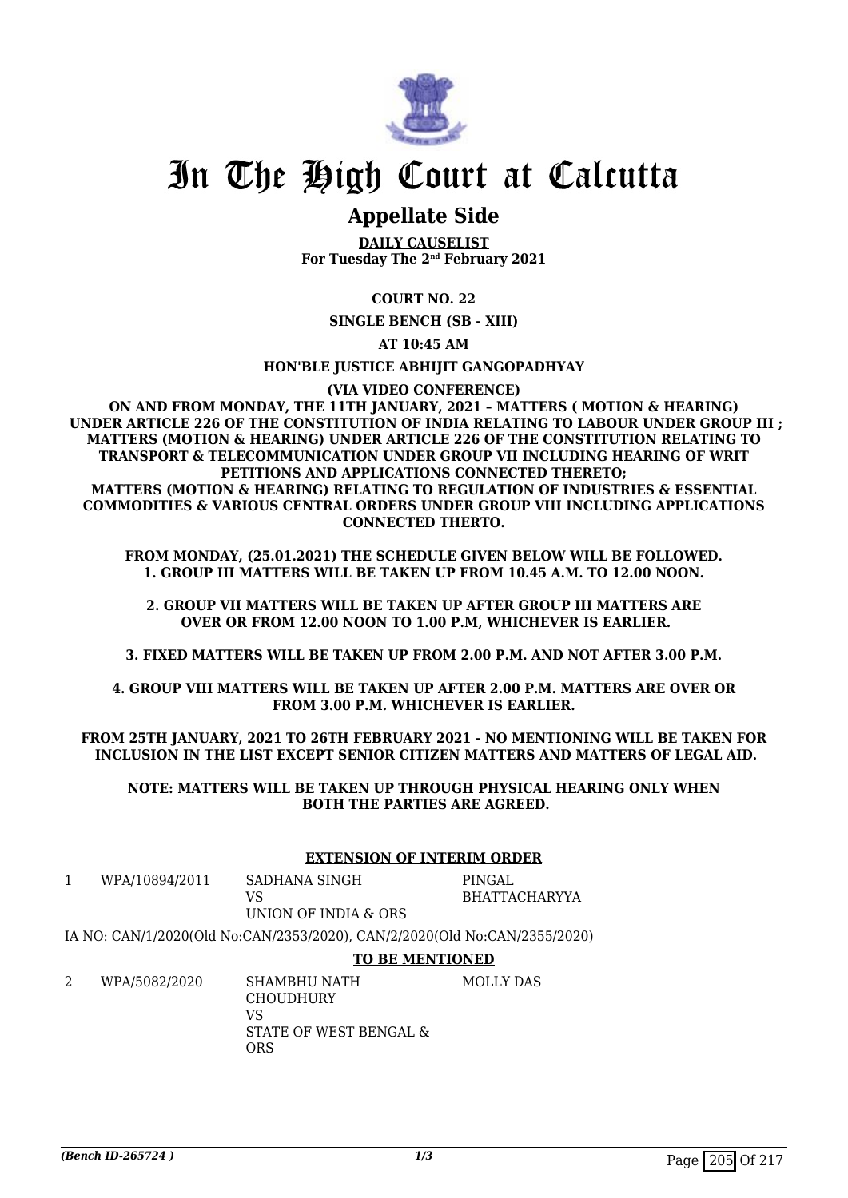# In The High Court at Calcutta

## Appellate Side

**DAILY CAUSELIST**
**For Tuesday The 2nd February 2021**

**COURT NO. 22**

**SINGLE BENCH (SB - XIII)**

**AT 10:45 AM**

**HON'BLE JUSTICE ABHIJIT GANGOPADHYAY**

**(VIA VIDEO CONFERENCE)**

**ON AND FROM MONDAY, THE 11TH JANUARY, 2021 – MATTERS ( MOTION & HEARING) UNDER ARTICLE 226 OF THE CONSTITUTION OF INDIA RELATING TO LABOUR UNDER GROUP III ; MATTERS (MOTION & HEARING) UNDER ARTICLE 226 OF THE CONSTITUTION RELATING TO TRANSPORT & TELECOMMUNICATION UNDER GROUP VII INCLUDING HEARING OF WRIT PETITIONS AND APPLICATIONS CONNECTED THERETO; MATTERS (MOTION & HEARING) RELATING TO REGULATION OF INDUSTRIES & ESSENTIAL COMMODITIES & VARIOUS CENTRAL ORDERS UNDER GROUP VIII INCLUDING APPLICATIONS CONNECTED THERTO.**

**FROM MONDAY, (25.01.2021) THE SCHEDULE GIVEN BELOW WILL BE FOLLOWED. 1. GROUP III MATTERS WILL BE TAKEN UP FROM 10.45 A.M. TO 12.00 NOON.**

**2. GROUP VII MATTERS WILL BE TAKEN UP AFTER GROUP III MATTERS ARE OVER OR FROM 12.00 NOON TO 1.00 P.M, WHICHEVER IS EARLIER.**

**3. FIXED MATTERS WILL BE TAKEN UP FROM 2.00 P.M. AND NOT AFTER 3.00 P.M.**

**4. GROUP VIII MATTERS WILL BE TAKEN UP AFTER 2.00 P.M. MATTERS ARE OVER OR FROM 3.00 P.M. WHICHEVER IS EARLIER.**

**FROM 25TH JANUARY, 2021 TO 26TH FEBRUARY 2021 - NO MENTIONING WILL BE TAKEN FOR INCLUSION IN THE LIST EXCEPT SENIOR CITIZEN MATTERS AND MATTERS OF LEGAL AID.**

**NOTE: MATTERS WILL BE TAKEN UP THROUGH PHYSICAL HEARING ONLY WHEN BOTH THE PARTIES ARE AGREED.**

---

**EXTENSION OF INTERIM ORDER**

| | | | |
|---|---|---|---|
| 1 | WPA/10894/2011 | SADHANA SINGH<br>VS<br>UNION OF INDIA & ORS | PINGAL BHATTACHARYYA |

IA NO: CAN/1/2020(Old No:CAN/2353/2020), CAN/2/2020(Old No:CAN/2355/2020)

**TO BE MENTIONED**

| | | | |
|---|---|---|---|
| 2 | WPA/5082/2020 | SHAMBHU NATH CHOUDHURY<br>VS<br>STATE OF WEST BENGAL & ORS | MOLLY DAS |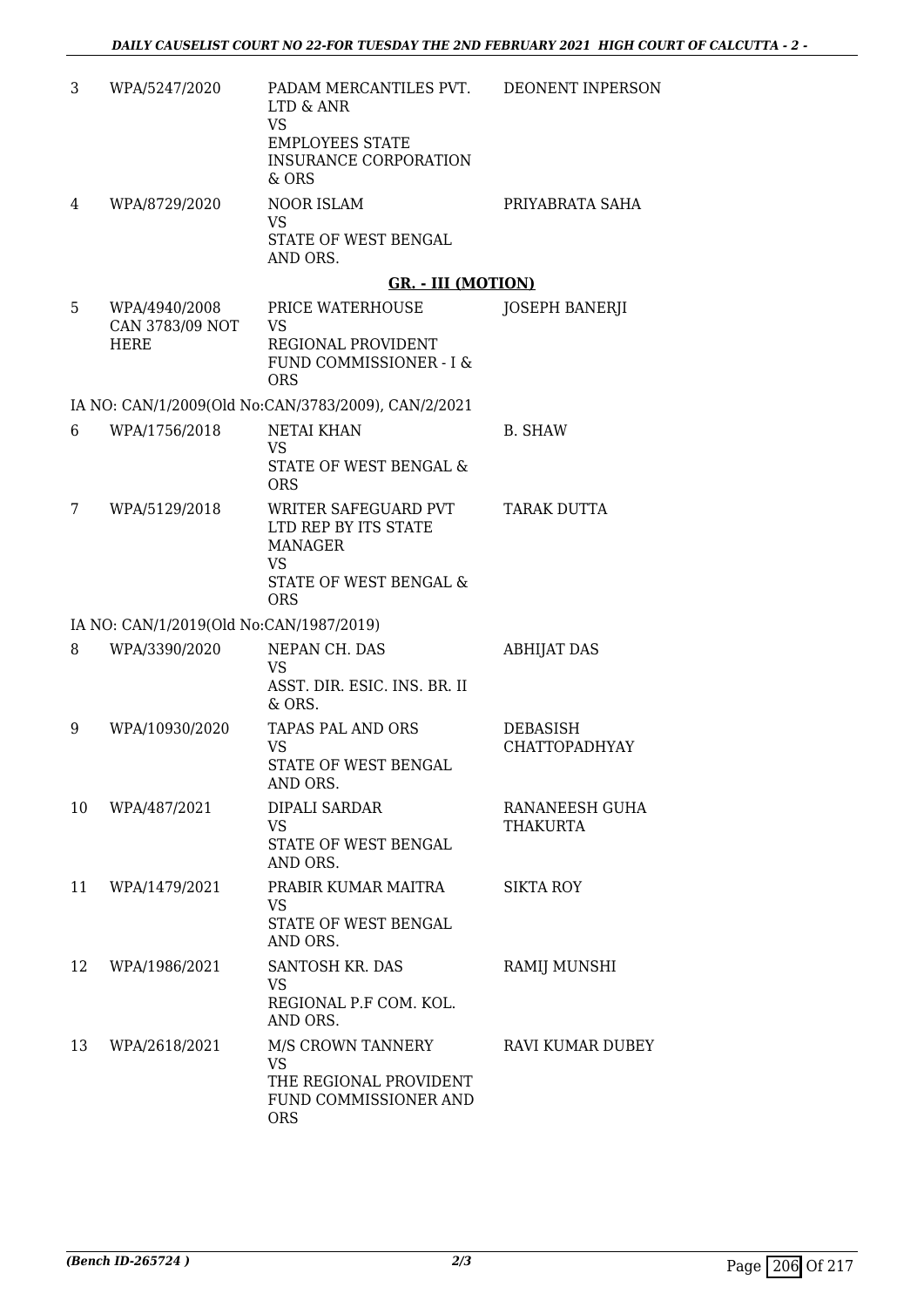| | | | |
|---|---|---|---|
| 3 | WPA/5247/2020 | PADAM MERCANTILES PVT. LTD & ANR<br>VS<br>EMPLOYEES STATE INSURANCE CORPORATION & ORS | DEONENT INPERSON |
| 4 | WPA/8729/2020 | NOOR ISLAM<br>VS<br>STATE OF WEST BENGAL AND ORS. | PRIYABRATA SAHA |

## GR. - III (MOTION)

| | | | |
|---|---|---|---|
| 5 | WPA/4940/2008<br>CAN 3783/09 NOT HERE | PRICE WATERHOUSE<br>VS<br>REGIONAL PROVIDENT FUND COMMISSIONER - I & ORS | JOSEPH BANERJI |

IA NO: CAN/1/2009(Old No:CAN/3783/2009), CAN/2/2021

| | | | |
|---|---|---|---|
| 6 | WPA/1756/2018 | NETAI KHAN<br>VS<br>STATE OF WEST BENGAL & ORS | B. SHAW |
| 7 | WPA/5129/2018 | WRITER SAFEGUARD PVT LTD REP BY ITS STATE MANAGER<br>VS<br>STATE OF WEST BENGAL & ORS | TARAK DUTTA |

IA NO: CAN/1/2019(Old No:CAN/1987/2019)

| | | | |
|---|---|---|---|
| 8 | WPA/3390/2020 | NEPAN CH. DAS<br>VS<br>ASST. DIR. ESIC. INS. BR. II & ORS. | ABHIJAT DAS |
| 9 | WPA/10930/2020 | TAPAS PAL AND ORS<br>VS<br>STATE OF WEST BENGAL AND ORS. | DEBASISH CHATTOPADHYAY |
| 10 | WPA/487/2021 | DIPALI SARDAR<br>VS<br>STATE OF WEST BENGAL AND ORS. | RANANEESH GUHA THAKURTA |
| 11 | WPA/1479/2021 | PRABIR KUMAR MAITRA<br>VS<br>STATE OF WEST BENGAL AND ORS. | SIKTA ROY |
| 12 | WPA/1986/2021 | SANTOSH KR. DAS<br>VS<br>REGIONAL P.F COM. KOL. AND ORS. | RAMIJ MUNSHI |
| 13 | WPA/2618/2021 | M/S CROWN TANNERY<br>VS<br>THE REGIONAL PROVIDENT FUND COMMISSIONER AND ORS | RAVI KUMAR DUBEY |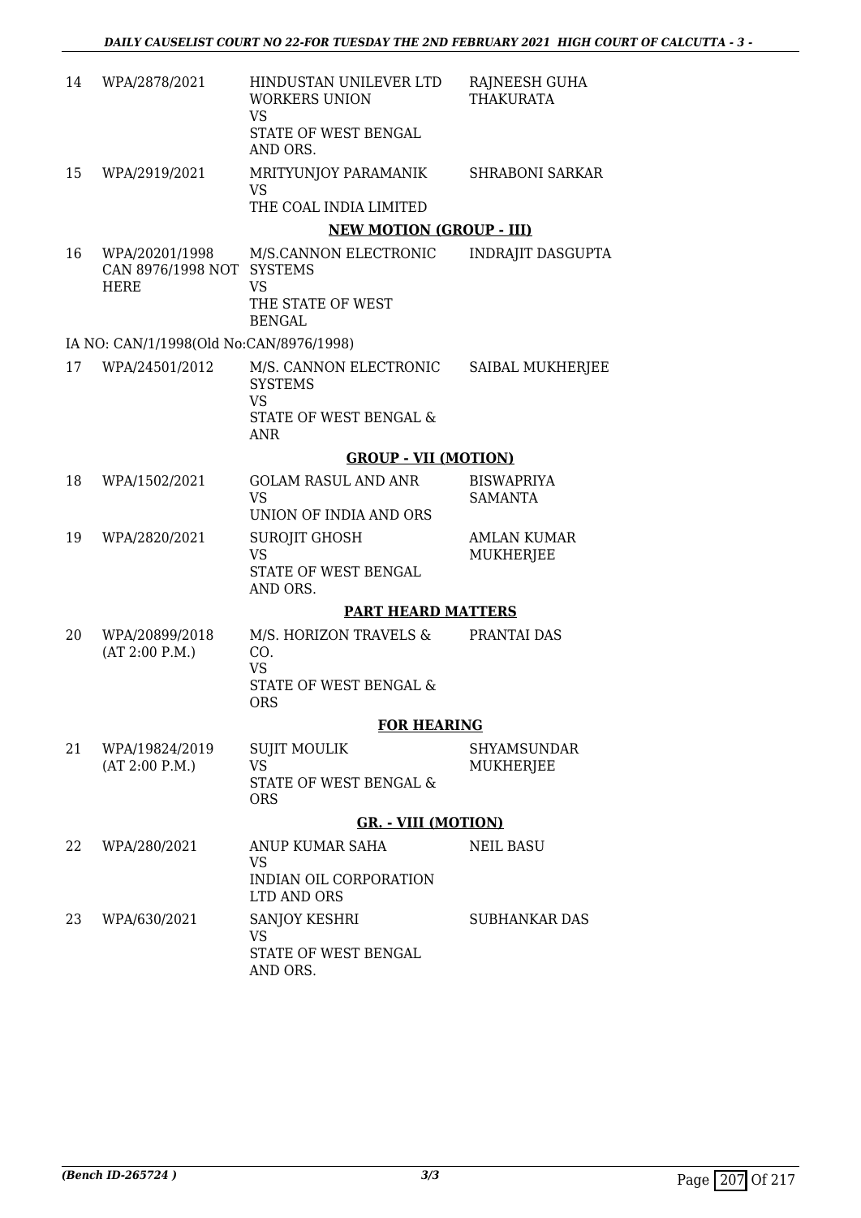| 14 | WPA/2878/2021 | HINDUSTAN UNILEVER LTD WORKERS UNION<br>VS<br>STATE OF WEST BENGAL AND ORS. | RAJNEESH GUHA THAKURATA |
|---|---|---|---|
| 15 | WPA/2919/2021 | MRITYUNJOY PARAMANIK<br>VS<br>THE COAL INDIA LIMITED | SHRABONI SARKAR |

**NEW MOTION (GROUP - III)**

| 16 | WPA/20201/1998<br>CAN 8976/1998 NOT HERE | M/S.CANNON ELECTRONIC SYSTEMS<br>VS<br>THE STATE OF WEST BENGAL | INDRAJIT DASGUPTA |
|---|---|---|---|

IA NO: CAN/1/1998(Old No:CAN/8976/1998)

| 17 | WPA/24501/2012 | M/S. CANNON ELECTRONIC SYSTEMS<br>VS<br>STATE OF WEST BENGAL & ANR | SAIBAL MUKHERJEE |
|---|---|---|---|

**GROUP - VII (MOTION)**

| 18 | WPA/1502/2021 | GOLAM RASUL AND ANR<br>VS<br>UNION OF INDIA AND ORS | BISWAPRIYA SAMANTA |
|---|---|---|---|
| 19 | WPA/2820/2021 | SUROJIT GHOSH<br>VS<br>STATE OF WEST BENGAL AND ORS. | AMLAN KUMAR MUKHERJEE |

**PART HEARD MATTERS**

| 20 | WPA/20899/2018<br>(AT 2:00 P.M.) | M/S. HORIZON TRAVELS & CO.<br>VS<br>STATE OF WEST BENGAL & ORS | PRANTAI DAS |
|---|---|---|---|

**FOR HEARING**

| 21 | WPA/19824/2019<br>(AT 2:00 P.M.) | SUJIT MOULIK<br>VS<br>STATE OF WEST BENGAL & ORS | SHYAMSUNDAR MUKHERJEE |
|---|---|---|---|

**GR. - VIII (MOTION)**

| 22 | WPA/280/2021 | ANUP KUMAR SAHA<br>VS<br>INDIAN OIL CORPORATION LTD AND ORS | NEIL BASU |
|---|---|---|---|
| 23 | WPA/630/2021 | SANJOY KESHRI<br>VS<br>STATE OF WEST BENGAL AND ORS. | SUBHANKAR DAS |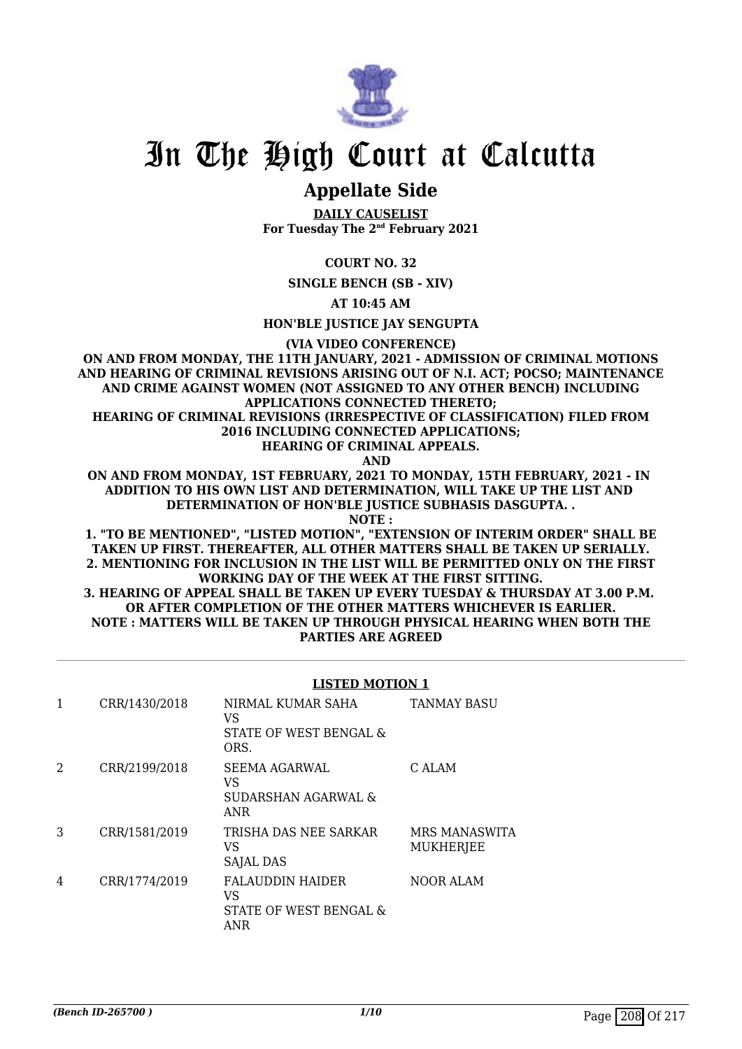# In The High Court at Calcutta

## Appellate Side

**DAILY CAUSELIST**
**For Tuesday The 2nd February 2021**

**COURT NO. 32**

**SINGLE BENCH (SB - XIV)**

**AT 10:45 AM**

**HON'BLE JUSTICE JAY SENGUPTA**

**(VIA VIDEO CONFERENCE)**

**ON AND FROM MONDAY, THE 11TH JANUARY, 2021 - ADMISSION OF CRIMINAL MOTIONS AND HEARING OF CRIMINAL REVISIONS ARISING OUT OF N.I. ACT; POCSO; MAINTENANCE AND CRIME AGAINST WOMEN (NOT ASSIGNED TO ANY OTHER BENCH) INCLUDING APPLICATIONS CONNECTED THERETO;**
**HEARING OF CRIMINAL REVISIONS (IRRESPECTIVE OF CLASSIFICATION) FILED FROM 2016 INCLUDING CONNECTED APPLICATIONS;**
**HEARING OF CRIMINAL APPEALS.**
**AND**
**ON AND FROM MONDAY, 1ST FEBRUARY, 2021 TO MONDAY, 15TH FEBRUARY, 2021 - IN ADDITION TO HIS OWN LIST AND DETERMINATION, WILL TAKE UP THE LIST AND DETERMINATION OF HON'BLE JUSTICE SUBHASIS DASGUPTA. .**
**NOTE :**
**1. "TO BE MENTIONED", "LISTED MOTION", "EXTENSION OF INTERIM ORDER" SHALL BE TAKEN UP FIRST. THEREAFTER, ALL OTHER MATTERS SHALL BE TAKEN UP SERIALLY.**
**2. MENTIONING FOR INCLUSION IN THE LIST WILL BE PERMITTED ONLY ON THE FIRST WORKING DAY OF THE WEEK AT THE FIRST SITTING.**
**3. HEARING OF APPEAL SHALL BE TAKEN UP EVERY TUESDAY & THURSDAY AT 3.00 P.M. OR AFTER COMPLETION OF THE OTHER MATTERS WHICHEVER IS EARLIER.**
**NOTE : MATTERS WILL BE TAKEN UP THROUGH PHYSICAL HEARING WHEN BOTH THE PARTIES ARE AGREED**

### LISTED MOTION 1

| | | | |
|---|---|---|---|
| 1 | CRR/1430/2018 | NIRMAL KUMAR SAHA VS STATE OF WEST BENGAL & ORS. | TANMAY BASU |
| 2 | CRR/2199/2018 | SEEMA AGARWAL VS SUDARSHAN AGARWAL & ANR | C ALAM |
| 3 | CRR/1581/2019 | TRISHA DAS NEE SARKAR VS SAJAL DAS | MRS MANASWITA MUKHERJEE |
| 4 | CRR/1774/2019 | FALAUDDIN HAIDER VS STATE OF WEST BENGAL & ANR | NOOR ALAM |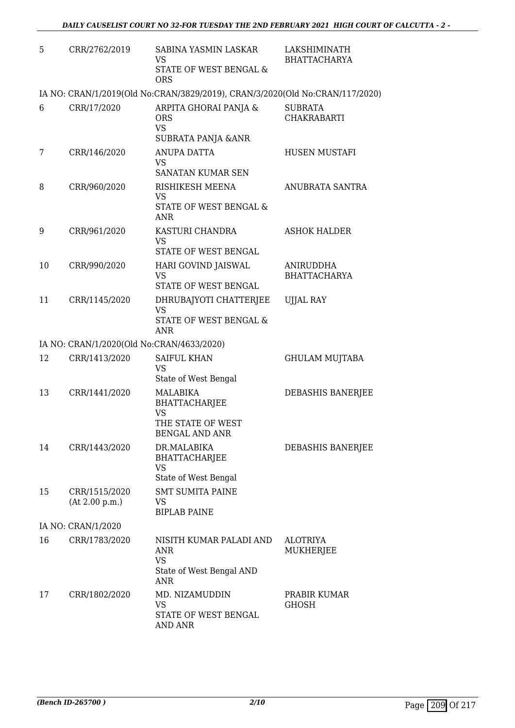| | | | |
|---|---|---|---|
| 5 | CRR/2762/2019 | SABINA YASMIN LASKAR<br>VS<br>STATE OF WEST BENGAL & ORS | LAKSHIMINATH BHATTACHARYA |

IA NO: CRAN/1/2019(Old No:CRAN/3829/2019), CRAN/3/2020(Old No:CRAN/117/2020)

| | | | |
|---|---|---|---|
| 6 | CRR/17/2020 | ARPITA GHORAI PANJA & ORS<br>VS<br>SUBRATA PANJA &ANR | SUBRATA CHAKRABARTI |
| 7 | CRR/146/2020 | ANUPA DATTA<br>VS<br>SANATAN KUMAR SEN | HUSEN MUSTAFI |
| 8 | CRR/960/2020 | RISHIKESH MEENA<br>VS<br>STATE OF WEST BENGAL & ANR | ANUBRATA SANTRA |
| 9 | CRR/961/2020 | KASTURI CHANDRA<br>VS<br>STATE OF WEST BENGAL | ASHOK HALDER |
| 10 | CRR/990/2020 | HARI GOVIND JAISWAL<br>VS<br>STATE OF WEST BENGAL | ANIRUDDHA BHATTACHARYA |
| 11 | CRR/1145/2020 | DHRUBAJYOTI CHATTERJEE<br>VS<br>STATE OF WEST BENGAL & ANR | UJJAL RAY |

IA NO: CRAN/1/2020(Old No:CRAN/4633/2020)

| | | | |
|---|---|---|---|
| 12 | CRR/1413/2020 | SAIFUL KHAN<br>VS<br>State of West Bengal | GHULAM MUJTABA |
| 13 | CRR/1441/2020 | MALABIKA BHATTACHARJEE<br>VS<br>THE STATE OF WEST BENGAL AND ANR | DEBASHIS BANERJEE |
| 14 | CRR/1443/2020 | DR.MALABIKA BHATTACHARJEE<br>VS<br>State of West Bengal | DEBASHIS BANERJEE |
| 15 | CRR/1515/2020<br>(At 2.00 p.m.) | SMT SUMITA PAINE<br>VS<br>BIPLAB PAINE | |

IA NO: CRAN/1/2020

| | | | |
|---|---|---|---|
| 16 | CRR/1783/2020 | NISITH KUMAR PALADI AND ANR<br>VS<br>State of West Bengal AND ANR | ALOTRIYA MUKHERJEE |
| 17 | CRR/1802/2020 | MD. NIZAMUDDIN<br>VS<br>STATE OF WEST BENGAL AND ANR | PRABIR KUMAR GHOSH |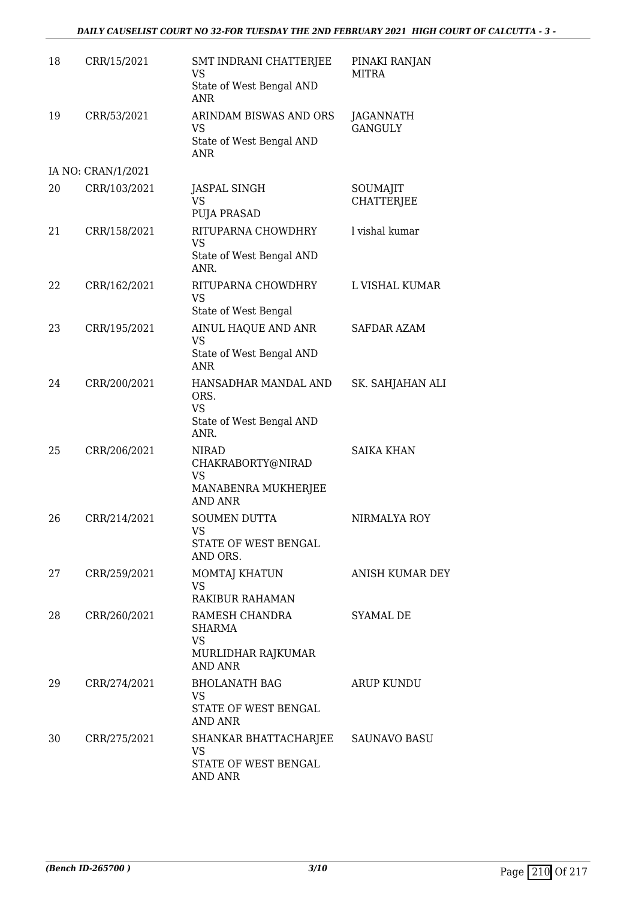| | | | |
|---|---|---|---|
| 18 | CRR/15/2021 | SMT INDRANI CHATTERJEE<br>VS<br>State of West Bengal AND ANR | PINAKI RANJAN MITRA |
| 19 | CRR/53/2021 | ARINDAM BISWAS AND ORS<br>VS<br>State of West Bengal AND ANR | JAGANNATH GANGULY |
| | IA NO: CRAN/1/2021 | | |
| 20 | CRR/103/2021 | JASPAL SINGH<br>VS<br>PUJA PRASAD | SOUMAJIT CHATTERJEE |
| 21 | CRR/158/2021 | RITUPARNA CHOWDHRY<br>VS<br>State of West Bengal AND ANR. | l vishal kumar |
| 22 | CRR/162/2021 | RITUPARNA CHOWDHRY<br>VS<br>State of West Bengal | L VISHAL KUMAR |
| 23 | CRR/195/2021 | AINUL HAQUE AND ANR<br>VS<br>State of West Bengal AND ANR | SAFDAR AZAM |
| 24 | CRR/200/2021 | HANSADHAR MANDAL AND ORS.<br>VS<br>State of West Bengal AND ANR. | SK. SAHJAHAN ALI |
| 25 | CRR/206/2021 | NIRAD CHAKRABORTY@NIRAD<br>VS<br>MANABENRA MUKHERJEE AND ANR | SAIKA KHAN |
| 26 | CRR/214/2021 | SOUMEN DUTTA<br>VS<br>STATE OF WEST BENGAL AND ORS. | NIRMALYA ROY |
| 27 | CRR/259/2021 | MOMTAJ KHATUN<br>VS<br>RAKIBUR RAHAMAN | ANISH KUMAR DEY |
| 28 | CRR/260/2021 | RAMESH CHANDRA SHARMA<br>VS<br>MURLIDHAR RAJKUMAR AND ANR | SYAMAL DE |
| 29 | CRR/274/2021 | BHOLANATH BAG<br>VS<br>STATE OF WEST BENGAL AND ANR | ARUP KUNDU |
| 30 | CRR/275/2021 | SHANKAR BHATTACHARJEE<br>VS<br>STATE OF WEST BENGAL AND ANR | SAUNAVO BASU |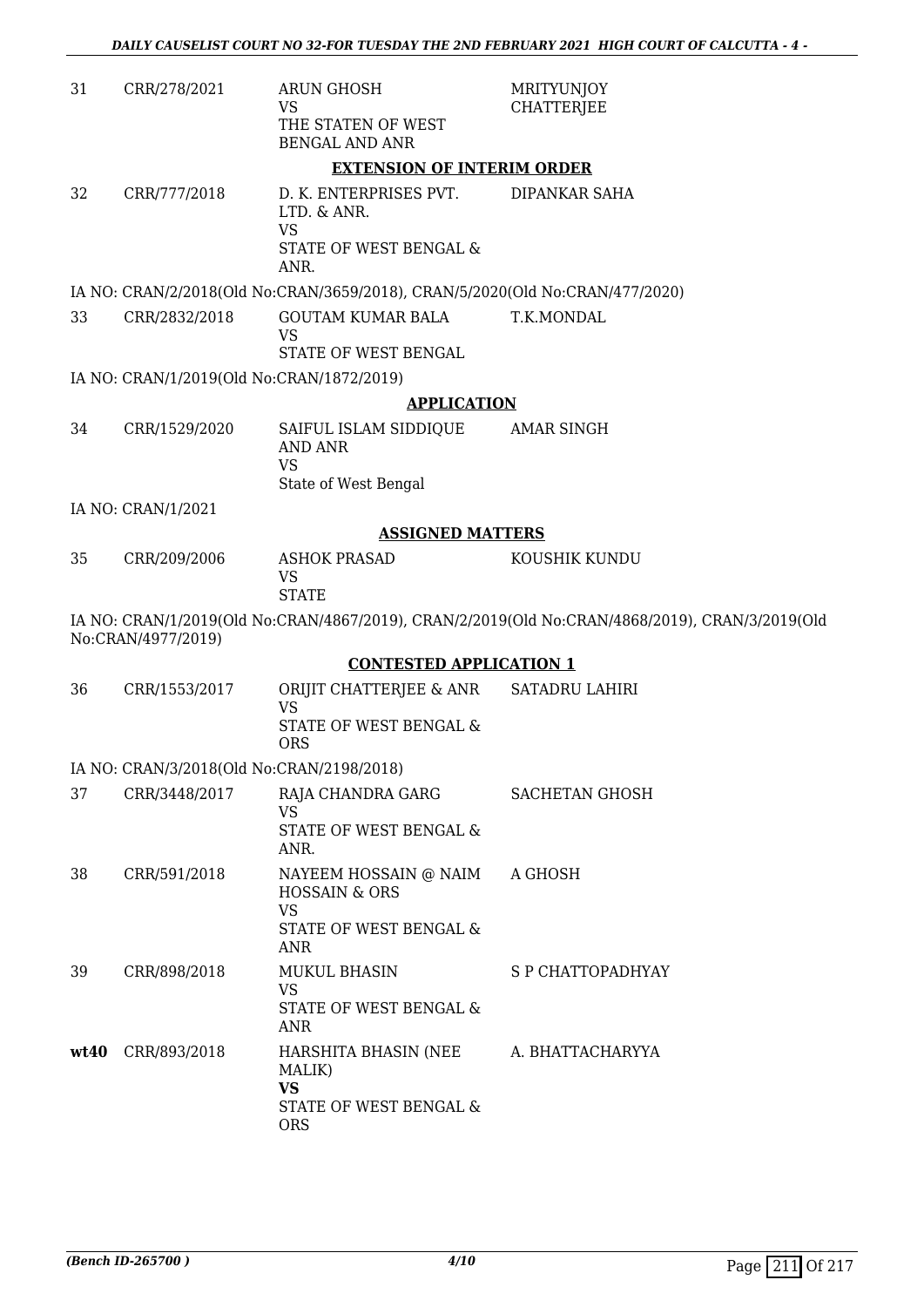| | | | |
|---|---|---|---|
| 31 | CRR/278/2021 | ARUN GHOSH<br>VS<br>THE STATEN OF WEST BENGAL AND ANR | MRITYUNJOY CHATTERJEE |

**EXTENSION OF INTERIM ORDER**

| | | | |
|---|---|---|---|
| 32 | CRR/777/2018 | D. K. ENTERPRISES PVT. LTD. & ANR.<br>VS<br>STATE OF WEST BENGAL & ANR. | DIPANKAR SAHA |

IA NO: CRAN/2/2018(Old No:CRAN/3659/2018), CRAN/5/2020(Old No:CRAN/477/2020)

| | | | |
|---|---|---|---|
| 33 | CRR/2832/2018 | GOUTAM KUMAR BALA<br>VS<br>STATE OF WEST BENGAL | T.K.MONDAL |

IA NO: CRAN/1/2019(Old No:CRAN/1872/2019)

**APPLICATION**

| | | | |
|---|---|---|---|
| 34 | CRR/1529/2020 | SAIFUL ISLAM SIDDIQUE AND ANR<br>VS<br>State of West Bengal | AMAR SINGH |

IA NO: CRAN/1/2021

**ASSIGNED MATTERS**

| | | | |
|---|---|---|---|
| 35 | CRR/209/2006 | ASHOK PRASAD<br>VS<br>STATE | KOUSHIK KUNDU |

IA NO: CRAN/1/2019(Old No:CRAN/4867/2019), CRAN/2/2019(Old No:CRAN/4868/2019), CRAN/3/2019(Old No:CRAN/4977/2019)

**CONTESTED APPLICATION 1**

| | | | |
|---|---|---|---|
| 36 | CRR/1553/2017 | ORIJIT CHATTERJEE & ANR<br>VS<br>STATE OF WEST BENGAL & ORS | SATADRU LAHIRI |

IA NO: CRAN/3/2018(Old No:CRAN/2198/2018)

| | | | |
|---|---|---|---|
| 37 | CRR/3448/2017 | RAJA CHANDRA GARG<br>VS<br>STATE OF WEST BENGAL & ANR. | SACHETAN GHOSH |
| 38 | CRR/591/2018 | NAYEEM HOSSAIN @ NAIM HOSSAIN & ORS<br>VS<br>STATE OF WEST BENGAL & ANR | A GHOSH |
| 39 | CRR/898/2018 | MUKUL BHASIN<br>VS<br>STATE OF WEST BENGAL & ANR | S P CHATTOPADHYAY |
| **wt40** | CRR/893/2018 | HARSHITA BHASIN (NEE MALIK)<br>**VS**<br>STATE OF WEST BENGAL & ORS | A. BHATTACHARYYA |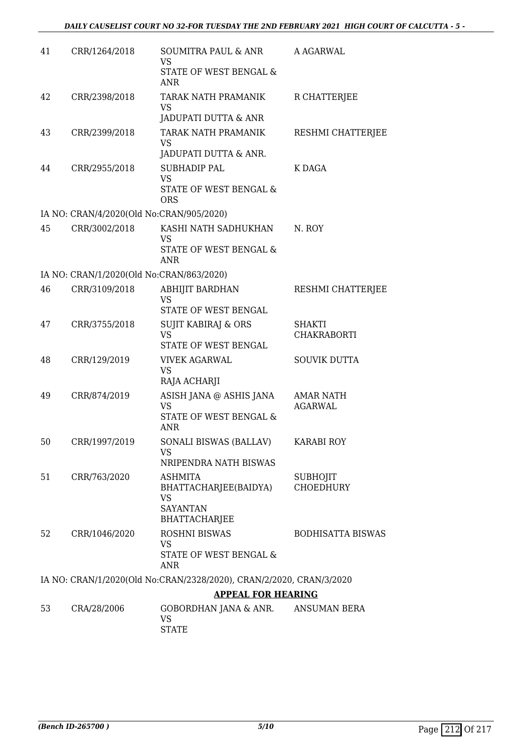| | | | |
|---|---|---|---|
| 41 | CRR/1264/2018 | SOUMITRA PAUL & ANR<br>VS<br>STATE OF WEST BENGAL & ANR | A AGARWAL |
| 42 | CRR/2398/2018 | TARAK NATH PRAMANIK<br>VS<br>JADUPATI DUTTA & ANR | R CHATTERJEE |
| 43 | CRR/2399/2018 | TARAK NATH PRAMANIK<br>VS<br>JADUPATI DUTTA & ANR. | RESHMI CHATTERJEE |
| 44 | CRR/2955/2018 | SUBHADIP PAL<br>VS<br>STATE OF WEST BENGAL & ORS | K DAGA |

IA NO: CRAN/4/2020(Old No:CRAN/905/2020)

| | | | |
|---|---|---|---|
| 45 | CRR/3002/2018 | KASHI NATH SADHUKHAN<br>VS<br>STATE OF WEST BENGAL & ANR | N. ROY |

IA NO: CRAN/1/2020(Old No:CRAN/863/2020)

| | | | |
|---|---|---|---|
| 46 | CRR/3109/2018 | ABHIJIT BARDHAN<br>VS<br>STATE OF WEST BENGAL | RESHMI CHATTERJEE |
| 47 | CRR/3755/2018 | SUJIT KABIRAJ & ORS<br>VS<br>STATE OF WEST BENGAL | SHAKTI CHAKRABORTI |
| 48 | CRR/129/2019 | VIVEK AGARWAL<br>VS<br>RAJA ACHARJI | SOUVIK DUTTA |
| 49 | CRR/874/2019 | ASISH JANA @ ASHIS JANA<br>VS<br>STATE OF WEST BENGAL & ANR | AMAR NATH AGARWAL |
| 50 | CRR/1997/2019 | SONALI BISWAS (BALLAV)<br>VS<br>NRIPENDRA NATH BISWAS | KARABI ROY |
| 51 | CRR/763/2020 | ASHMITA BHATTACHARJEE(BAIDYA)<br>VS<br>SAYANTAN BHATTACHARJEE | SUBHOJIT CHOEDHURY |
| 52 | CRR/1046/2020 | ROSHNI BISWAS<br>VS<br>STATE OF WEST BENGAL & ANR | BODHISATTA BISWAS |

IA NO: CRAN/1/2020(Old No:CRAN/2328/2020), CRAN/2/2020, CRAN/3/2020

**APPEAL FOR HEARING**

| | | | |
|---|---|---|---|
| 53 | CRA/28/2006 | GOBORDHAN JANA & ANR.<br>VS<br>STATE | ANSUMAN BERA |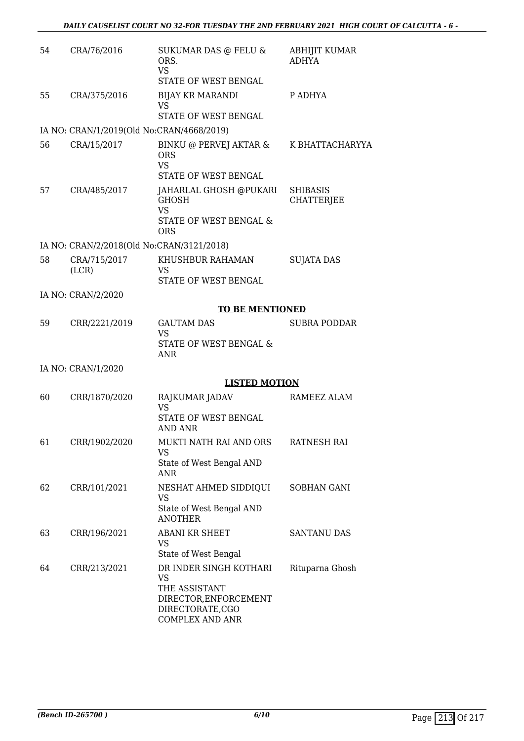| | | | |
|---|---|---|---|
| 54 | CRA/76/2016 | SUKUMAR DAS @ FELU & ORS.<br>VS<br>STATE OF WEST BENGAL | ABHIJIT KUMAR ADHYA |
| 55 | CRA/375/2016 | BIJAY KR MARANDI<br>VS<br>STATE OF WEST BENGAL | P ADHYA |
| IA NO: CRAN/1/2019(Old No:CRAN/4668/2019) | | | |
| 56 | CRA/15/2017 | BINKU @ PERVEJ AKTAR & ORS<br>VS<br>STATE OF WEST BENGAL | K BHATTACHARYYA |
| 57 | CRA/485/2017 | JAHARLAL GHOSH @PUKARI GHOSH<br>VS<br>STATE OF WEST BENGAL & ORS | SHIBASIS CHATTERJEE |
| IA NO: CRAN/2/2018(Old No:CRAN/3121/2018) | | | |
| 58 | CRA/715/2017 (LCR) | KHUSHBUR RAHAMAN<br>VS<br>STATE OF WEST BENGAL | SUJATA DAS |
| IA NO: CRAN/2/2020 | | | |

**TO BE MENTIONED**

| | | | |
|---|---|---|---|
| 59 | CRR/2221/2019 | GAUTAM DAS<br>VS<br>STATE OF WEST BENGAL & ANR | SUBRA PODDAR |
| IA NO: CRAN/1/2020 | | | |

**LISTED MOTION**

| | | | |
|---|---|---|---|
| 60 | CRR/1870/2020 | RAJKUMAR JADAV<br>VS<br>STATE OF WEST BENGAL AND ANR | RAMEEZ ALAM |
| 61 | CRR/1902/2020 | MUKTI NATH RAI AND ORS<br>VS<br>State of West Bengal AND ANR | RATNESH RAI |
| 62 | CRR/101/2021 | NESHAT AHMED SIDDIQUI<br>VS<br>State of West Bengal AND ANOTHER | SOBHAN GANI |
| 63 | CRR/196/2021 | ABANI KR SHEET<br>VS<br>State of West Bengal | SANTANU DAS |
| 64 | CRR/213/2021 | DR INDER SINGH KOTHARI<br>VS<br>THE ASSISTANT DIRECTOR,ENFORCEMENT DIRECTORATE,CGO COMPLEX AND ANR | Rituparna Ghosh |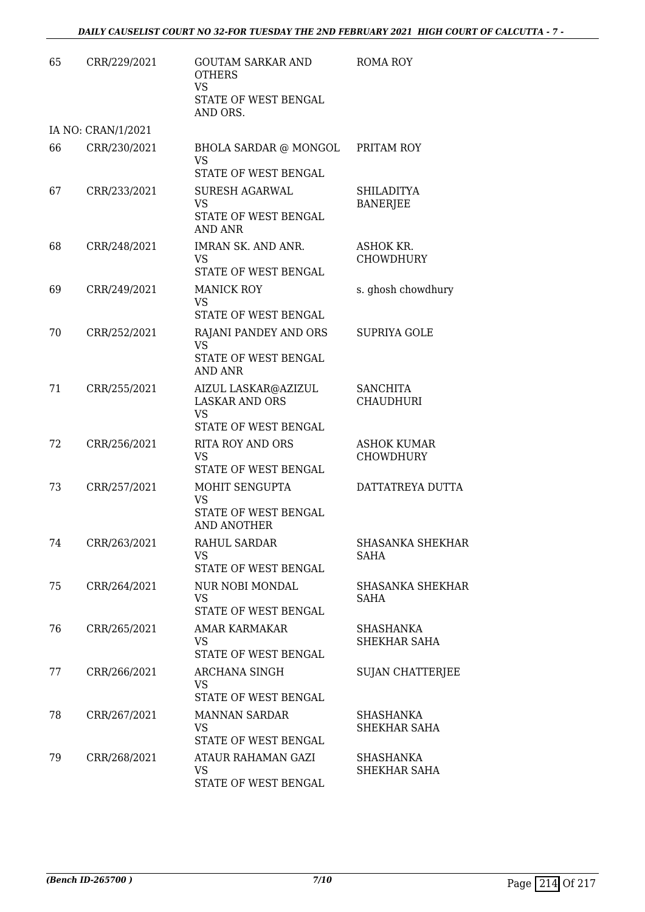| | | | |
|---|---|---|---|
| 65 | CRR/229/2021 | GOUTAM SARKAR AND OTHERS<br>VS<br>STATE OF WEST BENGAL AND ORS. | ROMA ROY |
| | IA NO: CRAN/1/2021 | | |
| 66 | CRR/230/2021 | BHOLA SARDAR @ MONGOL<br>VS<br>STATE OF WEST BENGAL | PRITAM ROY |
| 67 | CRR/233/2021 | SURESH AGARWAL<br>VS<br>STATE OF WEST BENGAL AND ANR | SHILADITYA BANERJEE |
| 68 | CRR/248/2021 | IMRAN SK. AND ANR.<br>VS<br>STATE OF WEST BENGAL | ASHOK KR. CHOWDHURY |
| 69 | CRR/249/2021 | MANICK ROY<br>VS<br>STATE OF WEST BENGAL | s. ghosh chowdhury |
| 70 | CRR/252/2021 | RAJANI PANDEY AND ORS<br>VS<br>STATE OF WEST BENGAL AND ANR | SUPRIYA GOLE |
| 71 | CRR/255/2021 | AIZUL LASKAR@AZIZUL LASKAR AND ORS<br>VS<br>STATE OF WEST BENGAL | SANCHITA CHAUDHURI |
| 72 | CRR/256/2021 | RITA ROY AND ORS<br>VS<br>STATE OF WEST BENGAL | ASHOK KUMAR CHOWDHURY |
| 73 | CRR/257/2021 | MOHIT SENGUPTA<br>VS<br>STATE OF WEST BENGAL AND ANOTHER | DATTATREYA DUTTA |
| 74 | CRR/263/2021 | RAHUL SARDAR<br>VS<br>STATE OF WEST BENGAL | SHASANKA SHEKHAR SAHA |
| 75 | CRR/264/2021 | NUR NOBI MONDAL<br>VS<br>STATE OF WEST BENGAL | SHASANKA SHEKHAR SAHA |
| 76 | CRR/265/2021 | AMAR KARMAKAR<br>VS<br>STATE OF WEST BENGAL | SHASHANKA SHEKHAR SAHA |
| 77 | CRR/266/2021 | ARCHANA SINGH<br>VS<br>STATE OF WEST BENGAL | SUJAN CHATTERJEE |
| 78 | CRR/267/2021 | MANNAN SARDAR<br>VS<br>STATE OF WEST BENGAL | SHASHANKA SHEKHAR SAHA |
| 79 | CRR/268/2021 | ATAUR RAHAMAN GAZI<br>VS<br>STATE OF WEST BENGAL | SHASHANKA SHEKHAR SAHA |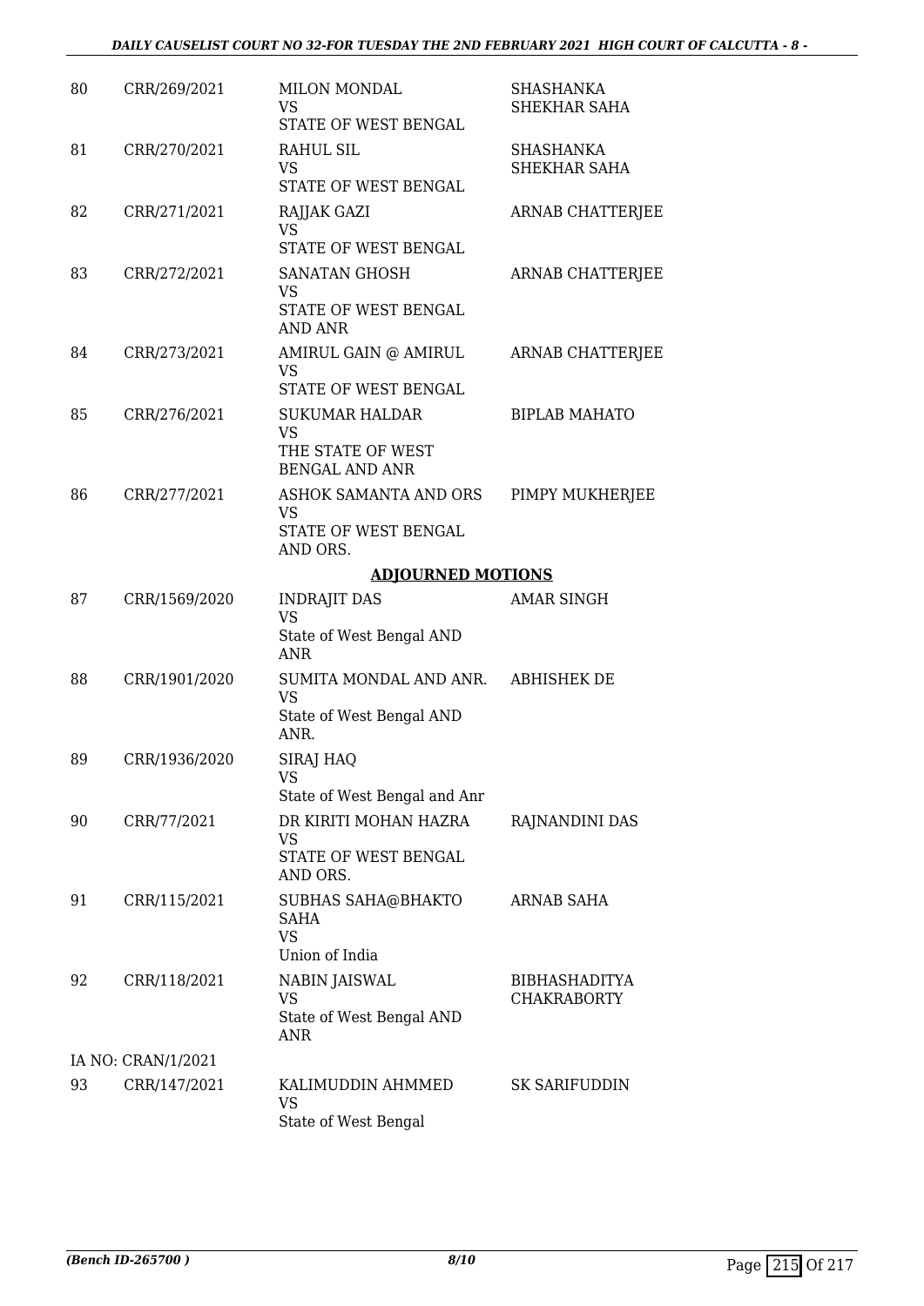| | | | |
|---|---|---|---|
| 80 | CRR/269/2021 | MILON MONDAL<br>VS<br>STATE OF WEST BENGAL | SHASHANKA SHEKHAR SAHA |
| 81 | CRR/270/2021 | RAHUL SIL<br>VS<br>STATE OF WEST BENGAL | SHASHANKA SHEKHAR SAHA |
| 82 | CRR/271/2021 | RAJJAK GAZI<br>VS<br>STATE OF WEST BENGAL | ARNAB CHATTERJEE |
| 83 | CRR/272/2021 | SANATAN GHOSH<br>VS<br>STATE OF WEST BENGAL AND ANR | ARNAB CHATTERJEE |
| 84 | CRR/273/2021 | AMIRUL GAIN @ AMIRUL<br>VS<br>STATE OF WEST BENGAL | ARNAB CHATTERJEE |
| 85 | CRR/276/2021 | SUKUMAR HALDAR<br>VS<br>THE STATE OF WEST BENGAL AND ANR | BIPLAB MAHATO |
| 86 | CRR/277/2021 | ASHOK SAMANTA AND ORS<br>VS<br>STATE OF WEST BENGAL AND ORS. | PIMPY MUKHERJEE |

## ADJOURNED MOTIONS

| | | | |
|---|---|---|---|
| 87 | CRR/1569/2020 | INDRAJIT DAS<br>VS<br>State of West Bengal AND ANR | AMAR SINGH |
| 88 | CRR/1901/2020 | SUMITA MONDAL AND ANR.<br>VS<br>State of West Bengal AND ANR. | ABHISHEK DE |
| 89 | CRR/1936/2020 | SIRAJ HAQ<br>VS<br>State of West Bengal and Anr | |
| 90 | CRR/77/2021 | DR KIRITI MOHAN HAZRA<br>VS<br>STATE OF WEST BENGAL AND ORS. | RAJNANDINI DAS |
| 91 | CRR/115/2021 | SUBHAS SAHA@BHAKTO SAHA<br>VS<br>Union of India | ARNAB SAHA |
| 92 | CRR/118/2021 | NABIN JAISWAL<br>VS<br>State of West Bengal AND ANR | BIBHASHADITYA CHAKRABORTY |
| | IA NO: CRAN/1/2021 | | |
| 93 | CRR/147/2021 | KALIMUDDIN AHMMED<br>VS<br>State of West Bengal | SK SARIFUDDIN |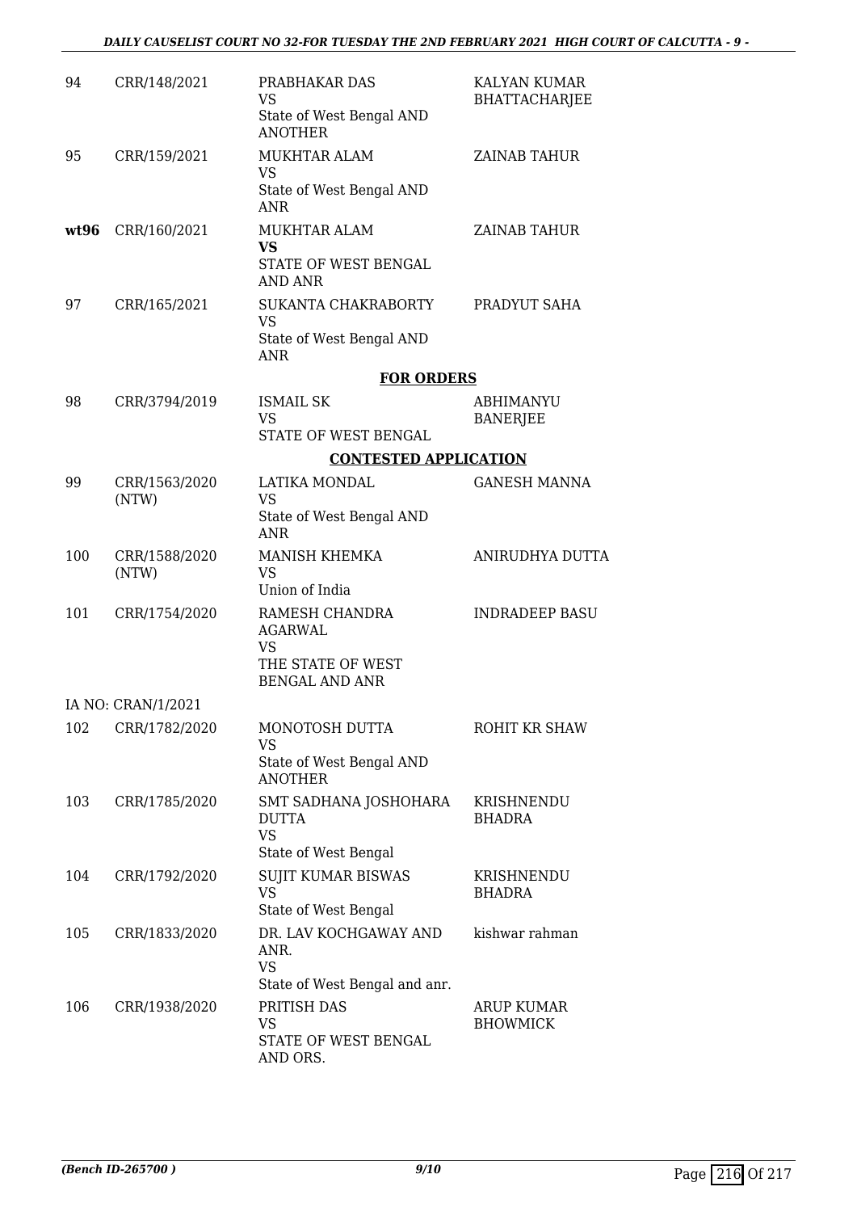| | | | |
|---|---|---|---|
| 94 | CRR/148/2021 | PRABHAKAR DAS<br>VS<br>State of West Bengal AND ANOTHER | KALYAN KUMAR BHATTACHARJEE |
| 95 | CRR/159/2021 | MUKHTAR ALAM<br>VS<br>State of West Bengal AND ANR | ZAINAB TAHUR |
| **wt96** | CRR/160/2021 | MUKHTAR ALAM<br>**VS**<br>STATE OF WEST BENGAL AND ANR | ZAINAB TAHUR |
| 97 | CRR/165/2021 | SUKANTA CHAKRABORTY<br>VS<br>State of West Bengal AND ANR | PRADYUT SAHA |

**FOR ORDERS**

| | | | |
|---|---|---|---|
| 98 | CRR/3794/2019 | ISMAIL SK<br>VS<br>STATE OF WEST BENGAL | ABHIMANYU BANERJEE |

**CONTESTED APPLICATION**

| | | | |
|---|---|---|---|
| 99 | CRR/1563/2020 (NTW) | LATIKA MONDAL<br>VS<br>State of West Bengal AND ANR | GANESH MANNA |
| 100 | CRR/1588/2020 (NTW) | MANISH KHEMKA<br>VS<br>Union of India | ANIRUDHYA DUTTA |
| 101 | CRR/1754/2020 | RAMESH CHANDRA AGARWAL<br>VS<br>THE STATE OF WEST BENGAL AND ANR | INDRADEEP BASU |
| IA NO: CRAN/1/2021 | | | |
| 102 | CRR/1782/2020 | MONOTOSH DUTTA<br>VS<br>State of West Bengal AND ANOTHER | ROHIT KR SHAW |
| 103 | CRR/1785/2020 | SMT SADHANA JOSHOHARA DUTTA<br>VS<br>State of West Bengal | KRISHNENDU BHADRA |
| 104 | CRR/1792/2020 | SUJIT KUMAR BISWAS<br>VS<br>State of West Bengal | KRISHNENDU BHADRA |
| 105 | CRR/1833/2020 | DR. LAV KOCHGAWAY AND ANR.<br>VS<br>State of West Bengal and anr. | kishwar rahman |
| 106 | CRR/1938/2020 | PRITISH DAS<br>VS<br>STATE OF WEST BENGAL AND ORS. | ARUP KUMAR BHOWMICK |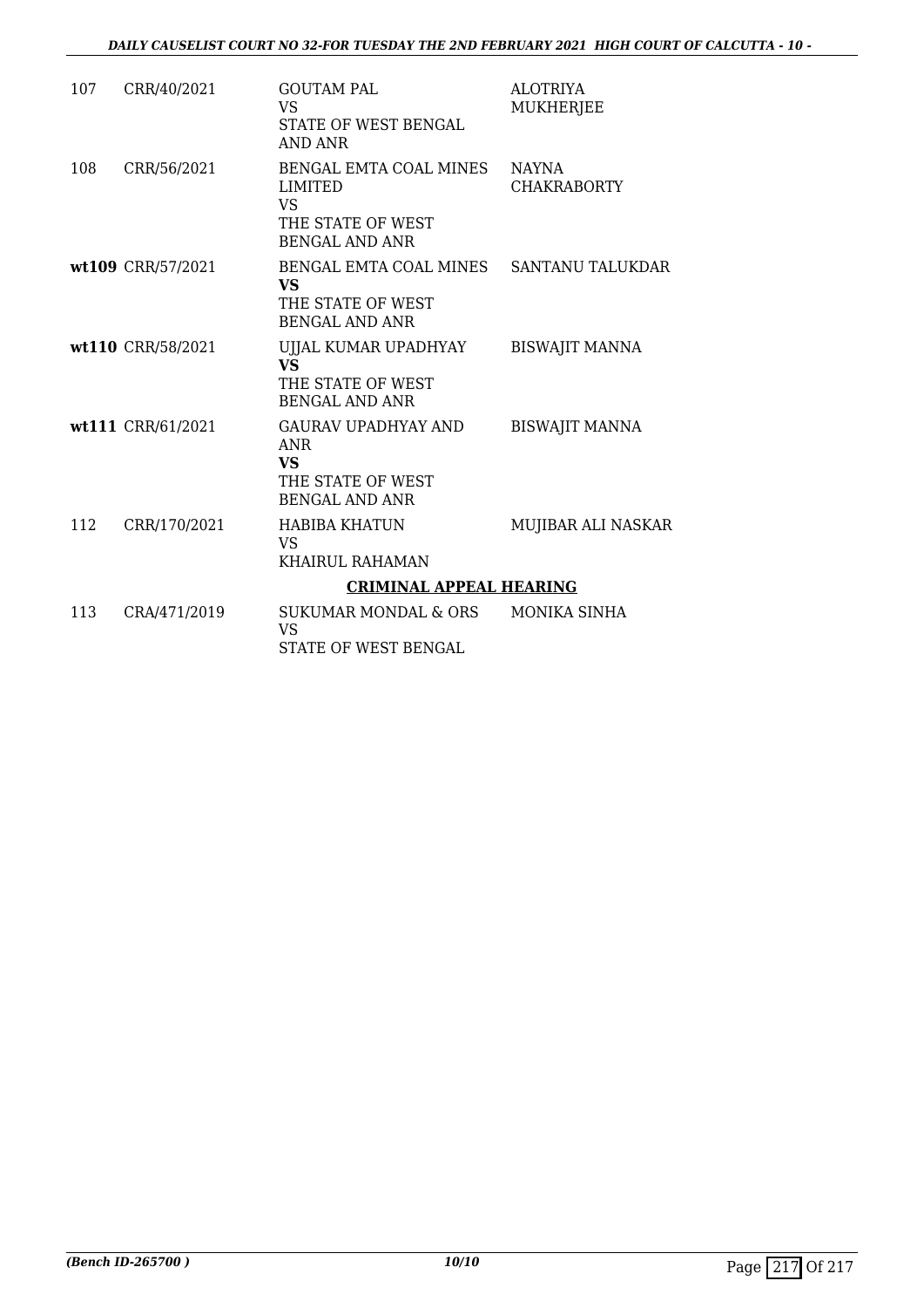| | | | |
|---|---|---|---|
| 107 | CRR/40/2021 | GOUTAM PAL<br>VS<br>STATE OF WEST BENGAL AND ANR | ALOTRIYA MUKHERJEE |
| 108 | CRR/56/2021 | BENGAL EMTA COAL MINES LIMITED<br>VS<br>THE STATE OF WEST BENGAL AND ANR | NAYNA CHAKRABORTY |
| wt109 | CRR/57/2021 | BENGAL EMTA COAL MINES<br>**VS**<br>THE STATE OF WEST BENGAL AND ANR | SANTANU TALUKDAR |
| wt110 | CRR/58/2021 | UJJAL KUMAR UPADHYAY<br>**VS**<br>THE STATE OF WEST BENGAL AND ANR | BISWAJIT MANNA |
| wt111 | CRR/61/2021 | GAURAV UPADHYAY AND ANR<br>**VS**<br>THE STATE OF WEST BENGAL AND ANR | BISWAJIT MANNA |
| 112 | CRR/170/2021 | HABIBA KHATUN<br>VS<br>KHAIRUL RAHAMAN | MUJIBAR ALI NASKAR |

**CRIMINAL APPEAL HEARING**

| | | | |
|---|---|---|---|
| 113 | CRA/471/2019 | SUKUMAR MONDAL & ORS<br>VS<br>STATE OF WEST BENGAL | MONIKA SINHA |